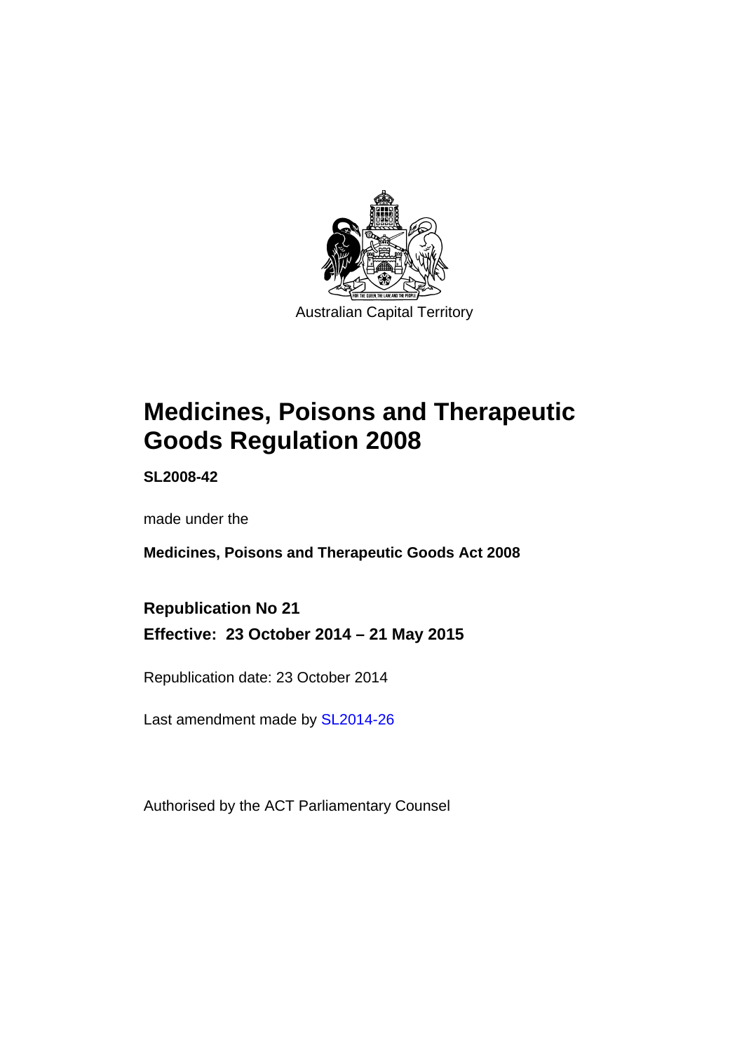Australian Capital Territory

# Medicines, Poisons and Therapeutic Goods Regulation 2008

**SL2008-42**

made under the

**Medicines, Poisons and Therapeutic Goods Act 2008**

**Republication No 21**
**Effective: 23 October 2014 – 21 May 2015**

Republication date: 23 October 2014

Last amendment made by SL2014-26

Authorised by the ACT Parliamentary Counsel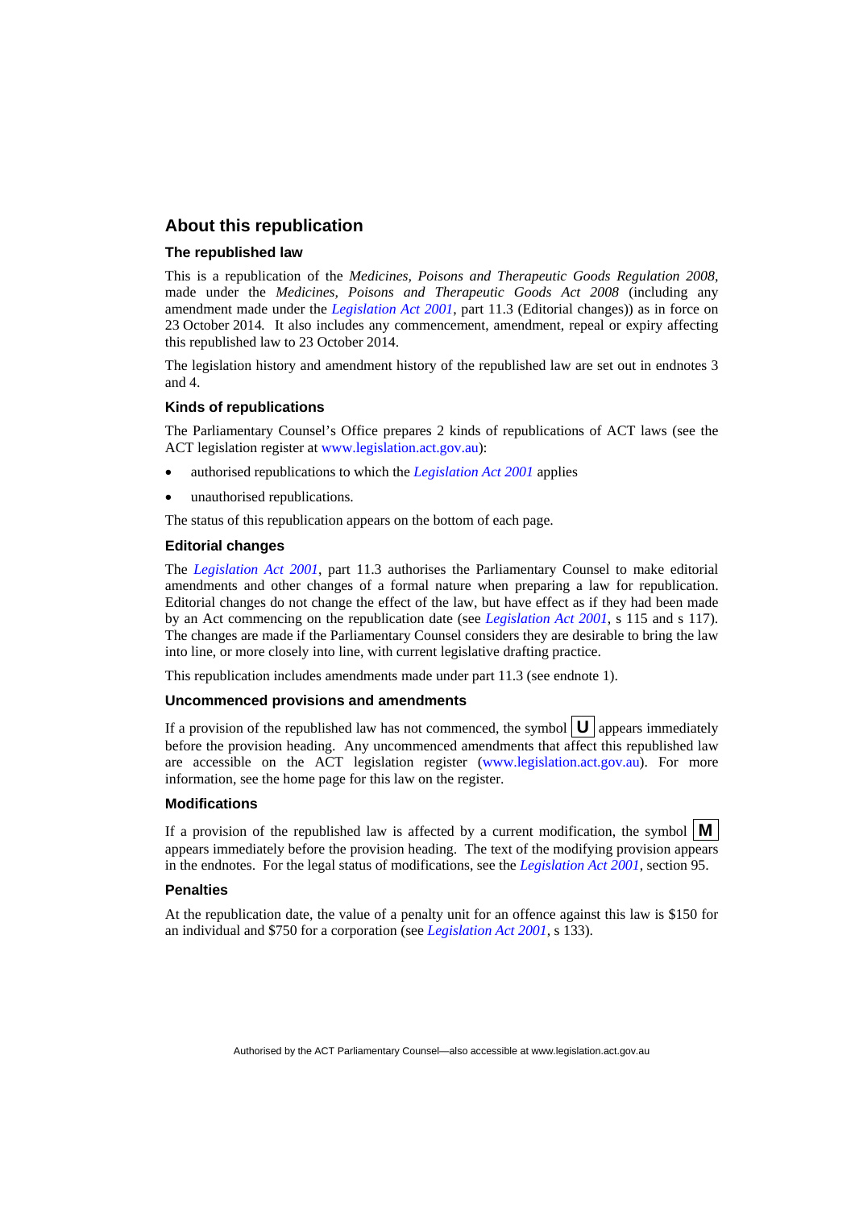## About this republication

### The republished law

This is a republication of the *Medicines, Poisons and Therapeutic Goods Regulation 2008*, made under the *Medicines, Poisons and Therapeutic Goods Act 2008* (including any amendment made under the *Legislation Act 2001*, part 11.3 (Editorial changes)) as in force on 23 October 2014*.* It also includes any commencement, amendment, repeal or expiry affecting this republished law to 23 October 2014.

The legislation history and amendment history of the republished law are set out in endnotes 3 and 4.

### Kinds of republications

The Parliamentary Counsel's Office prepares 2 kinds of republications of ACT laws (see the ACT legislation register at www.legislation.act.gov.au):

- authorised republications to which the *Legislation Act 2001* applies
- unauthorised republications.

The status of this republication appears on the bottom of each page.

### Editorial changes

The *Legislation Act 2001*, part 11.3 authorises the Parliamentary Counsel to make editorial amendments and other changes of a formal nature when preparing a law for republication. Editorial changes do not change the effect of the law, but have effect as if they had been made by an Act commencing on the republication date (see *Legislation Act 2001*, s 115 and s 117). The changes are made if the Parliamentary Counsel considers they are desirable to bring the law into line, or more closely into line, with current legislative drafting practice.

This republication includes amendments made under part 11.3 (see endnote 1).

### Uncommenced provisions and amendments

If a provision of the republished law has not commenced, the symbol **U** appears immediately before the provision heading. Any uncommenced amendments that affect this republished law are accessible on the ACT legislation register (www.legislation.act.gov.au). For more information, see the home page for this law on the register.

### Modifications

If a provision of the republished law is affected by a current modification, the symbol **M** appears immediately before the provision heading. The text of the modifying provision appears in the endnotes. For the legal status of modifications, see the *Legislation Act 2001*, section 95.

### Penalties

At the republication date, the value of a penalty unit for an offence against this law is $150 for an individual and $750 for a corporation (see *Legislation Act 2001*, s 133).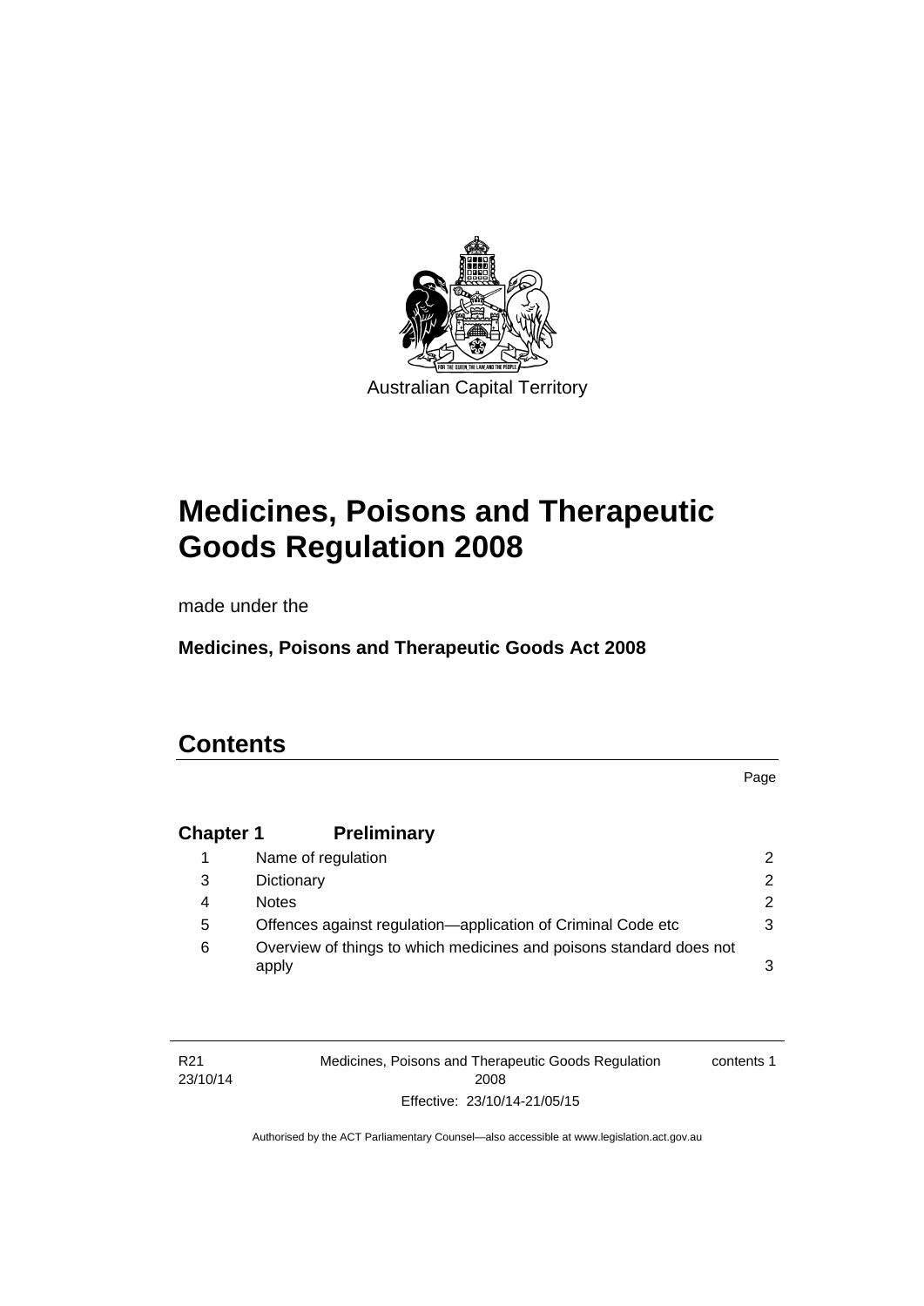Australian Capital Territory

# Medicines, Poisons and Therapeutic Goods Regulation 2008

made under the

**Medicines, Poisons and Therapeutic Goods Act 2008**

## Contents

| | | Page |
|---|---|---|
| **Chapter 1** | **Preliminary** | |
| 1 | Name of regulation | 2 |
| 3 | Dictionary | 2 |
| 4 | Notes | 2 |
| 5 | Offences against regulation—application of Criminal Code etc | 3 |
| 6 | Overview of things to which medicines and poisons standard does not apply | 3 |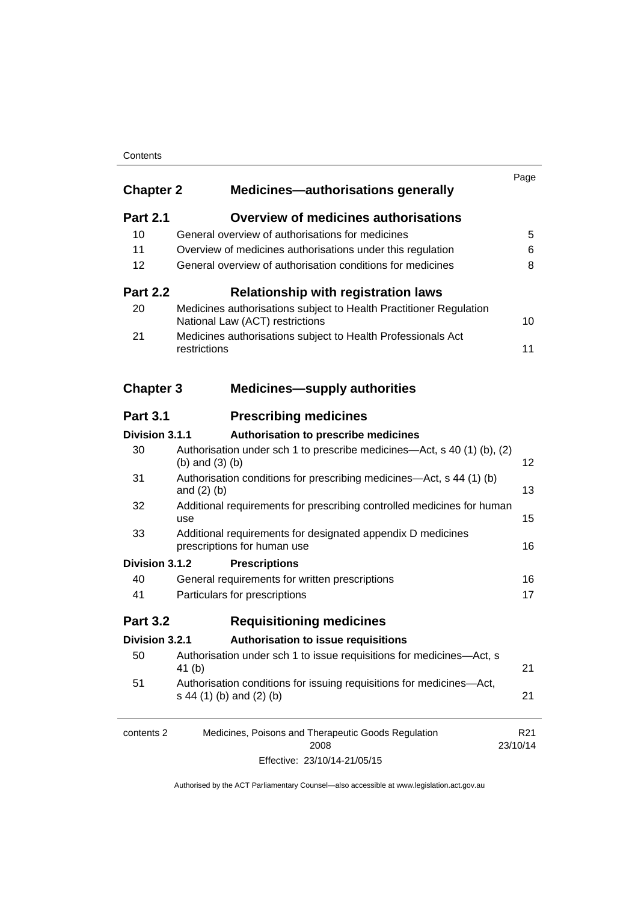| | | Page |
|---|---|---|
| **Chapter 2** | **Medicines—authorisations generally** | |
| **Part 2.1** | **Overview of medicines authorisations** | |
| 10 | General overview of authorisations for medicines | 5 |
| 11 | Overview of medicines authorisations under this regulation | 6 |
| 12 | General overview of authorisation conditions for medicines | 8 |
| **Part 2.2** | **Relationship with registration laws** | |
| 20 | Medicines authorisations subject to Health Practitioner Regulation National Law (ACT) restrictions | 10 |
| 21 | Medicines authorisations subject to Health Professionals Act restrictions | 11 |
| **Chapter 3** | **Medicines—supply authorities** | |
| **Part 3.1** | **Prescribing medicines** | |
| **Division 3.1.1** | **Authorisation to prescribe medicines** | |
| 30 | Authorisation under sch 1 to prescribe medicines—Act, s 40 (1) (b), (2) (b) and (3) (b) | 12 |
| 31 | Authorisation conditions for prescribing medicines—Act, s 44 (1) (b) and (2) (b) | 13 |
| 32 | Additional requirements for prescribing controlled medicines for human use | 15 |
| 33 | Additional requirements for designated appendix D medicines prescriptions for human use | 16 |
| **Division 3.1.2** | **Prescriptions** | |
| 40 | General requirements for written prescriptions | 16 |
| 41 | Particulars for prescriptions | 17 |
| **Part 3.2** | **Requisitioning medicines** | |
| **Division 3.2.1** | **Authorisation to issue requisitions** | |
| 50 | Authorisation under sch 1 to issue requisitions for medicines—Act, s 41 (b) | 21 |
| 51 | Authorisation conditions for issuing requisitions for medicines—Act, s 44 (1) (b) and (2) (b) | 21 |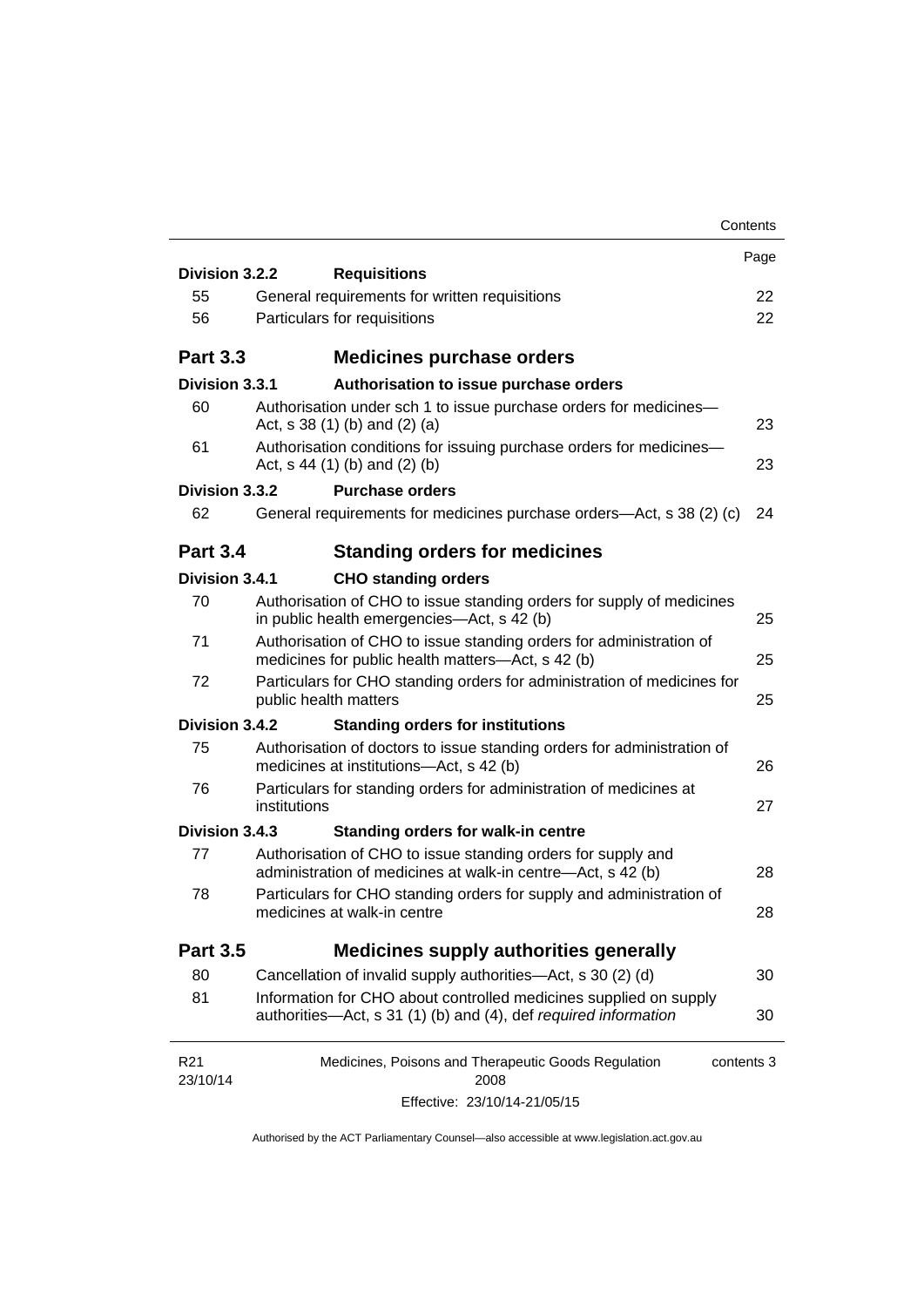| | | Page |
|---|---|---|
| **Division 3.2.2** | **Requisitions** | |
| 55 | General requirements for written requisitions | 22 |
| 56 | Particulars for requisitions | 22 |
| **Part 3.3** | **Medicines purchase orders** | |
| **Division 3.3.1** | **Authorisation to issue purchase orders** | |
| 60 | Authorisation under sch 1 to issue purchase orders for medicines—Act, s 38 (1) (b) and (2) (a) | 23 |
| 61 | Authorisation conditions for issuing purchase orders for medicines—Act, s 44 (1) (b) and (2) (b) | 23 |
| **Division 3.3.2** | **Purchase orders** | |
| 62 | General requirements for medicines purchase orders—Act, s 38 (2) (c) | 24 |
| **Part 3.4** | **Standing orders for medicines** | |
| **Division 3.4.1** | **CHO standing orders** | |
| 70 | Authorisation of CHO to issue standing orders for supply of medicines in public health emergencies—Act, s 42 (b) | 25 |
| 71 | Authorisation of CHO to issue standing orders for administration of medicines for public health matters—Act, s 42 (b) | 25 |
| 72 | Particulars for CHO standing orders for administration of medicines for public health matters | 25 |
| **Division 3.4.2** | **Standing orders for institutions** | |
| 75 | Authorisation of doctors to issue standing orders for administration of medicines at institutions—Act, s 42 (b) | 26 |
| 76 | Particulars for standing orders for administration of medicines at institutions | 27 |
| **Division 3.4.3** | **Standing orders for walk-in centre** | |
| 77 | Authorisation of CHO to issue standing orders for supply and administration of medicines at walk-in centre—Act, s 42 (b) | 28 |
| 78 | Particulars for CHO standing orders for supply and administration of medicines at walk-in centre | 28 |
| **Part 3.5** | **Medicines supply authorities generally** | |
| 80 | Cancellation of invalid supply authorities—Act, s 30 (2) (d) | 30 |
| 81 | Information for CHO about controlled medicines supplied on supply authorities—Act, s 31 (1) (b) and (4), def *required information* | 30 |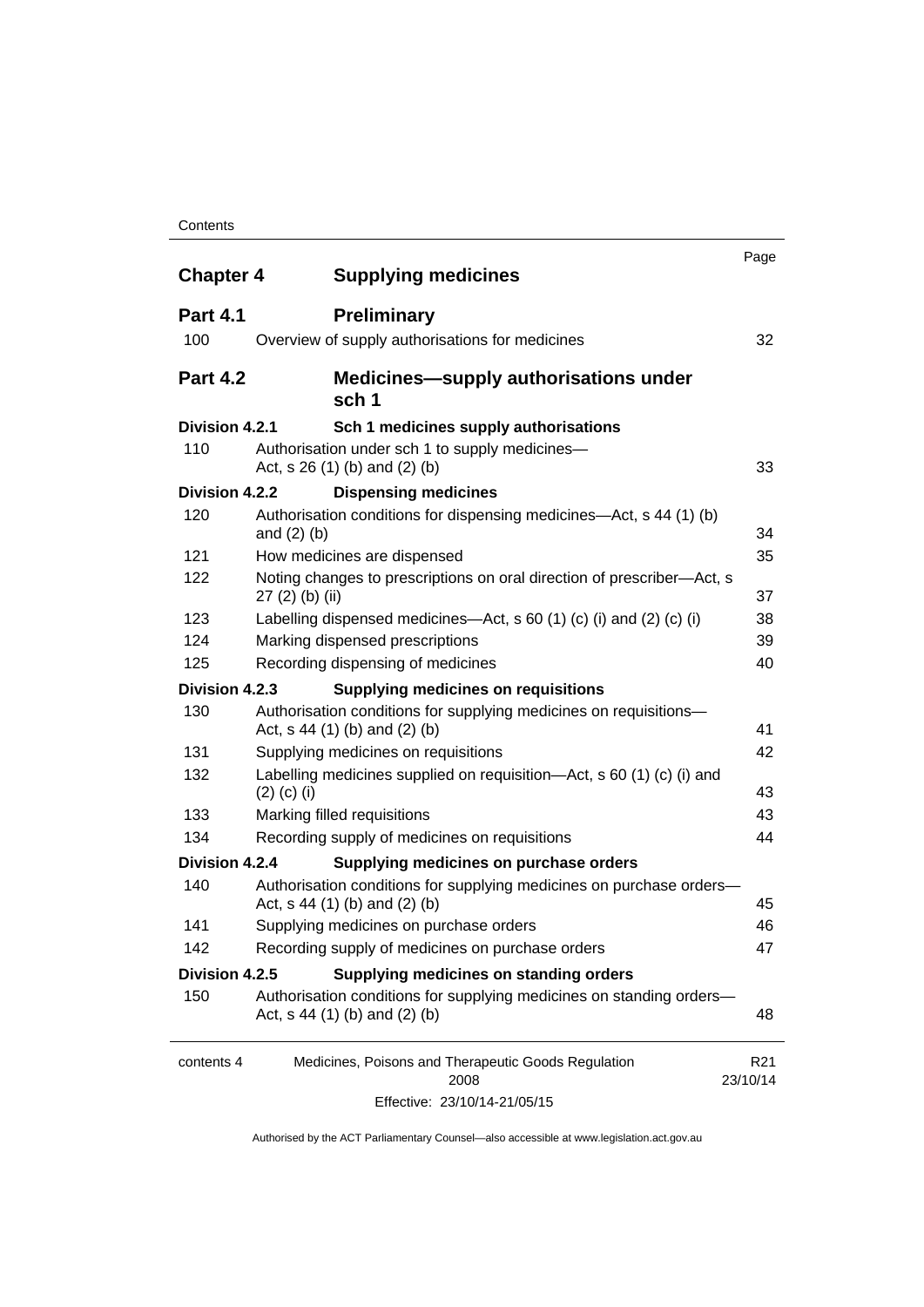| | | Page |
|---|---|---|
| **Chapter 4** | **Supplying medicines** | |
| **Part 4.1** | **Preliminary** | |
| 100 | Overview of supply authorisations for medicines | 32 |
| **Part 4.2** | **Medicines—supply authorisations under sch 1** | |
| **Division 4.2.1** | **Sch 1 medicines supply authorisations** | |
| 110 | Authorisation under sch 1 to supply medicines—Act, s 26 (1) (b) and (2) (b) | 33 |
| **Division 4.2.2** | **Dispensing medicines** | |
| 120 | Authorisation conditions for dispensing medicines—Act, s 44 (1) (b) and (2) (b) | 34 |
| 121 | How medicines are dispensed | 35 |
| 122 | Noting changes to prescriptions on oral direction of prescriber—Act, s 27 (2) (b) (ii) | 37 |
| 123 | Labelling dispensed medicines—Act, s 60 (1) (c) (i) and (2) (c) (i) | 38 |
| 124 | Marking dispensed prescriptions | 39 |
| 125 | Recording dispensing of medicines | 40 |
| **Division 4.2.3** | **Supplying medicines on requisitions** | |
| 130 | Authorisation conditions for supplying medicines on requisitions—Act, s 44 (1) (b) and (2) (b) | 41 |
| 131 | Supplying medicines on requisitions | 42 |
| 132 | Labelling medicines supplied on requisition—Act, s 60 (1) (c) (i) and (2) (c) (i) | 43 |
| 133 | Marking filled requisitions | 43 |
| 134 | Recording supply of medicines on requisitions | 44 |
| **Division 4.2.4** | **Supplying medicines on purchase orders** | |
| 140 | Authorisation conditions for supplying medicines on purchase orders—Act, s 44 (1) (b) and (2) (b) | 45 |
| 141 | Supplying medicines on purchase orders | 46 |
| 142 | Recording supply of medicines on purchase orders | 47 |
| **Division 4.2.5** | **Supplying medicines on standing orders** | |
| 150 | Authorisation conditions for supplying medicines on standing orders—Act, s 44 (1) (b) and (2) (b) | 48 |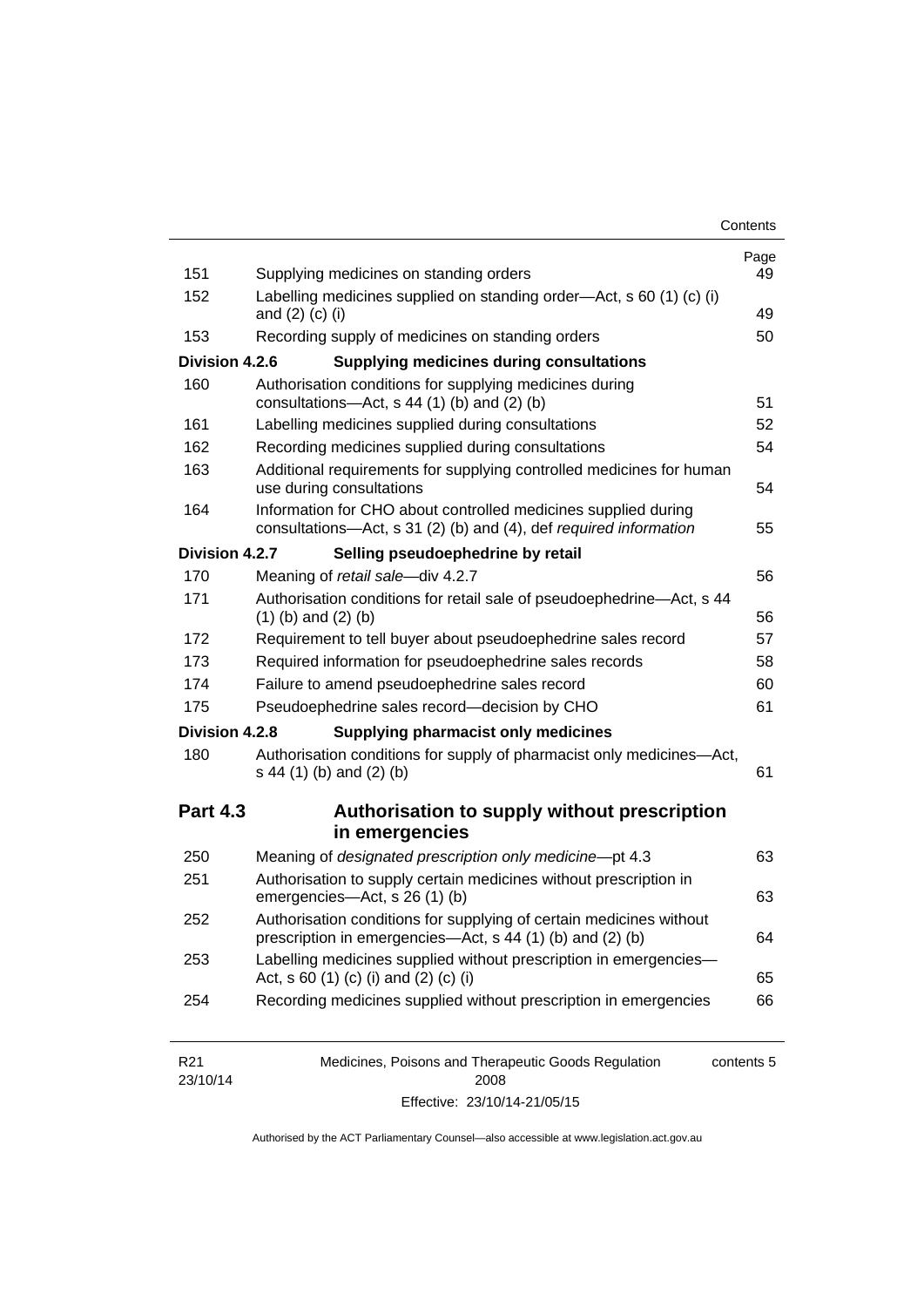| | | Page |
|---|---|---|
| 151 | Supplying medicines on standing orders | 49 |
| 152 | Labelling medicines supplied on standing order—Act, s 60 (1) (c) (i) and (2) (c) (i) | 49 |
| 153 | Recording supply of medicines on standing orders | 50 |
| **Division 4.2.6** | **Supplying medicines during consultations** | |
| 160 | Authorisation conditions for supplying medicines during consultations—Act, s 44 (1) (b) and (2) (b) | 51 |
| 161 | Labelling medicines supplied during consultations | 52 |
| 162 | Recording medicines supplied during consultations | 54 |
| 163 | Additional requirements for supplying controlled medicines for human use during consultations | 54 |
| 164 | Information for CHO about controlled medicines supplied during consultations—Act, s 31 (2) (b) and (4), def *required information* | 55 |
| **Division 4.2.7** | **Selling pseudoephedrine by retail** | |
| 170 | Meaning of *retail sale*—div 4.2.7 | 56 |
| 171 | Authorisation conditions for retail sale of pseudoephedrine—Act, s 44 (1) (b) and (2) (b) | 56 |
| 172 | Requirement to tell buyer about pseudoephedrine sales record | 57 |
| 173 | Required information for pseudoephedrine sales records | 58 |
| 174 | Failure to amend pseudoephedrine sales record | 60 |
| 175 | Pseudoephedrine sales record—decision by CHO | 61 |
| **Division 4.2.8** | **Supplying pharmacist only medicines** | |
| 180 | Authorisation conditions for supply of pharmacist only medicines—Act, s 44 (1) (b) and (2) (b) | 61 |

## Part 4.3 Authorisation to supply without prescription in emergencies

| | | |
|---|---|---|
| 250 | Meaning of *designated prescription only medicine*—pt 4.3 | 63 |
| 251 | Authorisation to supply certain medicines without prescription in emergencies—Act, s 26 (1) (b) | 63 |
| 252 | Authorisation conditions for supplying of certain medicines without prescription in emergencies—Act, s 44 (1) (b) and (2) (b) | 64 |
| 253 | Labelling medicines supplied without prescription in emergencies—Act, s 60 (1) (c) (i) and (2) (c) (i) | 65 |
| 254 | Recording medicines supplied without prescription in emergencies | 66 |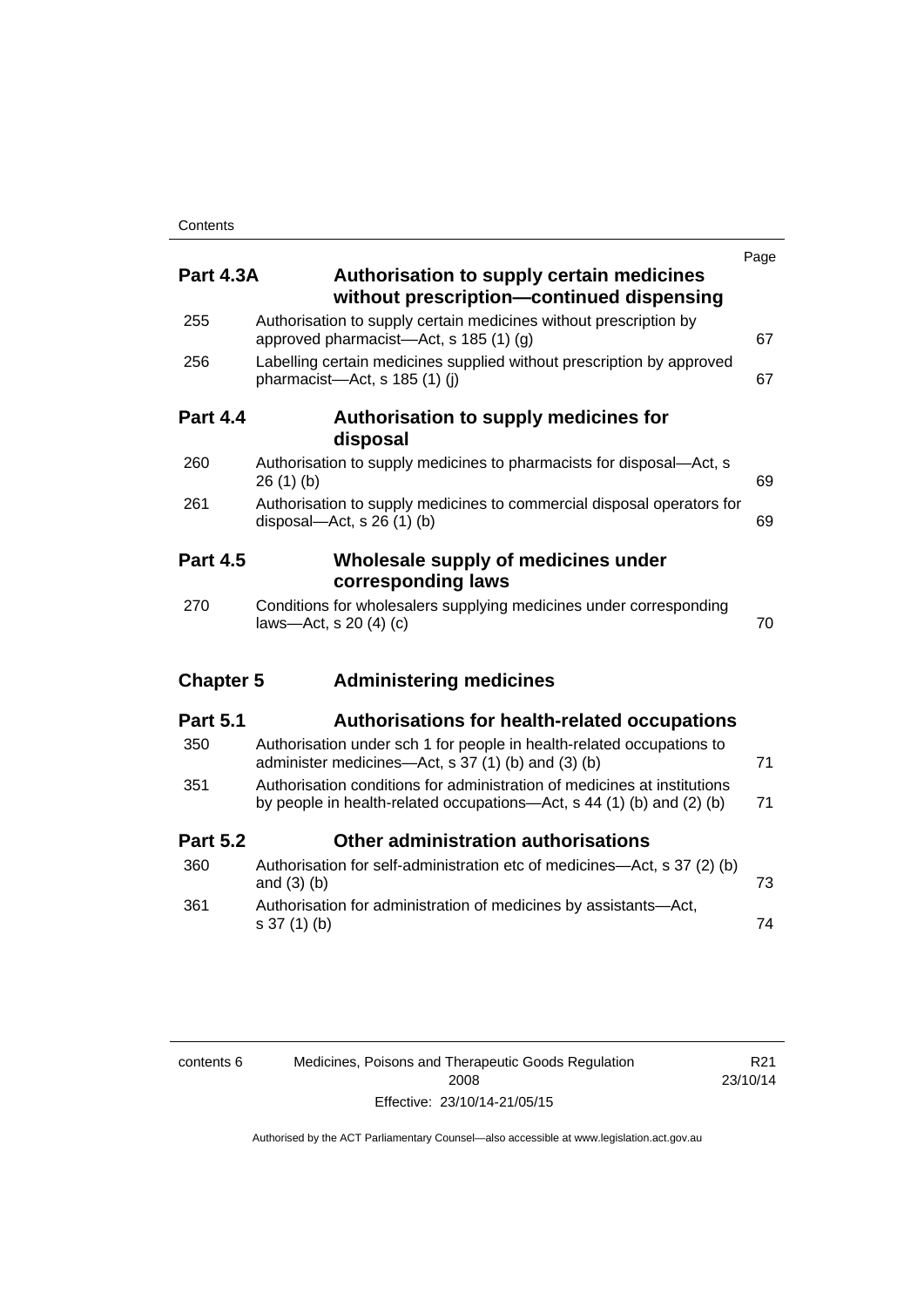| | | Page |
|---|---|---|
| **Part 4.3A** | **Authorisation to supply certain medicines without prescription—continued dispensing** | |
| 255 | Authorisation to supply certain medicines without prescription by approved pharmacist—Act, s 185 (1) (g) | 67 |
| 256 | Labelling certain medicines supplied without prescription by approved pharmacist—Act, s 185 (1) (j) | 67 |
| **Part 4.4** | **Authorisation to supply medicines for disposal** | |
| 260 | Authorisation to supply medicines to pharmacists for disposal—Act, s 26 (1) (b) | 69 |
| 261 | Authorisation to supply medicines to commercial disposal operators for disposal—Act, s 26 (1) (b) | 69 |
| **Part 4.5** | **Wholesale supply of medicines under corresponding laws** | |
| 270 | Conditions for wholesalers supplying medicines under corresponding laws—Act, s 20 (4) (c) | 70 |
| **Chapter 5** | **Administering medicines** | |
| **Part 5.1** | **Authorisations for health-related occupations** | |
| 350 | Authorisation under sch 1 for people in health-related occupations to administer medicines—Act, s 37 (1) (b) and (3) (b) | 71 |
| 351 | Authorisation conditions for administration of medicines at institutions by people in health-related occupations—Act, s 44 (1) (b) and (2) (b) | 71 |
| **Part 5.2** | **Other administration authorisations** | |
| 360 | Authorisation for self-administration etc of medicines—Act, s 37 (2) (b) and (3) (b) | 73 |
| 361 | Authorisation for administration of medicines by assistants—Act, s 37 (1) (b) | 74 |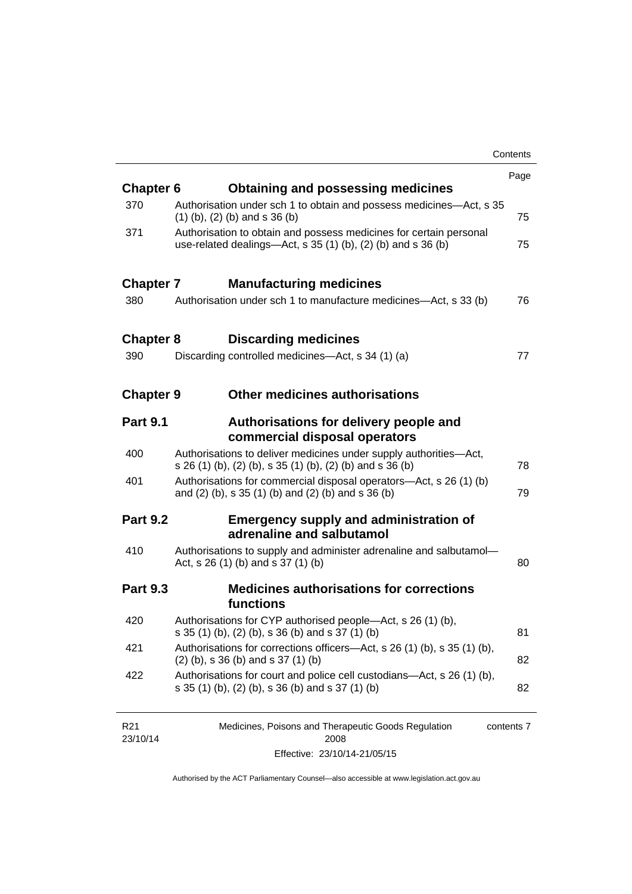| | | Page |
|---|---|---|
| **Chapter 6** | **Obtaining and possessing medicines** | |
| 370 | Authorisation under sch 1 to obtain and possess medicines—Act, s 35 (1) (b), (2) (b) and s 36 (b) | 75 |
| 371 | Authorisation to obtain and possess medicines for certain personal use-related dealings—Act, s 35 (1) (b), (2) (b) and s 36 (b) | 75 |
| **Chapter 7** | **Manufacturing medicines** | |
| 380 | Authorisation under sch 1 to manufacture medicines—Act, s 33 (b) | 76 |
| **Chapter 8** | **Discarding medicines** | |
| 390 | Discarding controlled medicines—Act, s 34 (1) (a) | 77 |
| **Chapter 9** | **Other medicines authorisations** | |
| **Part 9.1** | **Authorisations for delivery people and commercial disposal operators** | |
| 400 | Authorisations to deliver medicines under supply authorities—Act, s 26 (1) (b), (2) (b), s 35 (1) (b), (2) (b) and s 36 (b) | 78 |
| 401 | Authorisations for commercial disposal operators—Act, s 26 (1) (b) and (2) (b), s 35 (1) (b) and (2) (b) and s 36 (b) | 79 |
| **Part 9.2** | **Emergency supply and administration of adrenaline and salbutamol** | |
| 410 | Authorisations to supply and administer adrenaline and salbutamol—Act, s 26 (1) (b) and s 37 (1) (b) | 80 |
| **Part 9.3** | **Medicines authorisations for corrections functions** | |
| 420 | Authorisations for CYP authorised people—Act, s 26 (1) (b), s 35 (1) (b), (2) (b), s 36 (b) and s 37 (1) (b) | 81 |
| 421 | Authorisations for corrections officers—Act, s 26 (1) (b), s 35 (1) (b), (2) (b), s 36 (b) and s 37 (1) (b) | 82 |
| 422 | Authorisations for court and police cell custodians—Act, s 26 (1) (b), s 35 (1) (b), (2) (b), s 36 (b) and s 37 (1) (b) | 82 |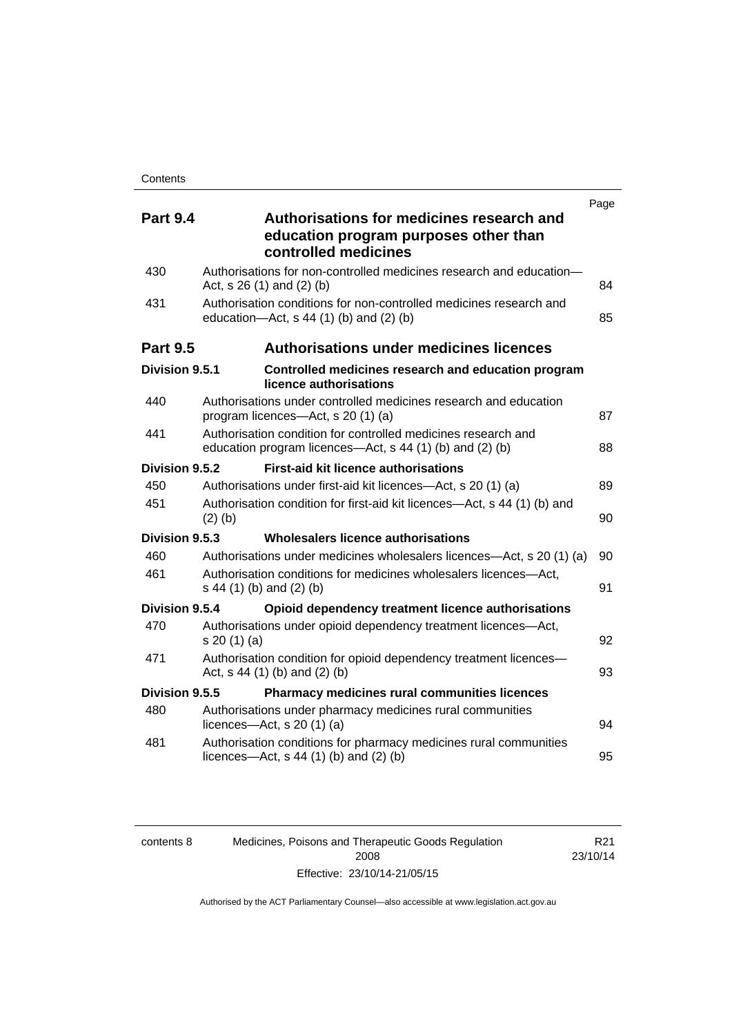| | | Page |
|---|---|---|
| **Part 9.4** | **Authorisations for medicines research and education program purposes other than controlled medicines** | |
| 430 | Authorisations for non-controlled medicines research and education—Act, s 26 (1) and (2) (b) | 84 |
| 431 | Authorisation conditions for non-controlled medicines research and education—Act, s 44 (1) (b) and (2) (b) | 85 |
| **Part 9.5** | **Authorisations under medicines licences** | |
| **Division 9.5.1** | **Controlled medicines research and education program licence authorisations** | |
| 440 | Authorisations under controlled medicines research and education program licences—Act, s 20 (1) (a) | 87 |
| 441 | Authorisation condition for controlled medicines research and education program licences—Act, s 44 (1) (b) and (2) (b) | 88 |
| **Division 9.5.2** | **First-aid kit licence authorisations** | |
| 450 | Authorisations under first-aid kit licences—Act, s 20 (1) (a) | 89 |
| 451 | Authorisation condition for first-aid kit licences—Act, s 44 (1) (b) and (2) (b) | 90 |
| **Division 9.5.3** | **Wholesalers licence authorisations** | |
| 460 | Authorisations under medicines wholesalers licences—Act, s 20 (1) (a) | 90 |
| 461 | Authorisation conditions for medicines wholesalers licences—Act, s 44 (1) (b) and (2) (b) | 91 |
| **Division 9.5.4** | **Opioid dependency treatment licence authorisations** | |
| 470 | Authorisations under opioid dependency treatment licences—Act, s 20 (1) (a) | 92 |
| 471 | Authorisation condition for opioid dependency treatment licences—Act, s 44 (1) (b) and (2) (b) | 93 |
| **Division 9.5.5** | **Pharmacy medicines rural communities licences** | |
| 480 | Authorisations under pharmacy medicines rural communities licences—Act, s 20 (1) (a) | 94 |
| 481 | Authorisation conditions for pharmacy medicines rural communities licences—Act, s 44 (1) (b) and (2) (b) | 95 |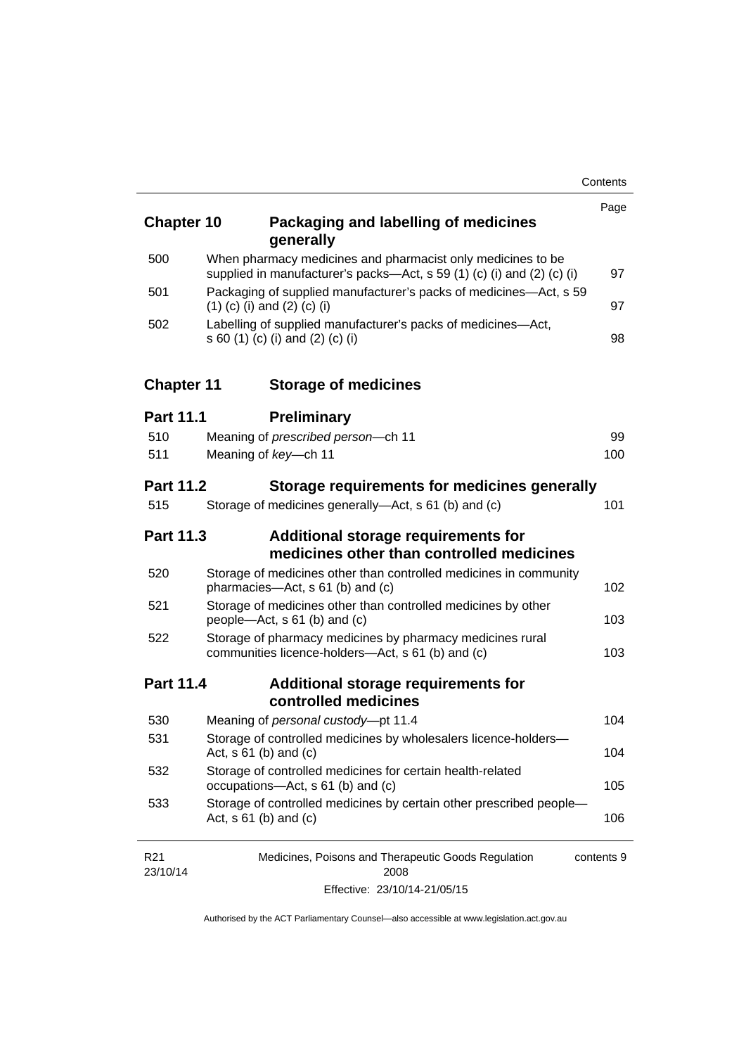| | | Page |
|---|---|---|
| **Chapter 10** | **Packaging and labelling of medicines generally** | |
| 500 | When pharmacy medicines and pharmacist only medicines to be supplied in manufacturer's packs—Act, s 59 (1) (c) (i) and (2) (c) (i) | 97 |
| 501 | Packaging of supplied manufacturer's packs of medicines—Act, s 59 (1) (c) (i) and (2) (c) (i) | 97 |
| 502 | Labelling of supplied manufacturer's packs of medicines—Act, s 60 (1) (c) (i) and (2) (c) (i) | 98 |
| **Chapter 11** | **Storage of medicines** | |
| **Part 11.1** | **Preliminary** | |
| 510 | Meaning of *prescribed person*—ch 11 | 99 |
| 511 | Meaning of *key*—ch 11 | 100 |
| **Part 11.2** | **Storage requirements for medicines generally** | |
| 515 | Storage of medicines generally—Act, s 61 (b) and (c) | 101 |
| **Part 11.3** | **Additional storage requirements for medicines other than controlled medicines** | |
| 520 | Storage of medicines other than controlled medicines in community pharmacies—Act, s 61 (b) and (c) | 102 |
| 521 | Storage of medicines other than controlled medicines by other people—Act, s 61 (b) and (c) | 103 |
| 522 | Storage of pharmacy medicines by pharmacy medicines rural communities licence-holders—Act, s 61 (b) and (c) | 103 |
| **Part 11.4** | **Additional storage requirements for controlled medicines** | |
| 530 | Meaning of *personal custody*—pt 11.4 | 104 |
| 531 | Storage of controlled medicines by wholesalers licence-holders—Act, s 61 (b) and (c) | 104 |
| 532 | Storage of controlled medicines for certain health-related occupations—Act, s 61 (b) and (c) | 105 |
| 533 | Storage of controlled medicines by certain other prescribed people—Act, s 61 (b) and (c) | 106 |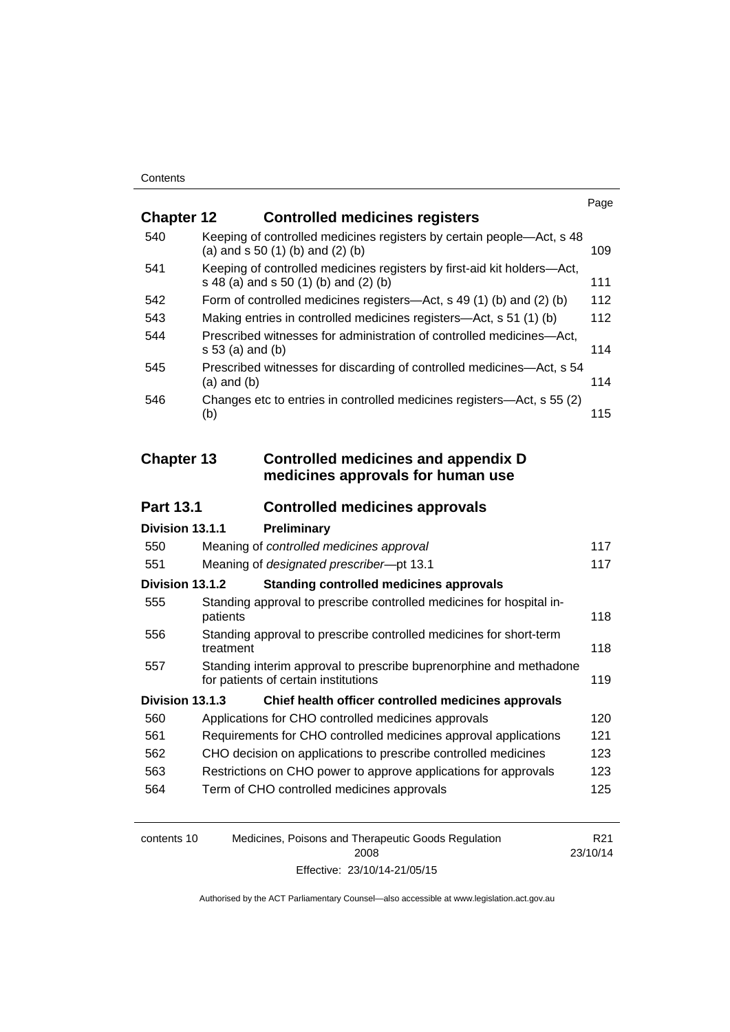| | | Page |
|---|---|---|
| **Chapter 12** | **Controlled medicines registers** | |
| 540 | Keeping of controlled medicines registers by certain people—Act, s 48 (a) and s 50 (1) (b) and (2) (b) | 109 |
| 541 | Keeping of controlled medicines registers by first-aid kit holders—Act, s 48 (a) and s 50 (1) (b) and (2) (b) | 111 |
| 542 | Form of controlled medicines registers—Act, s 49 (1) (b) and (2) (b) | 112 |
| 543 | Making entries in controlled medicines registers—Act, s 51 (1) (b) | 112 |
| 544 | Prescribed witnesses for administration of controlled medicines—Act, s 53 (a) and (b) | 114 |
| 545 | Prescribed witnesses for discarding of controlled medicines—Act, s 54 (a) and (b) | 114 |
| 546 | Changes etc to entries in controlled medicines registers—Act, s 55 (2) (b) | 115 |
| **Chapter 13** | **Controlled medicines and appendix D medicines approvals for human use** | |
| **Part 13.1** | **Controlled medicines approvals** | |
| **Division 13.1.1** | **Preliminary** | |
| 550 | Meaning of *controlled medicines approval* | 117 |
| 551 | Meaning of *designated prescriber*—pt 13.1 | 117 |
| **Division 13.1.2** | **Standing controlled medicines approvals** | |
| 555 | Standing approval to prescribe controlled medicines for hospital in-patients | 118 |
| 556 | Standing approval to prescribe controlled medicines for short-term treatment | 118 |
| 557 | Standing interim approval to prescribe buprenorphine and methadone for patients of certain institutions | 119 |
| **Division 13.1.3** | **Chief health officer controlled medicines approvals** | |
| 560 | Applications for CHO controlled medicines approvals | 120 |
| 561 | Requirements for CHO controlled medicines approval applications | 121 |
| 562 | CHO decision on applications to prescribe controlled medicines | 123 |
| 563 | Restrictions on CHO power to approve applications for approvals | 123 |
| 564 | Term of CHO controlled medicines approvals | 125 |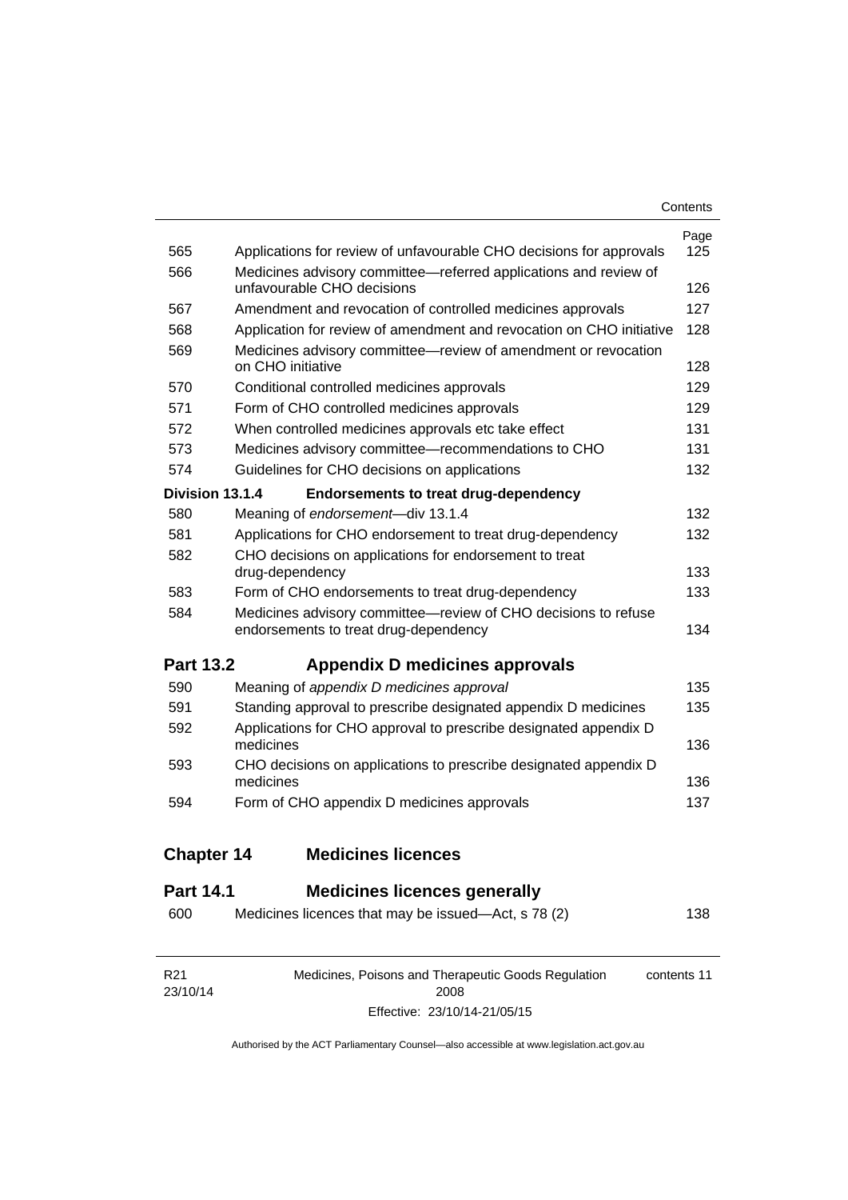| | | Page |
|---|---|---|
| 565 | Applications for review of unfavourable CHO decisions for approvals | 125 |
| 566 | Medicines advisory committee—referred applications and review of unfavourable CHO decisions | 126 |
| 567 | Amendment and revocation of controlled medicines approvals | 127 |
| 568 | Application for review of amendment and revocation on CHO initiative | 128 |
| 569 | Medicines advisory committee—review of amendment or revocation on CHO initiative | 128 |
| 570 | Conditional controlled medicines approvals | 129 |
| 571 | Form of CHO controlled medicines approvals | 129 |
| 572 | When controlled medicines approvals etc take effect | 131 |
| 573 | Medicines advisory committee—recommendations to CHO | 131 |
| 574 | Guidelines for CHO decisions on applications | 132 |
| **Division 13.1.4** | **Endorsements to treat drug-dependency** | |
| 580 | Meaning of *endorsement*—div 13.1.4 | 132 |
| 581 | Applications for CHO endorsement to treat drug-dependency | 132 |
| 582 | CHO decisions on applications for endorsement to treat drug-dependency | 133 |
| 583 | Form of CHO endorsements to treat drug-dependency | 133 |
| 584 | Medicines advisory committee—review of CHO decisions to refuse endorsements to treat drug-dependency | 134 |

## Part 13.2 Appendix D medicines approvals

| | | |
|---|---|---|
| 590 | Meaning of *appendix D medicines approval* | 135 |
| 591 | Standing approval to prescribe designated appendix D medicines | 135 |
| 592 | Applications for CHO approval to prescribe designated appendix D medicines | 136 |
| 593 | CHO decisions on applications to prescribe designated appendix D medicines | 136 |
| 594 | Form of CHO appendix D medicines approvals | 137 |

# Chapter 14 Medicines licences

## Part 14.1 Medicines licences generally

| | | |
|---|---|---|
| 600 | Medicines licences that may be issued—Act, s 78 (2) | 138 |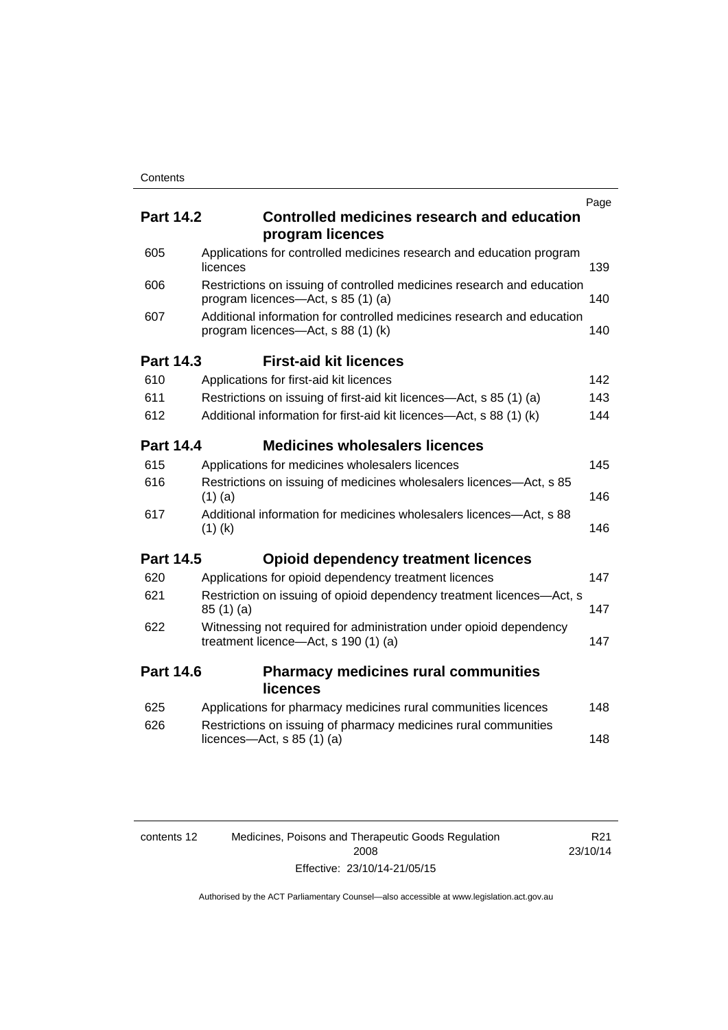| | | Page |
|---|---|---|
| **Part 14.2** | **Controlled medicines research and education program licences** | |
| 605 | Applications for controlled medicines research and education program licences | 139 |
| 606 | Restrictions on issuing of controlled medicines research and education program licences—Act, s 85 (1) (a) | 140 |
| 607 | Additional information for controlled medicines research and education program licences—Act, s 88 (1) (k) | 140 |
| **Part 14.3** | **First-aid kit licences** | |
| 610 | Applications for first-aid kit licences | 142 |
| 611 | Restrictions on issuing of first-aid kit licences—Act, s 85 (1) (a) | 143 |
| 612 | Additional information for first-aid kit licences—Act, s 88 (1) (k) | 144 |
| **Part 14.4** | **Medicines wholesalers licences** | |
| 615 | Applications for medicines wholesalers licences | 145 |
| 616 | Restrictions on issuing of medicines wholesalers licences—Act, s 85 (1) (a) | 146 |
| 617 | Additional information for medicines wholesalers licences—Act, s 88 (1) (k) | 146 |
| **Part 14.5** | **Opioid dependency treatment licences** | |
| 620 | Applications for opioid dependency treatment licences | 147 |
| 621 | Restriction on issuing of opioid dependency treatment licences—Act, s 85 (1) (a) | 147 |
| 622 | Witnessing not required for administration under opioid dependency treatment licence—Act, s 190 (1) (a) | 147 |
| **Part 14.6** | **Pharmacy medicines rural communities licences** | |
| 625 | Applications for pharmacy medicines rural communities licences | 148 |
| 626 | Restrictions on issuing of pharmacy medicines rural communities licences—Act, s 85 (1) (a) | 148 |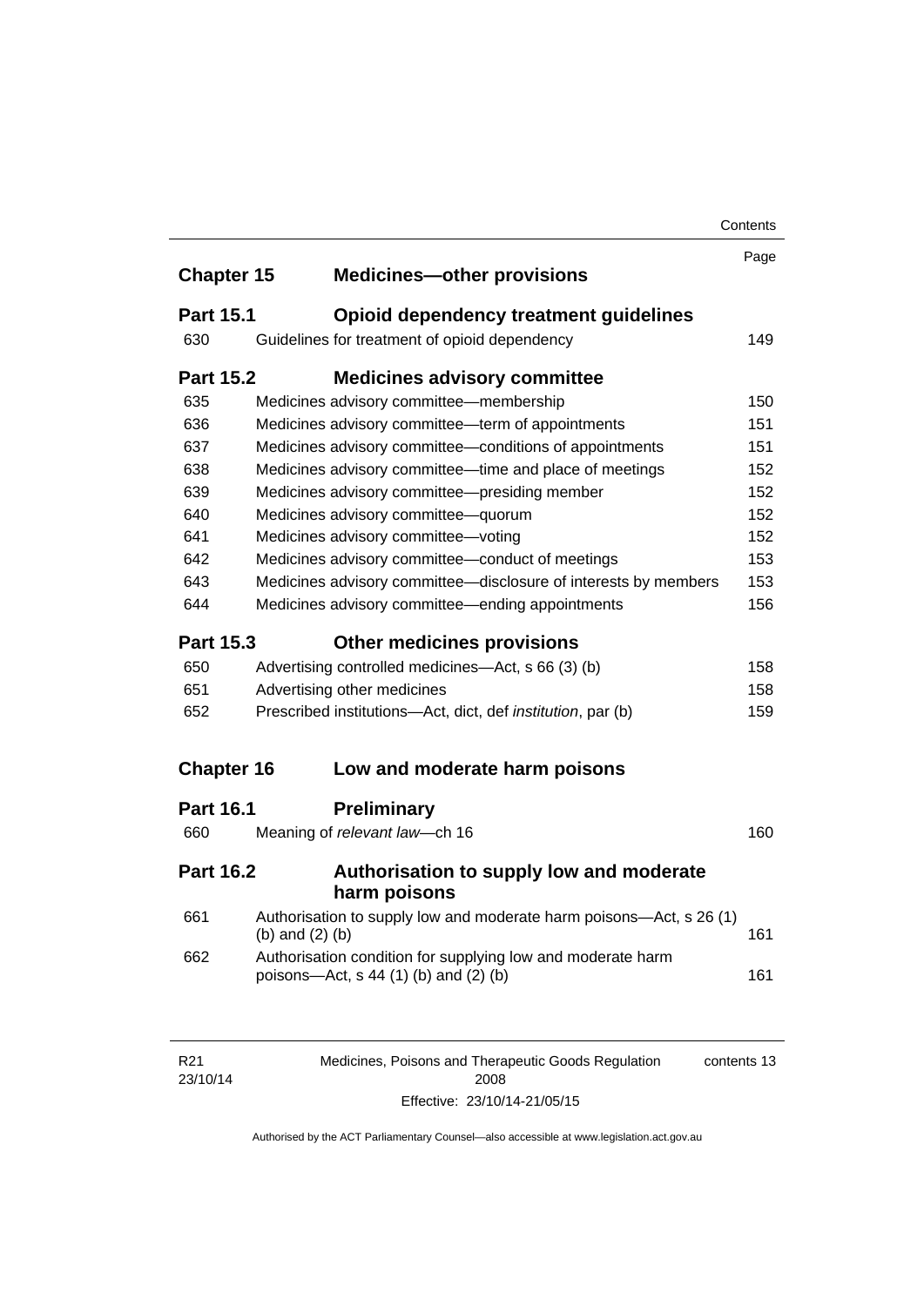| | | Page |
|---|---|---|
| **Chapter 15** | **Medicines—other provisions** | |
| **Part 15.1** | **Opioid dependency treatment guidelines** | |
| 630 | Guidelines for treatment of opioid dependency | 149 |
| **Part 15.2** | **Medicines advisory committee** | |
| 635 | Medicines advisory committee—membership | 150 |
| 636 | Medicines advisory committee—term of appointments | 151 |
| 637 | Medicines advisory committee—conditions of appointments | 151 |
| 638 | Medicines advisory committee—time and place of meetings | 152 |
| 639 | Medicines advisory committee—presiding member | 152 |
| 640 | Medicines advisory committee—quorum | 152 |
| 641 | Medicines advisory committee—voting | 152 |
| 642 | Medicines advisory committee—conduct of meetings | 153 |
| 643 | Medicines advisory committee—disclosure of interests by members | 153 |
| 644 | Medicines advisory committee—ending appointments | 156 |
| **Part 15.3** | **Other medicines provisions** | |
| 650 | Advertising controlled medicines—Act, s 66 (3) (b) | 158 |
| 651 | Advertising other medicines | 158 |
| 652 | Prescribed institutions—Act, dict, def *institution*, par (b) | 159 |
| **Chapter 16** | **Low and moderate harm poisons** | |
| **Part 16.1** | **Preliminary** | |
| 660 | Meaning of *relevant law*—ch 16 | 160 |
| **Part 16.2** | **Authorisation to supply low and moderate harm poisons** | |
| 661 | Authorisation to supply low and moderate harm poisons—Act, s 26 (1) (b) and (2) (b) | 161 |
| 662 | Authorisation condition for supplying low and moderate harm poisons—Act, s 44 (1) (b) and (2) (b) | 161 |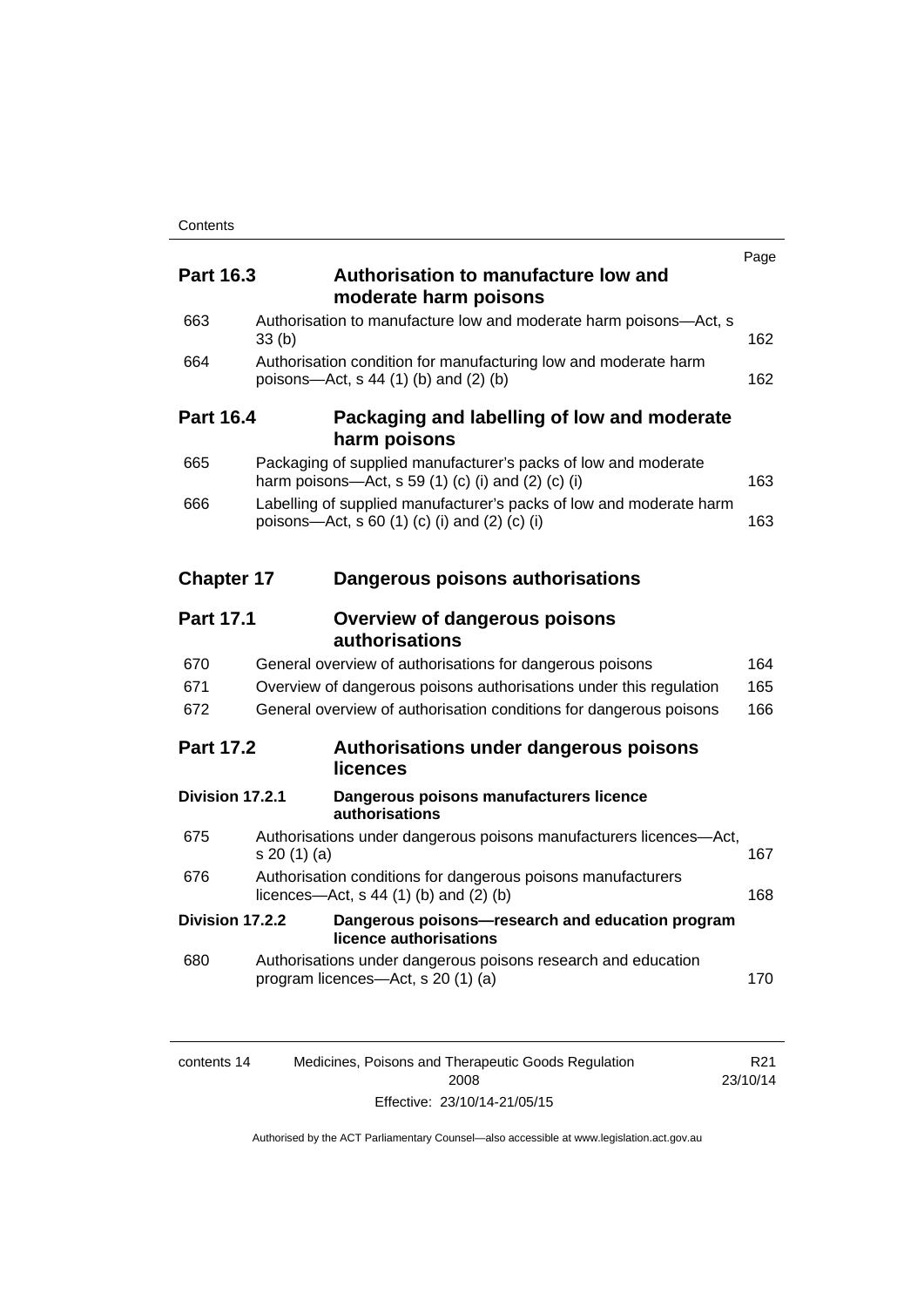| | | Page |
|---|---|---|
| **Part 16.3** | **Authorisation to manufacture low and moderate harm poisons** | |
| 663 | Authorisation to manufacture low and moderate harm poisons—Act, s 33 (b) | 162 |
| 664 | Authorisation condition for manufacturing low and moderate harm poisons—Act, s 44 (1) (b) and (2) (b) | 162 |
| **Part 16.4** | **Packaging and labelling of low and moderate harm poisons** | |
| 665 | Packaging of supplied manufacturer's packs of low and moderate harm poisons—Act, s 59 (1) (c) (i) and (2) (c) (i) | 163 |
| 666 | Labelling of supplied manufacturer's packs of low and moderate harm poisons—Act, s 60 (1) (c) (i) and (2) (c) (i) | 163 |
| **Chapter 17** | **Dangerous poisons authorisations** | |
| **Part 17.1** | **Overview of dangerous poisons authorisations** | |
| 670 | General overview of authorisations for dangerous poisons | 164 |
| 671 | Overview of dangerous poisons authorisations under this regulation | 165 |
| 672 | General overview of authorisation conditions for dangerous poisons | 166 |
| **Part 17.2** | **Authorisations under dangerous poisons licences** | |
| **Division 17.2.1** | **Dangerous poisons manufacturers licence authorisations** | |
| 675 | Authorisations under dangerous poisons manufacturers licences—Act, s 20 (1) (a) | 167 |
| 676 | Authorisation conditions for dangerous poisons manufacturers licences—Act, s 44 (1) (b) and (2) (b) | 168 |
| **Division 17.2.2** | **Dangerous poisons—research and education program licence authorisations** | |
| 680 | Authorisations under dangerous poisons research and education program licences—Act, s 20 (1) (a) | 170 |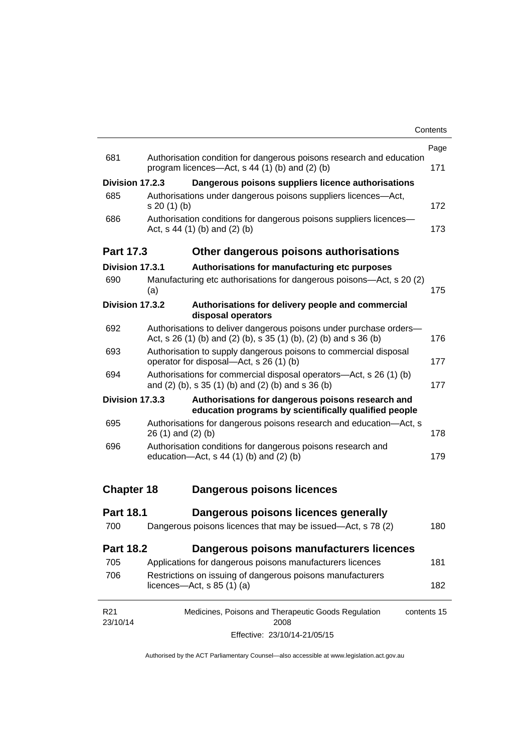| | | Page |
|---|---|---|
| 681 | Authorisation condition for dangerous poisons research and education program licences—Act, s 44 (1) (b) and (2) (b) | 171 |
| **Division 17.2.3** | **Dangerous poisons suppliers licence authorisations** | |
| 685 | Authorisations under dangerous poisons suppliers licences—Act, s 20 (1) (b) | 172 |
| 686 | Authorisation conditions for dangerous poisons suppliers licences—Act, s 44 (1) (b) and (2) (b) | 173 |
| **Part 17.3** | **Other dangerous poisons authorisations** | |
| **Division 17.3.1** | **Authorisations for manufacturing etc purposes** | |
| 690 | Manufacturing etc authorisations for dangerous poisons—Act, s 20 (2) (a) | 175 |
| **Division 17.3.2** | **Authorisations for delivery people and commercial disposal operators** | |
| 692 | Authorisations to deliver dangerous poisons under purchase orders—Act, s 26 (1) (b) and (2) (b), s 35 (1) (b), (2) (b) and s 36 (b) | 176 |
| 693 | Authorisation to supply dangerous poisons to commercial disposal operator for disposal—Act, s 26 (1) (b) | 177 |
| 694 | Authorisations for commercial disposal operators—Act, s 26 (1) (b) and (2) (b), s 35 (1) (b) and (2) (b) and s 36 (b) | 177 |
| **Division 17.3.3** | **Authorisations for dangerous poisons research and education programs by scientifically qualified people** | |
| 695 | Authorisations for dangerous poisons research and education—Act, s 26 (1) and (2) (b) | 178 |
| 696 | Authorisation conditions for dangerous poisons research and education—Act, s 44 (1) (b) and (2) (b) | 179 |
| **Chapter 18** | **Dangerous poisons licences** | |
| **Part 18.1** | **Dangerous poisons licences generally** | |
| 700 | Dangerous poisons licences that may be issued—Act, s 78 (2) | 180 |
| **Part 18.2** | **Dangerous poisons manufacturers licences** | |
| 705 | Applications for dangerous poisons manufacturers licences | 181 |
| 706 | Restrictions on issuing of dangerous poisons manufacturers licences—Act, s 85 (1) (a) | 182 |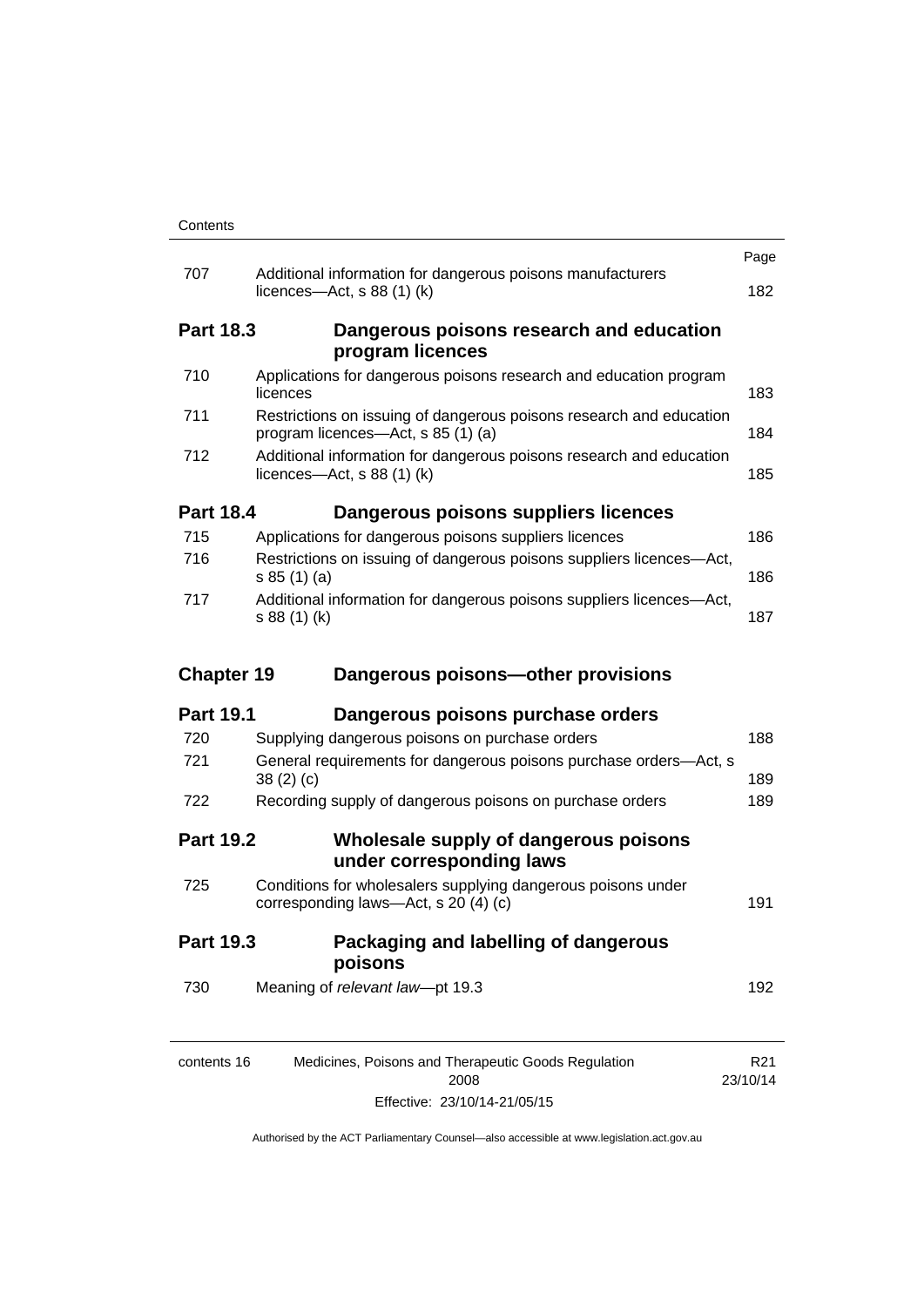| | | Page |
|---|---|---|
| 707 | Additional information for dangerous poisons manufacturers licences—Act, s 88 (1) (k) | 182 |
| **Part 18.3** | **Dangerous poisons research and education program licences** | |
| 710 | Applications for dangerous poisons research and education program licences | 183 |
| 711 | Restrictions on issuing of dangerous poisons research and education program licences—Act, s 85 (1) (a) | 184 |
| 712 | Additional information for dangerous poisons research and education licences—Act, s 88 (1) (k) | 185 |
| **Part 18.4** | **Dangerous poisons suppliers licences** | |
| 715 | Applications for dangerous poisons suppliers licences | 186 |
| 716 | Restrictions on issuing of dangerous poisons suppliers licences—Act, s 85 (1) (a) | 186 |
| 717 | Additional information for dangerous poisons suppliers licences—Act, s 88 (1) (k) | 187 |
| **Chapter 19** | **Dangerous poisons—other provisions** | |
| **Part 19.1** | **Dangerous poisons purchase orders** | |
| 720 | Supplying dangerous poisons on purchase orders | 188 |
| 721 | General requirements for dangerous poisons purchase orders—Act, s 38 (2) (c) | 189 |
| 722 | Recording supply of dangerous poisons on purchase orders | 189 |
| **Part 19.2** | **Wholesale supply of dangerous poisons under corresponding laws** | |
| 725 | Conditions for wholesalers supplying dangerous poisons under corresponding laws—Act, s 20 (4) (c) | 191 |
| **Part 19.3** | **Packaging and labelling of dangerous poisons** | |
| 730 | Meaning of *relevant law*—pt 19.3 | 192 |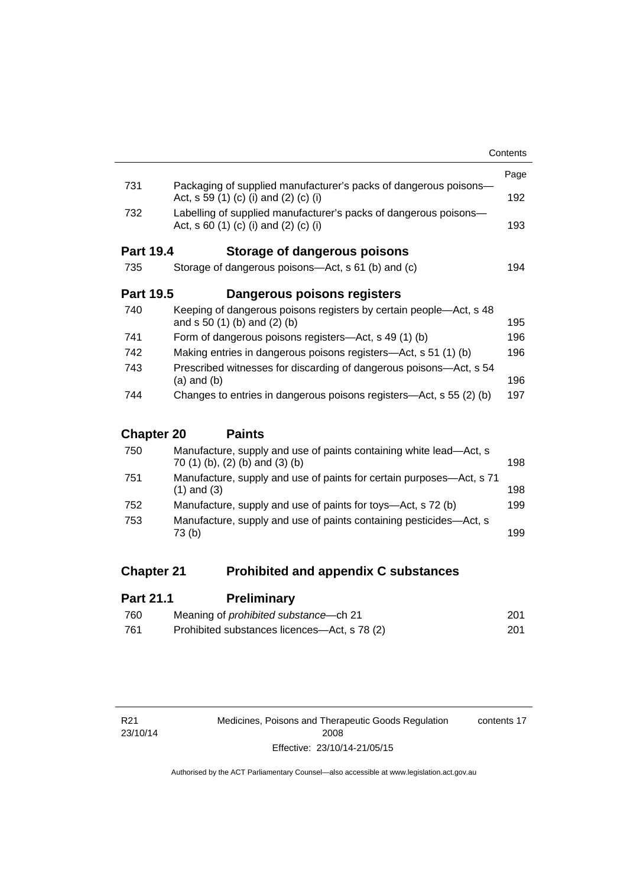| | | Page |
|---|---|---|
| 731 | Packaging of supplied manufacturer's packs of dangerous poisons—Act, s 59 (1) (c) (i) and (2) (c) (i) | 192 |
| 732 | Labelling of supplied manufacturer's packs of dangerous poisons—Act, s 60 (1) (c) (i) and (2) (c) (i) | 193 |

## Part 19.4 Storage of dangerous poisons

| | | |
|---|---|---|
| 735 | Storage of dangerous poisons—Act, s 61 (b) and (c) | 194 |

## Part 19.5 Dangerous poisons registers

| | | |
|---|---|---|
| 740 | Keeping of dangerous poisons registers by certain people—Act, s 48 and s 50 (1) (b) and (2) (b) | 195 |
| 741 | Form of dangerous poisons registers—Act, s 49 (1) (b) | 196 |
| 742 | Making entries in dangerous poisons registers—Act, s 51 (1) (b) | 196 |
| 743 | Prescribed witnesses for discarding of dangerous poisons—Act, s 54 (a) and (b) | 196 |
| 744 | Changes to entries in dangerous poisons registers—Act, s 55 (2) (b) | 197 |

# Chapter 20 Paints

| | | |
|---|---|---|
| 750 | Manufacture, supply and use of paints containing white lead—Act, s 70 (1) (b), (2) (b) and (3) (b) | 198 |
| 751 | Manufacture, supply and use of paints for certain purposes—Act, s 71 (1) and (3) | 198 |
| 752 | Manufacture, supply and use of paints for toys—Act, s 72 (b) | 199 |
| 753 | Manufacture, supply and use of paints containing pesticides—Act, s 73 (b) | 199 |

# Chapter 21 Prohibited and appendix C substances

## Part 21.1 Preliminary

| | | |
|---|---|---|
| 760 | Meaning of *prohibited substance*—ch 21 | 201 |
| 761 | Prohibited substances licences—Act, s 78 (2) | 201 |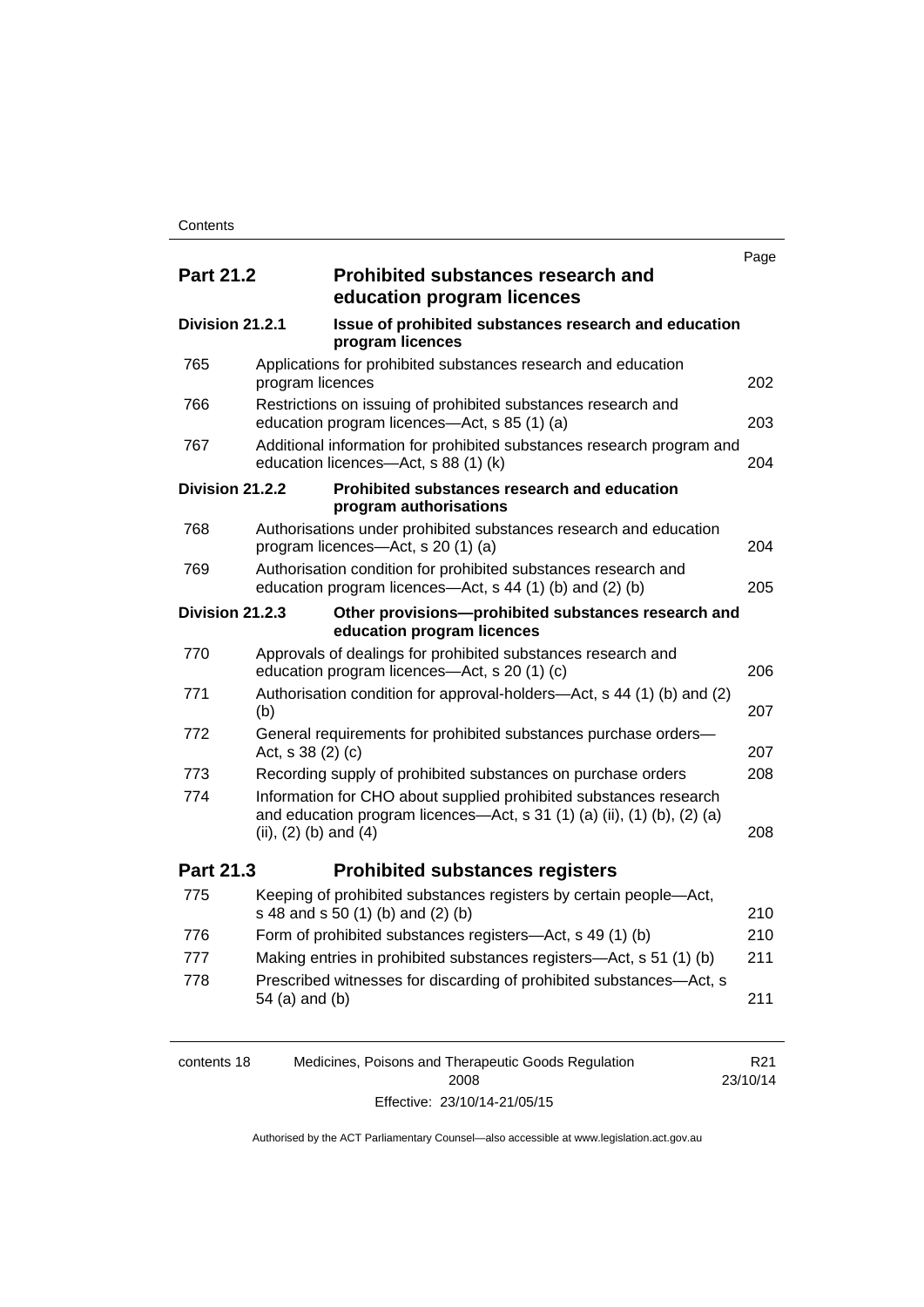| | | Page |
|---|---|---|
| **Part 21.2** | **Prohibited substances research and education program licences** | |
| **Division 21.2.1** | **Issue of prohibited substances research and education program licences** | |
| 765 | Applications for prohibited substances research and education program licences | 202 |
| 766 | Restrictions on issuing of prohibited substances research and education program licences—Act, s 85 (1) (a) | 203 |
| 767 | Additional information for prohibited substances research program and education licences—Act, s 88 (1) (k) | 204 |
| **Division 21.2.2** | **Prohibited substances research and education program authorisations** | |
| 768 | Authorisations under prohibited substances research and education program licences—Act, s 20 (1) (a) | 204 |
| 769 | Authorisation condition for prohibited substances research and education program licences—Act, s 44 (1) (b) and (2) (b) | 205 |
| **Division 21.2.3** | **Other provisions—prohibited substances research and education program licences** | |
| 770 | Approvals of dealings for prohibited substances research and education program licences—Act, s 20 (1) (c) | 206 |
| 771 | Authorisation condition for approval-holders—Act, s 44 (1) (b) and (2) (b) | 207 |
| 772 | General requirements for prohibited substances purchase orders—Act, s 38 (2) (c) | 207 |
| 773 | Recording supply of prohibited substances on purchase orders | 208 |
| 774 | Information for CHO about supplied prohibited substances research and education program licences—Act, s 31 (1) (a) (ii), (1) (b), (2) (a) (ii), (2) (b) and (4) | 208 |
| **Part 21.3** | **Prohibited substances registers** | |
| 775 | Keeping of prohibited substances registers by certain people—Act, s 48 and s 50 (1) (b) and (2) (b) | 210 |
| 776 | Form of prohibited substances registers—Act, s 49 (1) (b) | 210 |
| 777 | Making entries in prohibited substances registers—Act, s 51 (1) (b) | 211 |
| 778 | Prescribed witnesses for discarding of prohibited substances—Act, s 54 (a) and (b) | 211 |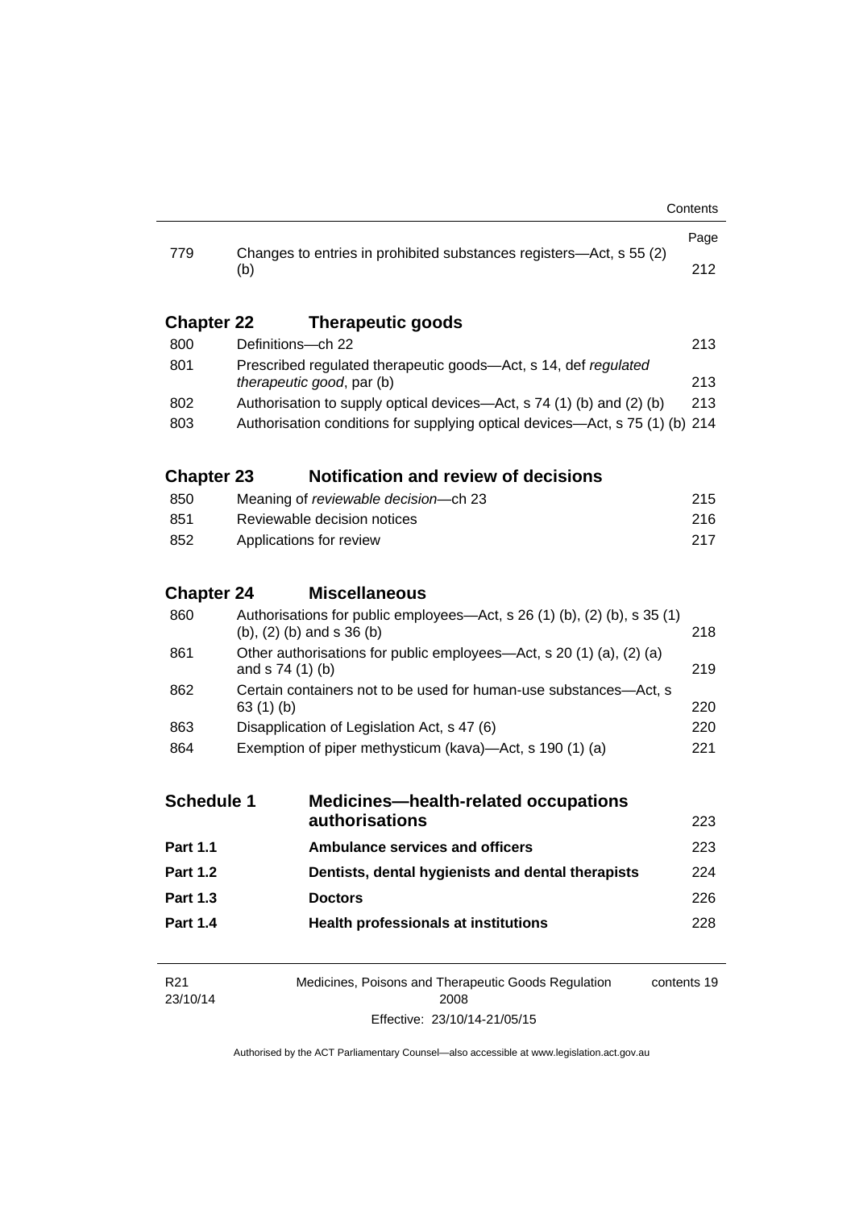| | | Page |
|---|---|---|
| 779 | Changes to entries in prohibited substances registers—Act, s 55 (2) (b) | 212 |

## Chapter 22 Therapeutic goods

| | | |
|---|---|---|
| 800 | Definitions—ch 22 | 213 |
| 801 | Prescribed regulated therapeutic goods—Act, s 14, def *regulated therapeutic good*, par (b) | 213 |
| 802 | Authorisation to supply optical devices—Act, s 74 (1) (b) and (2) (b) | 213 |
| 803 | Authorisation conditions for supplying optical devices—Act, s 75 (1) (b) | 214 |

## Chapter 23 Notification and review of decisions

| | | |
|---|---|---|
| 850 | Meaning of *reviewable decision*—ch 23 | 215 |
| 851 | Reviewable decision notices | 216 |
| 852 | Applications for review | 217 |

## Chapter 24 Miscellaneous

| | | |
|---|---|---|
| 860 | Authorisations for public employees—Act, s 26 (1) (b), (2) (b), s 35 (1) (b), (2) (b) and s 36 (b) | 218 |
| 861 | Other authorisations for public employees—Act, s 20 (1) (a), (2) (a) and s 74 (1) (b) | 219 |
| 862 | Certain containers not to be used for human-use substances—Act, s 63 (1) (b) | 220 |
| 863 | Disapplication of Legislation Act, s 47 (6) | 220 |
| 864 | Exemption of piper methysticum (kava)—Act, s 190 (1) (a) | 221 |

| | | |
|---|---|---|
| **Schedule 1** | **Medicines—health-related occupations authorisations** | 223 |
| **Part 1.1** | **Ambulance services and officers** | 223 |
| **Part 1.2** | **Dentists, dental hygienists and dental therapists** | 224 |
| **Part 1.3** | **Doctors** | 226 |
| **Part 1.4** | **Health professionals at institutions** | 228 |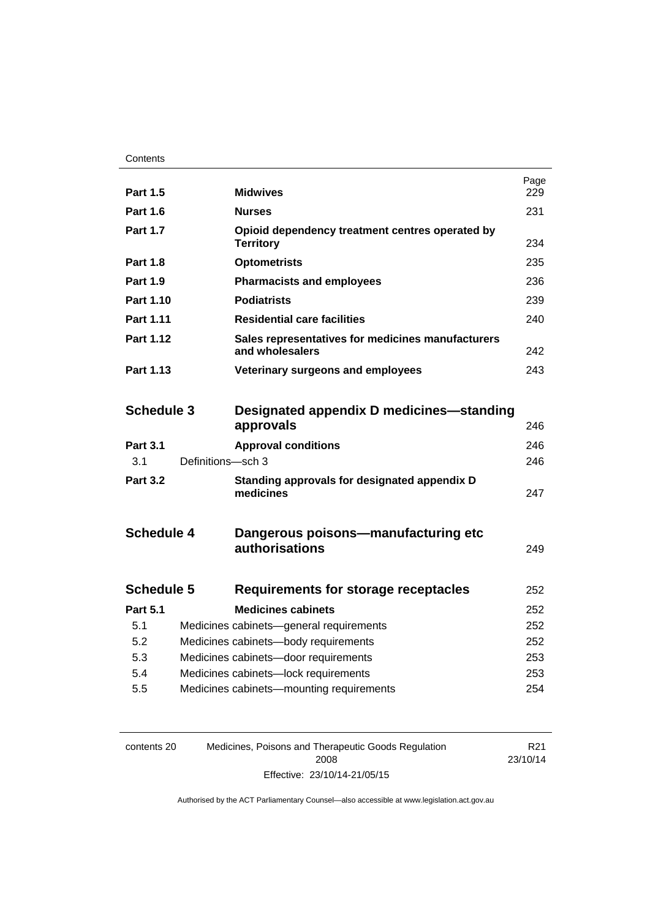| | | Page |
|---|---|---|
| **Part 1.5** | **Midwives** | 229 |
| **Part 1.6** | **Nurses** | 231 |
| **Part 1.7** | **Opioid dependency treatment centres operated by Territory** | 234 |
| **Part 1.8** | **Optometrists** | 235 |
| **Part 1.9** | **Pharmacists and employees** | 236 |
| **Part 1.10** | **Podiatrists** | 239 |
| **Part 1.11** | **Residential care facilities** | 240 |
| **Part 1.12** | **Sales representatives for medicines manufacturers and wholesalers** | 242 |
| **Part 1.13** | **Veterinary surgeons and employees** | 243 |
| **Schedule 3** | **Designated appendix D medicines—standing approvals** | 246 |
| **Part 3.1** | **Approval conditions** | 246 |
| 3.1 | Definitions—sch 3 | 246 |
| **Part 3.2** | **Standing approvals for designated appendix D medicines** | 247 |
| **Schedule 4** | **Dangerous poisons—manufacturing etc authorisations** | 249 |
| **Schedule 5** | **Requirements for storage receptacles** | 252 |
| **Part 5.1** | **Medicines cabinets** | 252 |
| 5.1 | Medicines cabinets—general requirements | 252 |
| 5.2 | Medicines cabinets—body requirements | 252 |
| 5.3 | Medicines cabinets—door requirements | 253 |
| 5.4 | Medicines cabinets—lock requirements | 253 |
| 5.5 | Medicines cabinets—mounting requirements | 254 |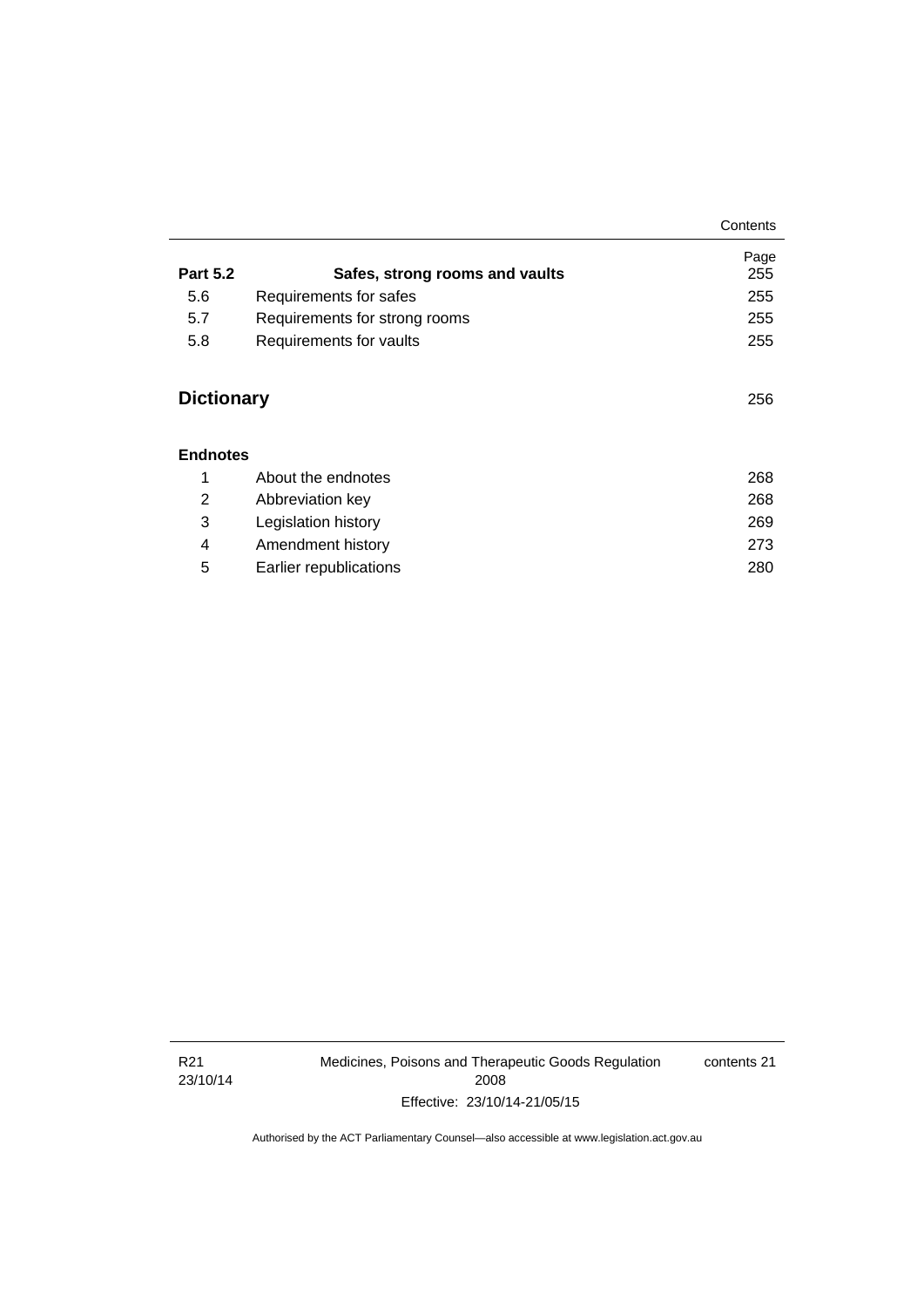| | | Page |
|---|---|---|
| **Part 5.2** | **Safes, strong rooms and vaults** | 255 |
| 5.6 | Requirements for safes | 255 |
| 5.7 | Requirements for strong rooms | 255 |
| 5.8 | Requirements for vaults | 255 |

**Dictionary** 256

**Endnotes**

| | | |
|---|---|---|
| 1 | About the endnotes | 268 |
| 2 | Abbreviation key | 268 |
| 3 | Legislation history | 269 |
| 4 | Amendment history | 273 |
| 5 | Earlier republications | 280 |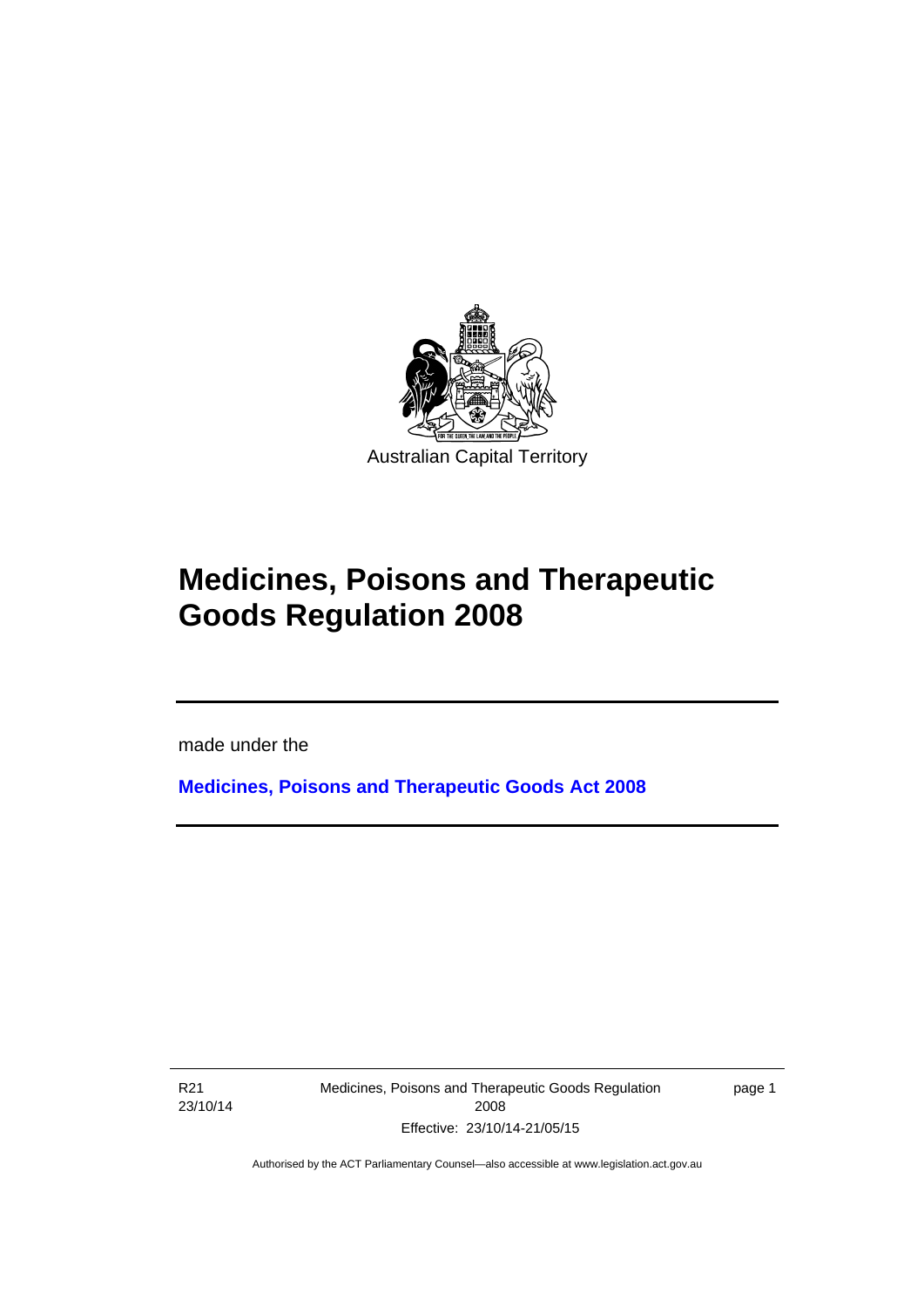Australian Capital Territory

# Medicines, Poisons and Therapeutic Goods Regulation 2008

made under the

**Medicines, Poisons and Therapeutic Goods Act 2008**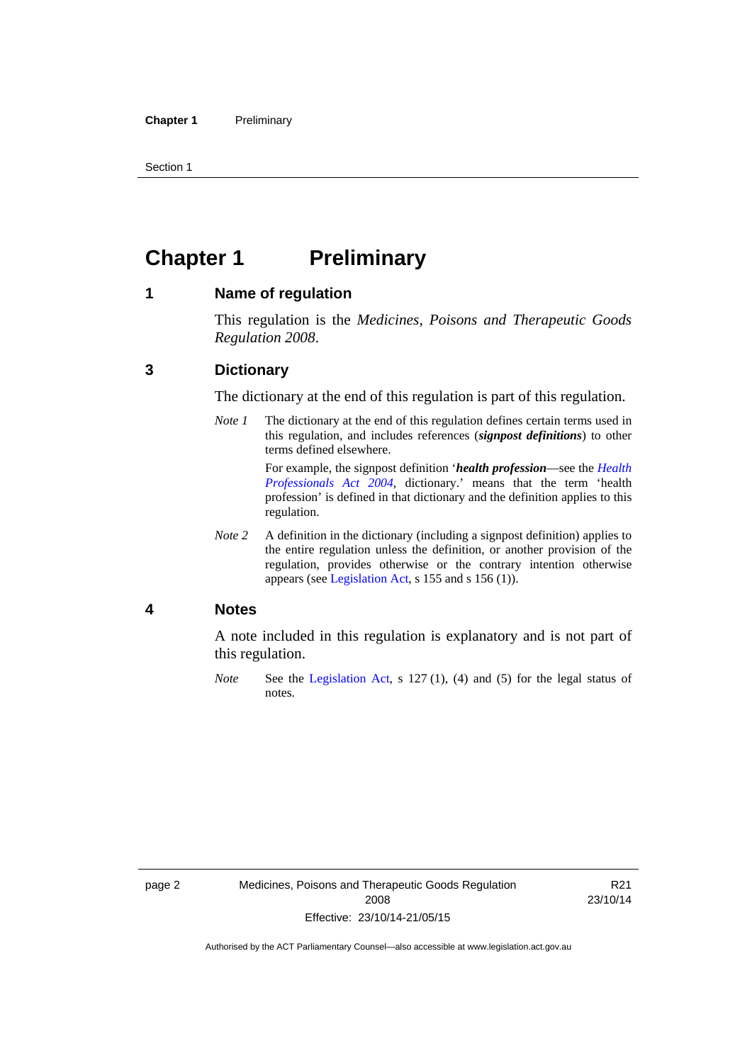# Chapter 1 Preliminary

## 1 Name of regulation

This regulation is the *Medicines, Poisons and Therapeutic Goods Regulation 2008*.

## 3 Dictionary

The dictionary at the end of this regulation is part of this regulation.

*Note 1* The dictionary at the end of this regulation defines certain terms used in this regulation, and includes references (***signpost definitions***) to other terms defined elsewhere.

For example, the signpost definition '***health profession***—see the *Health Professionals Act 2004*, dictionary.' means that the term 'health profession' is defined in that dictionary and the definition applies to this regulation.

*Note 2* A definition in the dictionary (including a signpost definition) applies to the entire regulation unless the definition, or another provision of the regulation, provides otherwise or the contrary intention otherwise appears (see Legislation Act, s 155 and s 156 (1)).

## 4 Notes

A note included in this regulation is explanatory and is not part of this regulation.

*Note* See the Legislation Act, s 127 (1), (4) and (5) for the legal status of notes.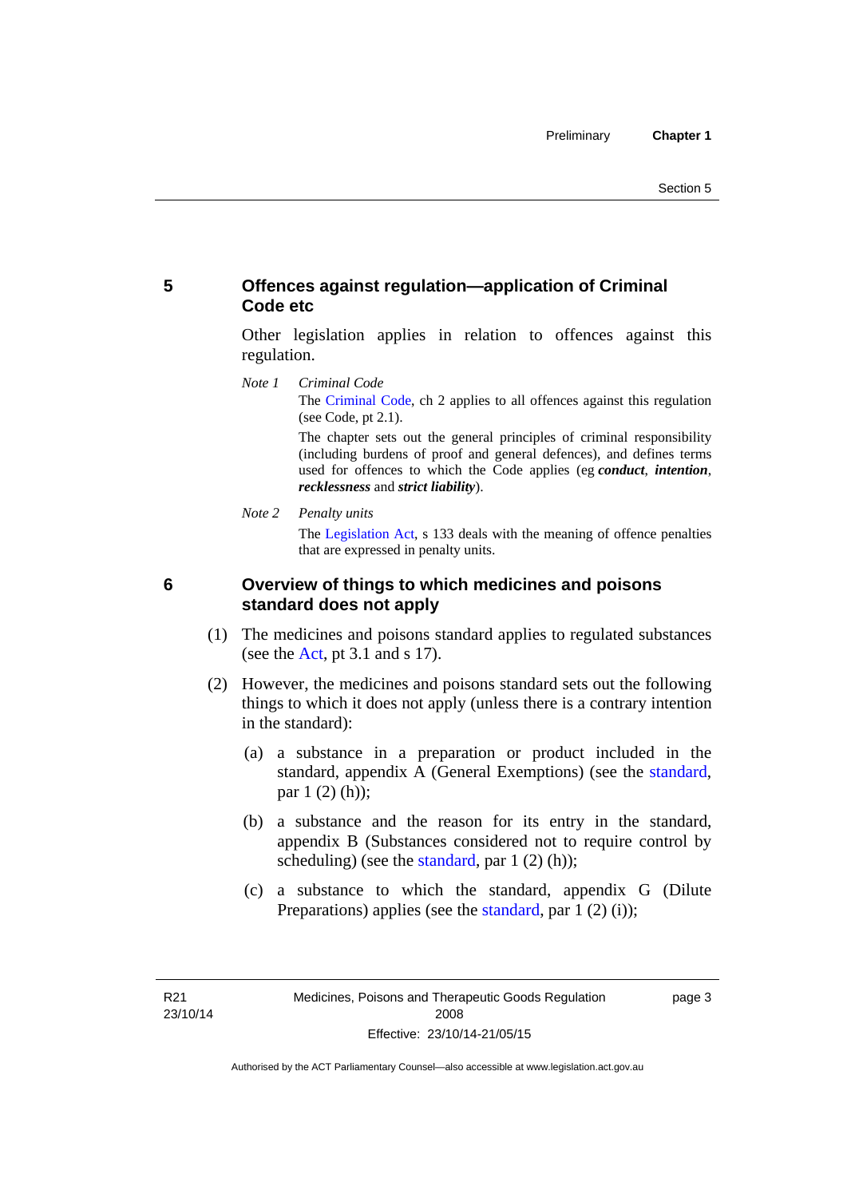### 5 Offences against regulation—application of Criminal Code etc

Other legislation applies in relation to offences against this regulation.

*Note 1* *Criminal Code*

The Criminal Code, ch 2 applies to all offences against this regulation (see Code, pt 2.1).

The chapter sets out the general principles of criminal responsibility (including burdens of proof and general defences), and defines terms used for offences to which the Code applies (eg ***conduct***, ***intention***, ***recklessness*** and ***strict liability***).

*Note 2* *Penalty units*

The Legislation Act, s 133 deals with the meaning of offence penalties that are expressed in penalty units.

### 6 Overview of things to which medicines and poisons standard does not apply

(1) The medicines and poisons standard applies to regulated substances (see the Act, pt 3.1 and s 17).

(2) However, the medicines and poisons standard sets out the following things to which it does not apply (unless there is a contrary intention in the standard):

(a) a substance in a preparation or product included in the standard, appendix A (General Exemptions) (see the standard, par 1 (2) (h));

(b) a substance and the reason for its entry in the standard, appendix B (Substances considered not to require control by scheduling) (see the standard, par 1 (2) (h));

(c) a substance to which the standard, appendix G (Dilute Preparations) applies (see the standard, par 1 (2) (i));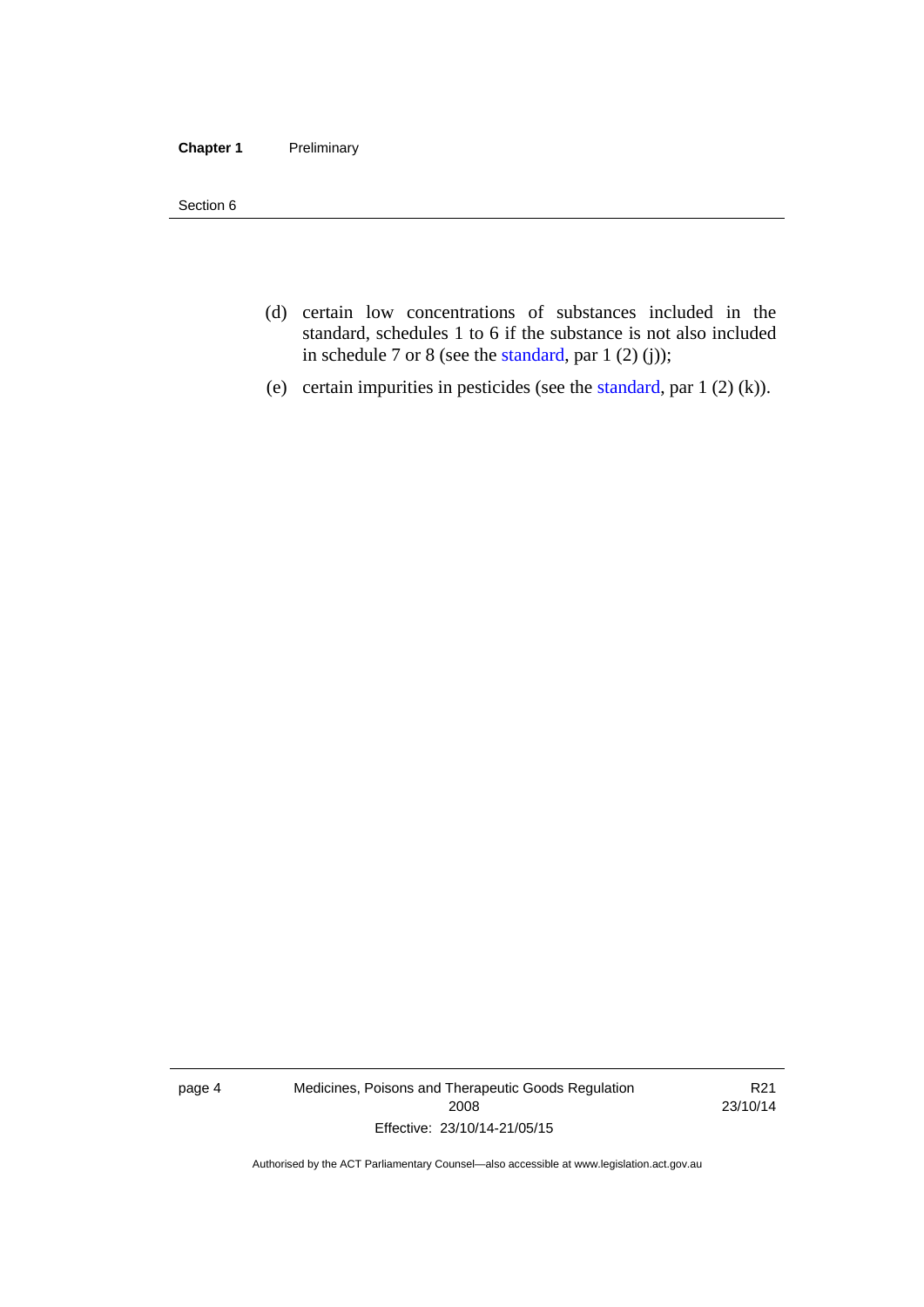(d) certain low concentrations of substances included in the standard, schedules 1 to 6 if the substance is not also included in schedule 7 or 8 (see the standard, par 1 (2) (j));

(e) certain impurities in pesticides (see the standard, par 1 (2) (k)).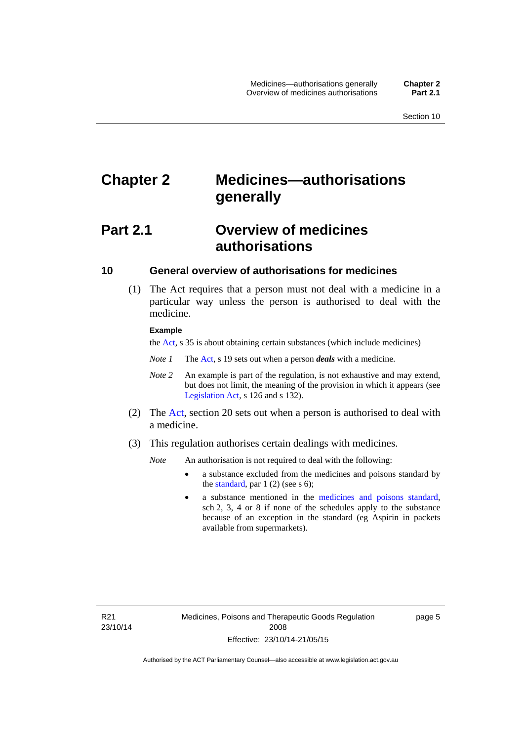# Chapter 2 Medicines—authorisations generally

## Part 2.1 Overview of medicines authorisations

### 10 General overview of authorisations for medicines

(1) The Act requires that a person must not deal with a medicine in a particular way unless the person is authorised to deal with the medicine.

**Example**

the Act, s 35 is about obtaining certain substances (which include medicines)

*Note 1* The Act, s 19 sets out when a person ***deals*** with a medicine.

*Note 2* An example is part of the regulation, is not exhaustive and may extend, but does not limit, the meaning of the provision in which it appears (see Legislation Act, s 126 and s 132).

(2) The Act, section 20 sets out when a person is authorised to deal with a medicine.

(3) This regulation authorises certain dealings with medicines.

*Note* An authorisation is not required to deal with the following:

- a substance excluded from the medicines and poisons standard by the standard, par 1 (2) (see s 6);
- a substance mentioned in the medicines and poisons standard, sch 2, 3, 4 or 8 if none of the schedules apply to the substance because of an exception in the standard (eg Aspirin in packets available from supermarkets).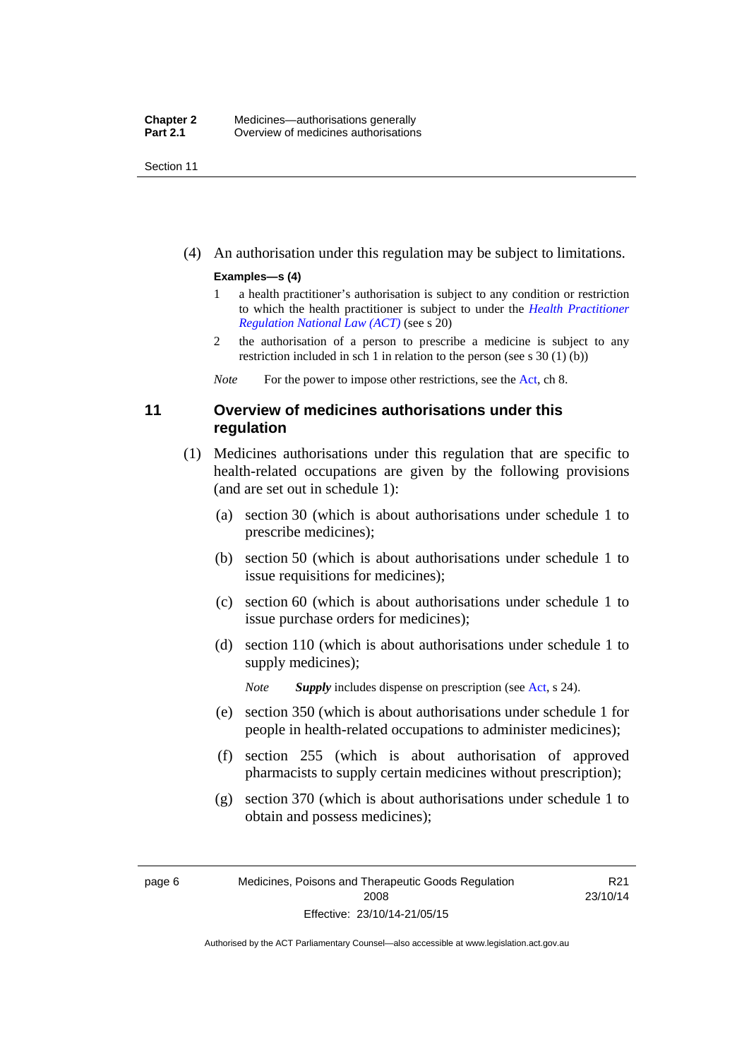(4) An authorisation under this regulation may be subject to limitations.

**Examples—s (4)**

1 a health practitioner's authorisation is subject to any condition or restriction to which the health practitioner is subject to under the *Health Practitioner Regulation National Law (ACT)* (see s 20)

2 the authorisation of a person to prescribe a medicine is subject to any restriction included in sch 1 in relation to the person (see s 30 (1) (b))

*Note* For the power to impose other restrictions, see the Act, ch 8.

## 11 Overview of medicines authorisations under this regulation

(1) Medicines authorisations under this regulation that are specific to health-related occupations are given by the following provisions (and are set out in schedule 1):

(a) section 30 (which is about authorisations under schedule 1 to prescribe medicines);

(b) section 50 (which is about authorisations under schedule 1 to issue requisitions for medicines);

(c) section 60 (which is about authorisations under schedule 1 to issue purchase orders for medicines);

(d) section 110 (which is about authorisations under schedule 1 to supply medicines);

*Note* ***Supply*** includes dispense on prescription (see Act, s 24).

(e) section 350 (which is about authorisations under schedule 1 for people in health-related occupations to administer medicines);

(f) section 255 (which is about authorisation of approved pharmacists to supply certain medicines without prescription);

(g) section 370 (which is about authorisations under schedule 1 to obtain and possess medicines);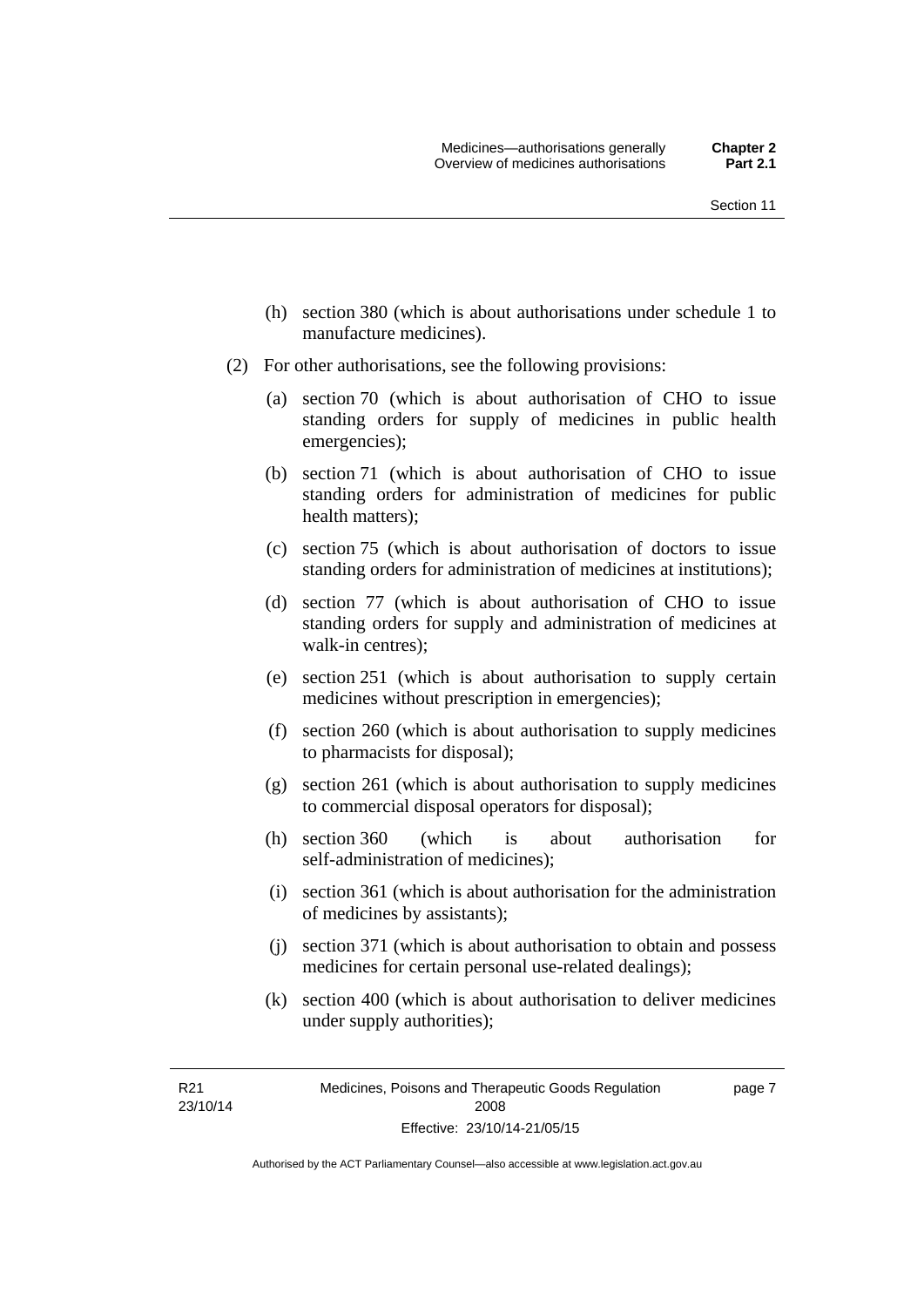(h) section 380 (which is about authorisations under schedule 1 to manufacture medicines).

(2) For other authorisations, see the following provisions:

(a) section 70 (which is about authorisation of CHO to issue standing orders for supply of medicines in public health emergencies);

(b) section 71 (which is about authorisation of CHO to issue standing orders for administration of medicines for public health matters);

(c) section 75 (which is about authorisation of doctors to issue standing orders for administration of medicines at institutions);

(d) section 77 (which is about authorisation of CHO to issue standing orders for supply and administration of medicines at walk-in centres);

(e) section 251 (which is about authorisation to supply certain medicines without prescription in emergencies);

(f) section 260 (which is about authorisation to supply medicines to pharmacists for disposal);

(g) section 261 (which is about authorisation to supply medicines to commercial disposal operators for disposal);

(h) section 360 (which is about authorisation for self-administration of medicines);

(i) section 361 (which is about authorisation for the administration of medicines by assistants);

(j) section 371 (which is about authorisation to obtain and possess medicines for certain personal use-related dealings);

(k) section 400 (which is about authorisation to deliver medicines under supply authorities);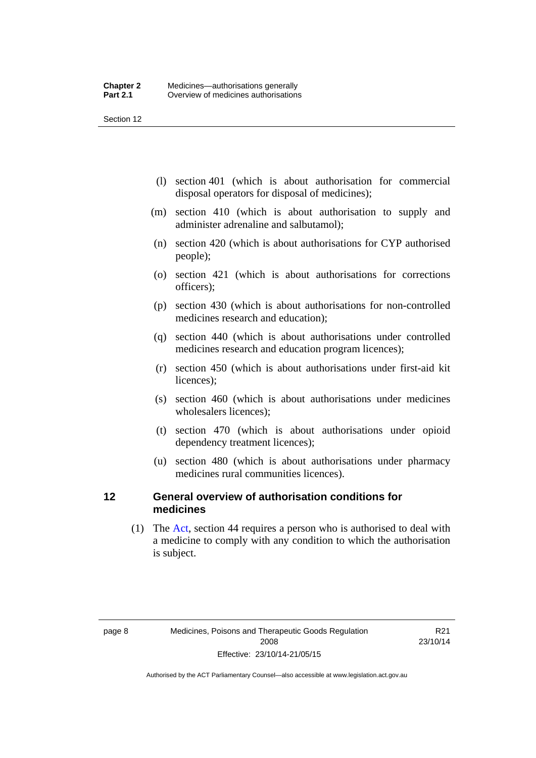(l) section 401 (which is about authorisation for commercial disposal operators for disposal of medicines);

(m) section 410 (which is about authorisation to supply and administer adrenaline and salbutamol);

(n) section 420 (which is about authorisations for CYP authorised people);

(o) section 421 (which is about authorisations for corrections officers);

(p) section 430 (which is about authorisations for non-controlled medicines research and education);

(q) section 440 (which is about authorisations under controlled medicines research and education program licences);

(r) section 450 (which is about authorisations under first-aid kit licences);

(s) section 460 (which is about authorisations under medicines wholesalers licences);

(t) section 470 (which is about authorisations under opioid dependency treatment licences);

(u) section 480 (which is about authorisations under pharmacy medicines rural communities licences).

## 12 General overview of authorisation conditions for medicines

(1) The Act, section 44 requires a person who is authorised to deal with a medicine to comply with any condition to which the authorisation is subject.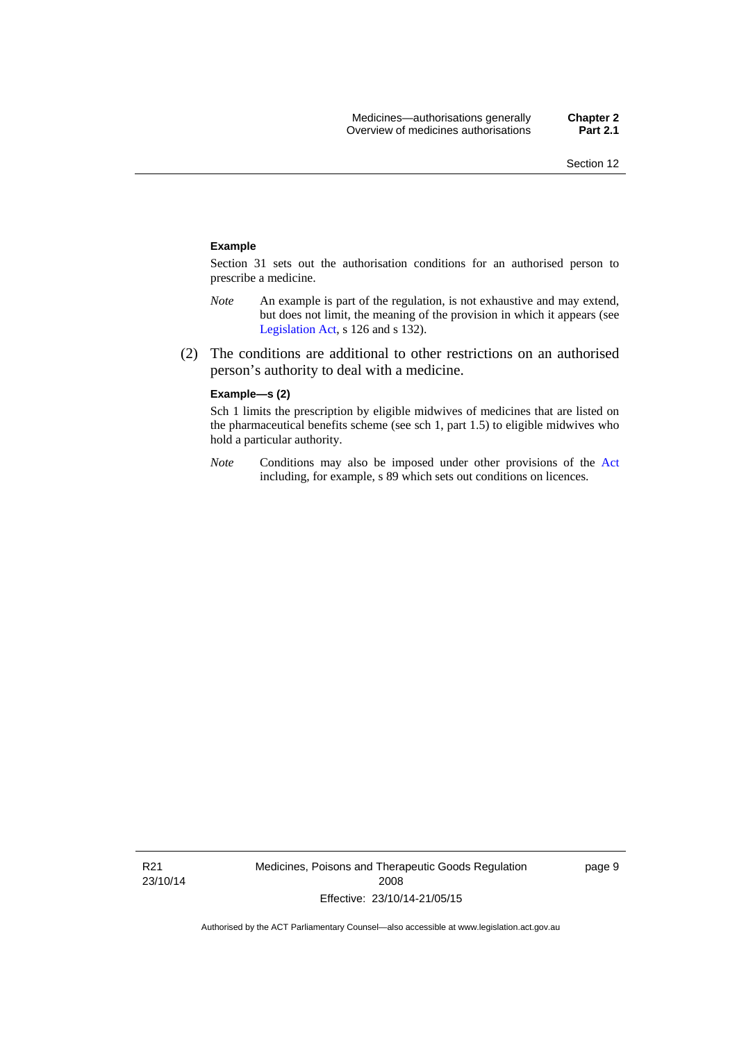**Example**

Section 31 sets out the authorisation conditions for an authorised person to prescribe a medicine.

*Note* An example is part of the regulation, is not exhaustive and may extend, but does not limit, the meaning of the provision in which it appears (see Legislation Act, s 126 and s 132).

(2) The conditions are additional to other restrictions on an authorised person's authority to deal with a medicine.

**Example—s (2)**

Sch 1 limits the prescription by eligible midwives of medicines that are listed on the pharmaceutical benefits scheme (see sch 1, part 1.5) to eligible midwives who hold a particular authority.

*Note* Conditions may also be imposed under other provisions of the Act including, for example, s 89 which sets out conditions on licences.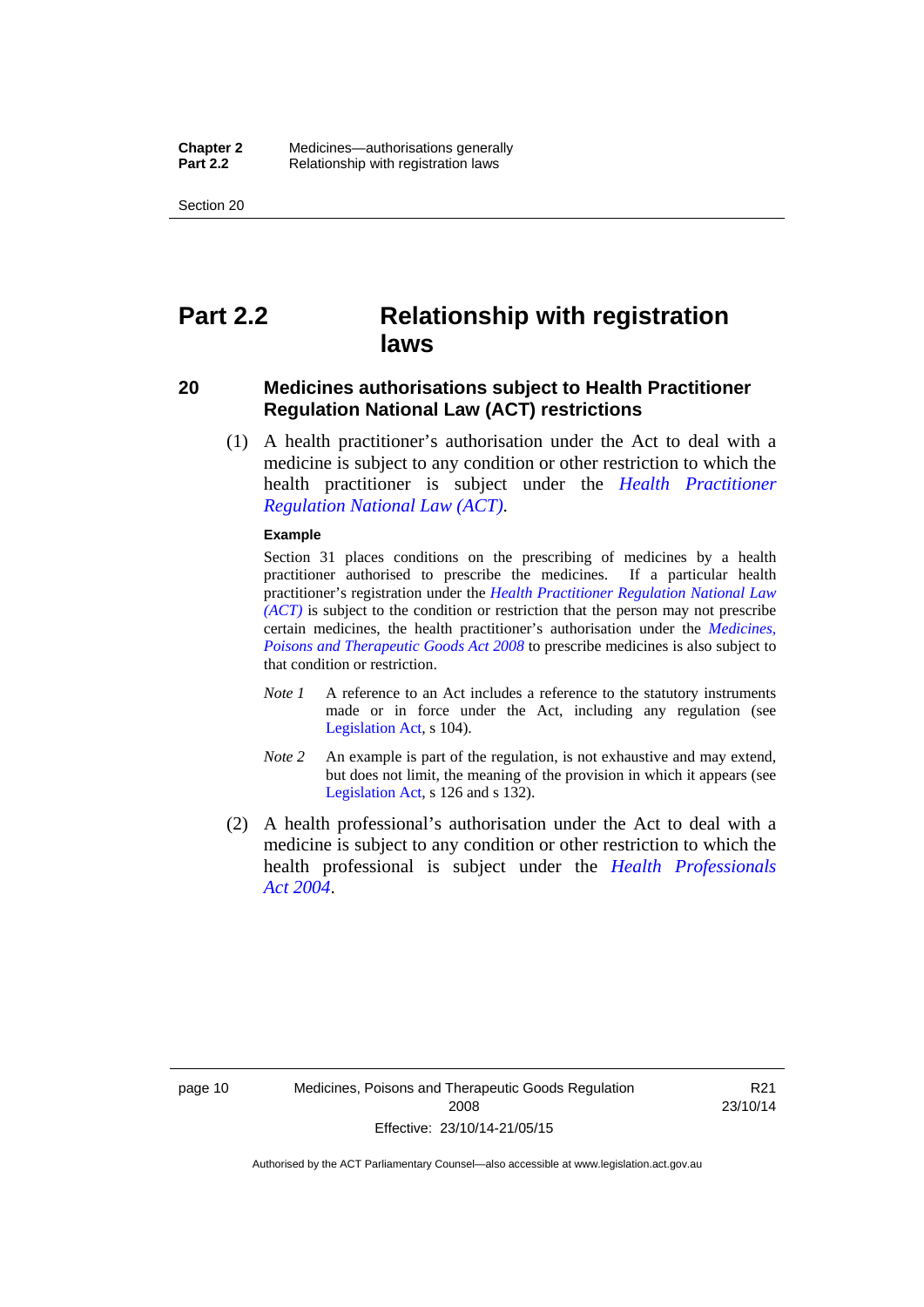# Part 2.2 Relationship with registration laws

## 20 Medicines authorisations subject to Health Practitioner Regulation National Law (ACT) restrictions

(1) A health practitioner's authorisation under the Act to deal with a medicine is subject to any condition or other restriction to which the health practitioner is subject under the *Health Practitioner Regulation National Law (ACT)*.

**Example**

Section 31 places conditions on the prescribing of medicines by a health practitioner authorised to prescribe the medicines. If a particular health practitioner's registration under the *Health Practitioner Regulation National Law (ACT)* is subject to the condition or restriction that the person may not prescribe certain medicines, the health practitioner's authorisation under the *Medicines, Poisons and Therapeutic Goods Act 2008* to prescribe medicines is also subject to that condition or restriction.

*Note 1* A reference to an Act includes a reference to the statutory instruments made or in force under the Act, including any regulation (see Legislation Act, s 104).

*Note 2* An example is part of the regulation, is not exhaustive and may extend, but does not limit, the meaning of the provision in which it appears (see Legislation Act, s 126 and s 132).

(2) A health professional's authorisation under the Act to deal with a medicine is subject to any condition or other restriction to which the health professional is subject under the *Health Professionals Act 2004*.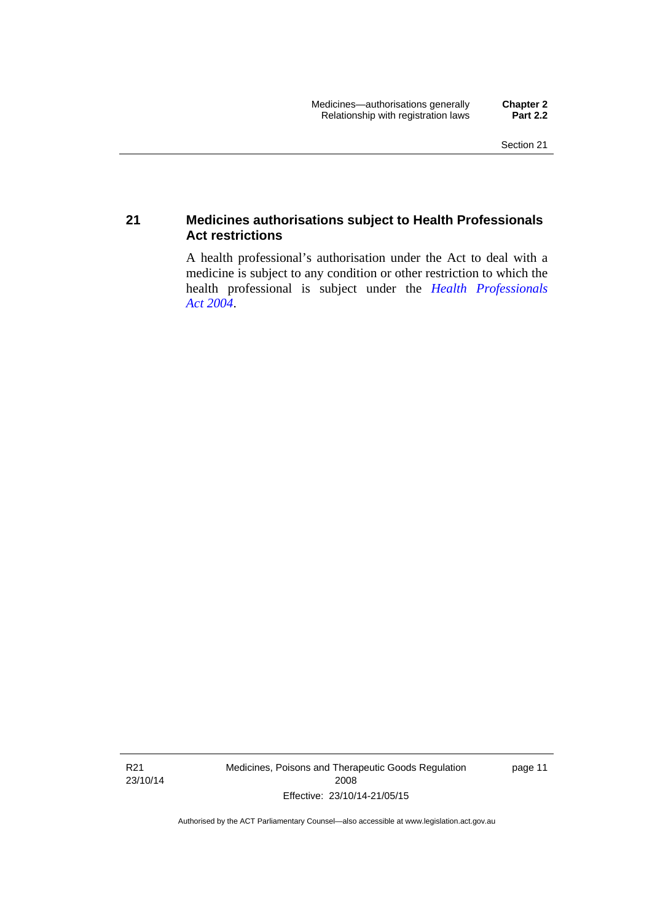## 21 Medicines authorisations subject to Health Professionals Act restrictions

A health professional's authorisation under the Act to deal with a medicine is subject to any condition or other restriction to which the health professional is subject under the *Health Professionals Act 2004*.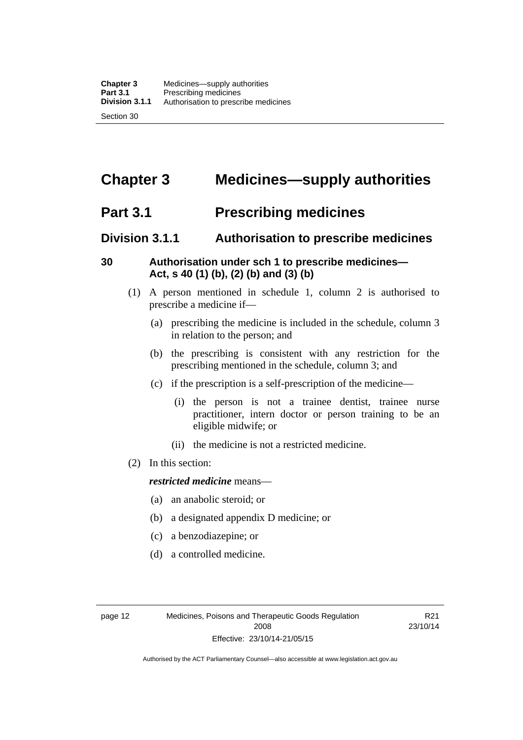# Chapter 3 Medicines—supply authorities

## Part 3.1 Prescribing medicines

### Division 3.1.1 Authorisation to prescribe medicines

**30 Authorisation under sch 1 to prescribe medicines—Act, s 40 (1) (b), (2) (b) and (3) (b)**

(1) A person mentioned in schedule 1, column 2 is authorised to prescribe a medicine if—

(a) prescribing the medicine is included in the schedule, column 3 in relation to the person; and

(b) the prescribing is consistent with any restriction for the prescribing mentioned in the schedule, column 3; and

(c) if the prescription is a self-prescription of the medicine—

(i) the person is not a trainee dentist, trainee nurse practitioner, intern doctor or person training to be an eligible midwife; or

(ii) the medicine is not a restricted medicine.

(2) In this section:

***restricted medicine*** means—

(a) an anabolic steroid; or

(b) a designated appendix D medicine; or

(c) a benzodiazepine; or

(d) a controlled medicine.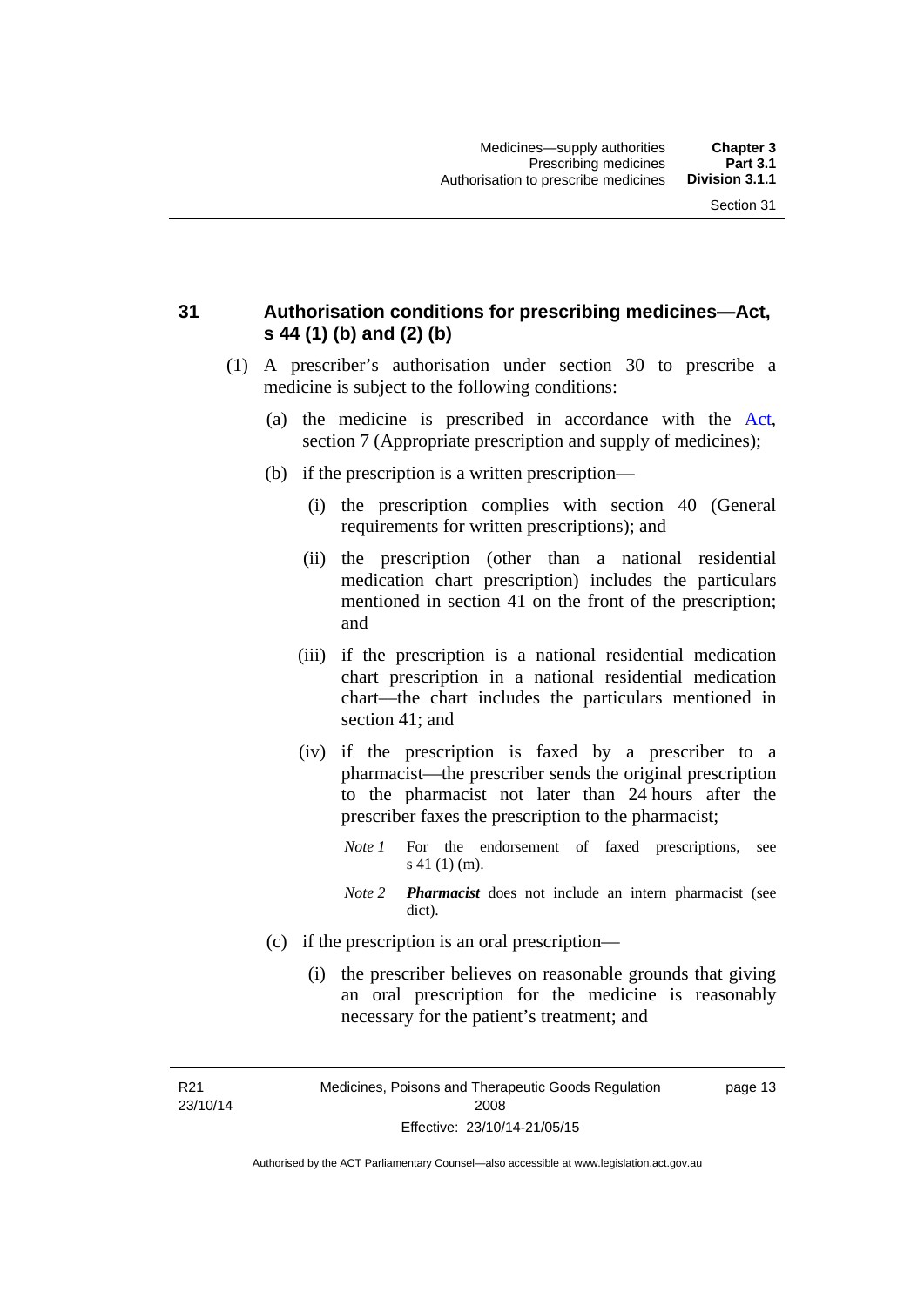## 31 Authorisation conditions for prescribing medicines—Act, s 44 (1) (b) and (2) (b)

(1) A prescriber's authorisation under section 30 to prescribe a medicine is subject to the following conditions:

(a) the medicine is prescribed in accordance with the Act, section 7 (Appropriate prescription and supply of medicines);

(b) if the prescription is a written prescription—

(i) the prescription complies with section 40 (General requirements for written prescriptions); and

(ii) the prescription (other than a national residential medication chart prescription) includes the particulars mentioned in section 41 on the front of the prescription; and

(iii) if the prescription is a national residential medication chart prescription in a national residential medication chart—the chart includes the particulars mentioned in section 41; and

(iv) if the prescription is faxed by a prescriber to a pharmacist—the prescriber sends the original prescription to the pharmacist not later than 24 hours after the prescriber faxes the prescription to the pharmacist;

*Note 1* For the endorsement of faxed prescriptions, see s 41 (1) (m).

*Note 2* ***Pharmacist*** does not include an intern pharmacist (see dict).

(c) if the prescription is an oral prescription—

(i) the prescriber believes on reasonable grounds that giving an oral prescription for the medicine is reasonably necessary for the patient's treatment; and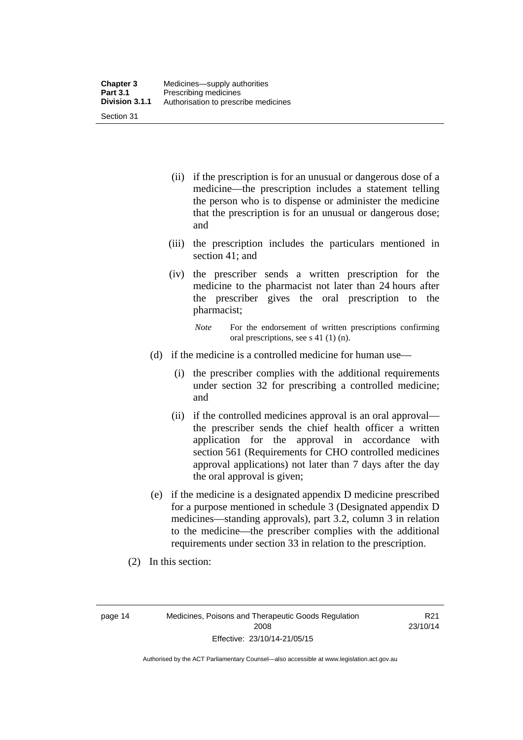(ii) if the prescription is for an unusual or dangerous dose of a medicine—the prescription includes a statement telling the person who is to dispense or administer the medicine that the prescription is for an unusual or dangerous dose; and

(iii) the prescription includes the particulars mentioned in section 41; and

(iv) the prescriber sends a written prescription for the medicine to the pharmacist not later than 24 hours after the prescriber gives the oral prescription to the pharmacist;

*Note* For the endorsement of written prescriptions confirming oral prescriptions, see s 41 (1) (n).

(d) if the medicine is a controlled medicine for human use—

(i) the prescriber complies with the additional requirements under section 32 for prescribing a controlled medicine; and

(ii) if the controlled medicines approval is an oral approval—the prescriber sends the chief health officer a written application for the approval in accordance with section 561 (Requirements for CHO controlled medicines approval applications) not later than 7 days after the day the oral approval is given;

(e) if the medicine is a designated appendix D medicine prescribed for a purpose mentioned in schedule 3 (Designated appendix D medicines—standing approvals), part 3.2, column 3 in relation to the medicine—the prescriber complies with the additional requirements under section 33 in relation to the prescription.

(2) In this section: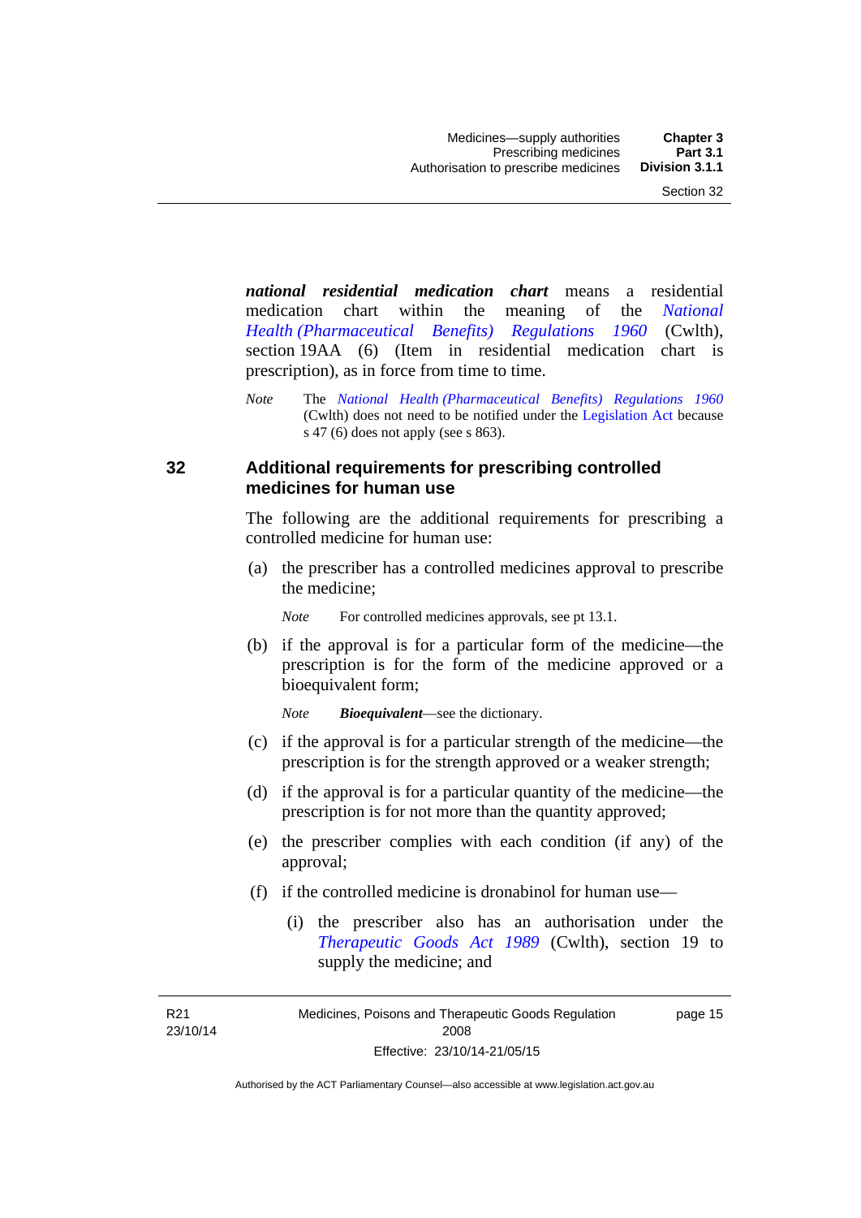***national residential medication chart*** means a residential medication chart within the meaning of the *National Health (Pharmaceutical Benefits) Regulations 1960* (Cwlth), section 19AA (6) (Item in residential medication chart is prescription), as in force from time to time.

*Note* The *National Health (Pharmaceutical Benefits) Regulations 1960* (Cwlth) does not need to be notified under the Legislation Act because s 47 (6) does not apply (see s 863).

## 32 Additional requirements for prescribing controlled medicines for human use

The following are the additional requirements for prescribing a controlled medicine for human use:

(a) the prescriber has a controlled medicines approval to prescribe the medicine;

*Note* For controlled medicines approvals, see pt 13.1.

(b) if the approval is for a particular form of the medicine—the prescription is for the form of the medicine approved or a bioequivalent form;

*Note* ***Bioequivalent***—see the dictionary.

(c) if the approval is for a particular strength of the medicine—the prescription is for the strength approved or a weaker strength;

(d) if the approval is for a particular quantity of the medicine—the prescription is for not more than the quantity approved;

(e) the prescriber complies with each condition (if any) of the approval;

(f) if the controlled medicine is dronabinol for human use—

(i) the prescriber also has an authorisation under the *Therapeutic Goods Act 1989* (Cwlth), section 19 to supply the medicine; and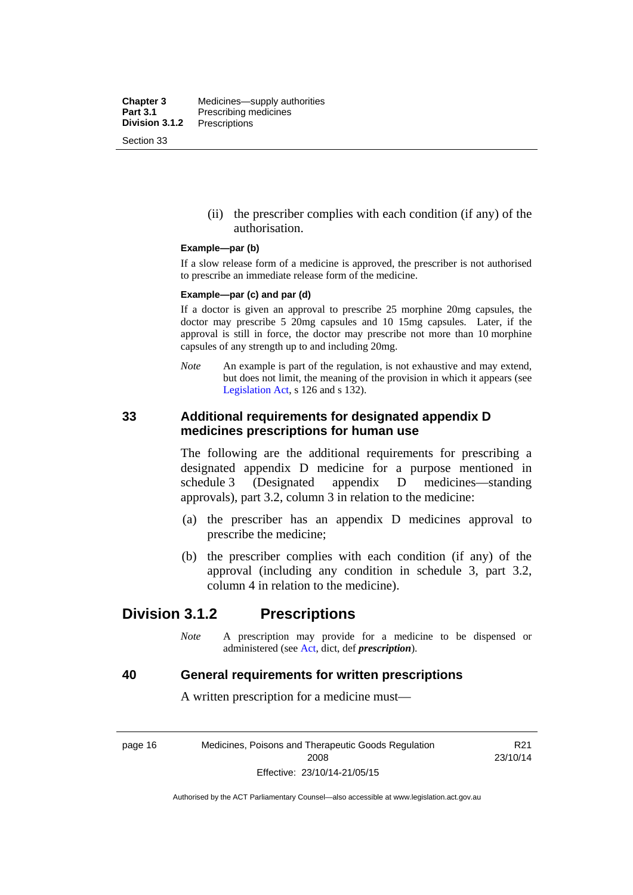(ii) the prescriber complies with each condition (if any) of the authorisation.

**Example—par (b)**

If a slow release form of a medicine is approved, the prescriber is not authorised to prescribe an immediate release form of the medicine.

**Example—par (c) and par (d)**

If a doctor is given an approval to prescribe 25 morphine 20mg capsules, the doctor may prescribe 5 20mg capsules and 10 15mg capsules. Later, if the approval is still in force, the doctor may prescribe not more than 10 morphine capsules of any strength up to and including 20mg.

*Note* An example is part of the regulation, is not exhaustive and may extend, but does not limit, the meaning of the provision in which it appears (see Legislation Act, s 126 and s 132).

### 33 Additional requirements for designated appendix D medicines prescriptions for human use

The following are the additional requirements for prescribing a designated appendix D medicine for a purpose mentioned in schedule 3 (Designated appendix D medicines—standing approvals), part 3.2, column 3 in relation to the medicine:

(a) the prescriber has an appendix D medicines approval to prescribe the medicine;

(b) the prescriber complies with each condition (if any) of the approval (including any condition in schedule 3, part 3.2, column 4 in relation to the medicine).

## Division 3.1.2 Prescriptions

*Note* A prescription may provide for a medicine to be dispensed or administered (see Act, dict, def ***prescription***).

### 40 General requirements for written prescriptions

A written prescription for a medicine must—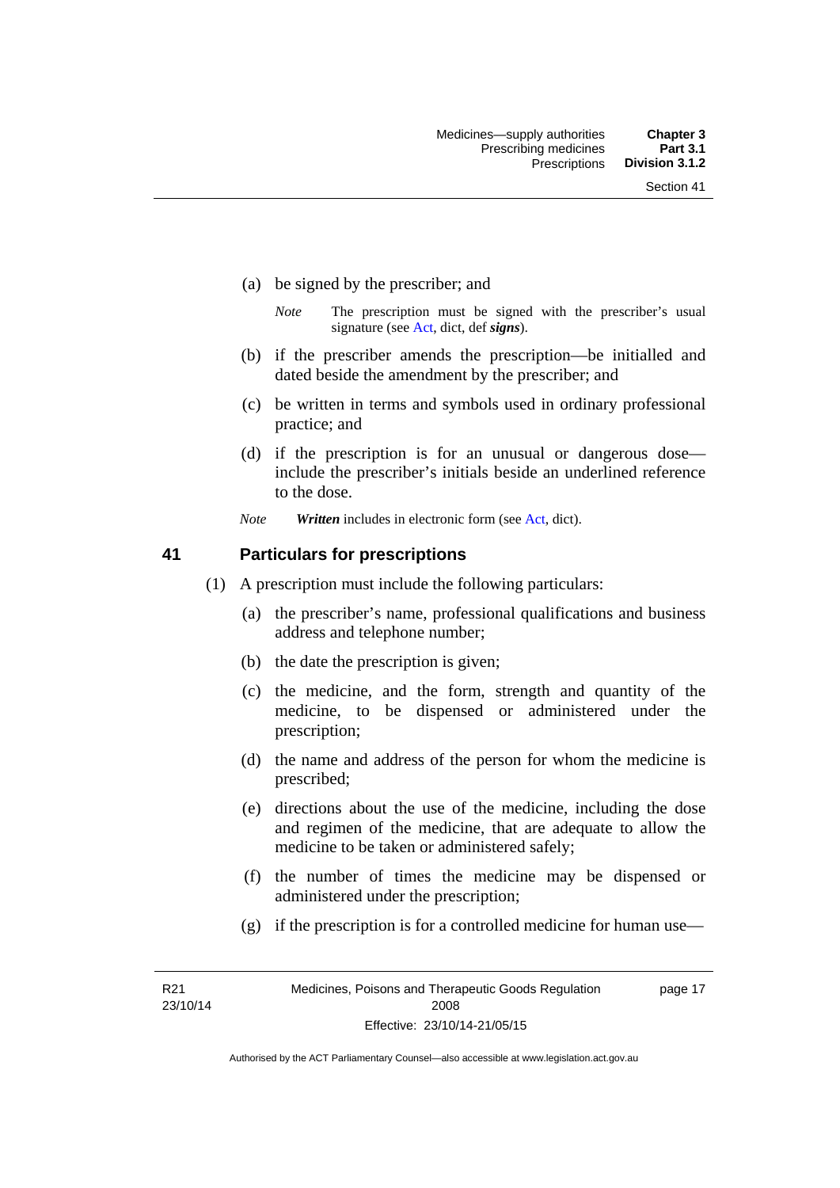(a) be signed by the prescriber; and

*Note* The prescription must be signed with the prescriber's usual signature (see Act, dict, def ***signs***).

(b) if the prescriber amends the prescription—be initialled and dated beside the amendment by the prescriber; and

(c) be written in terms and symbols used in ordinary professional practice; and

(d) if the prescription is for an unusual or dangerous dose—include the prescriber's initials beside an underlined reference to the dose.

*Note* ***Written*** includes in electronic form (see Act, dict).

## 41 Particulars for prescriptions

(1) A prescription must include the following particulars:

(a) the prescriber's name, professional qualifications and business address and telephone number;

(b) the date the prescription is given;

(c) the medicine, and the form, strength and quantity of the medicine, to be dispensed or administered under the prescription;

(d) the name and address of the person for whom the medicine is prescribed;

(e) directions about the use of the medicine, including the dose and regimen of the medicine, that are adequate to allow the medicine to be taken or administered safely;

(f) the number of times the medicine may be dispensed or administered under the prescription;

(g) if the prescription is for a controlled medicine for human use—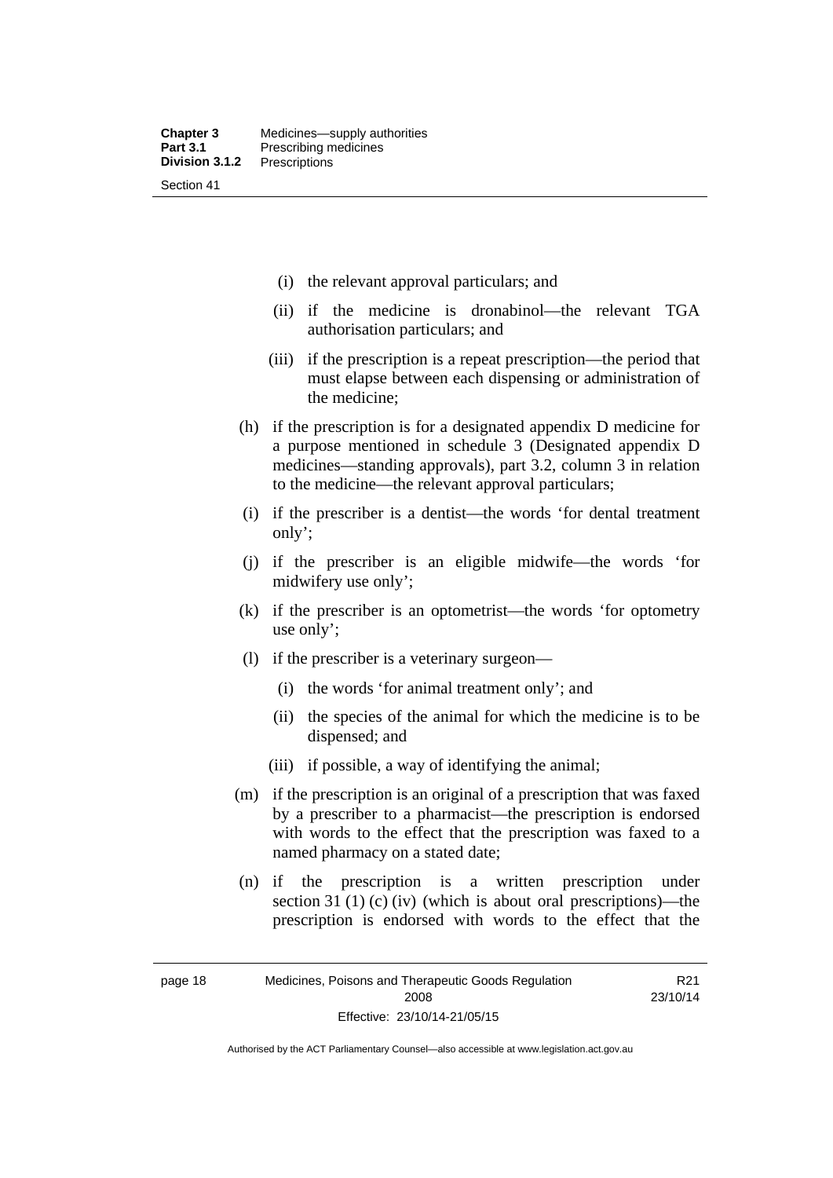(i) the relevant approval particulars; and

(ii) if the medicine is dronabinol—the relevant TGA authorisation particulars; and

(iii) if the prescription is a repeat prescription—the period that must elapse between each dispensing or administration of the medicine;

(h) if the prescription is for a designated appendix D medicine for a purpose mentioned in schedule 3 (Designated appendix D medicines—standing approvals), part 3.2, column 3 in relation to the medicine—the relevant approval particulars;

(i) if the prescriber is a dentist—the words 'for dental treatment only';

(j) if the prescriber is an eligible midwife—the words 'for midwifery use only';

(k) if the prescriber is an optometrist—the words 'for optometry use only';

(l) if the prescriber is a veterinary surgeon—

(i) the words 'for animal treatment only'; and

(ii) the species of the animal for which the medicine is to be dispensed; and

(iii) if possible, a way of identifying the animal;

(m) if the prescription is an original of a prescription that was faxed by a prescriber to a pharmacist—the prescription is endorsed with words to the effect that the prescription was faxed to a named pharmacy on a stated date;

(n) if the prescription is a written prescription under section 31 (1) (c) (iv) (which is about oral prescriptions)—the prescription is endorsed with words to the effect that the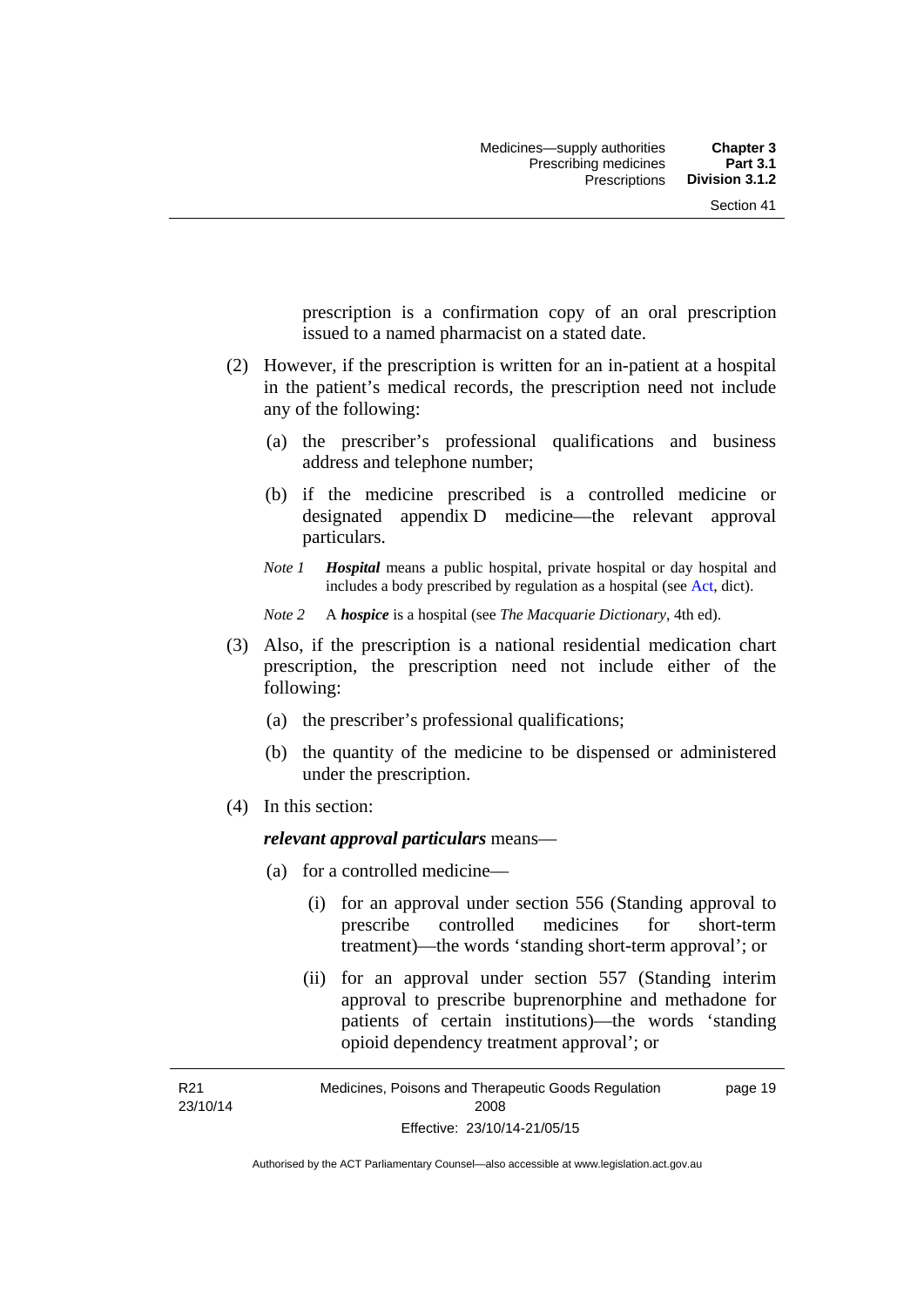prescription is a confirmation copy of an oral prescription issued to a named pharmacist on a stated date.

(2) However, if the prescription is written for an in-patient at a hospital in the patient's medical records, the prescription need not include any of the following:

(a) the prescriber's professional qualifications and business address and telephone number;

(b) if the medicine prescribed is a controlled medicine or designated appendix D medicine—the relevant approval particulars.

*Note 1* ***Hospital*** means a public hospital, private hospital or day hospital and includes a body prescribed by regulation as a hospital (see Act, dict).

*Note 2* A ***hospice*** is a hospital (see *The Macquarie Dictionary*, 4th ed).

(3) Also, if the prescription is a national residential medication chart prescription, the prescription need not include either of the following:

(a) the prescriber's professional qualifications;

(b) the quantity of the medicine to be dispensed or administered under the prescription.

(4) In this section:

***relevant approval particulars*** means—

(a) for a controlled medicine—

(i) for an approval under section 556 (Standing approval to prescribe controlled medicines for short-term treatment)—the words 'standing short-term approval'; or

(ii) for an approval under section 557 (Standing interim approval to prescribe buprenorphine and methadone for patients of certain institutions)—the words 'standing opioid dependency treatment approval'; or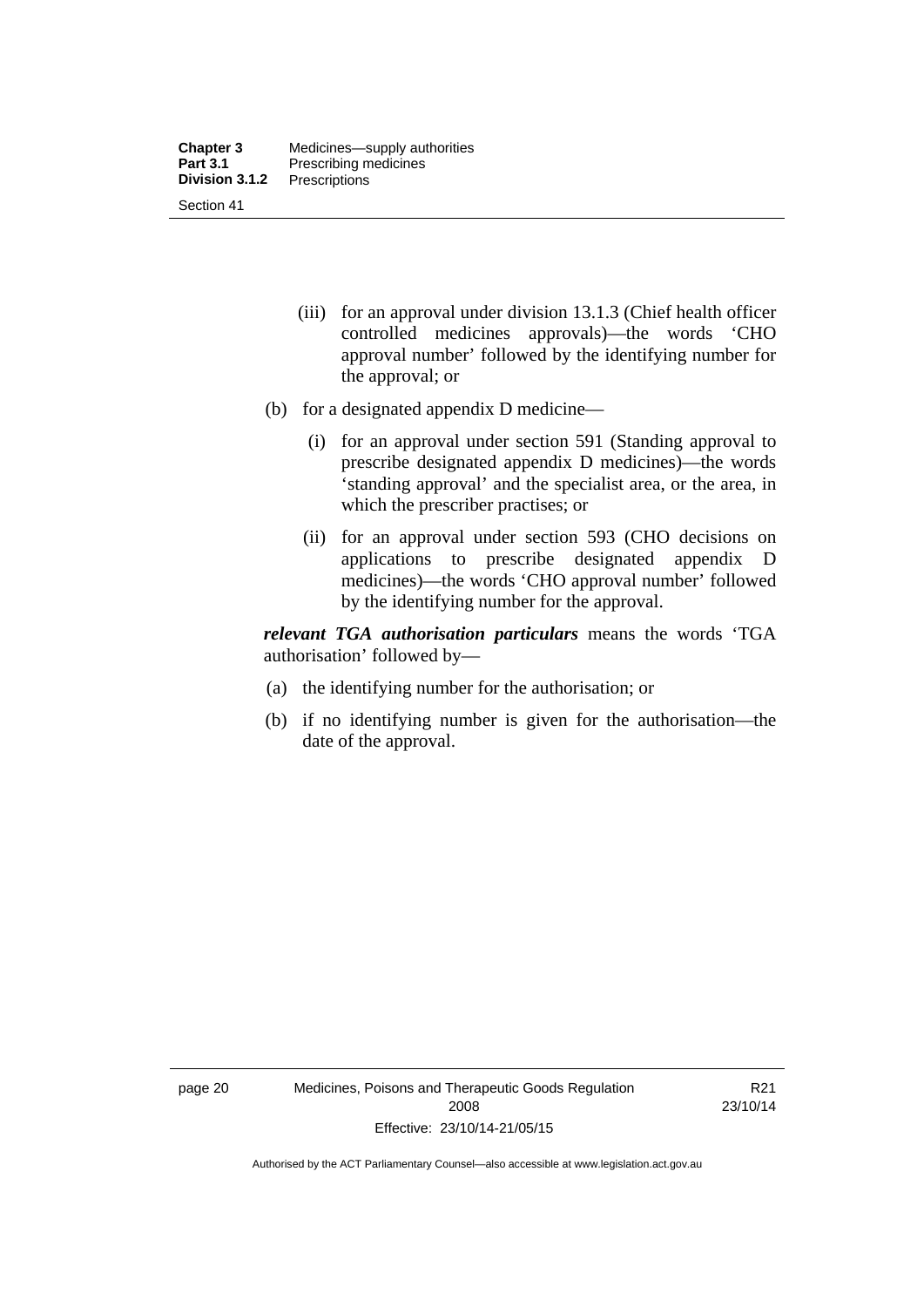(iii) for an approval under division 13.1.3 (Chief health officer controlled medicines approvals)—the words 'CHO approval number' followed by the identifying number for the approval; or

(b) for a designated appendix D medicine—

(i) for an approval under section 591 (Standing approval to prescribe designated appendix D medicines)—the words 'standing approval' and the specialist area, or the area, in which the prescriber practises; or

(ii) for an approval under section 593 (CHO decisions on applications to prescribe designated appendix D medicines)—the words 'CHO approval number' followed by the identifying number for the approval.

***relevant TGA authorisation particulars*** means the words 'TGA authorisation' followed by—

(a) the identifying number for the authorisation; or

(b) if no identifying number is given for the authorisation—the date of the approval.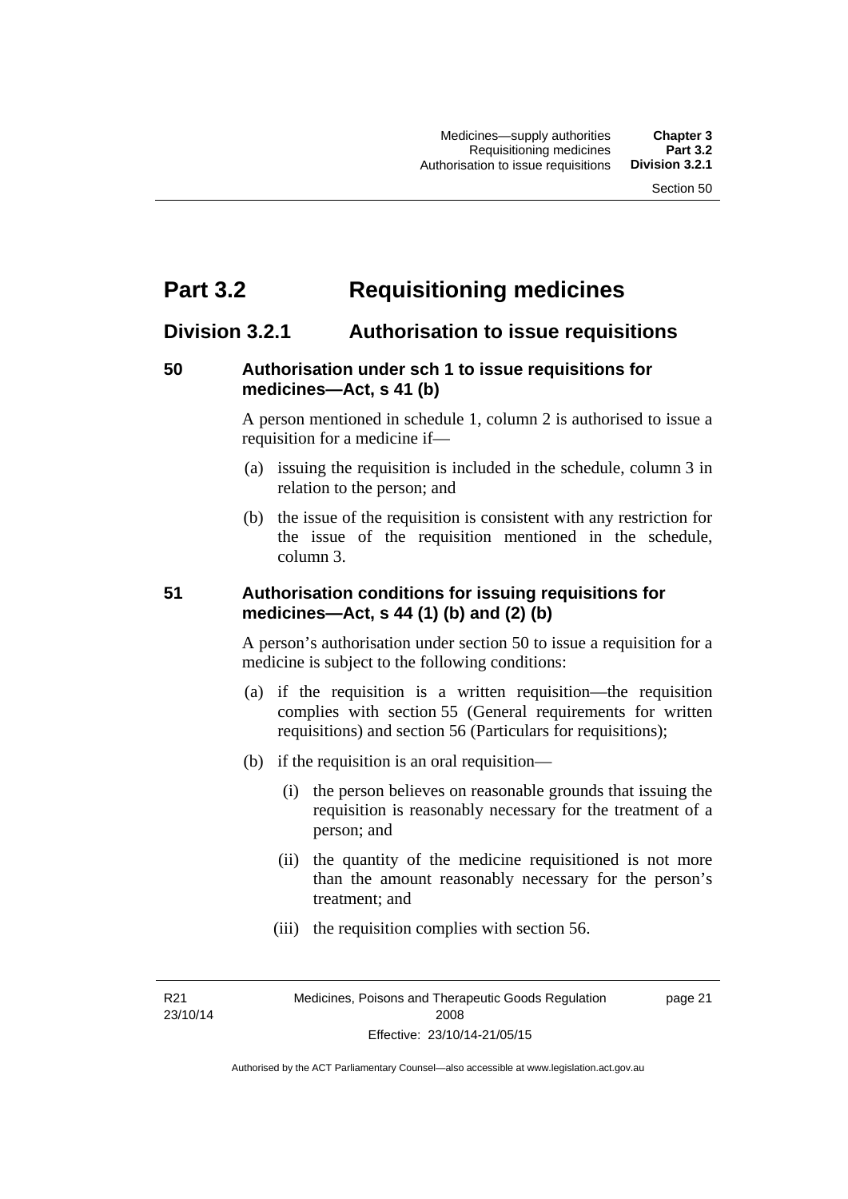# Part 3.2 Requisitioning medicines

## Division 3.2.1 Authorisation to issue requisitions

### 50 Authorisation under sch 1 to issue requisitions for medicines—Act, s 41 (b)

A person mentioned in schedule 1, column 2 is authorised to issue a requisition for a medicine if—

(a) issuing the requisition is included in the schedule, column 3 in relation to the person; and

(b) the issue of the requisition is consistent with any restriction for the issue of the requisition mentioned in the schedule, column 3.

### 51 Authorisation conditions for issuing requisitions for medicines—Act, s 44 (1) (b) and (2) (b)

A person's authorisation under section 50 to issue a requisition for a medicine is subject to the following conditions:

(a) if the requisition is a written requisition—the requisition complies with section 55 (General requirements for written requisitions) and section 56 (Particulars for requisitions);

(b) if the requisition is an oral requisition—

(i) the person believes on reasonable grounds that issuing the requisition is reasonably necessary for the treatment of a person; and

(ii) the quantity of the medicine requisitioned is not more than the amount reasonably necessary for the person's treatment; and

(iii) the requisition complies with section 56.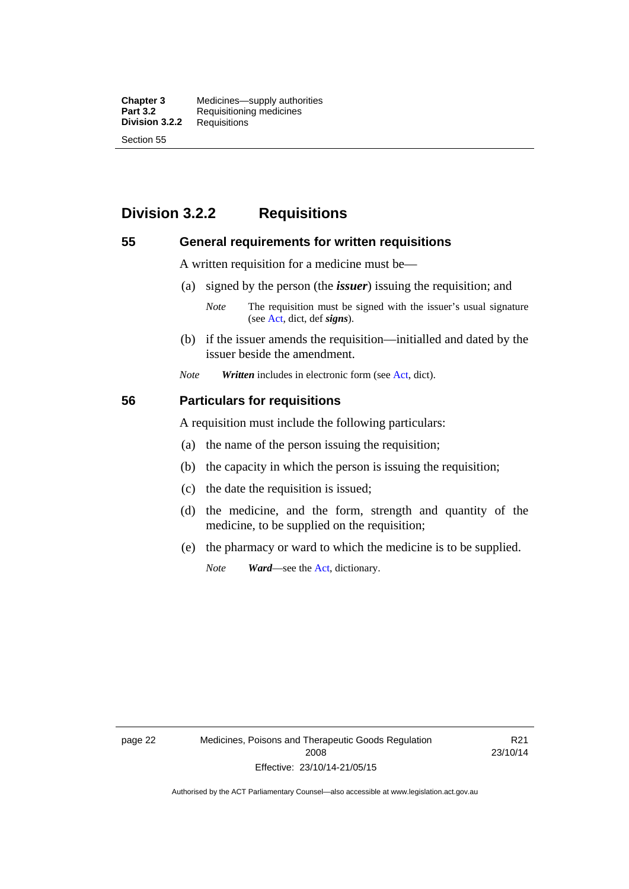## Division 3.2.2 Requisitions

### 55 General requirements for written requisitions

A written requisition for a medicine must be—

(a) signed by the person (the ***issuer***) issuing the requisition; and

> *Note* The requisition must be signed with the issuer's usual signature (see Act, dict, def ***signs***).

(b) if the issuer amends the requisition—initialled and dated by the issuer beside the amendment.

*Note* ***Written*** includes in electronic form (see Act, dict).

### 56 Particulars for requisitions

A requisition must include the following particulars:

(a) the name of the person issuing the requisition;

(b) the capacity in which the person is issuing the requisition;

(c) the date the requisition is issued;

(d) the medicine, and the form, strength and quantity of the medicine, to be supplied on the requisition;

(e) the pharmacy or ward to which the medicine is to be supplied.

> *Note* ***Ward***—see the Act, dictionary.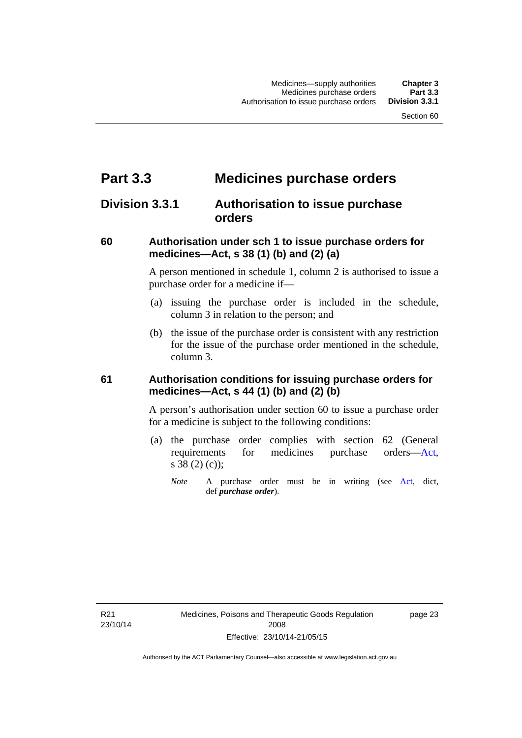# Part 3.3 Medicines purchase orders

## Division 3.3.1 Authorisation to issue purchase orders

### 60 Authorisation under sch 1 to issue purchase orders for medicines—Act, s 38 (1) (b) and (2) (a)

A person mentioned in schedule 1, column 2 is authorised to issue a purchase order for a medicine if—

(a) issuing the purchase order is included in the schedule, column 3 in relation to the person; and

(b) the issue of the purchase order is consistent with any restriction for the issue of the purchase order mentioned in the schedule, column 3.

### 61 Authorisation conditions for issuing purchase orders for medicines—Act, s 44 (1) (b) and (2) (b)

A person's authorisation under section 60 to issue a purchase order for a medicine is subject to the following conditions:

(a) the purchase order complies with section 62 (General requirements for medicines purchase orders—Act, s 38 (2) (c));

*Note* A purchase order must be in writing (see Act, dict, def ***purchase order***).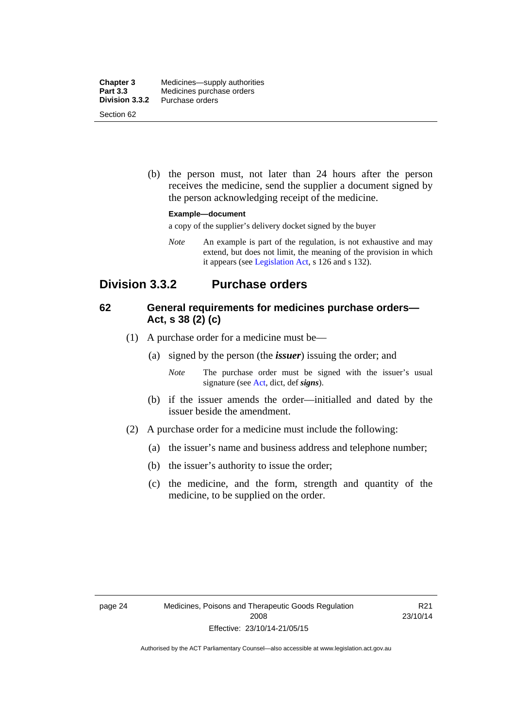(b) the person must, not later than 24 hours after the person receives the medicine, send the supplier a document signed by the person acknowledging receipt of the medicine.

**Example—document**

a copy of the supplier's delivery docket signed by the buyer

*Note* An example is part of the regulation, is not exhaustive and may extend, but does not limit, the meaning of the provision in which it appears (see Legislation Act, s 126 and s 132).

## Division 3.3.2 Purchase orders

### 62 General requirements for medicines purchase orders—Act, s 38 (2) (c)

(1) A purchase order for a medicine must be—

(a) signed by the person (the ***issuer***) issuing the order; and

*Note* The purchase order must be signed with the issuer's usual signature (see Act, dict, def ***signs***).

(b) if the issuer amends the order—initialled and dated by the issuer beside the amendment.

(2) A purchase order for a medicine must include the following:

(a) the issuer's name and business address and telephone number;

(b) the issuer's authority to issue the order;

(c) the medicine, and the form, strength and quantity of the medicine, to be supplied on the order.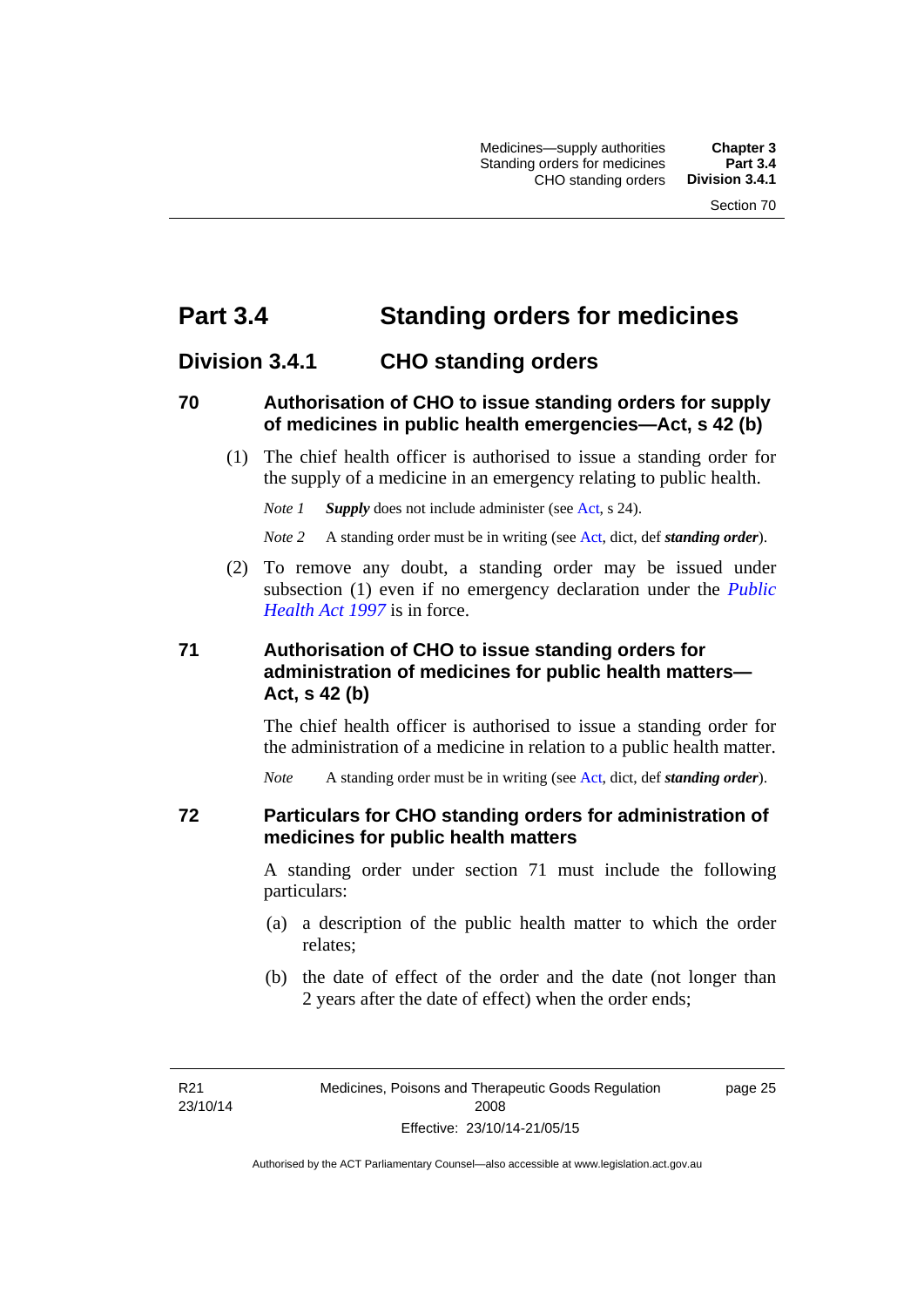# Part 3.4 Standing orders for medicines

## Division 3.4.1 CHO standing orders

### 70 Authorisation of CHO to issue standing orders for supply of medicines in public health emergencies—Act, s 42 (b)

(1) The chief health officer is authorised to issue a standing order for the supply of a medicine in an emergency relating to public health.

*Note 1* ***Supply*** does not include administer (see Act, s 24).

*Note 2* A standing order must be in writing (see Act, dict, def ***standing order***).

(2) To remove any doubt, a standing order may be issued under subsection (1) even if no emergency declaration under the *Public Health Act 1997* is in force.

### 71 Authorisation of CHO to issue standing orders for administration of medicines for public health matters—Act, s 42 (b)

The chief health officer is authorised to issue a standing order for the administration of a medicine in relation to a public health matter.

*Note* A standing order must be in writing (see Act, dict, def ***standing order***).

### 72 Particulars for CHO standing orders for administration of medicines for public health matters

A standing order under section 71 must include the following particulars:

(a) a description of the public health matter to which the order relates;

(b) the date of effect of the order and the date (not longer than 2 years after the date of effect) when the order ends;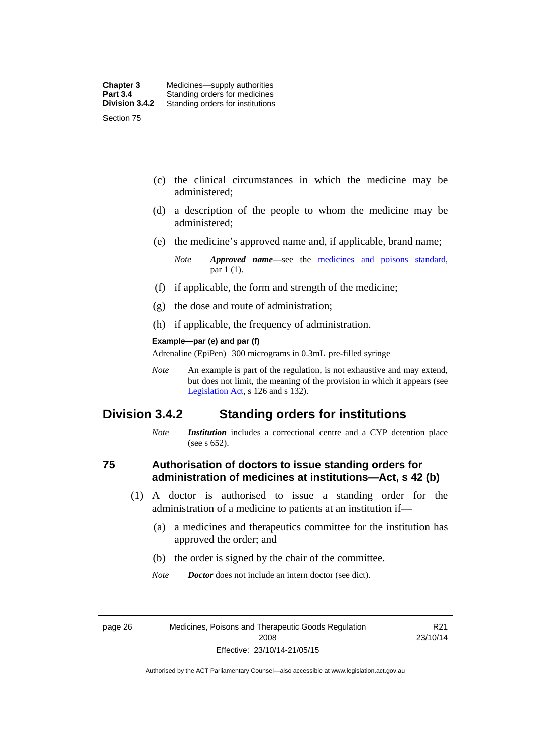(c) the clinical circumstances in which the medicine may be administered;

(d) a description of the people to whom the medicine may be administered;

(e) the medicine's approved name and, if applicable, brand name;

*Note* ***Approved name***—see the medicines and poisons standard, par 1 (1).

(f) if applicable, the form and strength of the medicine;

(g) the dose and route of administration;

(h) if applicable, the frequency of administration.

**Example—par (e) and par (f)**

Adrenaline (EpiPen) 300 micrograms in 0.3mL pre-filled syringe

*Note* An example is part of the regulation, is not exhaustive and may extend, but does not limit, the meaning of the provision in which it appears (see Legislation Act, s 126 and s 132).

## Division 3.4.2 Standing orders for institutions

*Note* ***Institution*** includes a correctional centre and a CYP detention place (see s 652).

### 75 Authorisation of doctors to issue standing orders for administration of medicines at institutions—Act, s 42 (b)

(1) A doctor is authorised to issue a standing order for the administration of a medicine to patients at an institution if—

(a) a medicines and therapeutics committee for the institution has approved the order; and

(b) the order is signed by the chair of the committee.

*Note* ***Doctor*** does not include an intern doctor (see dict).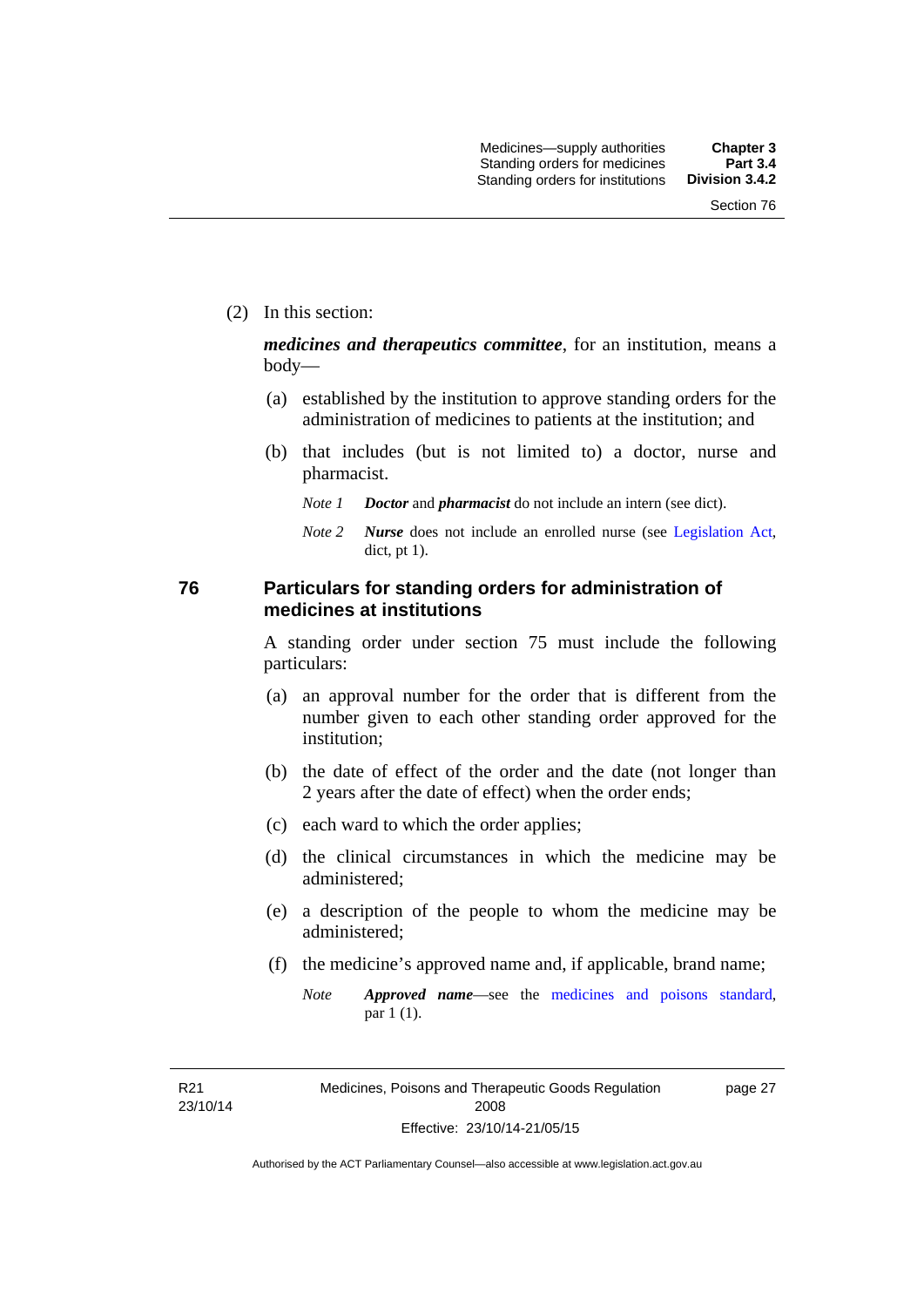(2) In this section:

***medicines and therapeutics committee***, for an institution, means a body—

(a) established by the institution to approve standing orders for the administration of medicines to patients at the institution; and

(b) that includes (but is not limited to) a doctor, nurse and pharmacist.

*Note 1* ***Doctor*** and ***pharmacist*** do not include an intern (see dict).

*Note 2* ***Nurse*** does not include an enrolled nurse (see Legislation Act, dict, pt 1).

## 76 Particulars for standing orders for administration of medicines at institutions

A standing order under section 75 must include the following particulars:

(a) an approval number for the order that is different from the number given to each other standing order approved for the institution;

(b) the date of effect of the order and the date (not longer than 2 years after the date of effect) when the order ends;

(c) each ward to which the order applies;

(d) the clinical circumstances in which the medicine may be administered;

(e) a description of the people to whom the medicine may be administered;

(f) the medicine's approved name and, if applicable, brand name;

*Note* ***Approved name***—see the medicines and poisons standard, par 1 (1).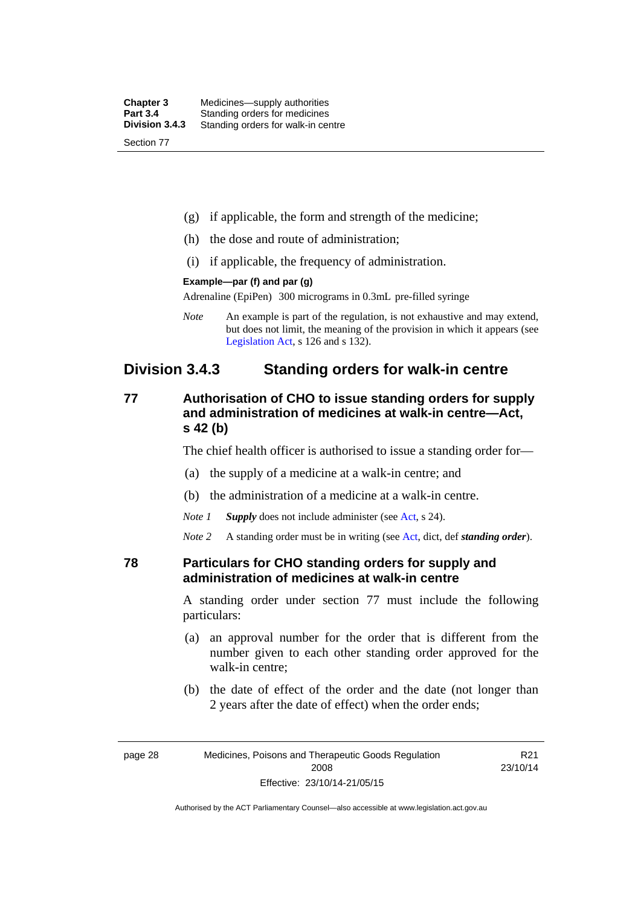(g) if applicable, the form and strength of the medicine;

(h) the dose and route of administration;

(i) if applicable, the frequency of administration.

**Example—par (f) and par (g)**

Adrenaline (EpiPen) 300 micrograms in 0.3mL pre-filled syringe

*Note* An example is part of the regulation, is not exhaustive and may extend, but does not limit, the meaning of the provision in which it appears (see Legislation Act, s 126 and s 132).

## Division 3.4.3 Standing orders for walk-in centre

### 77 Authorisation of CHO to issue standing orders for supply and administration of medicines at walk-in centre—Act, s 42 (b)

The chief health officer is authorised to issue a standing order for—

(a) the supply of a medicine at a walk-in centre; and

(b) the administration of a medicine at a walk-in centre.

*Note 1* ***Supply*** does not include administer (see Act, s 24).

*Note 2* A standing order must be in writing (see Act, dict, def ***standing order***).

### 78 Particulars for CHO standing orders for supply and administration of medicines at walk-in centre

A standing order under section 77 must include the following particulars:

(a) an approval number for the order that is different from the number given to each other standing order approved for the walk-in centre;

(b) the date of effect of the order and the date (not longer than 2 years after the date of effect) when the order ends;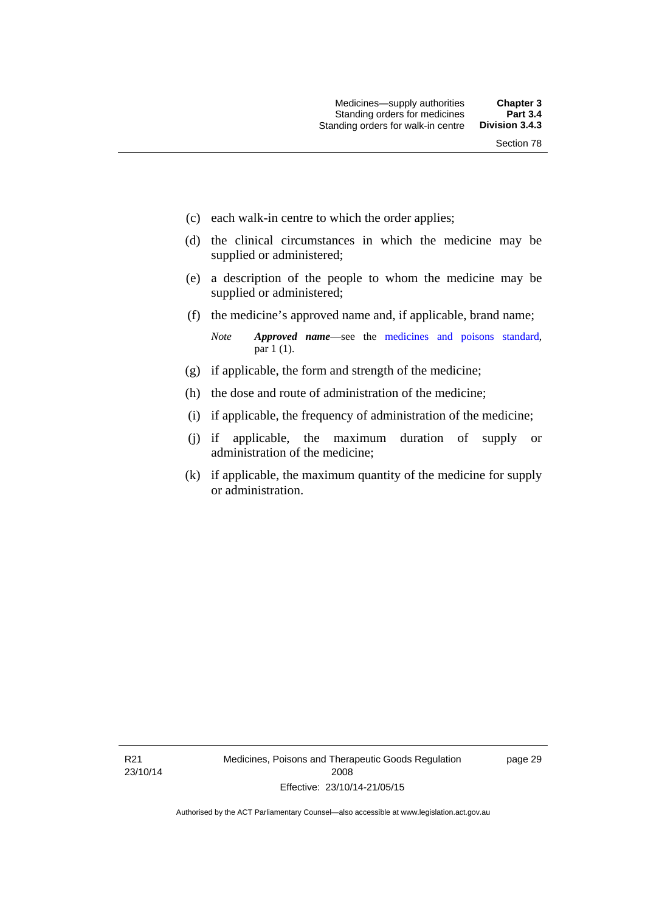(c) each walk-in centre to which the order applies;

(d) the clinical circumstances in which the medicine may be supplied or administered;

(e) a description of the people to whom the medicine may be supplied or administered;

(f) the medicine's approved name and, if applicable, brand name;

*Note* ***Approved name***—see the medicines and poisons standard, par 1 (1).

(g) if applicable, the form and strength of the medicine;

(h) the dose and route of administration of the medicine;

(i) if applicable, the frequency of administration of the medicine;

(j) if applicable, the maximum duration of supply or administration of the medicine;

(k) if applicable, the maximum quantity of the medicine for supply or administration.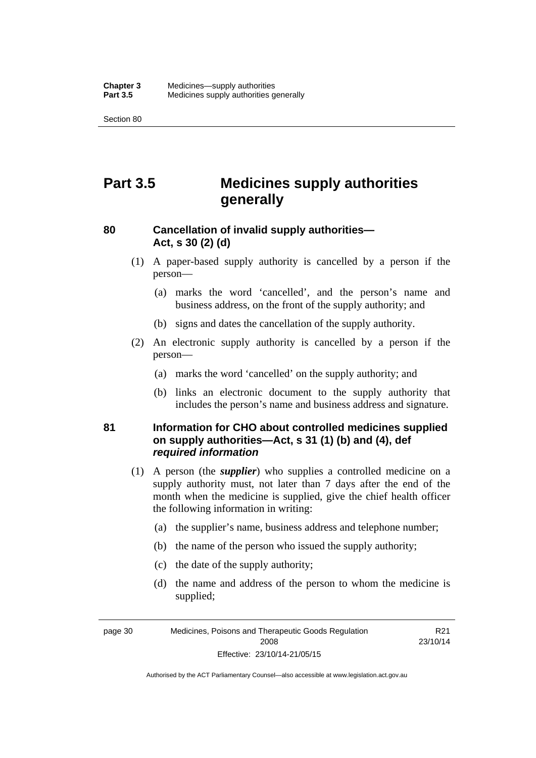# Part 3.5 Medicines supply authorities generally

## 80 Cancellation of invalid supply authorities—Act, s 30 (2) (d)

(1) A paper-based supply authority is cancelled by a person if the person—

(a) marks the word 'cancelled', and the person's name and business address, on the front of the supply authority; and

(b) signs and dates the cancellation of the supply authority.

(2) An electronic supply authority is cancelled by a person if the person—

(a) marks the word 'cancelled' on the supply authority; and

(b) links an electronic document to the supply authority that includes the person's name and business address and signature.

## 81 Information for CHO about controlled medicines supplied on supply authorities—Act, s 31 (1) (b) and (4), def *required information*

(1) A person (the ***supplier***) who supplies a controlled medicine on a supply authority must, not later than 7 days after the end of the month when the medicine is supplied, give the chief health officer the following information in writing:

(a) the supplier's name, business address and telephone number;

(b) the name of the person who issued the supply authority;

(c) the date of the supply authority;

(d) the name and address of the person to whom the medicine is supplied;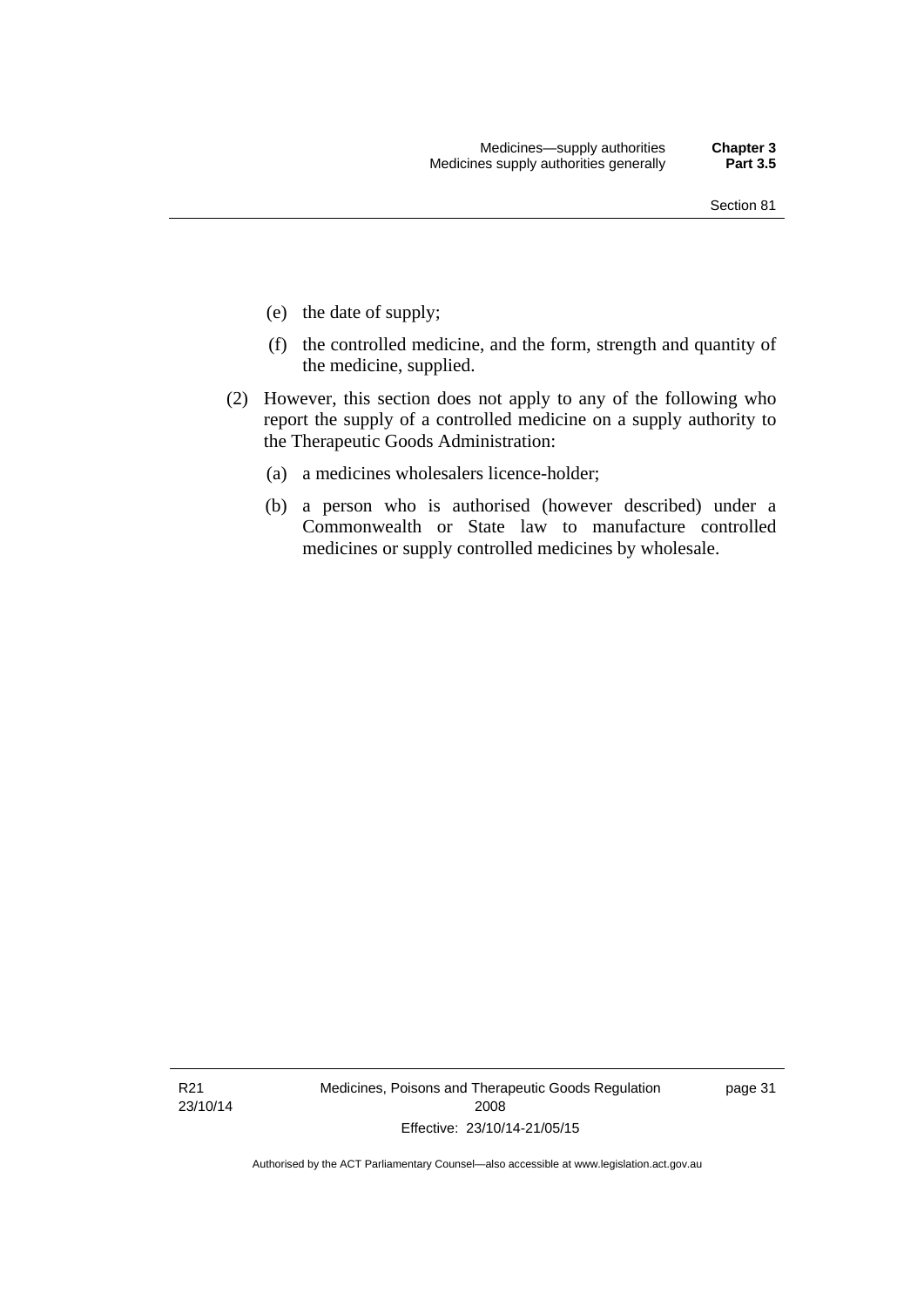(e) the date of supply;

(f) the controlled medicine, and the form, strength and quantity of the medicine, supplied.

(2) However, this section does not apply to any of the following who report the supply of a controlled medicine on a supply authority to the Therapeutic Goods Administration:

(a) a medicines wholesalers licence-holder;

(b) a person who is authorised (however described) under a Commonwealth or State law to manufacture controlled medicines or supply controlled medicines by wholesale.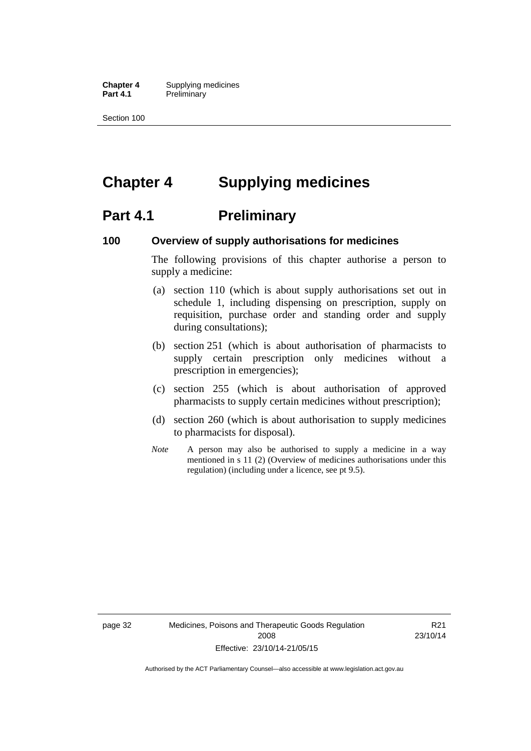# Chapter 4 Supplying medicines

## Part 4.1 Preliminary

### 100 Overview of supply authorisations for medicines

The following provisions of this chapter authorise a person to supply a medicine:

(a) section 110 (which is about supply authorisations set out in schedule 1, including dispensing on prescription, supply on requisition, purchase order and standing order and supply during consultations);

(b) section 251 (which is about authorisation of pharmacists to supply certain prescription only medicines without a prescription in emergencies);

(c) section 255 (which is about authorisation of approved pharmacists to supply certain medicines without prescription);

(d) section 260 (which is about authorisation to supply medicines to pharmacists for disposal).

*Note* A person may also be authorised to supply a medicine in a way mentioned in s 11 (2) (Overview of medicines authorisations under this regulation) (including under a licence, see pt 9.5).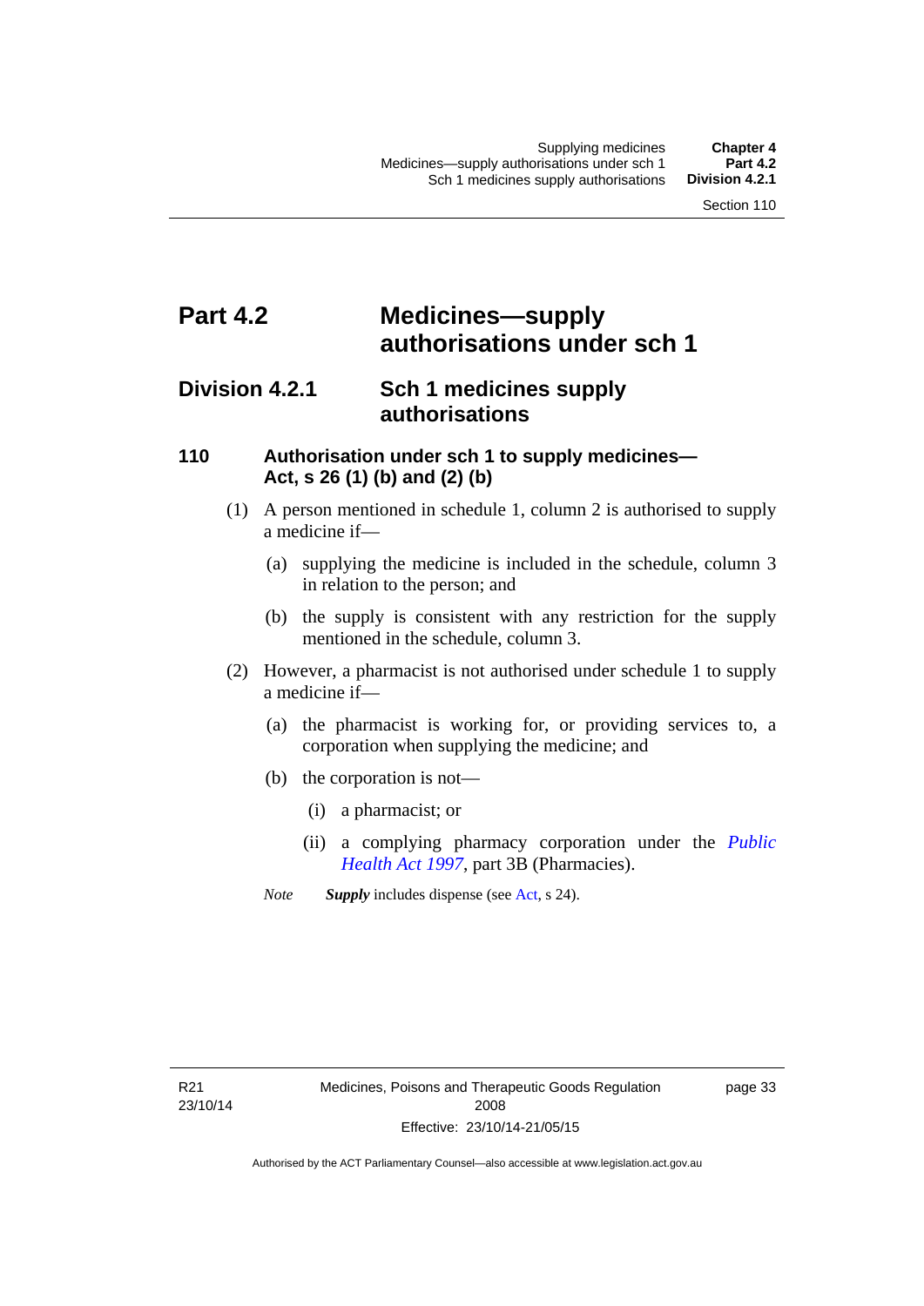# Part 4.2 Medicines—supply authorisations under sch 1

## Division 4.2.1 Sch 1 medicines supply authorisations

### 110 Authorisation under sch 1 to supply medicines—Act, s 26 (1) (b) and (2) (b)

(1) A person mentioned in schedule 1, column 2 is authorised to supply a medicine if—

(a) supplying the medicine is included in the schedule, column 3 in relation to the person; and

(b) the supply is consistent with any restriction for the supply mentioned in the schedule, column 3.

(2) However, a pharmacist is not authorised under schedule 1 to supply a medicine if—

(a) the pharmacist is working for, or providing services to, a corporation when supplying the medicine; and

(b) the corporation is not—

(i) a pharmacist; or

(ii) a complying pharmacy corporation under the *Public Health Act 1997*, part 3B (Pharmacies).

*Note* ***Supply*** includes dispense (see Act, s 24).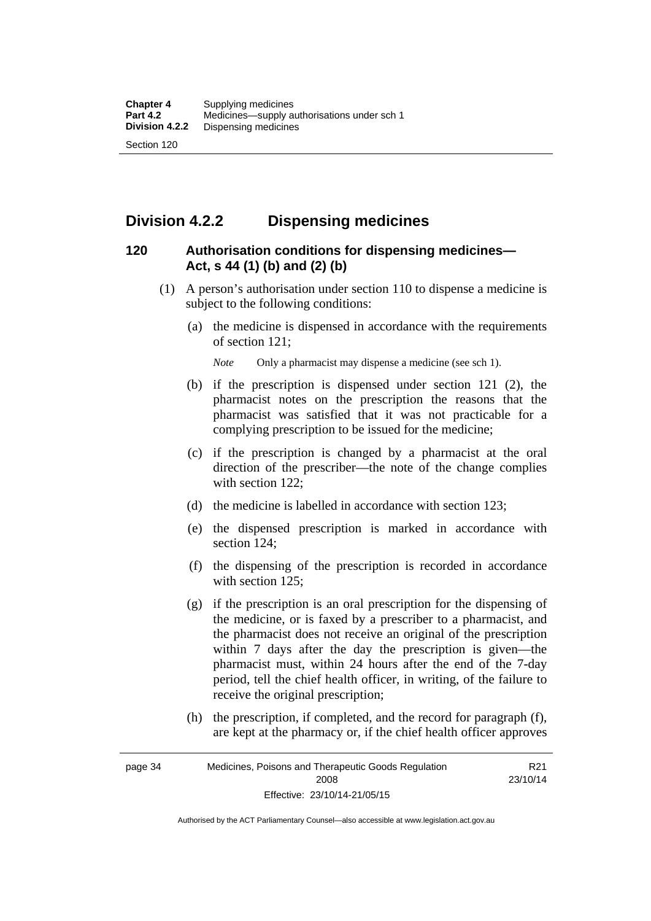## Division 4.2.2 Dispensing medicines

### 120 Authorisation conditions for dispensing medicines—Act, s 44 (1) (b) and (2) (b)

(1) A person's authorisation under section 110 to dispense a medicine is subject to the following conditions:

(a) the medicine is dispensed in accordance with the requirements of section 121;

*Note* Only a pharmacist may dispense a medicine (see sch 1).

(b) if the prescription is dispensed under section 121 (2), the pharmacist notes on the prescription the reasons that the pharmacist was satisfied that it was not practicable for a complying prescription to be issued for the medicine;

(c) if the prescription is changed by a pharmacist at the oral direction of the prescriber—the note of the change complies with section 122;

(d) the medicine is labelled in accordance with section 123;

(e) the dispensed prescription is marked in accordance with section 124;

(f) the dispensing of the prescription is recorded in accordance with section 125;

(g) if the prescription is an oral prescription for the dispensing of the medicine, or is faxed by a prescriber to a pharmacist, and the pharmacist does not receive an original of the prescription within 7 days after the day the prescription is given—the pharmacist must, within 24 hours after the end of the 7-day period, tell the chief health officer, in writing, of the failure to receive the original prescription;

(h) the prescription, if completed, and the record for paragraph (f), are kept at the pharmacy or, if the chief health officer approves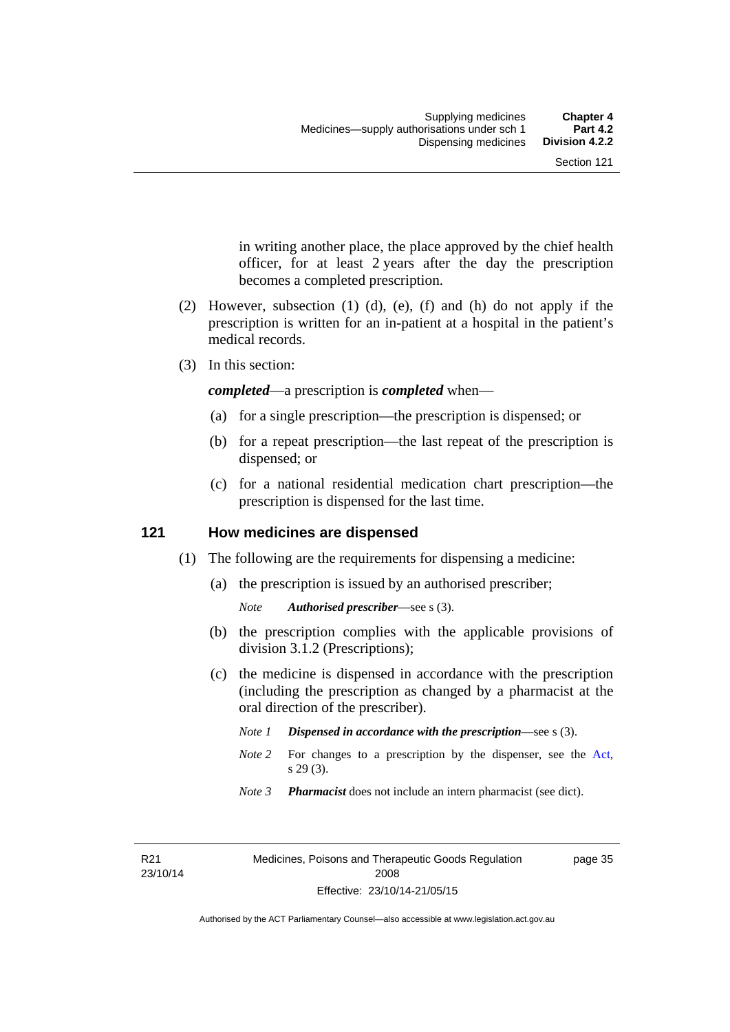in writing another place, the place approved by the chief health officer, for at least 2 years after the day the prescription becomes a completed prescription.

(2) However, subsection (1) (d), (e), (f) and (h) do not apply if the prescription is written for an in-patient at a hospital in the patient's medical records.

(3) In this section:

***completed***—a prescription is ***completed*** when—

(a) for a single prescription—the prescription is dispensed; or

(b) for a repeat prescription—the last repeat of the prescription is dispensed; or

(c) for a national residential medication chart prescription—the prescription is dispensed for the last time.

### 121 How medicines are dispensed

(1) The following are the requirements for dispensing a medicine:

(a) the prescription is issued by an authorised prescriber;

*Note* ***Authorised prescriber***—see s (3).

(b) the prescription complies with the applicable provisions of division 3.1.2 (Prescriptions);

(c) the medicine is dispensed in accordance with the prescription (including the prescription as changed by a pharmacist at the oral direction of the prescriber).

*Note 1* ***Dispensed in accordance with the prescription***—see s (3).

*Note 2* For changes to a prescription by the dispenser, see the Act, s 29 (3).

*Note 3* ***Pharmacist*** does not include an intern pharmacist (see dict).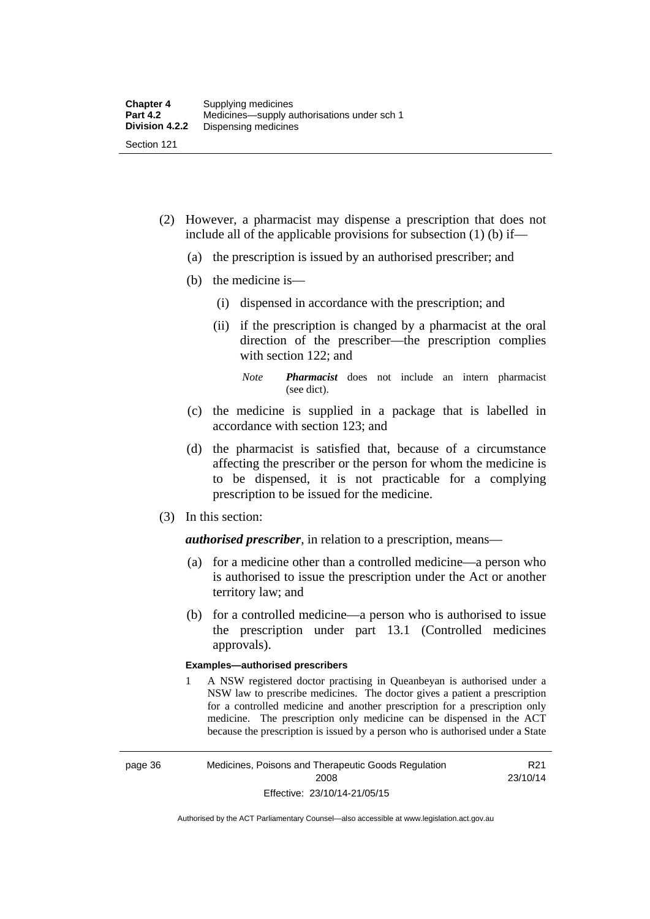(2) However, a pharmacist may dispense a prescription that does not include all of the applicable provisions for subsection (1) (b) if—

(a) the prescription is issued by an authorised prescriber; and

(b) the medicine is—

(i) dispensed in accordance with the prescription; and

(ii) if the prescription is changed by a pharmacist at the oral direction of the prescriber—the prescription complies with section 122; and

*Note* ***Pharmacist*** does not include an intern pharmacist (see dict).

(c) the medicine is supplied in a package that is labelled in accordance with section 123; and

(d) the pharmacist is satisfied that, because of a circumstance affecting the prescriber or the person for whom the medicine is to be dispensed, it is not practicable for a complying prescription to be issued for the medicine.

(3) In this section:

***authorised prescriber***, in relation to a prescription, means—

(a) for a medicine other than a controlled medicine—a person who is authorised to issue the prescription under the Act or another territory law; and

(b) for a controlled medicine—a person who is authorised to issue the prescription under part 13.1 (Controlled medicines approvals).

**Examples—authorised prescribers**

1 A NSW registered doctor practising in Queanbeyan is authorised under a NSW law to prescribe medicines. The doctor gives a patient a prescription for a controlled medicine and another prescription for a prescription only medicine. The prescription only medicine can be dispensed in the ACT because the prescription is issued by a person who is authorised under a State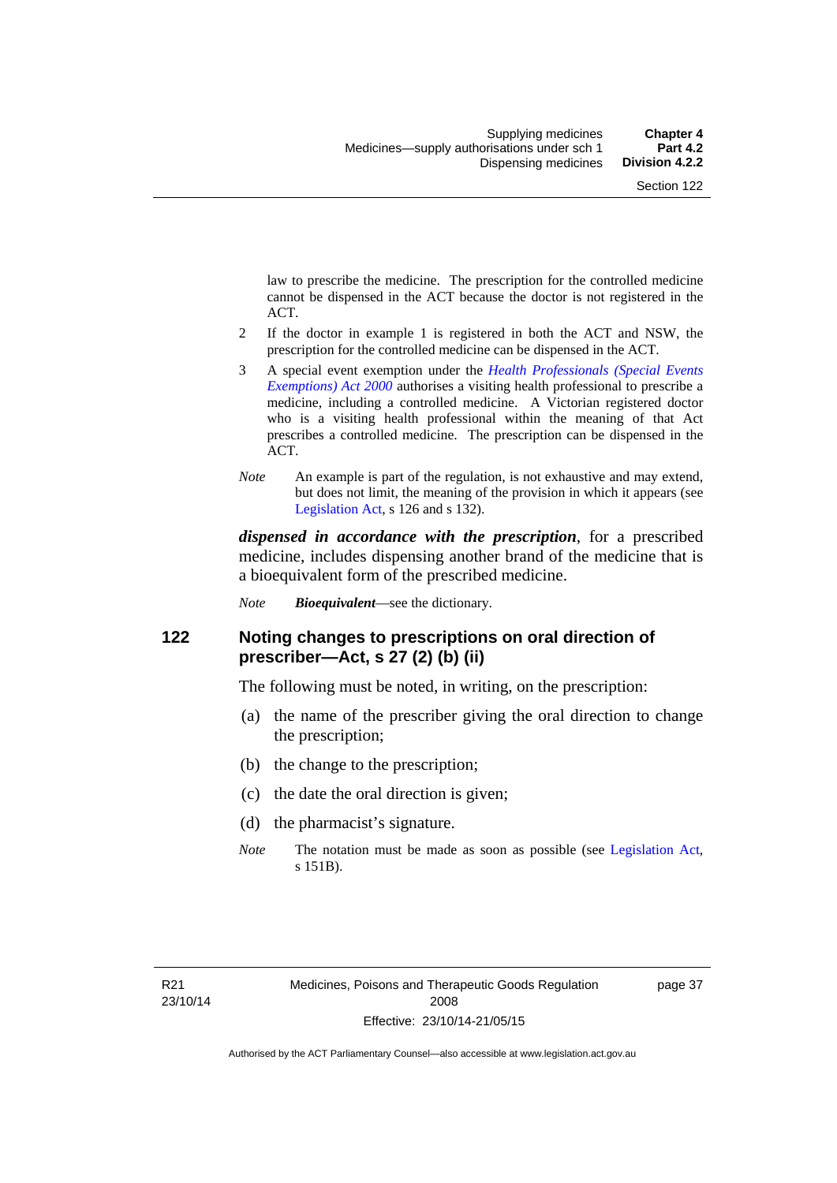law to prescribe the medicine. The prescription for the controlled medicine cannot be dispensed in the ACT because the doctor is not registered in the ACT.

2 If the doctor in example 1 is registered in both the ACT and NSW, the prescription for the controlled medicine can be dispensed in the ACT.

3 A special event exemption under the *Health Professionals (Special Events Exemptions) Act 2000* authorises a visiting health professional to prescribe a medicine, including a controlled medicine. A Victorian registered doctor who is a visiting health professional within the meaning of that Act prescribes a controlled medicine. The prescription can be dispensed in the ACT.

*Note* An example is part of the regulation, is not exhaustive and may extend, but does not limit, the meaning of the provision in which it appears (see Legislation Act, s 126 and s 132).

***dispensed in accordance with the prescription***, for a prescribed medicine, includes dispensing another brand of the medicine that is a bioequivalent form of the prescribed medicine.

*Note* ***Bioequivalent***—see the dictionary.

## 122 Noting changes to prescriptions on oral direction of prescriber—Act, s 27 (2) (b) (ii)

The following must be noted, in writing, on the prescription:

(a) the name of the prescriber giving the oral direction to change the prescription;

(b) the change to the prescription;

(c) the date the oral direction is given;

(d) the pharmacist's signature.

*Note* The notation must be made as soon as possible (see Legislation Act, s 151B).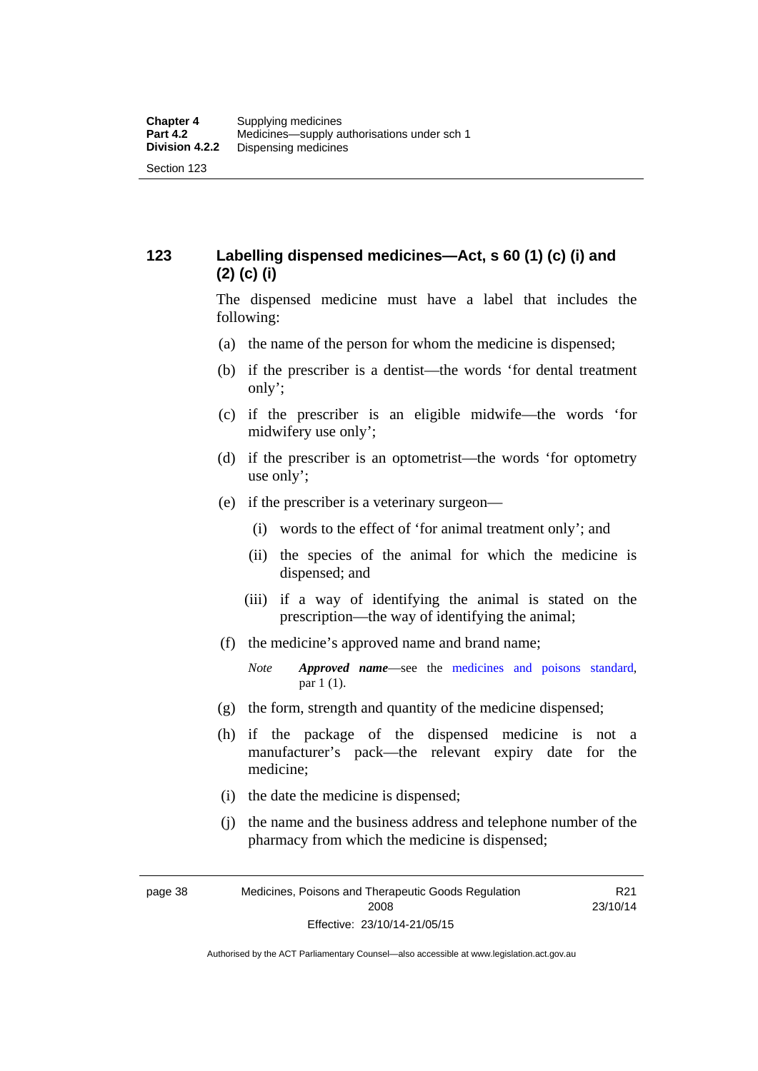## 123 Labelling dispensed medicines—Act, s 60 (1) (c) (i) and (2) (c) (i)

The dispensed medicine must have a label that includes the following:

(a) the name of the person for whom the medicine is dispensed;

(b) if the prescriber is a dentist—the words 'for dental treatment only';

(c) if the prescriber is an eligible midwife—the words 'for midwifery use only';

(d) if the prescriber is an optometrist—the words 'for optometry use only';

(e) if the prescriber is a veterinary surgeon—

  (i) words to the effect of 'for animal treatment only'; and

  (ii) the species of the animal for which the medicine is dispensed; and

  (iii) if a way of identifying the animal is stated on the prescription—the way of identifying the animal;

(f) the medicine's approved name and brand name;

  *Note* ***Approved name***—see the medicines and poisons standard, par 1 (1).

(g) the form, strength and quantity of the medicine dispensed;

(h) if the package of the dispensed medicine is not a manufacturer's pack—the relevant expiry date for the medicine;

(i) the date the medicine is dispensed;

(j) the name and the business address and telephone number of the pharmacy from which the medicine is dispensed;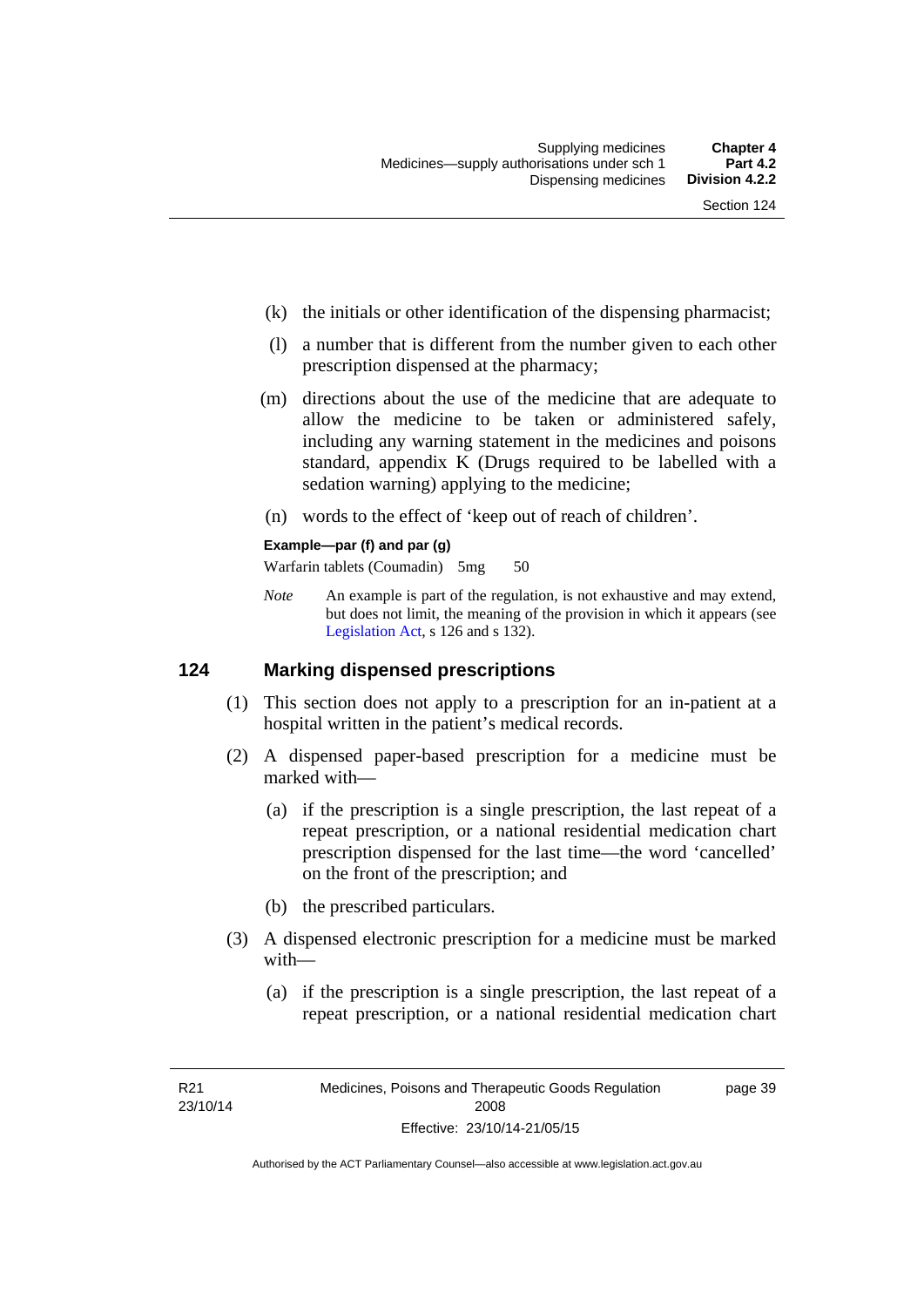(k) the initials or other identification of the dispensing pharmacist;

(l) a number that is different from the number given to each other prescription dispensed at the pharmacy;

(m) directions about the use of the medicine that are adequate to allow the medicine to be taken or administered safely, including any warning statement in the medicines and poisons standard, appendix K (Drugs required to be labelled with a sedation warning) applying to the medicine;

(n) words to the effect of 'keep out of reach of children'.

**Example—par (f) and par (g)**

Warfarin tablets (Coumadin) 5mg 50

*Note* An example is part of the regulation, is not exhaustive and may extend, but does not limit, the meaning of the provision in which it appears (see Legislation Act, s 126 and s 132).

## 124 Marking dispensed prescriptions

(1) This section does not apply to a prescription for an in-patient at a hospital written in the patient's medical records.

(2) A dispensed paper-based prescription for a medicine must be marked with—

(a) if the prescription is a single prescription, the last repeat of a repeat prescription, or a national residential medication chart prescription dispensed for the last time—the word 'cancelled' on the front of the prescription; and

(b) the prescribed particulars.

(3) A dispensed electronic prescription for a medicine must be marked with—

(a) if the prescription is a single prescription, the last repeat of a repeat prescription, or a national residential medication chart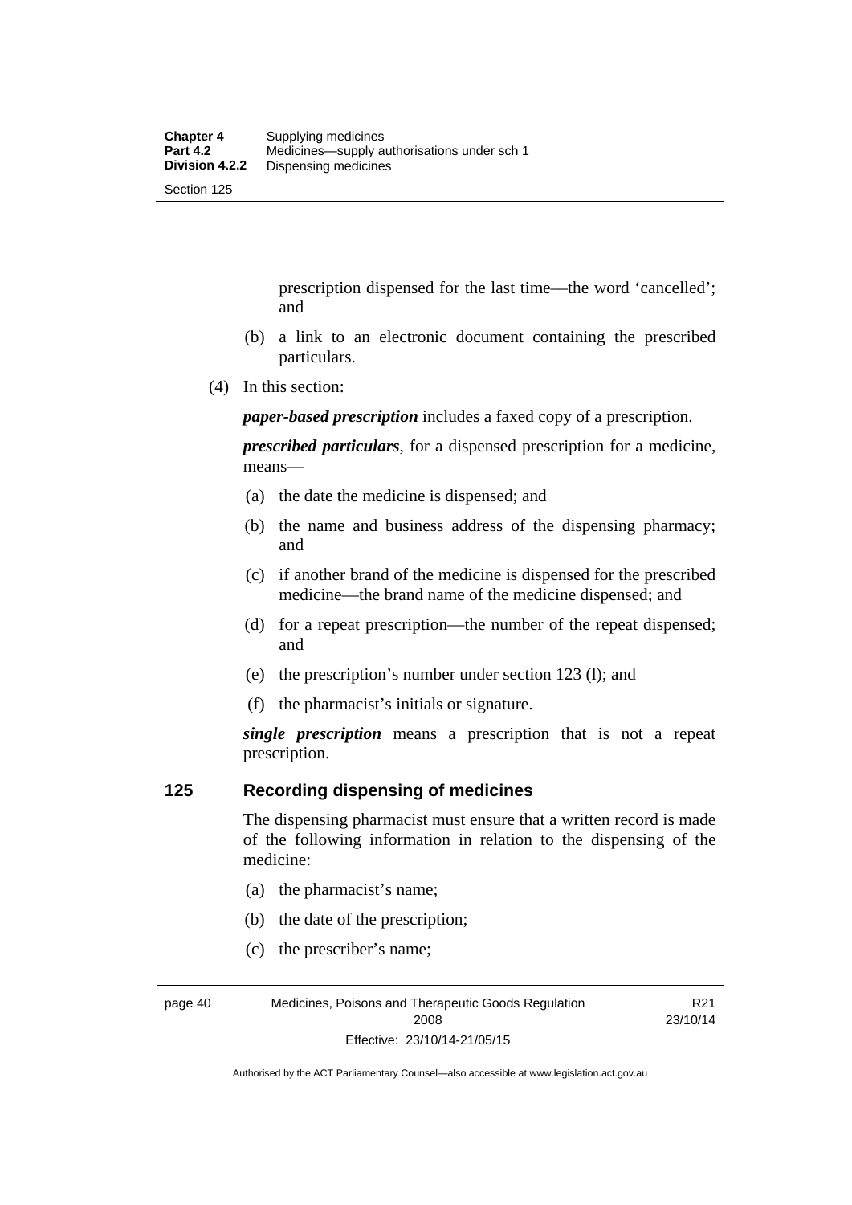prescription dispensed for the last time—the word 'cancelled'; and

(b) a link to an electronic document containing the prescribed particulars.

(4) In this section:

***paper-based prescription*** includes a faxed copy of a prescription.

***prescribed particulars***, for a dispensed prescription for a medicine, means—

(a) the date the medicine is dispensed; and

(b) the name and business address of the dispensing pharmacy; and

(c) if another brand of the medicine is dispensed for the prescribed medicine—the brand name of the medicine dispensed; and

(d) for a repeat prescription—the number of the repeat dispensed; and

(e) the prescription's number under section 123 (l); and

(f) the pharmacist's initials or signature.

***single prescription*** means a prescription that is not a repeat prescription.

## 125 Recording dispensing of medicines

The dispensing pharmacist must ensure that a written record is made of the following information in relation to the dispensing of the medicine:

(a) the pharmacist's name;

(b) the date of the prescription;

(c) the prescriber's name;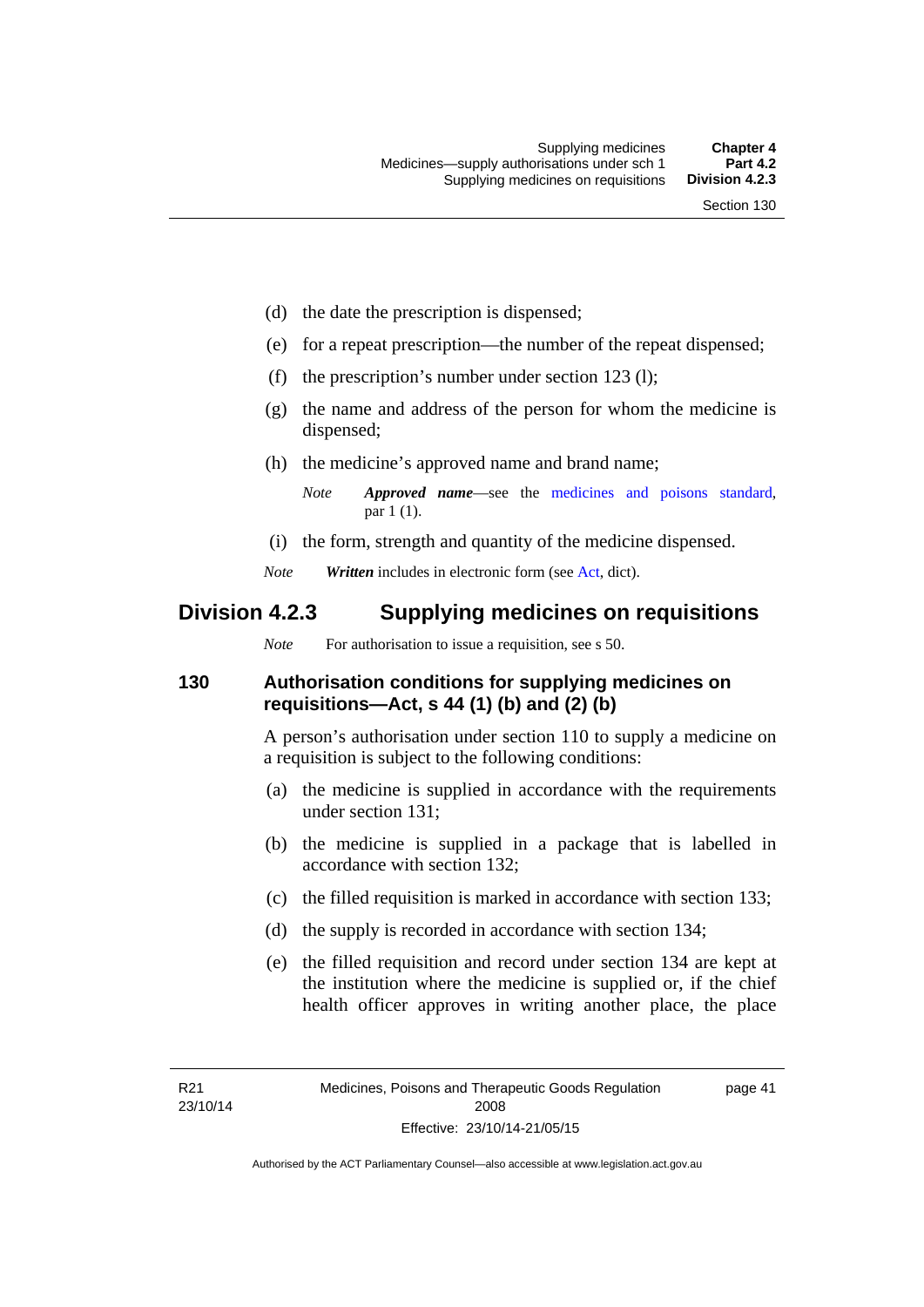(d) the date the prescription is dispensed;

(e) for a repeat prescription—the number of the repeat dispensed;

(f) the prescription's number under section 123 (l);

(g) the name and address of the person for whom the medicine is dispensed;

(h) the medicine's approved name and brand name;

*Note* ***Approved name***—see the medicines and poisons standard, par 1 (1).

(i) the form, strength and quantity of the medicine dispensed.

*Note* ***Written*** includes in electronic form (see Act, dict).

## Division 4.2.3 Supplying medicines on requisitions

*Note* For authorisation to issue a requisition, see s 50.

### 130 Authorisation conditions for supplying medicines on requisitions—Act, s 44 (1) (b) and (2) (b)

A person's authorisation under section 110 to supply a medicine on a requisition is subject to the following conditions:

(a) the medicine is supplied in accordance with the requirements under section 131;

(b) the medicine is supplied in a package that is labelled in accordance with section 132;

(c) the filled requisition is marked in accordance with section 133;

(d) the supply is recorded in accordance with section 134;

(e) the filled requisition and record under section 134 are kept at the institution where the medicine is supplied or, if the chief health officer approves in writing another place, the place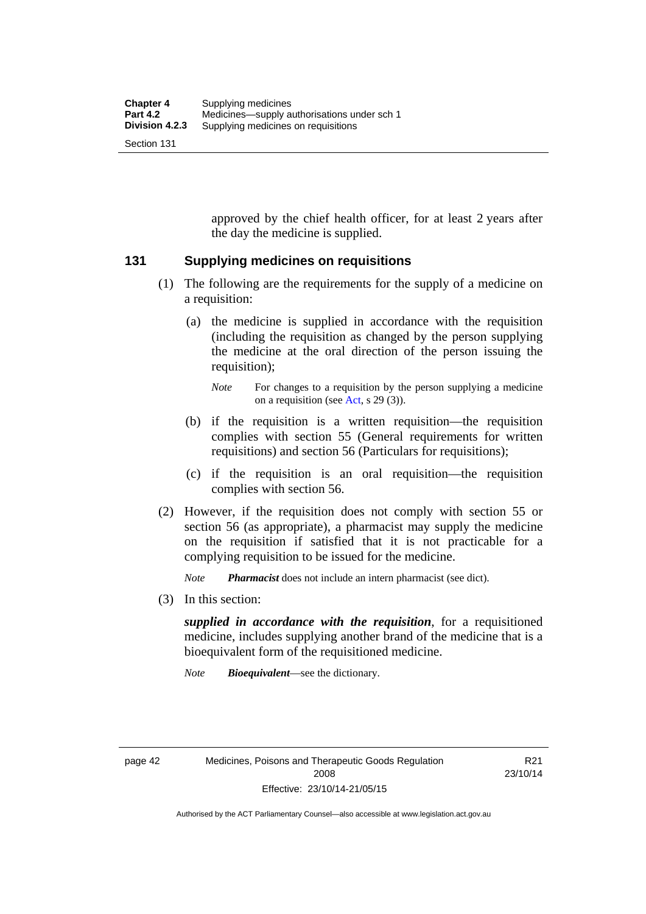approved by the chief health officer, for at least 2 years after the day the medicine is supplied.

## 131 Supplying medicines on requisitions

(1) The following are the requirements for the supply of a medicine on a requisition:

(a) the medicine is supplied in accordance with the requisition (including the requisition as changed by the person supplying the medicine at the oral direction of the person issuing the requisition);

*Note* For changes to a requisition by the person supplying a medicine on a requisition (see Act, s 29 (3)).

(b) if the requisition is a written requisition—the requisition complies with section 55 (General requirements for written requisitions) and section 56 (Particulars for requisitions);

(c) if the requisition is an oral requisition—the requisition complies with section 56.

(2) However, if the requisition does not comply with section 55 or section 56 (as appropriate), a pharmacist may supply the medicine on the requisition if satisfied that it is not practicable for a complying requisition to be issued for the medicine.

*Note* ***Pharmacist*** does not include an intern pharmacist (see dict).

(3) In this section:

***supplied in accordance with the requisition***, for a requisitioned medicine, includes supplying another brand of the medicine that is a bioequivalent form of the requisitioned medicine.

*Note* ***Bioequivalent***—see the dictionary.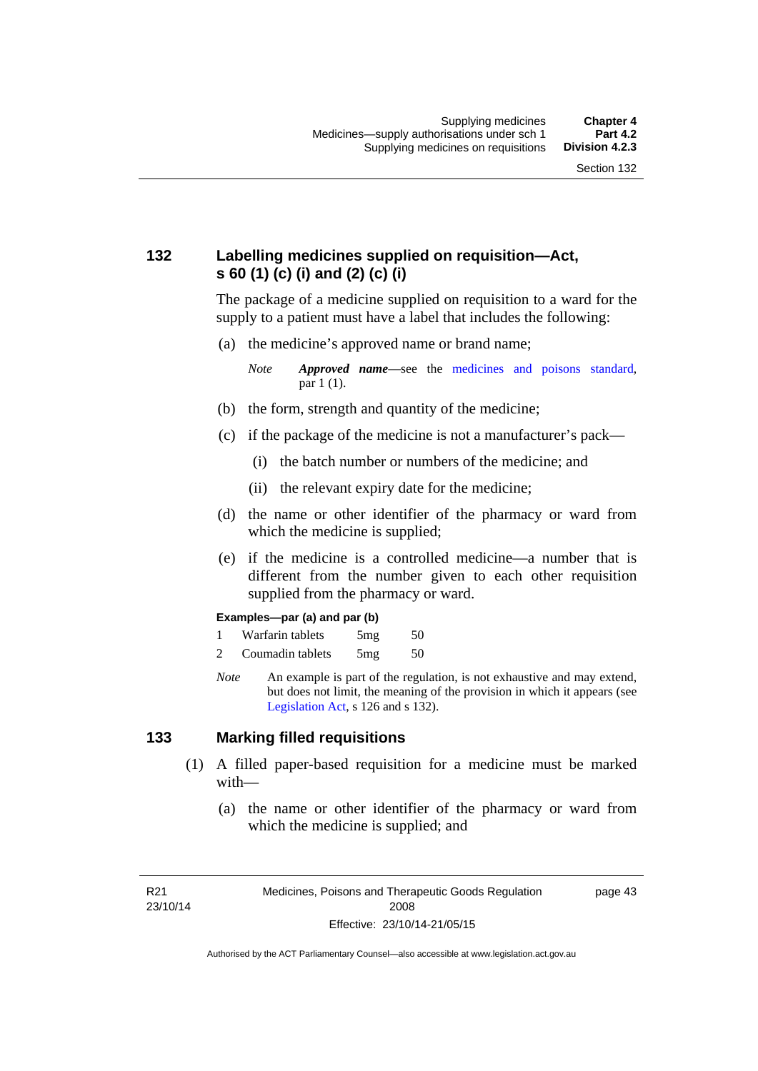## 132 Labelling medicines supplied on requisition—Act, s 60 (1) (c) (i) and (2) (c) (i)

The package of a medicine supplied on requisition to a ward for the supply to a patient must have a label that includes the following:

(a) the medicine's approved name or brand name;

> *Note* ***Approved name***—see the medicines and poisons standard, par 1 (1).

(b) the form, strength and quantity of the medicine;

(c) if the package of the medicine is not a manufacturer's pack—

(i) the batch number or numbers of the medicine; and

(ii) the relevant expiry date for the medicine;

(d) the name or other identifier of the pharmacy or ward from which the medicine is supplied;

(e) if the medicine is a controlled medicine—a number that is different from the number given to each other requisition supplied from the pharmacy or ward.

**Examples—par (a) and par (b)**

1 Warfarin tablets 5mg 50

2 Coumadin tablets 5mg 50

> *Note* An example is part of the regulation, is not exhaustive and may extend, but does not limit, the meaning of the provision in which it appears (see Legislation Act, s 126 and s 132).

## 133 Marking filled requisitions

(1) A filled paper-based requisition for a medicine must be marked with—

(a) the name or other identifier of the pharmacy or ward from which the medicine is supplied; and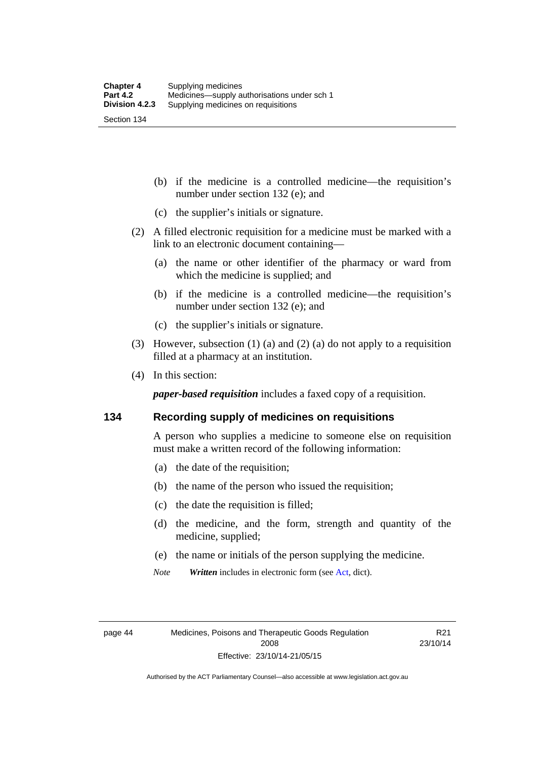(b) if the medicine is a controlled medicine—the requisition's number under section 132 (e); and

(c) the supplier's initials or signature.

(2) A filled electronic requisition for a medicine must be marked with a link to an electronic document containing—

(a) the name or other identifier of the pharmacy or ward from which the medicine is supplied; and

(b) if the medicine is a controlled medicine—the requisition's number under section 132 (e); and

(c) the supplier's initials or signature.

(3) However, subsection (1) (a) and (2) (a) do not apply to a requisition filled at a pharmacy at an institution.

(4) In this section:

***paper-based requisition*** includes a faxed copy of a requisition.

## 134 Recording supply of medicines on requisitions

A person who supplies a medicine to someone else on requisition must make a written record of the following information:

(a) the date of the requisition;

(b) the name of the person who issued the requisition;

(c) the date the requisition is filled;

(d) the medicine, and the form, strength and quantity of the medicine, supplied;

(e) the name or initials of the person supplying the medicine.

*Note* ***Written*** includes in electronic form (see Act, dict).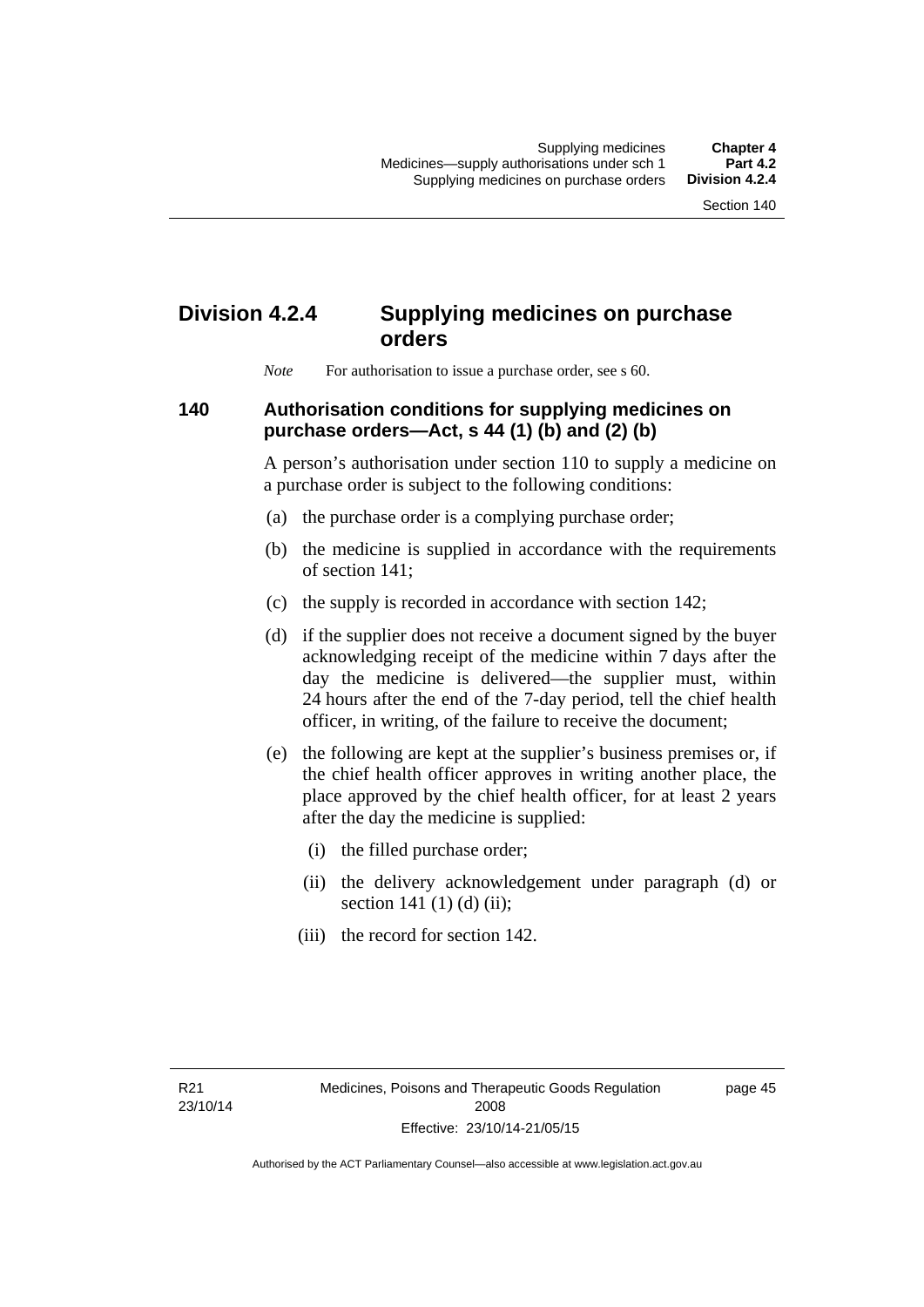## Division 4.2.4 Supplying medicines on purchase orders

*Note* For authorisation to issue a purchase order, see s 60.

### 140 Authorisation conditions for supplying medicines on purchase orders—Act, s 44 (1) (b) and (2) (b)

A person's authorisation under section 110 to supply a medicine on a purchase order is subject to the following conditions:

(a) the purchase order is a complying purchase order;

(b) the medicine is supplied in accordance with the requirements of section 141;

(c) the supply is recorded in accordance with section 142;

(d) if the supplier does not receive a document signed by the buyer acknowledging receipt of the medicine within 7 days after the day the medicine is delivered—the supplier must, within 24 hours after the end of the 7-day period, tell the chief health officer, in writing, of the failure to receive the document;

(e) the following are kept at the supplier's business premises or, if the chief health officer approves in writing another place, the place approved by the chief health officer, for at least 2 years after the day the medicine is supplied:

(i) the filled purchase order;

(ii) the delivery acknowledgement under paragraph (d) or section 141 (1) (d) (ii);

(iii) the record for section 142.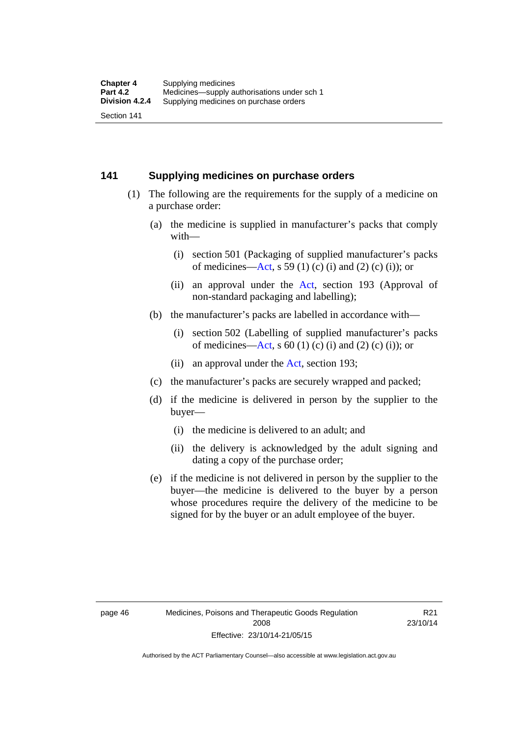### 141 Supplying medicines on purchase orders

(1) The following are the requirements for the supply of a medicine on a purchase order:

(a) the medicine is supplied in manufacturer's packs that comply with—

(i) section 501 (Packaging of supplied manufacturer's packs of medicines—Act, s 59 (1) (c) (i) and (2) (c) (i)); or

(ii) an approval under the Act, section 193 (Approval of non-standard packaging and labelling);

(b) the manufacturer's packs are labelled in accordance with—

(i) section 502 (Labelling of supplied manufacturer's packs of medicines—Act, s 60 (1) (c) (i) and (2) (c) (i)); or

(ii) an approval under the Act, section 193;

(c) the manufacturer's packs are securely wrapped and packed;

(d) if the medicine is delivered in person by the supplier to the buyer—

(i) the medicine is delivered to an adult; and

(ii) the delivery is acknowledged by the adult signing and dating a copy of the purchase order;

(e) if the medicine is not delivered in person by the supplier to the buyer—the medicine is delivered to the buyer by a person whose procedures require the delivery of the medicine to be signed for by the buyer or an adult employee of the buyer.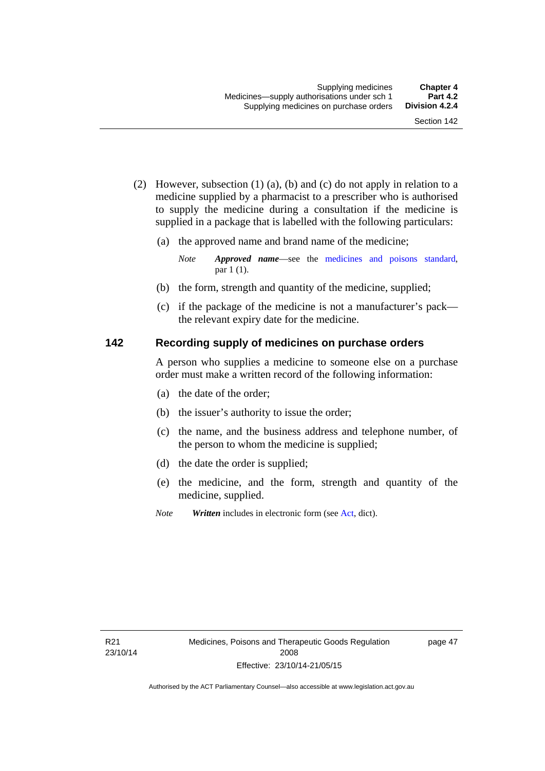(2) However, subsection (1) (a), (b) and (c) do not apply in relation to a medicine supplied by a pharmacist to a prescriber who is authorised to supply the medicine during a consultation if the medicine is supplied in a package that is labelled with the following particulars:

(a) the approved name and brand name of the medicine;

*Note* ***Approved name***—see the medicines and poisons standard, par 1 (1).

(b) the form, strength and quantity of the medicine, supplied;

(c) if the package of the medicine is not a manufacturer's pack—the relevant expiry date for the medicine.

## 142 Recording supply of medicines on purchase orders

A person who supplies a medicine to someone else on a purchase order must make a written record of the following information:

(a) the date of the order;

(b) the issuer's authority to issue the order;

(c) the name, and the business address and telephone number, of the person to whom the medicine is supplied;

(d) the date the order is supplied;

(e) the medicine, and the form, strength and quantity of the medicine, supplied.

*Note* ***Written*** includes in electronic form (see Act, dict).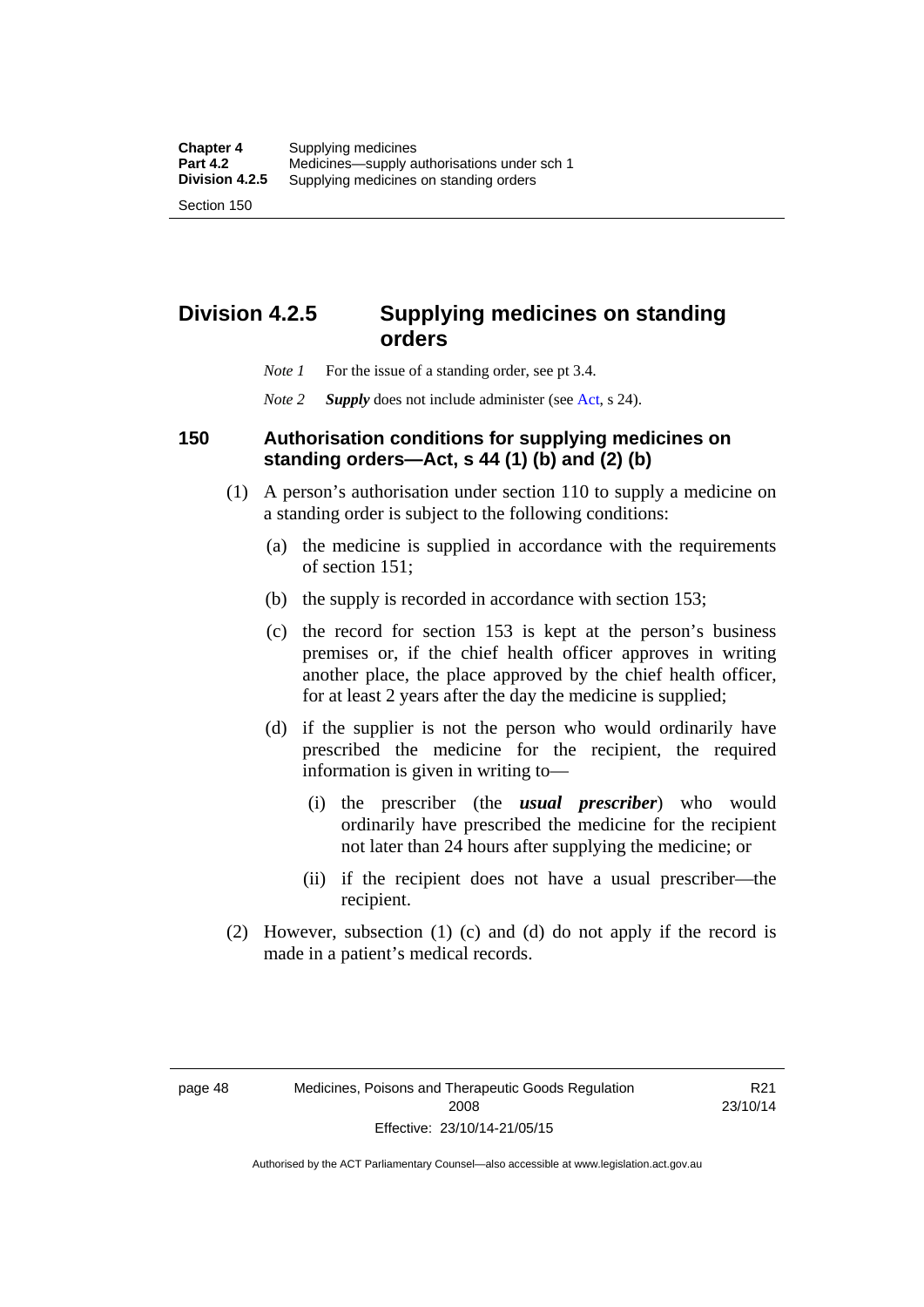## Division 4.2.5 Supplying medicines on standing orders

*Note 1* For the issue of a standing order, see pt 3.4.

*Note 2* ***Supply*** does not include administer (see Act, s 24).

### 150 Authorisation conditions for supplying medicines on standing orders—Act, s 44 (1) (b) and (2) (b)

(1) A person's authorisation under section 110 to supply a medicine on a standing order is subject to the following conditions:

(a) the medicine is supplied in accordance with the requirements of section 151;

(b) the supply is recorded in accordance with section 153;

(c) the record for section 153 is kept at the person's business premises or, if the chief health officer approves in writing another place, the place approved by the chief health officer, for at least 2 years after the day the medicine is supplied;

(d) if the supplier is not the person who would ordinarily have prescribed the medicine for the recipient, the required information is given in writing to—

(i) the prescriber (the ***usual prescriber***) who would ordinarily have prescribed the medicine for the recipient not later than 24 hours after supplying the medicine; or

(ii) if the recipient does not have a usual prescriber—the recipient.

(2) However, subsection (1) (c) and (d) do not apply if the record is made in a patient's medical records.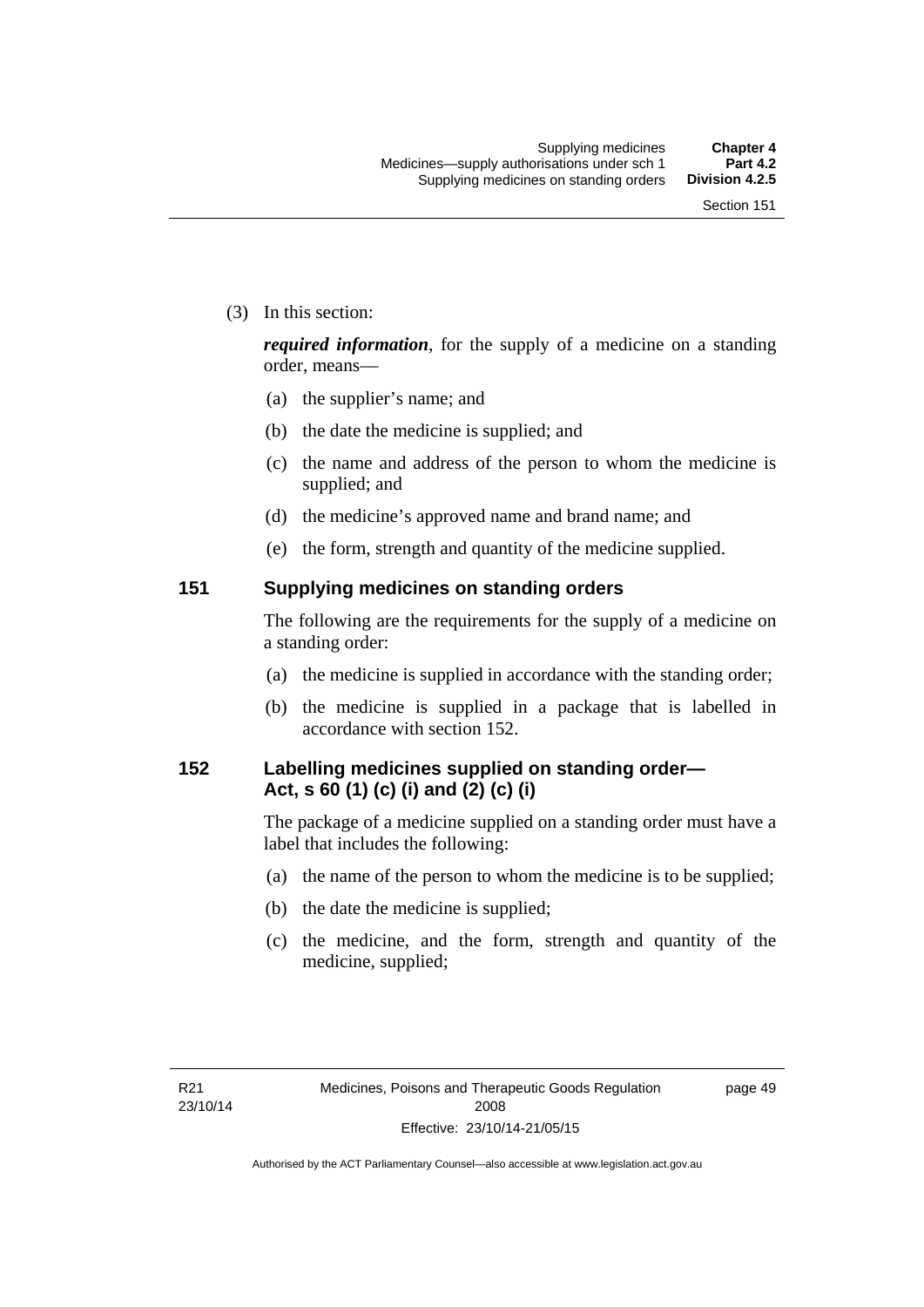(3) In this section:

***required information***, for the supply of a medicine on a standing order, means—

(a) the supplier's name; and

(b) the date the medicine is supplied; and

(c) the name and address of the person to whom the medicine is supplied; and

(d) the medicine's approved name and brand name; and

(e) the form, strength and quantity of the medicine supplied.

## 151 Supplying medicines on standing orders

The following are the requirements for the supply of a medicine on a standing order:

(a) the medicine is supplied in accordance with the standing order;

(b) the medicine is supplied in a package that is labelled in accordance with section 152.

## 152 Labelling medicines supplied on standing order—Act, s 60 (1) (c) (i) and (2) (c) (i)

The package of a medicine supplied on a standing order must have a label that includes the following:

(a) the name of the person to whom the medicine is to be supplied;

(b) the date the medicine is supplied;

(c) the medicine, and the form, strength and quantity of the medicine, supplied;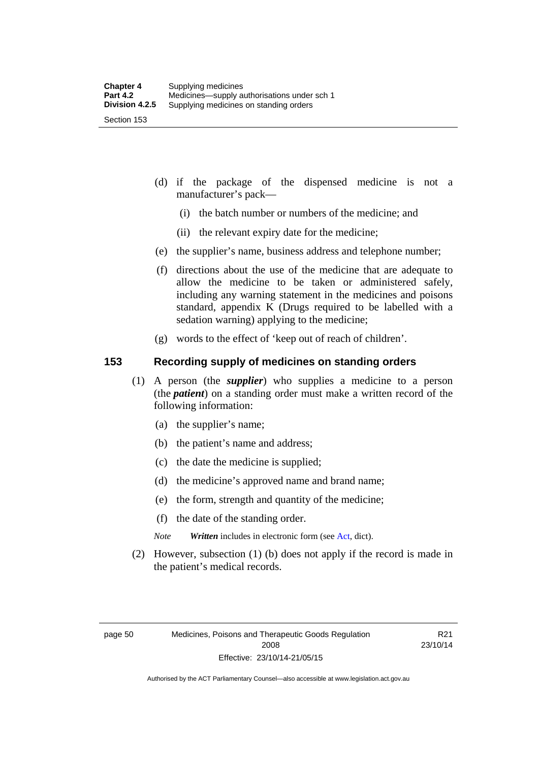(d) if the package of the dispensed medicine is not a manufacturer's pack—

  (i) the batch number or numbers of the medicine; and

  (ii) the relevant expiry date for the medicine;

(e) the supplier's name, business address and telephone number;

(f) directions about the use of the medicine that are adequate to allow the medicine to be taken or administered safely, including any warning statement in the medicines and poisons standard, appendix K (Drugs required to be labelled with a sedation warning) applying to the medicine;

(g) words to the effect of 'keep out of reach of children'.

## 153 Recording supply of medicines on standing orders

(1) A person (the ***supplier***) who supplies a medicine to a person (the ***patient***) on a standing order must make a written record of the following information:

(a) the supplier's name;

(b) the patient's name and address;

(c) the date the medicine is supplied;

(d) the medicine's approved name and brand name;

(e) the form, strength and quantity of the medicine;

(f) the date of the standing order.

*Note* ***Written*** includes in electronic form (see Act, dict).

(2) However, subsection (1) (b) does not apply if the record is made in the patient's medical records.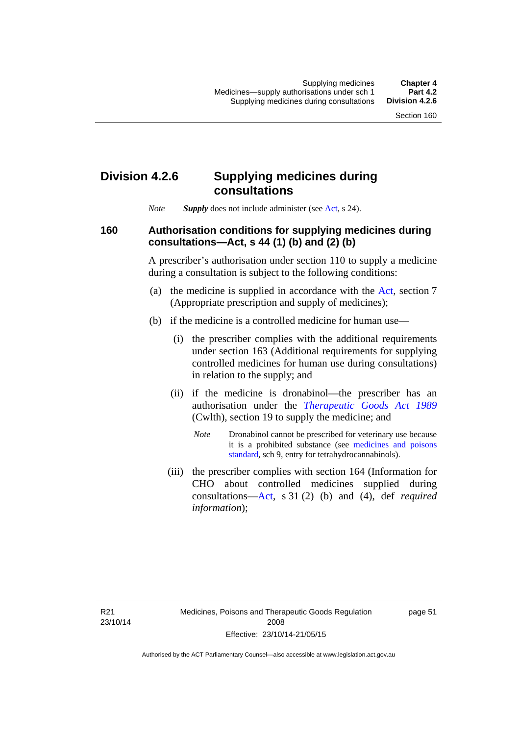## Division 4.2.6 Supplying medicines during consultations

*Note* ***Supply*** does not include administer (see Act, s 24).

### 160 Authorisation conditions for supplying medicines during consultations—Act, s 44 (1) (b) and (2) (b)

A prescriber's authorisation under section 110 to supply a medicine during a consultation is subject to the following conditions:

(a) the medicine is supplied in accordance with the Act, section 7 (Appropriate prescription and supply of medicines);

(b) if the medicine is a controlled medicine for human use—

(i) the prescriber complies with the additional requirements under section 163 (Additional requirements for supplying controlled medicines for human use during consultations) in relation to the supply; and

(ii) if the medicine is dronabinol—the prescriber has an authorisation under the *Therapeutic Goods Act 1989* (Cwlth), section 19 to supply the medicine; and

*Note* Dronabinol cannot be prescribed for veterinary use because it is a prohibited substance (see medicines and poisons standard, sch 9, entry for tetrahydrocannabinols).

(iii) the prescriber complies with section 164 (Information for CHO about controlled medicines supplied during consultations—Act, s 31 (2) (b) and (4), def *required information*);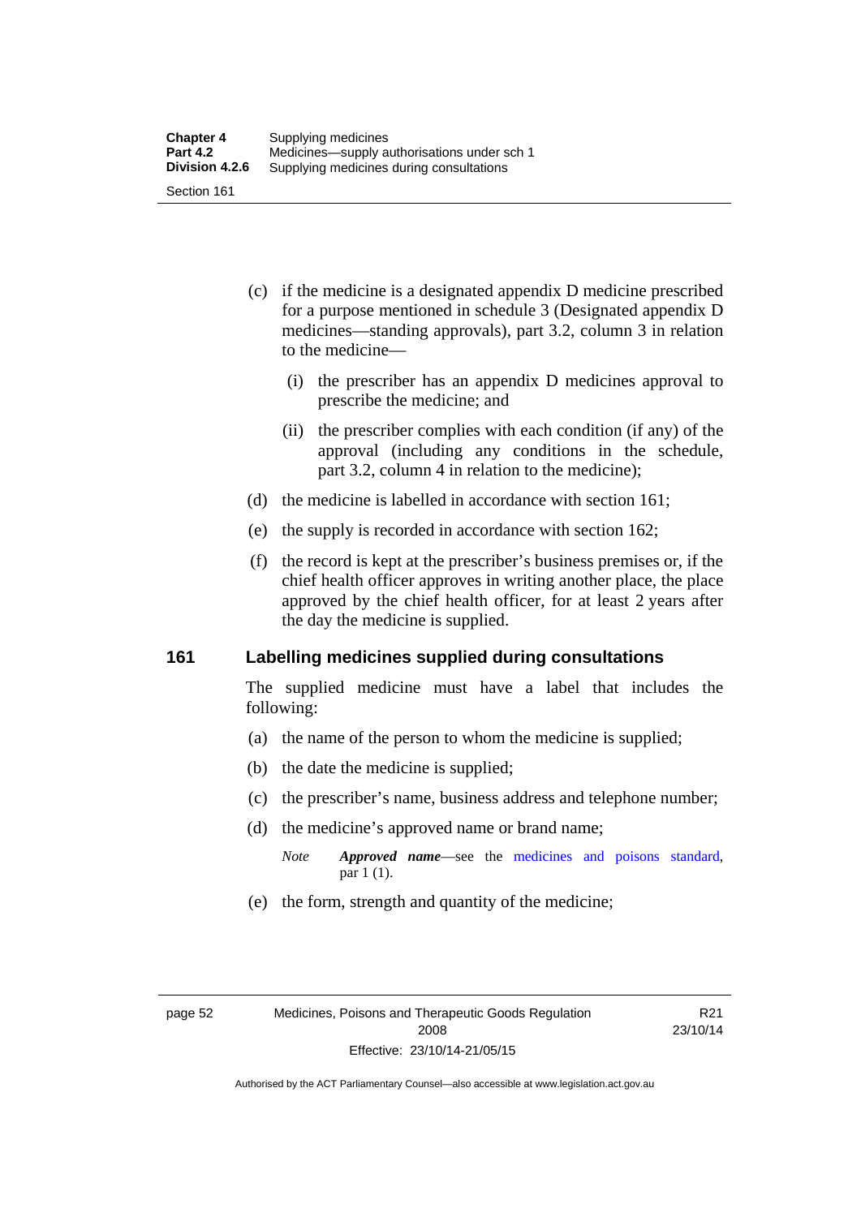(c) if the medicine is a designated appendix D medicine prescribed for a purpose mentioned in schedule 3 (Designated appendix D medicines—standing approvals), part 3.2, column 3 in relation to the medicine—

  (i) the prescriber has an appendix D medicines approval to prescribe the medicine; and

  (ii) the prescriber complies with each condition (if any) of the approval (including any conditions in the schedule, part 3.2, column 4 in relation to the medicine);

(d) the medicine is labelled in accordance with section 161;

(e) the supply is recorded in accordance with section 162;

(f) the record is kept at the prescriber's business premises or, if the chief health officer approves in writing another place, the place approved by the chief health officer, for at least 2 years after the day the medicine is supplied.

## 161 Labelling medicines supplied during consultations

The supplied medicine must have a label that includes the following:

(a) the name of the person to whom the medicine is supplied;

(b) the date the medicine is supplied;

(c) the prescriber's name, business address and telephone number;

(d) the medicine's approved name or brand name;

*Note* ***Approved name***—see the medicines and poisons standard, par 1 (1).

(e) the form, strength and quantity of the medicine;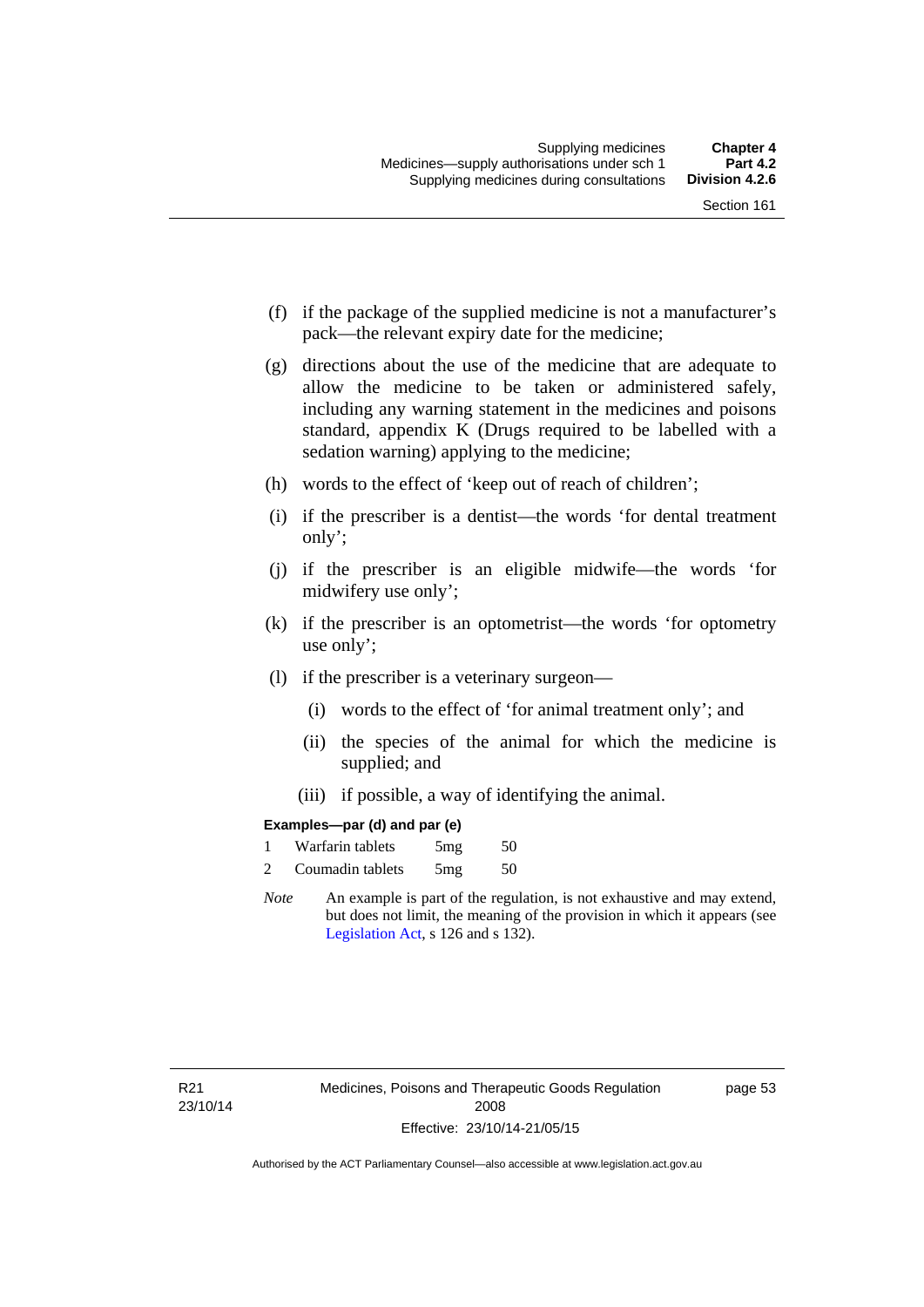(f) if the package of the supplied medicine is not a manufacturer's pack—the relevant expiry date for the medicine;

(g) directions about the use of the medicine that are adequate to allow the medicine to be taken or administered safely, including any warning statement in the medicines and poisons standard, appendix K (Drugs required to be labelled with a sedation warning) applying to the medicine;

(h) words to the effect of 'keep out of reach of children';

(i) if the prescriber is a dentist—the words 'for dental treatment only';

(j) if the prescriber is an eligible midwife—the words 'for midwifery use only';

(k) if the prescriber is an optometrist—the words 'for optometry use only';

(l) if the prescriber is a veterinary surgeon—

(i) words to the effect of 'for animal treatment only'; and

(ii) the species of the animal for which the medicine is supplied; and

(iii) if possible, a way of identifying the animal.

**Examples—par (d) and par (e)**

1 Warfarin tablets 5mg 50

2 Coumadin tablets 5mg 50

*Note* An example is part of the regulation, is not exhaustive and may extend, but does not limit, the meaning of the provision in which it appears (see Legislation Act, s 126 and s 132).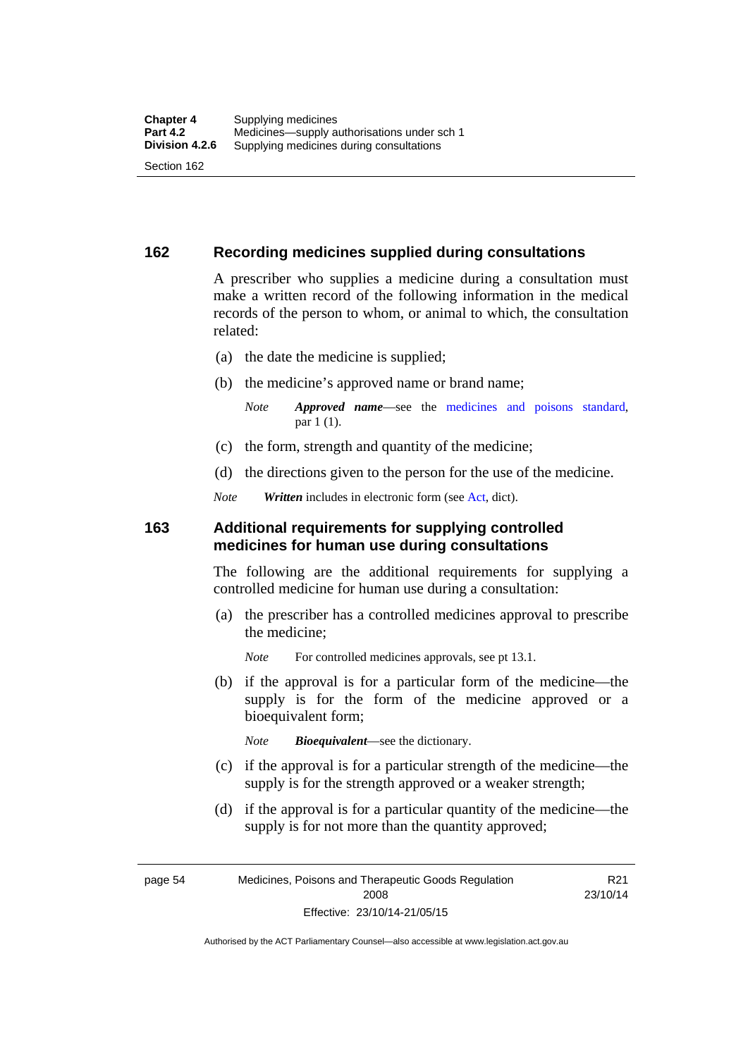## 162 Recording medicines supplied during consultations

A prescriber who supplies a medicine during a consultation must make a written record of the following information in the medical records of the person to whom, or animal to which, the consultation related:

(a) the date the medicine is supplied;

(b) the medicine's approved name or brand name;

*Note* ***Approved name***—see the medicines and poisons standard, par 1 (1).

(c) the form, strength and quantity of the medicine;

(d) the directions given to the person for the use of the medicine.

*Note* ***Written*** includes in electronic form (see Act, dict).

## 163 Additional requirements for supplying controlled medicines for human use during consultations

The following are the additional requirements for supplying a controlled medicine for human use during a consultation:

(a) the prescriber has a controlled medicines approval to prescribe the medicine;

*Note* For controlled medicines approvals, see pt 13.1.

(b) if the approval is for a particular form of the medicine—the supply is for the form of the medicine approved or a bioequivalent form;

*Note* ***Bioequivalent***—see the dictionary.

(c) if the approval is for a particular strength of the medicine—the supply is for the strength approved or a weaker strength;

(d) if the approval is for a particular quantity of the medicine—the supply is for not more than the quantity approved;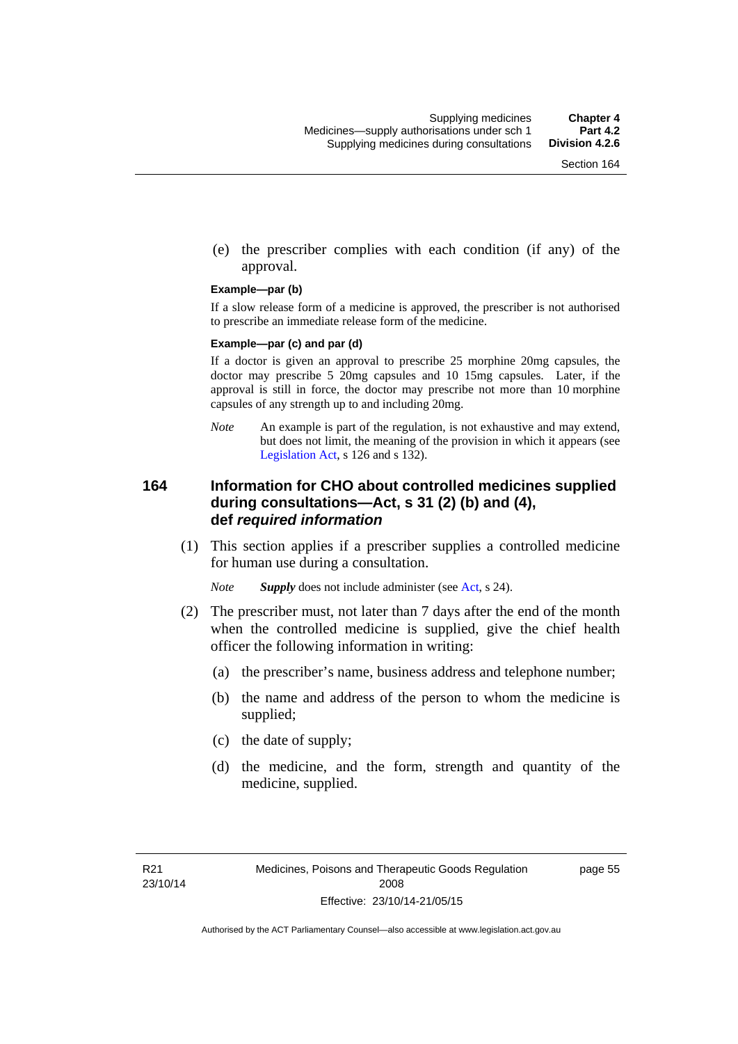(e) the prescriber complies with each condition (if any) of the approval.

**Example—par (b)**

If a slow release form of a medicine is approved, the prescriber is not authorised to prescribe an immediate release form of the medicine.

**Example—par (c) and par (d)**

If a doctor is given an approval to prescribe 25 morphine 20mg capsules, the doctor may prescribe 5 20mg capsules and 10 15mg capsules. Later, if the approval is still in force, the doctor may prescribe not more than 10 morphine capsules of any strength up to and including 20mg.

*Note* An example is part of the regulation, is not exhaustive and may extend, but does not limit, the meaning of the provision in which it appears (see Legislation Act, s 126 and s 132).

## 164 Information for CHO about controlled medicines supplied during consultations—Act, s 31 (2) (b) and (4), def *required information*

(1) This section applies if a prescriber supplies a controlled medicine for human use during a consultation.

*Note* ***Supply*** does not include administer (see Act, s 24).

(2) The prescriber must, not later than 7 days after the end of the month when the controlled medicine is supplied, give the chief health officer the following information in writing:

(a) the prescriber's name, business address and telephone number;

(b) the name and address of the person to whom the medicine is supplied;

(c) the date of supply;

(d) the medicine, and the form, strength and quantity of the medicine, supplied.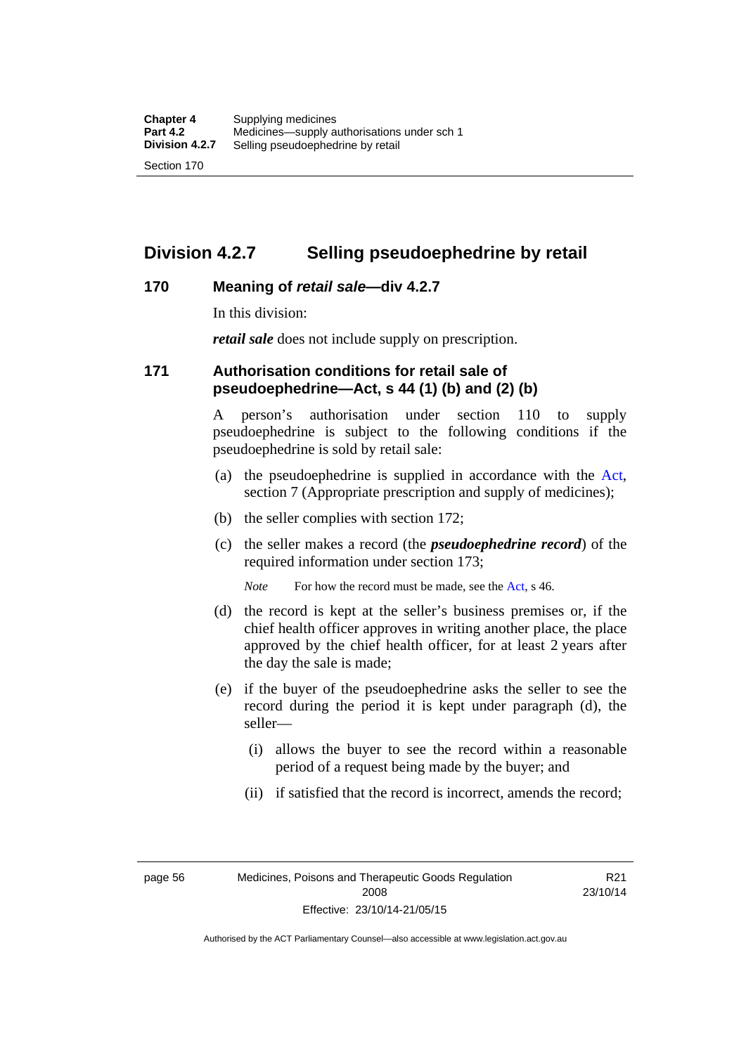## Division 4.2.7 Selling pseudoephedrine by retail

### 170 Meaning of *retail sale*—div 4.2.7

In this division:

***retail sale*** does not include supply on prescription.

### 171 Authorisation conditions for retail sale of pseudoephedrine—Act, s 44 (1) (b) and (2) (b)

A person's authorisation under section 110 to supply pseudoephedrine is subject to the following conditions if the pseudoephedrine is sold by retail sale:

(a) the pseudoephedrine is supplied in accordance with the Act, section 7 (Appropriate prescription and supply of medicines);

(b) the seller complies with section 172;

(c) the seller makes a record (the ***pseudoephedrine record***) of the required information under section 173;

*Note* For how the record must be made, see the Act, s 46.

(d) the record is kept at the seller's business premises or, if the chief health officer approves in writing another place, the place approved by the chief health officer, for at least 2 years after the day the sale is made;

(e) if the buyer of the pseudoephedrine asks the seller to see the record during the period it is kept under paragraph (d), the seller—

(i) allows the buyer to see the record within a reasonable period of a request being made by the buyer; and

(ii) if satisfied that the record is incorrect, amends the record;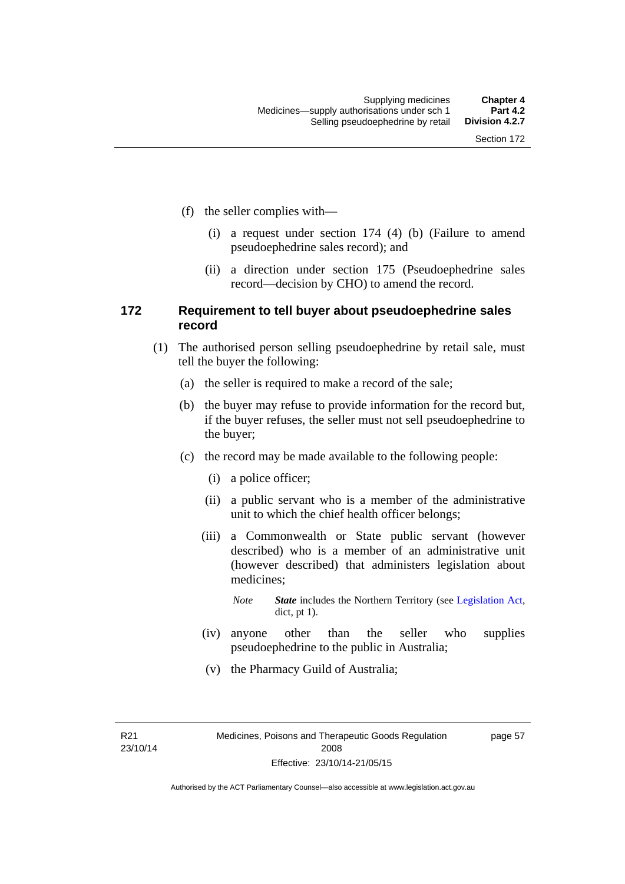(f) the seller complies with—

(i) a request under section 174 (4) (b) (Failure to amend pseudoephedrine sales record); and

(ii) a direction under section 175 (Pseudoephedrine sales record—decision by CHO) to amend the record.

### 172 Requirement to tell buyer about pseudoephedrine sales record

(1) The authorised person selling pseudoephedrine by retail sale, must tell the buyer the following:

(a) the seller is required to make a record of the sale;

(b) the buyer may refuse to provide information for the record but, if the buyer refuses, the seller must not sell pseudoephedrine to the buyer;

(c) the record may be made available to the following people:

(i) a police officer;

(ii) a public servant who is a member of the administrative unit to which the chief health officer belongs;

(iii) a Commonwealth or State public servant (however described) who is a member of an administrative unit (however described) that administers legislation about medicines;

*Note* ***State*** includes the Northern Territory (see Legislation Act, dict, pt 1).

(iv) anyone other than the seller who supplies pseudoephedrine to the public in Australia;

(v) the Pharmacy Guild of Australia;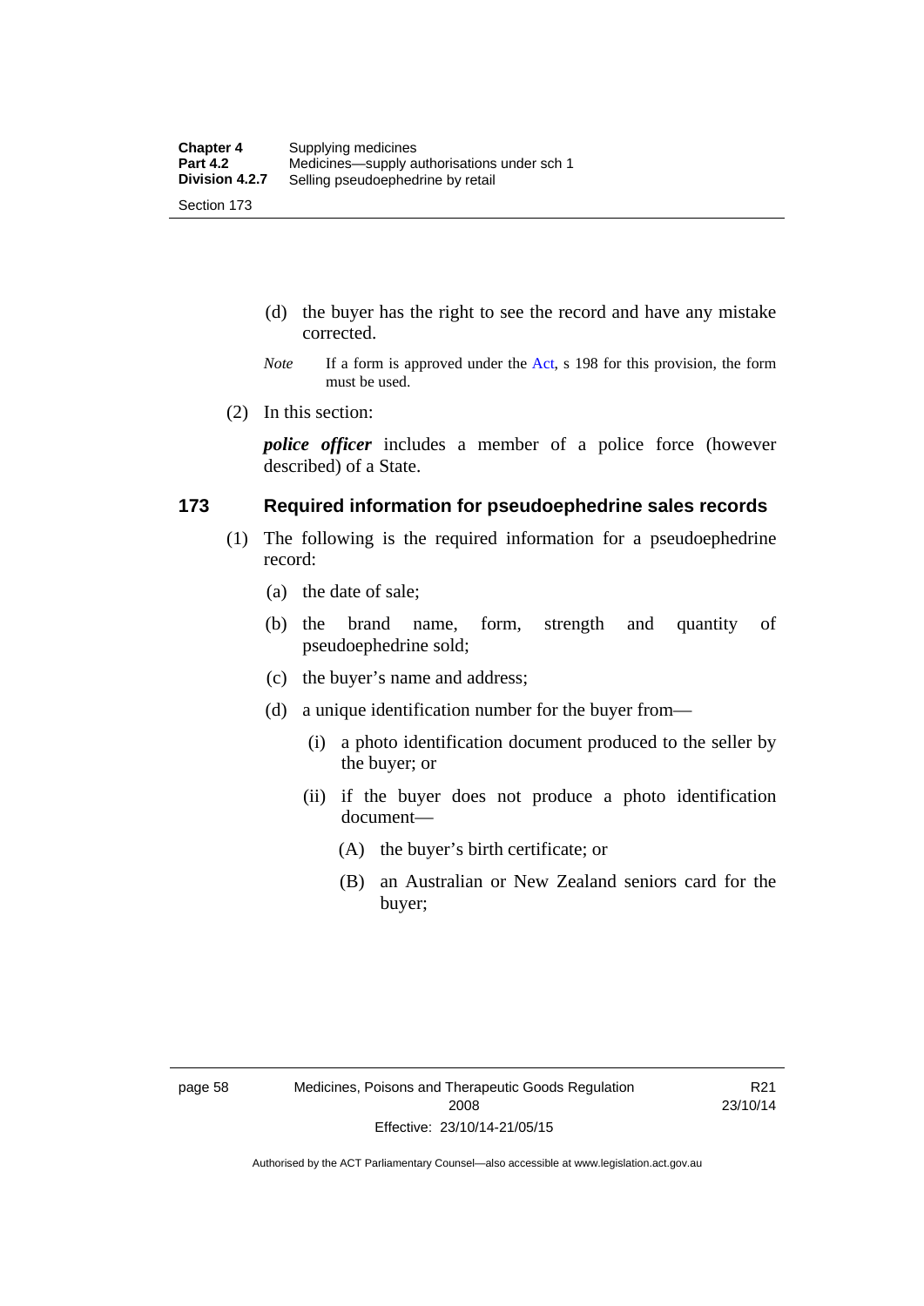(d) the buyer has the right to see the record and have any mistake corrected.

*Note* If a form is approved under the Act, s 198 for this provision, the form must be used.

(2) In this section:

***police officer*** includes a member of a police force (however described) of a State.

## 173 Required information for pseudoephedrine sales records

(1) The following is the required information for a pseudoephedrine record:

(a) the date of sale;

(b) the brand name, form, strength and quantity of pseudoephedrine sold;

(c) the buyer's name and address;

(d) a unique identification number for the buyer from—

(i) a photo identification document produced to the seller by the buyer; or

(ii) if the buyer does not produce a photo identification document—

(A) the buyer's birth certificate; or

(B) an Australian or New Zealand seniors card for the buyer;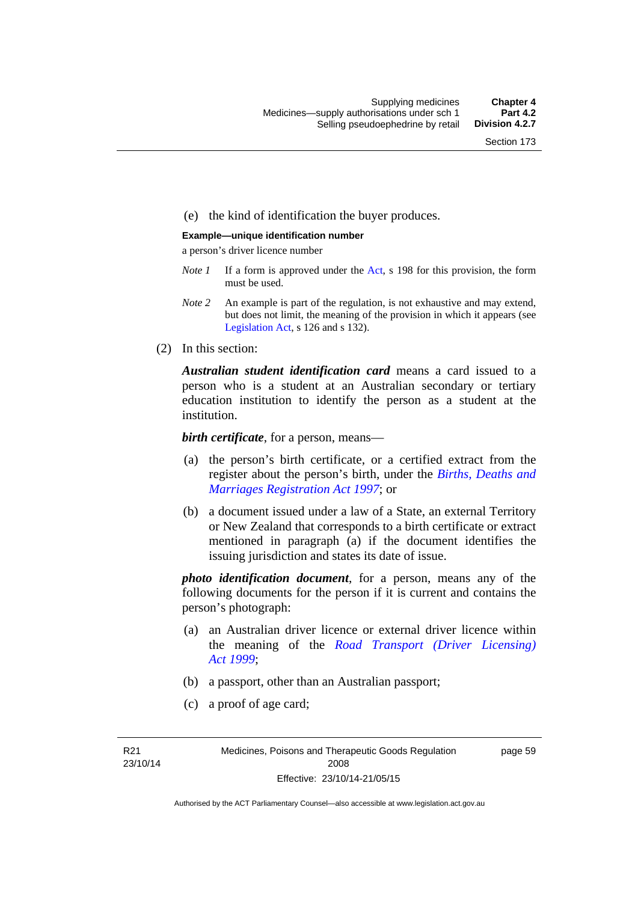(e) the kind of identification the buyer produces.

**Example—unique identification number**

a person's driver licence number

*Note 1* If a form is approved under the Act, s 198 for this provision, the form must be used.

*Note 2* An example is part of the regulation, is not exhaustive and may extend, but does not limit, the meaning of the provision in which it appears (see Legislation Act, s 126 and s 132).

(2) In this section:

***Australian student identification card*** means a card issued to a person who is a student at an Australian secondary or tertiary education institution to identify the person as a student at the institution.

***birth certificate***, for a person, means—

(a) the person's birth certificate, or a certified extract from the register about the person's birth, under the *Births, Deaths and Marriages Registration Act 1997*; or

(b) a document issued under a law of a State, an external Territory or New Zealand that corresponds to a birth certificate or extract mentioned in paragraph (a) if the document identifies the issuing jurisdiction and states its date of issue.

***photo identification document***, for a person, means any of the following documents for the person if it is current and contains the person's photograph:

(a) an Australian driver licence or external driver licence within the meaning of the *Road Transport (Driver Licensing) Act 1999*;

(b) a passport, other than an Australian passport;

(c) a proof of age card;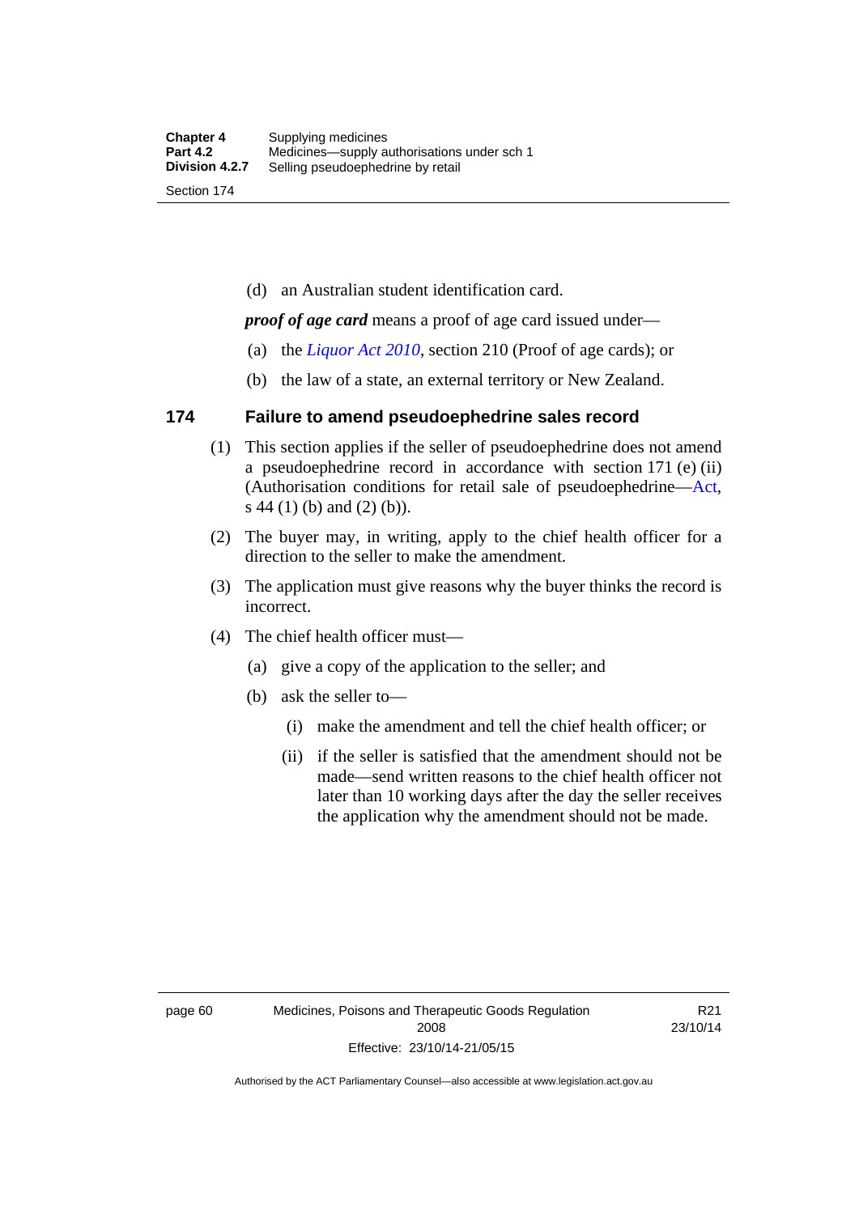(d) an Australian student identification card.

***proof of age card*** means a proof of age card issued under—

(a) the *Liquor Act 2010*, section 210 (Proof of age cards); or

(b) the law of a state, an external territory or New Zealand.

## 174 Failure to amend pseudoephedrine sales record

(1) This section applies if the seller of pseudoephedrine does not amend a pseudoephedrine record in accordance with section 171 (e) (ii) (Authorisation conditions for retail sale of pseudoephedrine—Act, s 44 (1) (b) and (2) (b)).

(2) The buyer may, in writing, apply to the chief health officer for a direction to the seller to make the amendment.

(3) The application must give reasons why the buyer thinks the record is incorrect.

(4) The chief health officer must—

(a) give a copy of the application to the seller; and

(b) ask the seller to—

(i) make the amendment and tell the chief health officer; or

(ii) if the seller is satisfied that the amendment should not be made—send written reasons to the chief health officer not later than 10 working days after the day the seller receives the application why the amendment should not be made.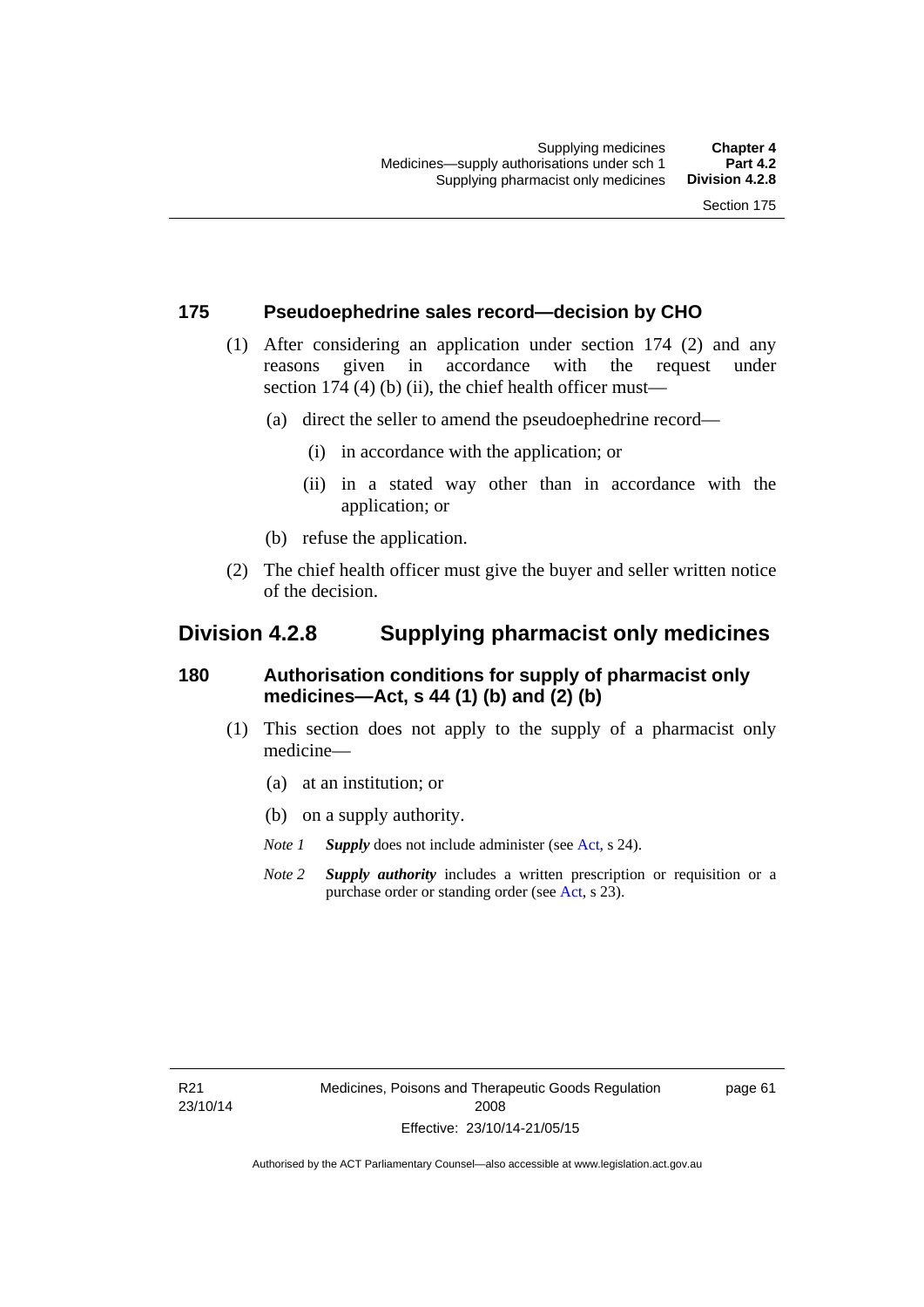### 175 Pseudoephedrine sales record—decision by CHO

(1) After considering an application under section 174 (2) and any reasons given in accordance with the request under section 174 (4) (b) (ii), the chief health officer must—

(a) direct the seller to amend the pseudoephedrine record—

(i) in accordance with the application; or

(ii) in a stated way other than in accordance with the application; or

(b) refuse the application.

(2) The chief health officer must give the buyer and seller written notice of the decision.

## Division 4.2.8 Supplying pharmacist only medicines

### 180 Authorisation conditions for supply of pharmacist only medicines—Act, s 44 (1) (b) and (2) (b)

(1) This section does not apply to the supply of a pharmacist only medicine—

(a) at an institution; or

(b) on a supply authority.

*Note 1* ***Supply*** does not include administer (see Act, s 24).

*Note 2* ***Supply authority*** includes a written prescription or requisition or a purchase order or standing order (see Act, s 23).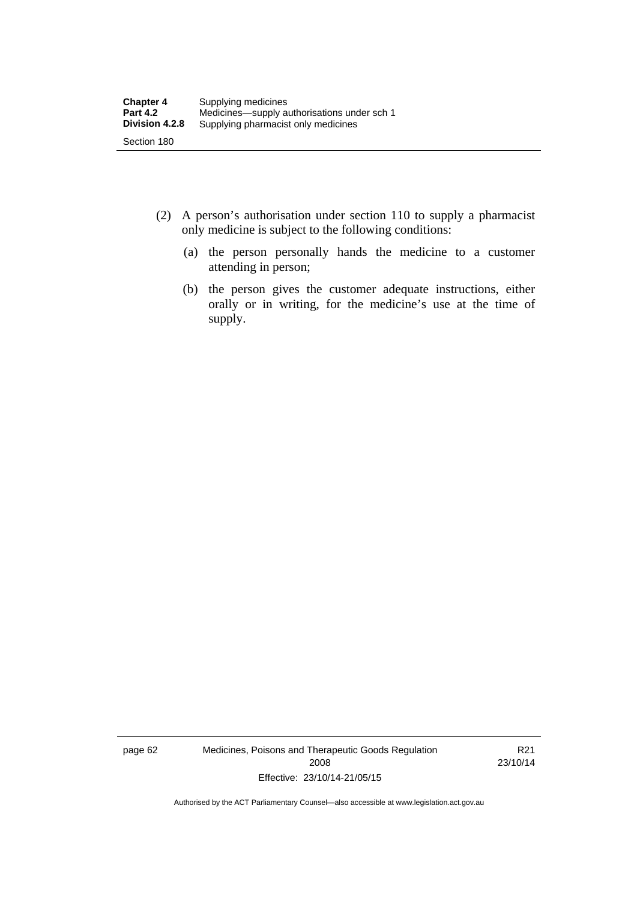(2) A person's authorisation under section 110 to supply a pharmacist only medicine is subject to the following conditions:

(a) the person personally hands the medicine to a customer attending in person;

(b) the person gives the customer adequate instructions, either orally or in writing, for the medicine's use at the time of supply.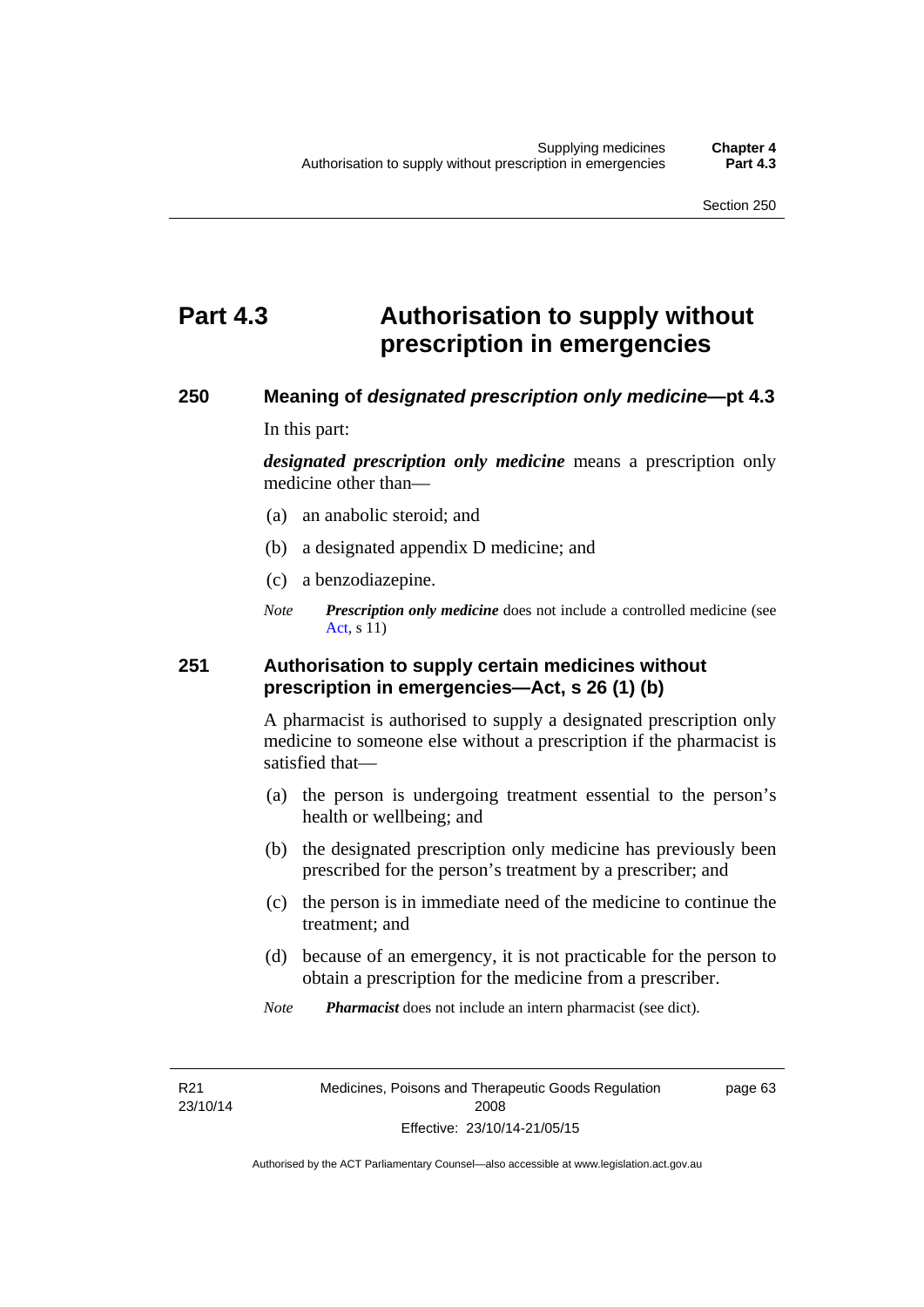# Part 4.3 Authorisation to supply without prescription in emergencies

## 250 Meaning of *designated prescription only medicine*—pt 4.3

In this part:

***designated prescription only medicine*** means a prescription only medicine other than—

(a) an anabolic steroid; and

(b) a designated appendix D medicine; and

(c) a benzodiazepine.

*Note* ***Prescription only medicine*** does not include a controlled medicine (see Act, s 11)

## 251 Authorisation to supply certain medicines without prescription in emergencies—Act, s 26 (1) (b)

A pharmacist is authorised to supply a designated prescription only medicine to someone else without a prescription if the pharmacist is satisfied that—

(a) the person is undergoing treatment essential to the person's health or wellbeing; and

(b) the designated prescription only medicine has previously been prescribed for the person's treatment by a prescriber; and

(c) the person is in immediate need of the medicine to continue the treatment; and

(d) because of an emergency, it is not practicable for the person to obtain a prescription for the medicine from a prescriber.

*Note* ***Pharmacist*** does not include an intern pharmacist (see dict).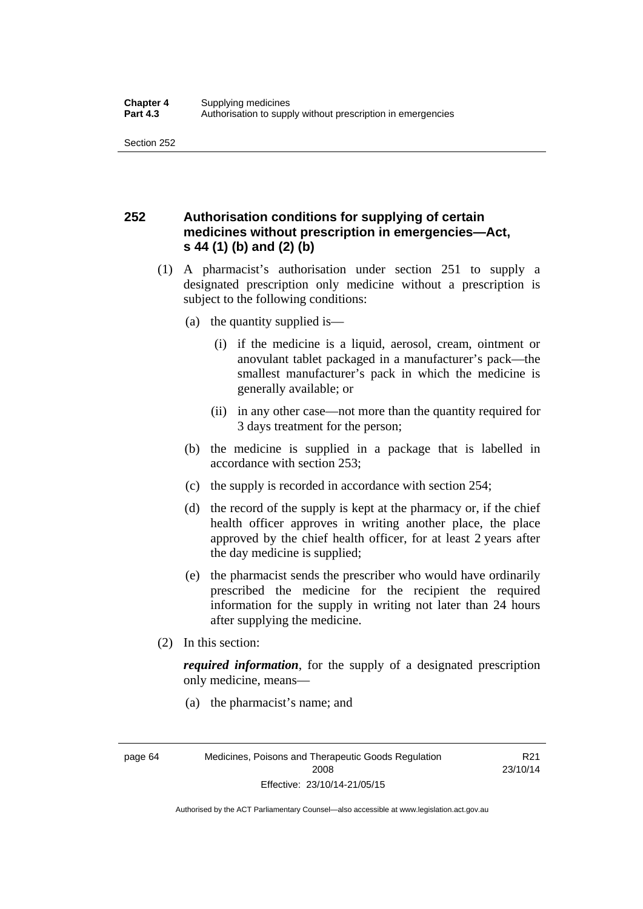## 252 Authorisation conditions for supplying of certain medicines without prescription in emergencies—Act, s 44 (1) (b) and (2) (b)

(1) A pharmacist's authorisation under section 251 to supply a designated prescription only medicine without a prescription is subject to the following conditions:

(a) the quantity supplied is—

(i) if the medicine is a liquid, aerosol, cream, ointment or anovulant tablet packaged in a manufacturer's pack—the smallest manufacturer's pack in which the medicine is generally available; or

(ii) in any other case—not more than the quantity required for 3 days treatment for the person;

(b) the medicine is supplied in a package that is labelled in accordance with section 253;

(c) the supply is recorded in accordance with section 254;

(d) the record of the supply is kept at the pharmacy or, if the chief health officer approves in writing another place, the place approved by the chief health officer, for at least 2 years after the day medicine is supplied;

(e) the pharmacist sends the prescriber who would have ordinarily prescribed the medicine for the recipient the required information for the supply in writing not later than 24 hours after supplying the medicine.

(2) In this section:

***required information***, for the supply of a designated prescription only medicine, means—

(a) the pharmacist's name; and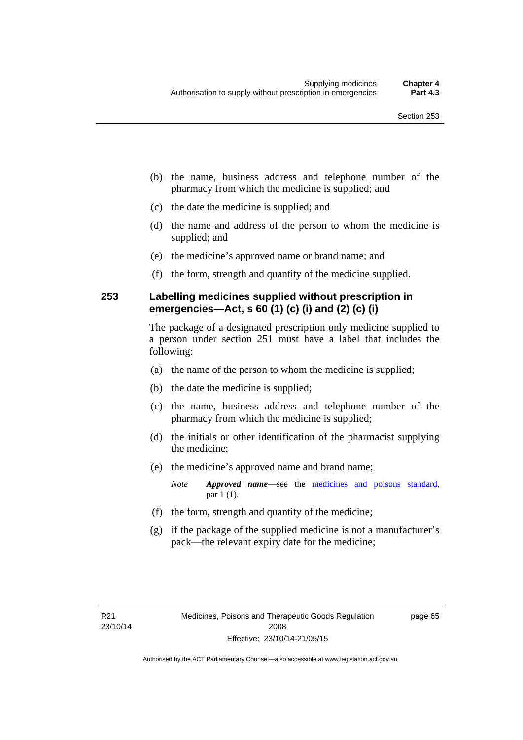(b) the name, business address and telephone number of the pharmacy from which the medicine is supplied; and

(c) the date the medicine is supplied; and

(d) the name and address of the person to whom the medicine is supplied; and

(e) the medicine's approved name or brand name; and

(f) the form, strength and quantity of the medicine supplied.

## 253 Labelling medicines supplied without prescription in emergencies—Act, s 60 (1) (c) (i) and (2) (c) (i)

The package of a designated prescription only medicine supplied to a person under section 251 must have a label that includes the following:

(a) the name of the person to whom the medicine is supplied;

(b) the date the medicine is supplied;

(c) the name, business address and telephone number of the pharmacy from which the medicine is supplied;

(d) the initials or other identification of the pharmacist supplying the medicine;

(e) the medicine's approved name and brand name;

*Note* ***Approved name***—see the medicines and poisons standard, par 1 (1).

(f) the form, strength and quantity of the medicine;

(g) if the package of the supplied medicine is not a manufacturer's pack—the relevant expiry date for the medicine;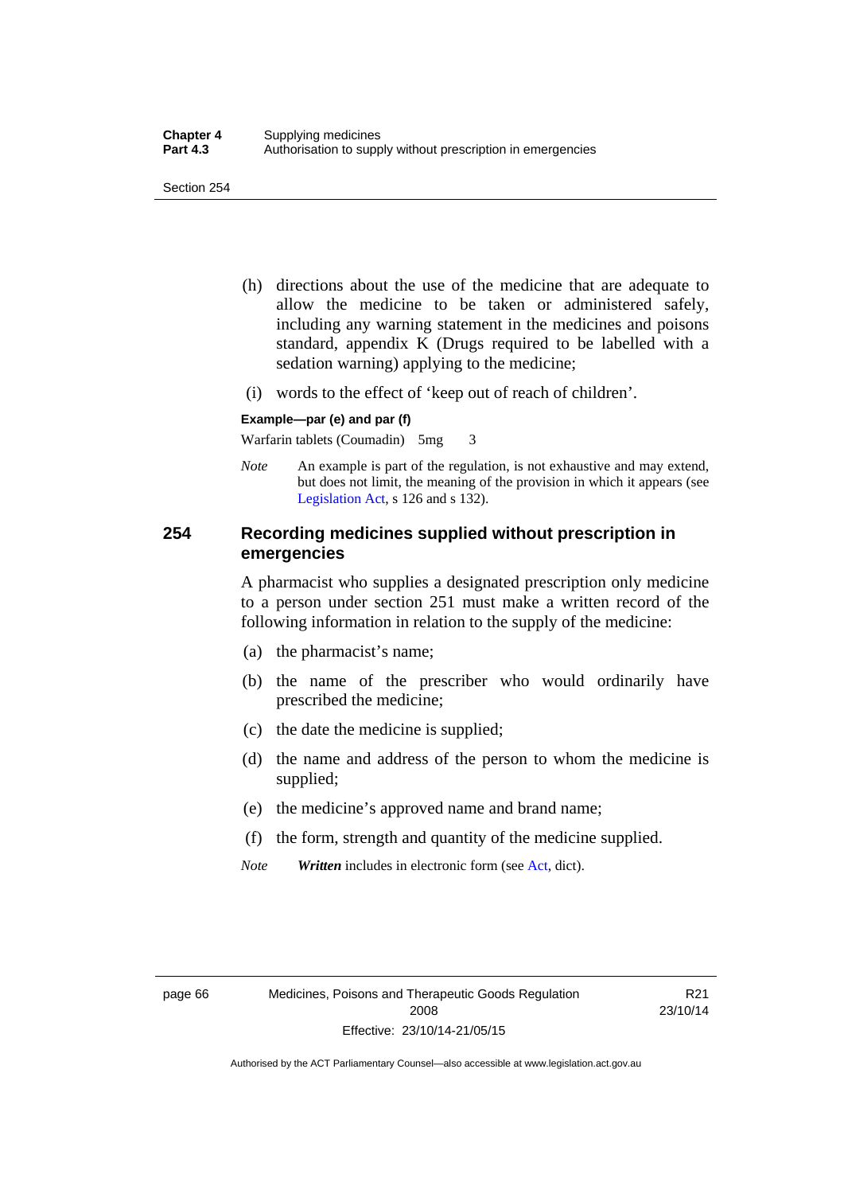(h) directions about the use of the medicine that are adequate to allow the medicine to be taken or administered safely, including any warning statement in the medicines and poisons standard, appendix K (Drugs required to be labelled with a sedation warning) applying to the medicine;

(i) words to the effect of 'keep out of reach of children'.

**Example—par (e) and par (f)**

Warfarin tablets (Coumadin) 5mg 3

*Note* An example is part of the regulation, is not exhaustive and may extend, but does not limit, the meaning of the provision in which it appears (see Legislation Act, s 126 and s 132).

## 254 Recording medicines supplied without prescription in emergencies

A pharmacist who supplies a designated prescription only medicine to a person under section 251 must make a written record of the following information in relation to the supply of the medicine:

(a) the pharmacist's name;

(b) the name of the prescriber who would ordinarily have prescribed the medicine;

(c) the date the medicine is supplied;

(d) the name and address of the person to whom the medicine is supplied;

(e) the medicine's approved name and brand name;

(f) the form, strength and quantity of the medicine supplied.

*Note* ***Written*** includes in electronic form (see Act, dict).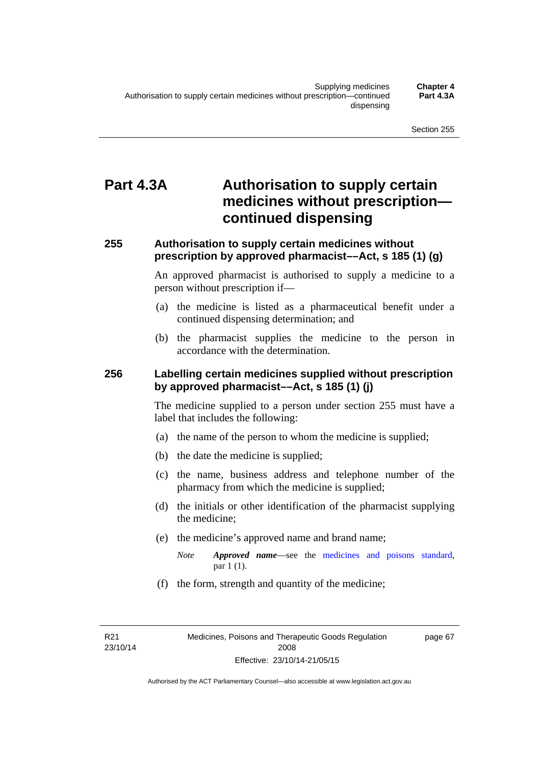# Part 4.3A Authorisation to supply certain medicines without prescription—continued dispensing

### 255 Authorisation to supply certain medicines without prescription by approved pharmacist––Act, s 185 (1) (g)

An approved pharmacist is authorised to supply a medicine to a person without prescription if—

(a) the medicine is listed as a pharmaceutical benefit under a continued dispensing determination; and

(b) the pharmacist supplies the medicine to the person in accordance with the determination.

### 256 Labelling certain medicines supplied without prescription by approved pharmacist––Act, s 185 (1) (j)

The medicine supplied to a person under section 255 must have a label that includes the following:

(a) the name of the person to whom the medicine is supplied;

(b) the date the medicine is supplied;

(c) the name, business address and telephone number of the pharmacy from which the medicine is supplied;

(d) the initials or other identification of the pharmacist supplying the medicine;

(e) the medicine's approved name and brand name;

*Note* ***Approved name***—see the medicines and poisons standard, par 1 (1).

(f) the form, strength and quantity of the medicine;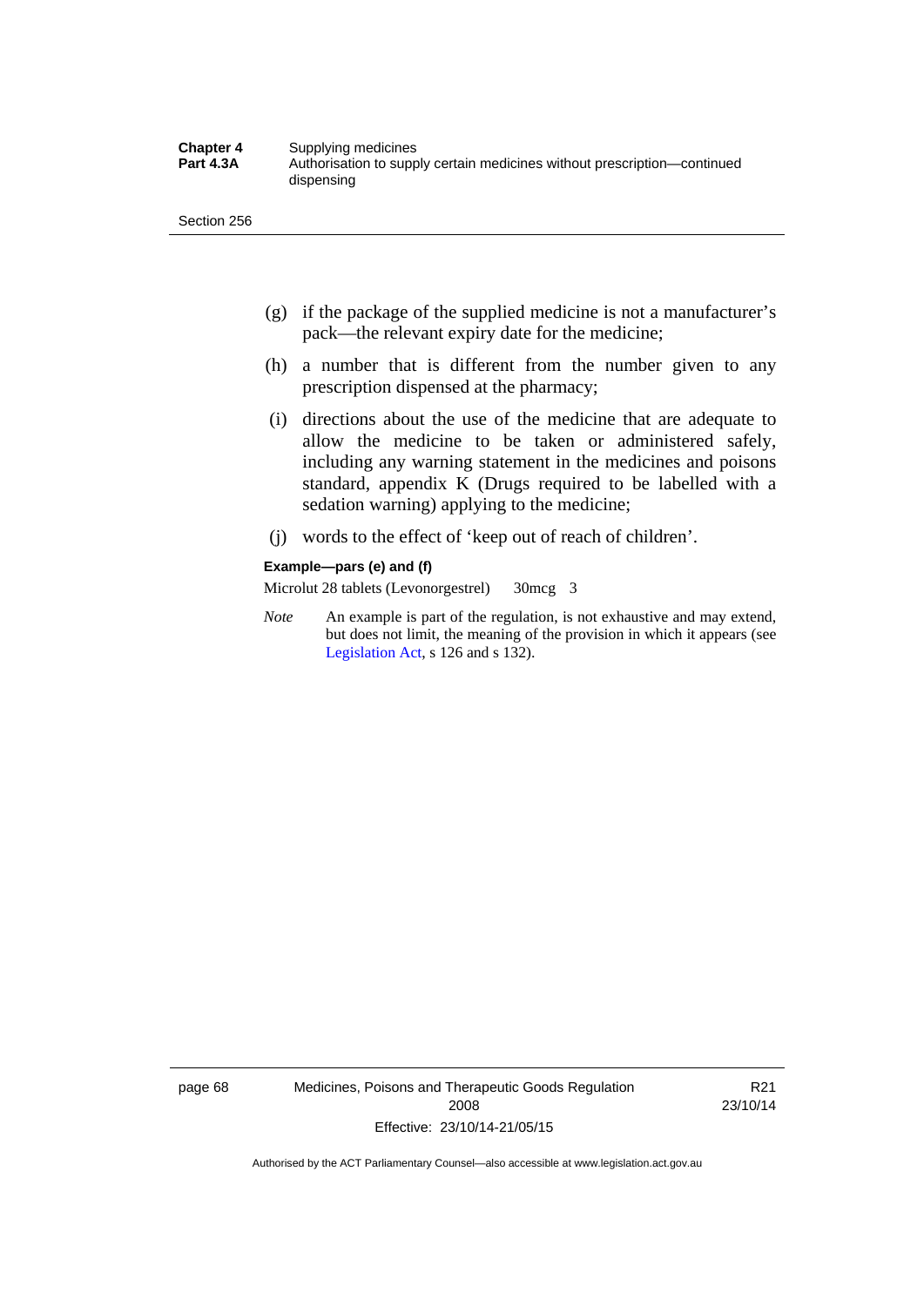(g) if the package of the supplied medicine is not a manufacturer's pack—the relevant expiry date for the medicine;

(h) a number that is different from the number given to any prescription dispensed at the pharmacy;

(i) directions about the use of the medicine that are adequate to allow the medicine to be taken or administered safely, including any warning statement in the medicines and poisons standard, appendix K (Drugs required to be labelled with a sedation warning) applying to the medicine;

(j) words to the effect of 'keep out of reach of children'.

**Example—pars (e) and (f)**

Microlut 28 tablets (Levonorgestrel) 30mcg 3

*Note* An example is part of the regulation, is not exhaustive and may extend, but does not limit, the meaning of the provision in which it appears (see Legislation Act, s 126 and s 132).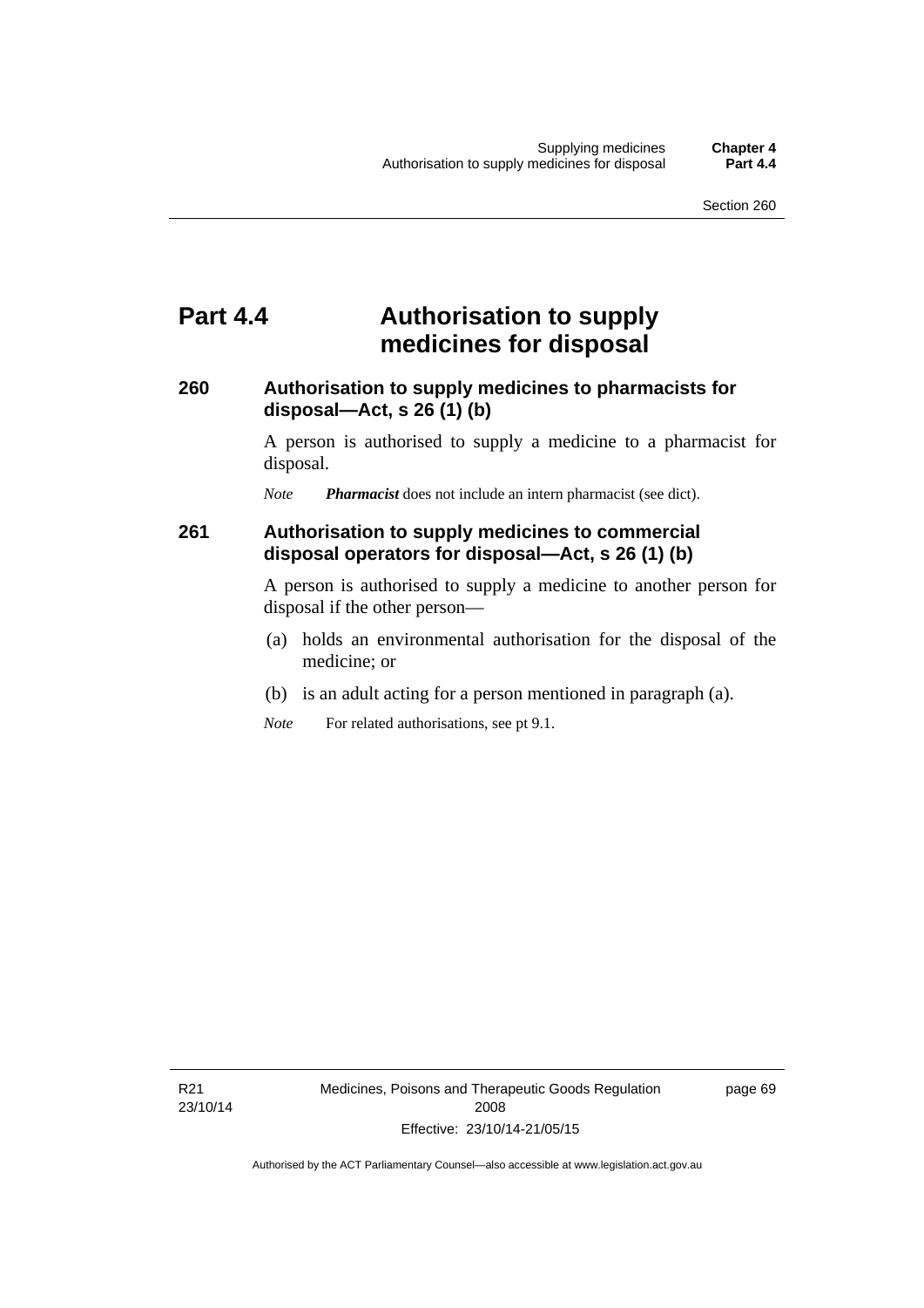# Part 4.4 Authorisation to supply medicines for disposal

## 260 Authorisation to supply medicines to pharmacists for disposal—Act, s 26 (1) (b)

A person is authorised to supply a medicine to a pharmacist for disposal.

*Note* ***Pharmacist*** does not include an intern pharmacist (see dict).

## 261 Authorisation to supply medicines to commercial disposal operators for disposal—Act, s 26 (1) (b)

A person is authorised to supply a medicine to another person for disposal if the other person—

(a) holds an environmental authorisation for the disposal of the medicine; or

(b) is an adult acting for a person mentioned in paragraph (a).

*Note* For related authorisations, see pt 9.1.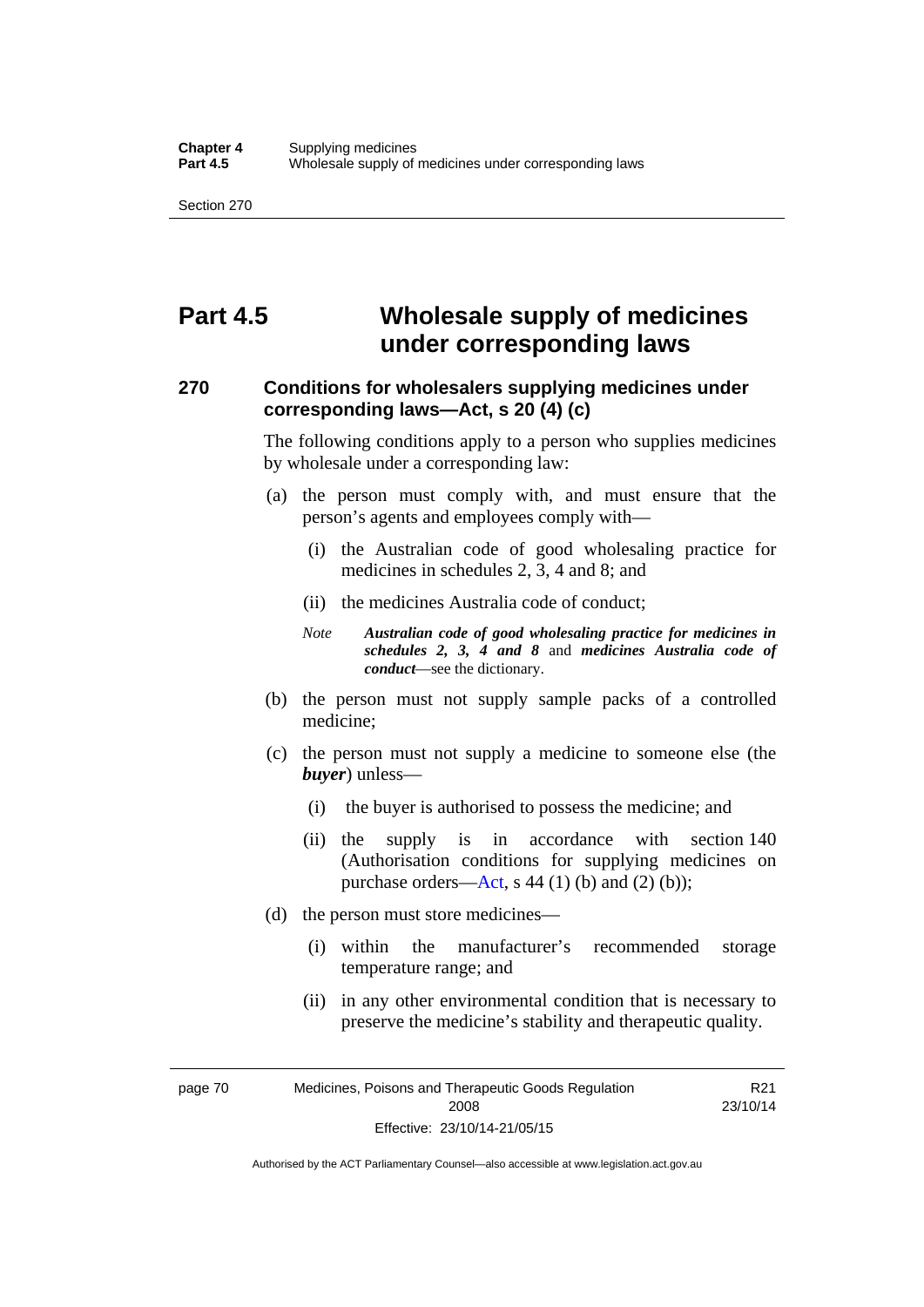# Part 4.5 Wholesale supply of medicines under corresponding laws

### 270 Conditions for wholesalers supplying medicines under corresponding laws—Act, s 20 (4) (c)

The following conditions apply to a person who supplies medicines by wholesale under a corresponding law:

(a) the person must comply with, and must ensure that the person's agents and employees comply with—

  (i) the Australian code of good wholesaling practice for medicines in schedules 2, 3, 4 and 8; and

  (ii) the medicines Australia code of conduct;

  *Note* ***Australian code of good wholesaling practice for medicines in schedules 2, 3, 4 and 8*** and ***medicines Australia code of conduct***—see the dictionary.

(b) the person must not supply sample packs of a controlled medicine;

(c) the person must not supply a medicine to someone else (the ***buyer***) unless—

  (i) the buyer is authorised to possess the medicine; and

  (ii) the supply is in accordance with section 140 (Authorisation conditions for supplying medicines on purchase orders—Act, s 44 (1) (b) and (2) (b));

(d) the person must store medicines—

  (i) within the manufacturer's recommended storage temperature range; and

  (ii) in any other environmental condition that is necessary to preserve the medicine's stability and therapeutic quality.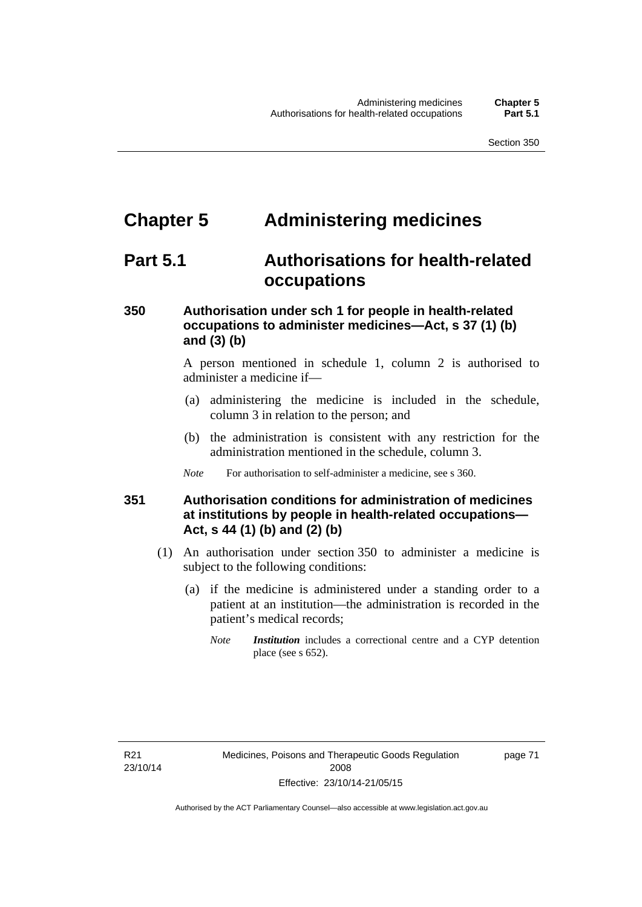# Chapter 5 Administering medicines

## Part 5.1 Authorisations for health-related occupations

### 350 Authorisation under sch 1 for people in health-related occupations to administer medicines—Act, s 37 (1) (b) and (3) (b)

A person mentioned in schedule 1, column 2 is authorised to administer a medicine if—

(a) administering the medicine is included in the schedule, column 3 in relation to the person; and

(b) the administration is consistent with any restriction for the administration mentioned in the schedule, column 3.

*Note* For authorisation to self-administer a medicine, see s 360.

### 351 Authorisation conditions for administration of medicines at institutions by people in health-related occupations—Act, s 44 (1) (b) and (2) (b)

(1) An authorisation under section 350 to administer a medicine is subject to the following conditions:

(a) if the medicine is administered under a standing order to a patient at an institution—the administration is recorded in the patient's medical records;

*Note* ***Institution*** includes a correctional centre and a CYP detention place (see s 652).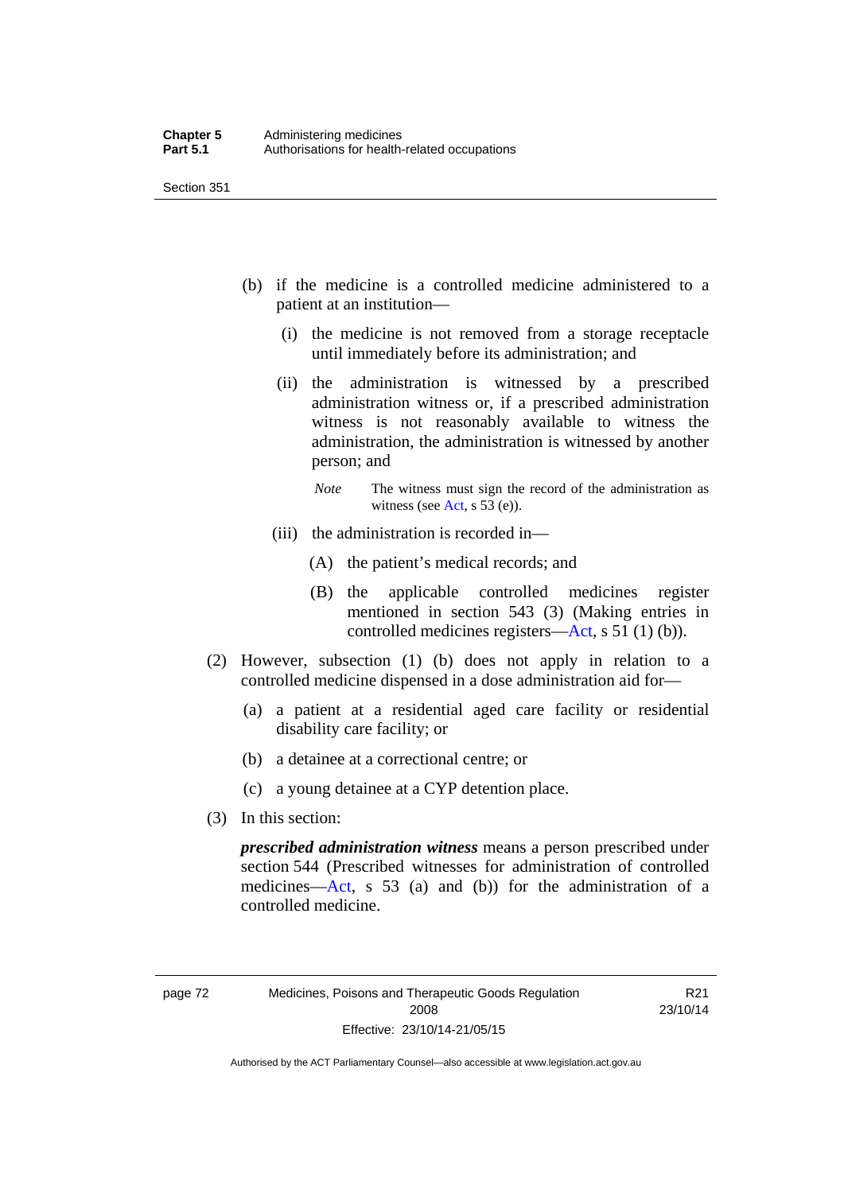(b) if the medicine is a controlled medicine administered to a patient at an institution—

  (i) the medicine is not removed from a storage receptacle until immediately before its administration; and

  (ii) the administration is witnessed by a prescribed administration witness or, if a prescribed administration witness is not reasonably available to witness the administration, the administration is witnessed by another person; and

  *Note* The witness must sign the record of the administration as witness (see Act, s 53 (e)).

  (iii) the administration is recorded in—

    (A) the patient's medical records; and

    (B) the applicable controlled medicines register mentioned in section 543 (3) (Making entries in controlled medicines registers—Act, s 51 (1) (b)).

(2) However, subsection (1) (b) does not apply in relation to a controlled medicine dispensed in a dose administration aid for—

  (a) a patient at a residential aged care facility or residential disability care facility; or

  (b) a detainee at a correctional centre; or

  (c) a young detainee at a CYP detention place.

(3) In this section:

***prescribed administration witness*** means a person prescribed under section 544 (Prescribed witnesses for administration of controlled medicines—Act, s 53 (a) and (b)) for the administration of a controlled medicine.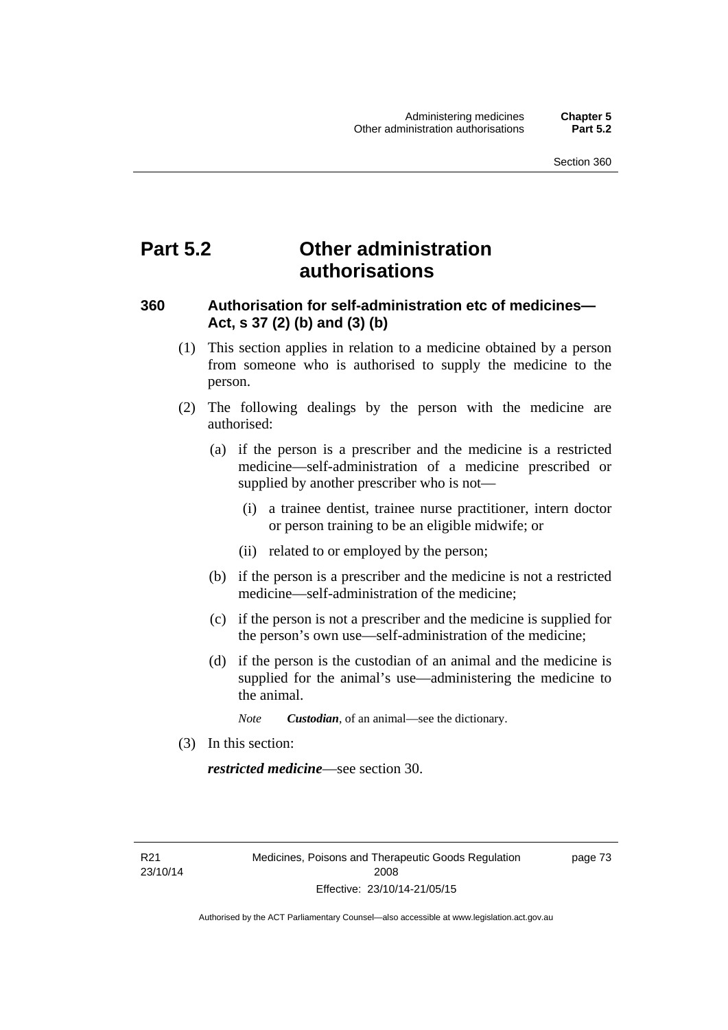# Part 5.2 Other administration authorisations

### 360 Authorisation for self-administration etc of medicines—Act, s 37 (2) (b) and (3) (b)

(1) This section applies in relation to a medicine obtained by a person from someone who is authorised to supply the medicine to the person.

(2) The following dealings by the person with the medicine are authorised:

(a) if the person is a prescriber and the medicine is a restricted medicine—self-administration of a medicine prescribed or supplied by another prescriber who is not—

(i) a trainee dentist, trainee nurse practitioner, intern doctor or person training to be an eligible midwife; or

(ii) related to or employed by the person;

(b) if the person is a prescriber and the medicine is not a restricted medicine—self-administration of the medicine;

(c) if the person is not a prescriber and the medicine is supplied for the person's own use—self-administration of the medicine;

(d) if the person is the custodian of an animal and the medicine is supplied for the animal's use—administering the medicine to the animal.

*Note* ***Custodian***, of an animal—see the dictionary.

(3) In this section:

***restricted medicine***—see section 30.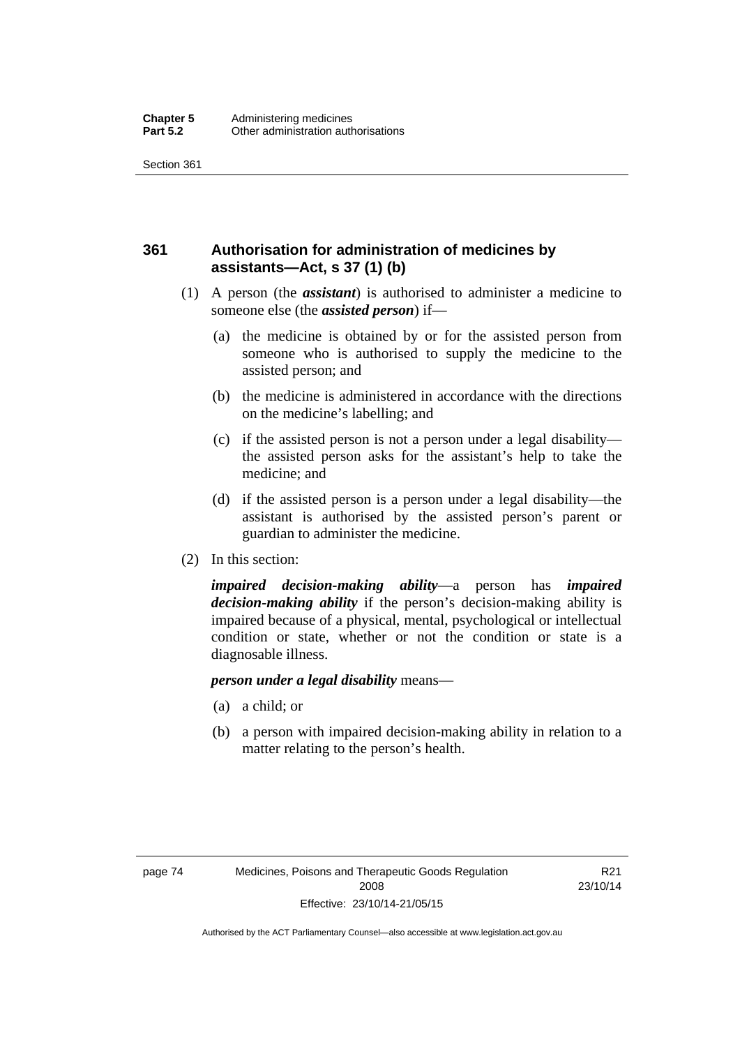## 361 Authorisation for administration of medicines by assistants—Act, s 37 (1) (b)

(1) A person (the ***assistant***) is authorised to administer a medicine to someone else (the ***assisted person***) if—

(a) the medicine is obtained by or for the assisted person from someone who is authorised to supply the medicine to the assisted person; and

(b) the medicine is administered in accordance with the directions on the medicine's labelling; and

(c) if the assisted person is not a person under a legal disability—the assisted person asks for the assistant's help to take the medicine; and

(d) if the assisted person is a person under a legal disability—the assistant is authorised by the assisted person's parent or guardian to administer the medicine.

(2) In this section:

***impaired decision-making ability***—a person has ***impaired decision-making ability*** if the person's decision-making ability is impaired because of a physical, mental, psychological or intellectual condition or state, whether or not the condition or state is a diagnosable illness.

***person under a legal disability*** means—

(a) a child; or

(b) a person with impaired decision-making ability in relation to a matter relating to the person's health.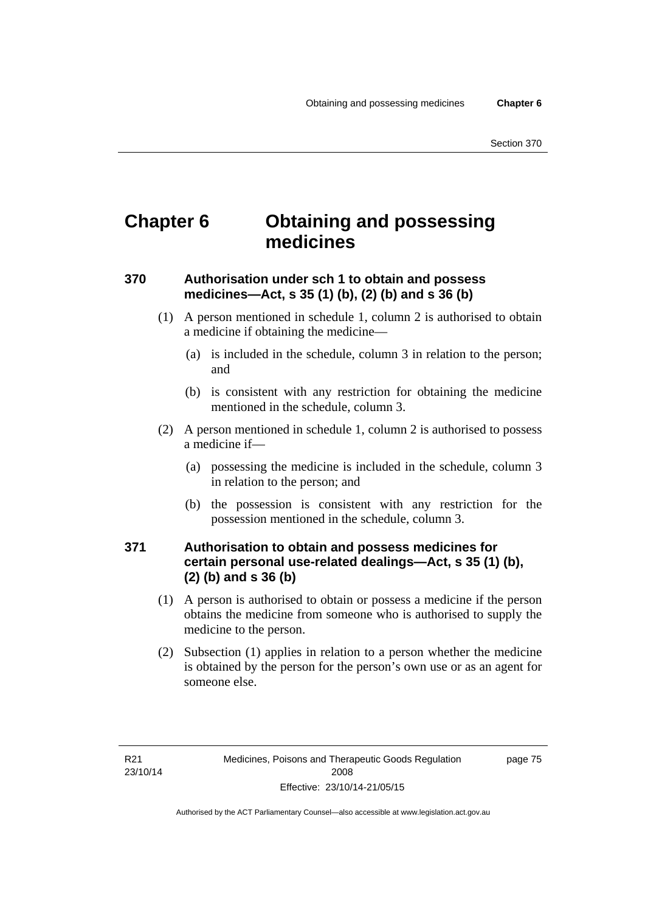# Chapter 6 Obtaining and possessing medicines

## 370 Authorisation under sch 1 to obtain and possess medicines—Act, s 35 (1) (b), (2) (b) and s 36 (b)

(1) A person mentioned in schedule 1, column 2 is authorised to obtain a medicine if obtaining the medicine—

(a) is included in the schedule, column 3 in relation to the person; and

(b) is consistent with any restriction for obtaining the medicine mentioned in the schedule, column 3.

(2) A person mentioned in schedule 1, column 2 is authorised to possess a medicine if—

(a) possessing the medicine is included in the schedule, column 3 in relation to the person; and

(b) the possession is consistent with any restriction for the possession mentioned in the schedule, column 3.

## 371 Authorisation to obtain and possess medicines for certain personal use-related dealings—Act, s 35 (1) (b), (2) (b) and s 36 (b)

(1) A person is authorised to obtain or possess a medicine if the person obtains the medicine from someone who is authorised to supply the medicine to the person.

(2) Subsection (1) applies in relation to a person whether the medicine is obtained by the person for the person's own use or as an agent for someone else.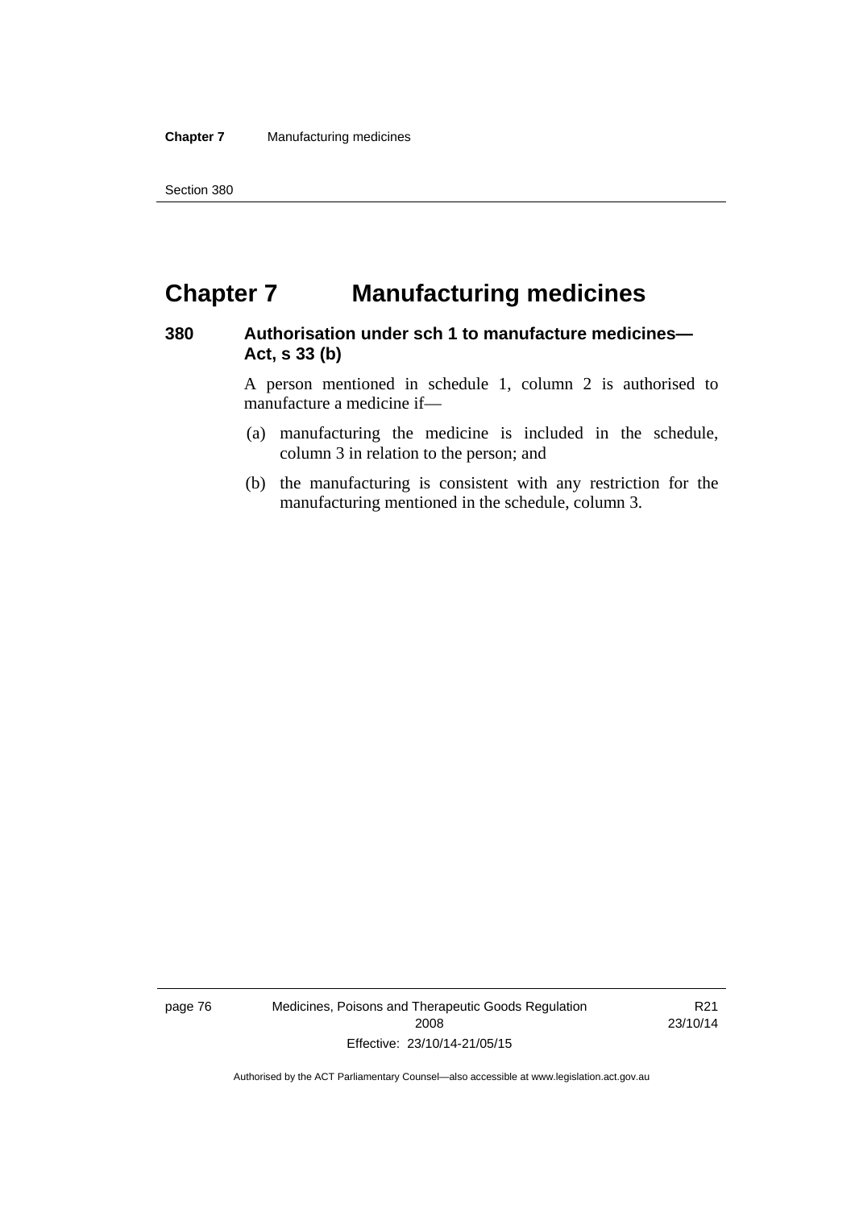# Chapter 7 Manufacturing medicines

## 380 Authorisation under sch 1 to manufacture medicines—Act, s 33 (b)

A person mentioned in schedule 1, column 2 is authorised to manufacture a medicine if—

(a) manufacturing the medicine is included in the schedule, column 3 in relation to the person; and

(b) the manufacturing is consistent with any restriction for the manufacturing mentioned in the schedule, column 3.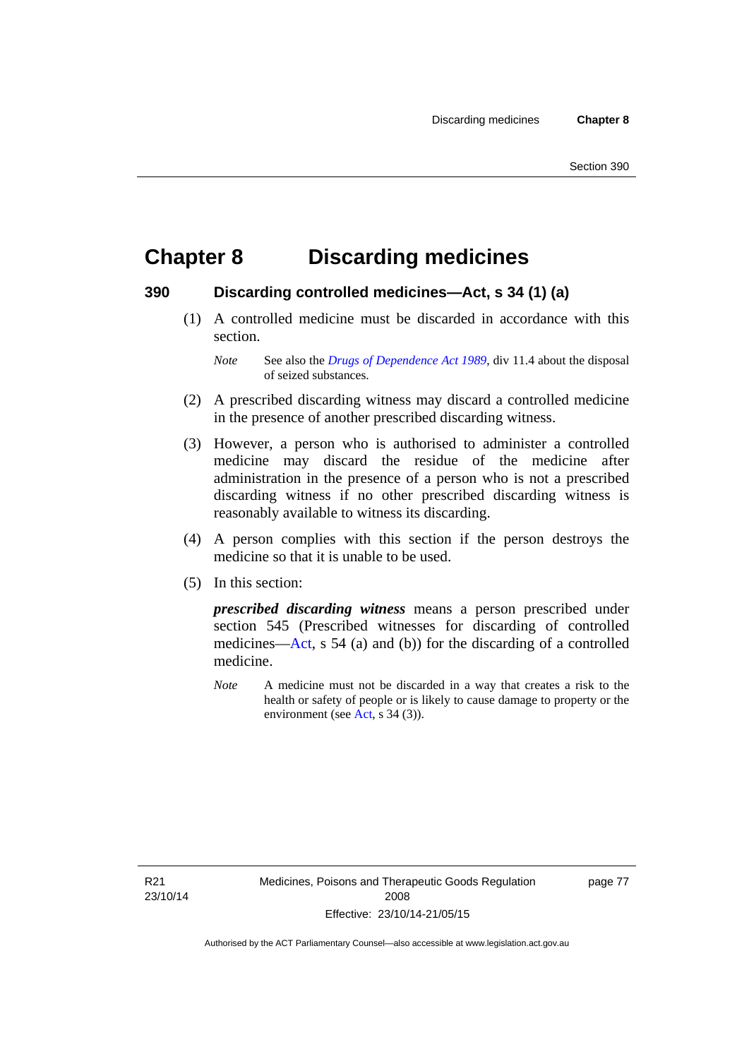# Chapter 8 Discarding medicines

## 390 Discarding controlled medicines—Act, s 34 (1) (a)

(1) A controlled medicine must be discarded in accordance with this section.

*Note* See also the *Drugs of Dependence Act 1989*, div 11.4 about the disposal of seized substances.

(2) A prescribed discarding witness may discard a controlled medicine in the presence of another prescribed discarding witness.

(3) However, a person who is authorised to administer a controlled medicine may discard the residue of the medicine after administration in the presence of a person who is not a prescribed discarding witness if no other prescribed discarding witness is reasonably available to witness its discarding.

(4) A person complies with this section if the person destroys the medicine so that it is unable to be used.

(5) In this section:

***prescribed discarding witness*** means a person prescribed under section 545 (Prescribed witnesses for discarding of controlled medicines—Act, s 54 (a) and (b)) for the discarding of a controlled medicine.

*Note* A medicine must not be discarded in a way that creates a risk to the health or safety of people or is likely to cause damage to property or the environment (see Act, s 34 (3)).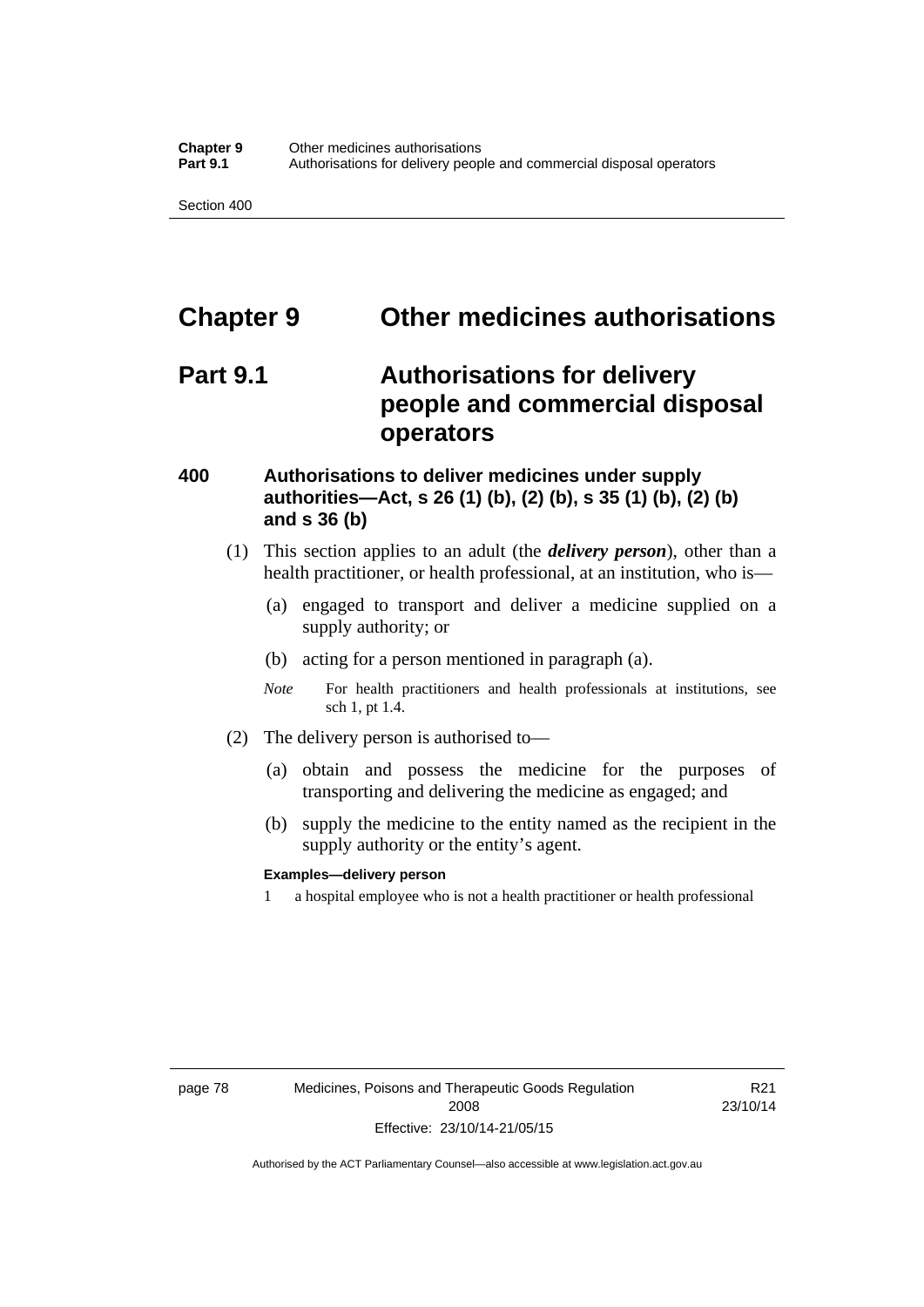# Chapter 9 Other medicines authorisations

## Part 9.1 Authorisations for delivery people and commercial disposal operators

### 400 Authorisations to deliver medicines under supply authorities—Act, s 26 (1) (b), (2) (b), s 35 (1) (b), (2) (b) and s 36 (b)

(1) This section applies to an adult (the ***delivery person***), other than a health practitioner, or health professional, at an institution, who is—

(a) engaged to transport and deliver a medicine supplied on a supply authority; or

(b) acting for a person mentioned in paragraph (a).

*Note* For health practitioners and health professionals at institutions, see sch 1, pt 1.4.

(2) The delivery person is authorised to—

(a) obtain and possess the medicine for the purposes of transporting and delivering the medicine as engaged; and

(b) supply the medicine to the entity named as the recipient in the supply authority or the entity's agent.

**Examples—delivery person**

1 a hospital employee who is not a health practitioner or health professional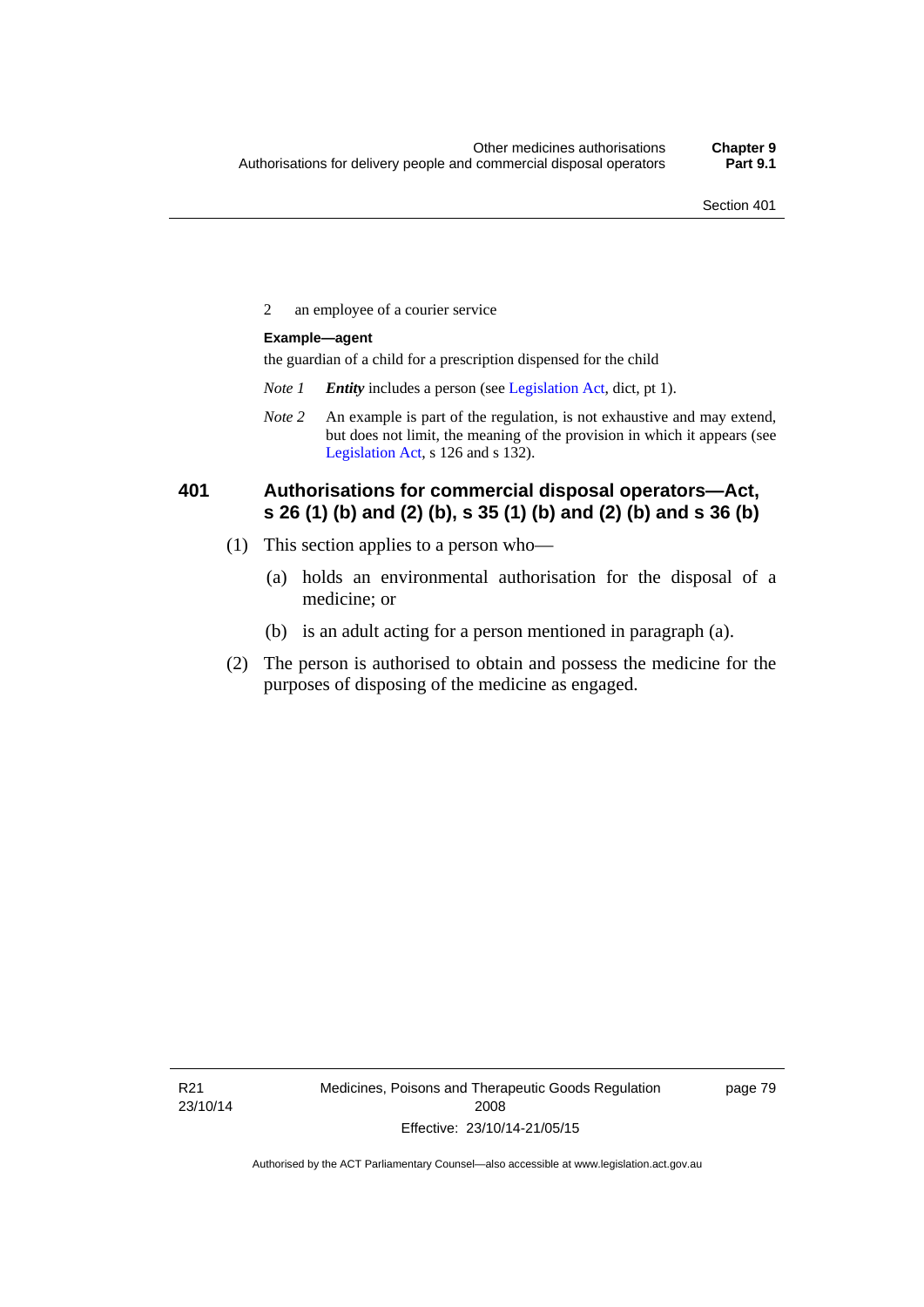2 an employee of a courier service

**Example—agent**

the guardian of a child for a prescription dispensed for the child

*Note 1* ***Entity*** includes a person (see Legislation Act, dict, pt 1).

*Note 2* An example is part of the regulation, is not exhaustive and may extend, but does not limit, the meaning of the provision in which it appears (see Legislation Act, s 126 and s 132).

## 401 Authorisations for commercial disposal operators—Act, s 26 (1) (b) and (2) (b), s 35 (1) (b) and (2) (b) and s 36 (b)

(1) This section applies to a person who—

(a) holds an environmental authorisation for the disposal of a medicine; or

(b) is an adult acting for a person mentioned in paragraph (a).

(2) The person is authorised to obtain and possess the medicine for the purposes of disposing of the medicine as engaged.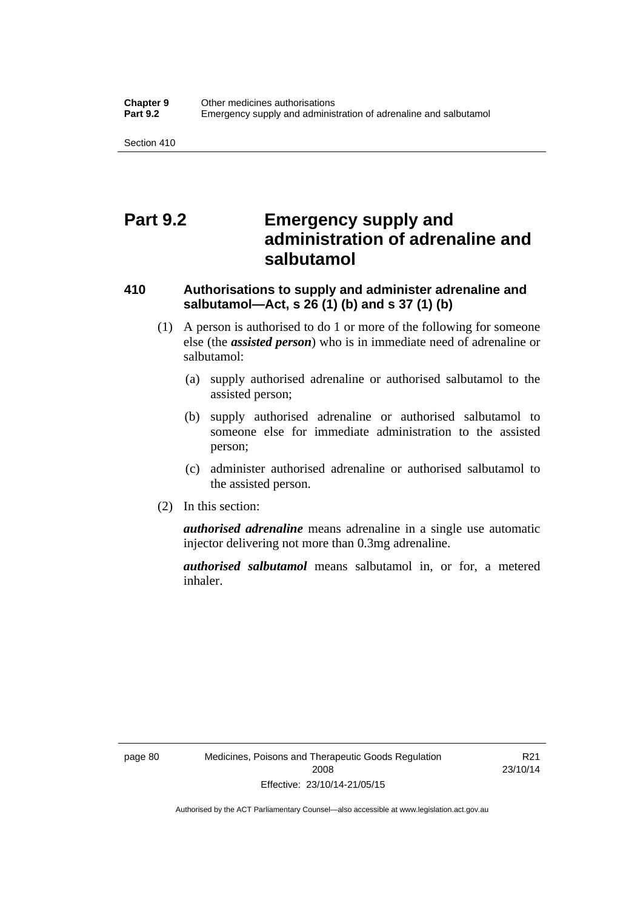# Part 9.2 Emergency supply and administration of adrenaline and salbutamol

### 410 Authorisations to supply and administer adrenaline and salbutamol—Act, s 26 (1) (b) and s 37 (1) (b)

(1) A person is authorised to do 1 or more of the following for someone else (the ***assisted person***) who is in immediate need of adrenaline or salbutamol:

(a) supply authorised adrenaline or authorised salbutamol to the assisted person;

(b) supply authorised adrenaline or authorised salbutamol to someone else for immediate administration to the assisted person;

(c) administer authorised adrenaline or authorised salbutamol to the assisted person.

(2) In this section:

***authorised adrenaline*** means adrenaline in a single use automatic injector delivering not more than 0.3mg adrenaline.

***authorised salbutamol*** means salbutamol in, or for, a metered inhaler.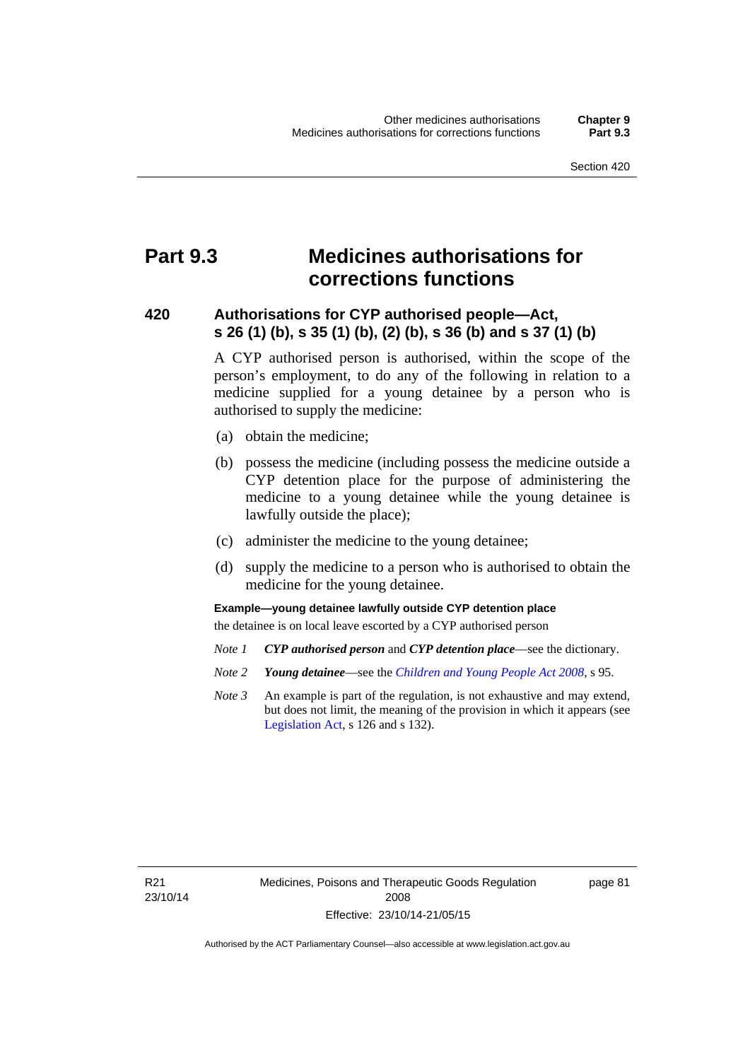# Part 9.3 Medicines authorisations for corrections functions

## 420 Authorisations for CYP authorised people—Act, s 26 (1) (b), s 35 (1) (b), (2) (b), s 36 (b) and s 37 (1) (b)

A CYP authorised person is authorised, within the scope of the person's employment, to do any of the following in relation to a medicine supplied for a young detainee by a person who is authorised to supply the medicine:

(a) obtain the medicine;

(b) possess the medicine (including possess the medicine outside a CYP detention place for the purpose of administering the medicine to a young detainee while the young detainee is lawfully outside the place);

(c) administer the medicine to the young detainee;

(d) supply the medicine to a person who is authorised to obtain the medicine for the young detainee.

**Example—young detainee lawfully outside CYP detention place**

the detainee is on local leave escorted by a CYP authorised person

*Note 1* ***CYP authorised person*** and ***CYP detention place***—see the dictionary.

*Note 2* ***Young detainee***—see the *Children and Young People Act 2008*, s 95.

*Note 3* An example is part of the regulation, is not exhaustive and may extend, but does not limit, the meaning of the provision in which it appears (see Legislation Act, s 126 and s 132).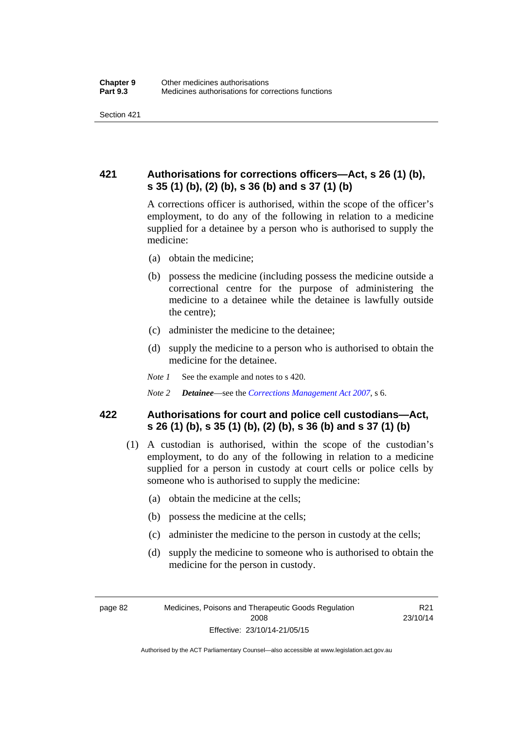## 421 Authorisations for corrections officers—Act, s 26 (1) (b), s 35 (1) (b), (2) (b), s 36 (b) and s 37 (1) (b)

A corrections officer is authorised, within the scope of the officer's employment, to do any of the following in relation to a medicine supplied for a detainee by a person who is authorised to supply the medicine:

(a) obtain the medicine;

(b) possess the medicine (including possess the medicine outside a correctional centre for the purpose of administering the medicine to a detainee while the detainee is lawfully outside the centre);

(c) administer the medicine to the detainee;

(d) supply the medicine to a person who is authorised to obtain the medicine for the detainee.

*Note 1* See the example and notes to s 420.

*Note 2* ***Detainee***—see the *Corrections Management Act 2007*, s 6.

## 422 Authorisations for court and police cell custodians—Act, s 26 (1) (b), s 35 (1) (b), (2) (b), s 36 (b) and s 37 (1) (b)

(1) A custodian is authorised, within the scope of the custodian's employment, to do any of the following in relation to a medicine supplied for a person in custody at court cells or police cells by someone who is authorised to supply the medicine:

(a) obtain the medicine at the cells;

(b) possess the medicine at the cells;

(c) administer the medicine to the person in custody at the cells;

(d) supply the medicine to someone who is authorised to obtain the medicine for the person in custody.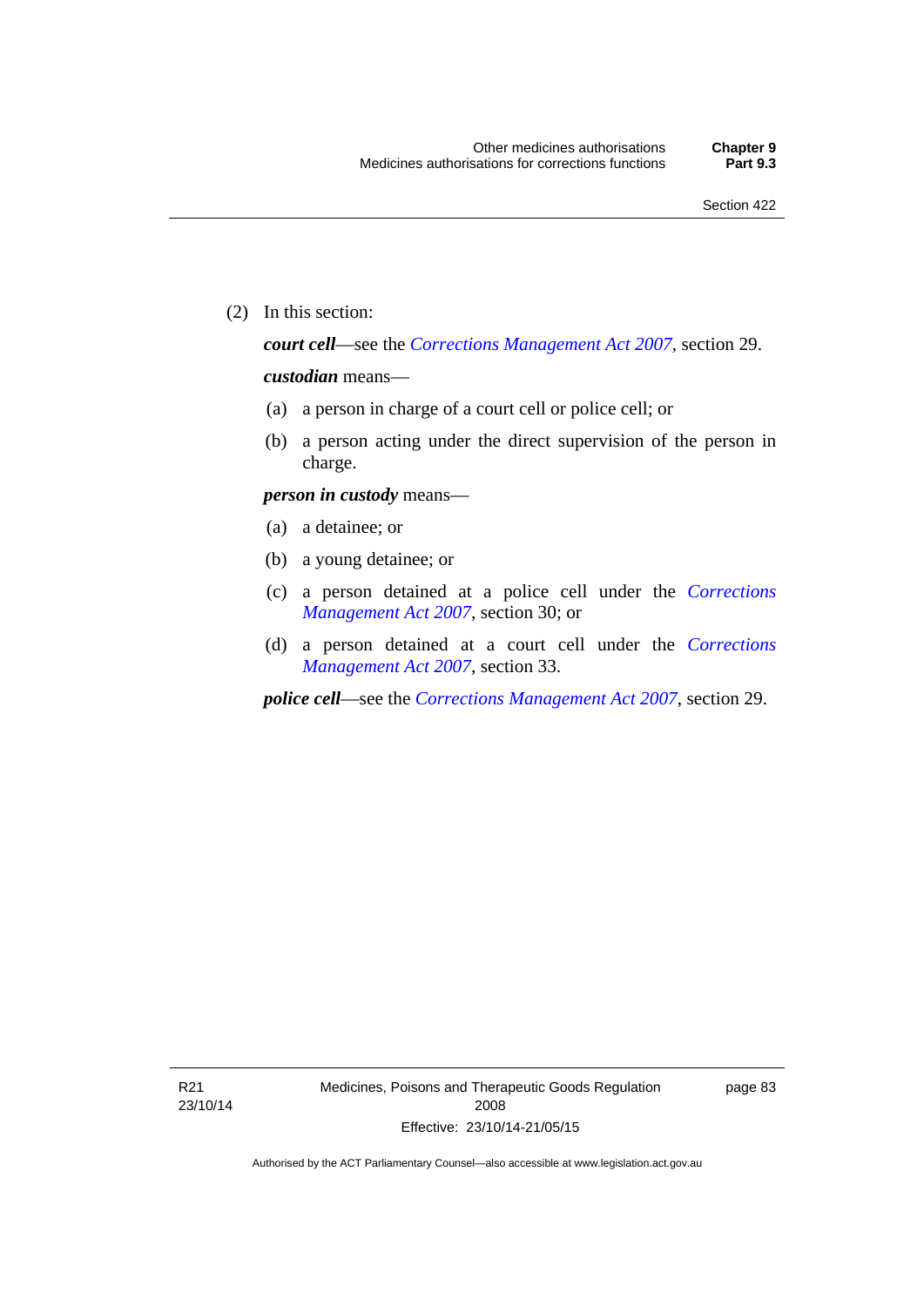(2) In this section:

***court cell***—see the *Corrections Management Act 2007*, section 29.

***custodian*** means—

(a) a person in charge of a court cell or police cell; or

(b) a person acting under the direct supervision of the person in charge.

***person in custody*** means—

(a) a detainee; or

(b) a young detainee; or

(c) a person detained at a police cell under the *Corrections Management Act 2007*, section 30; or

(d) a person detained at a court cell under the *Corrections Management Act 2007*, section 33.

***police cell***—see the *Corrections Management Act 2007*, section 29.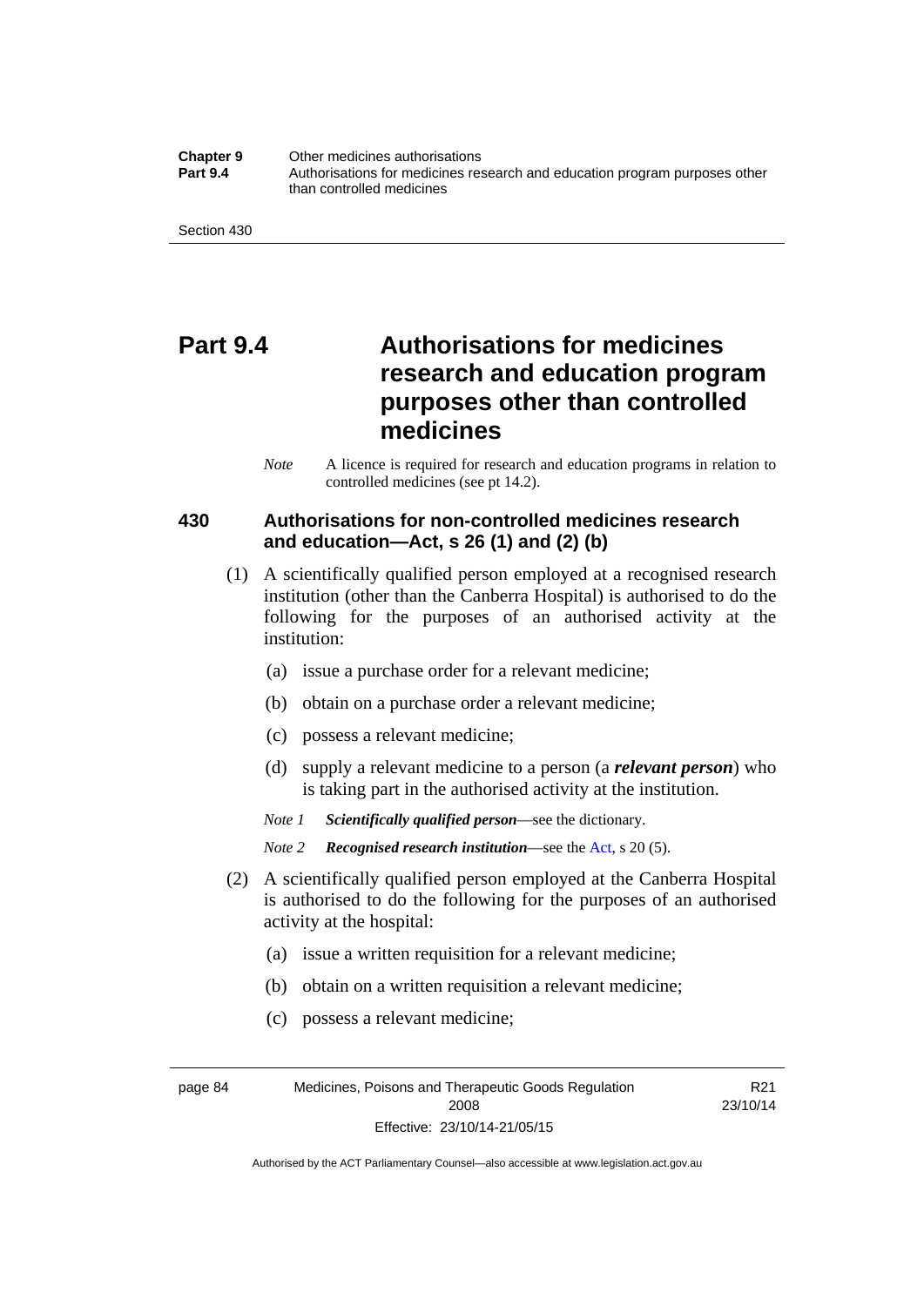# Part 9.4 Authorisations for medicines research and education program purposes other than controlled medicines

*Note* A licence is required for research and education programs in relation to controlled medicines (see pt 14.2).

### 430 Authorisations for non-controlled medicines research and education—Act, s 26 (1) and (2) (b)

(1) A scientifically qualified person employed at a recognised research institution (other than the Canberra Hospital) is authorised to do the following for the purposes of an authorised activity at the institution:

- (a) issue a purchase order for a relevant medicine;
- (b) obtain on a purchase order a relevant medicine;
- (c) possess a relevant medicine;
- (d) supply a relevant medicine to a person (a ***relevant person***) who is taking part in the authorised activity at the institution.

*Note 1* ***Scientifically qualified person***—see the dictionary.

*Note 2* ***Recognised research institution***—see the Act, s 20 (5).

(2) A scientifically qualified person employed at the Canberra Hospital is authorised to do the following for the purposes of an authorised activity at the hospital:

- (a) issue a written requisition for a relevant medicine;
- (b) obtain on a written requisition a relevant medicine;
- (c) possess a relevant medicine;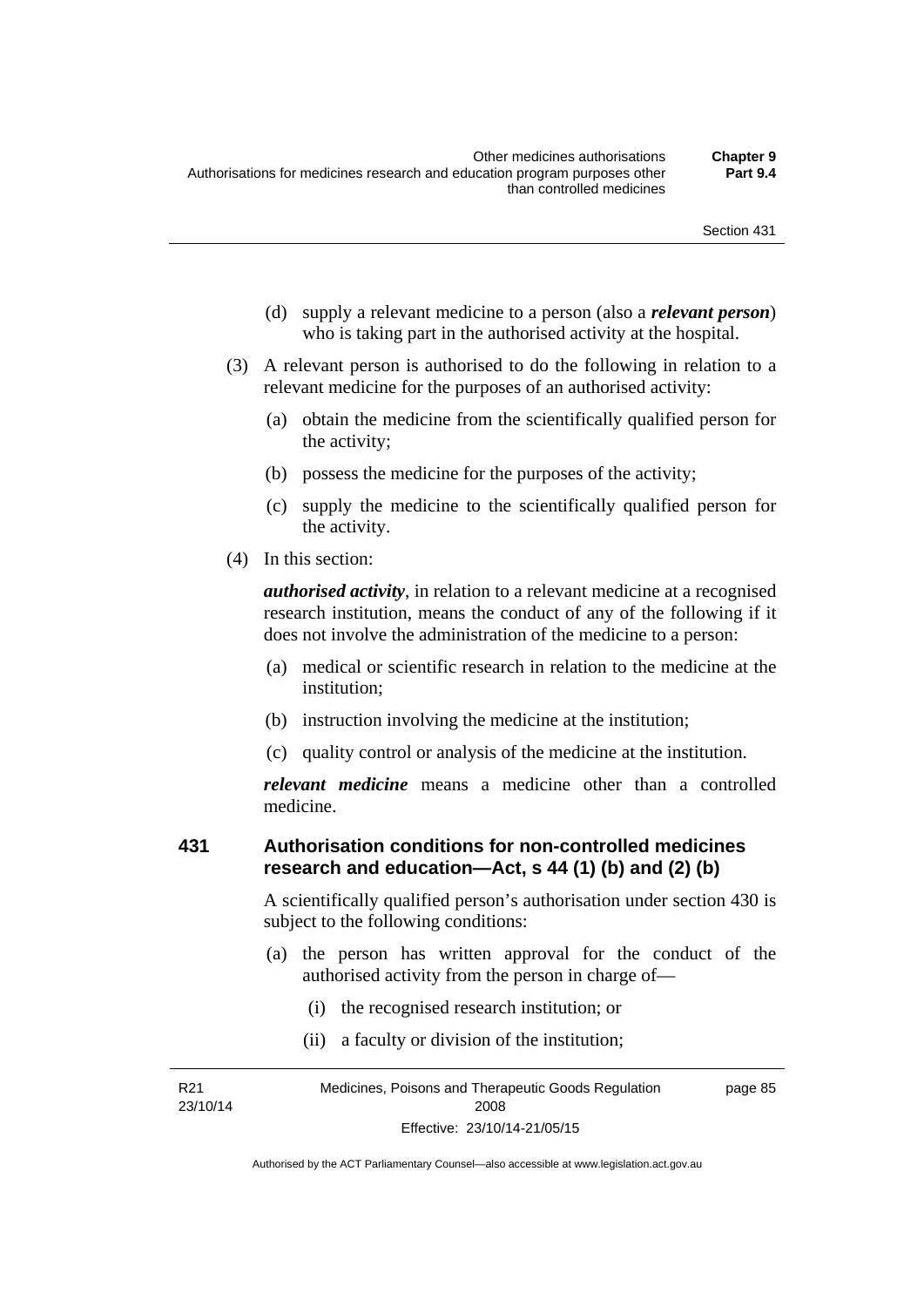(d) supply a relevant medicine to a person (also a ***relevant person***) who is taking part in the authorised activity at the hospital.

(3) A relevant person is authorised to do the following in relation to a relevant medicine for the purposes of an authorised activity:

(a) obtain the medicine from the scientifically qualified person for the activity;

(b) possess the medicine for the purposes of the activity;

(c) supply the medicine to the scientifically qualified person for the activity.

(4) In this section:

***authorised activity***, in relation to a relevant medicine at a recognised research institution, means the conduct of any of the following if it does not involve the administration of the medicine to a person:

(a) medical or scientific research in relation to the medicine at the institution;

(b) instruction involving the medicine at the institution;

(c) quality control or analysis of the medicine at the institution.

***relevant medicine*** means a medicine other than a controlled medicine.

### 431 Authorisation conditions for non-controlled medicines research and education—Act, s 44 (1) (b) and (2) (b)

A scientifically qualified person's authorisation under section 430 is subject to the following conditions:

(a) the person has written approval for the conduct of the authorised activity from the person in charge of—

(i) the recognised research institution; or

(ii) a faculty or division of the institution;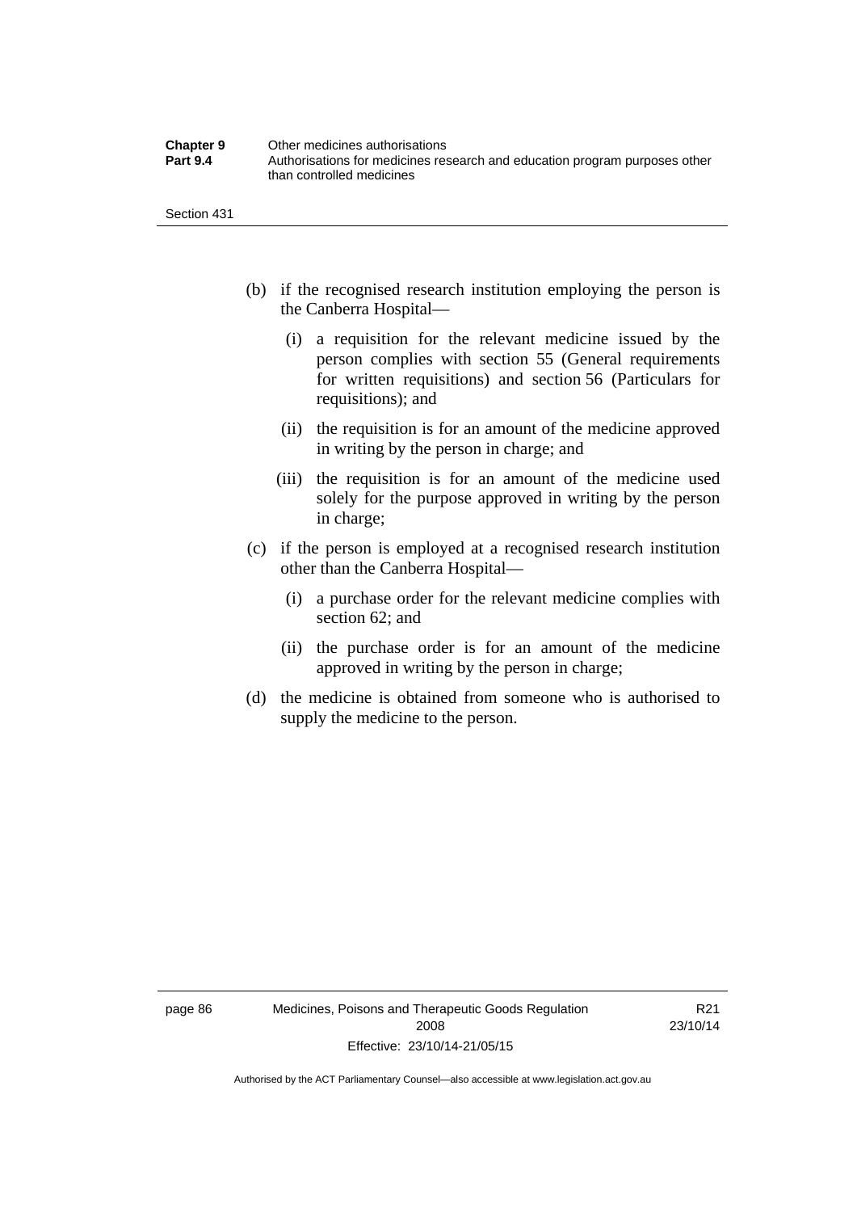(b) if the recognised research institution employing the person is the Canberra Hospital—

  (i) a requisition for the relevant medicine issued by the person complies with section 55 (General requirements for written requisitions) and section 56 (Particulars for requisitions); and

  (ii) the requisition is for an amount of the medicine approved in writing by the person in charge; and

  (iii) the requisition is for an amount of the medicine used solely for the purpose approved in writing by the person in charge;

(c) if the person is employed at a recognised research institution other than the Canberra Hospital—

  (i) a purchase order for the relevant medicine complies with section 62; and

  (ii) the purchase order is for an amount of the medicine approved in writing by the person in charge;

(d) the medicine is obtained from someone who is authorised to supply the medicine to the person.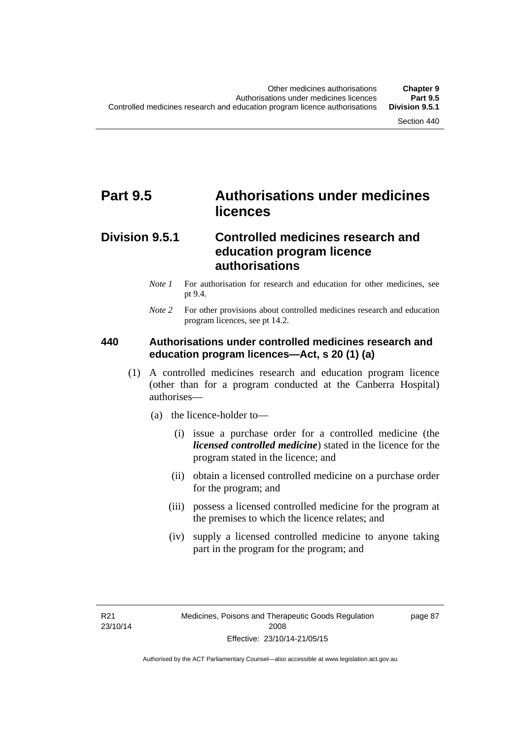# Part 9.5 Authorisations under medicines licences

## Division 9.5.1 Controlled medicines research and education program licence authorisations

*Note 1* For authorisation for research and education for other medicines, see pt 9.4.

*Note 2* For other provisions about controlled medicines research and education program licences, see pt 14.2.

### 440 Authorisations under controlled medicines research and education program licences—Act, s 20 (1) (a)

(1) A controlled medicines research and education program licence (other than for a program conducted at the Canberra Hospital) authorises—

(a) the licence-holder to—

(i) issue a purchase order for a controlled medicine (the ***licensed controlled medicine***) stated in the licence for the program stated in the licence; and

(ii) obtain a licensed controlled medicine on a purchase order for the program; and

(iii) possess a licensed controlled medicine for the program at the premises to which the licence relates; and

(iv) supply a licensed controlled medicine to anyone taking part in the program for the program; and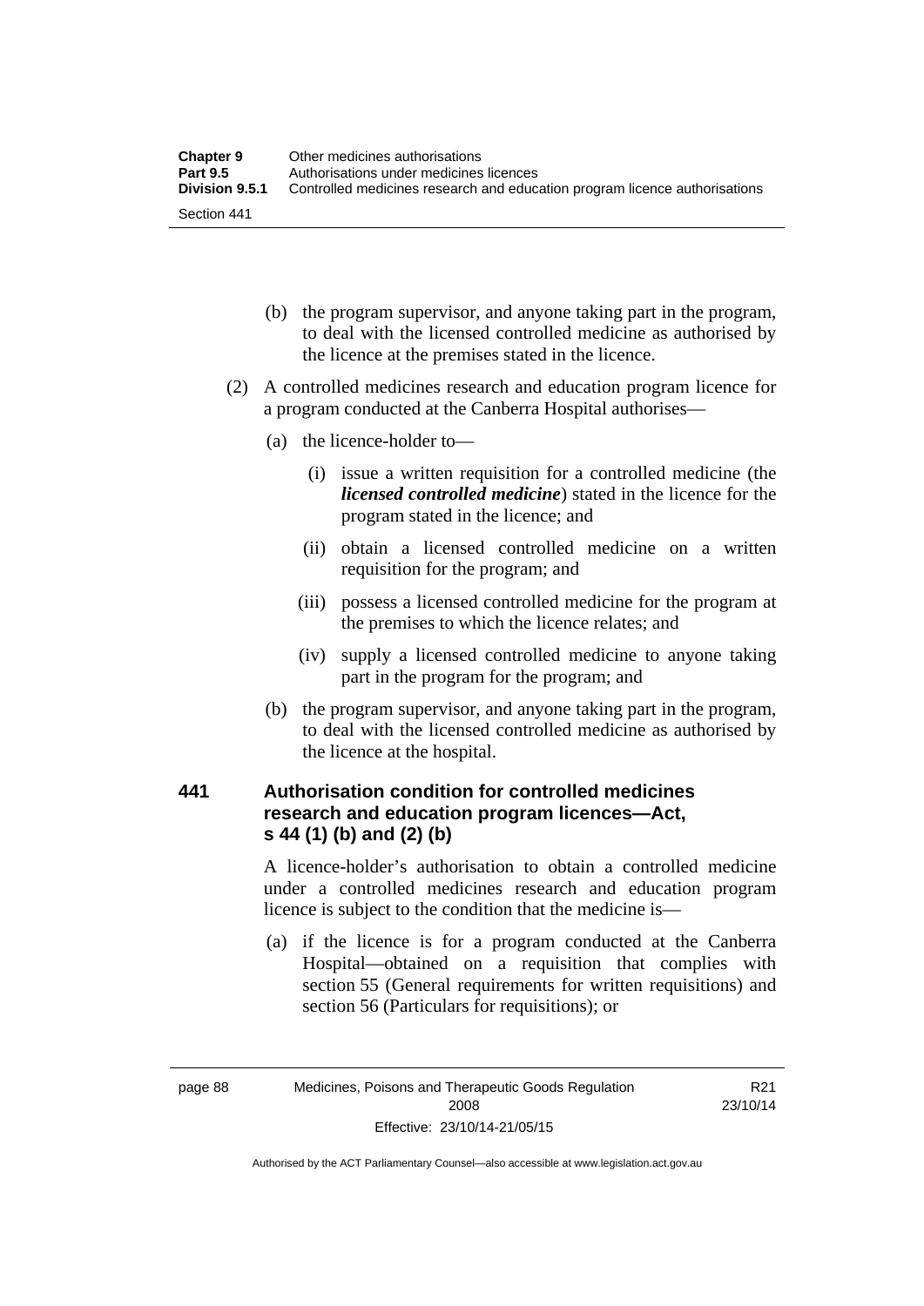(b) the program supervisor, and anyone taking part in the program, to deal with the licensed controlled medicine as authorised by the licence at the premises stated in the licence.

(2) A controlled medicines research and education program licence for a program conducted at the Canberra Hospital authorises—

(a) the licence-holder to—

(i) issue a written requisition for a controlled medicine (the ***licensed controlled medicine***) stated in the licence for the program stated in the licence; and

(ii) obtain a licensed controlled medicine on a written requisition for the program; and

(iii) possess a licensed controlled medicine for the program at the premises to which the licence relates; and

(iv) supply a licensed controlled medicine to anyone taking part in the program for the program; and

(b) the program supervisor, and anyone taking part in the program, to deal with the licensed controlled medicine as authorised by the licence at the hospital.

### 441 Authorisation condition for controlled medicines research and education program licences—Act, s 44 (1) (b) and (2) (b)

A licence-holder's authorisation to obtain a controlled medicine under a controlled medicines research and education program licence is subject to the condition that the medicine is—

(a) if the licence is for a program conducted at the Canberra Hospital—obtained on a requisition that complies with section 55 (General requirements for written requisitions) and section 56 (Particulars for requisitions); or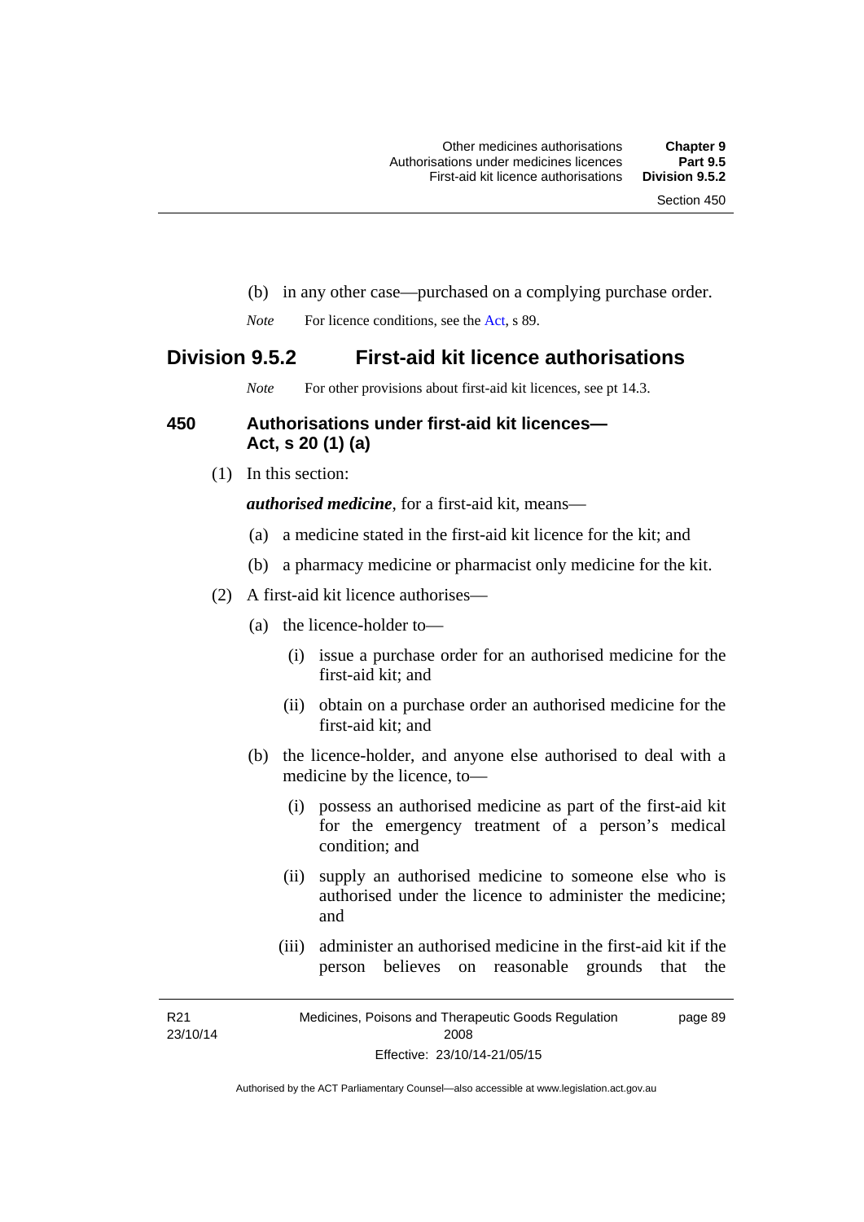(b) in any other case—purchased on a complying purchase order.

*Note* For licence conditions, see the Act, s 89.

## Division 9.5.2 First-aid kit licence authorisations

*Note* For other provisions about first-aid kit licences, see pt 14.3.

### 450 Authorisations under first-aid kit licences—Act, s 20 (1) (a)

(1) In this section:

***authorised medicine***, for a first-aid kit, means—

(a) a medicine stated in the first-aid kit licence for the kit; and

(b) a pharmacy medicine or pharmacist only medicine for the kit.

(2) A first-aid kit licence authorises—

(a) the licence-holder to—

(i) issue a purchase order for an authorised medicine for the first-aid kit; and

(ii) obtain on a purchase order an authorised medicine for the first-aid kit; and

(b) the licence-holder, and anyone else authorised to deal with a medicine by the licence, to—

(i) possess an authorised medicine as part of the first-aid kit for the emergency treatment of a person's medical condition; and

(ii) supply an authorised medicine to someone else who is authorised under the licence to administer the medicine; and

(iii) administer an authorised medicine in the first-aid kit if the person believes on reasonable grounds that the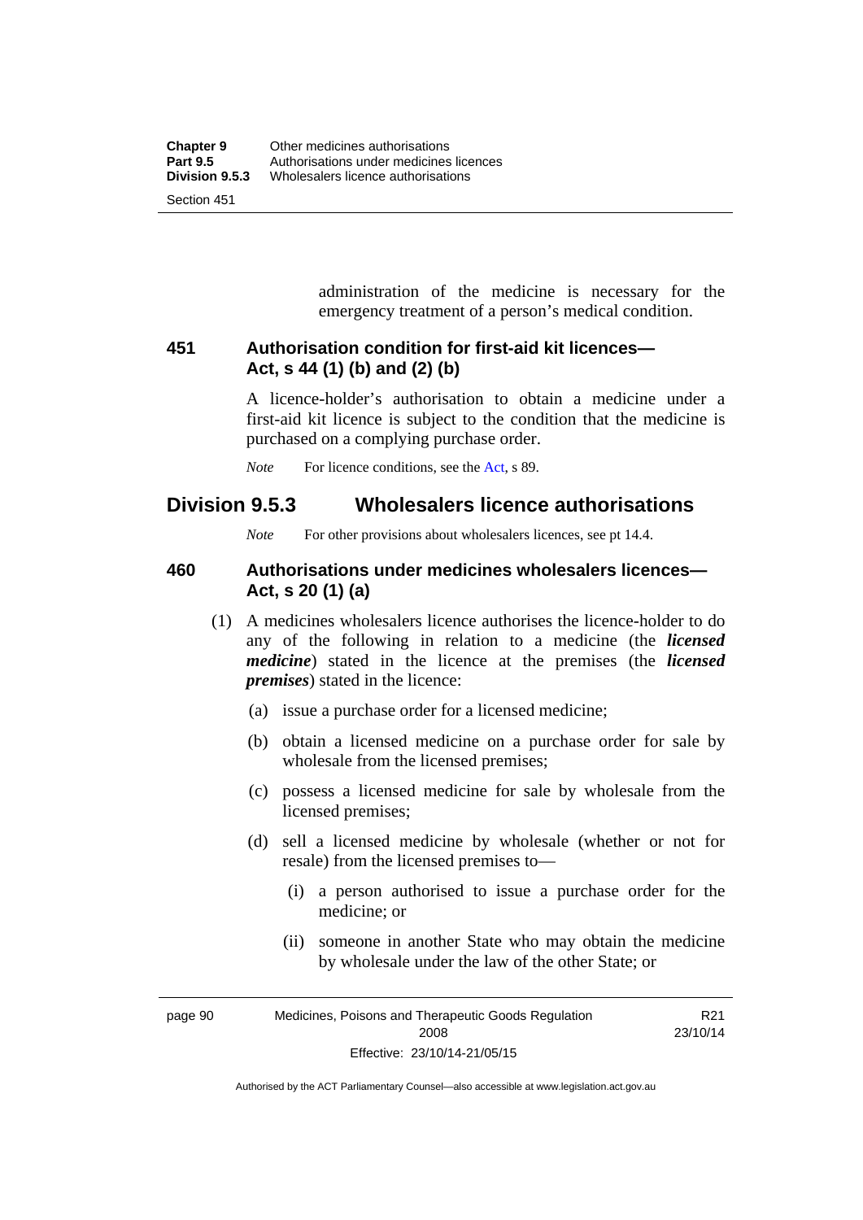administration of the medicine is necessary for the emergency treatment of a person's medical condition.

### 451 Authorisation condition for first-aid kit licences—Act, s 44 (1) (b) and (2) (b)

A licence-holder's authorisation to obtain a medicine under a first-aid kit licence is subject to the condition that the medicine is purchased on a complying purchase order.

*Note* For licence conditions, see the Act, s 89.

## Division 9.5.3 Wholesalers licence authorisations

*Note* For other provisions about wholesalers licences, see pt 14.4.

### 460 Authorisations under medicines wholesalers licences—Act, s 20 (1) (a)

(1) A medicines wholesalers licence authorises the licence-holder to do any of the following in relation to a medicine (the ***licensed medicine***) stated in the licence at the premises (the ***licensed premises***) stated in the licence:

(a) issue a purchase order for a licensed medicine;

(b) obtain a licensed medicine on a purchase order for sale by wholesale from the licensed premises;

(c) possess a licensed medicine for sale by wholesale from the licensed premises;

(d) sell a licensed medicine by wholesale (whether or not for resale) from the licensed premises to—

(i) a person authorised to issue a purchase order for the medicine; or

(ii) someone in another State who may obtain the medicine by wholesale under the law of the other State; or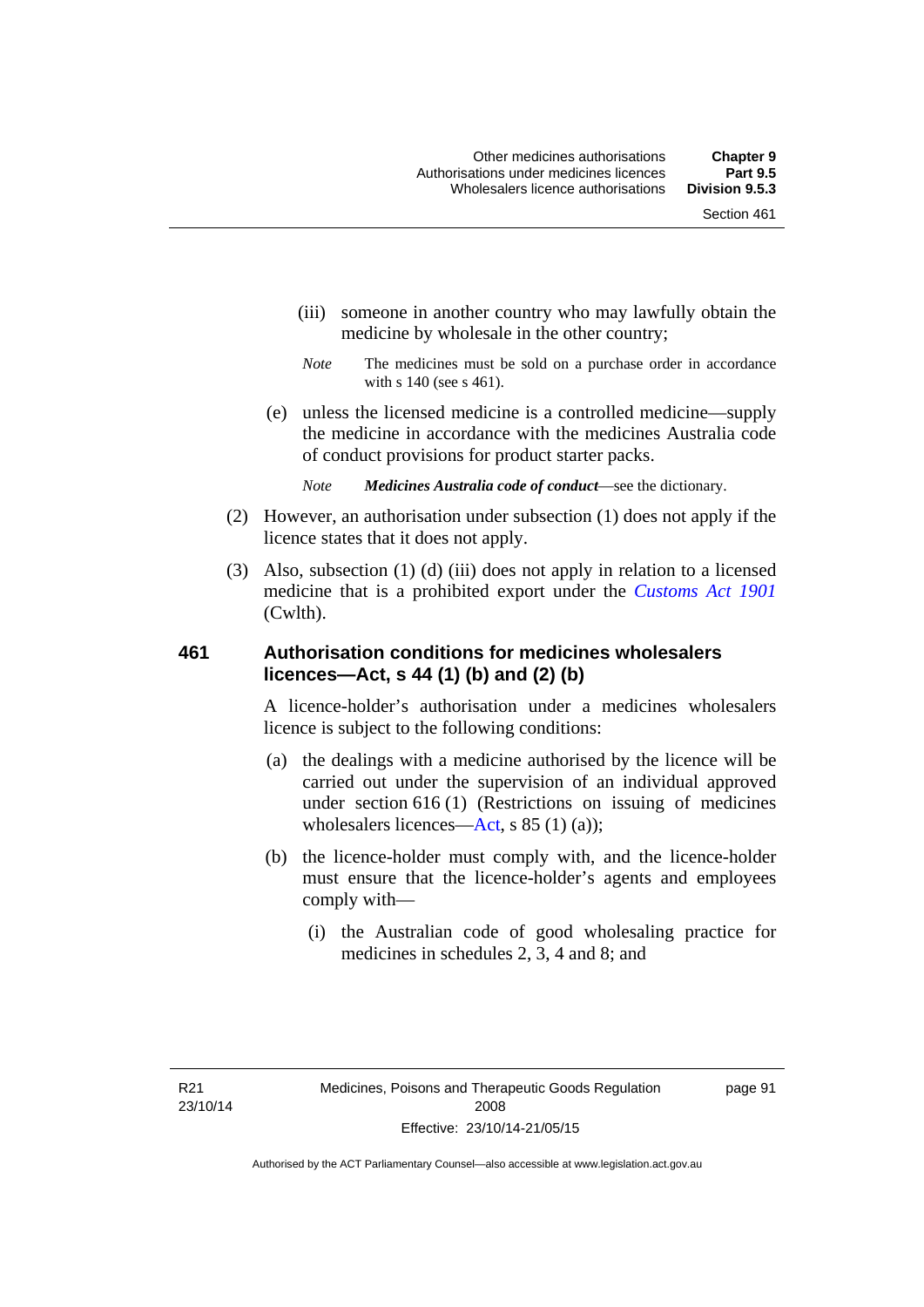(iii) someone in another country who may lawfully obtain the medicine by wholesale in the other country;

*Note* The medicines must be sold on a purchase order in accordance with s 140 (see s 461).

(e) unless the licensed medicine is a controlled medicine—supply the medicine in accordance with the medicines Australia code of conduct provisions for product starter packs.

*Note* ***Medicines Australia code of conduct***—see the dictionary.

(2) However, an authorisation under subsection (1) does not apply if the licence states that it does not apply.

(3) Also, subsection (1) (d) (iii) does not apply in relation to a licensed medicine that is a prohibited export under the *Customs Act 1901* (Cwlth).

## 461 Authorisation conditions for medicines wholesalers licences—Act, s 44 (1) (b) and (2) (b)

A licence-holder's authorisation under a medicines wholesalers licence is subject to the following conditions:

(a) the dealings with a medicine authorised by the licence will be carried out under the supervision of an individual approved under section 616 (1) (Restrictions on issuing of medicines wholesalers licences—Act, s 85 (1) (a));

(b) the licence-holder must comply with, and the licence-holder must ensure that the licence-holder's agents and employees comply with—

(i) the Australian code of good wholesaling practice for medicines in schedules 2, 3, 4 and 8; and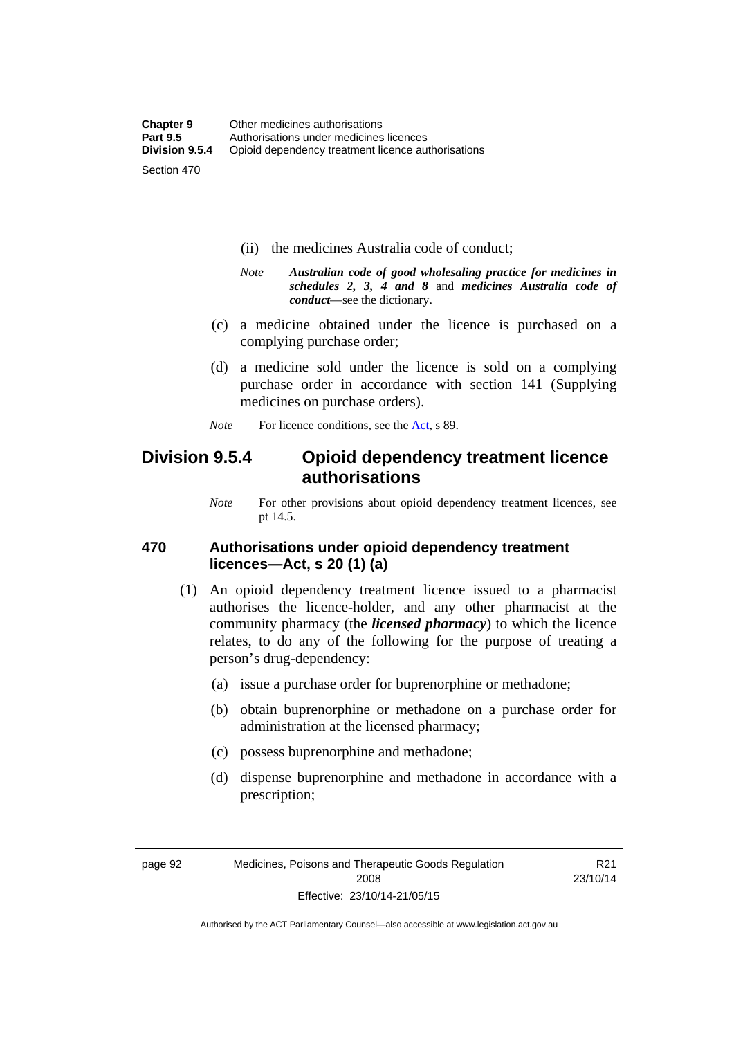(ii) the medicines Australia code of conduct;

*Note* ***Australian code of good wholesaling practice for medicines in schedules 2, 3, 4 and 8*** and ***medicines Australia code of conduct***—see the dictionary.

(c) a medicine obtained under the licence is purchased on a complying purchase order;

(d) a medicine sold under the licence is sold on a complying purchase order in accordance with section 141 (Supplying medicines on purchase orders).

*Note* For licence conditions, see the Act, s 89.

## Division 9.5.4 Opioid dependency treatment licence authorisations

*Note* For other provisions about opioid dependency treatment licences, see pt 14.5.

### 470 Authorisations under opioid dependency treatment licences—Act, s 20 (1) (a)

(1) An opioid dependency treatment licence issued to a pharmacist authorises the licence-holder, and any other pharmacist at the community pharmacy (the ***licensed pharmacy***) to which the licence relates, to do any of the following for the purpose of treating a person's drug-dependency:

(a) issue a purchase order for buprenorphine or methadone;

(b) obtain buprenorphine or methadone on a purchase order for administration at the licensed pharmacy;

(c) possess buprenorphine and methadone;

(d) dispense buprenorphine and methadone in accordance with a prescription;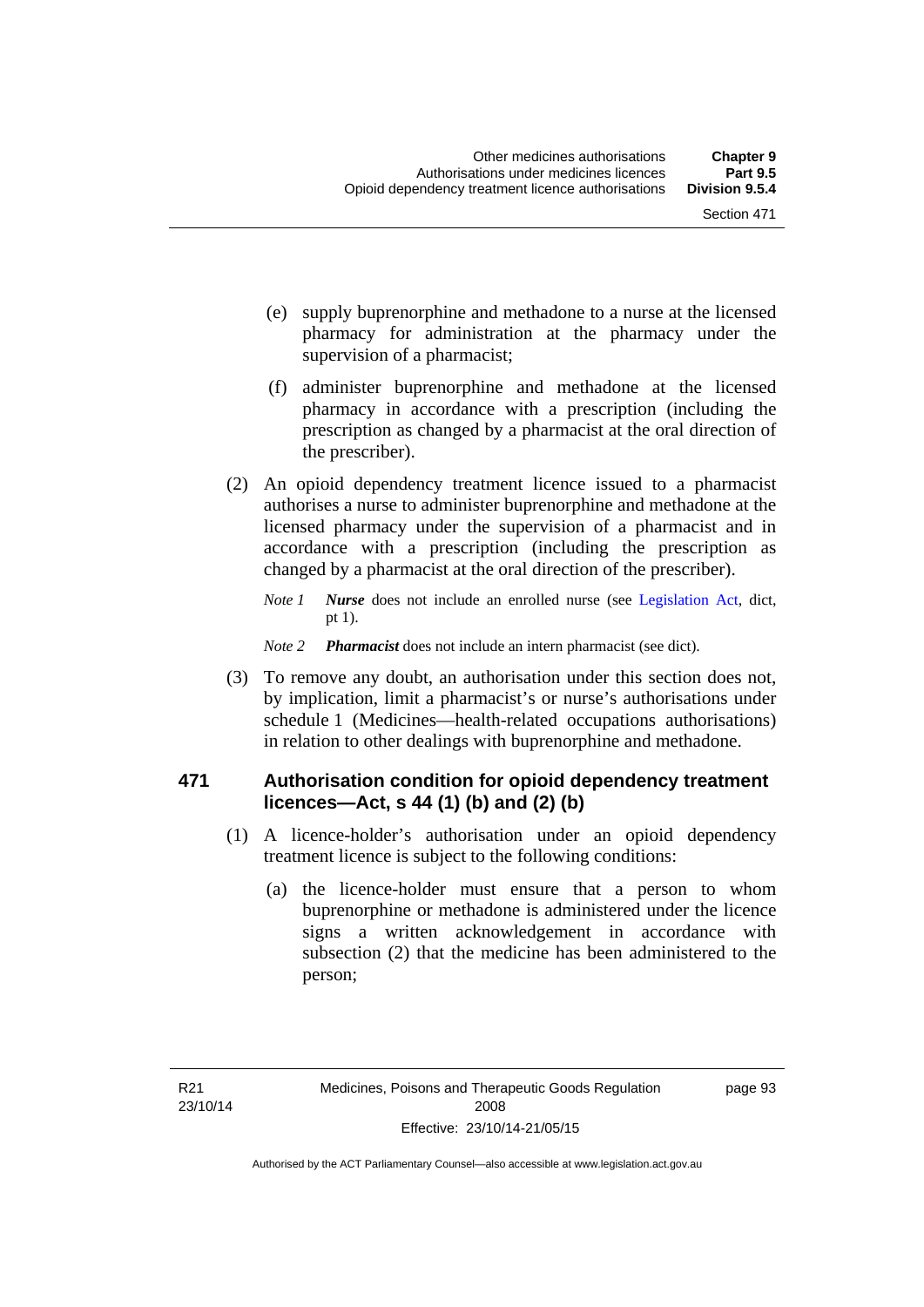(e) supply buprenorphine and methadone to a nurse at the licensed pharmacy for administration at the pharmacy under the supervision of a pharmacist;

(f) administer buprenorphine and methadone at the licensed pharmacy in accordance with a prescription (including the prescription as changed by a pharmacist at the oral direction of the prescriber).

(2) An opioid dependency treatment licence issued to a pharmacist authorises a nurse to administer buprenorphine and methadone at the licensed pharmacy under the supervision of a pharmacist and in accordance with a prescription (including the prescription as changed by a pharmacist at the oral direction of the prescriber).

*Note 1* ***Nurse*** does not include an enrolled nurse (see Legislation Act, dict, pt 1).

*Note 2* ***Pharmacist*** does not include an intern pharmacist (see dict).

(3) To remove any doubt, an authorisation under this section does not, by implication, limit a pharmacist's or nurse's authorisations under schedule 1 (Medicines—health-related occupations authorisations) in relation to other dealings with buprenorphine and methadone.

## 471 Authorisation condition for opioid dependency treatment licences—Act, s 44 (1) (b) and (2) (b)

(1) A licence-holder's authorisation under an opioid dependency treatment licence is subject to the following conditions:

(a) the licence-holder must ensure that a person to whom buprenorphine or methadone is administered under the licence signs a written acknowledgement in accordance with subsection (2) that the medicine has been administered to the person;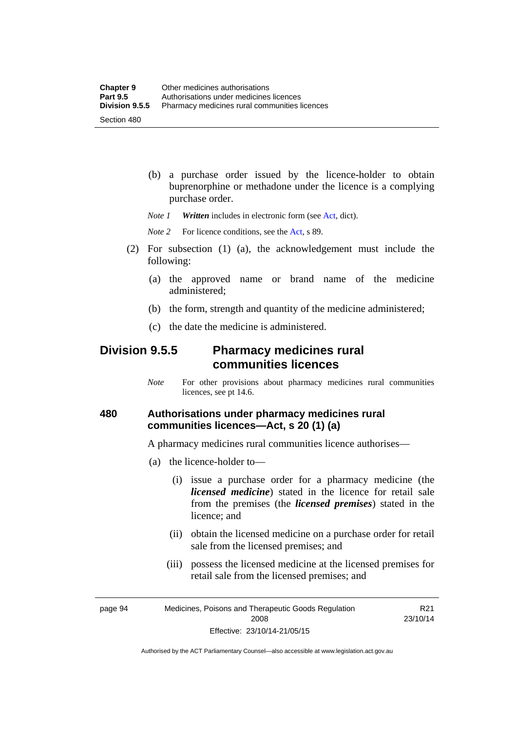(b) a purchase order issued by the licence-holder to obtain buprenorphine or methadone under the licence is a complying purchase order.

*Note 1* ***Written*** includes in electronic form (see Act, dict).

*Note 2* For licence conditions, see the Act, s 89.

(2) For subsection (1) (a), the acknowledgement must include the following:

(a) the approved name or brand name of the medicine administered;

(b) the form, strength and quantity of the medicine administered;

(c) the date the medicine is administered.

## Division 9.5.5 Pharmacy medicines rural communities licences

*Note* For other provisions about pharmacy medicines rural communities licences, see pt 14.6.

### 480 Authorisations under pharmacy medicines rural communities licences—Act, s 20 (1) (a)

A pharmacy medicines rural communities licence authorises—

(a) the licence-holder to—

(i) issue a purchase order for a pharmacy medicine (the ***licensed medicine***) stated in the licence for retail sale from the premises (the ***licensed premises***) stated in the licence; and

(ii) obtain the licensed medicine on a purchase order for retail sale from the licensed premises; and

(iii) possess the licensed medicine at the licensed premises for retail sale from the licensed premises; and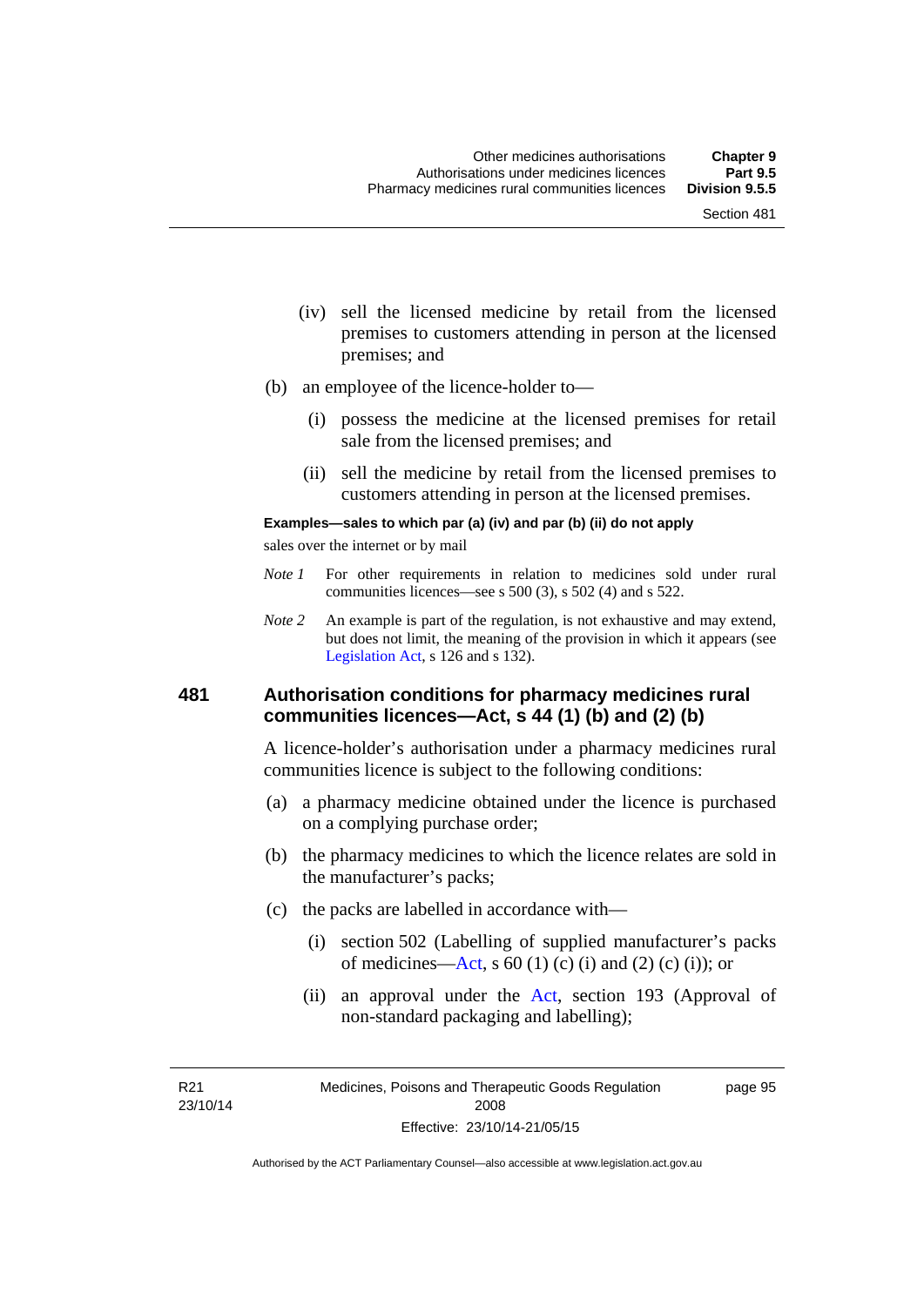(iv) sell the licensed medicine by retail from the licensed premises to customers attending in person at the licensed premises; and

(b) an employee of the licence-holder to—

(i) possess the medicine at the licensed premises for retail sale from the licensed premises; and

(ii) sell the medicine by retail from the licensed premises to customers attending in person at the licensed premises.

**Examples—sales to which par (a) (iv) and par (b) (ii) do not apply**

sales over the internet or by mail

*Note 1* For other requirements in relation to medicines sold under rural communities licences—see s 500 (3), s 502 (4) and s 522.

*Note 2* An example is part of the regulation, is not exhaustive and may extend, but does not limit, the meaning of the provision in which it appears (see Legislation Act, s 126 and s 132).

## 481 Authorisation conditions for pharmacy medicines rural communities licences—Act, s 44 (1) (b) and (2) (b)

A licence-holder's authorisation under a pharmacy medicines rural communities licence is subject to the following conditions:

(a) a pharmacy medicine obtained under the licence is purchased on a complying purchase order;

(b) the pharmacy medicines to which the licence relates are sold in the manufacturer's packs;

(c) the packs are labelled in accordance with—

(i) section 502 (Labelling of supplied manufacturer's packs of medicines—Act, s 60 (1) (c) (i) and (2) (c) (i)); or

(ii) an approval under the Act, section 193 (Approval of non-standard packaging and labelling);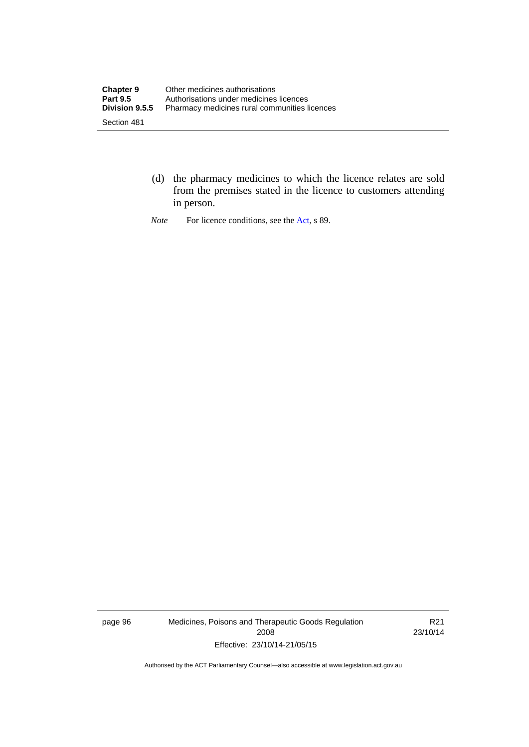(d) the pharmacy medicines to which the licence relates are sold from the premises stated in the licence to customers attending in person.

*Note* For licence conditions, see the Act, s 89.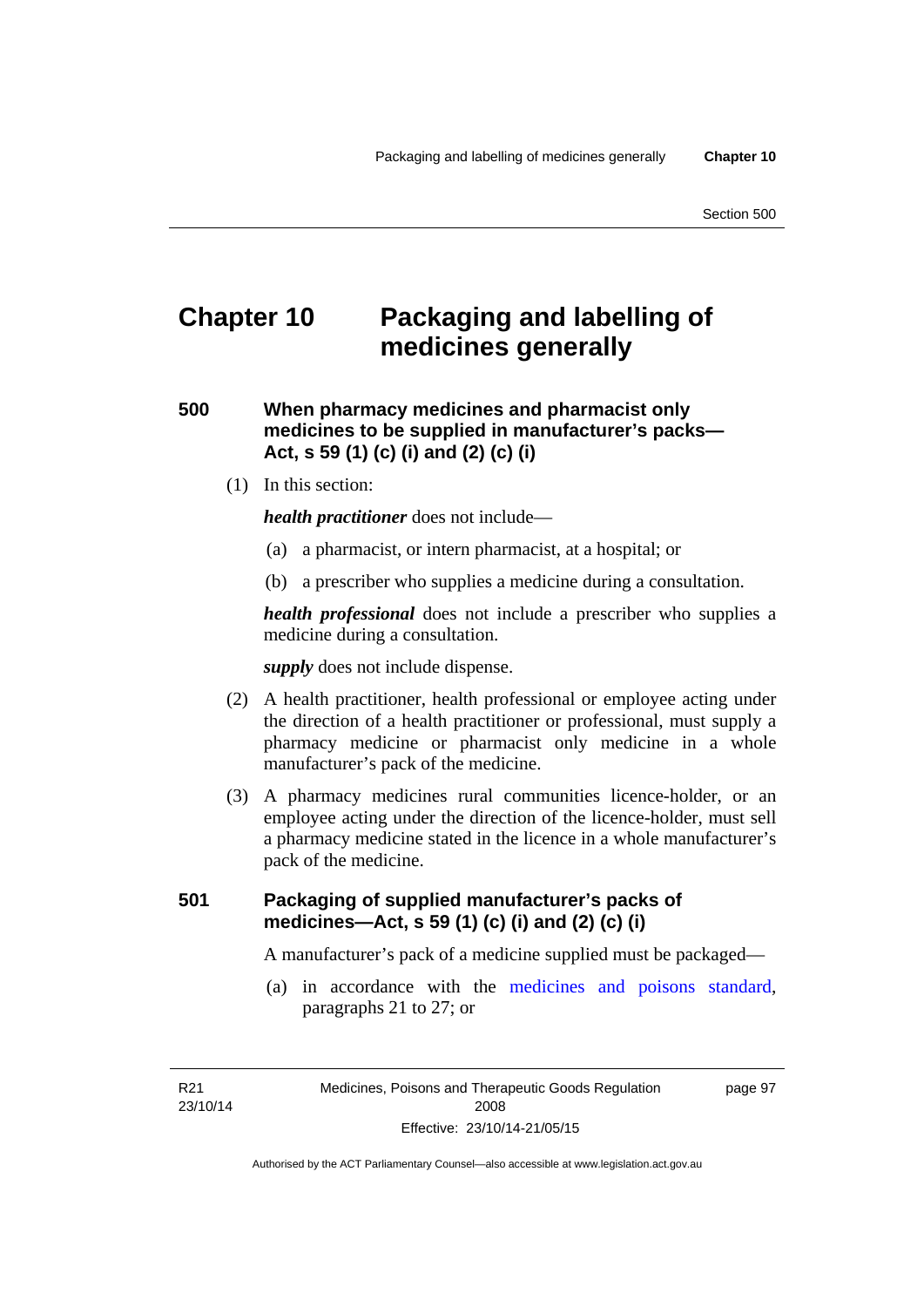# Chapter 10 Packaging and labelling of medicines generally

## 500 When pharmacy medicines and pharmacist only medicines to be supplied in manufacturer's packs—Act, s 59 (1) (c) (i) and (2) (c) (i)

(1) In this section:

***health practitioner*** does not include—

(a) a pharmacist, or intern pharmacist, at a hospital; or

(b) a prescriber who supplies a medicine during a consultation.

***health professional*** does not include a prescriber who supplies a medicine during a consultation.

***supply*** does not include dispense.

(2) A health practitioner, health professional or employee acting under the direction of a health practitioner or professional, must supply a pharmacy medicine or pharmacist only medicine in a whole manufacturer's pack of the medicine.

(3) A pharmacy medicines rural communities licence-holder, or an employee acting under the direction of the licence-holder, must sell a pharmacy medicine stated in the licence in a whole manufacturer's pack of the medicine.

## 501 Packaging of supplied manufacturer's packs of medicines—Act, s 59 (1) (c) (i) and (2) (c) (i)

A manufacturer's pack of a medicine supplied must be packaged—

(a) in accordance with the medicines and poisons standard, paragraphs 21 to 27; or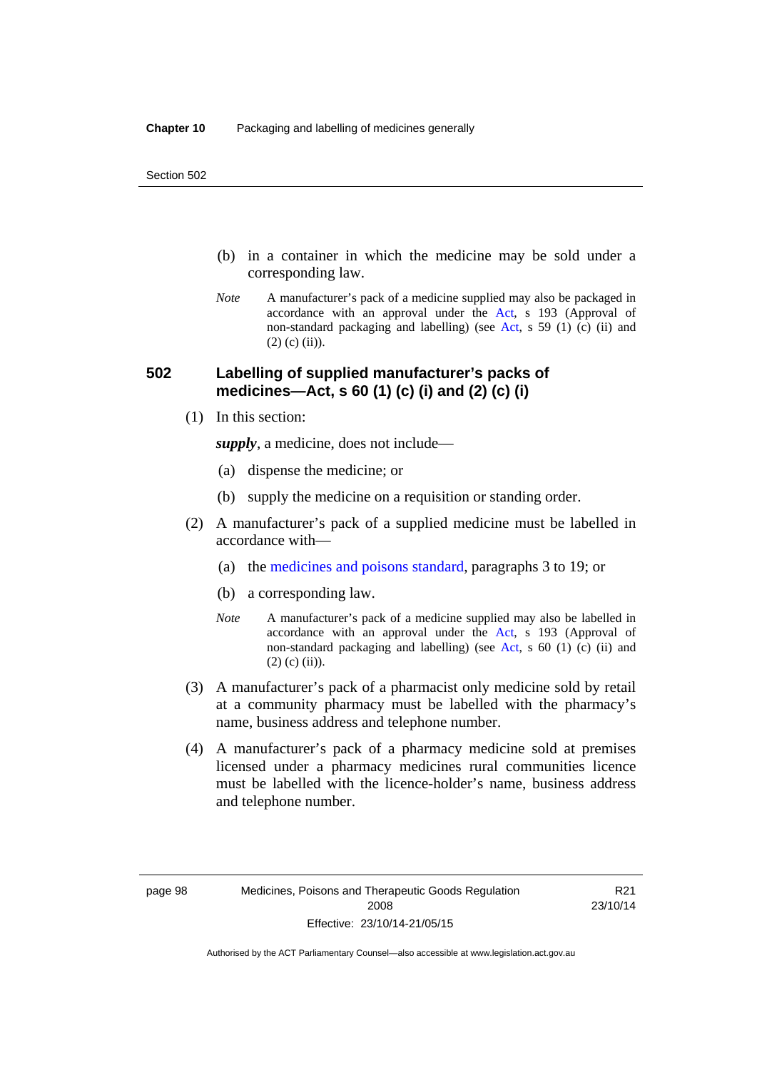(b) in a container in which the medicine may be sold under a corresponding law.

*Note* A manufacturer's pack of a medicine supplied may also be packaged in accordance with an approval under the Act, s 193 (Approval of non-standard packaging and labelling) (see Act, s 59 (1) (c) (ii) and (2) (c) (ii)).

## 502 Labelling of supplied manufacturer's packs of medicines—Act, s 60 (1) (c) (i) and (2) (c) (i)

(1) In this section:

***supply***, a medicine, does not include—

(a) dispense the medicine; or

(b) supply the medicine on a requisition or standing order.

(2) A manufacturer's pack of a supplied medicine must be labelled in accordance with—

(a) the medicines and poisons standard, paragraphs 3 to 19; or

(b) a corresponding law.

*Note* A manufacturer's pack of a medicine supplied may also be labelled in accordance with an approval under the Act, s 193 (Approval of non-standard packaging and labelling) (see Act, s 60 (1) (c) (ii) and (2) (c) (ii)).

(3) A manufacturer's pack of a pharmacist only medicine sold by retail at a community pharmacy must be labelled with the pharmacy's name, business address and telephone number.

(4) A manufacturer's pack of a pharmacy medicine sold at premises licensed under a pharmacy medicines rural communities licence must be labelled with the licence-holder's name, business address and telephone number.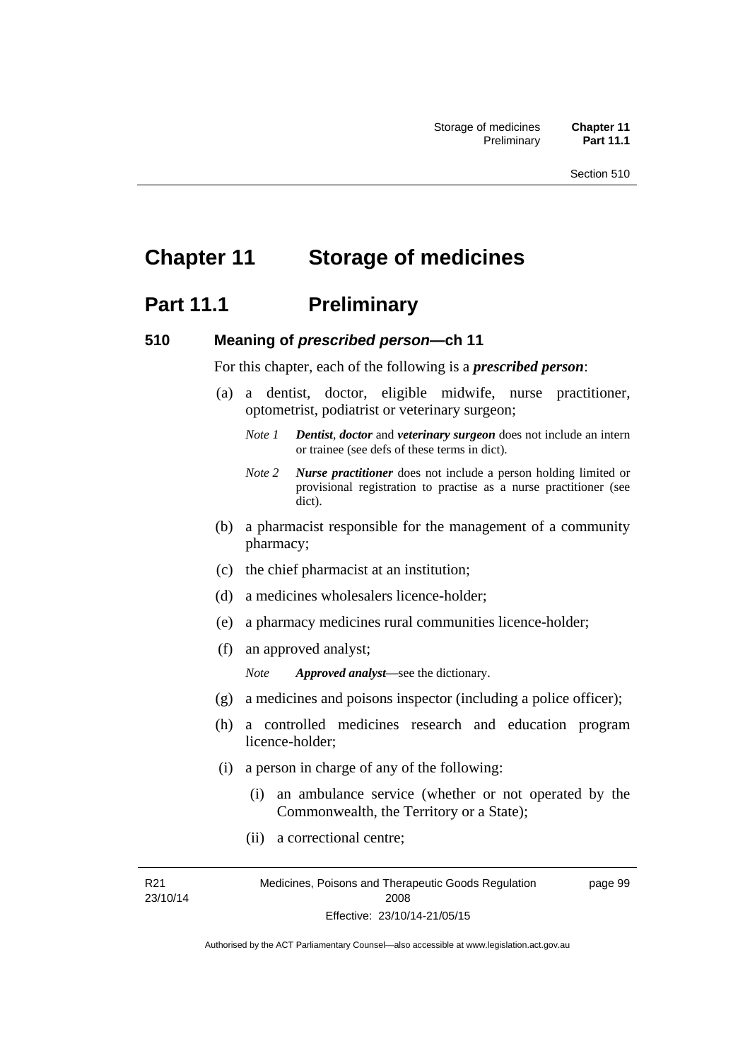# Chapter 11 Storage of medicines

## Part 11.1 Preliminary

### 510 Meaning of *prescribed person*—ch 11

For this chapter, each of the following is a ***prescribed person***:

(a) a dentist, doctor, eligible midwife, nurse practitioner, optometrist, podiatrist or veterinary surgeon;

*Note 1* ***Dentist***, ***doctor*** and ***veterinary surgeon*** does not include an intern or trainee (see defs of these terms in dict).

*Note 2* ***Nurse practitioner*** does not include a person holding limited or provisional registration to practise as a nurse practitioner (see dict).

(b) a pharmacist responsible for the management of a community pharmacy;

(c) the chief pharmacist at an institution;

(d) a medicines wholesalers licence-holder;

(e) a pharmacy medicines rural communities licence-holder;

(f) an approved analyst;

*Note* ***Approved analyst***—see the dictionary.

(g) a medicines and poisons inspector (including a police officer);

(h) a controlled medicines research and education program licence-holder;

(i) a person in charge of any of the following:

(i) an ambulance service (whether or not operated by the Commonwealth, the Territory or a State);

(ii) a correctional centre;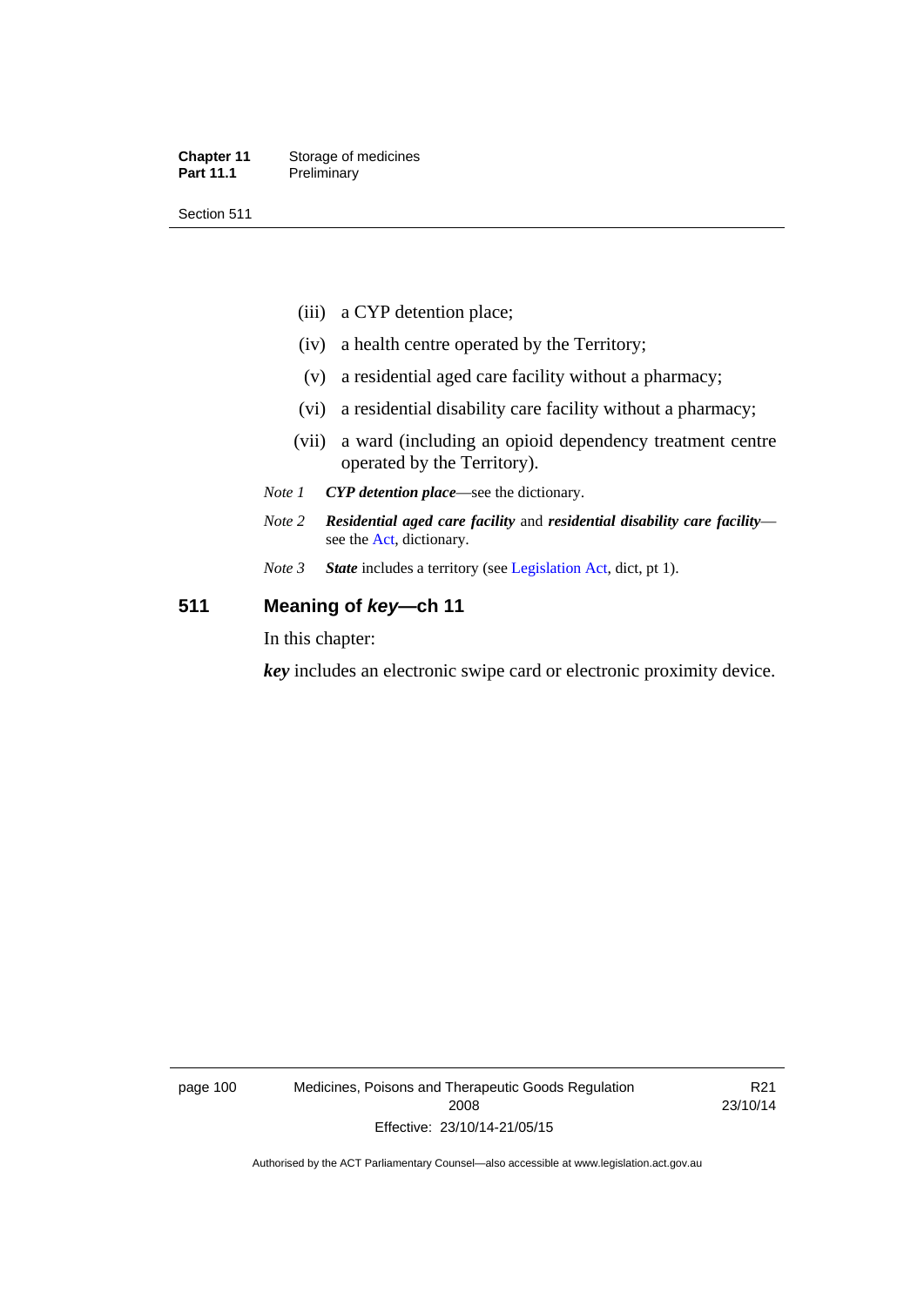(iii) a CYP detention place;

(iv) a health centre operated by the Territory;

(v) a residential aged care facility without a pharmacy;

(vi) a residential disability care facility without a pharmacy;

(vii) a ward (including an opioid dependency treatment centre operated by the Territory).

*Note 1* ***CYP detention place***—see the dictionary.

*Note 2* ***Residential aged care facility*** and ***residential disability care facility***—see the Act, dictionary.

*Note 3* ***State*** includes a territory (see Legislation Act, dict, pt 1).

## 511 Meaning of *key*—ch 11

In this chapter:

***key*** includes an electronic swipe card or electronic proximity device.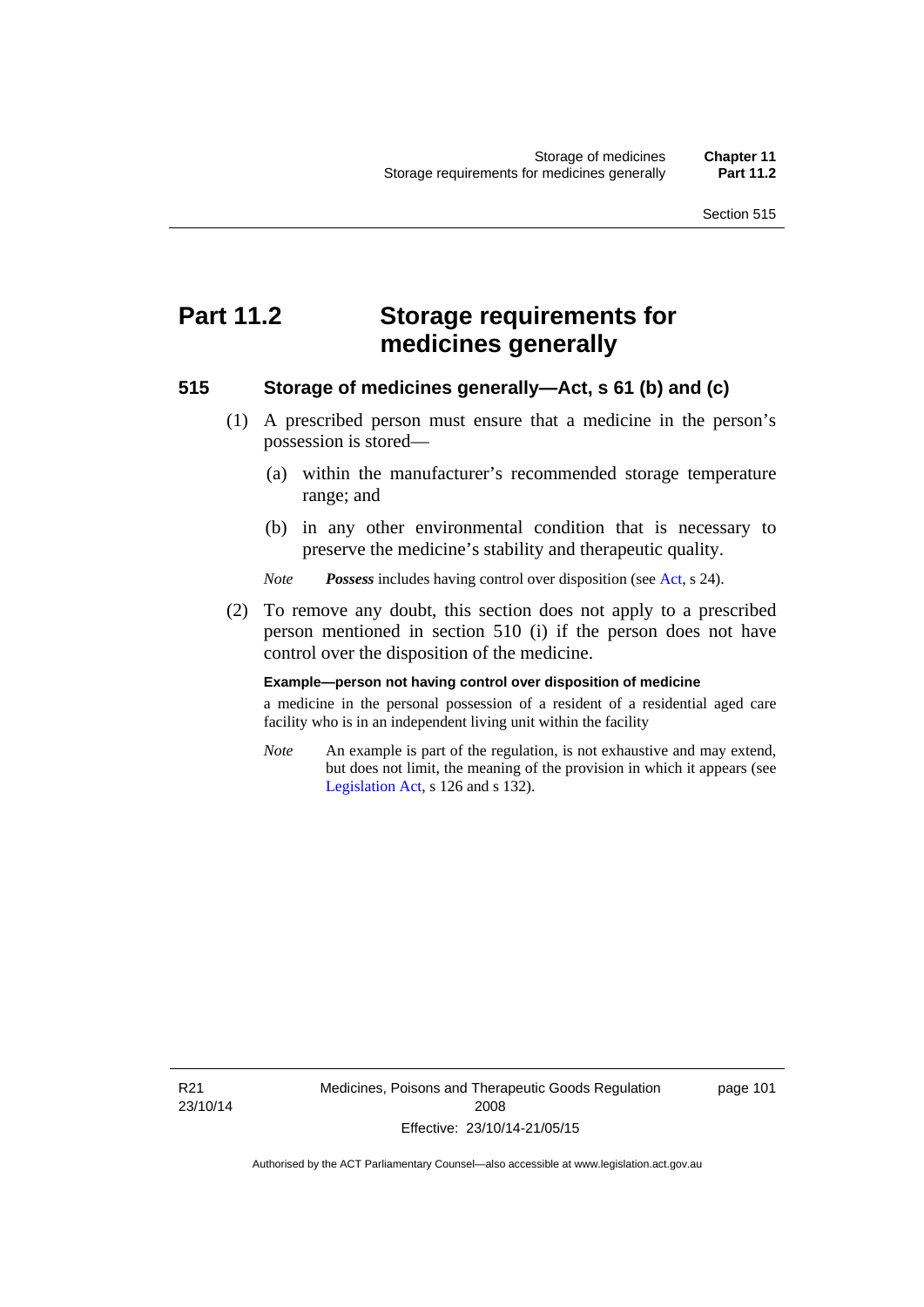# Part 11.2 Storage requirements for medicines generally

## 515 Storage of medicines generally—Act, s 61 (b) and (c)

(1) A prescribed person must ensure that a medicine in the person's possession is stored—

(a) within the manufacturer's recommended storage temperature range; and

(b) in any other environmental condition that is necessary to preserve the medicine's stability and therapeutic quality.

*Note* ***Possess*** includes having control over disposition (see Act, s 24).

(2) To remove any doubt, this section does not apply to a prescribed person mentioned in section 510 (i) if the person does not have control over the disposition of the medicine.

**Example—person not having control over disposition of medicine**

a medicine in the personal possession of a resident of a residential aged care facility who is in an independent living unit within the facility

*Note* An example is part of the regulation, is not exhaustive and may extend, but does not limit, the meaning of the provision in which it appears (see Legislation Act, s 126 and s 132).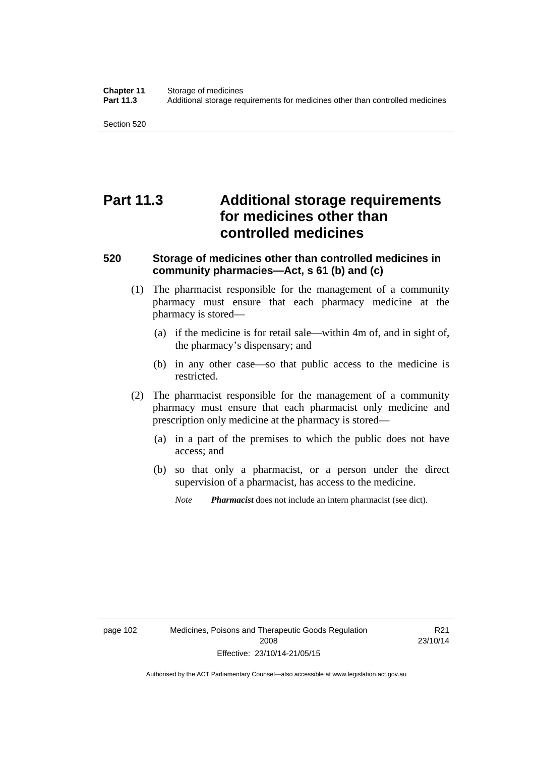# Part 11.3 Additional storage requirements for medicines other than controlled medicines

### 520 Storage of medicines other than controlled medicines in community pharmacies—Act, s 61 (b) and (c)

(1) The pharmacist responsible for the management of a community pharmacy must ensure that each pharmacy medicine at the pharmacy is stored—

(a) if the medicine is for retail sale—within 4m of, and in sight of, the pharmacy's dispensary; and

(b) in any other case—so that public access to the medicine is restricted.

(2) The pharmacist responsible for the management of a community pharmacy must ensure that each pharmacist only medicine and prescription only medicine at the pharmacy is stored—

(a) in a part of the premises to which the public does not have access; and

(b) so that only a pharmacist, or a person under the direct supervision of a pharmacist, has access to the medicine.

*Note* ***Pharmacist*** does not include an intern pharmacist (see dict).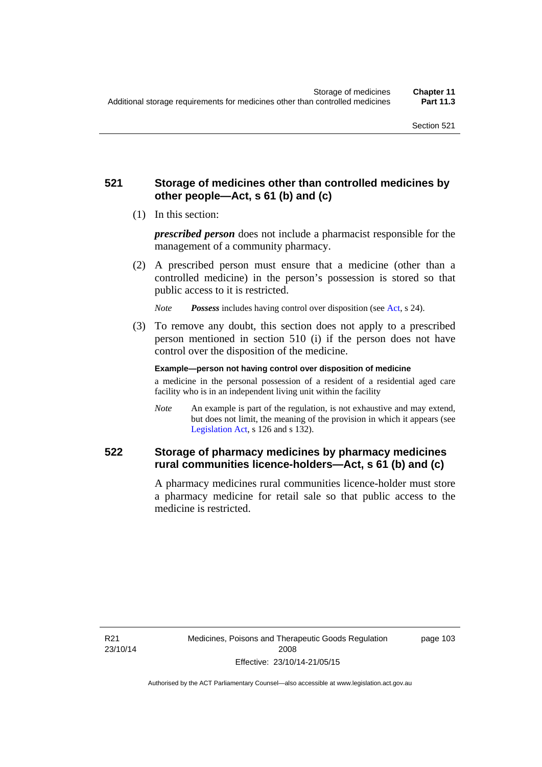## 521 Storage of medicines other than controlled medicines by other people—Act, s 61 (b) and (c)

(1) In this section:

***prescribed person*** does not include a pharmacist responsible for the management of a community pharmacy.

(2) A prescribed person must ensure that a medicine (other than a controlled medicine) in the person's possession is stored so that public access to it is restricted.

*Note* ***Possess*** includes having control over disposition (see Act, s 24).

(3) To remove any doubt, this section does not apply to a prescribed person mentioned in section 510 (i) if the person does not have control over the disposition of the medicine.

**Example—person not having control over disposition of medicine**

a medicine in the personal possession of a resident of a residential aged care facility who is in an independent living unit within the facility

*Note* An example is part of the regulation, is not exhaustive and may extend, but does not limit, the meaning of the provision in which it appears (see Legislation Act, s 126 and s 132).

## 522 Storage of pharmacy medicines by pharmacy medicines rural communities licence-holders—Act, s 61 (b) and (c)

A pharmacy medicines rural communities licence-holder must store a pharmacy medicine for retail sale so that public access to the medicine is restricted.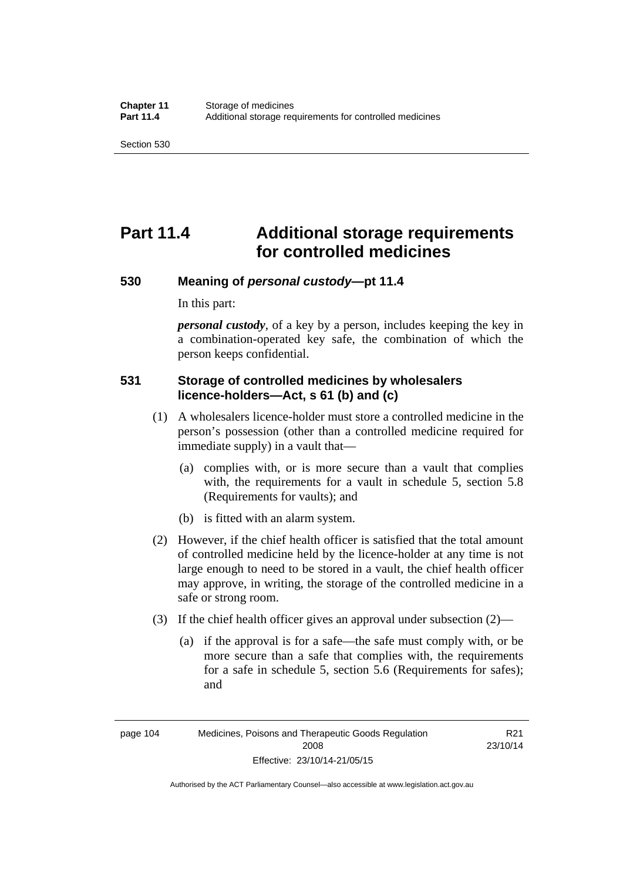# Part 11.4 Additional storage requirements for controlled medicines

## 530 Meaning of *personal custody*—pt 11.4

In this part:

***personal custody***, of a key by a person, includes keeping the key in a combination-operated key safe, the combination of which the person keeps confidential.

## 531 Storage of controlled medicines by wholesalers licence-holders—Act, s 61 (b) and (c)

(1) A wholesalers licence-holder must store a controlled medicine in the person's possession (other than a controlled medicine required for immediate supply) in a vault that—

(a) complies with, or is more secure than a vault that complies with, the requirements for a vault in schedule 5, section 5.8 (Requirements for vaults); and

(b) is fitted with an alarm system.

(2) However, if the chief health officer is satisfied that the total amount of controlled medicine held by the licence-holder at any time is not large enough to need to be stored in a vault, the chief health officer may approve, in writing, the storage of the controlled medicine in a safe or strong room.

(3) If the chief health officer gives an approval under subsection (2)—

(a) if the approval is for a safe—the safe must comply with, or be more secure than a safe that complies with, the requirements for a safe in schedule 5, section 5.6 (Requirements for safes); and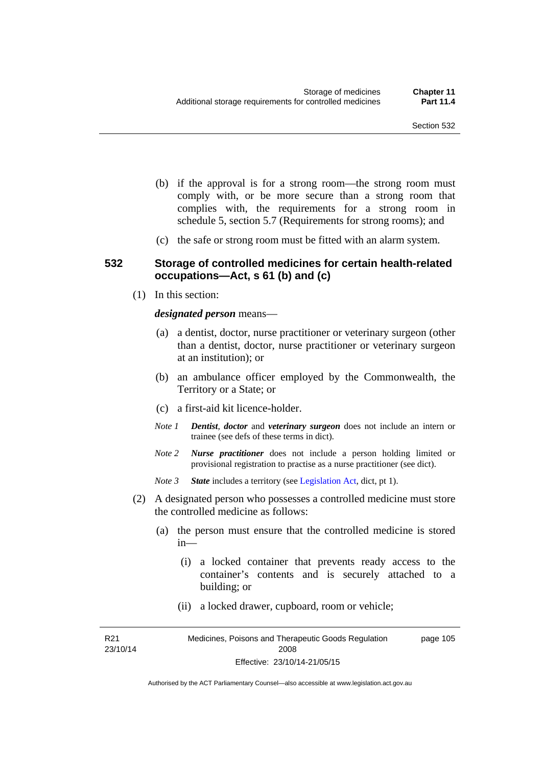(b) if the approval is for a strong room—the strong room must comply with, or be more secure than a strong room that complies with, the requirements for a strong room in schedule 5, section 5.7 (Requirements for strong rooms); and

(c) the safe or strong room must be fitted with an alarm system.

### 532 Storage of controlled medicines for certain health-related occupations—Act, s 61 (b) and (c)

(1) In this section:

***designated person*** means—

(a) a dentist, doctor, nurse practitioner or veterinary surgeon (other than a dentist, doctor, nurse practitioner or veterinary surgeon at an institution); or

(b) an ambulance officer employed by the Commonwealth, the Territory or a State; or

(c) a first-aid kit licence-holder.

*Note 1* ***Dentist*, *doctor*** and ***veterinary surgeon*** does not include an intern or trainee (see defs of these terms in dict).

*Note 2* ***Nurse practitioner*** does not include a person holding limited or provisional registration to practise as a nurse practitioner (see dict).

*Note 3* ***State*** includes a territory (see Legislation Act, dict, pt 1).

(2) A designated person who possesses a controlled medicine must store the controlled medicine as follows:

(a) the person must ensure that the controlled medicine is stored in—

(i) a locked container that prevents ready access to the container's contents and is securely attached to a building; or

(ii) a locked drawer, cupboard, room or vehicle;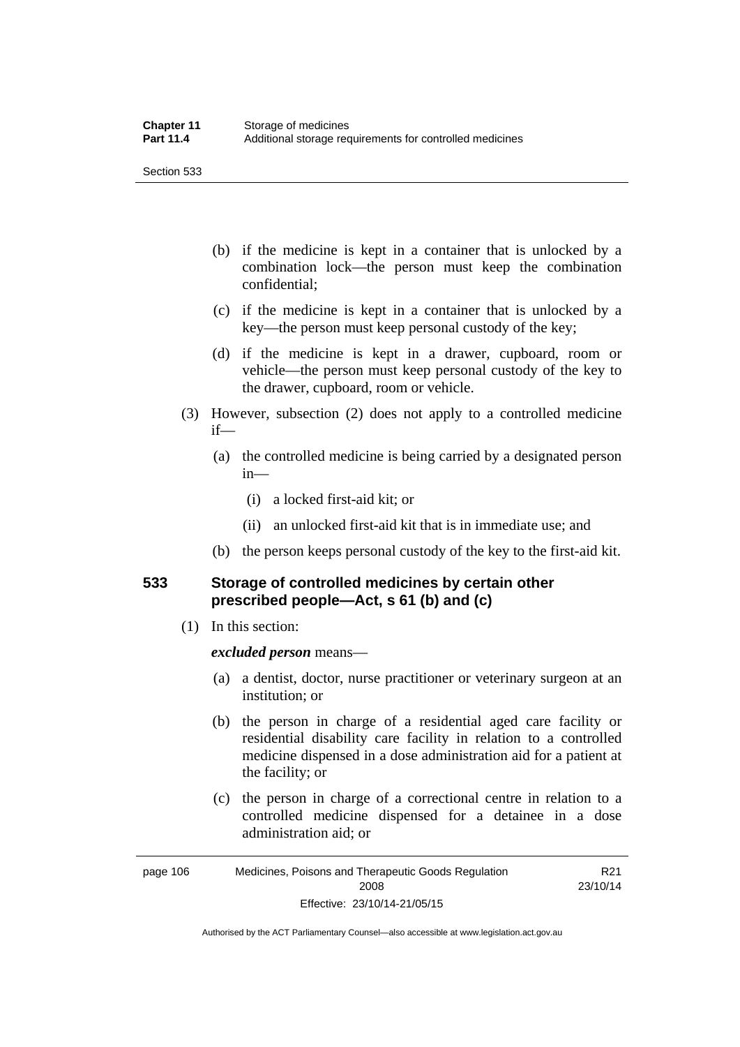(b) if the medicine is kept in a container that is unlocked by a combination lock—the person must keep the combination confidential;

(c) if the medicine is kept in a container that is unlocked by a key—the person must keep personal custody of the key;

(d) if the medicine is kept in a drawer, cupboard, room or vehicle—the person must keep personal custody of the key to the drawer, cupboard, room or vehicle.

(3) However, subsection (2) does not apply to a controlled medicine if—

(a) the controlled medicine is being carried by a designated person in—

(i) a locked first-aid kit; or

(ii) an unlocked first-aid kit that is in immediate use; and

(b) the person keeps personal custody of the key to the first-aid kit.

## 533 Storage of controlled medicines by certain other prescribed people—Act, s 61 (b) and (c)

(1) In this section:

***excluded person*** means—

(a) a dentist, doctor, nurse practitioner or veterinary surgeon at an institution; or

(b) the person in charge of a residential aged care facility or residential disability care facility in relation to a controlled medicine dispensed in a dose administration aid for a patient at the facility; or

(c) the person in charge of a correctional centre in relation to a controlled medicine dispensed for a detainee in a dose administration aid; or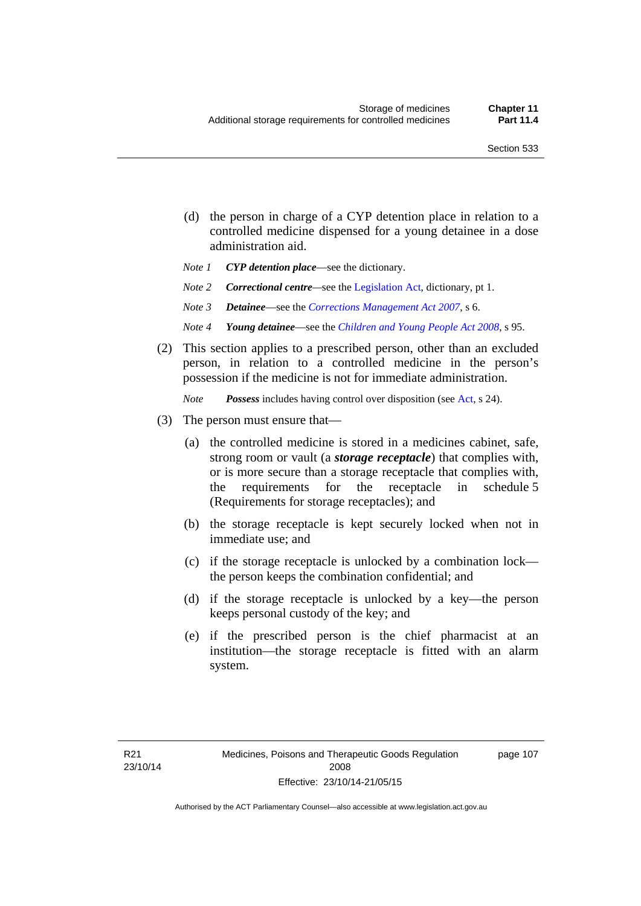(d) the person in charge of a CYP detention place in relation to a controlled medicine dispensed for a young detainee in a dose administration aid.

*Note 1* ***CYP detention place***—see the dictionary.

*Note 2* ***Correctional centre***—see the Legislation Act, dictionary, pt 1.

*Note 3* ***Detainee***—see the *Corrections Management Act 2007*, s 6.

*Note 4* ***Young detainee***—see the *Children and Young People Act 2008*, s 95.

(2) This section applies to a prescribed person, other than an excluded person, in relation to a controlled medicine in the person's possession if the medicine is not for immediate administration.

*Note* ***Possess*** includes having control over disposition (see Act, s 24).

(3) The person must ensure that—

(a) the controlled medicine is stored in a medicines cabinet, safe, strong room or vault (a ***storage receptacle***) that complies with, or is more secure than a storage receptacle that complies with, the requirements for the receptacle in schedule 5 (Requirements for storage receptacles); and

(b) the storage receptacle is kept securely locked when not in immediate use; and

(c) if the storage receptacle is unlocked by a combination lock—the person keeps the combination confidential; and

(d) if the storage receptacle is unlocked by a key—the person keeps personal custody of the key; and

(e) if the prescribed person is the chief pharmacist at an institution—the storage receptacle is fitted with an alarm system.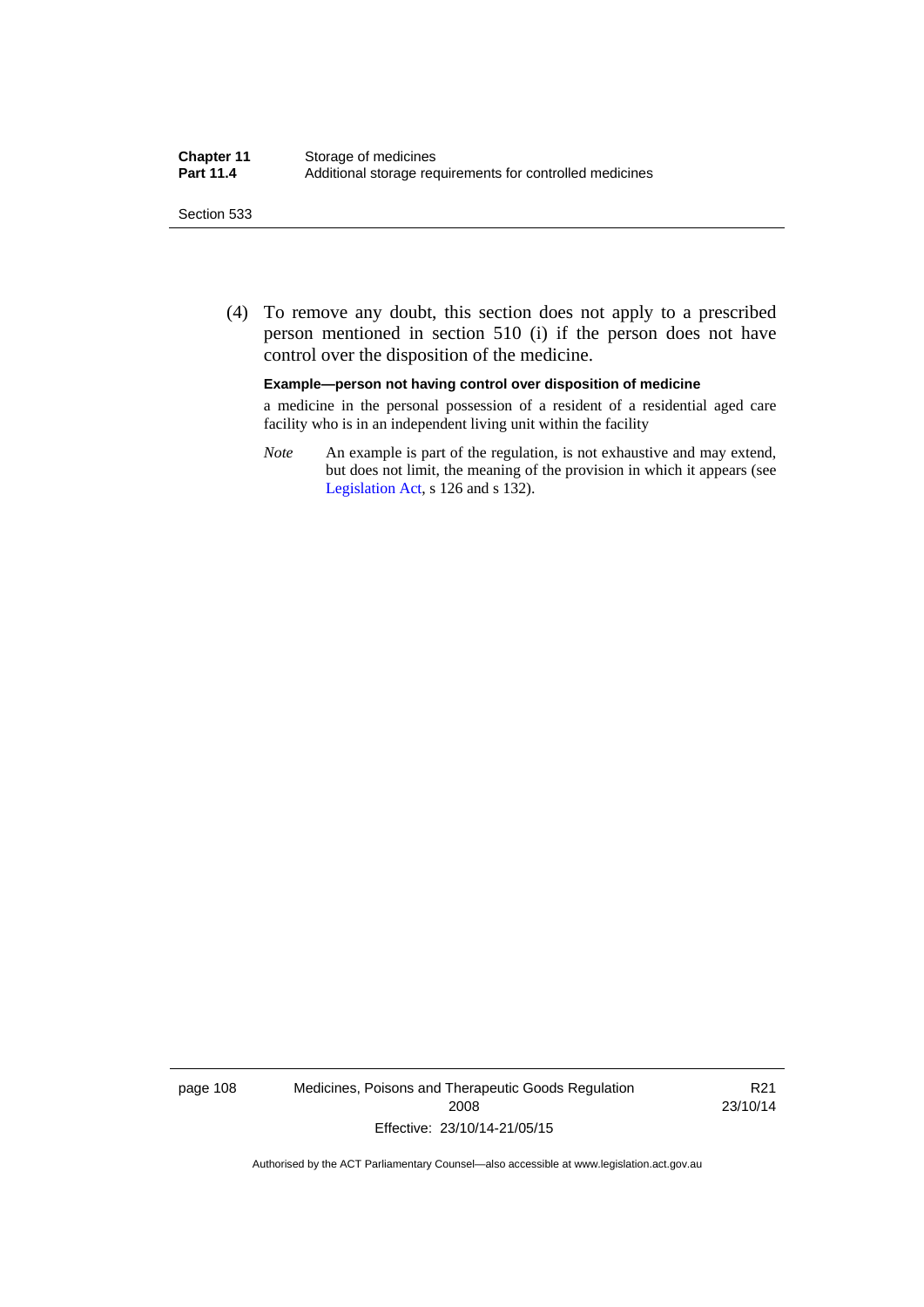(4) To remove any doubt, this section does not apply to a prescribed person mentioned in section 510 (i) if the person does not have control over the disposition of the medicine.

**Example—person not having control over disposition of medicine**

a medicine in the personal possession of a resident of a residential aged care facility who is in an independent living unit within the facility

*Note* An example is part of the regulation, is not exhaustive and may extend, but does not limit, the meaning of the provision in which it appears (see Legislation Act, s 126 and s 132).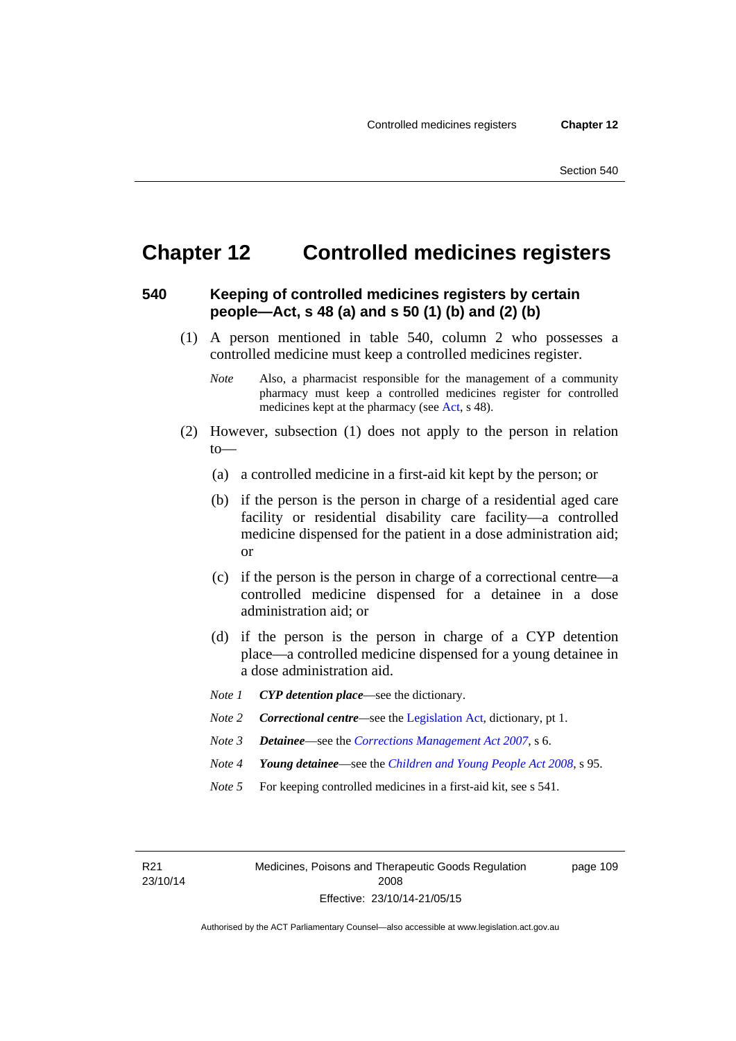# Chapter 12 Controlled medicines registers

## 540 Keeping of controlled medicines registers by certain people—Act, s 48 (a) and s 50 (1) (b) and (2) (b)

(1) A person mentioned in table 540, column 2 who possesses a controlled medicine must keep a controlled medicines register.

*Note* Also, a pharmacist responsible for the management of a community pharmacy must keep a controlled medicines register for controlled medicines kept at the pharmacy (see Act, s 48).

(2) However, subsection (1) does not apply to the person in relation to—

(a) a controlled medicine in a first-aid kit kept by the person; or

(b) if the person is the person in charge of a residential aged care facility or residential disability care facility—a controlled medicine dispensed for the patient in a dose administration aid; or

(c) if the person is the person in charge of a correctional centre—a controlled medicine dispensed for a detainee in a dose administration aid; or

(d) if the person is the person in charge of a CYP detention place—a controlled medicine dispensed for a young detainee in a dose administration aid.

*Note 1* ***CYP detention place***—see the dictionary.

*Note 2* ***Correctional centre***—see the Legislation Act, dictionary, pt 1.

*Note 3* ***Detainee***—see the *Corrections Management Act 2007*, s 6.

*Note 4* ***Young detainee***—see the *Children and Young People Act 2008*, s 95.

*Note 5* For keeping controlled medicines in a first-aid kit, see s 541.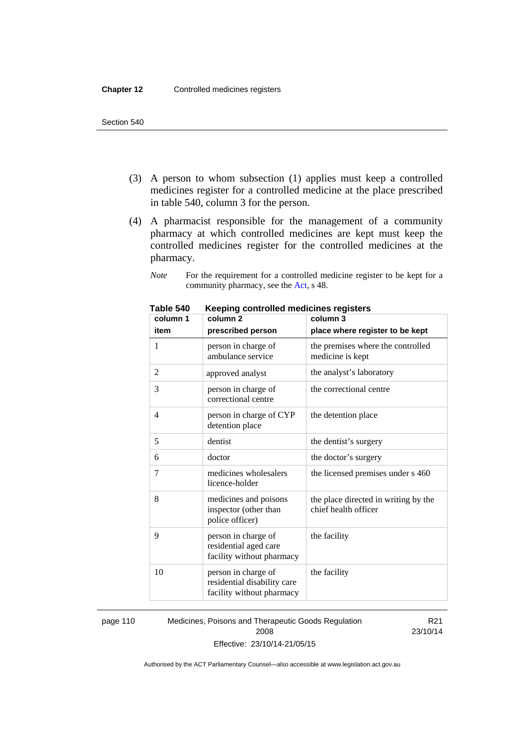(3) A person to whom subsection (1) applies must keep a controlled medicines register for a controlled medicine at the place prescribed in table 540, column 3 for the person.

(4) A pharmacist responsible for the management of a community pharmacy at which controlled medicines are kept must keep the controlled medicines register for the controlled medicines at the pharmacy.

*Note* For the requirement for a controlled medicine register to be kept for a community pharmacy, see the Act, s 48.

**Table 540 Keeping controlled medicines registers**

| column 1<br>item | column 2<br>prescribed person | column 3<br>place where register to be kept |
|---|---|---|
| 1 | person in charge of ambulance service | the premises where the controlled medicine is kept |
| 2 | approved analyst | the analyst's laboratory |
| 3 | person in charge of correctional centre | the correctional centre |
| 4 | person in charge of CYP detention place | the detention place |
| 5 | dentist | the dentist's surgery |
| 6 | doctor | the doctor's surgery |
| 7 | medicines wholesalers licence-holder | the licensed premises under s 460 |
| 8 | medicines and poisons inspector (other than police officer) | the place directed in writing by the chief health officer |
| 9 | person in charge of residential aged care facility without pharmacy | the facility |
| 10 | person in charge of residential disability care facility without pharmacy | the facility |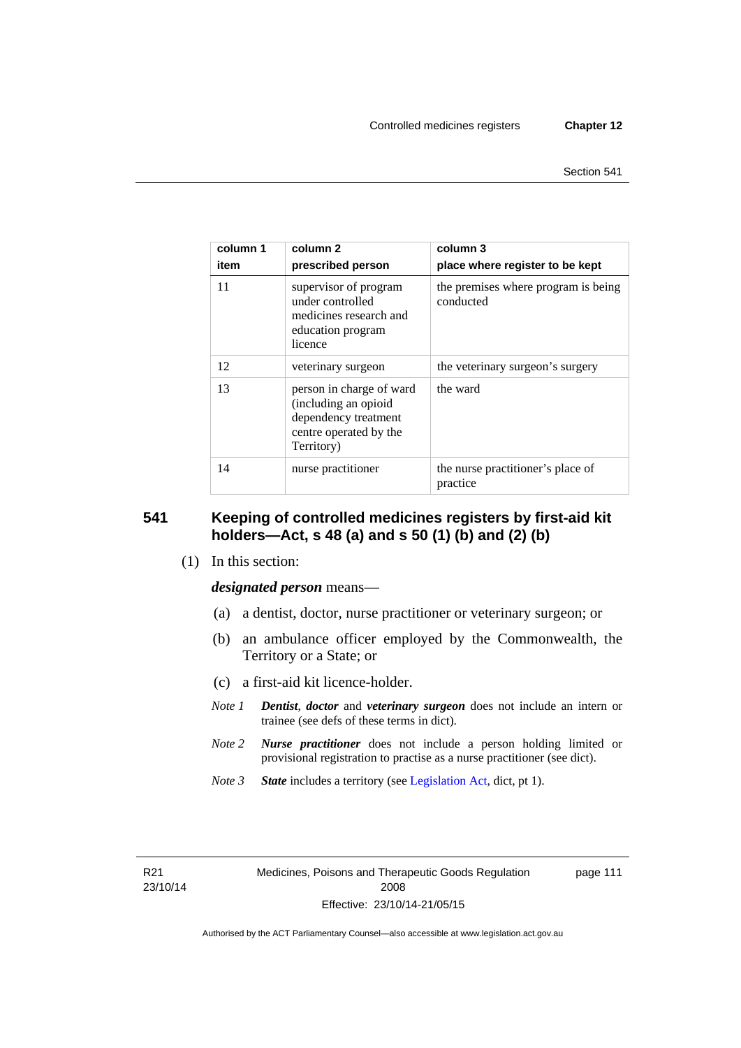| column 1<br>item | column 2<br>prescribed person | column 3<br>place where register to be kept |
|---|---|---|
| 11 | supervisor of program under controlled medicines research and education program licence | the premises where program is being conducted |
| 12 | veterinary surgeon | the veterinary surgeon's surgery |
| 13 | person in charge of ward (including an opioid dependency treatment centre operated by the Territory) | the ward |
| 14 | nurse practitioner | the nurse practitioner's place of practice |

## 541 Keeping of controlled medicines registers by first-aid kit holders—Act, s 48 (a) and s 50 (1) (b) and (2) (b)

(1) In this section:

***designated person*** means—

(a) a dentist, doctor, nurse practitioner or veterinary surgeon; or

(b) an ambulance officer employed by the Commonwealth, the Territory or a State; or

(c) a first-aid kit licence-holder.

*Note 1* ***Dentist***, ***doctor*** and ***veterinary surgeon*** does not include an intern or trainee (see defs of these terms in dict).

*Note 2* ***Nurse practitioner*** does not include a person holding limited or provisional registration to practise as a nurse practitioner (see dict).

*Note 3* ***State*** includes a territory (see Legislation Act, dict, pt 1).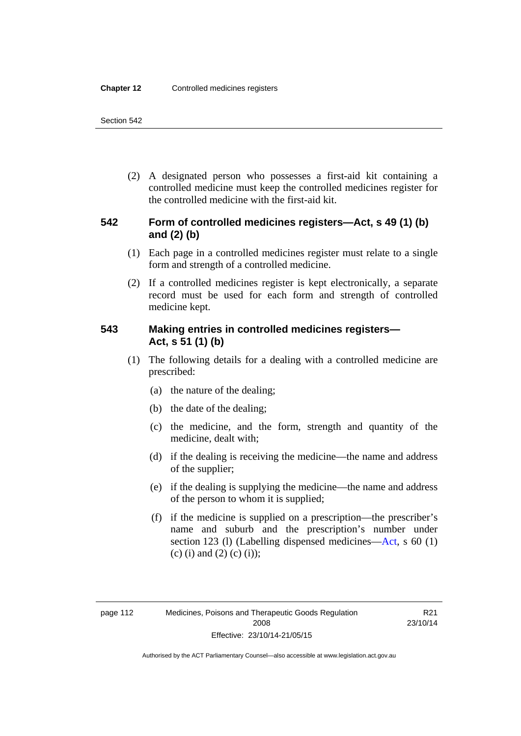(2) A designated person who possesses a first-aid kit containing a controlled medicine must keep the controlled medicines register for the controlled medicine with the first-aid kit.

## 542 Form of controlled medicines registers—Act, s 49 (1) (b) and (2) (b)

(1) Each page in a controlled medicines register must relate to a single form and strength of a controlled medicine.

(2) If a controlled medicines register is kept electronically, a separate record must be used for each form and strength of controlled medicine kept.

## 543 Making entries in controlled medicines registers—Act, s 51 (1) (b)

(1) The following details for a dealing with a controlled medicine are prescribed:

(a) the nature of the dealing;

(b) the date of the dealing;

(c) the medicine, and the form, strength and quantity of the medicine, dealt with;

(d) if the dealing is receiving the medicine—the name and address of the supplier;

(e) if the dealing is supplying the medicine—the name and address of the person to whom it is supplied;

(f) if the medicine is supplied on a prescription—the prescriber's name and suburb and the prescription's number under section 123 (l) (Labelling dispensed medicines—Act, s 60 (1) (c) (i) and (2) (c) (i));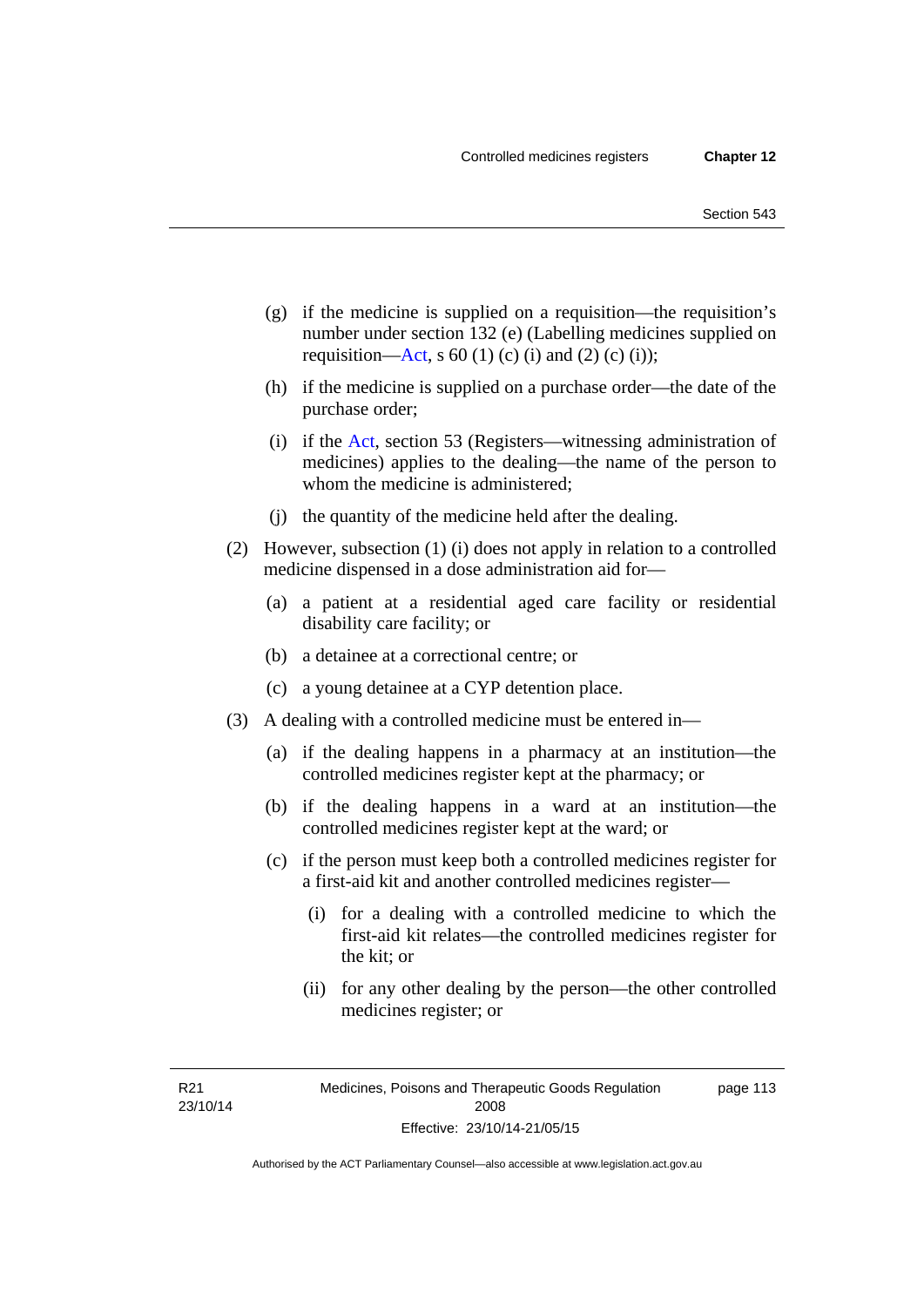(g) if the medicine is supplied on a requisition—the requisition's number under section 132 (e) (Labelling medicines supplied on requisition—Act, s 60 (1) (c) (i) and (2) (c) (i));

(h) if the medicine is supplied on a purchase order—the date of the purchase order;

(i) if the Act, section 53 (Registers—witnessing administration of medicines) applies to the dealing—the name of the person to whom the medicine is administered;

(j) the quantity of the medicine held after the dealing.

(2) However, subsection (1) (i) does not apply in relation to a controlled medicine dispensed in a dose administration aid for—

(a) a patient at a residential aged care facility or residential disability care facility; or

(b) a detainee at a correctional centre; or

(c) a young detainee at a CYP detention place.

(3) A dealing with a controlled medicine must be entered in—

(a) if the dealing happens in a pharmacy at an institution—the controlled medicines register kept at the pharmacy; or

(b) if the dealing happens in a ward at an institution—the controlled medicines register kept at the ward; or

(c) if the person must keep both a controlled medicines register for a first-aid kit and another controlled medicines register—

(i) for a dealing with a controlled medicine to which the first-aid kit relates—the controlled medicines register for the kit; or

(ii) for any other dealing by the person—the other controlled medicines register; or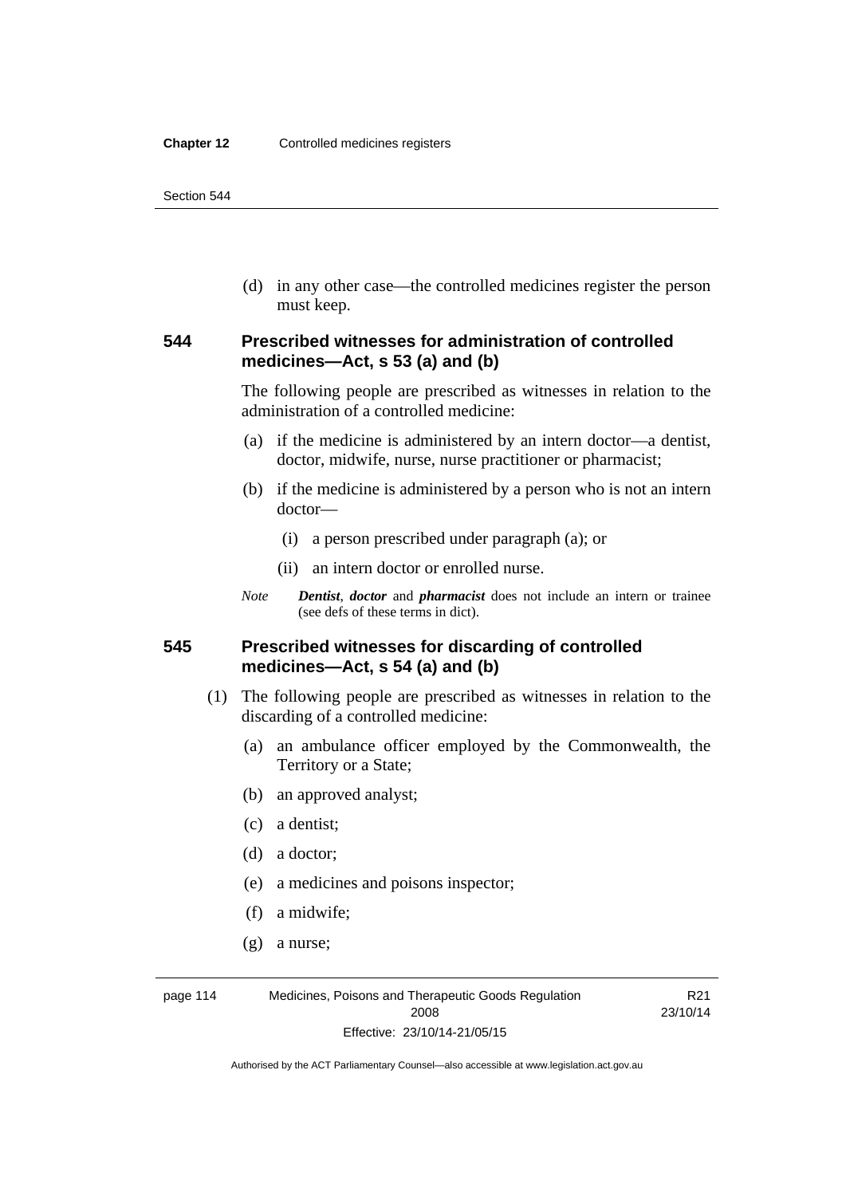(d) in any other case—the controlled medicines register the person must keep.

### 544 Prescribed witnesses for administration of controlled medicines—Act, s 53 (a) and (b)

The following people are prescribed as witnesses in relation to the administration of a controlled medicine:

(a) if the medicine is administered by an intern doctor—a dentist, doctor, midwife, nurse, nurse practitioner or pharmacist;

(b) if the medicine is administered by a person who is not an intern doctor—

(i) a person prescribed under paragraph (a); or

(ii) an intern doctor or enrolled nurse.

*Note* ***Dentist***, ***doctor*** and ***pharmacist*** does not include an intern or trainee (see defs of these terms in dict).

### 545 Prescribed witnesses for discarding of controlled medicines—Act, s 54 (a) and (b)

(1) The following people are prescribed as witnesses in relation to the discarding of a controlled medicine:

(a) an ambulance officer employed by the Commonwealth, the Territory or a State;

(b) an approved analyst;

(c) a dentist;

(d) a doctor;

(e) a medicines and poisons inspector;

(f) a midwife;

(g) a nurse;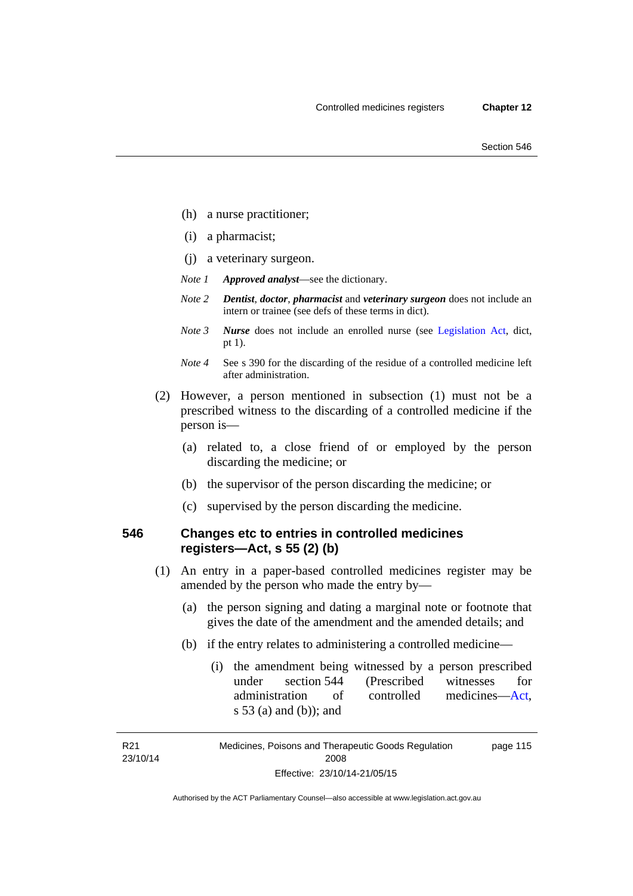(h) a nurse practitioner;

(i) a pharmacist;

(j) a veterinary surgeon.

*Note 1* ***Approved analyst***—see the dictionary.

*Note 2* ***Dentist***, ***doctor***, ***pharmacist*** and ***veterinary surgeon*** does not include an intern or trainee (see defs of these terms in dict).

*Note 3* ***Nurse*** does not include an enrolled nurse (see Legislation Act, dict, pt 1).

*Note 4* See s 390 for the discarding of the residue of a controlled medicine left after administration.

(2) However, a person mentioned in subsection (1) must not be a prescribed witness to the discarding of a controlled medicine if the person is—

(a) related to, a close friend of or employed by the person discarding the medicine; or

(b) the supervisor of the person discarding the medicine; or

(c) supervised by the person discarding the medicine.

### 546 Changes etc to entries in controlled medicines registers—Act, s 55 (2) (b)

(1) An entry in a paper-based controlled medicines register may be amended by the person who made the entry by—

(a) the person signing and dating a marginal note or footnote that gives the date of the amendment and the amended details; and

(b) if the entry relates to administering a controlled medicine—

(i) the amendment being witnessed by a person prescribed under section 544 (Prescribed witnesses for administration of controlled medicines—Act, s 53 (a) and (b)); and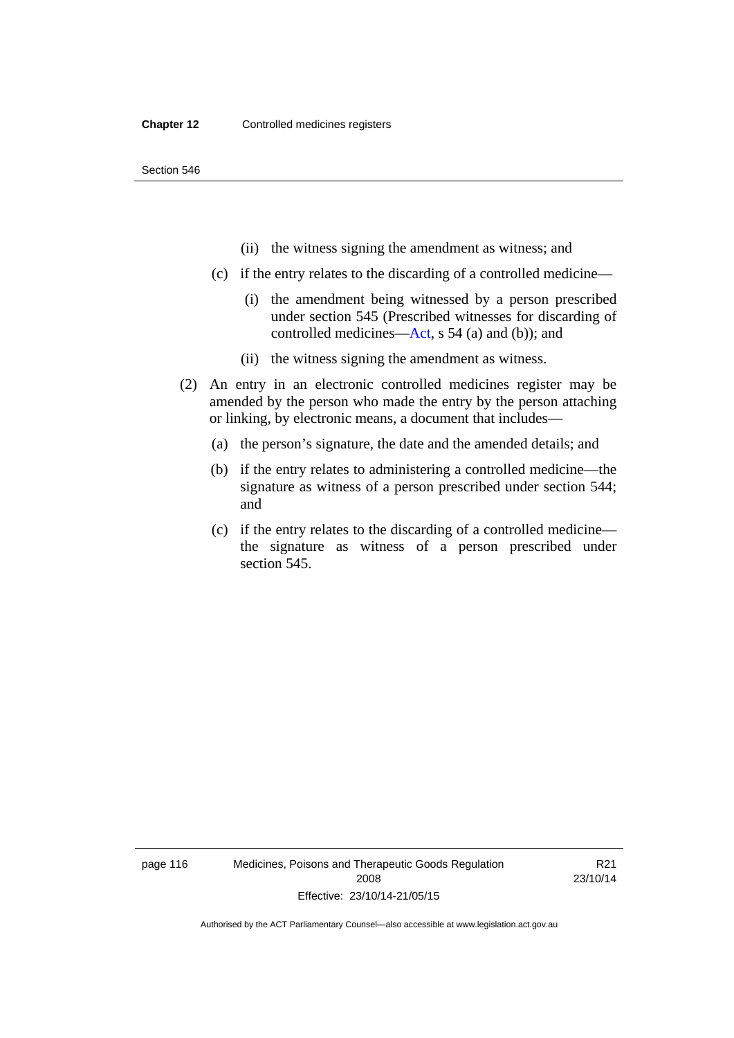(ii) the witness signing the amendment as witness; and

(c) if the entry relates to the discarding of a controlled medicine—

(i) the amendment being witnessed by a person prescribed under section 545 (Prescribed witnesses for discarding of controlled medicines—Act, s 54 (a) and (b)); and

(ii) the witness signing the amendment as witness.

(2) An entry in an electronic controlled medicines register may be amended by the person who made the entry by the person attaching or linking, by electronic means, a document that includes—

(a) the person's signature, the date and the amended details; and

(b) if the entry relates to administering a controlled medicine—the signature as witness of a person prescribed under section 544; and

(c) if the entry relates to the discarding of a controlled medicine—the signature as witness of a person prescribed under section 545.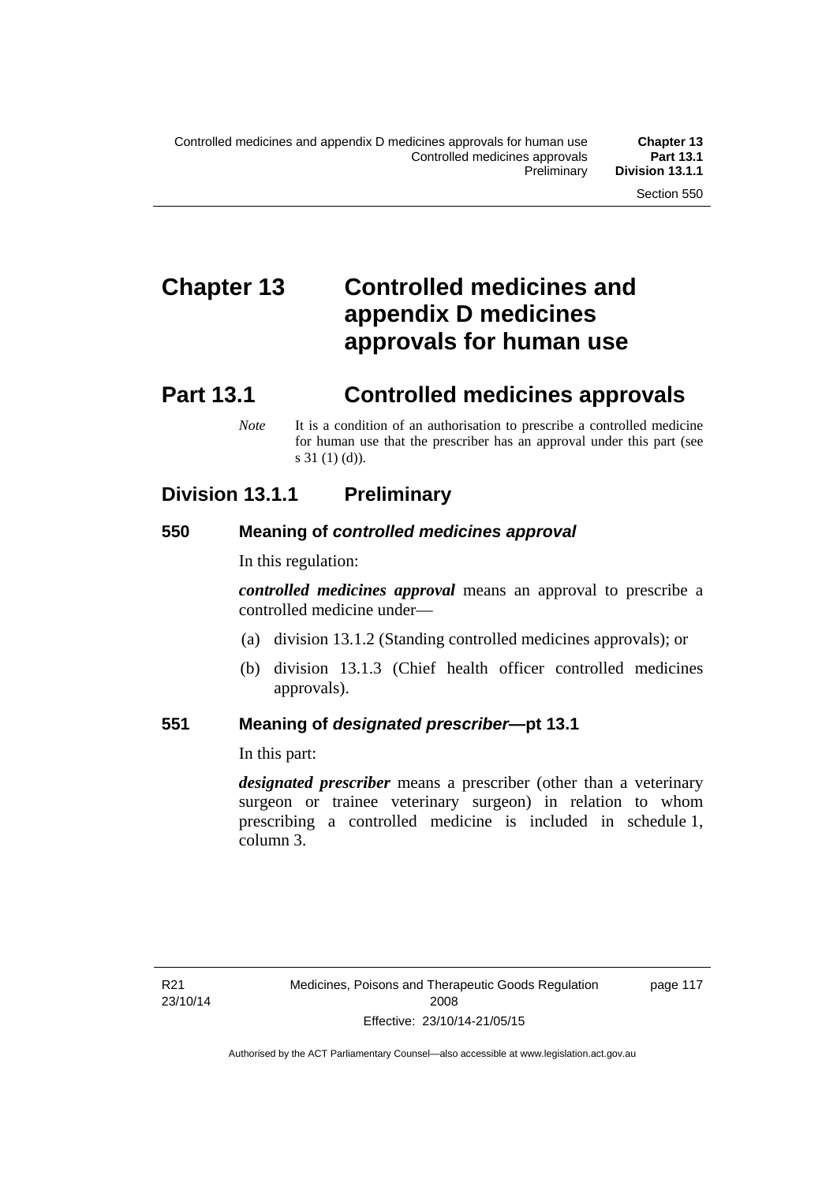# Chapter 13 Controlled medicines and appendix D medicines approvals for human use

# Part 13.1 Controlled medicines approvals

*Note* It is a condition of an authorisation to prescribe a controlled medicine for human use that the prescriber has an approval under this part (see s 31 (1) (d)).

## Division 13.1.1 Preliminary

### 550 Meaning of *controlled medicines approval*

In this regulation:

***controlled medicines approval*** means an approval to prescribe a controlled medicine under—

(a) division 13.1.2 (Standing controlled medicines approvals); or

(b) division 13.1.3 (Chief health officer controlled medicines approvals).

### 551 Meaning of *designated prescriber*—pt 13.1

In this part:

***designated prescriber*** means a prescriber (other than a veterinary surgeon or trainee veterinary surgeon) in relation to whom prescribing a controlled medicine is included in schedule 1, column 3.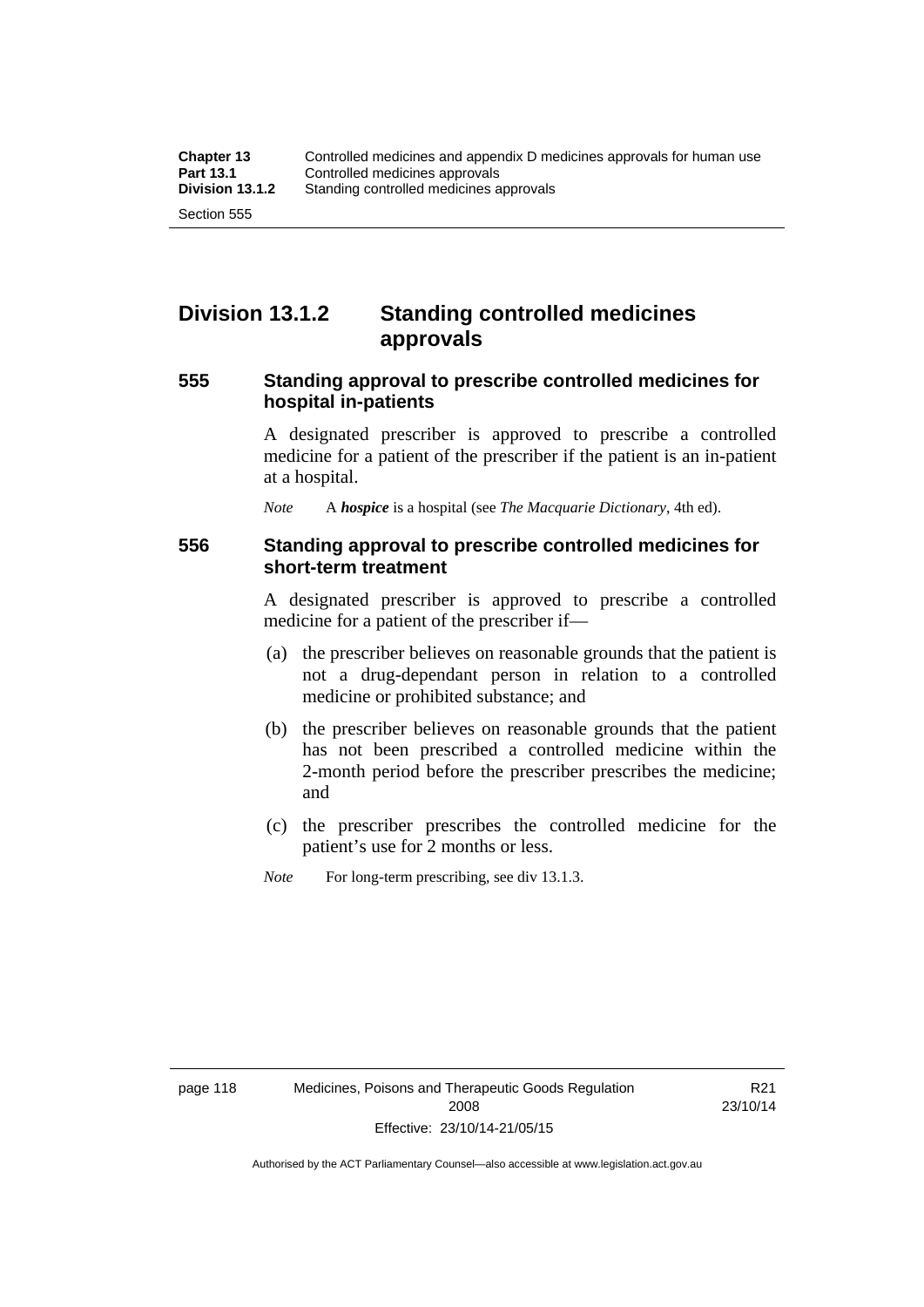## Division 13.1.2 Standing controlled medicines approvals

### 555 Standing approval to prescribe controlled medicines for hospital in-patients

A designated prescriber is approved to prescribe a controlled medicine for a patient of the prescriber if the patient is an in-patient at a hospital.

*Note* A ***hospice*** is a hospital (see *The Macquarie Dictionary*, 4th ed).

### 556 Standing approval to prescribe controlled medicines for short-term treatment

A designated prescriber is approved to prescribe a controlled medicine for a patient of the prescriber if—

(a) the prescriber believes on reasonable grounds that the patient is not a drug-dependant person in relation to a controlled medicine or prohibited substance; and

(b) the prescriber believes on reasonable grounds that the patient has not been prescribed a controlled medicine within the 2-month period before the prescriber prescribes the medicine; and

(c) the prescriber prescribes the controlled medicine for the patient's use for 2 months or less.

*Note* For long-term prescribing, see div 13.1.3.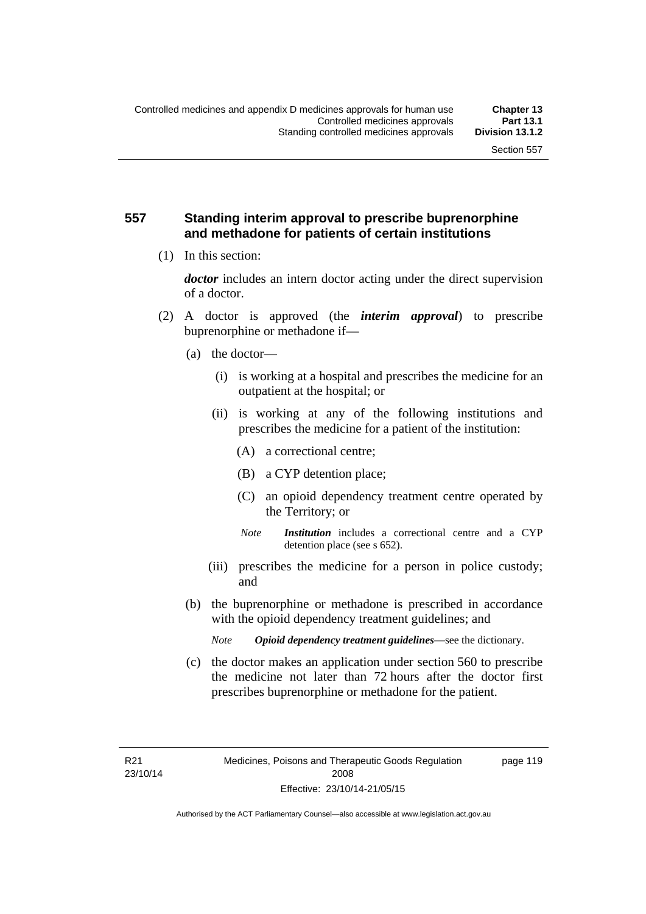## 557 Standing interim approval to prescribe buprenorphine and methadone for patients of certain institutions

(1) In this section:

***doctor*** includes an intern doctor acting under the direct supervision of a doctor.

(2) A doctor is approved (the ***interim approval***) to prescribe buprenorphine or methadone if—

(a) the doctor—

(i) is working at a hospital and prescribes the medicine for an outpatient at the hospital; or

(ii) is working at any of the following institutions and prescribes the medicine for a patient of the institution:

(A) a correctional centre;

(B) a CYP detention place;

(C) an opioid dependency treatment centre operated by the Territory; or

*Note* ***Institution*** includes a correctional centre and a CYP detention place (see s 652).

(iii) prescribes the medicine for a person in police custody; and

(b) the buprenorphine or methadone is prescribed in accordance with the opioid dependency treatment guidelines; and

*Note* ***Opioid dependency treatment guidelines***—see the dictionary.

(c) the doctor makes an application under section 560 to prescribe the medicine not later than 72 hours after the doctor first prescribes buprenorphine or methadone for the patient.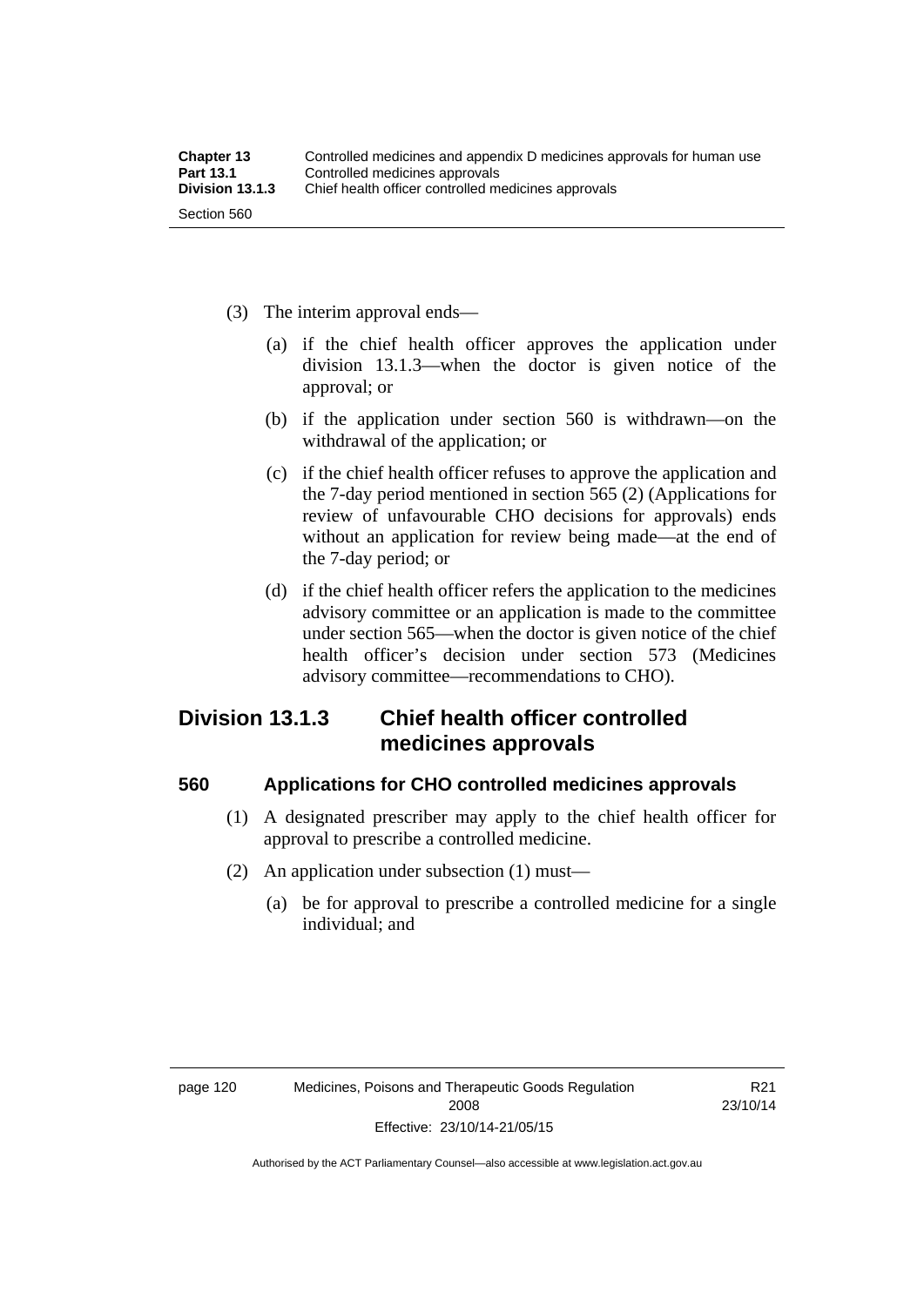(3) The interim approval ends—

(a) if the chief health officer approves the application under division 13.1.3—when the doctor is given notice of the approval; or

(b) if the application under section 560 is withdrawn—on the withdrawal of the application; or

(c) if the chief health officer refuses to approve the application and the 7-day period mentioned in section 565 (2) (Applications for review of unfavourable CHO decisions for approvals) ends without an application for review being made—at the end of the 7-day period; or

(d) if the chief health officer refers the application to the medicines advisory committee or an application is made to the committee under section 565—when the doctor is given notice of the chief health officer's decision under section 573 (Medicines advisory committee—recommendations to CHO).

## Division 13.1.3 Chief health officer controlled medicines approvals

### 560 Applications for CHO controlled medicines approvals

(1) A designated prescriber may apply to the chief health officer for approval to prescribe a controlled medicine.

(2) An application under subsection (1) must—

(a) be for approval to prescribe a controlled medicine for a single individual; and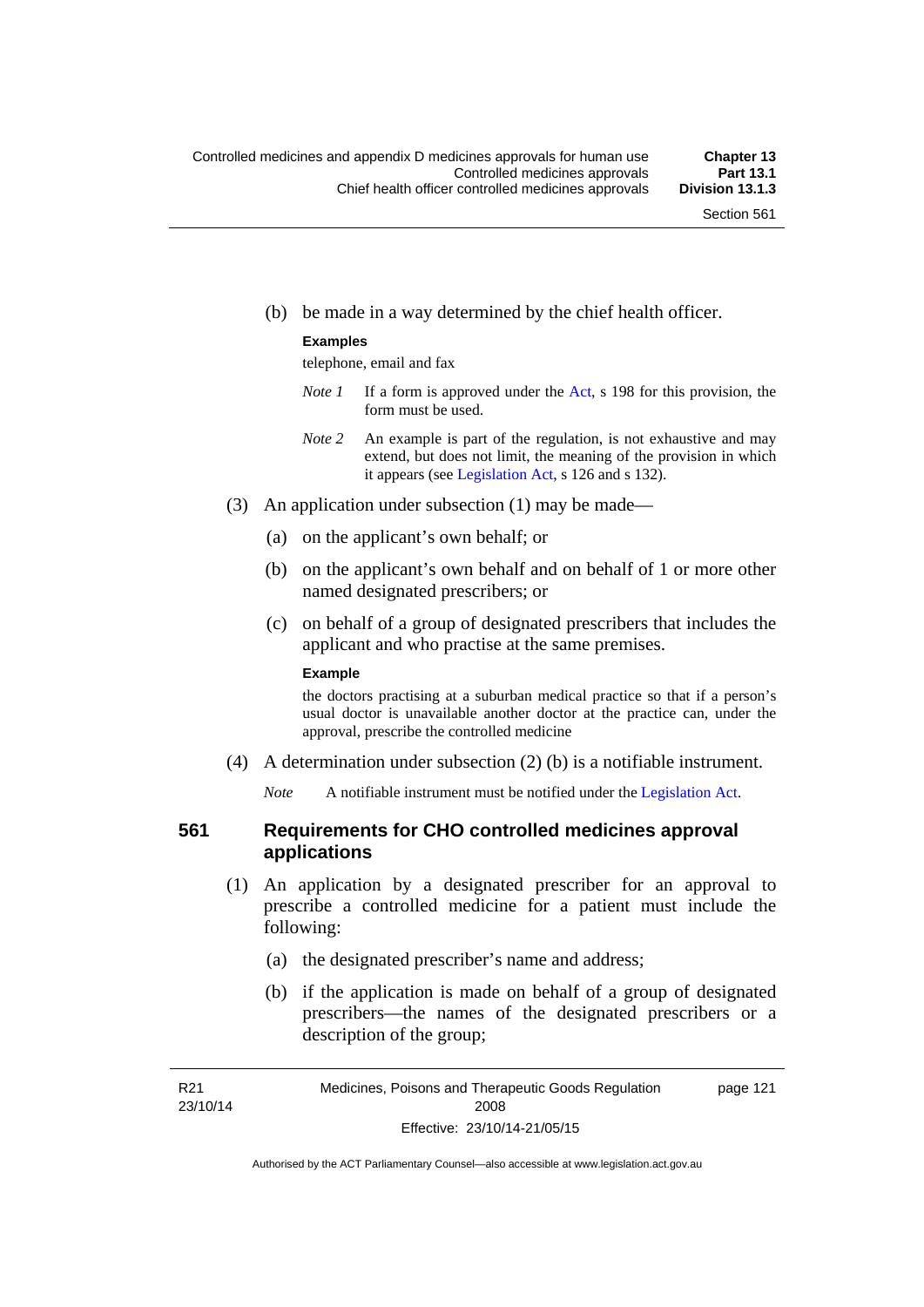(b) be made in a way determined by the chief health officer.

**Examples**

telephone, email and fax

*Note 1* If a form is approved under the Act, s 198 for this provision, the form must be used.

*Note 2* An example is part of the regulation, is not exhaustive and may extend, but does not limit, the meaning of the provision in which it appears (see Legislation Act, s 126 and s 132).

(3) An application under subsection (1) may be made—

(a) on the applicant's own behalf; or

(b) on the applicant's own behalf and on behalf of 1 or more other named designated prescribers; or

(c) on behalf of a group of designated prescribers that includes the applicant and who practise at the same premises.

**Example**

the doctors practising at a suburban medical practice so that if a person's usual doctor is unavailable another doctor at the practice can, under the approval, prescribe the controlled medicine

(4) A determination under subsection (2) (b) is a notifiable instrument.

*Note* A notifiable instrument must be notified under the Legislation Act.

## 561 Requirements for CHO controlled medicines approval applications

(1) An application by a designated prescriber for an approval to prescribe a controlled medicine for a patient must include the following:

(a) the designated prescriber's name and address;

(b) if the application is made on behalf of a group of designated prescribers—the names of the designated prescribers or a description of the group;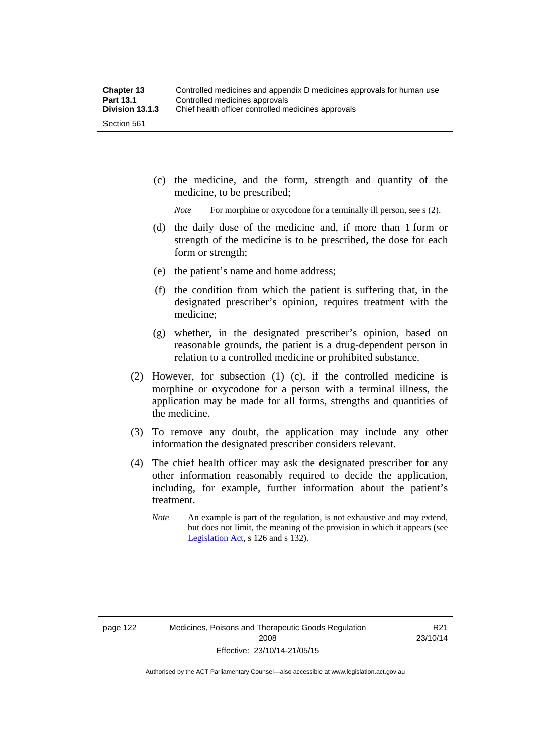(c) the medicine, and the form, strength and quantity of the medicine, to be prescribed;

*Note* For morphine or oxycodone for a terminally ill person, see s (2).

(d) the daily dose of the medicine and, if more than 1 form or strength of the medicine is to be prescribed, the dose for each form or strength;

(e) the patient's name and home address;

(f) the condition from which the patient is suffering that, in the designated prescriber's opinion, requires treatment with the medicine;

(g) whether, in the designated prescriber's opinion, based on reasonable grounds, the patient is a drug-dependent person in relation to a controlled medicine or prohibited substance.

(2) However, for subsection (1) (c), if the controlled medicine is morphine or oxycodone for a person with a terminal illness, the application may be made for all forms, strengths and quantities of the medicine.

(3) To remove any doubt, the application may include any other information the designated prescriber considers relevant.

(4) The chief health officer may ask the designated prescriber for any other information reasonably required to decide the application, including, for example, further information about the patient's treatment.

*Note* An example is part of the regulation, is not exhaustive and may extend, but does not limit, the meaning of the provision in which it appears (see Legislation Act, s 126 and s 132).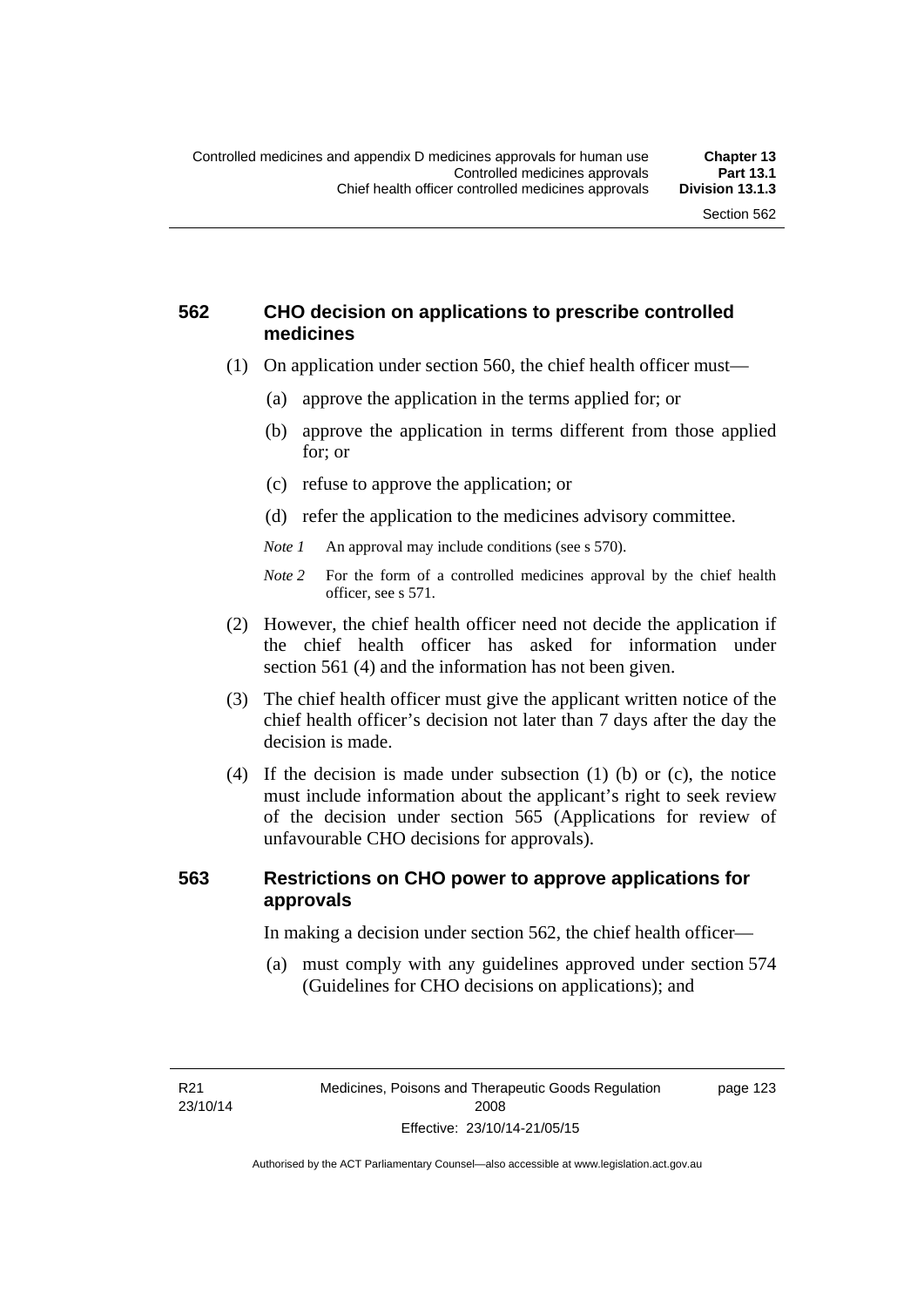## 562 CHO decision on applications to prescribe controlled medicines

(1) On application under section 560, the chief health officer must—

(a) approve the application in the terms applied for; or

(b) approve the application in terms different from those applied for; or

(c) refuse to approve the application; or

(d) refer the application to the medicines advisory committee.

*Note 1* An approval may include conditions (see s 570).

*Note 2* For the form of a controlled medicines approval by the chief health officer, see s 571.

(2) However, the chief health officer need not decide the application if the chief health officer has asked for information under section 561 (4) and the information has not been given.

(3) The chief health officer must give the applicant written notice of the chief health officer's decision not later than 7 days after the day the decision is made.

(4) If the decision is made under subsection (1) (b) or (c), the notice must include information about the applicant's right to seek review of the decision under section 565 (Applications for review of unfavourable CHO decisions for approvals).

## 563 Restrictions on CHO power to approve applications for approvals

In making a decision under section 562, the chief health officer—

(a) must comply with any guidelines approved under section 574 (Guidelines for CHO decisions on applications); and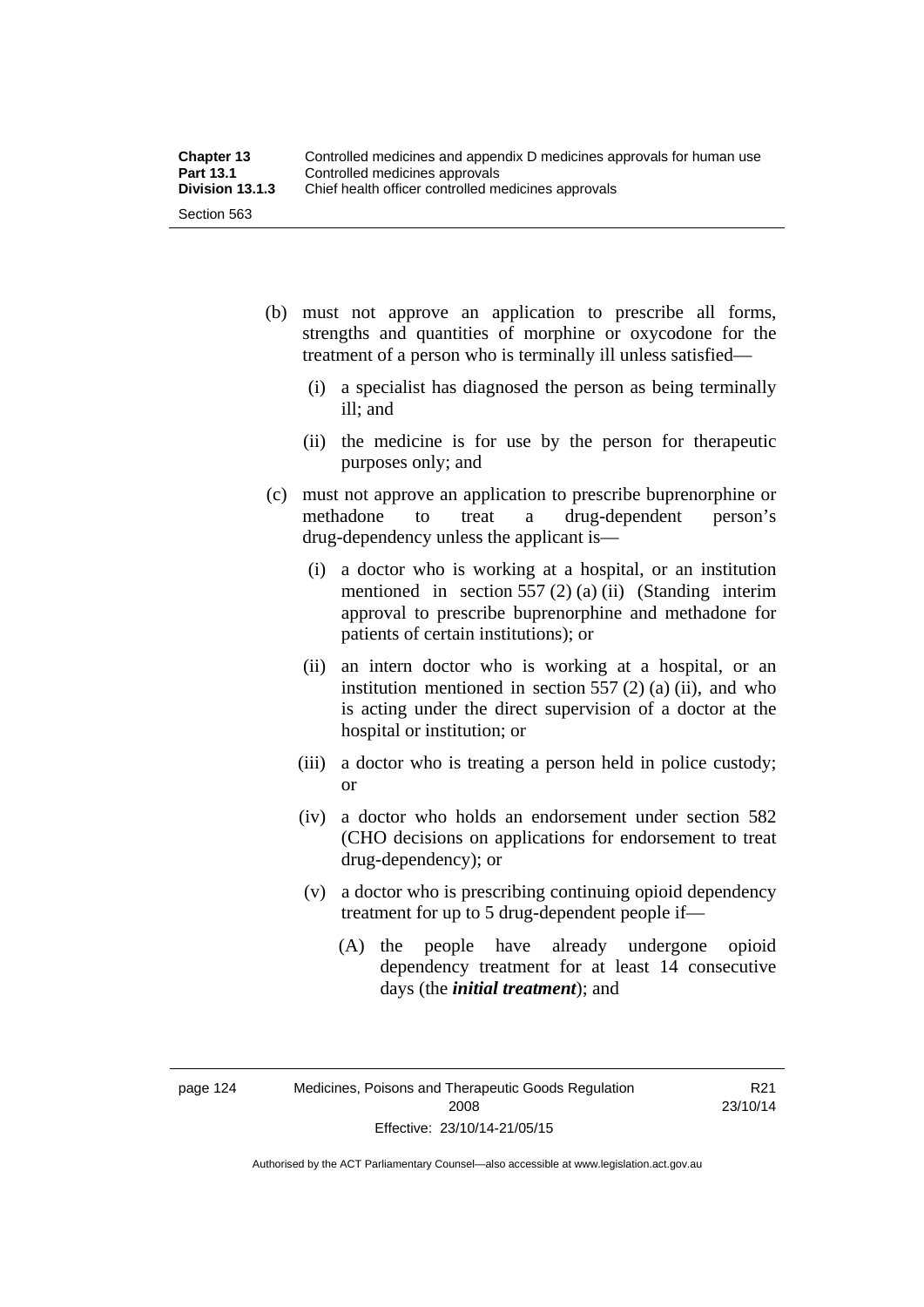(b) must not approve an application to prescribe all forms, strengths and quantities of morphine or oxycodone for the treatment of a person who is terminally ill unless satisfied—

  (i) a specialist has diagnosed the person as being terminally ill; and

  (ii) the medicine is for use by the person for therapeutic purposes only; and

(c) must not approve an application to prescribe buprenorphine or methadone to treat a drug-dependent person's drug-dependency unless the applicant is—

  (i) a doctor who is working at a hospital, or an institution mentioned in section 557 (2) (a) (ii) (Standing interim approval to prescribe buprenorphine and methadone for patients of certain institutions); or

  (ii) an intern doctor who is working at a hospital, or an institution mentioned in section 557 (2) (a) (ii), and who is acting under the direct supervision of a doctor at the hospital or institution; or

  (iii) a doctor who is treating a person held in police custody; or

  (iv) a doctor who holds an endorsement under section 582 (CHO decisions on applications for endorsement to treat drug-dependency); or

  (v) a doctor who is prescribing continuing opioid dependency treatment for up to 5 drug-dependent people if—

    (A) the people have already undergone opioid dependency treatment for at least 14 consecutive days (the ***initial treatment***); and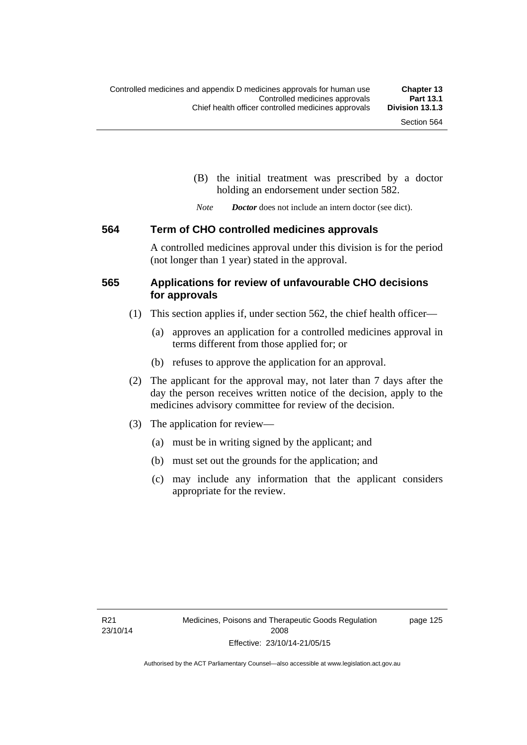(B) the initial treatment was prescribed by a doctor holding an endorsement under section 582.

*Note* ***Doctor*** does not include an intern doctor (see dict).

### 564 Term of CHO controlled medicines approvals

A controlled medicines approval under this division is for the period (not longer than 1 year) stated in the approval.

### 565 Applications for review of unfavourable CHO decisions for approvals

(1) This section applies if, under section 562, the chief health officer—

(a) approves an application for a controlled medicines approval in terms different from those applied for; or

(b) refuses to approve the application for an approval.

(2) The applicant for the approval may, not later than 7 days after the day the person receives written notice of the decision, apply to the medicines advisory committee for review of the decision.

(3) The application for review—

(a) must be in writing signed by the applicant; and

(b) must set out the grounds for the application; and

(c) may include any information that the applicant considers appropriate for the review.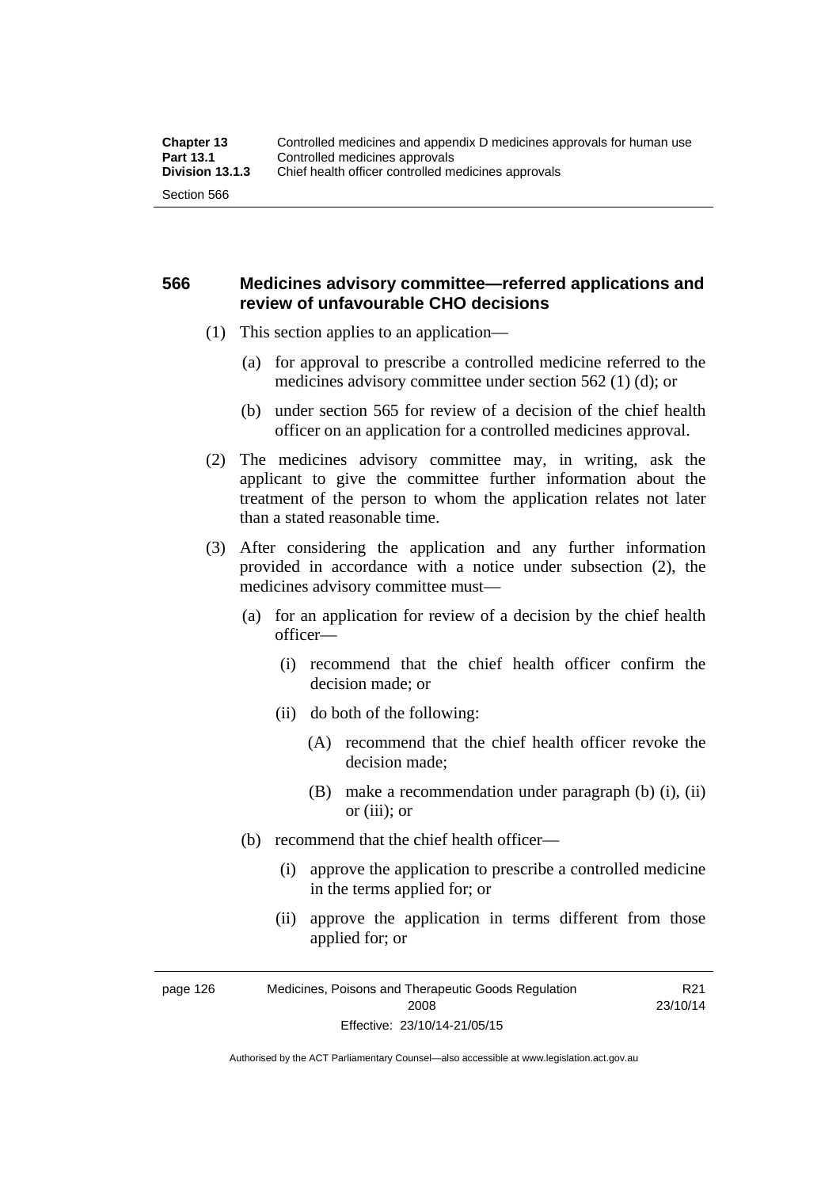## 566 Medicines advisory committee—referred applications and review of unfavourable CHO decisions

(1) This section applies to an application—

(a) for approval to prescribe a controlled medicine referred to the medicines advisory committee under section 562 (1) (d); or

(b) under section 565 for review of a decision of the chief health officer on an application for a controlled medicines approval.

(2) The medicines advisory committee may, in writing, ask the applicant to give the committee further information about the treatment of the person to whom the application relates not later than a stated reasonable time.

(3) After considering the application and any further information provided in accordance with a notice under subsection (2), the medicines advisory committee must—

(a) for an application for review of a decision by the chief health officer—

(i) recommend that the chief health officer confirm the decision made; or

(ii) do both of the following:

(A) recommend that the chief health officer revoke the decision made;

(B) make a recommendation under paragraph (b) (i), (ii) or (iii); or

(b) recommend that the chief health officer—

(i) approve the application to prescribe a controlled medicine in the terms applied for; or

(ii) approve the application in terms different from those applied for; or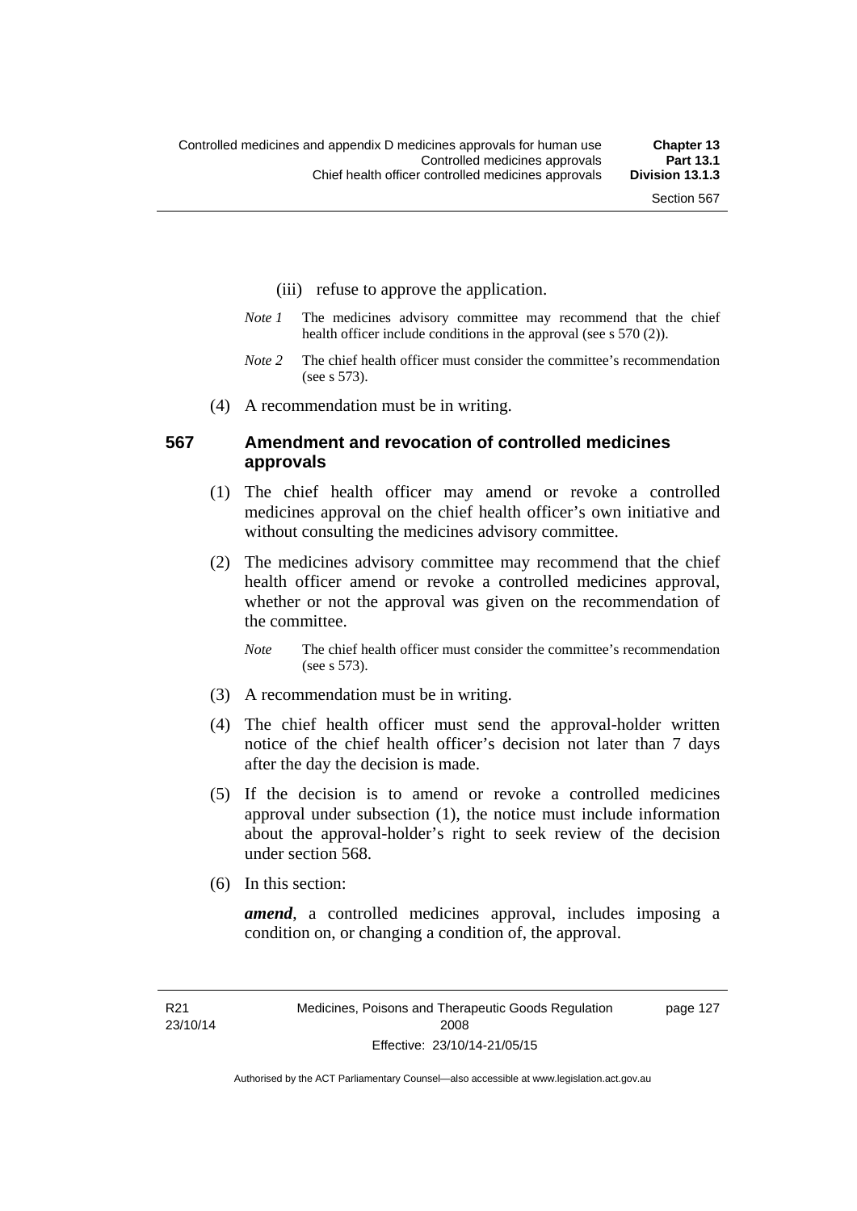(iii) refuse to approve the application.

*Note 1* The medicines advisory committee may recommend that the chief health officer include conditions in the approval (see s 570 (2)).

*Note 2* The chief health officer must consider the committee's recommendation (see s 573).

(4) A recommendation must be in writing.

### 567 Amendment and revocation of controlled medicines approvals

(1) The chief health officer may amend or revoke a controlled medicines approval on the chief health officer's own initiative and without consulting the medicines advisory committee.

(2) The medicines advisory committee may recommend that the chief health officer amend or revoke a controlled medicines approval, whether or not the approval was given on the recommendation of the committee.

*Note* The chief health officer must consider the committee's recommendation (see s 573).

(3) A recommendation must be in writing.

(4) The chief health officer must send the approval-holder written notice of the chief health officer's decision not later than 7 days after the day the decision is made.

(5) If the decision is to amend or revoke a controlled medicines approval under subsection (1), the notice must include information about the approval-holder's right to seek review of the decision under section 568.

(6) In this section:

***amend***, a controlled medicines approval, includes imposing a condition on, or changing a condition of, the approval.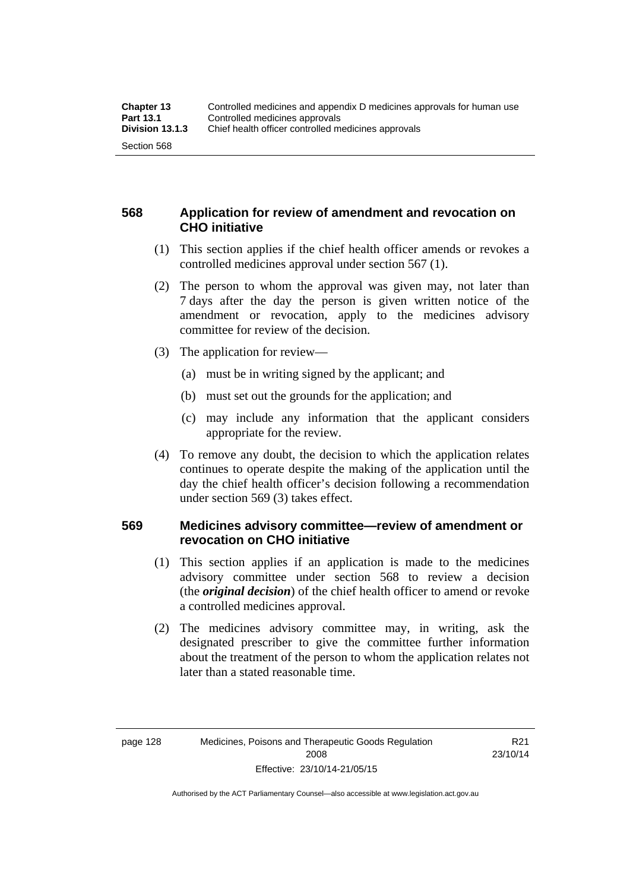## 568 Application for review of amendment and revocation on CHO initiative

(1) This section applies if the chief health officer amends or revokes a controlled medicines approval under section 567 (1).

(2) The person to whom the approval was given may, not later than 7 days after the day the person is given written notice of the amendment or revocation, apply to the medicines advisory committee for review of the decision.

(3) The application for review—

(a) must be in writing signed by the applicant; and

(b) must set out the grounds for the application; and

(c) may include any information that the applicant considers appropriate for the review.

(4) To remove any doubt, the decision to which the application relates continues to operate despite the making of the application until the day the chief health officer's decision following a recommendation under section 569 (3) takes effect.

## 569 Medicines advisory committee—review of amendment or revocation on CHO initiative

(1) This section applies if an application is made to the medicines advisory committee under section 568 to review a decision (the ***original decision***) of the chief health officer to amend or revoke a controlled medicines approval.

(2) The medicines advisory committee may, in writing, ask the designated prescriber to give the committee further information about the treatment of the person to whom the application relates not later than a stated reasonable time.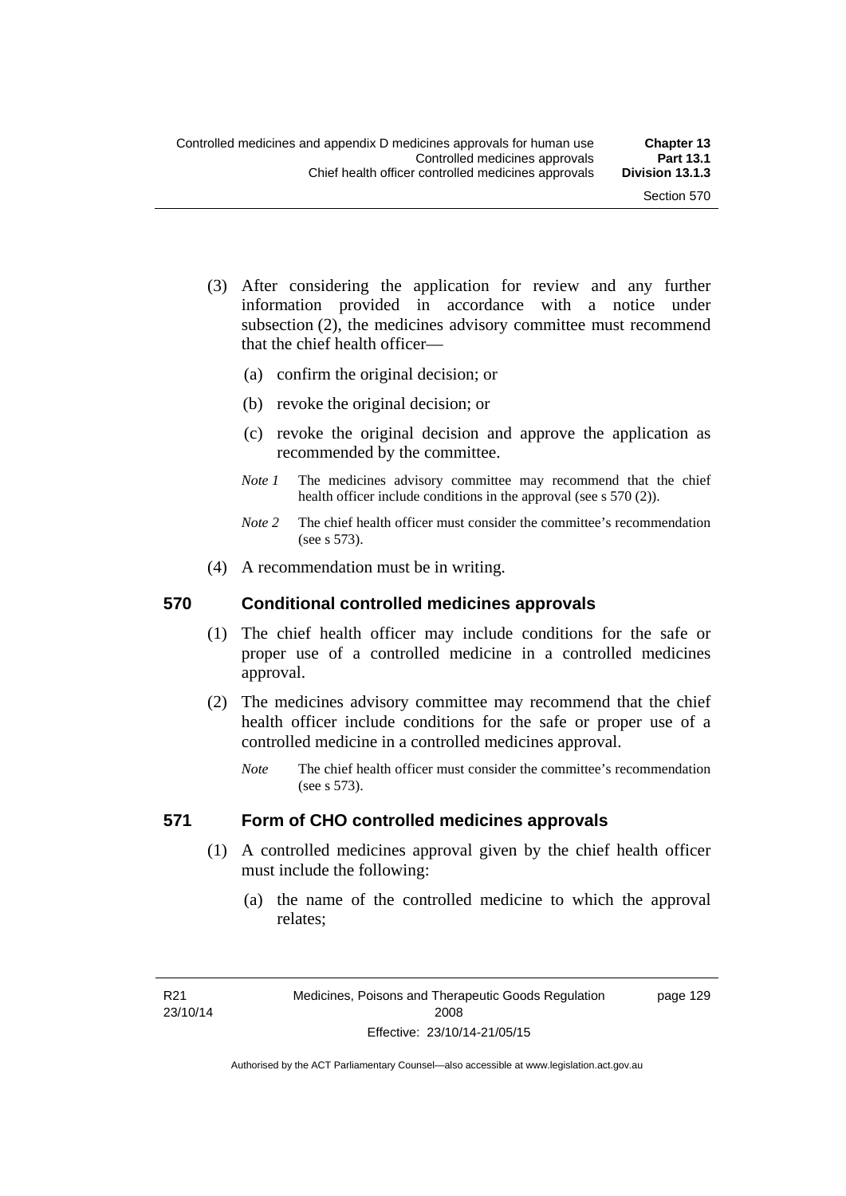(3) After considering the application for review and any further information provided in accordance with a notice under subsection (2), the medicines advisory committee must recommend that the chief health officer—

  (a) confirm the original decision; or

  (b) revoke the original decision; or

  (c) revoke the original decision and approve the application as recommended by the committee.

  *Note 1* The medicines advisory committee may recommend that the chief health officer include conditions in the approval (see s 570 (2)).

  *Note 2* The chief health officer must consider the committee's recommendation (see s 573).

(4) A recommendation must be in writing.

## 570 Conditional controlled medicines approvals

(1) The chief health officer may include conditions for the safe or proper use of a controlled medicine in a controlled medicines approval.

(2) The medicines advisory committee may recommend that the chief health officer include conditions for the safe or proper use of a controlled medicine in a controlled medicines approval.

  *Note* The chief health officer must consider the committee's recommendation (see s 573).

## 571 Form of CHO controlled medicines approvals

(1) A controlled medicines approval given by the chief health officer must include the following:

  (a) the name of the controlled medicine to which the approval relates;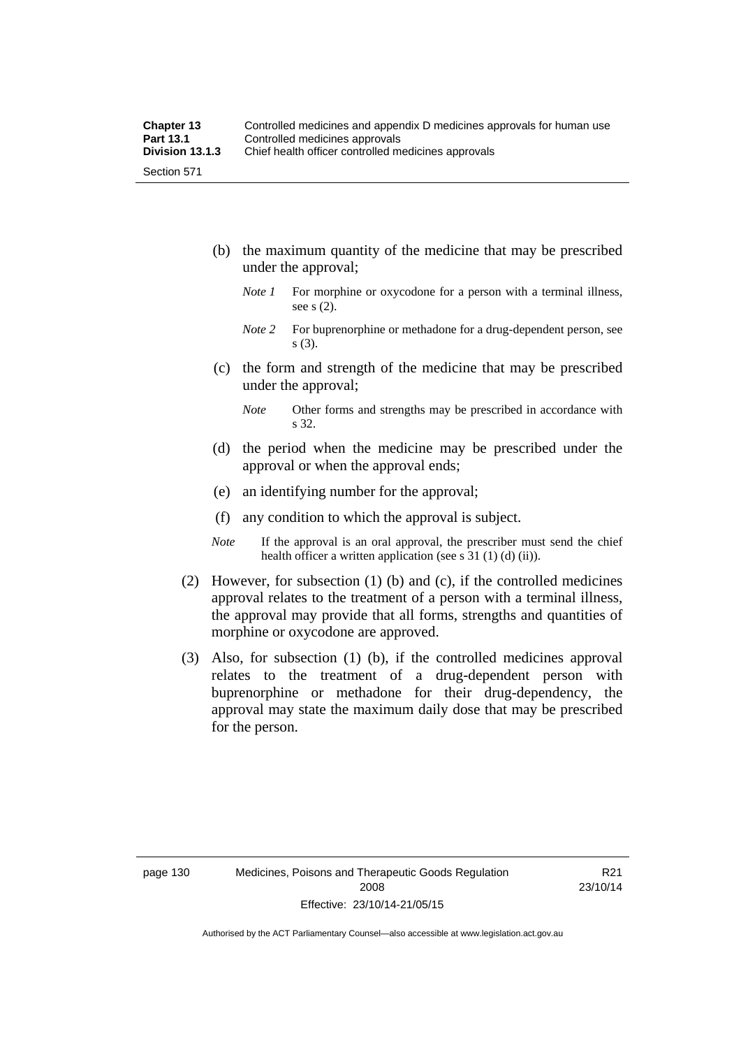(b) the maximum quantity of the medicine that may be prescribed under the approval;

*Note 1* For morphine or oxycodone for a person with a terminal illness, see s (2).

*Note 2* For buprenorphine or methadone for a drug-dependent person, see s (3).

(c) the form and strength of the medicine that may be prescribed under the approval;

*Note* Other forms and strengths may be prescribed in accordance with s 32.

(d) the period when the medicine may be prescribed under the approval or when the approval ends;

(e) an identifying number for the approval;

(f) any condition to which the approval is subject.

*Note* If the approval is an oral approval, the prescriber must send the chief health officer a written application (see s 31 (1) (d) (ii)).

(2) However, for subsection (1) (b) and (c), if the controlled medicines approval relates to the treatment of a person with a terminal illness, the approval may provide that all forms, strengths and quantities of morphine or oxycodone are approved.

(3) Also, for subsection (1) (b), if the controlled medicines approval relates to the treatment of a drug-dependent person with buprenorphine or methadone for their drug-dependency, the approval may state the maximum daily dose that may be prescribed for the person.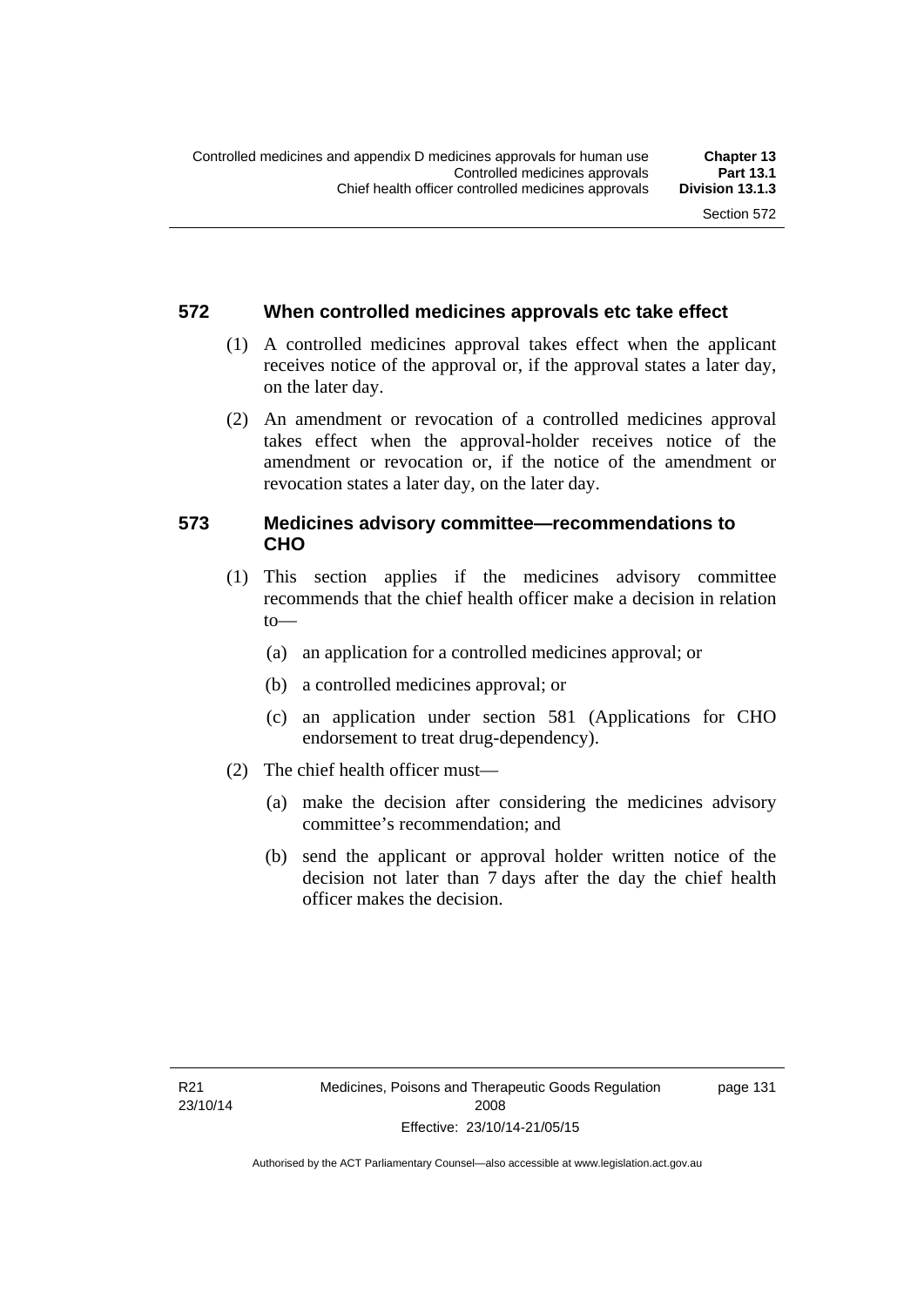### 572 When controlled medicines approvals etc take effect

(1) A controlled medicines approval takes effect when the applicant receives notice of the approval or, if the approval states a later day, on the later day.

(2) An amendment or revocation of a controlled medicines approval takes effect when the approval-holder receives notice of the amendment or revocation or, if the notice of the amendment or revocation states a later day, on the later day.

### 573 Medicines advisory committee—recommendations to CHO

(1) This section applies if the medicines advisory committee recommends that the chief health officer make a decision in relation to—

(a) an application for a controlled medicines approval; or

(b) a controlled medicines approval; or

(c) an application under section 581 (Applications for CHO endorsement to treat drug-dependency).

(2) The chief health officer must—

(a) make the decision after considering the medicines advisory committee's recommendation; and

(b) send the applicant or approval holder written notice of the decision not later than 7 days after the day the chief health officer makes the decision.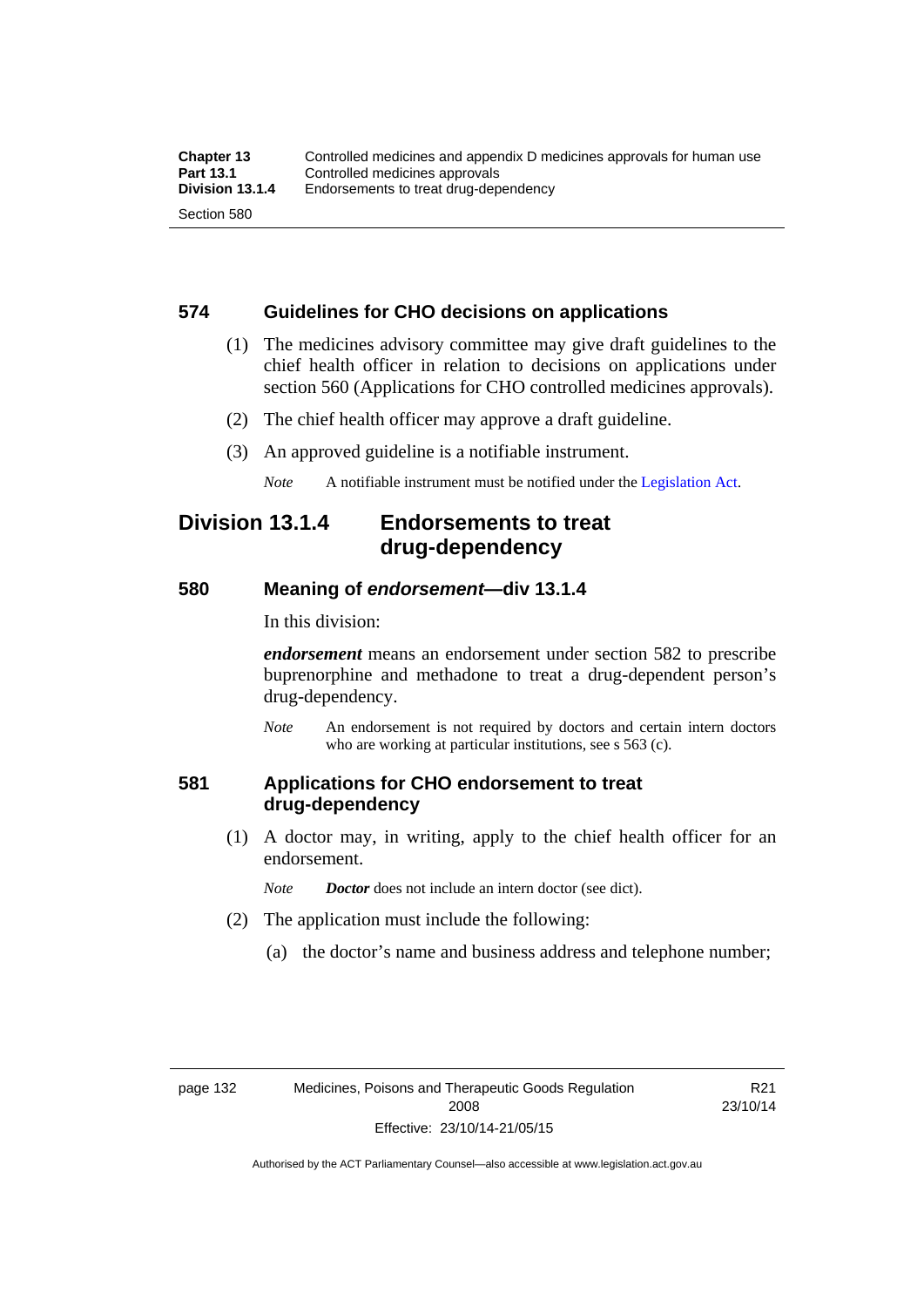## 574 Guidelines for CHO decisions on applications

(1) The medicines advisory committee may give draft guidelines to the chief health officer in relation to decisions on applications under section 560 (Applications for CHO controlled medicines approvals).

(2) The chief health officer may approve a draft guideline.

(3) An approved guideline is a notifiable instrument.

*Note* A notifiable instrument must be notified under the Legislation Act.

# Division 13.1.4 Endorsements to treat drug-dependency

## 580 Meaning of *endorsement*—div 13.1.4

In this division:

***endorsement*** means an endorsement under section 582 to prescribe buprenorphine and methadone to treat a drug-dependent person's drug-dependency.

*Note* An endorsement is not required by doctors and certain intern doctors who are working at particular institutions, see s 563 (c).

## 581 Applications for CHO endorsement to treat drug-dependency

(1) A doctor may, in writing, apply to the chief health officer for an endorsement.

*Note* ***Doctor*** does not include an intern doctor (see dict).

(2) The application must include the following:

(a) the doctor's name and business address and telephone number;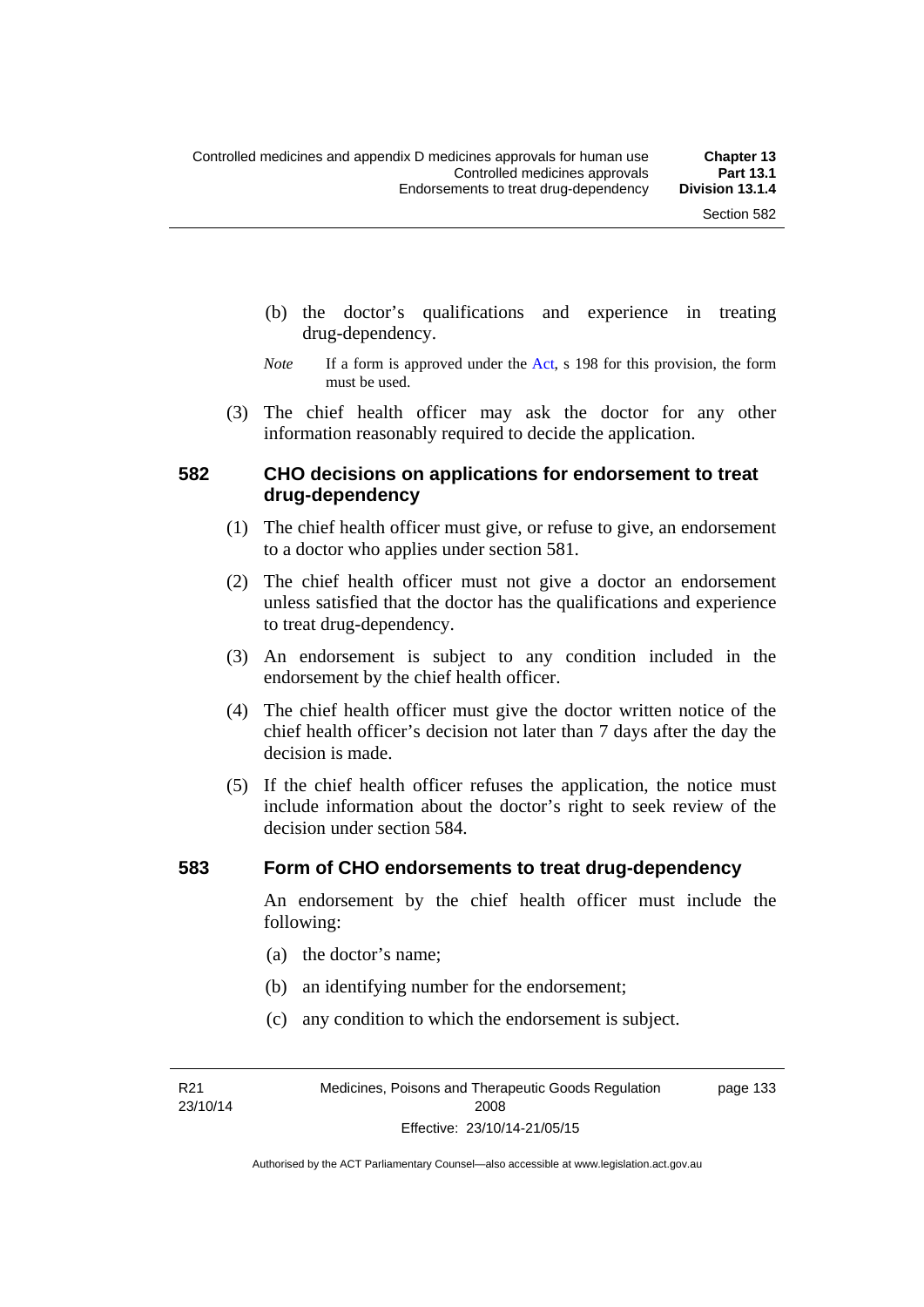(b) the doctor's qualifications and experience in treating drug-dependency.

*Note* If a form is approved under the Act, s 198 for this provision, the form must be used.

(3) The chief health officer may ask the doctor for any other information reasonably required to decide the application.

## 582 CHO decisions on applications for endorsement to treat drug-dependency

(1) The chief health officer must give, or refuse to give, an endorsement to a doctor who applies under section 581.

(2) The chief health officer must not give a doctor an endorsement unless satisfied that the doctor has the qualifications and experience to treat drug-dependency.

(3) An endorsement is subject to any condition included in the endorsement by the chief health officer.

(4) The chief health officer must give the doctor written notice of the chief health officer's decision not later than 7 days after the day the decision is made.

(5) If the chief health officer refuses the application, the notice must include information about the doctor's right to seek review of the decision under section 584.

## 583 Form of CHO endorsements to treat drug-dependency

An endorsement by the chief health officer must include the following:

(a) the doctor's name;

(b) an identifying number for the endorsement;

(c) any condition to which the endorsement is subject.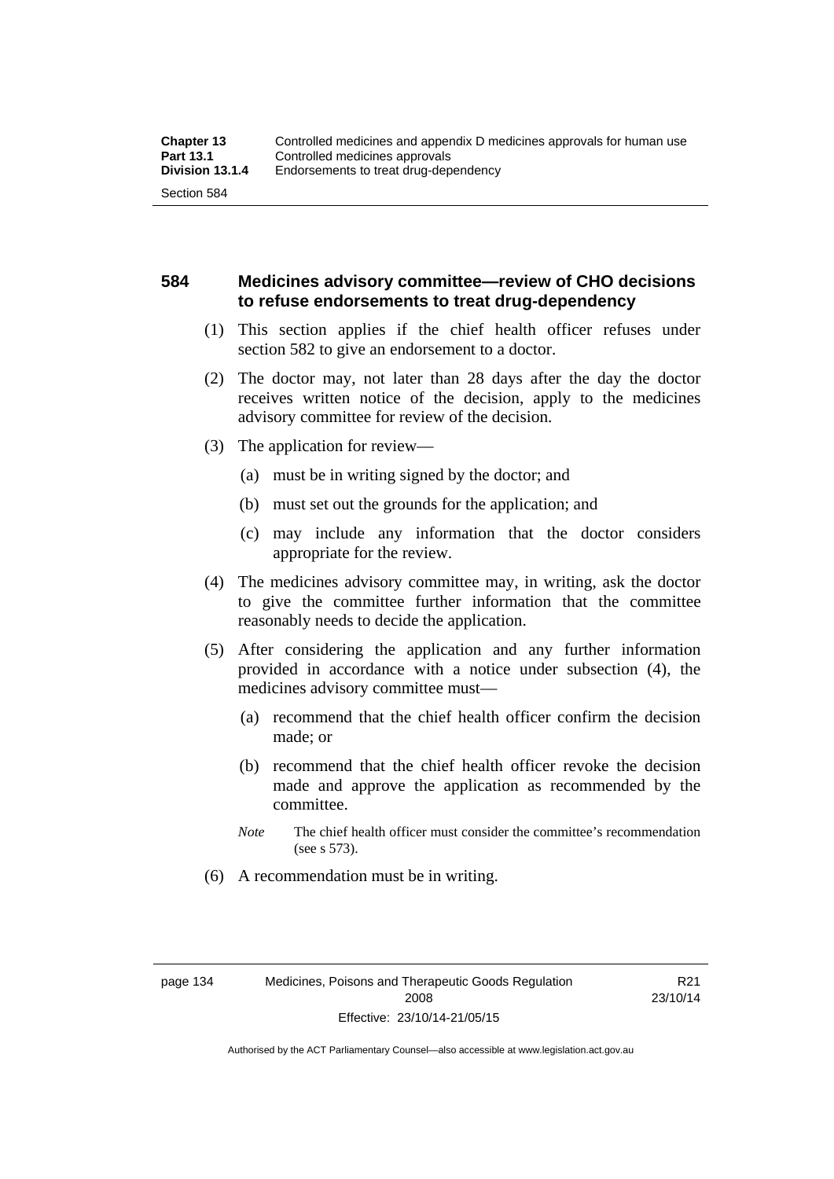## 584 Medicines advisory committee—review of CHO decisions to refuse endorsements to treat drug-dependency

(1) This section applies if the chief health officer refuses under section 582 to give an endorsement to a doctor.

(2) The doctor may, not later than 28 days after the day the doctor receives written notice of the decision, apply to the medicines advisory committee for review of the decision.

(3) The application for review—

(a) must be in writing signed by the doctor; and

(b) must set out the grounds for the application; and

(c) may include any information that the doctor considers appropriate for the review.

(4) The medicines advisory committee may, in writing, ask the doctor to give the committee further information that the committee reasonably needs to decide the application.

(5) After considering the application and any further information provided in accordance with a notice under subsection (4), the medicines advisory committee must—

(a) recommend that the chief health officer confirm the decision made; or

(b) recommend that the chief health officer revoke the decision made and approve the application as recommended by the committee.

*Note* The chief health officer must consider the committee's recommendation (see s 573).

(6) A recommendation must be in writing.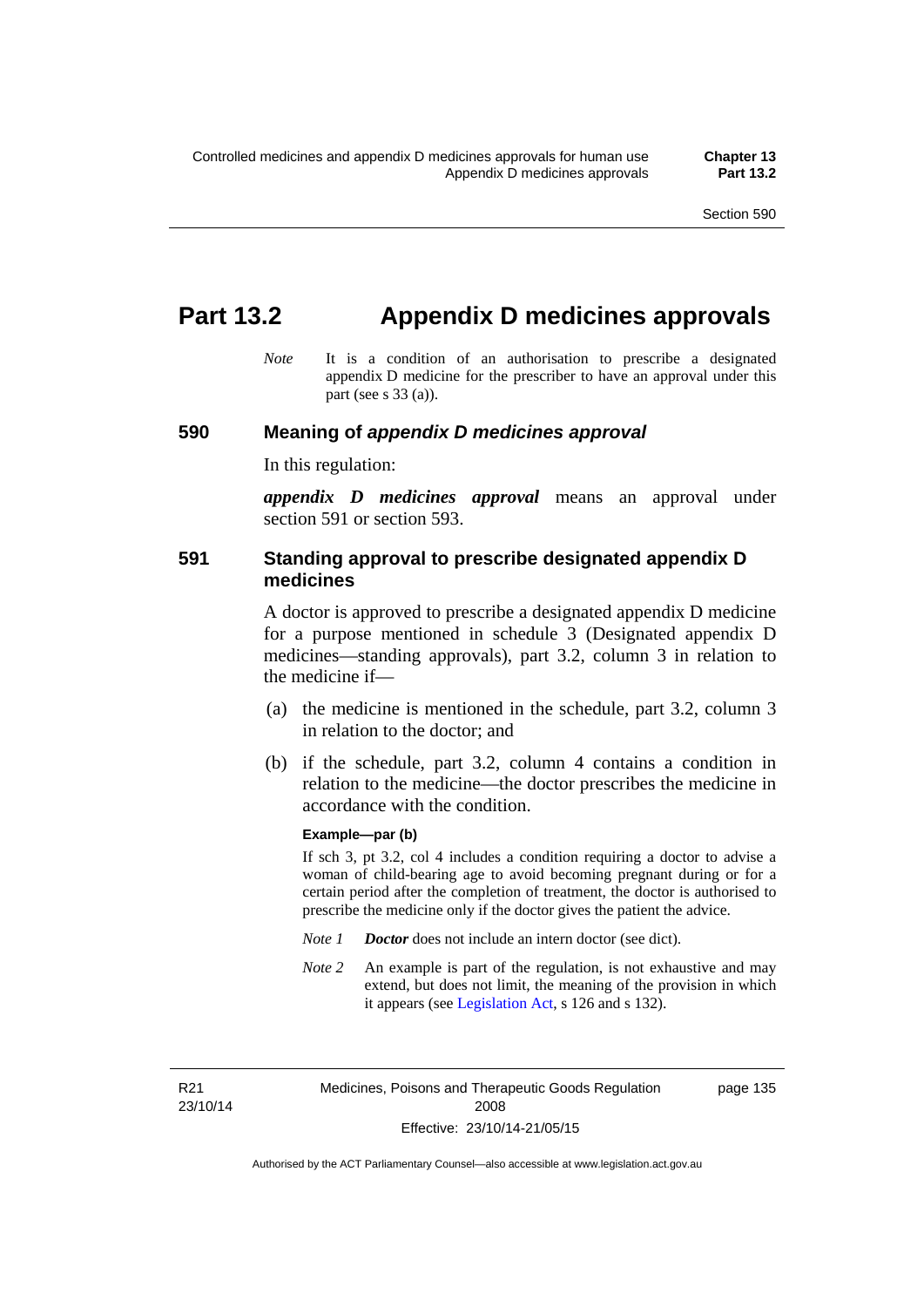# Part 13.2 Appendix D medicines approvals

*Note* It is a condition of an authorisation to prescribe a designated appendix D medicine for the prescriber to have an approval under this part (see s 33 (a)).

## 590 Meaning of *appendix D medicines approval*

In this regulation:

***appendix D medicines approval*** means an approval under section 591 or section 593.

## 591 Standing approval to prescribe designated appendix D medicines

A doctor is approved to prescribe a designated appendix D medicine for a purpose mentioned in schedule 3 (Designated appendix D medicines—standing approvals), part 3.2, column 3 in relation to the medicine if—

(a) the medicine is mentioned in the schedule, part 3.2, column 3 in relation to the doctor; and

(b) if the schedule, part 3.2, column 4 contains a condition in relation to the medicine—the doctor prescribes the medicine in accordance with the condition.

**Example—par (b)**

If sch 3, pt 3.2, col 4 includes a condition requiring a doctor to advise a woman of child-bearing age to avoid becoming pregnant during or for a certain period after the completion of treatment, the doctor is authorised to prescribe the medicine only if the doctor gives the patient the advice.

*Note 1* ***Doctor*** does not include an intern doctor (see dict).

*Note 2* An example is part of the regulation, is not exhaustive and may extend, but does not limit, the meaning of the provision in which it appears (see Legislation Act, s 126 and s 132).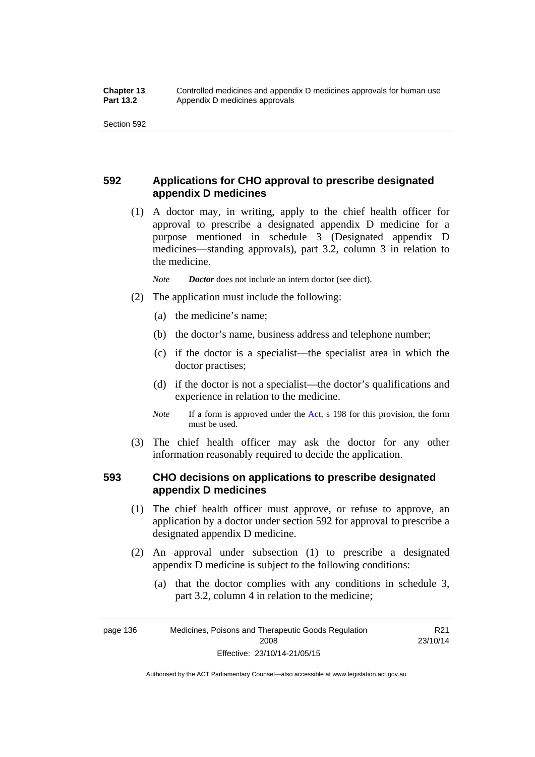## 592 Applications for CHO approval to prescribe designated appendix D medicines

(1) A doctor may, in writing, apply to the chief health officer for approval to prescribe a designated appendix D medicine for a purpose mentioned in schedule 3 (Designated appendix D medicines—standing approvals), part 3.2, column 3 in relation to the medicine.

*Note* ***Doctor*** does not include an intern doctor (see dict).

(2) The application must include the following:

(a) the medicine's name;

(b) the doctor's name, business address and telephone number;

(c) if the doctor is a specialist—the specialist area in which the doctor practises;

(d) if the doctor is not a specialist—the doctor's qualifications and experience in relation to the medicine.

*Note* If a form is approved under the Act, s 198 for this provision, the form must be used.

(3) The chief health officer may ask the doctor for any other information reasonably required to decide the application.

## 593 CHO decisions on applications to prescribe designated appendix D medicines

(1) The chief health officer must approve, or refuse to approve, an application by a doctor under section 592 for approval to prescribe a designated appendix D medicine.

(2) An approval under subsection (1) to prescribe a designated appendix D medicine is subject to the following conditions:

(a) that the doctor complies with any conditions in schedule 3, part 3.2, column 4 in relation to the medicine;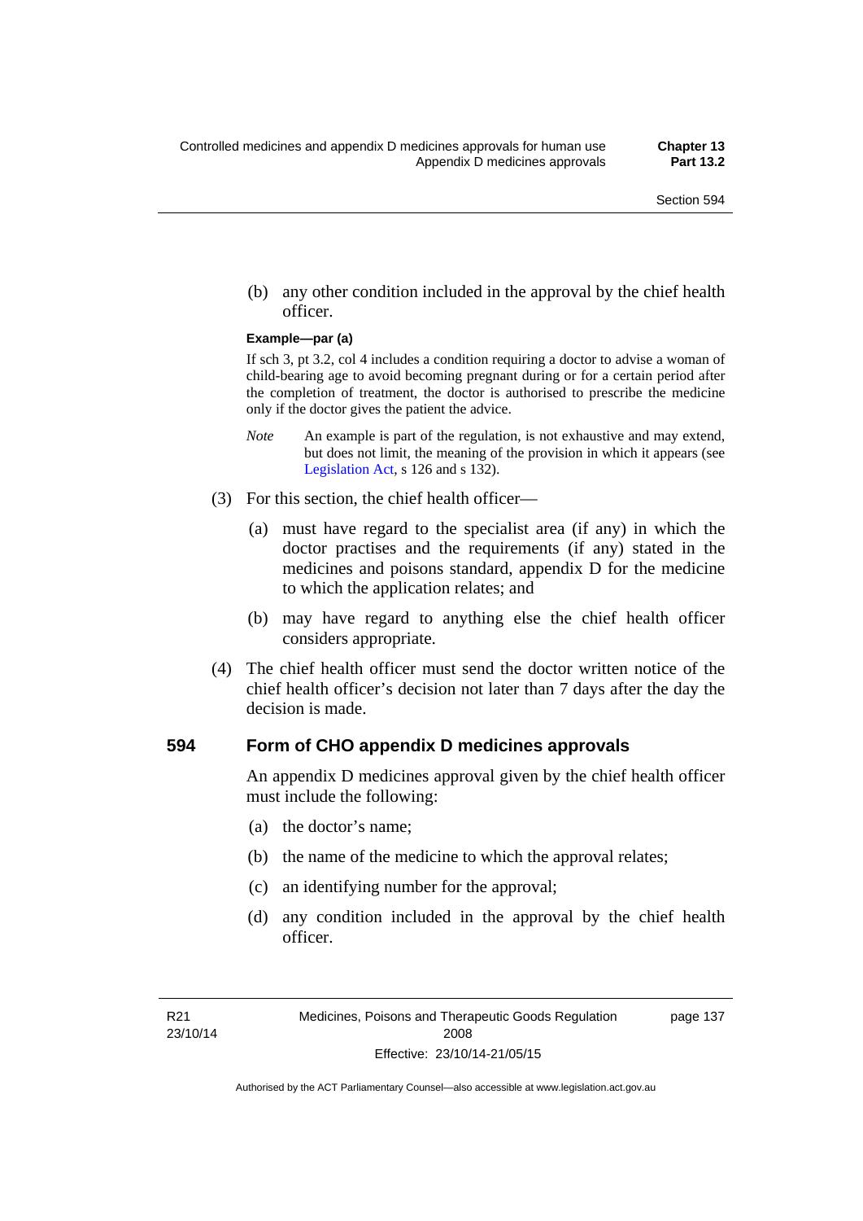(b) any other condition included in the approval by the chief health officer.

**Example—par (a)**

If sch 3, pt 3.2, col 4 includes a condition requiring a doctor to advise a woman of child-bearing age to avoid becoming pregnant during or for a certain period after the completion of treatment, the doctor is authorised to prescribe the medicine only if the doctor gives the patient the advice.

*Note* An example is part of the regulation, is not exhaustive and may extend, but does not limit, the meaning of the provision in which it appears (see Legislation Act, s 126 and s 132).

(3) For this section, the chief health officer—

(a) must have regard to the specialist area (if any) in which the doctor practises and the requirements (if any) stated in the medicines and poisons standard, appendix D for the medicine to which the application relates; and

(b) may have regard to anything else the chief health officer considers appropriate.

(4) The chief health officer must send the doctor written notice of the chief health officer's decision not later than 7 days after the day the decision is made.

### 594 Form of CHO appendix D medicines approvals

An appendix D medicines approval given by the chief health officer must include the following:

(a) the doctor's name;

(b) the name of the medicine to which the approval relates;

(c) an identifying number for the approval;

(d) any condition included in the approval by the chief health officer.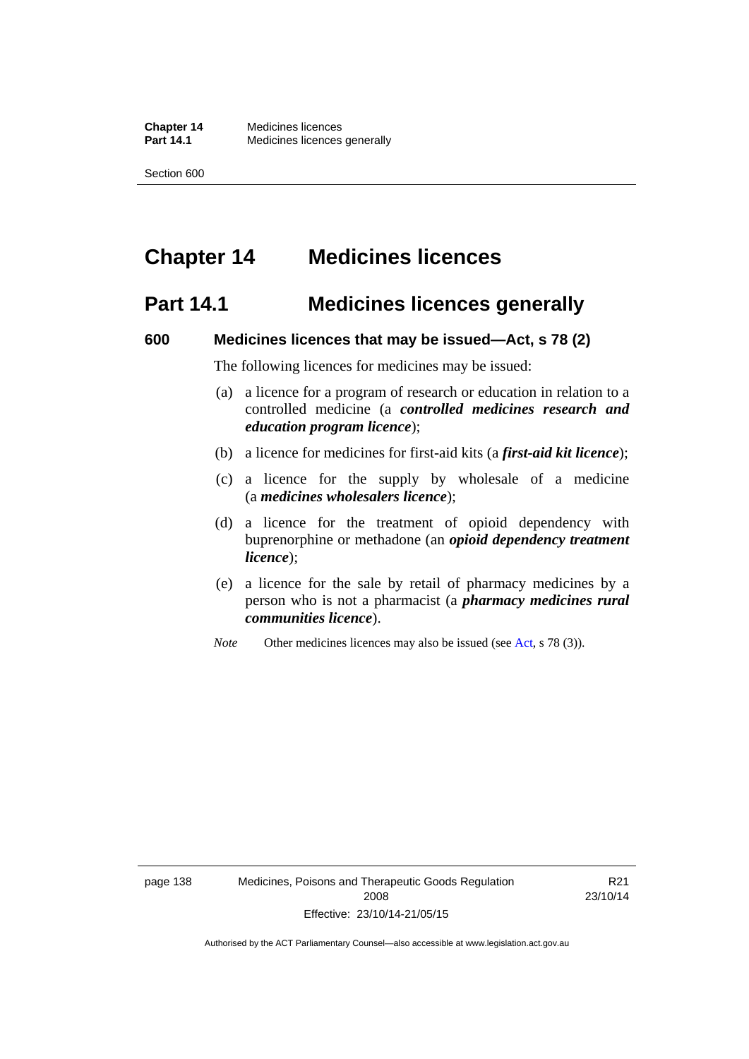# Chapter 14 Medicines licences

## Part 14.1 Medicines licences generally

### 600 Medicines licences that may be issued—Act, s 78 (2)

The following licences for medicines may be issued:

(a) a licence for a program of research or education in relation to a controlled medicine (a ***controlled medicines research and education program licence***);

(b) a licence for medicines for first-aid kits (a ***first-aid kit licence***);

(c) a licence for the supply by wholesale of a medicine (a ***medicines wholesalers licence***);

(d) a licence for the treatment of opioid dependency with buprenorphine or methadone (an ***opioid dependency treatment licence***);

(e) a licence for the sale by retail of pharmacy medicines by a person who is not a pharmacist (a ***pharmacy medicines rural communities licence***).

*Note* Other medicines licences may also be issued (see Act, s 78 (3)).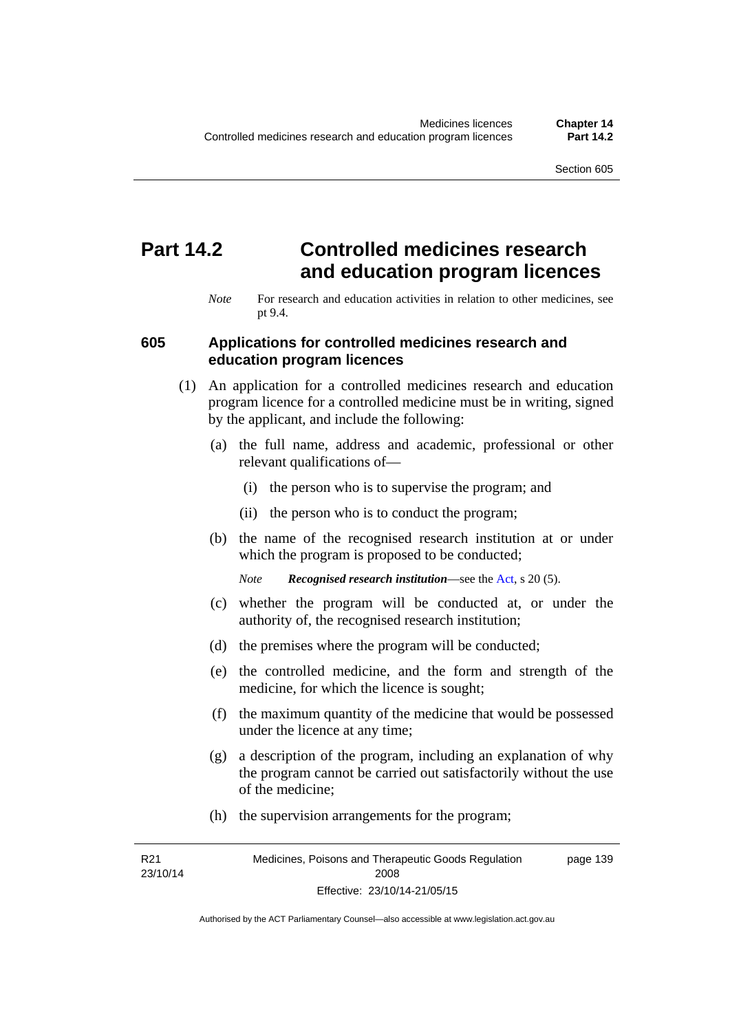# Part 14.2 Controlled medicines research and education program licences

*Note* For research and education activities in relation to other medicines, see pt 9.4.

## 605 Applications for controlled medicines research and education program licences

(1) An application for a controlled medicines research and education program licence for a controlled medicine must be in writing, signed by the applicant, and include the following:

(a) the full name, address and academic, professional or other relevant qualifications of—

(i) the person who is to supervise the program; and

(ii) the person who is to conduct the program;

(b) the name of the recognised research institution at or under which the program is proposed to be conducted;

*Note* ***Recognised research institution***—see the Act, s 20 (5).

(c) whether the program will be conducted at, or under the authority of, the recognised research institution;

(d) the premises where the program will be conducted;

(e) the controlled medicine, and the form and strength of the medicine, for which the licence is sought;

(f) the maximum quantity of the medicine that would be possessed under the licence at any time;

(g) a description of the program, including an explanation of why the program cannot be carried out satisfactorily without the use of the medicine;

(h) the supervision arrangements for the program;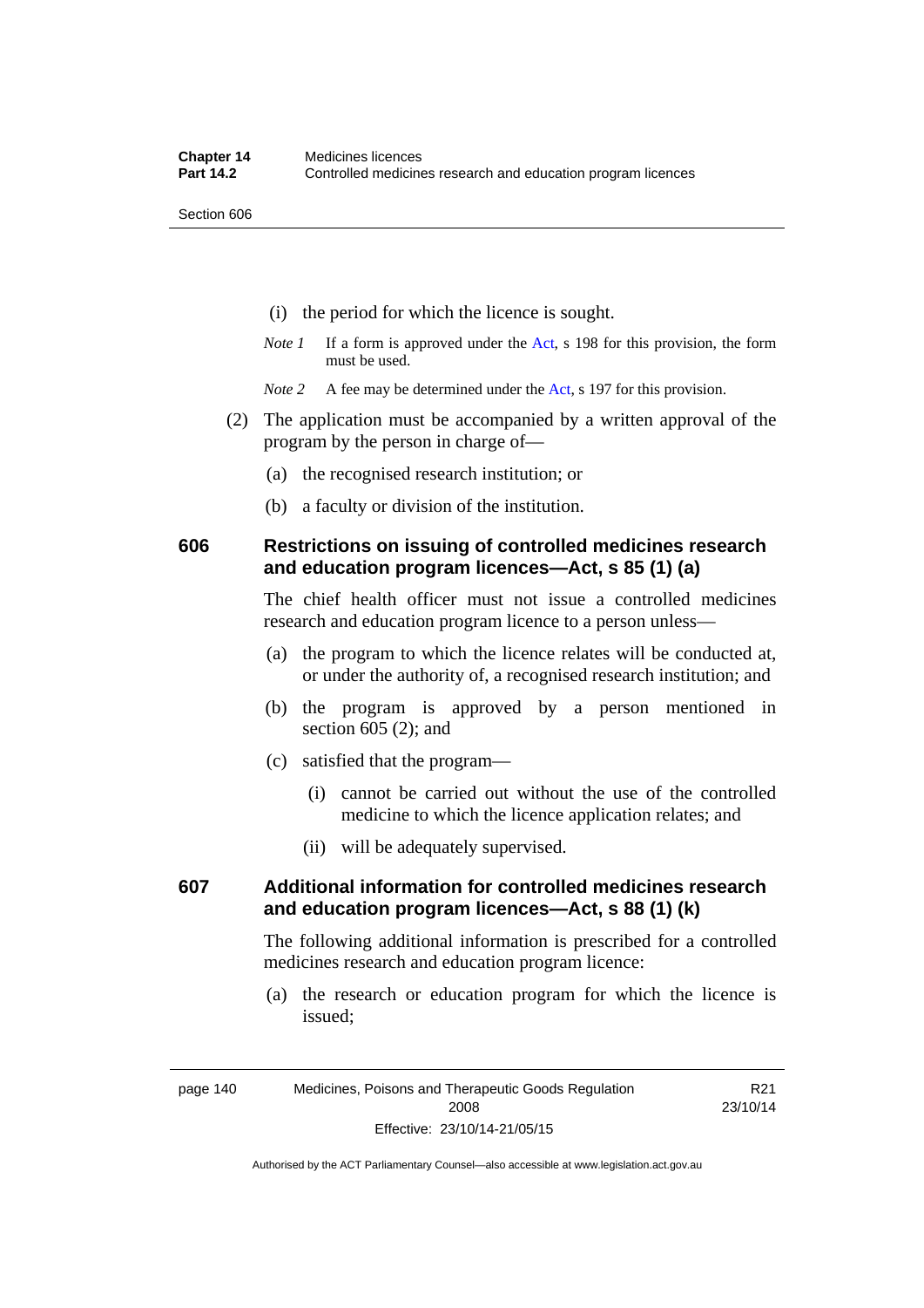(i) the period for which the licence is sought.

*Note 1* If a form is approved under the Act, s 198 for this provision, the form must be used.

*Note 2* A fee may be determined under the Act, s 197 for this provision.

(2) The application must be accompanied by a written approval of the program by the person in charge of—

(a) the recognised research institution; or

(b) a faculty or division of the institution.

### 606 Restrictions on issuing of controlled medicines research and education program licences—Act, s 85 (1) (a)

The chief health officer must not issue a controlled medicines research and education program licence to a person unless—

(a) the program to which the licence relates will be conducted at, or under the authority of, a recognised research institution; and

(b) the program is approved by a person mentioned in section 605 (2); and

(c) satisfied that the program—

(i) cannot be carried out without the use of the controlled medicine to which the licence application relates; and

(ii) will be adequately supervised.

### 607 Additional information for controlled medicines research and education program licences—Act, s 88 (1) (k)

The following additional information is prescribed for a controlled medicines research and education program licence:

(a) the research or education program for which the licence is issued;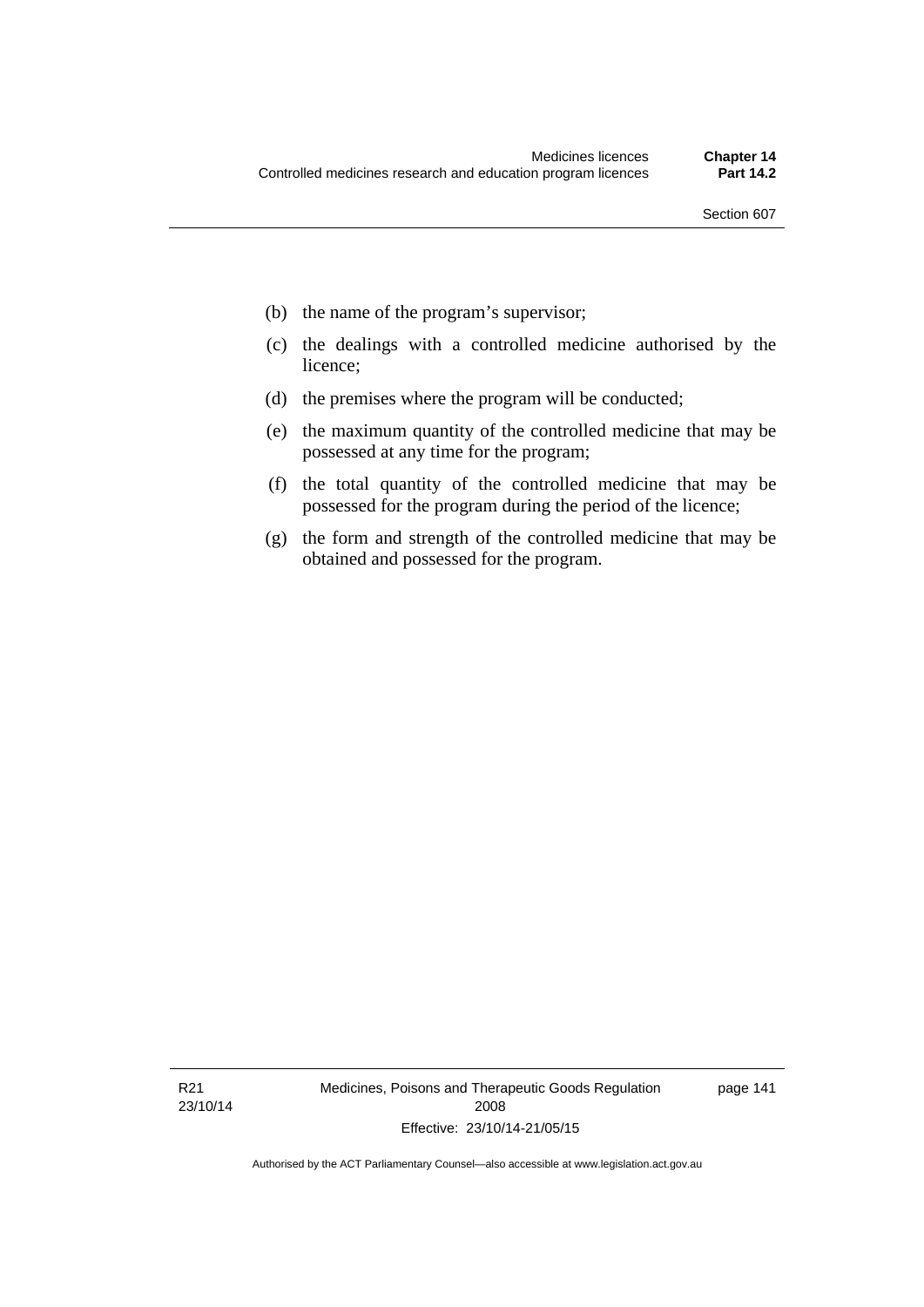(b) the name of the program's supervisor;

(c) the dealings with a controlled medicine authorised by the licence;

(d) the premises where the program will be conducted;

(e) the maximum quantity of the controlled medicine that may be possessed at any time for the program;

(f) the total quantity of the controlled medicine that may be possessed for the program during the period of the licence;

(g) the form and strength of the controlled medicine that may be obtained and possessed for the program.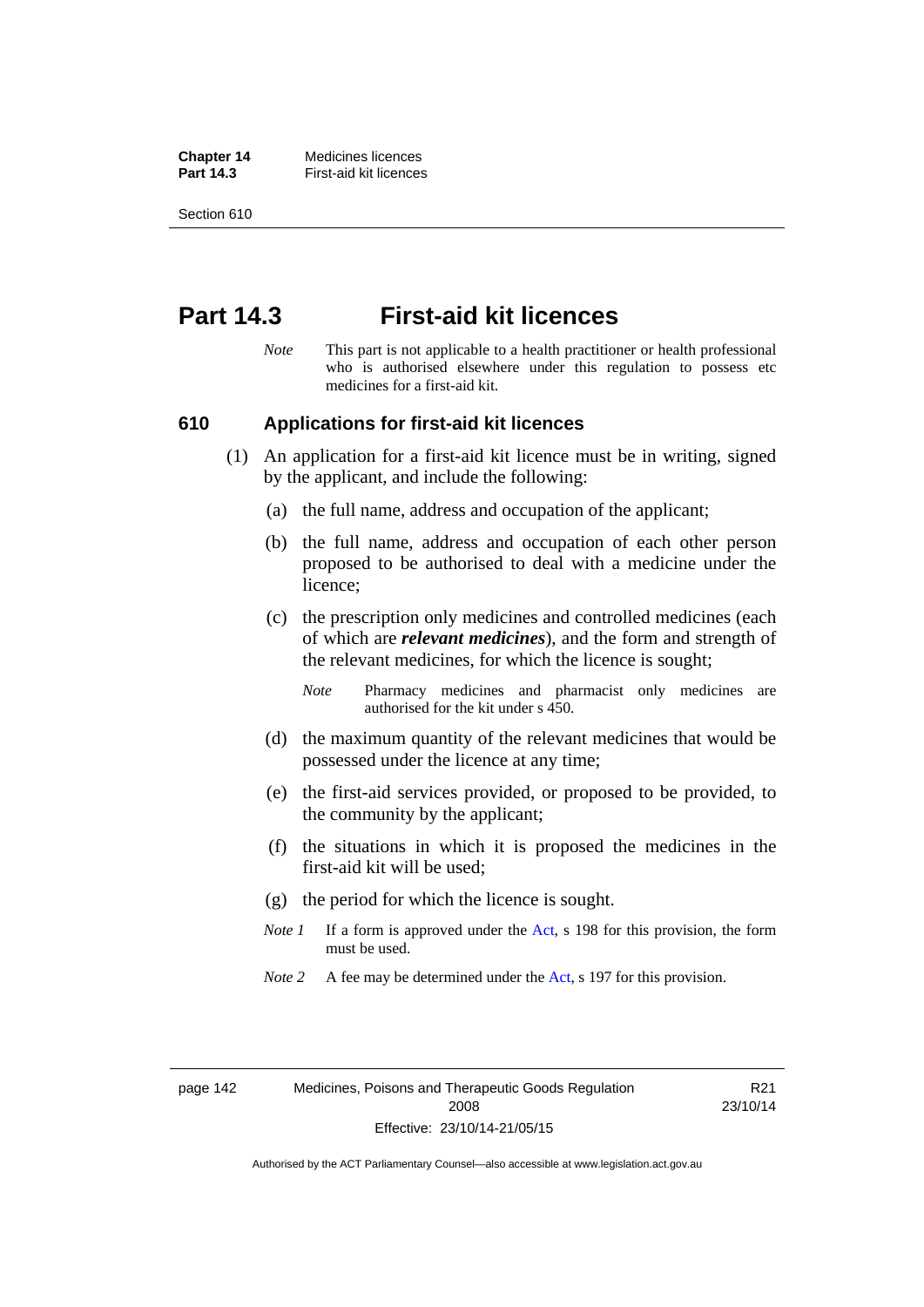# Part 14.3 First-aid kit licences

*Note* This part is not applicable to a health practitioner or health professional who is authorised elsewhere under this regulation to possess etc medicines for a first-aid kit.

## 610 Applications for first-aid kit licences

(1) An application for a first-aid kit licence must be in writing, signed by the applicant, and include the following:

(a) the full name, address and occupation of the applicant;

(b) the full name, address and occupation of each other person proposed to be authorised to deal with a medicine under the licence;

(c) the prescription only medicines and controlled medicines (each of which are ***relevant medicines***), and the form and strength of the relevant medicines, for which the licence is sought;

*Note* Pharmacy medicines and pharmacist only medicines are authorised for the kit under s 450.

(d) the maximum quantity of the relevant medicines that would be possessed under the licence at any time;

(e) the first-aid services provided, or proposed to be provided, to the community by the applicant;

(f) the situations in which it is proposed the medicines in the first-aid kit will be used;

(g) the period for which the licence is sought.

*Note 1* If a form is approved under the Act, s 198 for this provision, the form must be used.

*Note 2* A fee may be determined under the Act, s 197 for this provision.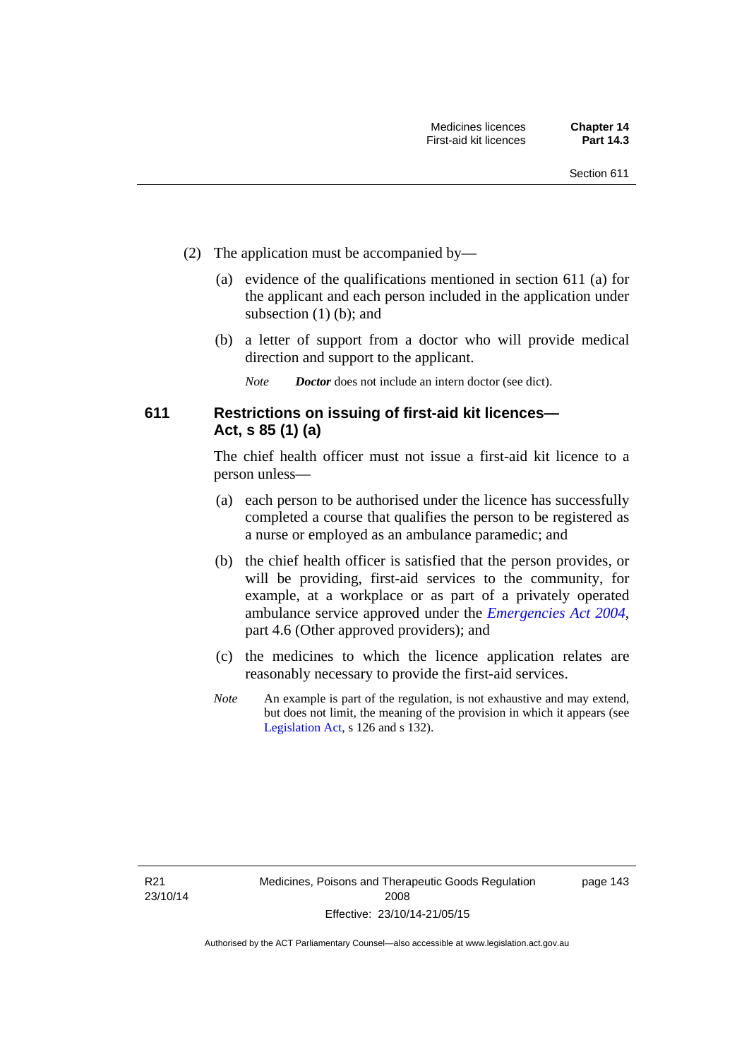(2) The application must be accompanied by—

(a) evidence of the qualifications mentioned in section 611 (a) for the applicant and each person included in the application under subsection (1) (b); and

(b) a letter of support from a doctor who will provide medical direction and support to the applicant.

*Note* ***Doctor*** does not include an intern doctor (see dict).

## 611 Restrictions on issuing of first-aid kit licences—Act, s 85 (1) (a)

The chief health officer must not issue a first-aid kit licence to a person unless—

(a) each person to be authorised under the licence has successfully completed a course that qualifies the person to be registered as a nurse or employed as an ambulance paramedic; and

(b) the chief health officer is satisfied that the person provides, or will be providing, first-aid services to the community, for example, at a workplace or as part of a privately operated ambulance service approved under the *Emergencies Act 2004*, part 4.6 (Other approved providers); and

(c) the medicines to which the licence application relates are reasonably necessary to provide the first-aid services.

*Note* An example is part of the regulation, is not exhaustive and may extend, but does not limit, the meaning of the provision in which it appears (see Legislation Act, s 126 and s 132).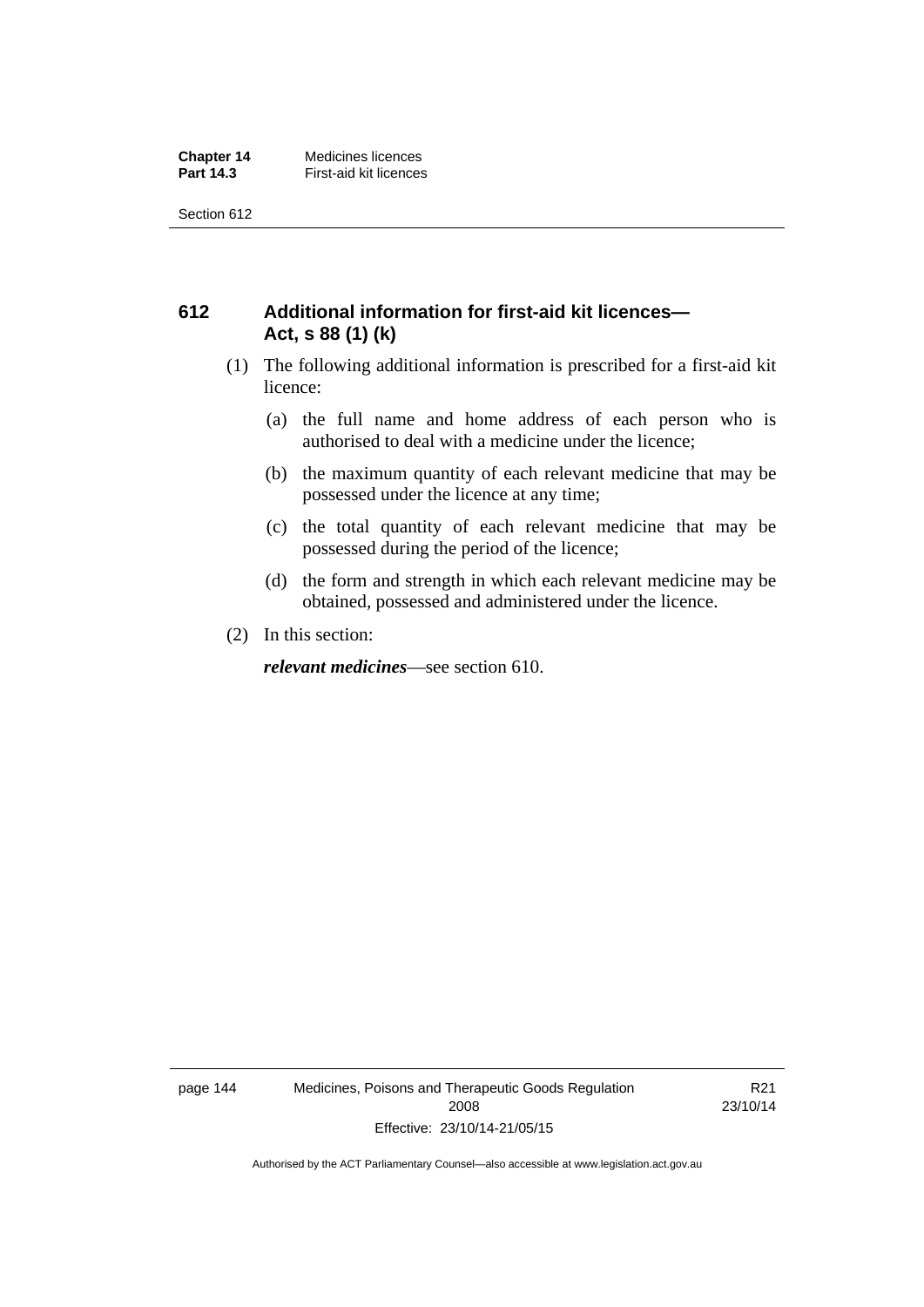## 612 Additional information for first-aid kit licences—Act, s 88 (1) (k)

(1) The following additional information is prescribed for a first-aid kit licence:

(a) the full name and home address of each person who is authorised to deal with a medicine under the licence;

(b) the maximum quantity of each relevant medicine that may be possessed under the licence at any time;

(c) the total quantity of each relevant medicine that may be possessed during the period of the licence;

(d) the form and strength in which each relevant medicine may be obtained, possessed and administered under the licence.

(2) In this section:

***relevant medicines***—see section 610.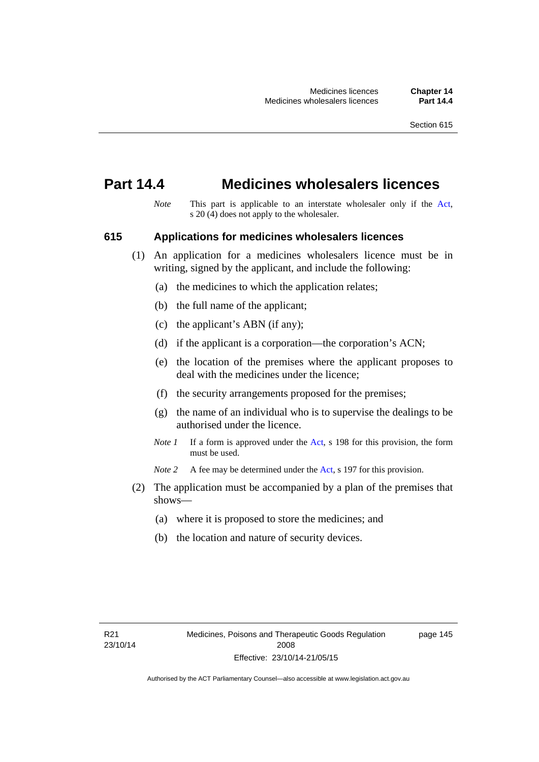# Part 14.4 Medicines wholesalers licences

*Note* This part is applicable to an interstate wholesaler only if the Act, s 20 (4) does not apply to the wholesaler.

## 615 Applications for medicines wholesalers licences

(1) An application for a medicines wholesalers licence must be in writing, signed by the applicant, and include the following:

(a) the medicines to which the application relates;

(b) the full name of the applicant;

(c) the applicant's ABN (if any);

(d) if the applicant is a corporation—the corporation's ACN;

(e) the location of the premises where the applicant proposes to deal with the medicines under the licence;

(f) the security arrangements proposed for the premises;

(g) the name of an individual who is to supervise the dealings to be authorised under the licence.

*Note 1* If a form is approved under the Act, s 198 for this provision, the form must be used.

*Note 2* A fee may be determined under the Act, s 197 for this provision.

(2) The application must be accompanied by a plan of the premises that shows—

(a) where it is proposed to store the medicines; and

(b) the location and nature of security devices.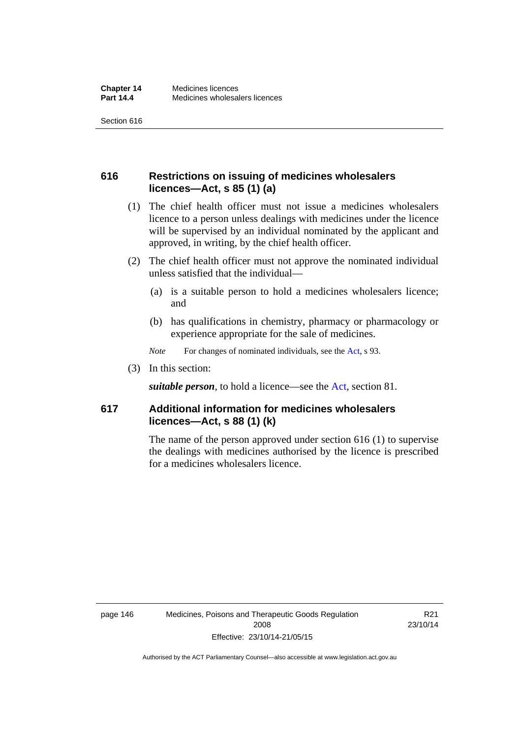## 616 Restrictions on issuing of medicines wholesalers licences—Act, s 85 (1) (a)

(1) The chief health officer must not issue a medicines wholesalers licence to a person unless dealings with medicines under the licence will be supervised by an individual nominated by the applicant and approved, in writing, by the chief health officer.

(2) The chief health officer must not approve the nominated individual unless satisfied that the individual—

(a) is a suitable person to hold a medicines wholesalers licence; and

(b) has qualifications in chemistry, pharmacy or pharmacology or experience appropriate for the sale of medicines.

*Note* For changes of nominated individuals, see the Act, s 93.

(3) In this section:

***suitable person***, to hold a licence—see the Act, section 81.

## 617 Additional information for medicines wholesalers licences—Act, s 88 (1) (k)

The name of the person approved under section 616 (1) to supervise the dealings with medicines authorised by the licence is prescribed for a medicines wholesalers licence.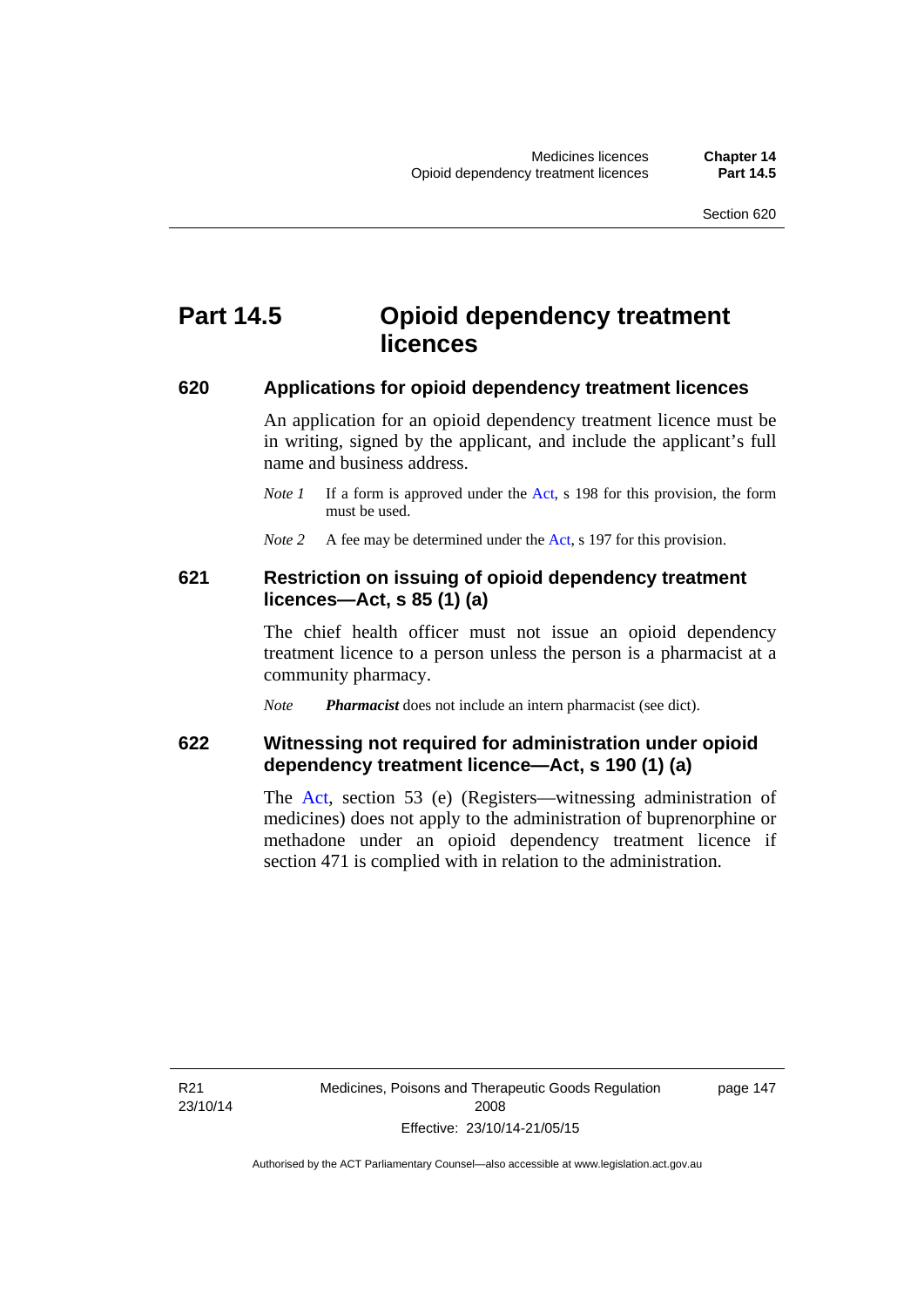# Part 14.5 Opioid dependency treatment licences

## 620 Applications for opioid dependency treatment licences

An application for an opioid dependency treatment licence must be in writing, signed by the applicant, and include the applicant's full name and business address.

*Note 1* If a form is approved under the Act, s 198 for this provision, the form must be used.

*Note 2* A fee may be determined under the Act, s 197 for this provision.

## 621 Restriction on issuing of opioid dependency treatment licences—Act, s 85 (1) (a)

The chief health officer must not issue an opioid dependency treatment licence to a person unless the person is a pharmacist at a community pharmacy.

*Note* ***Pharmacist*** does not include an intern pharmacist (see dict).

## 622 Witnessing not required for administration under opioid dependency treatment licence—Act, s 190 (1) (a)

The Act, section 53 (e) (Registers—witnessing administration of medicines) does not apply to the administration of buprenorphine or methadone under an opioid dependency treatment licence if section 471 is complied with in relation to the administration.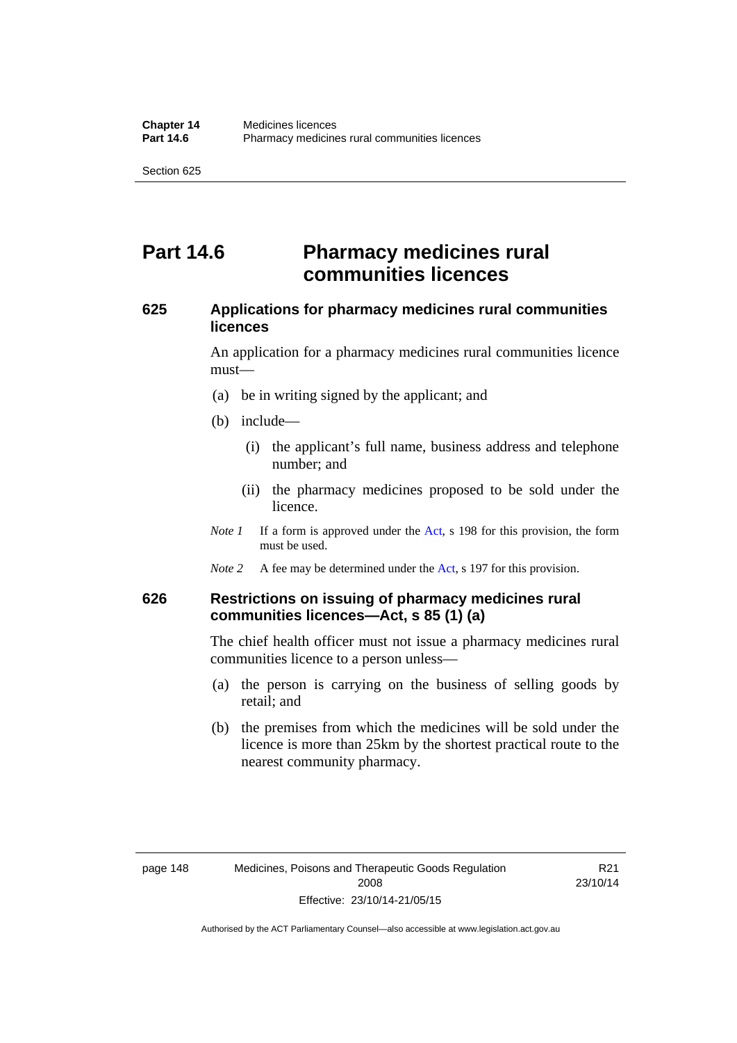# Part 14.6 Pharmacy medicines rural communities licences

## 625 Applications for pharmacy medicines rural communities licences

An application for a pharmacy medicines rural communities licence must—

(a) be in writing signed by the applicant; and

(b) include—

  (i) the applicant's full name, business address and telephone number; and

  (ii) the pharmacy medicines proposed to be sold under the licence.

*Note 1* If a form is approved under the Act, s 198 for this provision, the form must be used.

*Note 2* A fee may be determined under the Act, s 197 for this provision.

## 626 Restrictions on issuing of pharmacy medicines rural communities licences—Act, s 85 (1) (a)

The chief health officer must not issue a pharmacy medicines rural communities licence to a person unless—

(a) the person is carrying on the business of selling goods by retail; and

(b) the premises from which the medicines will be sold under the licence is more than 25km by the shortest practical route to the nearest community pharmacy.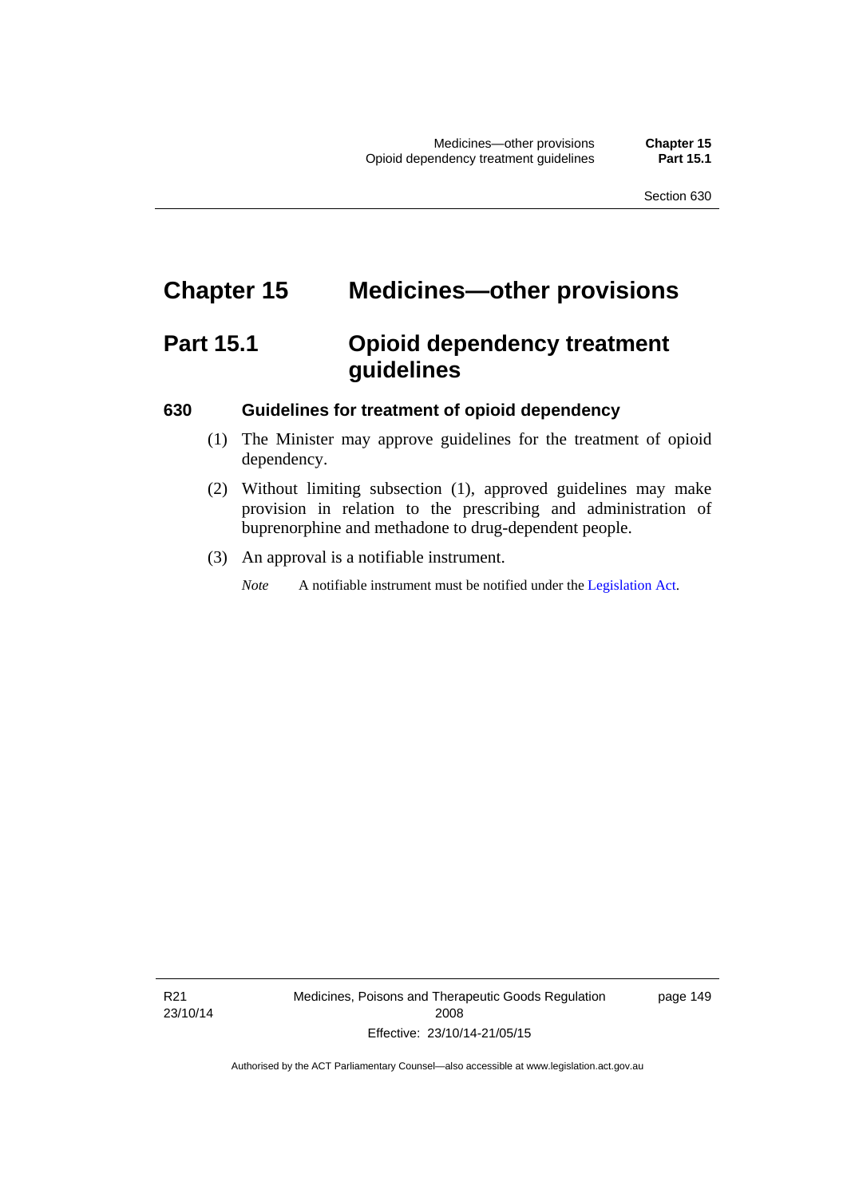# Chapter 15 Medicines—other provisions

## Part 15.1 Opioid dependency treatment guidelines

### 630 Guidelines for treatment of opioid dependency

(1) The Minister may approve guidelines for the treatment of opioid dependency.

(2) Without limiting subsection (1), approved guidelines may make provision in relation to the prescribing and administration of buprenorphine and methadone to drug-dependent people.

(3) An approval is a notifiable instrument.

*Note* A notifiable instrument must be notified under the Legislation Act.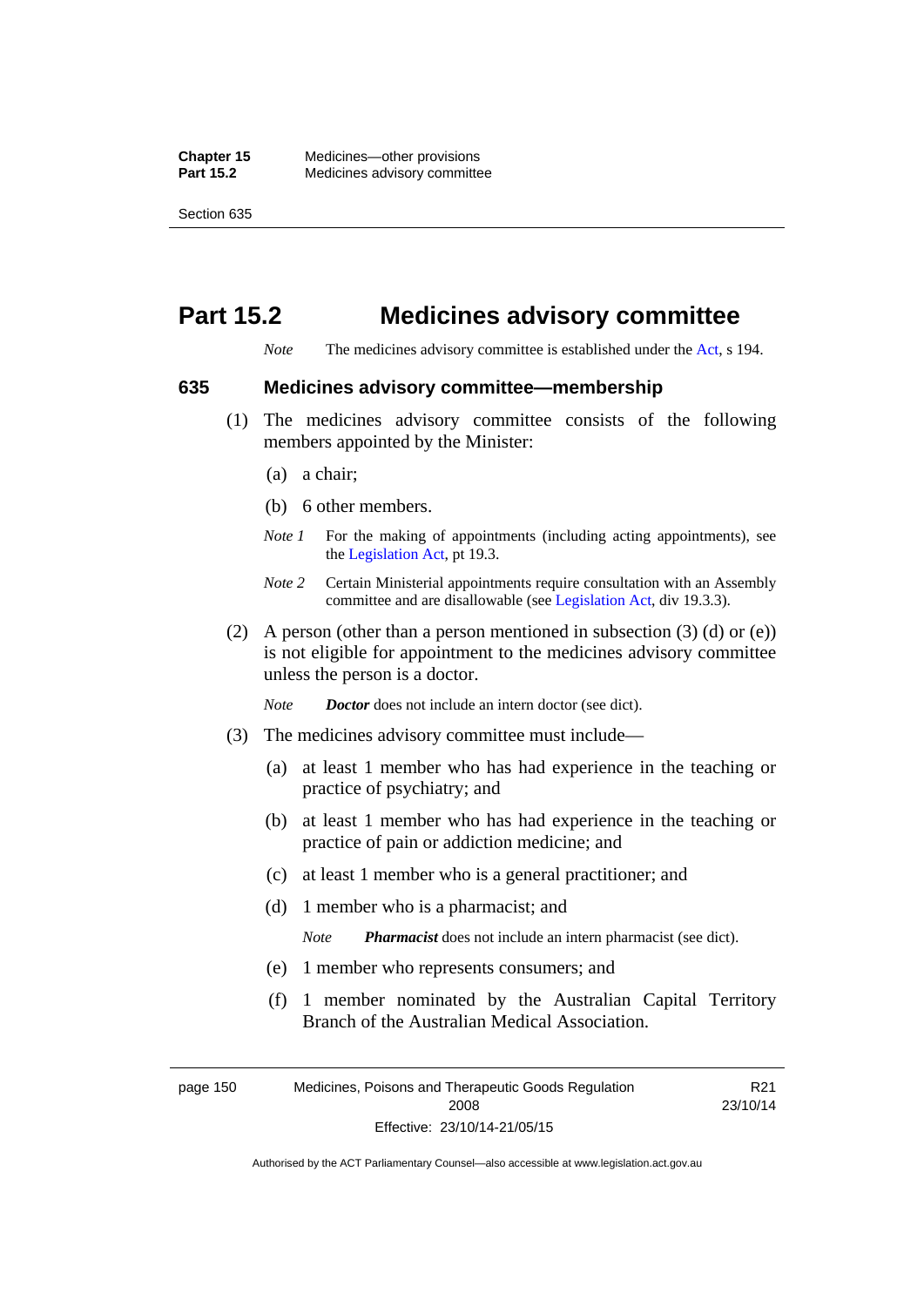# Part 15.2 Medicines advisory committee

*Note* The medicines advisory committee is established under the Act, s 194.

## 635 Medicines advisory committee—membership

(1) The medicines advisory committee consists of the following members appointed by the Minister:

(a) a chair;

(b) 6 other members.

*Note 1* For the making of appointments (including acting appointments), see the Legislation Act, pt 19.3.

*Note 2* Certain Ministerial appointments require consultation with an Assembly committee and are disallowable (see Legislation Act, div 19.3.3).

(2) A person (other than a person mentioned in subsection (3) (d) or (e)) is not eligible for appointment to the medicines advisory committee unless the person is a doctor.

*Note* ***Doctor*** does not include an intern doctor (see dict).

(3) The medicines advisory committee must include—

(a) at least 1 member who has had experience in the teaching or practice of psychiatry; and

(b) at least 1 member who has had experience in the teaching or practice of pain or addiction medicine; and

(c) at least 1 member who is a general practitioner; and

(d) 1 member who is a pharmacist; and

*Note* ***Pharmacist*** does not include an intern pharmacist (see dict).

(e) 1 member who represents consumers; and

(f) 1 member nominated by the Australian Capital Territory Branch of the Australian Medical Association.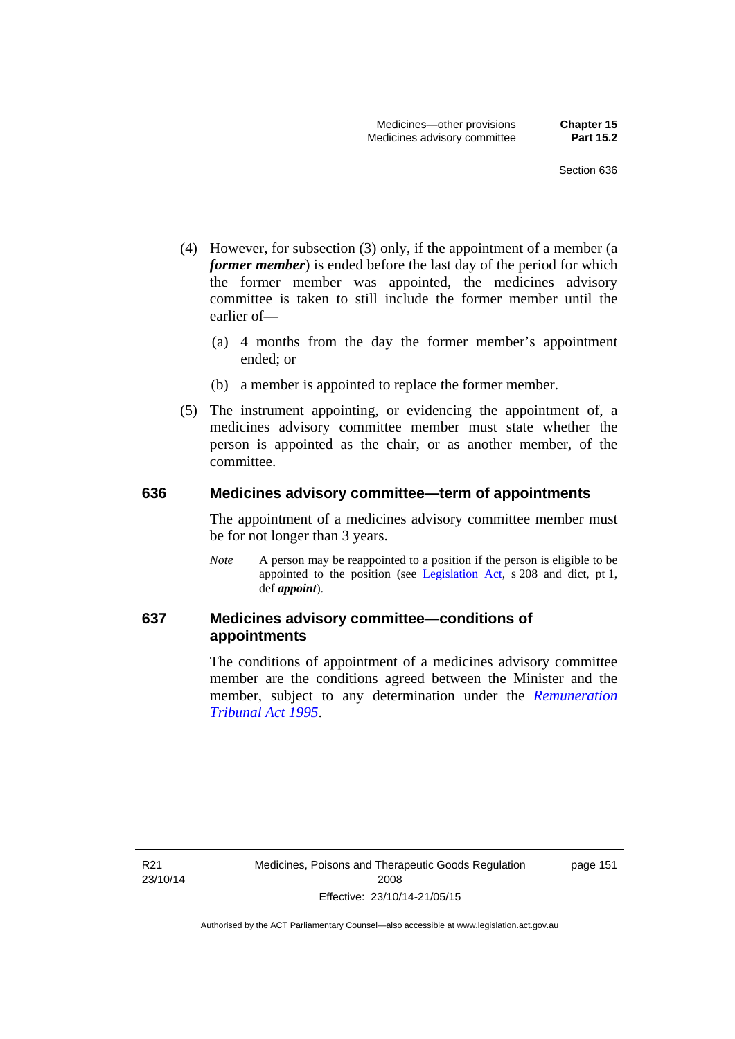(4) However, for subsection (3) only, if the appointment of a member (a ***former member***) is ended before the last day of the period for which the former member was appointed, the medicines advisory committee is taken to still include the former member until the earlier of—

(a) 4 months from the day the former member's appointment ended; or

(b) a member is appointed to replace the former member.

(5) The instrument appointing, or evidencing the appointment of, a medicines advisory committee member must state whether the person is appointed as the chair, or as another member, of the committee.

## 636 Medicines advisory committee—term of appointments

The appointment of a medicines advisory committee member must be for not longer than 3 years.

*Note* A person may be reappointed to a position if the person is eligible to be appointed to the position (see Legislation Act, s 208 and dict, pt 1, def ***appoint***).

## 637 Medicines advisory committee—conditions of appointments

The conditions of appointment of a medicines advisory committee member are the conditions agreed between the Minister and the member, subject to any determination under the *Remuneration Tribunal Act 1995*.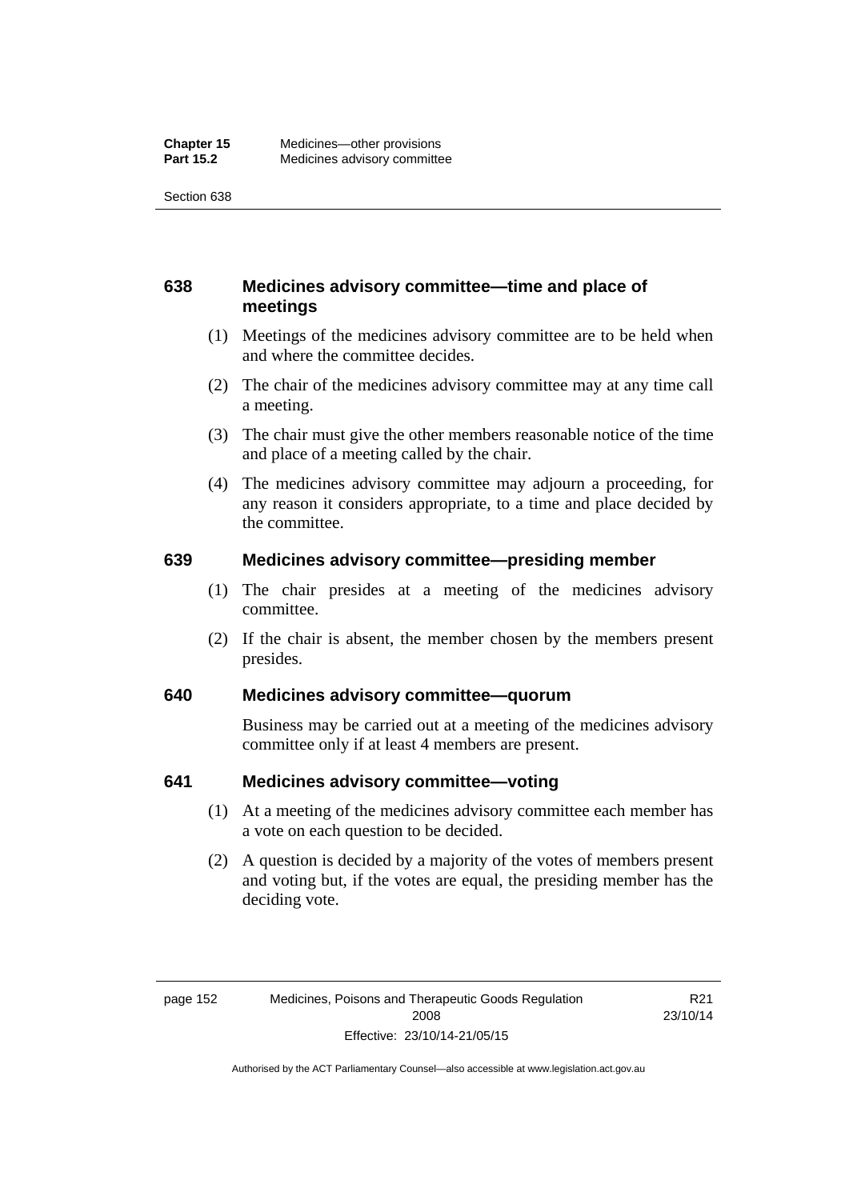## 638 Medicines advisory committee—time and place of meetings

(1) Meetings of the medicines advisory committee are to be held when and where the committee decides.

(2) The chair of the medicines advisory committee may at any time call a meeting.

(3) The chair must give the other members reasonable notice of the time and place of a meeting called by the chair.

(4) The medicines advisory committee may adjourn a proceeding, for any reason it considers appropriate, to a time and place decided by the committee.

## 639 Medicines advisory committee—presiding member

(1) The chair presides at a meeting of the medicines advisory committee.

(2) If the chair is absent, the member chosen by the members present presides.

## 640 Medicines advisory committee—quorum

Business may be carried out at a meeting of the medicines advisory committee only if at least 4 members are present.

## 641 Medicines advisory committee—voting

(1) At a meeting of the medicines advisory committee each member has a vote on each question to be decided.

(2) A question is decided by a majority of the votes of members present and voting but, if the votes are equal, the presiding member has the deciding vote.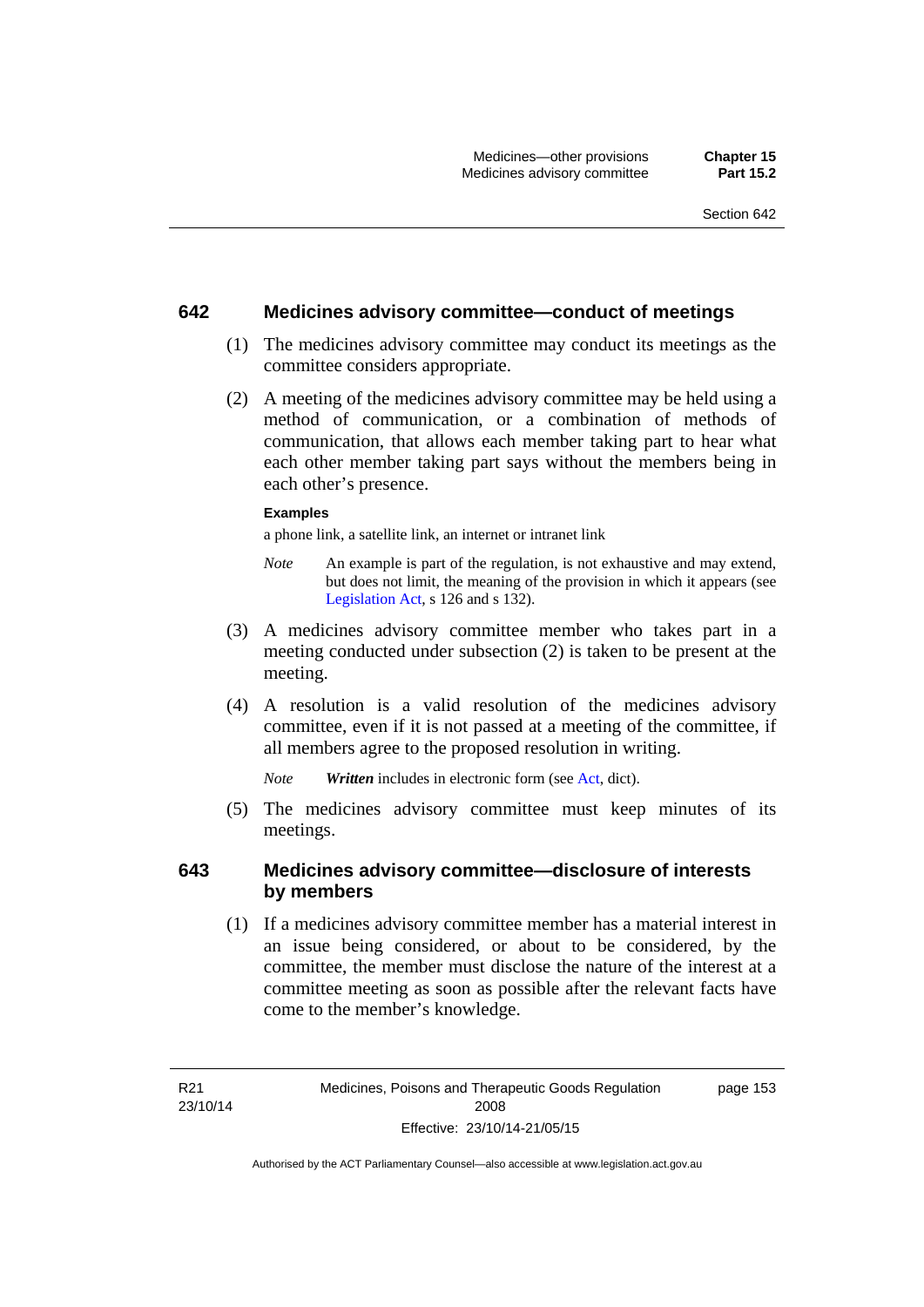## 642 Medicines advisory committee—conduct of meetings

(1) The medicines advisory committee may conduct its meetings as the committee considers appropriate.

(2) A meeting of the medicines advisory committee may be held using a method of communication, or a combination of methods of communication, that allows each member taking part to hear what each other member taking part says without the members being in each other's presence.

**Examples**

a phone link, a satellite link, an internet or intranet link

*Note* An example is part of the regulation, is not exhaustive and may extend, but does not limit, the meaning of the provision in which it appears (see Legislation Act, s 126 and s 132).

(3) A medicines advisory committee member who takes part in a meeting conducted under subsection (2) is taken to be present at the meeting.

(4) A resolution is a valid resolution of the medicines advisory committee, even if it is not passed at a meeting of the committee, if all members agree to the proposed resolution in writing.

*Note* ***Written*** includes in electronic form (see Act, dict).

(5) The medicines advisory committee must keep minutes of its meetings.

## 643 Medicines advisory committee—disclosure of interests by members

(1) If a medicines advisory committee member has a material interest in an issue being considered, or about to be considered, by the committee, the member must disclose the nature of the interest at a committee meeting as soon as possible after the relevant facts have come to the member's knowledge.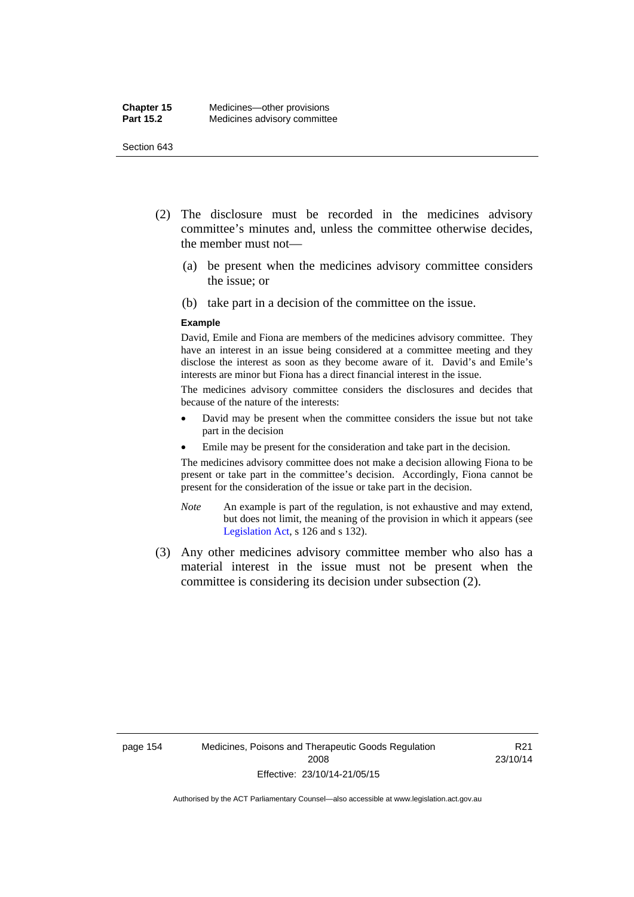(2) The disclosure must be recorded in the medicines advisory committee's minutes and, unless the committee otherwise decides, the member must not—

  (a) be present when the medicines advisory committee considers the issue; or

  (b) take part in a decision of the committee on the issue.

**Example**

David, Emile and Fiona are members of the medicines advisory committee. They have an interest in an issue being considered at a committee meeting and they disclose the interest as soon as they become aware of it. David's and Emile's interests are minor but Fiona has a direct financial interest in the issue.

The medicines advisory committee considers the disclosures and decides that because of the nature of the interests:

- David may be present when the committee considers the issue but not take part in the decision
- Emile may be present for the consideration and take part in the decision.

The medicines advisory committee does not make a decision allowing Fiona to be present or take part in the committee's decision. Accordingly, Fiona cannot be present for the consideration of the issue or take part in the decision.

*Note* An example is part of the regulation, is not exhaustive and may extend, but does not limit, the meaning of the provision in which it appears (see Legislation Act, s 126 and s 132).

(3) Any other medicines advisory committee member who also has a material interest in the issue must not be present when the committee is considering its decision under subsection (2).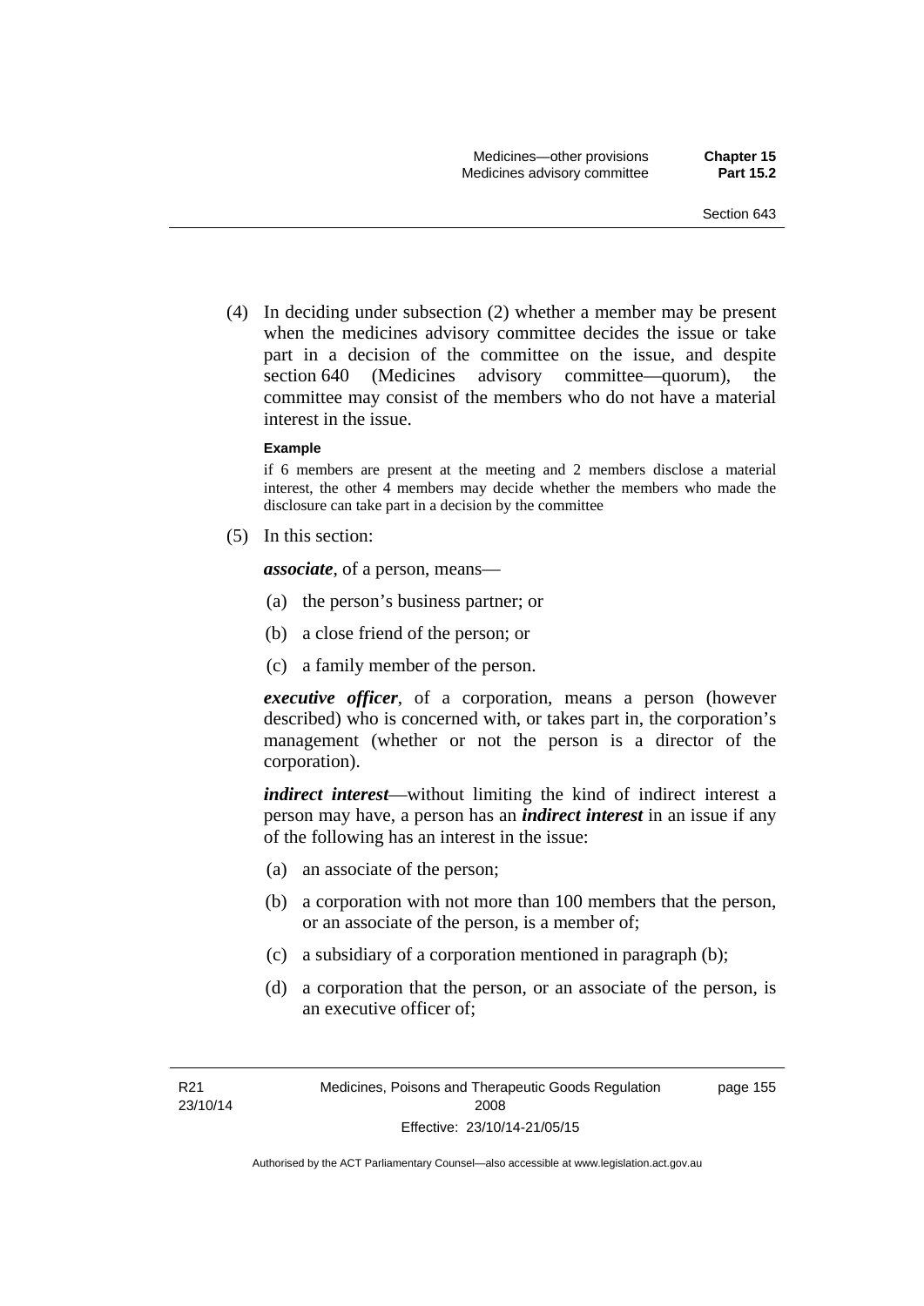(4) In deciding under subsection (2) whether a member may be present when the medicines advisory committee decides the issue or take part in a decision of the committee on the issue, and despite section 640 (Medicines advisory committee—quorum), the committee may consist of the members who do not have a material interest in the issue.

**Example**

if 6 members are present at the meeting and 2 members disclose a material interest, the other 4 members may decide whether the members who made the disclosure can take part in a decision by the committee

(5) In this section:

***associate***, of a person, means—

(a) the person's business partner; or

(b) a close friend of the person; or

(c) a family member of the person.

***executive officer***, of a corporation, means a person (however described) who is concerned with, or takes part in, the corporation's management (whether or not the person is a director of the corporation).

***indirect interest***—without limiting the kind of indirect interest a person may have, a person has an ***indirect interest*** in an issue if any of the following has an interest in the issue:

(a) an associate of the person;

(b) a corporation with not more than 100 members that the person, or an associate of the person, is a member of;

(c) a subsidiary of a corporation mentioned in paragraph (b);

(d) a corporation that the person, or an associate of the person, is an executive officer of;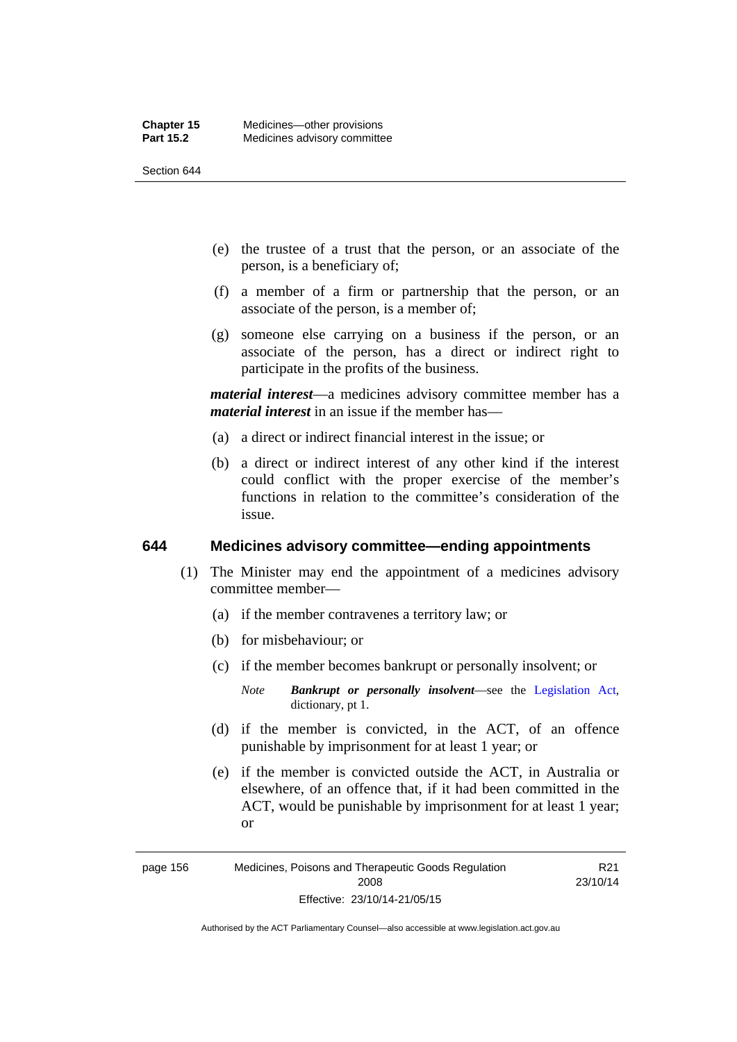(e) the trustee of a trust that the person, or an associate of the person, is a beneficiary of;

(f) a member of a firm or partnership that the person, or an associate of the person, is a member of;

(g) someone else carrying on a business if the person, or an associate of the person, has a direct or indirect right to participate in the profits of the business.

***material interest***—a medicines advisory committee member has a ***material interest*** in an issue if the member has—

(a) a direct or indirect financial interest in the issue; or

(b) a direct or indirect interest of any other kind if the interest could conflict with the proper exercise of the member's functions in relation to the committee's consideration of the issue.

## 644 Medicines advisory committee—ending appointments

(1) The Minister may end the appointment of a medicines advisory committee member—

(a) if the member contravenes a territory law; or

(b) for misbehaviour; or

(c) if the member becomes bankrupt or personally insolvent; or

*Note* ***Bankrupt or personally insolvent***—see the Legislation Act, dictionary, pt 1.

(d) if the member is convicted, in the ACT, of an offence punishable by imprisonment for at least 1 year; or

(e) if the member is convicted outside the ACT, in Australia or elsewhere, of an offence that, if it had been committed in the ACT, would be punishable by imprisonment for at least 1 year; or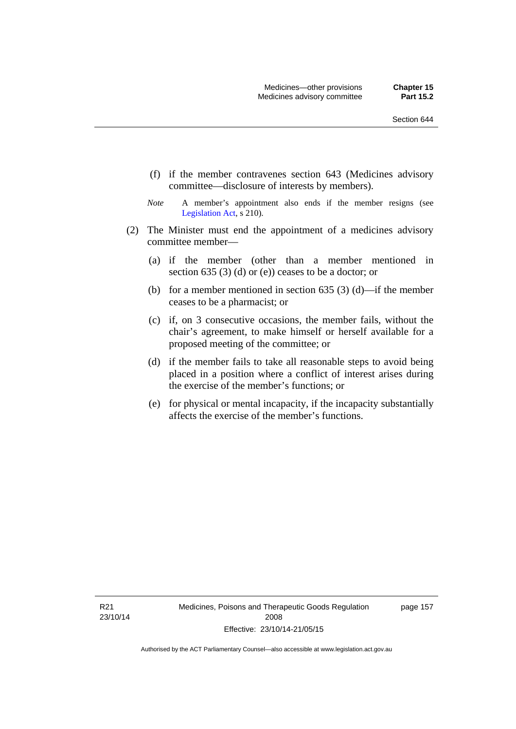(f) if the member contravenes section 643 (Medicines advisory committee—disclosure of interests by members).

*Note* A member's appointment also ends if the member resigns (see Legislation Act, s 210).

(2) The Minister must end the appointment of a medicines advisory committee member—

(a) if the member (other than a member mentioned in section 635 (3) (d) or (e)) ceases to be a doctor; or

(b) for a member mentioned in section 635 (3) (d)—if the member ceases to be a pharmacist; or

(c) if, on 3 consecutive occasions, the member fails, without the chair's agreement, to make himself or herself available for a proposed meeting of the committee; or

(d) if the member fails to take all reasonable steps to avoid being placed in a position where a conflict of interest arises during the exercise of the member's functions; or

(e) for physical or mental incapacity, if the incapacity substantially affects the exercise of the member's functions.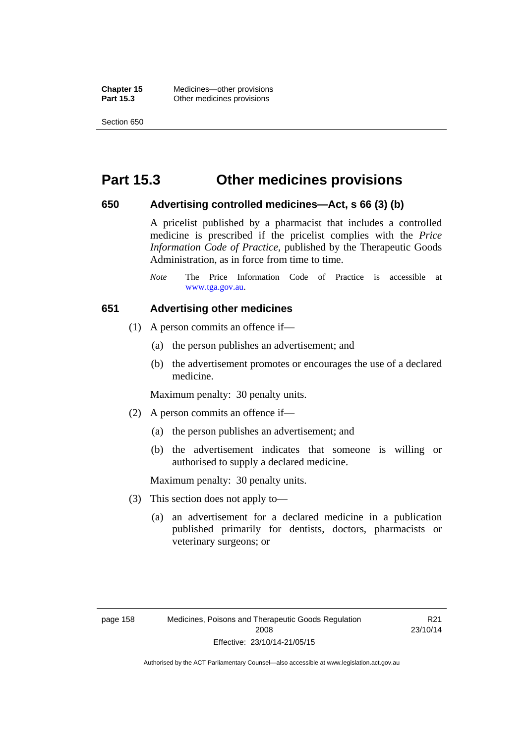# Part 15.3 Other medicines provisions

### 650 Advertising controlled medicines—Act, s 66 (3) (b)

A pricelist published by a pharmacist that includes a controlled medicine is prescribed if the pricelist complies with the *Price Information Code of Practice*, published by the Therapeutic Goods Administration, as in force from time to time.

*Note* The Price Information Code of Practice is accessible at www.tga.gov.au.

### 651 Advertising other medicines

(1) A person commits an offence if—

(a) the person publishes an advertisement; and

(b) the advertisement promotes or encourages the use of a declared medicine.

Maximum penalty: 30 penalty units.

(2) A person commits an offence if—

(a) the person publishes an advertisement; and

(b) the advertisement indicates that someone is willing or authorised to supply a declared medicine.

Maximum penalty: 30 penalty units.

(3) This section does not apply to—

(a) an advertisement for a declared medicine in a publication published primarily for dentists, doctors, pharmacists or veterinary surgeons; or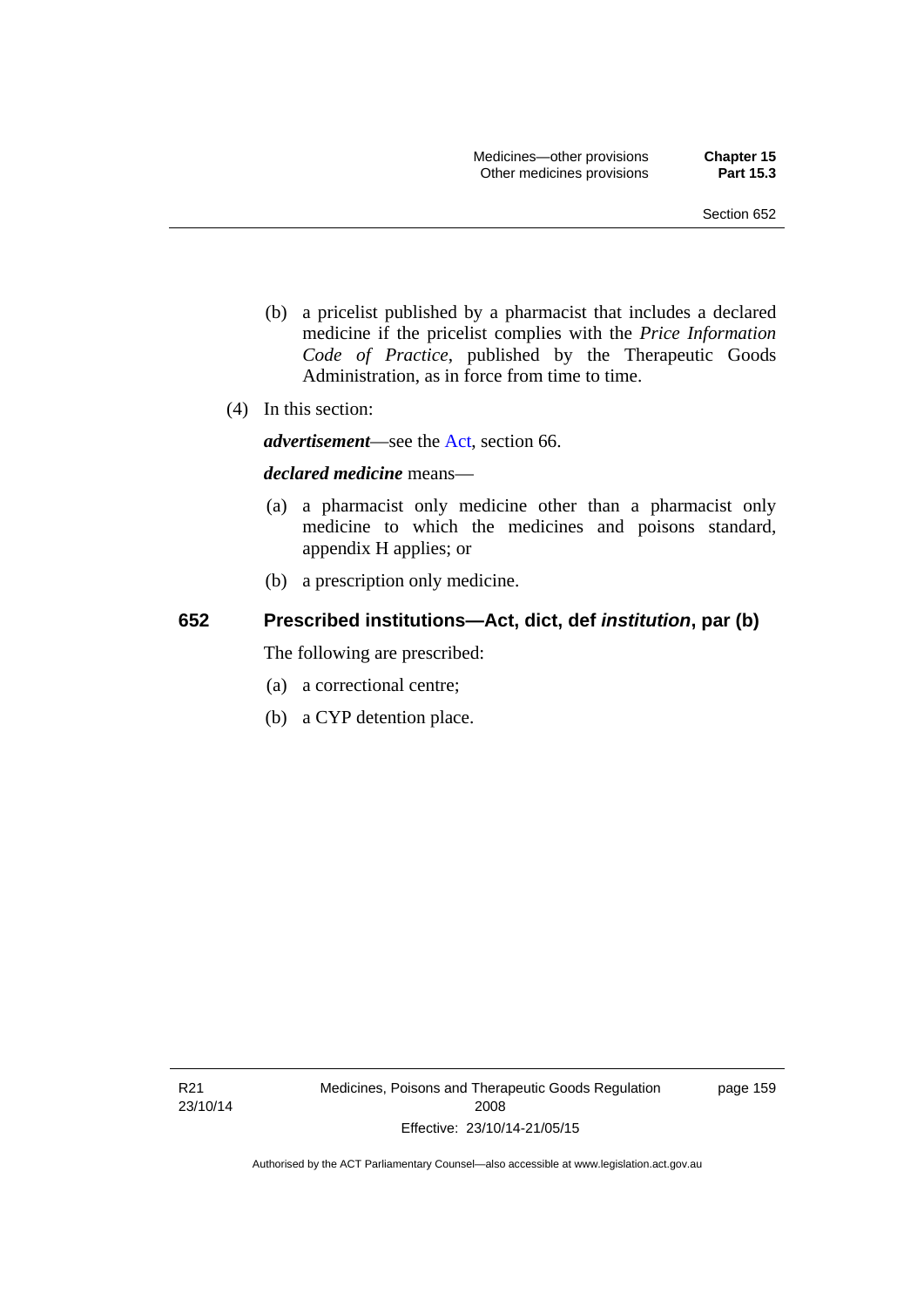(b) a pricelist published by a pharmacist that includes a declared medicine if the pricelist complies with the *Price Information Code of Practice*, published by the Therapeutic Goods Administration, as in force from time to time.

(4) In this section:

***advertisement***—see the Act, section 66.

***declared medicine*** means—

(a) a pharmacist only medicine other than a pharmacist only medicine to which the medicines and poisons standard, appendix H applies; or

(b) a prescription only medicine.

## 652 Prescribed institutions—Act, dict, def *institution*, par (b)

The following are prescribed:

(a) a correctional centre;

(b) a CYP detention place.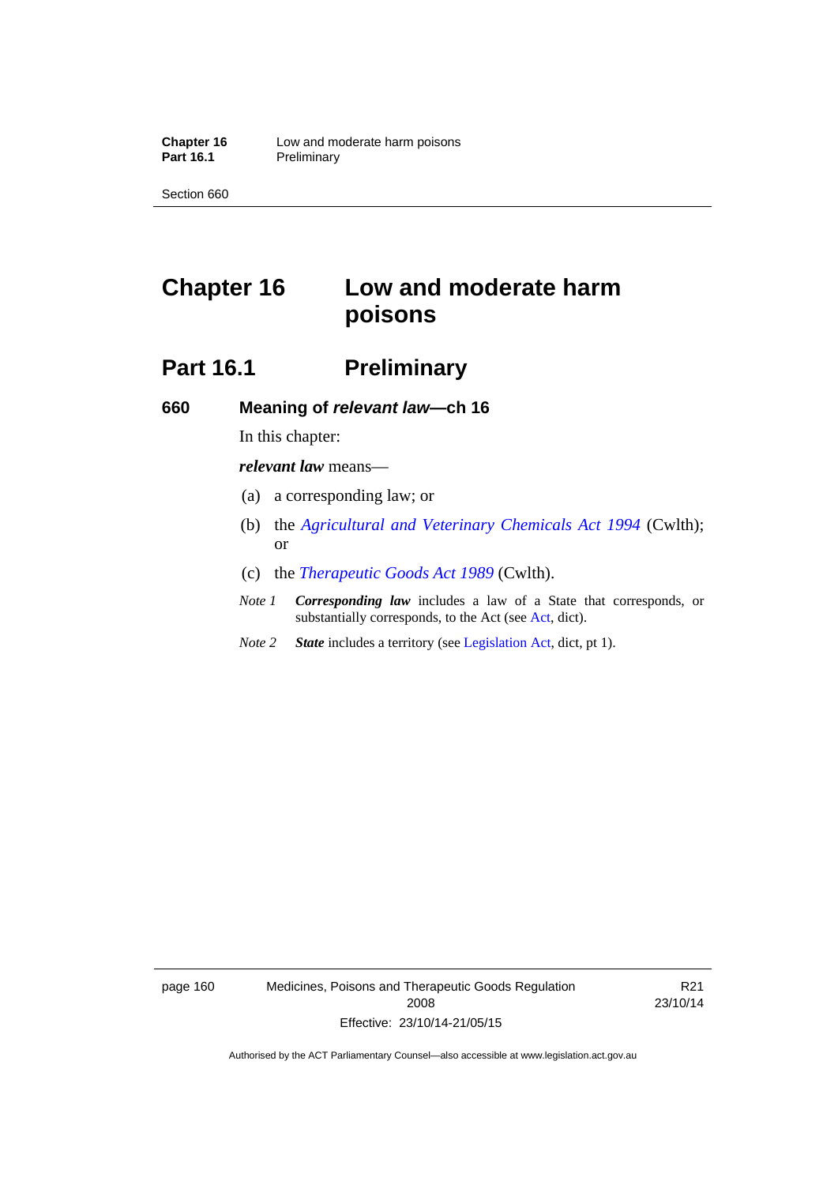# Chapter 16 Low and moderate harm poisons

## Part 16.1 Preliminary

### 660 Meaning of *relevant law*—ch 16

In this chapter:

***relevant law*** means—

(a) a corresponding law; or

(b) the *Agricultural and Veterinary Chemicals Act 1994* (Cwlth); or

(c) the *Therapeutic Goods Act 1989* (Cwlth).

*Note 1* ***Corresponding law*** includes a law of a State that corresponds, or substantially corresponds, to the Act (see Act, dict).

*Note 2* ***State*** includes a territory (see Legislation Act, dict, pt 1).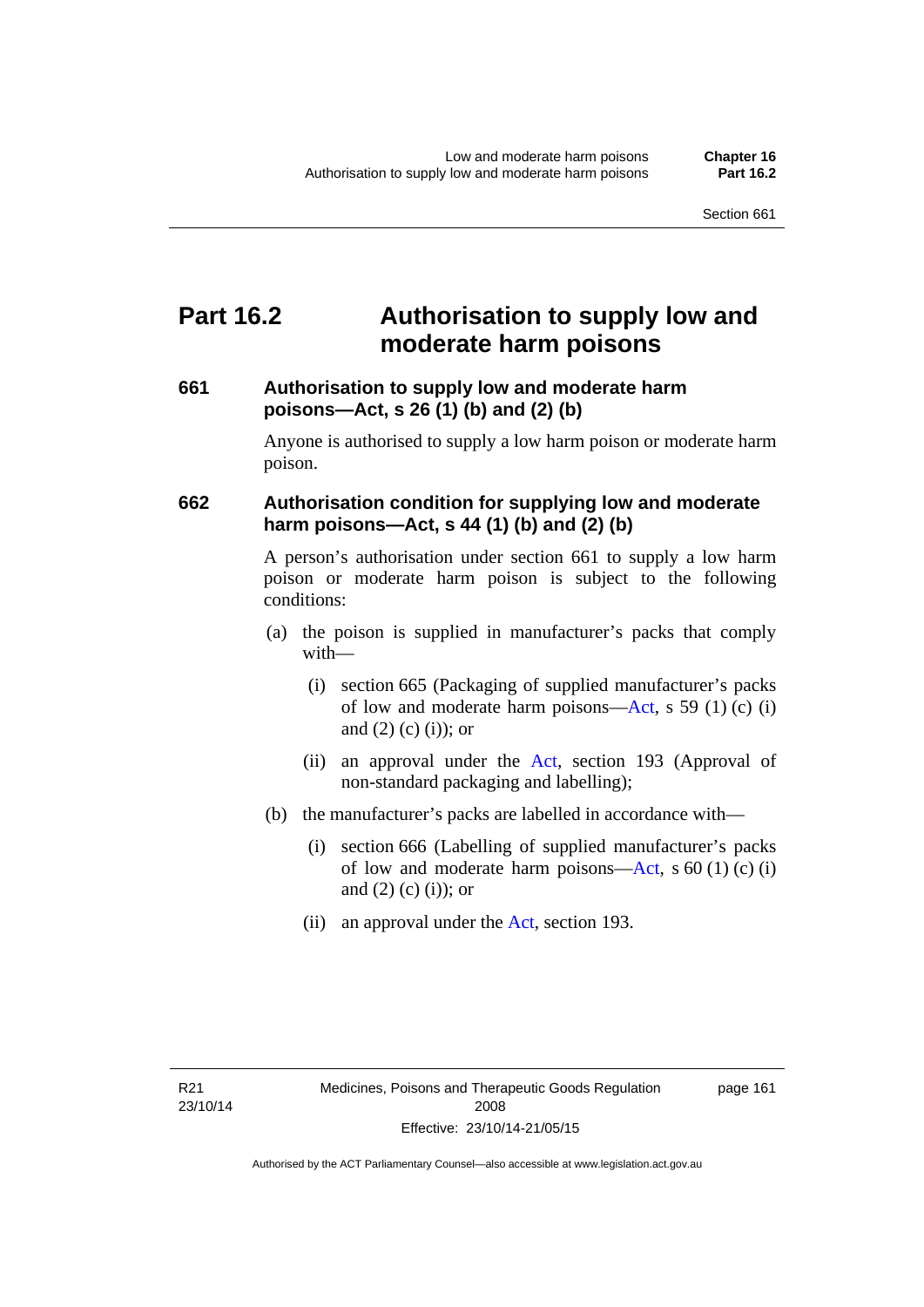# Part 16.2 Authorisation to supply low and moderate harm poisons

### 661 Authorisation to supply low and moderate harm poisons—Act, s 26 (1) (b) and (2) (b)

Anyone is authorised to supply a low harm poison or moderate harm poison.

### 662 Authorisation condition for supplying low and moderate harm poisons—Act, s 44 (1) (b) and (2) (b)

A person's authorisation under section 661 to supply a low harm poison or moderate harm poison is subject to the following conditions:

(a) the poison is supplied in manufacturer's packs that comply with—

  (i) section 665 (Packaging of supplied manufacturer's packs of low and moderate harm poisons—Act, s 59 (1) (c) (i) and (2) (c) (i)); or

  (ii) an approval under the Act, section 193 (Approval of non-standard packaging and labelling);

(b) the manufacturer's packs are labelled in accordance with—

  (i) section 666 (Labelling of supplied manufacturer's packs of low and moderate harm poisons—Act, s 60 (1) (c) (i) and (2) (c) (i)); or

  (ii) an approval under the Act, section 193.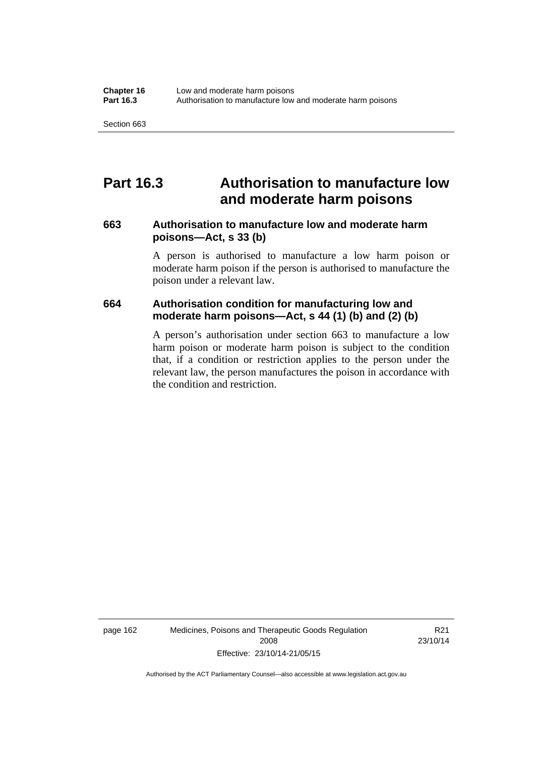# Part 16.3 Authorisation to manufacture low and moderate harm poisons

## 663 Authorisation to manufacture low and moderate harm poisons—Act, s 33 (b)

A person is authorised to manufacture a low harm poison or moderate harm poison if the person is authorised to manufacture the poison under a relevant law.

## 664 Authorisation condition for manufacturing low and moderate harm poisons—Act, s 44 (1) (b) and (2) (b)

A person's authorisation under section 663 to manufacture a low harm poison or moderate harm poison is subject to the condition that, if a condition or restriction applies to the person under the relevant law, the person manufactures the poison in accordance with the condition and restriction.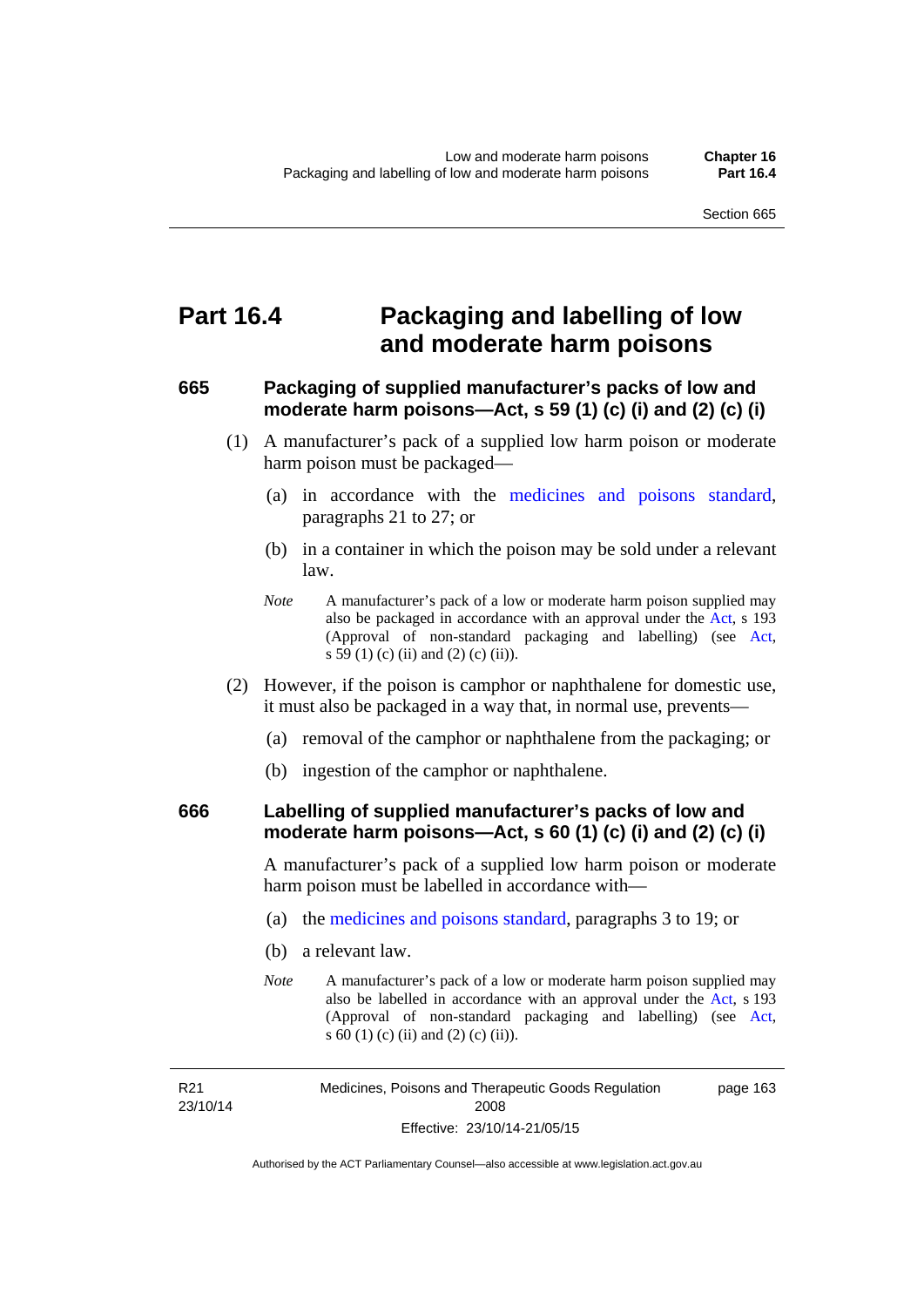# Part 16.4 Packaging and labelling of low and moderate harm poisons

## 665 Packaging of supplied manufacturer's packs of low and moderate harm poisons—Act, s 59 (1) (c) (i) and (2) (c) (i)

(1) A manufacturer's pack of a supplied low harm poison or moderate harm poison must be packaged—

(a) in accordance with the medicines and poisons standard, paragraphs 21 to 27; or

(b) in a container in which the poison may be sold under a relevant law.

*Note* A manufacturer's pack of a low or moderate harm poison supplied may also be packaged in accordance with an approval under the Act, s 193 (Approval of non-standard packaging and labelling) (see Act, s 59 (1) (c) (ii) and (2) (c) (ii)).

(2) However, if the poison is camphor or naphthalene for domestic use, it must also be packaged in a way that, in normal use, prevents—

(a) removal of the camphor or naphthalene from the packaging; or

(b) ingestion of the camphor or naphthalene.

## 666 Labelling of supplied manufacturer's packs of low and moderate harm poisons—Act, s 60 (1) (c) (i) and (2) (c) (i)

A manufacturer's pack of a supplied low harm poison or moderate harm poison must be labelled in accordance with—

(a) the medicines and poisons standard, paragraphs 3 to 19; or

(b) a relevant law.

*Note* A manufacturer's pack of a low or moderate harm poison supplied may also be labelled in accordance with an approval under the Act, s 193 (Approval of non-standard packaging and labelling) (see Act, s 60 (1) (c) (ii) and (2) (c) (ii)).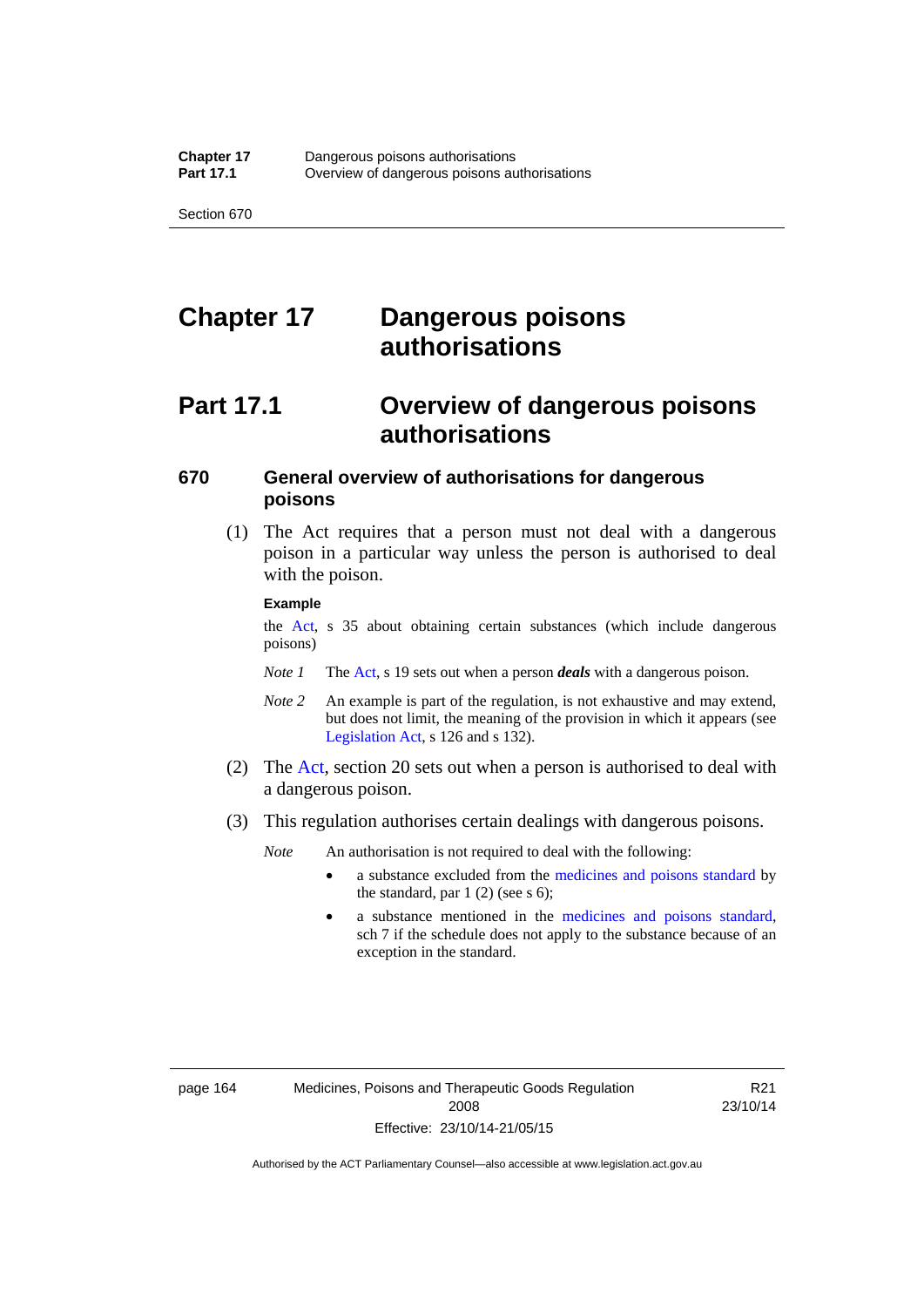# Chapter 17 Dangerous poisons authorisations

## Part 17.1 Overview of dangerous poisons authorisations

### 670 General overview of authorisations for dangerous poisons

(1) The Act requires that a person must not deal with a dangerous poison in a particular way unless the person is authorised to deal with the poison.

**Example**

the Act, s 35 about obtaining certain substances (which include dangerous poisons)

*Note 1* The Act, s 19 sets out when a person ***deals*** with a dangerous poison.

*Note 2* An example is part of the regulation, is not exhaustive and may extend, but does not limit, the meaning of the provision in which it appears (see Legislation Act, s 126 and s 132).

(2) The Act, section 20 sets out when a person is authorised to deal with a dangerous poison.

(3) This regulation authorises certain dealings with dangerous poisons.

*Note* An authorisation is not required to deal with the following:

- a substance excluded from the medicines and poisons standard by the standard, par 1 (2) (see s 6);
- a substance mentioned in the medicines and poisons standard, sch 7 if the schedule does not apply to the substance because of an exception in the standard.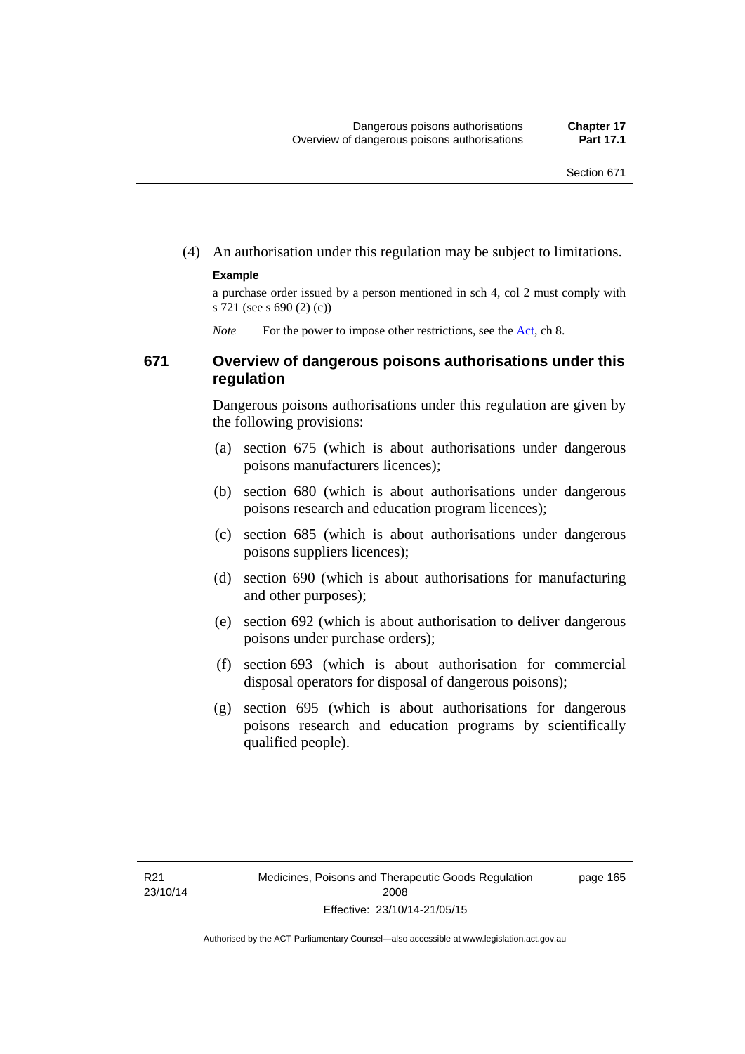(4) An authorisation under this regulation may be subject to limitations.

**Example**

a purchase order issued by a person mentioned in sch 4, col 2 must comply with s 721 (see s 690 (2) (c))

*Note* For the power to impose other restrictions, see the Act, ch 8.

## 671 Overview of dangerous poisons authorisations under this regulation

Dangerous poisons authorisations under this regulation are given by the following provisions:

(a) section 675 (which is about authorisations under dangerous poisons manufacturers licences);

(b) section 680 (which is about authorisations under dangerous poisons research and education program licences);

(c) section 685 (which is about authorisations under dangerous poisons suppliers licences);

(d) section 690 (which is about authorisations for manufacturing and other purposes);

(e) section 692 (which is about authorisation to deliver dangerous poisons under purchase orders);

(f) section 693 (which is about authorisation for commercial disposal operators for disposal of dangerous poisons);

(g) section 695 (which is about authorisations for dangerous poisons research and education programs by scientifically qualified people).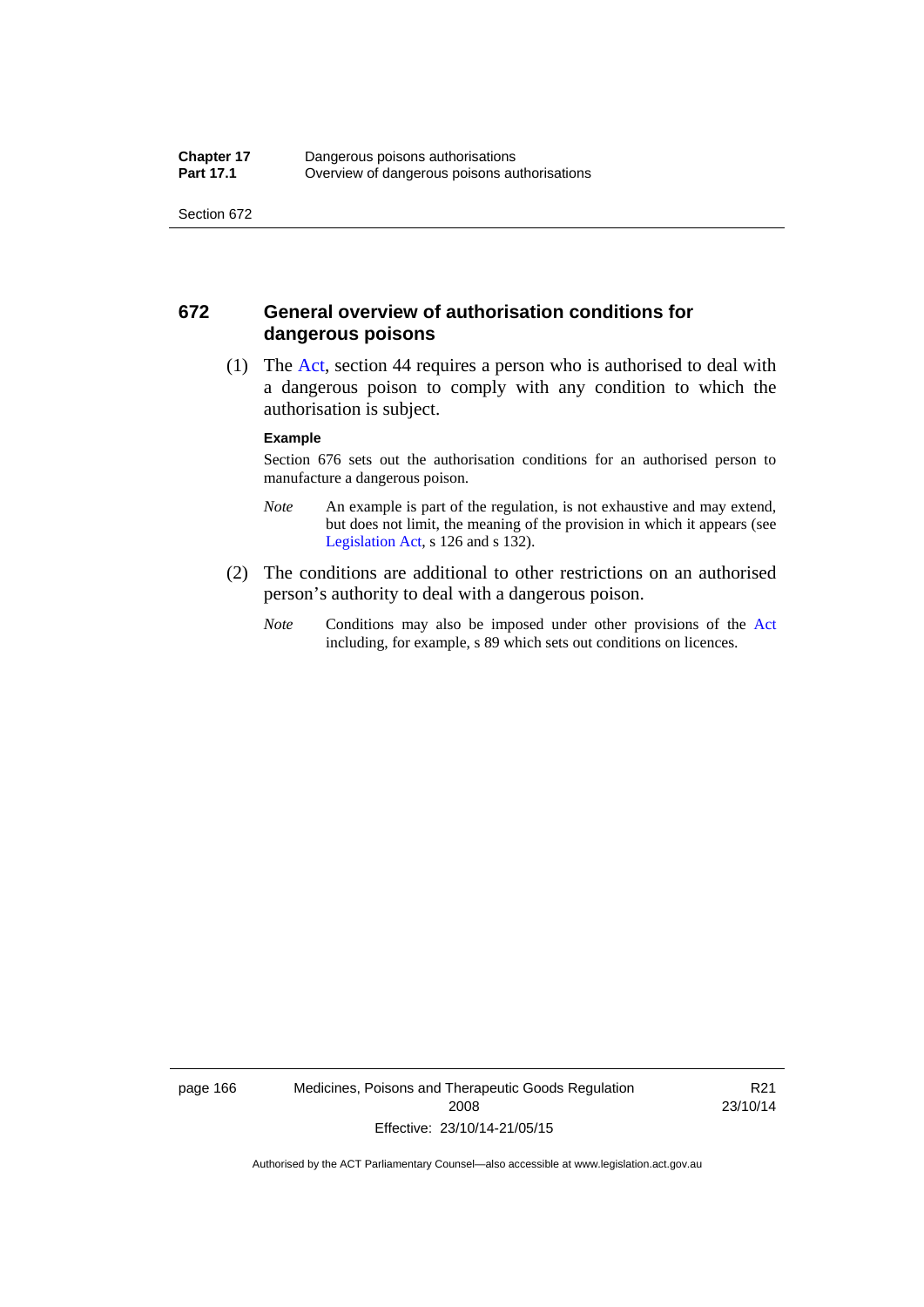## 672 General overview of authorisation conditions for dangerous poisons

(1) The Act, section 44 requires a person who is authorised to deal with a dangerous poison to comply with any condition to which the authorisation is subject.

**Example**

Section 676 sets out the authorisation conditions for an authorised person to manufacture a dangerous poison.

*Note* An example is part of the regulation, is not exhaustive and may extend, but does not limit, the meaning of the provision in which it appears (see Legislation Act, s 126 and s 132).

(2) The conditions are additional to other restrictions on an authorised person's authority to deal with a dangerous poison.

*Note* Conditions may also be imposed under other provisions of the Act including, for example, s 89 which sets out conditions on licences.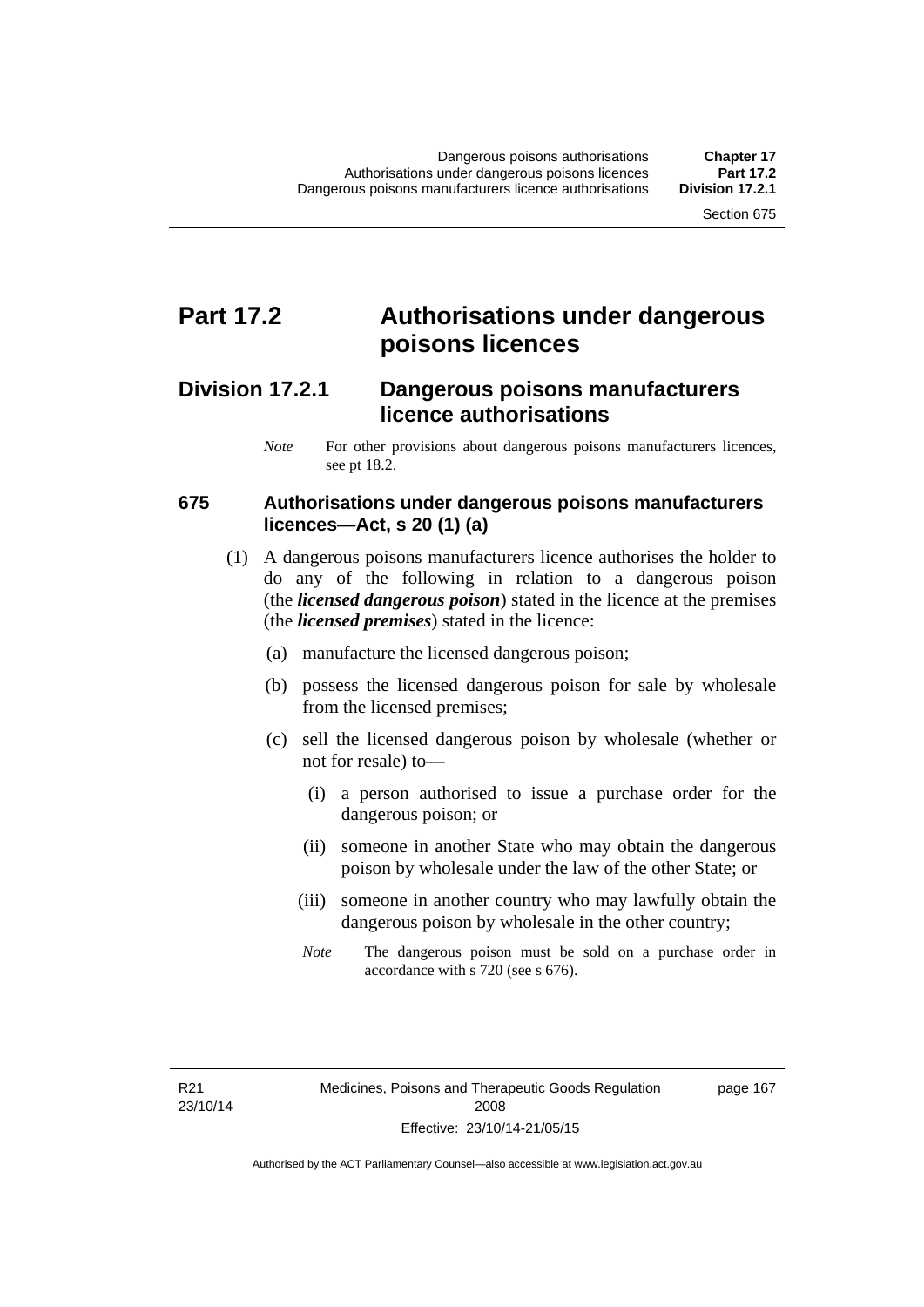# Part 17.2 Authorisations under dangerous poisons licences

## Division 17.2.1 Dangerous poisons manufacturers licence authorisations

*Note* For other provisions about dangerous poisons manufacturers licences, see pt 18.2.

### 675 Authorisations under dangerous poisons manufacturers licences—Act, s 20 (1) (a)

(1) A dangerous poisons manufacturers licence authorises the holder to do any of the following in relation to a dangerous poison (the ***licensed dangerous poison***) stated in the licence at the premises (the ***licensed premises***) stated in the licence:

(a) manufacture the licensed dangerous poison;

(b) possess the licensed dangerous poison for sale by wholesale from the licensed premises;

(c) sell the licensed dangerous poison by wholesale (whether or not for resale) to—

(i) a person authorised to issue a purchase order for the dangerous poison; or

(ii) someone in another State who may obtain the dangerous poison by wholesale under the law of the other State; or

(iii) someone in another country who may lawfully obtain the dangerous poison by wholesale in the other country;

*Note* The dangerous poison must be sold on a purchase order in accordance with s 720 (see s 676).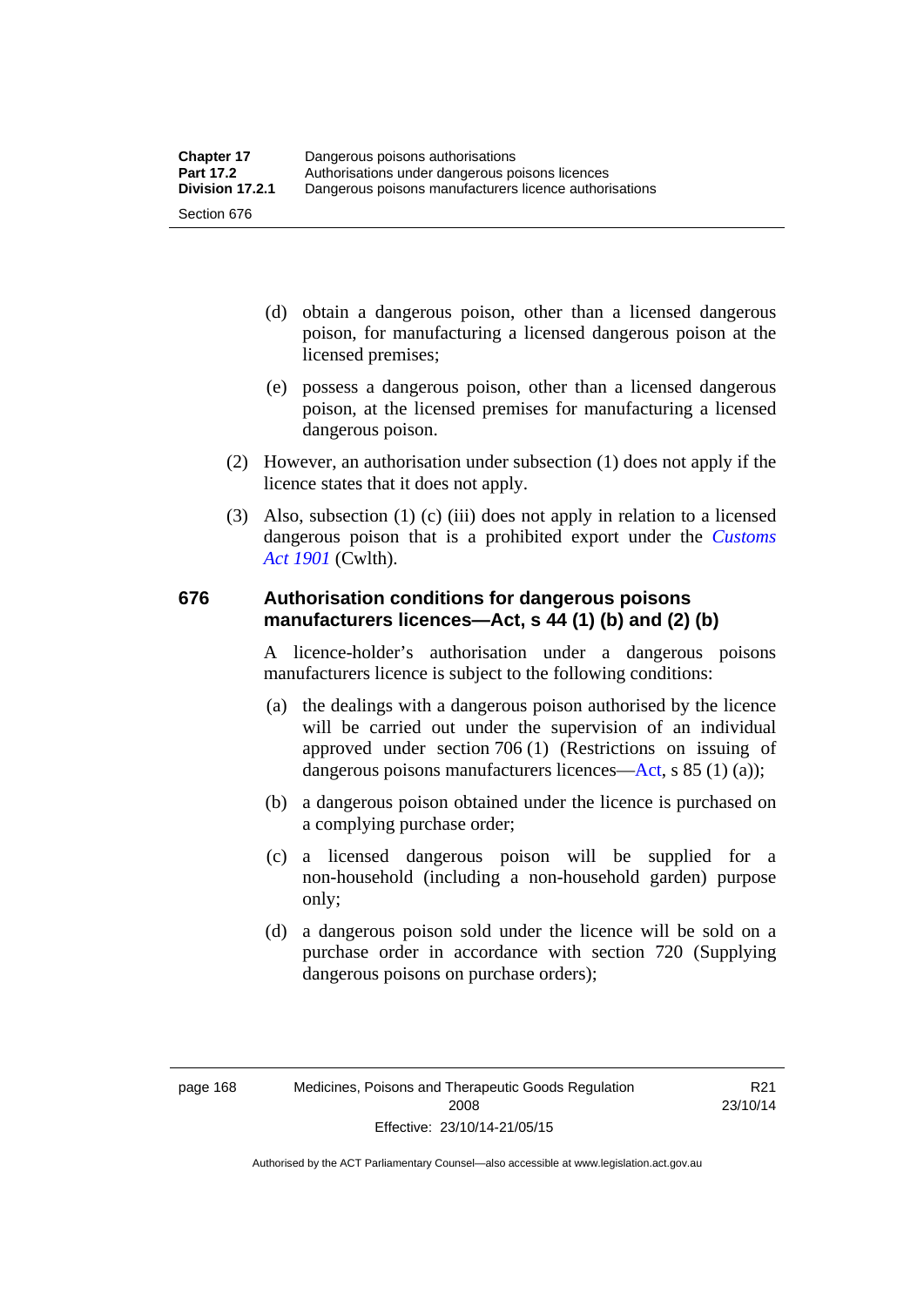(d) obtain a dangerous poison, other than a licensed dangerous poison, for manufacturing a licensed dangerous poison at the licensed premises;

(e) possess a dangerous poison, other than a licensed dangerous poison, at the licensed premises for manufacturing a licensed dangerous poison.

(2) However, an authorisation under subsection (1) does not apply if the licence states that it does not apply.

(3) Also, subsection (1) (c) (iii) does not apply in relation to a licensed dangerous poison that is a prohibited export under the *Customs Act 1901* (Cwlth).

## 676 Authorisation conditions for dangerous poisons manufacturers licences—Act, s 44 (1) (b) and (2) (b)

A licence-holder's authorisation under a dangerous poisons manufacturers licence is subject to the following conditions:

(a) the dealings with a dangerous poison authorised by the licence will be carried out under the supervision of an individual approved under section 706 (1) (Restrictions on issuing of dangerous poisons manufacturers licences—Act, s 85 (1) (a));

(b) a dangerous poison obtained under the licence is purchased on a complying purchase order;

(c) a licensed dangerous poison will be supplied for a non-household (including a non-household garden) purpose only;

(d) a dangerous poison sold under the licence will be sold on a purchase order in accordance with section 720 (Supplying dangerous poisons on purchase orders);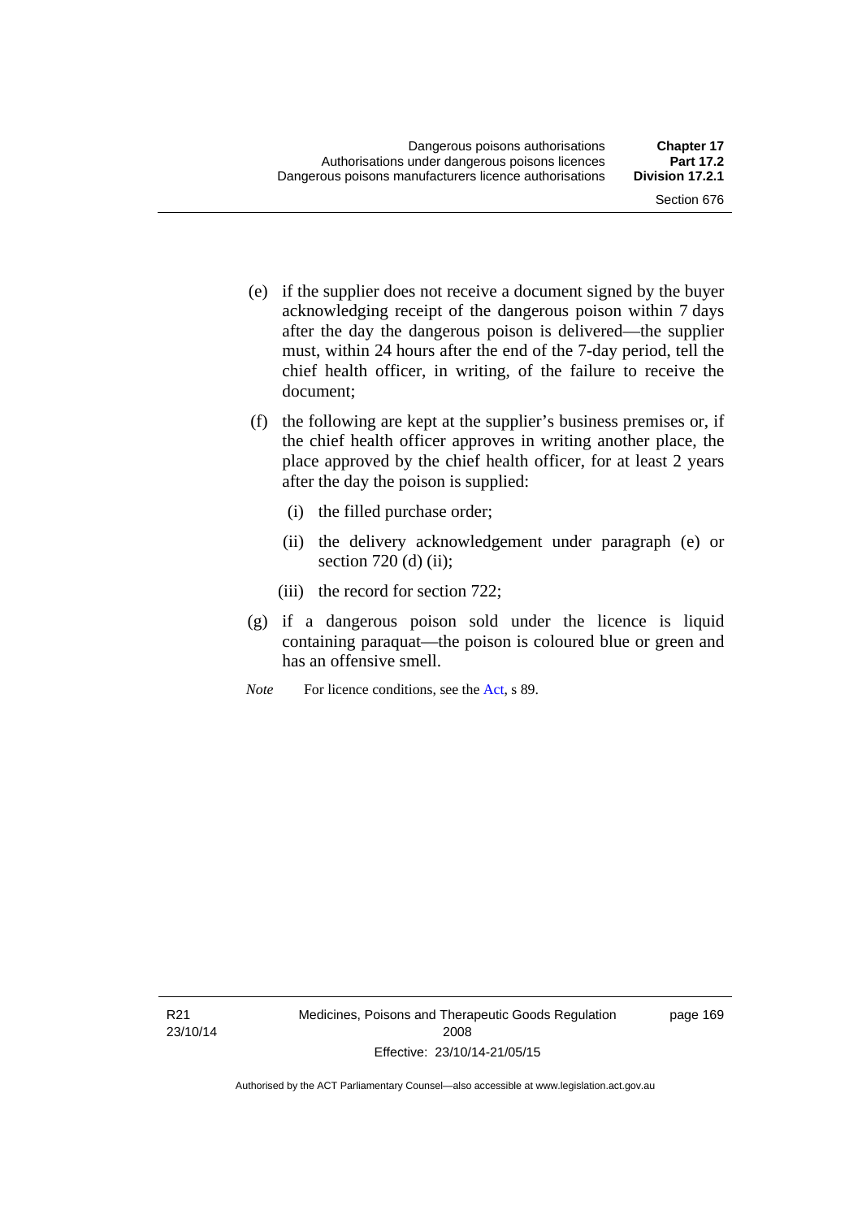(e) if the supplier does not receive a document signed by the buyer acknowledging receipt of the dangerous poison within 7 days after the day the dangerous poison is delivered—the supplier must, within 24 hours after the end of the 7-day period, tell the chief health officer, in writing, of the failure to receive the document;

(f) the following are kept at the supplier's business premises or, if the chief health officer approves in writing another place, the place approved by the chief health officer, for at least 2 years after the day the poison is supplied:

  (i) the filled purchase order;

  (ii) the delivery acknowledgement under paragraph (e) or section 720 (d) (ii);

  (iii) the record for section 722;

(g) if a dangerous poison sold under the licence is liquid containing paraquat—the poison is coloured blue or green and has an offensive smell.

*Note* For licence conditions, see the Act, s 89.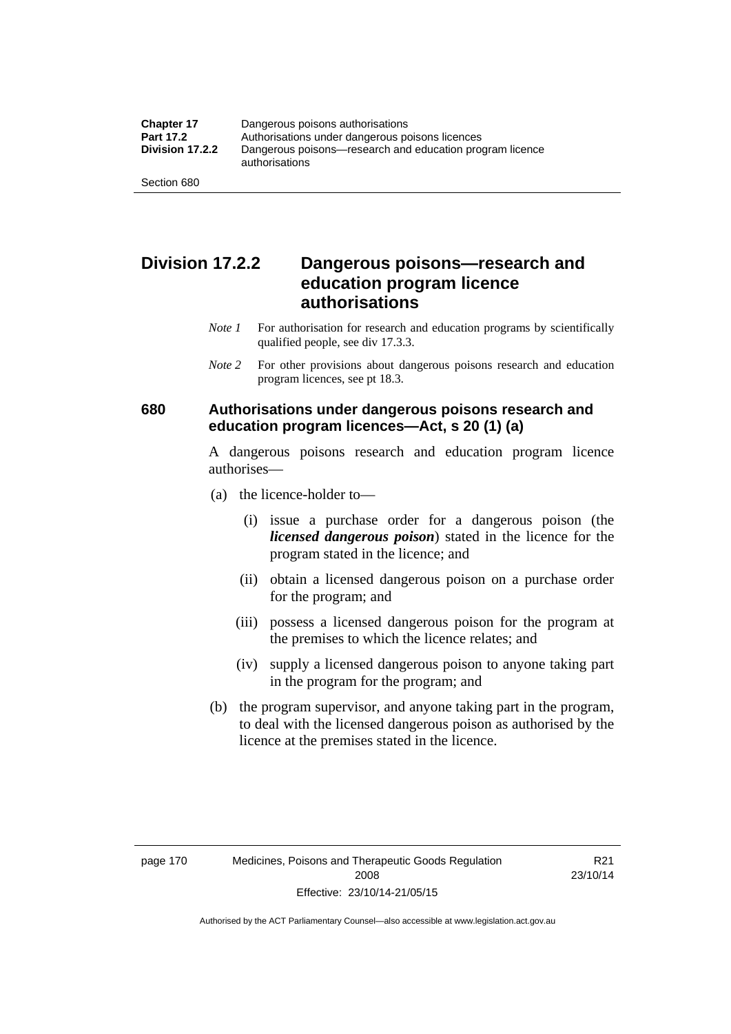## Division 17.2.2 Dangerous poisons—research and education program licence authorisations

*Note 1* For authorisation for research and education programs by scientifically qualified people, see div 17.3.3.

*Note 2* For other provisions about dangerous poisons research and education program licences, see pt 18.3.

### 680 Authorisations under dangerous poisons research and education program licences—Act, s 20 (1) (a)

A dangerous poisons research and education program licence authorises—

(a) the licence-holder to—

  (i) issue a purchase order for a dangerous poison (the ***licensed dangerous poison***) stated in the licence for the program stated in the licence; and

  (ii) obtain a licensed dangerous poison on a purchase order for the program; and

  (iii) possess a licensed dangerous poison for the program at the premises to which the licence relates; and

  (iv) supply a licensed dangerous poison to anyone taking part in the program for the program; and

(b) the program supervisor, and anyone taking part in the program, to deal with the licensed dangerous poison as authorised by the licence at the premises stated in the licence.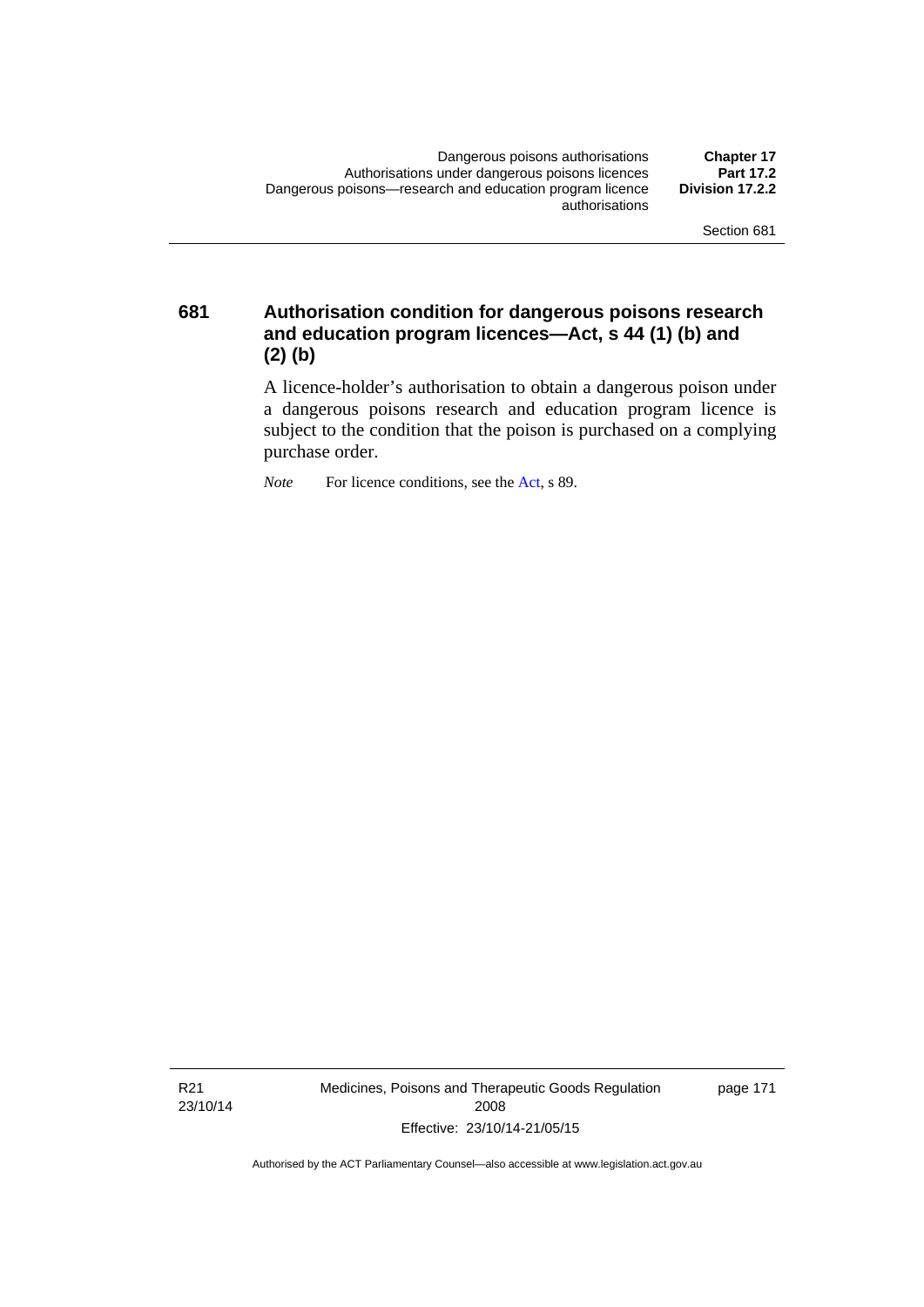### 681 Authorisation condition for dangerous poisons research and education program licences—Act, s 44 (1) (b) and (2) (b)

A licence-holder's authorisation to obtain a dangerous poison under a dangerous poisons research and education program licence is subject to the condition that the poison is purchased on a complying purchase order.

*Note* For licence conditions, see the Act, s 89.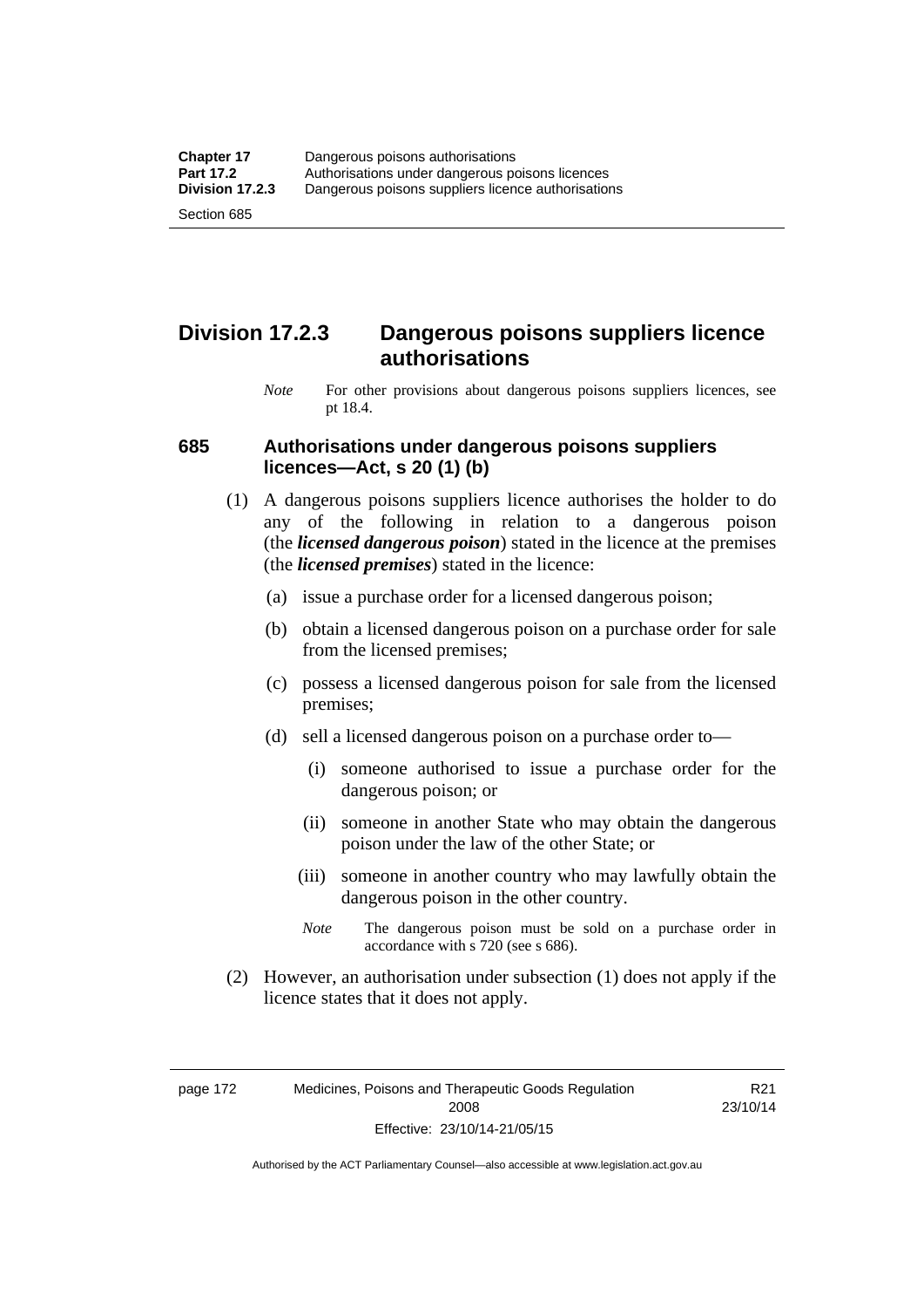## Division 17.2.3 Dangerous poisons suppliers licence authorisations

*Note* For other provisions about dangerous poisons suppliers licences, see pt 18.4.

### 685 Authorisations under dangerous poisons suppliers licences—Act, s 20 (1) (b)

(1) A dangerous poisons suppliers licence authorises the holder to do any of the following in relation to a dangerous poison (the ***licensed dangerous poison***) stated in the licence at the premises (the ***licensed premises***) stated in the licence:

(a) issue a purchase order for a licensed dangerous poison;

(b) obtain a licensed dangerous poison on a purchase order for sale from the licensed premises;

(c) possess a licensed dangerous poison for sale from the licensed premises;

(d) sell a licensed dangerous poison on a purchase order to—

(i) someone authorised to issue a purchase order for the dangerous poison; or

(ii) someone in another State who may obtain the dangerous poison under the law of the other State; or

(iii) someone in another country who may lawfully obtain the dangerous poison in the other country.

*Note* The dangerous poison must be sold on a purchase order in accordance with s 720 (see s 686).

(2) However, an authorisation under subsection (1) does not apply if the licence states that it does not apply.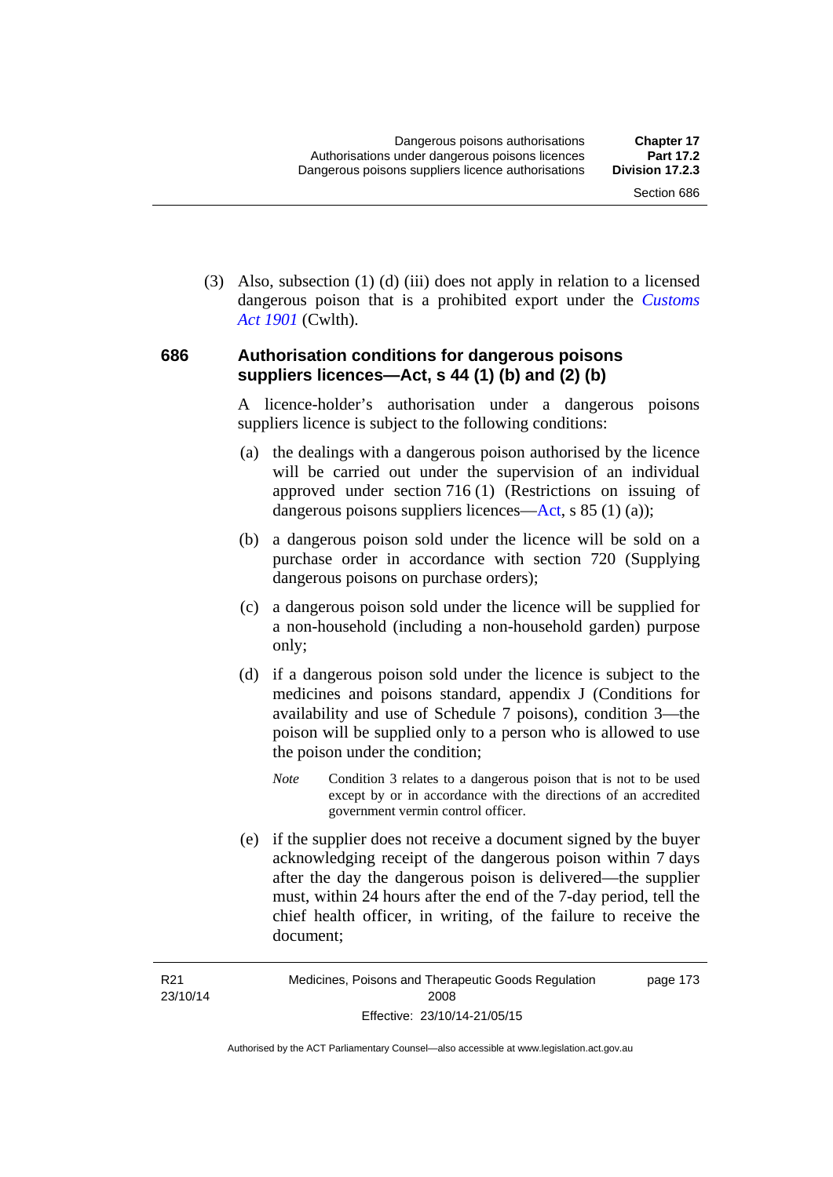(3) Also, subsection (1) (d) (iii) does not apply in relation to a licensed dangerous poison that is a prohibited export under the *Customs Act 1901* (Cwlth).

### 686 Authorisation conditions for dangerous poisons suppliers licences—Act, s 44 (1) (b) and (2) (b)

A licence-holder's authorisation under a dangerous poisons suppliers licence is subject to the following conditions:

(a) the dealings with a dangerous poison authorised by the licence will be carried out under the supervision of an individual approved under section 716 (1) (Restrictions on issuing of dangerous poisons suppliers licences—Act, s 85 (1) (a));

(b) a dangerous poison sold under the licence will be sold on a purchase order in accordance with section 720 (Supplying dangerous poisons on purchase orders);

(c) a dangerous poison sold under the licence will be supplied for a non-household (including a non-household garden) purpose only;

(d) if a dangerous poison sold under the licence is subject to the medicines and poisons standard, appendix J (Conditions for availability and use of Schedule 7 poisons), condition 3—the poison will be supplied only to a person who is allowed to use the poison under the condition;

*Note* Condition 3 relates to a dangerous poison that is not to be used except by or in accordance with the directions of an accredited government vermin control officer.

(e) if the supplier does not receive a document signed by the buyer acknowledging receipt of the dangerous poison within 7 days after the day the dangerous poison is delivered—the supplier must, within 24 hours after the end of the 7-day period, tell the chief health officer, in writing, of the failure to receive the document;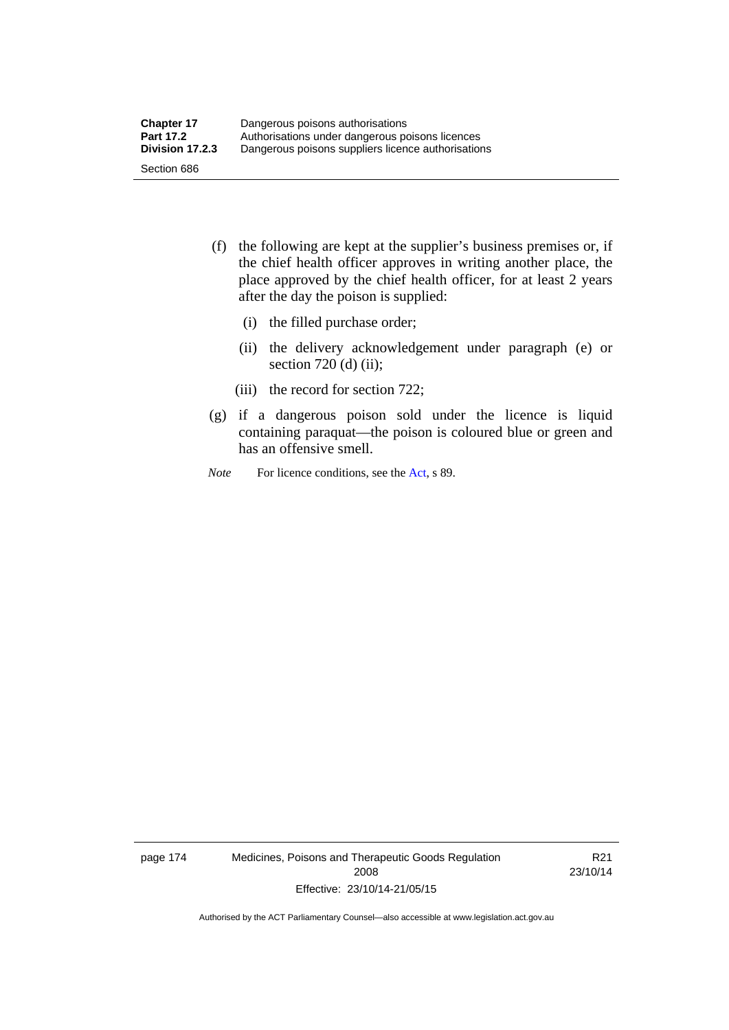(f) the following are kept at the supplier's business premises or, if the chief health officer approves in writing another place, the place approved by the chief health officer, for at least 2 years after the day the poison is supplied:

   (i) the filled purchase order;

   (ii) the delivery acknowledgement under paragraph (e) or section 720 (d) (ii);

   (iii) the record for section 722;

(g) if a dangerous poison sold under the licence is liquid containing paraquat—the poison is coloured blue or green and has an offensive smell.

*Note* For licence conditions, see the Act, s 89.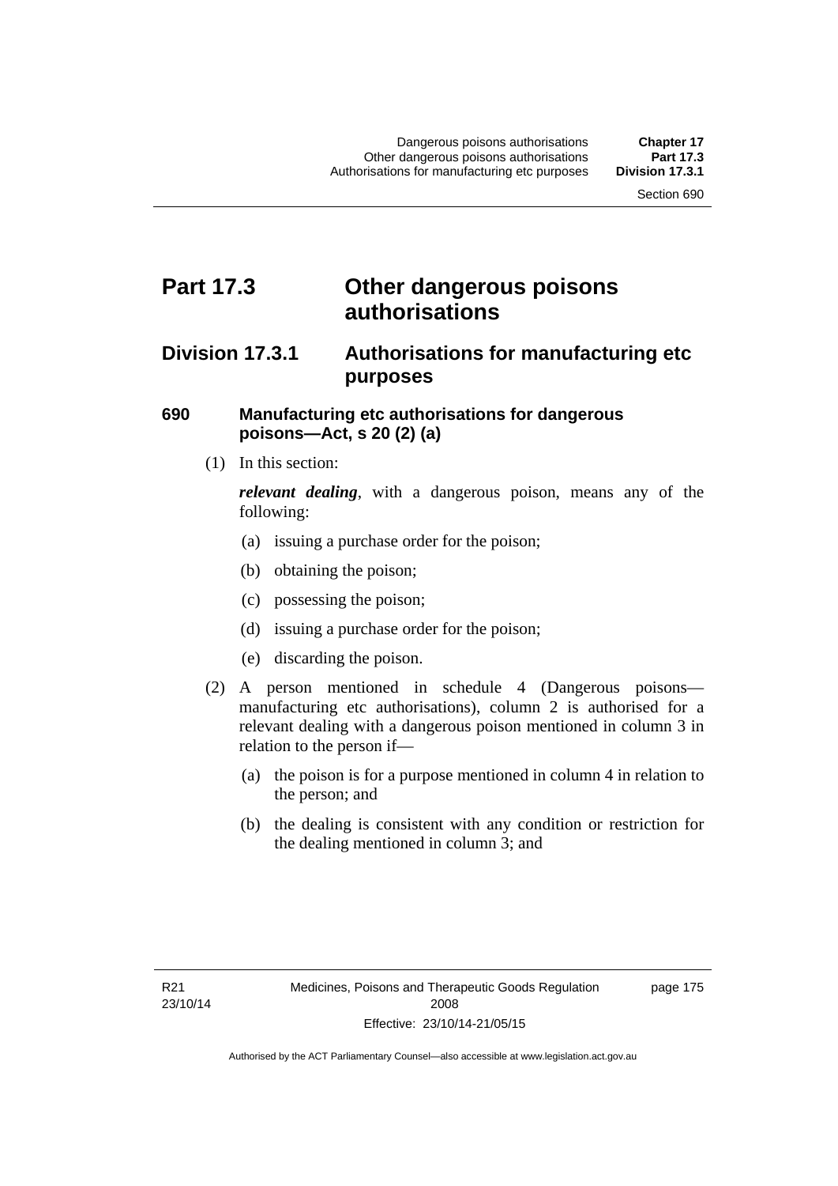# Part 17.3 Other dangerous poisons authorisations

## Division 17.3.1 Authorisations for manufacturing etc purposes

### 690 Manufacturing etc authorisations for dangerous poisons—Act, s 20 (2) (a)

(1) In this section:

***relevant dealing***, with a dangerous poison, means any of the following:

(a) issuing a purchase order for the poison;

(b) obtaining the poison;

(c) possessing the poison;

(d) issuing a purchase order for the poison;

(e) discarding the poison.

(2) A person mentioned in schedule 4 (Dangerous poisons—manufacturing etc authorisations), column 2 is authorised for a relevant dealing with a dangerous poison mentioned in column 3 in relation to the person if—

(a) the poison is for a purpose mentioned in column 4 in relation to the person; and

(b) the dealing is consistent with any condition or restriction for the dealing mentioned in column 3; and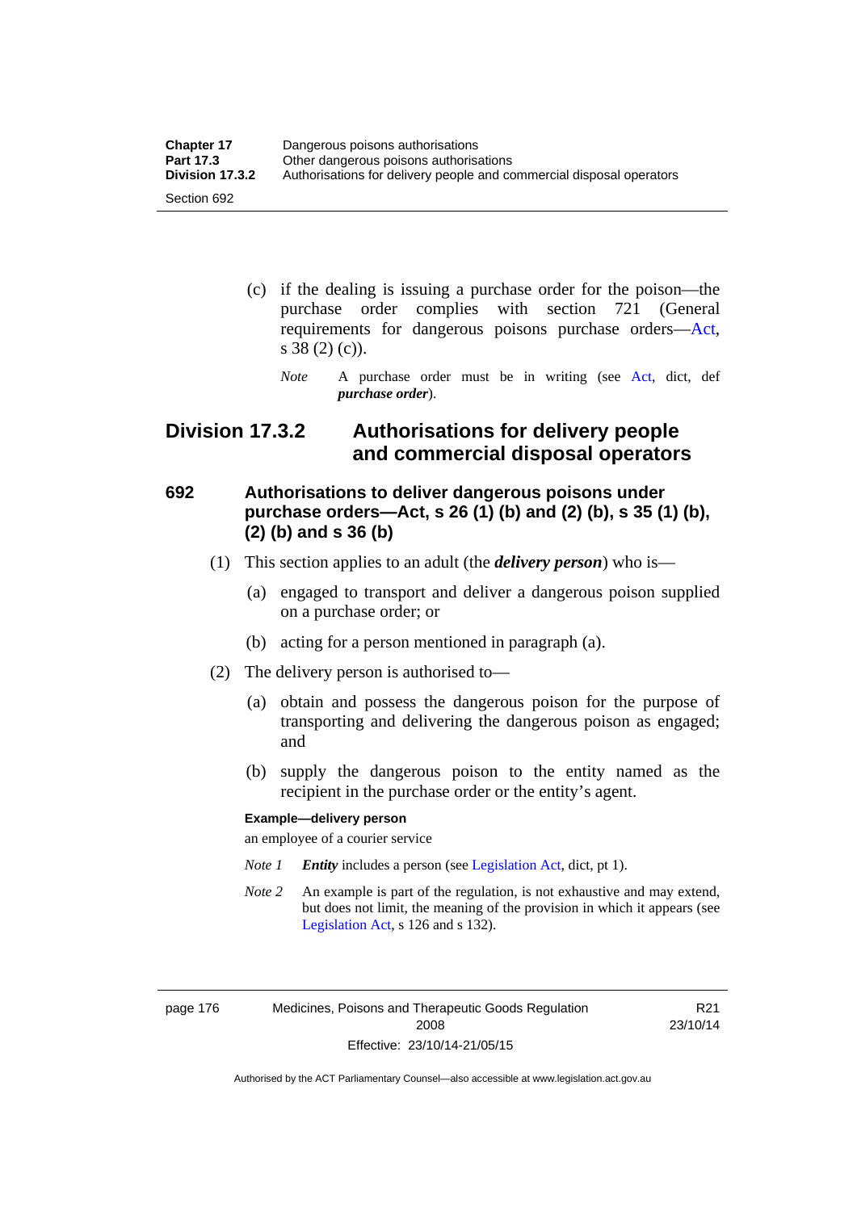(c) if the dealing is issuing a purchase order for the poison—the purchase order complies with section 721 (General requirements for dangerous poisons purchase orders—Act, s 38 (2) (c)).

*Note* A purchase order must be in writing (see Act, dict, def ***purchase order***).

## Division 17.3.2 Authorisations for delivery people and commercial disposal operators

### 692 Authorisations to deliver dangerous poisons under purchase orders—Act, s 26 (1) (b) and (2) (b), s 35 (1) (b), (2) (b) and s 36 (b)

(1) This section applies to an adult (the ***delivery person***) who is—

(a) engaged to transport and deliver a dangerous poison supplied on a purchase order; or

(b) acting for a person mentioned in paragraph (a).

(2) The delivery person is authorised to—

(a) obtain and possess the dangerous poison for the purpose of transporting and delivering the dangerous poison as engaged; and

(b) supply the dangerous poison to the entity named as the recipient in the purchase order or the entity's agent.

**Example—delivery person**

an employee of a courier service

*Note 1* ***Entity*** includes a person (see Legislation Act, dict, pt 1).

*Note 2* An example is part of the regulation, is not exhaustive and may extend, but does not limit, the meaning of the provision in which it appears (see Legislation Act, s 126 and s 132).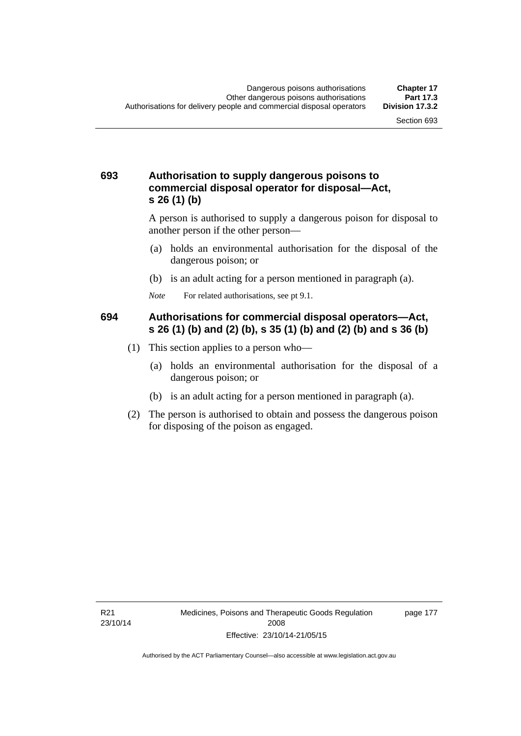## 693 Authorisation to supply dangerous poisons to commercial disposal operator for disposal—Act, s 26 (1) (b)

A person is authorised to supply a dangerous poison for disposal to another person if the other person—

(a) holds an environmental authorisation for the disposal of the dangerous poison; or

(b) is an adult acting for a person mentioned in paragraph (a).

*Note* For related authorisations, see pt 9.1.

## 694 Authorisations for commercial disposal operators—Act, s 26 (1) (b) and (2) (b), s 35 (1) (b) and (2) (b) and s 36 (b)

(1) This section applies to a person who—

(a) holds an environmental authorisation for the disposal of a dangerous poison; or

(b) is an adult acting for a person mentioned in paragraph (a).

(2) The person is authorised to obtain and possess the dangerous poison for disposing of the poison as engaged.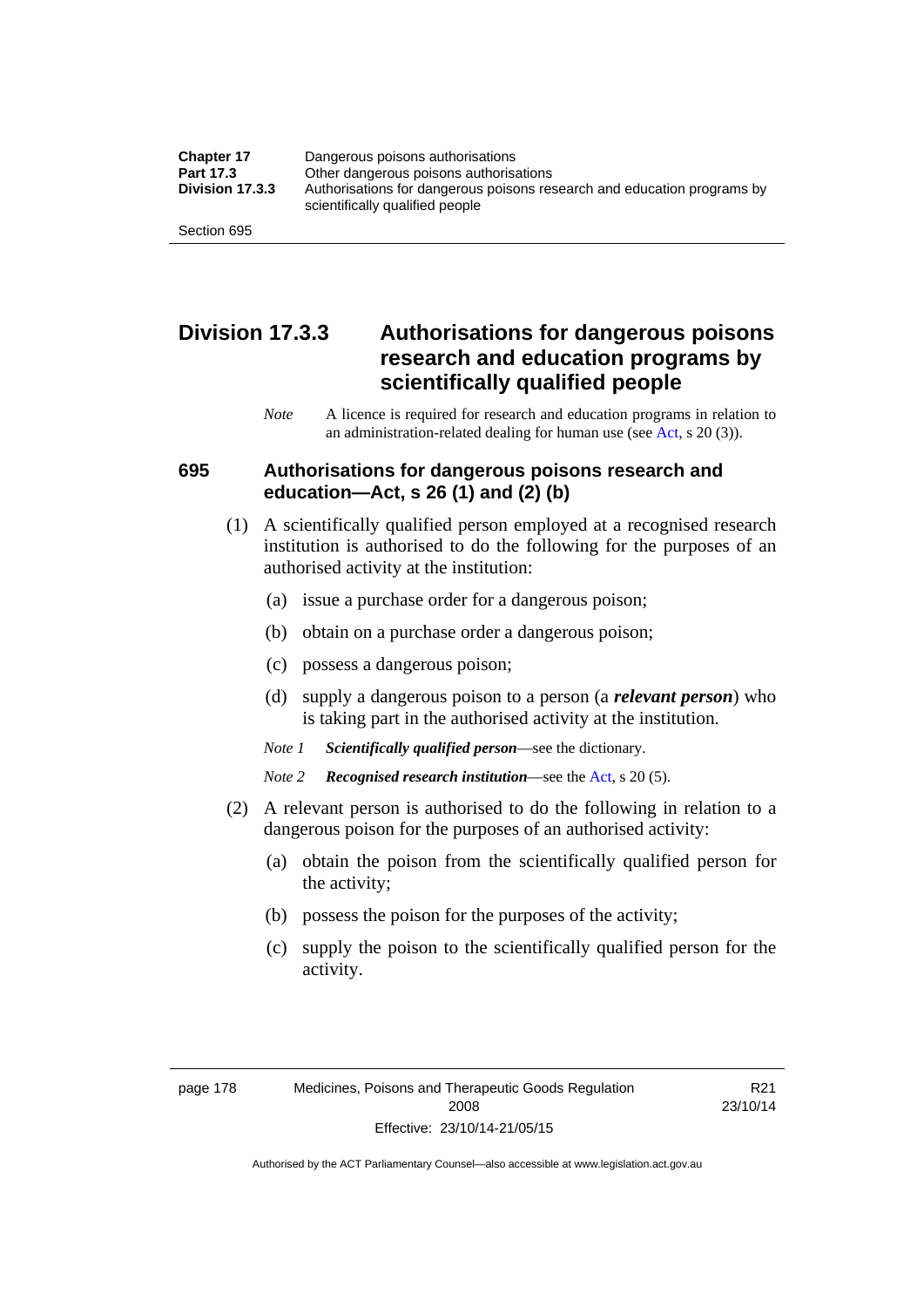## Division 17.3.3 Authorisations for dangerous poisons research and education programs by scientifically qualified people

*Note* A licence is required for research and education programs in relation to an administration-related dealing for human use (see Act, s 20 (3)).

### 695 Authorisations for dangerous poisons research and education—Act, s 26 (1) and (2) (b)

(1) A scientifically qualified person employed at a recognised research institution is authorised to do the following for the purposes of an authorised activity at the institution:

(a) issue a purchase order for a dangerous poison;

(b) obtain on a purchase order a dangerous poison;

(c) possess a dangerous poison;

(d) supply a dangerous poison to a person (a ***relevant person***) who is taking part in the authorised activity at the institution.

*Note 1* ***Scientifically qualified person***—see the dictionary.

*Note 2* ***Recognised research institution***—see the Act, s 20 (5).

(2) A relevant person is authorised to do the following in relation to a dangerous poison for the purposes of an authorised activity:

(a) obtain the poison from the scientifically qualified person for the activity;

(b) possess the poison for the purposes of the activity;

(c) supply the poison to the scientifically qualified person for the activity.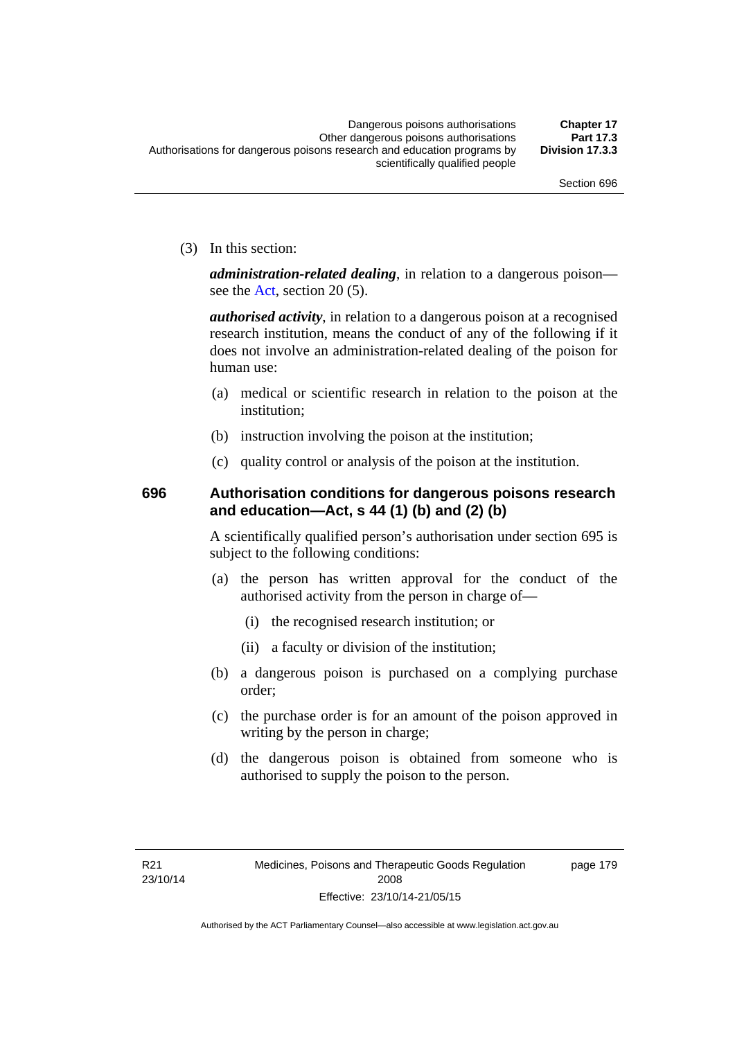(3) In this section:

***administration-related dealing***, in relation to a dangerous poison—see the Act, section 20 (5).

***authorised activity***, in relation to a dangerous poison at a recognised research institution, means the conduct of any of the following if it does not involve an administration-related dealing of the poison for human use:

(a) medical or scientific research in relation to the poison at the institution;

(b) instruction involving the poison at the institution;

(c) quality control or analysis of the poison at the institution.

### 696 Authorisation conditions for dangerous poisons research and education—Act, s 44 (1) (b) and (2) (b)

A scientifically qualified person's authorisation under section 695 is subject to the following conditions:

(a) the person has written approval for the conduct of the authorised activity from the person in charge of—

(i) the recognised research institution; or

(ii) a faculty or division of the institution;

(b) a dangerous poison is purchased on a complying purchase order;

(c) the purchase order is for an amount of the poison approved in writing by the person in charge;

(d) the dangerous poison is obtained from someone who is authorised to supply the poison to the person.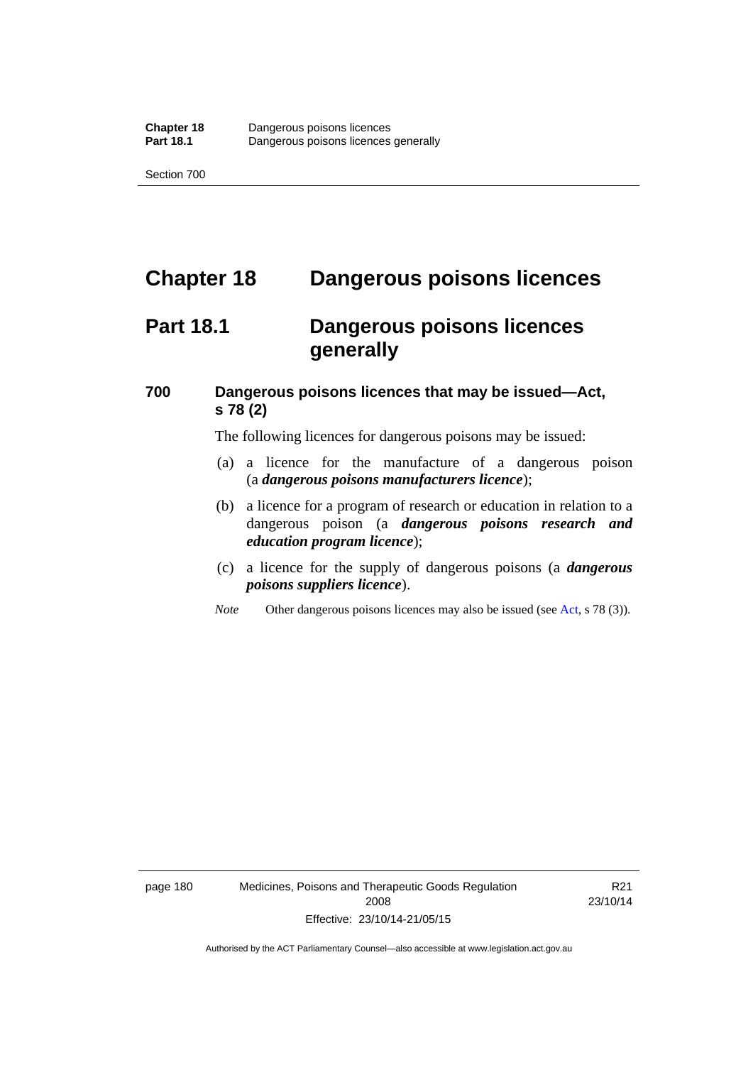# Chapter 18 Dangerous poisons licences

## Part 18.1 Dangerous poisons licences generally

### 700 Dangerous poisons licences that may be issued—Act, s 78 (2)

The following licences for dangerous poisons may be issued:

(a) a licence for the manufacture of a dangerous poison (a ***dangerous poisons manufacturers licence***);

(b) a licence for a program of research or education in relation to a dangerous poison (a ***dangerous poisons research and education program licence***);

(c) a licence for the supply of dangerous poisons (a ***dangerous poisons suppliers licence***).

*Note* Other dangerous poisons licences may also be issued (see Act, s 78 (3)).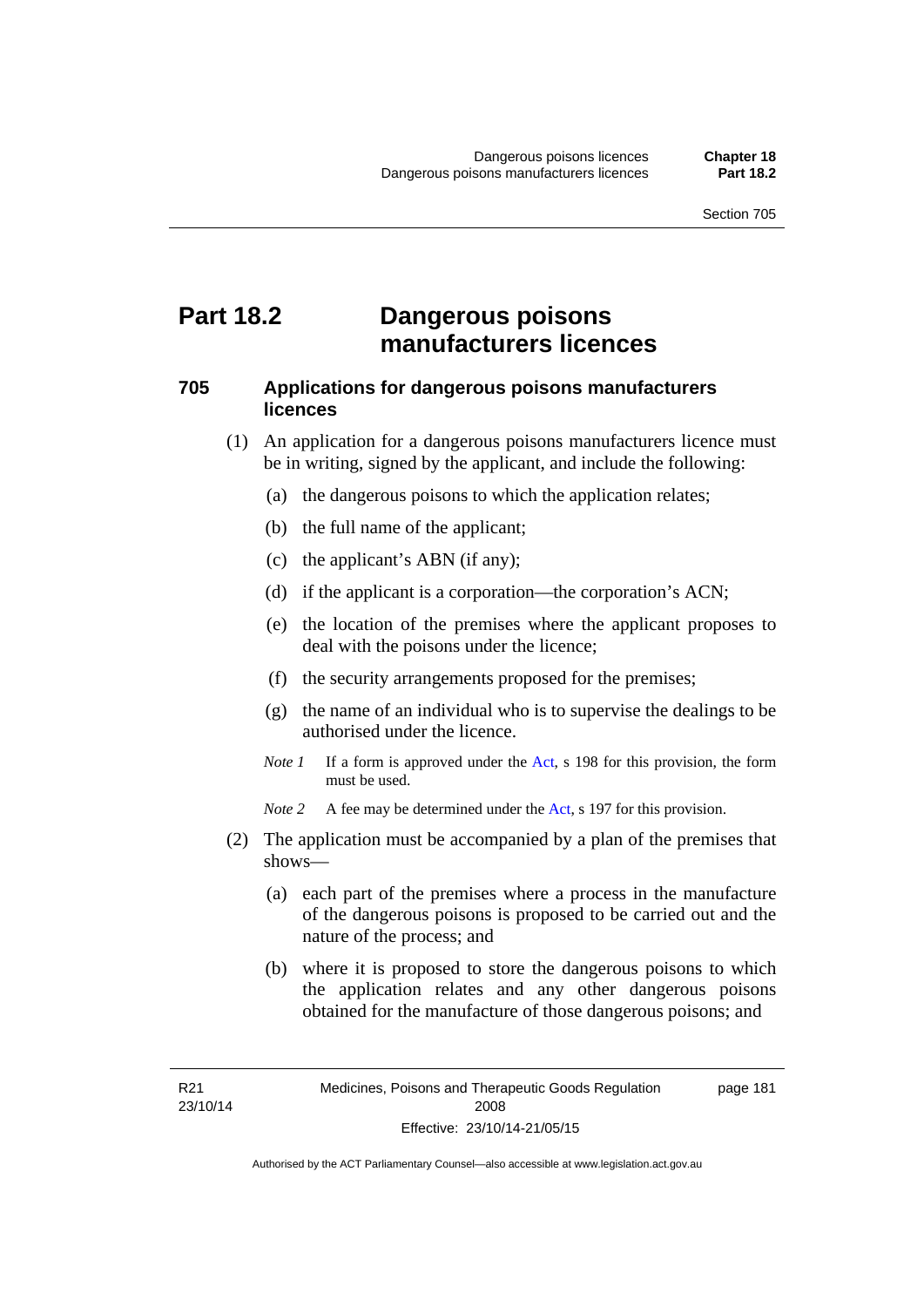# Part 18.2 Dangerous poisons manufacturers licences

## 705 Applications for dangerous poisons manufacturers licences

(1) An application for a dangerous poisons manufacturers licence must be in writing, signed by the applicant, and include the following:

(a) the dangerous poisons to which the application relates;

(b) the full name of the applicant;

(c) the applicant's ABN (if any);

(d) if the applicant is a corporation—the corporation's ACN;

(e) the location of the premises where the applicant proposes to deal with the poisons under the licence;

(f) the security arrangements proposed for the premises;

(g) the name of an individual who is to supervise the dealings to be authorised under the licence.

*Note 1* If a form is approved under the Act, s 198 for this provision, the form must be used.

*Note 2* A fee may be determined under the Act, s 197 for this provision.

(2) The application must be accompanied by a plan of the premises that shows—

(a) each part of the premises where a process in the manufacture of the dangerous poisons is proposed to be carried out and the nature of the process; and

(b) where it is proposed to store the dangerous poisons to which the application relates and any other dangerous poisons obtained for the manufacture of those dangerous poisons; and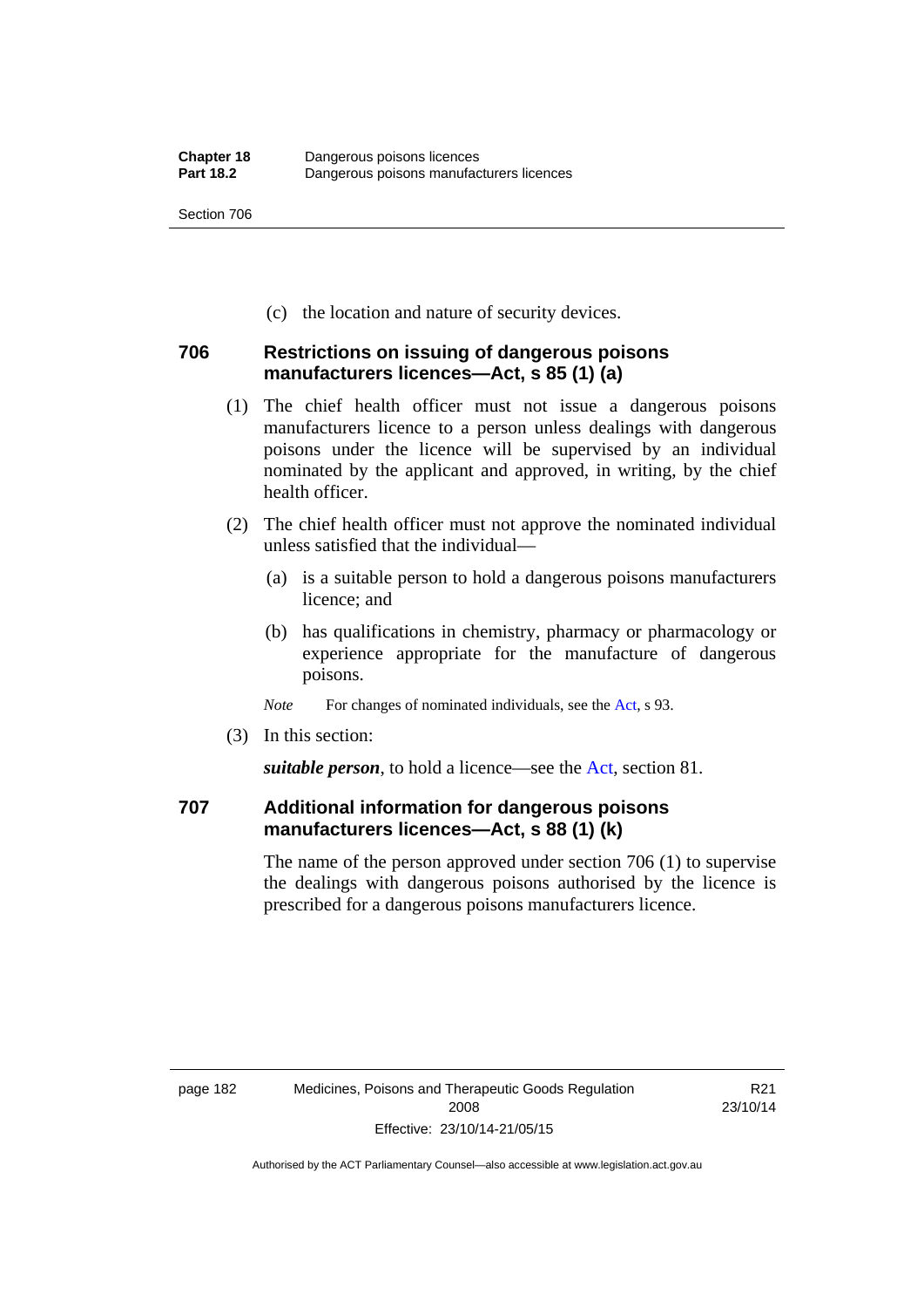(c) the location and nature of security devices.

### 706 Restrictions on issuing of dangerous poisons manufacturers licences—Act, s 85 (1) (a)

(1) The chief health officer must not issue a dangerous poisons manufacturers licence to a person unless dealings with dangerous poisons under the licence will be supervised by an individual nominated by the applicant and approved, in writing, by the chief health officer.

(2) The chief health officer must not approve the nominated individual unless satisfied that the individual—

(a) is a suitable person to hold a dangerous poisons manufacturers licence; and

(b) has qualifications in chemistry, pharmacy or pharmacology or experience appropriate for the manufacture of dangerous poisons.

*Note* For changes of nominated individuals, see the Act, s 93.

(3) In this section:

***suitable person***, to hold a licence—see the Act, section 81.

### 707 Additional information for dangerous poisons manufacturers licences—Act, s 88 (1) (k)

The name of the person approved under section 706 (1) to supervise the dealings with dangerous poisons authorised by the licence is prescribed for a dangerous poisons manufacturers licence.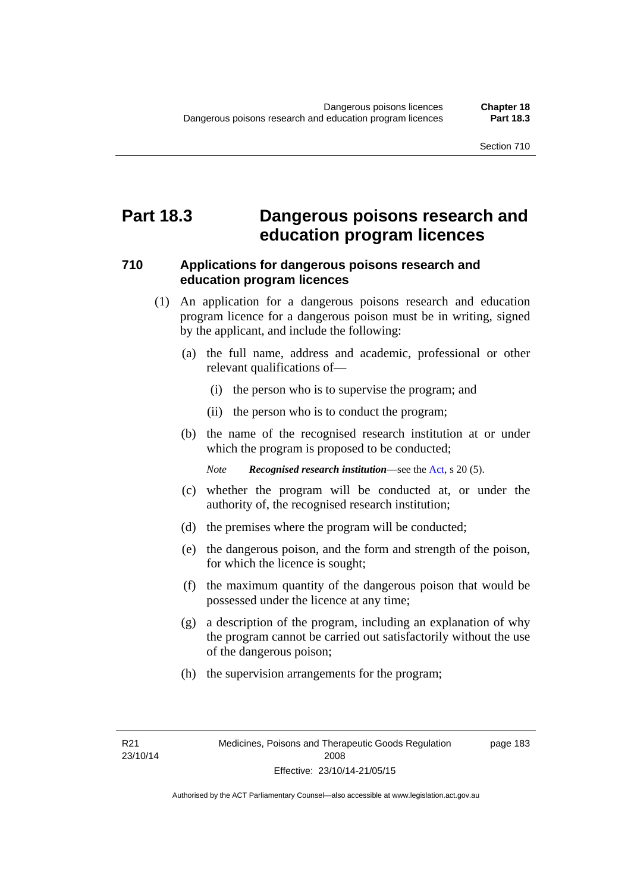# Part 18.3 Dangerous poisons research and education program licences

## 710 Applications for dangerous poisons research and education program licences

(1) An application for a dangerous poisons research and education program licence for a dangerous poison must be in writing, signed by the applicant, and include the following:

(a) the full name, address and academic, professional or other relevant qualifications of—

(i) the person who is to supervise the program; and

(ii) the person who is to conduct the program;

(b) the name of the recognised research institution at or under which the program is proposed to be conducted;

*Note* ***Recognised research institution***—see the Act, s 20 (5).

(c) whether the program will be conducted at, or under the authority of, the recognised research institution;

(d) the premises where the program will be conducted;

(e) the dangerous poison, and the form and strength of the poison, for which the licence is sought;

(f) the maximum quantity of the dangerous poison that would be possessed under the licence at any time;

(g) a description of the program, including an explanation of why the program cannot be carried out satisfactorily without the use of the dangerous poison;

(h) the supervision arrangements for the program;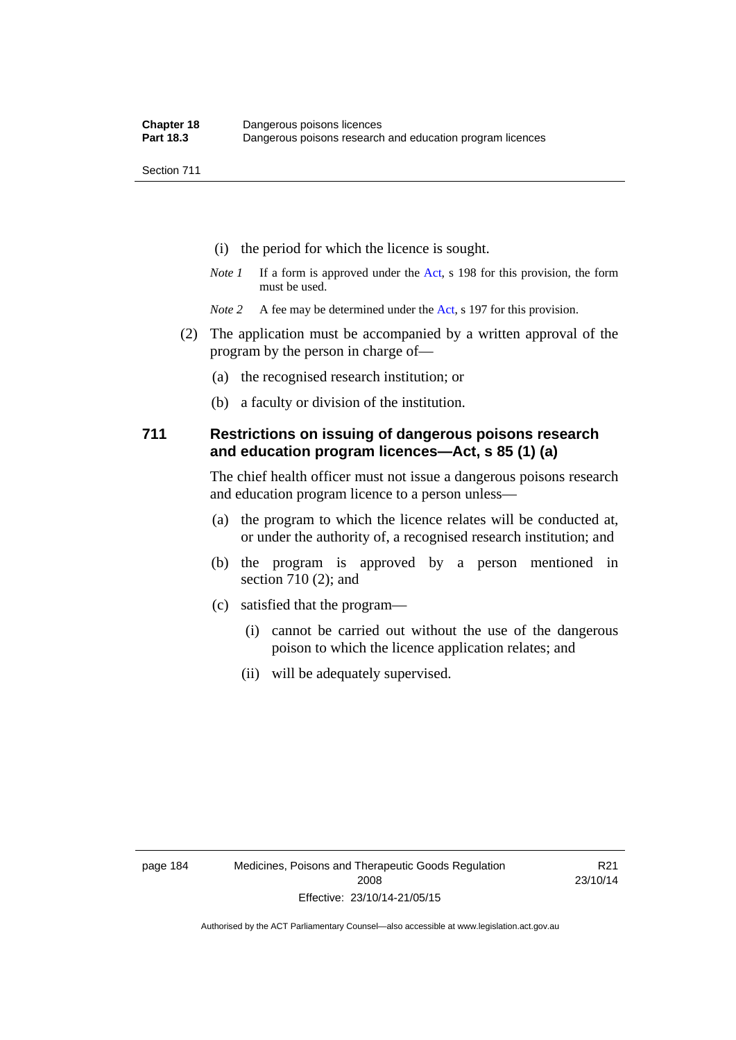(i) the period for which the licence is sought.

*Note 1* If a form is approved under the Act, s 198 for this provision, the form must be used.

*Note 2* A fee may be determined under the Act, s 197 for this provision.

(2) The application must be accompanied by a written approval of the program by the person in charge of—

(a) the recognised research institution; or

(b) a faculty or division of the institution.

### 711 Restrictions on issuing of dangerous poisons research and education program licences—Act, s 85 (1) (a)

The chief health officer must not issue a dangerous poisons research and education program licence to a person unless—

(a) the program to which the licence relates will be conducted at, or under the authority of, a recognised research institution; and

(b) the program is approved by a person mentioned in section 710 (2); and

(c) satisfied that the program—

(i) cannot be carried out without the use of the dangerous poison to which the licence application relates; and

(ii) will be adequately supervised.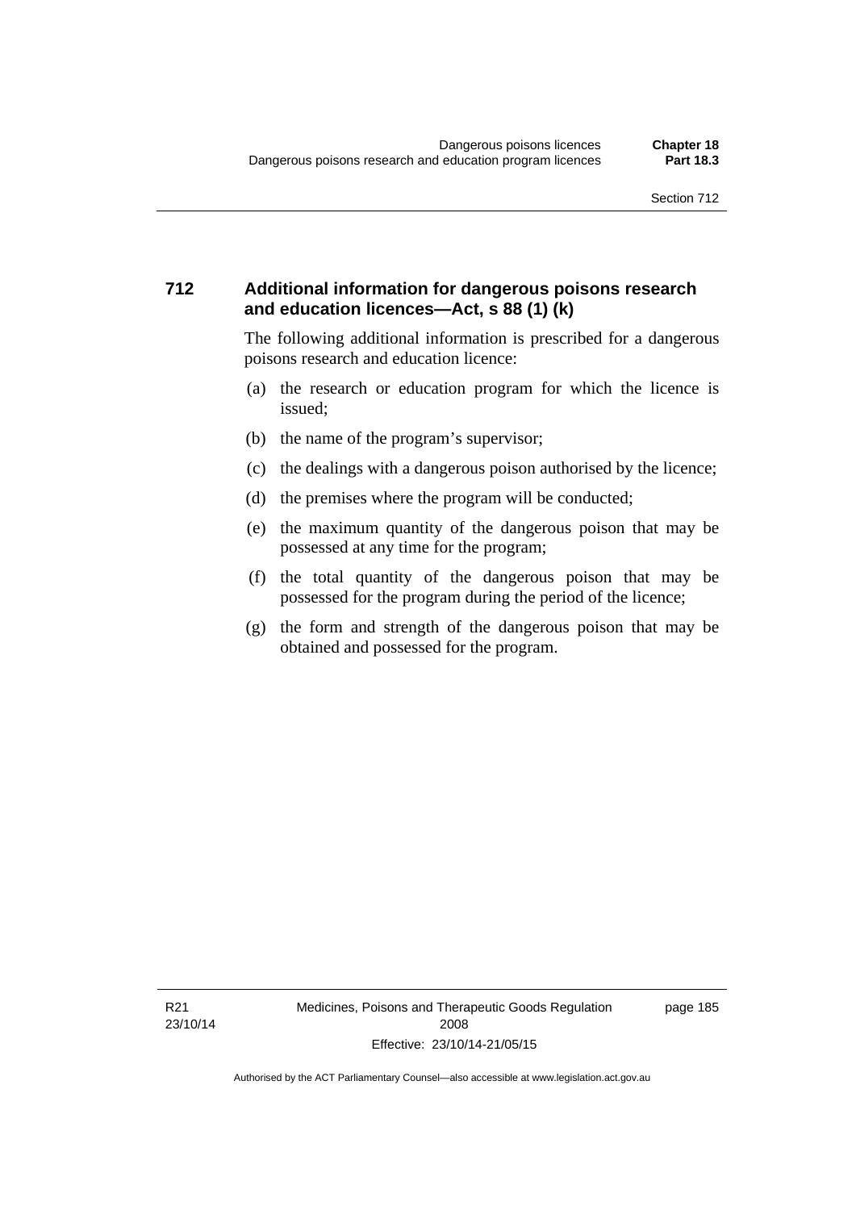### 712 Additional information for dangerous poisons research and education licences—Act, s 88 (1) (k)

The following additional information is prescribed for a dangerous poisons research and education licence:

(a) the research or education program for which the licence is issued;

(b) the name of the program's supervisor;

(c) the dealings with a dangerous poison authorised by the licence;

(d) the premises where the program will be conducted;

(e) the maximum quantity of the dangerous poison that may be possessed at any time for the program;

(f) the total quantity of the dangerous poison that may be possessed for the program during the period of the licence;

(g) the form and strength of the dangerous poison that may be obtained and possessed for the program.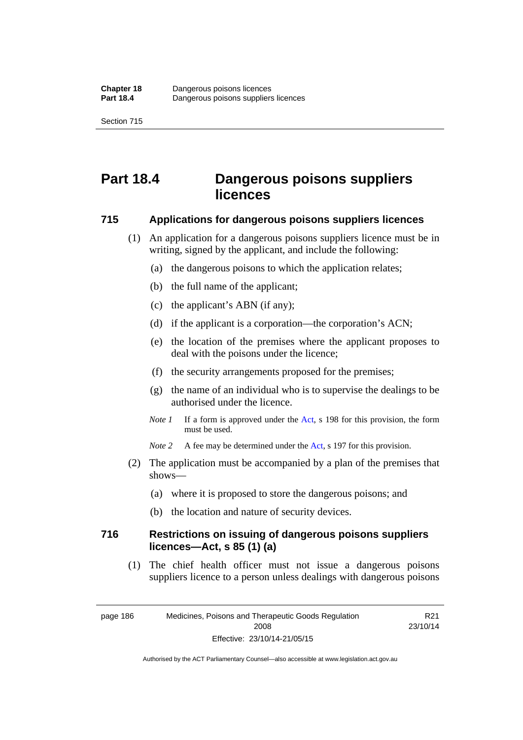# Part 18.4 Dangerous poisons suppliers licences

## 715 Applications for dangerous poisons suppliers licences

(1) An application for a dangerous poisons suppliers licence must be in writing, signed by the applicant, and include the following:

(a) the dangerous poisons to which the application relates;

(b) the full name of the applicant;

(c) the applicant's ABN (if any);

(d) if the applicant is a corporation—the corporation's ACN;

(e) the location of the premises where the applicant proposes to deal with the poisons under the licence;

(f) the security arrangements proposed for the premises;

(g) the name of an individual who is to supervise the dealings to be authorised under the licence.

*Note 1* If a form is approved under the Act, s 198 for this provision, the form must be used.

*Note 2* A fee may be determined under the Act, s 197 for this provision.

(2) The application must be accompanied by a plan of the premises that shows—

(a) where it is proposed to store the dangerous poisons; and

(b) the location and nature of security devices.

## 716 Restrictions on issuing of dangerous poisons suppliers licences—Act, s 85 (1) (a)

(1) The chief health officer must not issue a dangerous poisons suppliers licence to a person unless dealings with dangerous poisons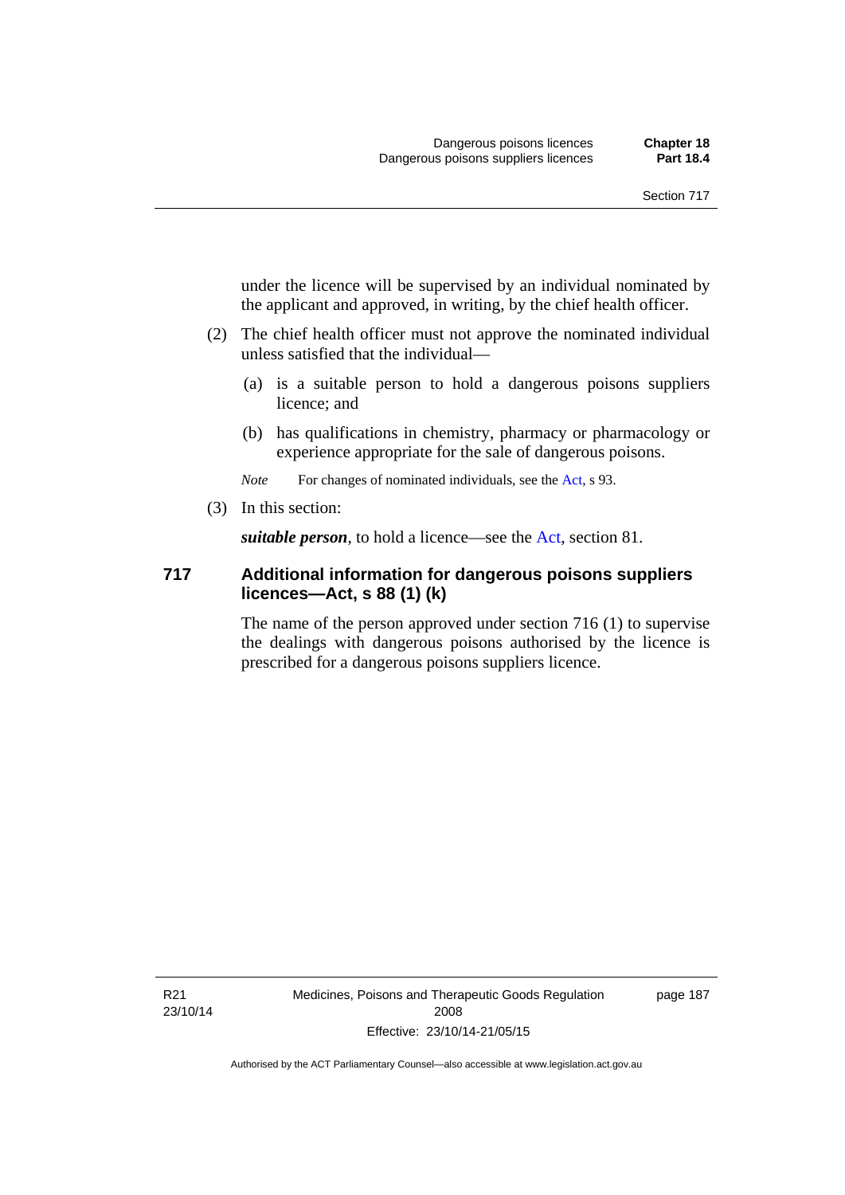under the licence will be supervised by an individual nominated by the applicant and approved, in writing, by the chief health officer.

(2) The chief health officer must not approve the nominated individual unless satisfied that the individual—

(a) is a suitable person to hold a dangerous poisons suppliers licence; and

(b) has qualifications in chemistry, pharmacy or pharmacology or experience appropriate for the sale of dangerous poisons.

*Note* For changes of nominated individuals, see the Act, s 93.

(3) In this section:

***suitable person***, to hold a licence—see the Act, section 81.

### 717 Additional information for dangerous poisons suppliers licences—Act, s 88 (1) (k)

The name of the person approved under section 716 (1) to supervise the dealings with dangerous poisons authorised by the licence is prescribed for a dangerous poisons suppliers licence.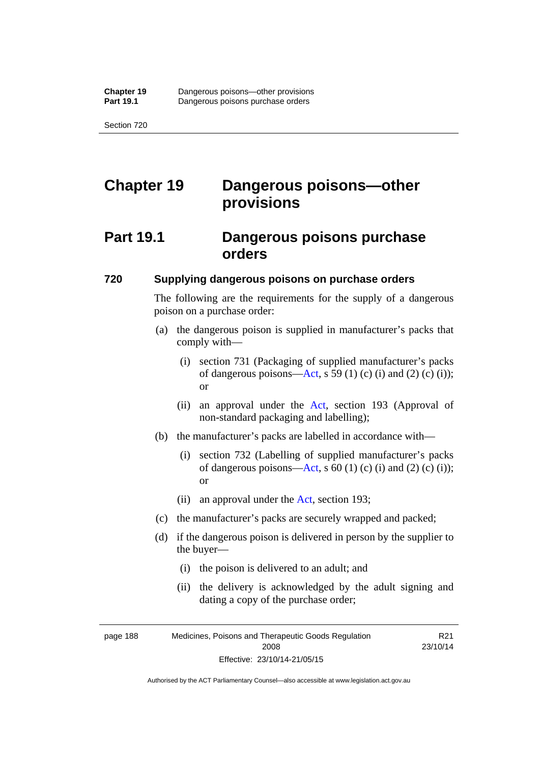# Chapter 19 Dangerous poisons—other provisions

## Part 19.1 Dangerous poisons purchase orders

### 720 Supplying dangerous poisons on purchase orders

The following are the requirements for the supply of a dangerous poison on a purchase order:

(a) the dangerous poison is supplied in manufacturer's packs that comply with—

  (i) section 731 (Packaging of supplied manufacturer's packs of dangerous poisons—Act, s 59 (1) (c) (i) and (2) (c) (i)); or

  (ii) an approval under the Act, section 193 (Approval of non-standard packaging and labelling);

(b) the manufacturer's packs are labelled in accordance with—

  (i) section 732 (Labelling of supplied manufacturer's packs of dangerous poisons—Act, s 60 (1) (c) (i) and (2) (c) (i)); or

  (ii) an approval under the Act, section 193;

(c) the manufacturer's packs are securely wrapped and packed;

(d) if the dangerous poison is delivered in person by the supplier to the buyer—

  (i) the poison is delivered to an adult; and

  (ii) the delivery is acknowledged by the adult signing and dating a copy of the purchase order;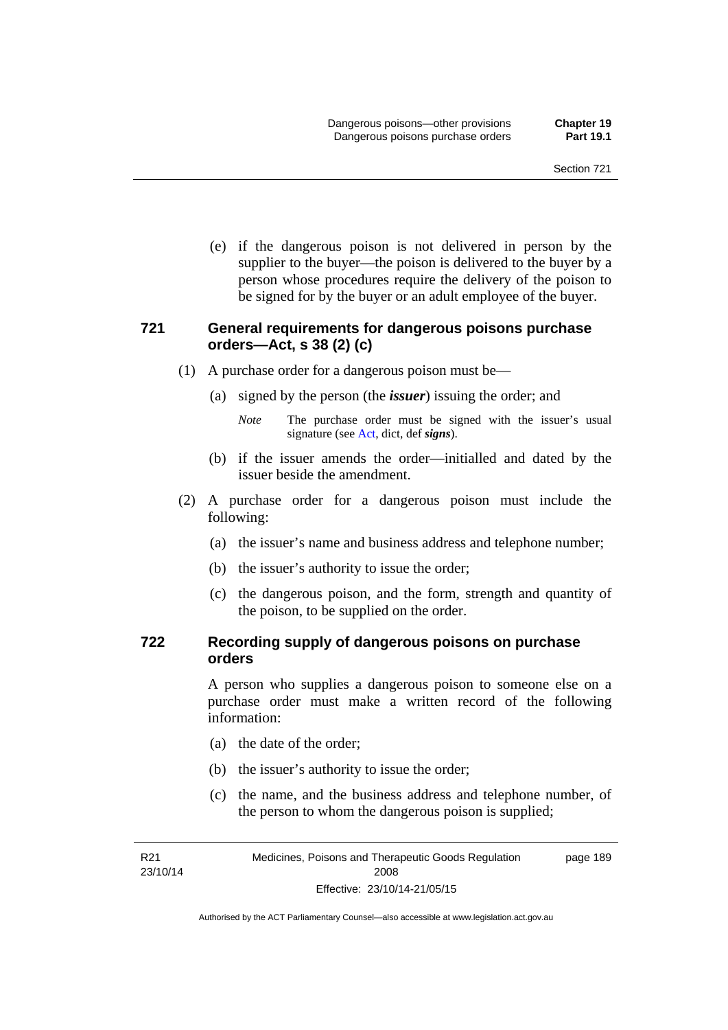(e) if the dangerous poison is not delivered in person by the supplier to the buyer—the poison is delivered to the buyer by a person whose procedures require the delivery of the poison to be signed for by the buyer or an adult employee of the buyer.

### 721 General requirements for dangerous poisons purchase orders—Act, s 38 (2) (c)

(1) A purchase order for a dangerous poison must be—

(a) signed by the person (the ***issuer***) issuing the order; and

*Note* The purchase order must be signed with the issuer's usual signature (see Act, dict, def ***signs***).

(b) if the issuer amends the order—initialled and dated by the issuer beside the amendment.

(2) A purchase order for a dangerous poison must include the following:

(a) the issuer's name and business address and telephone number;

(b) the issuer's authority to issue the order;

(c) the dangerous poison, and the form, strength and quantity of the poison, to be supplied on the order.

### 722 Recording supply of dangerous poisons on purchase orders

A person who supplies a dangerous poison to someone else on a purchase order must make a written record of the following information:

(a) the date of the order;

(b) the issuer's authority to issue the order;

(c) the name, and the business address and telephone number, of the person to whom the dangerous poison is supplied;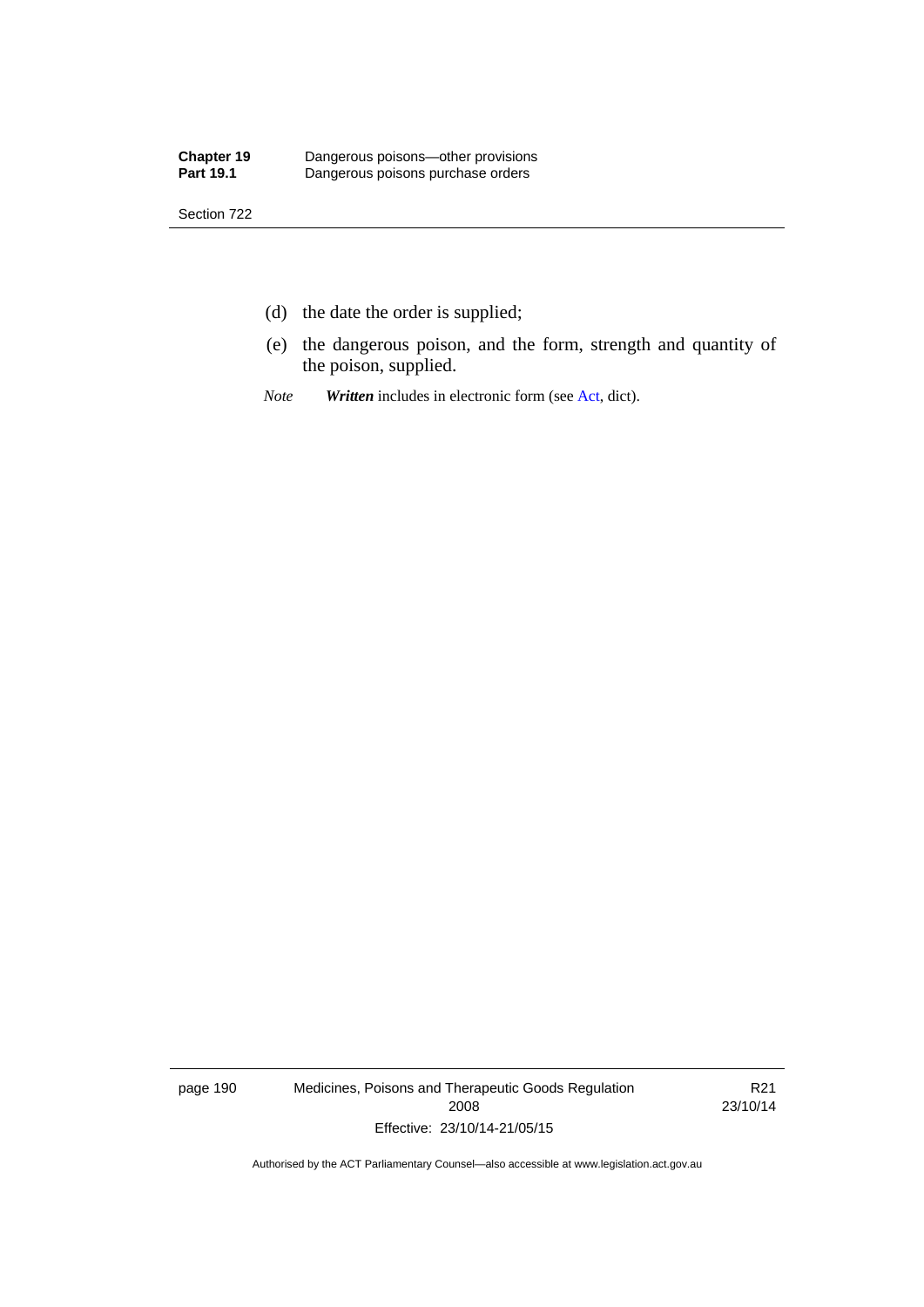(d) the date the order is supplied;

(e) the dangerous poison, and the form, strength and quantity of the poison, supplied.

*Note* ***Written*** includes in electronic form (see Act, dict).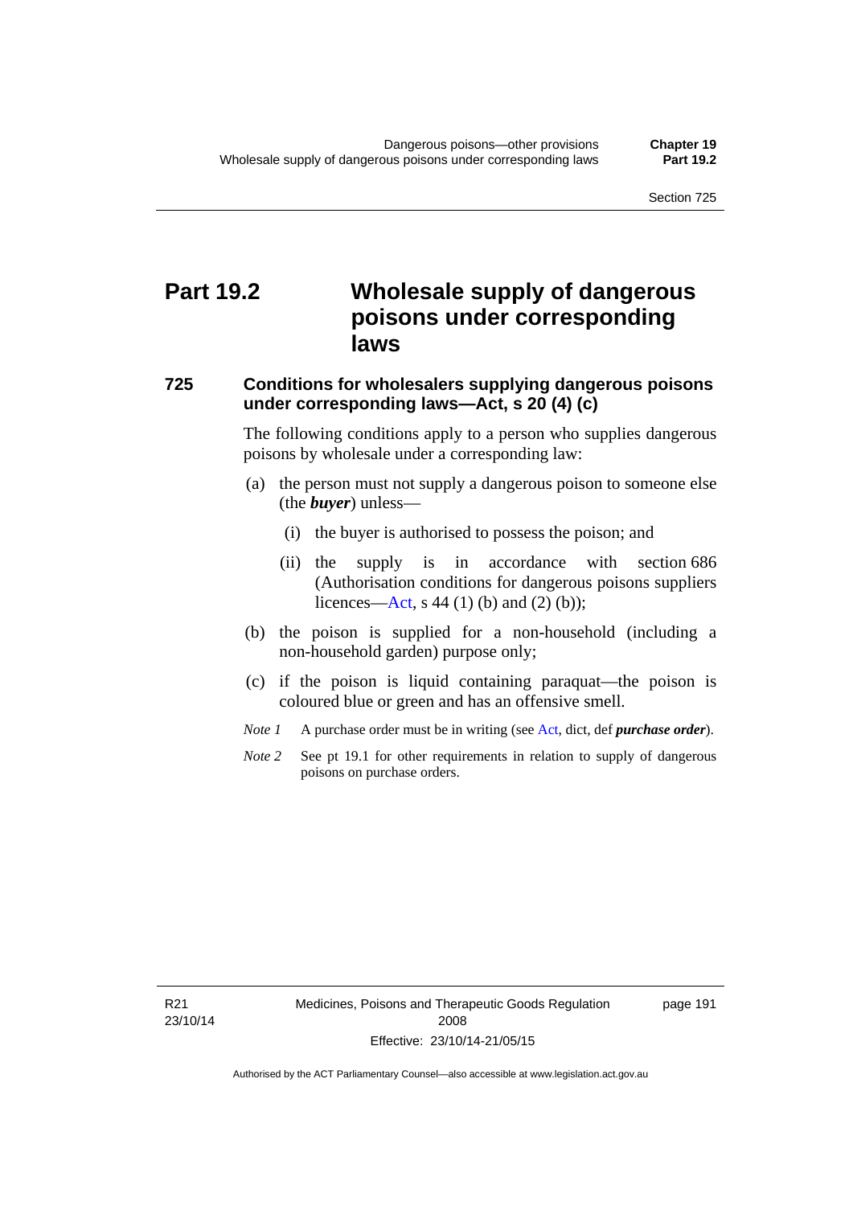# Part 19.2 Wholesale supply of dangerous poisons under corresponding laws

## 725 Conditions for wholesalers supplying dangerous poisons under corresponding laws—Act, s 20 (4) (c)

The following conditions apply to a person who supplies dangerous poisons by wholesale under a corresponding law:

(a) the person must not supply a dangerous poison to someone else (the ***buyer***) unless—

(i) the buyer is authorised to possess the poison; and

(ii) the supply is in accordance with section 686 (Authorisation conditions for dangerous poisons suppliers licences—Act, s 44 (1) (b) and (2) (b));

(b) the poison is supplied for a non-household (including a non-household garden) purpose only;

(c) if the poison is liquid containing paraquat—the poison is coloured blue or green and has an offensive smell.

*Note 1* A purchase order must be in writing (see Act, dict, def ***purchase order***).

*Note 2* See pt 19.1 for other requirements in relation to supply of dangerous poisons on purchase orders.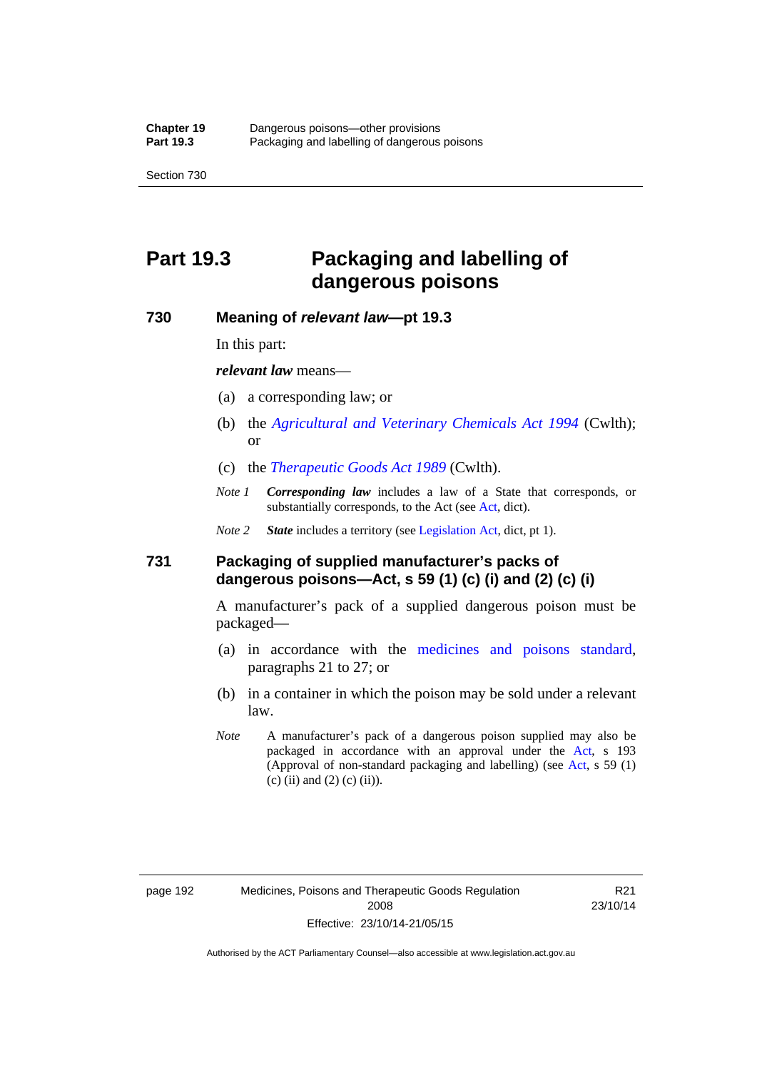# Part 19.3 Packaging and labelling of dangerous poisons

## 730 Meaning of *relevant law*—pt 19.3

In this part:

***relevant law*** means—

(a) a corresponding law; or

(b) the *Agricultural and Veterinary Chemicals Act 1994* (Cwlth); or

(c) the *Therapeutic Goods Act 1989* (Cwlth).

*Note 1* ***Corresponding law*** includes a law of a State that corresponds, or substantially corresponds, to the Act (see Act, dict).

*Note 2* ***State*** includes a territory (see Legislation Act, dict, pt 1).

## 731 Packaging of supplied manufacturer's packs of dangerous poisons—Act, s 59 (1) (c) (i) and (2) (c) (i)

A manufacturer's pack of a supplied dangerous poison must be packaged—

(a) in accordance with the medicines and poisons standard, paragraphs 21 to 27; or

(b) in a container in which the poison may be sold under a relevant law.

*Note* A manufacturer's pack of a dangerous poison supplied may also be packaged in accordance with an approval under the Act, s 193 (Approval of non-standard packaging and labelling) (see Act, s 59 (1) (c) (ii) and (2) (c) (ii)).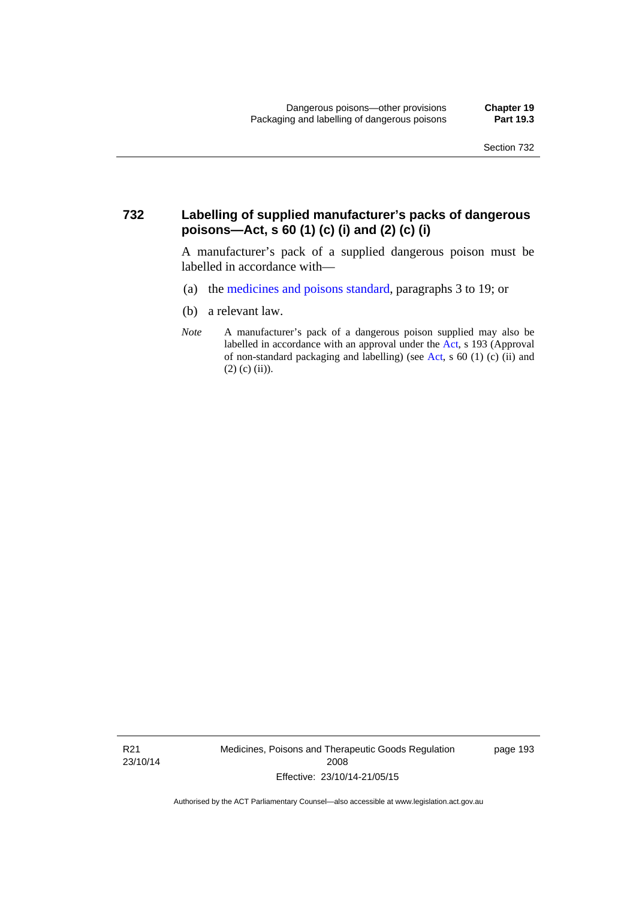## 732 Labelling of supplied manufacturer's packs of dangerous poisons—Act, s 60 (1) (c) (i) and (2) (c) (i)

A manufacturer's pack of a supplied dangerous poison must be labelled in accordance with—

(a) the medicines and poisons standard, paragraphs 3 to 19; or

(b) a relevant law.

*Note* A manufacturer's pack of a dangerous poison supplied may also be labelled in accordance with an approval under the Act, s 193 (Approval of non-standard packaging and labelling) (see Act, s 60 (1) (c) (ii) and (2) (c) (ii)).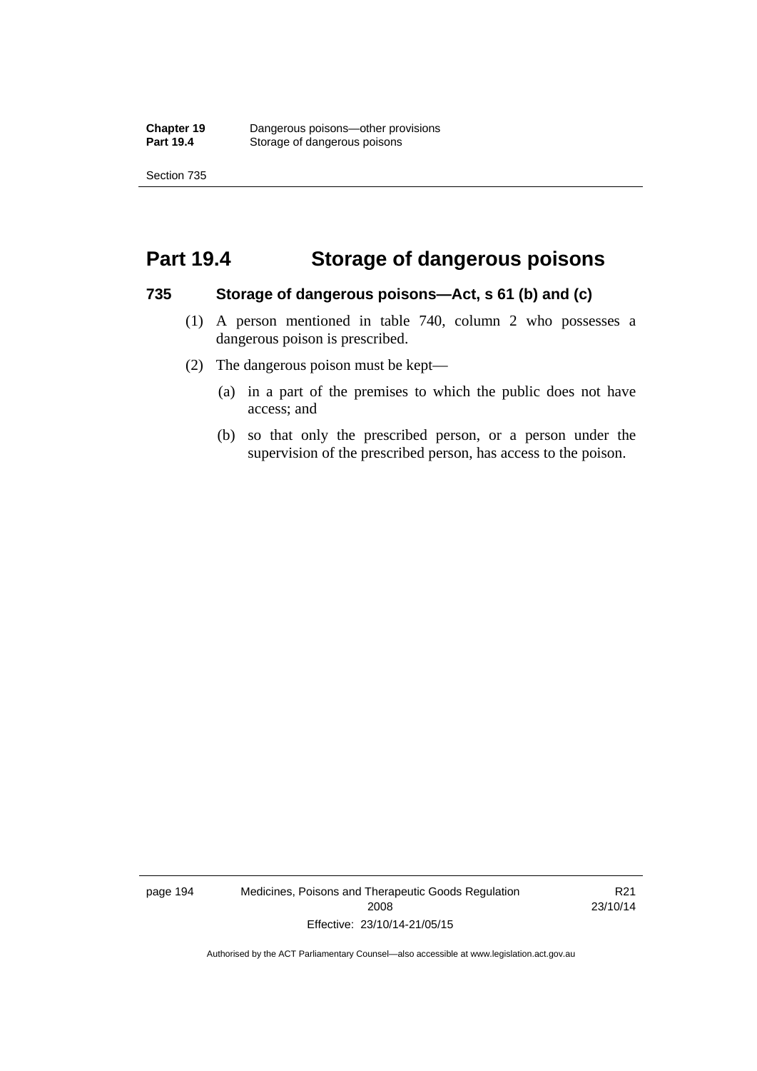# Part 19.4 Storage of dangerous poisons

### 735 Storage of dangerous poisons—Act, s 61 (b) and (c)

(1) A person mentioned in table 740, column 2 who possesses a dangerous poison is prescribed.

(2) The dangerous poison must be kept—

(a) in a part of the premises to which the public does not have access; and

(b) so that only the prescribed person, or a person under the supervision of the prescribed person, has access to the poison.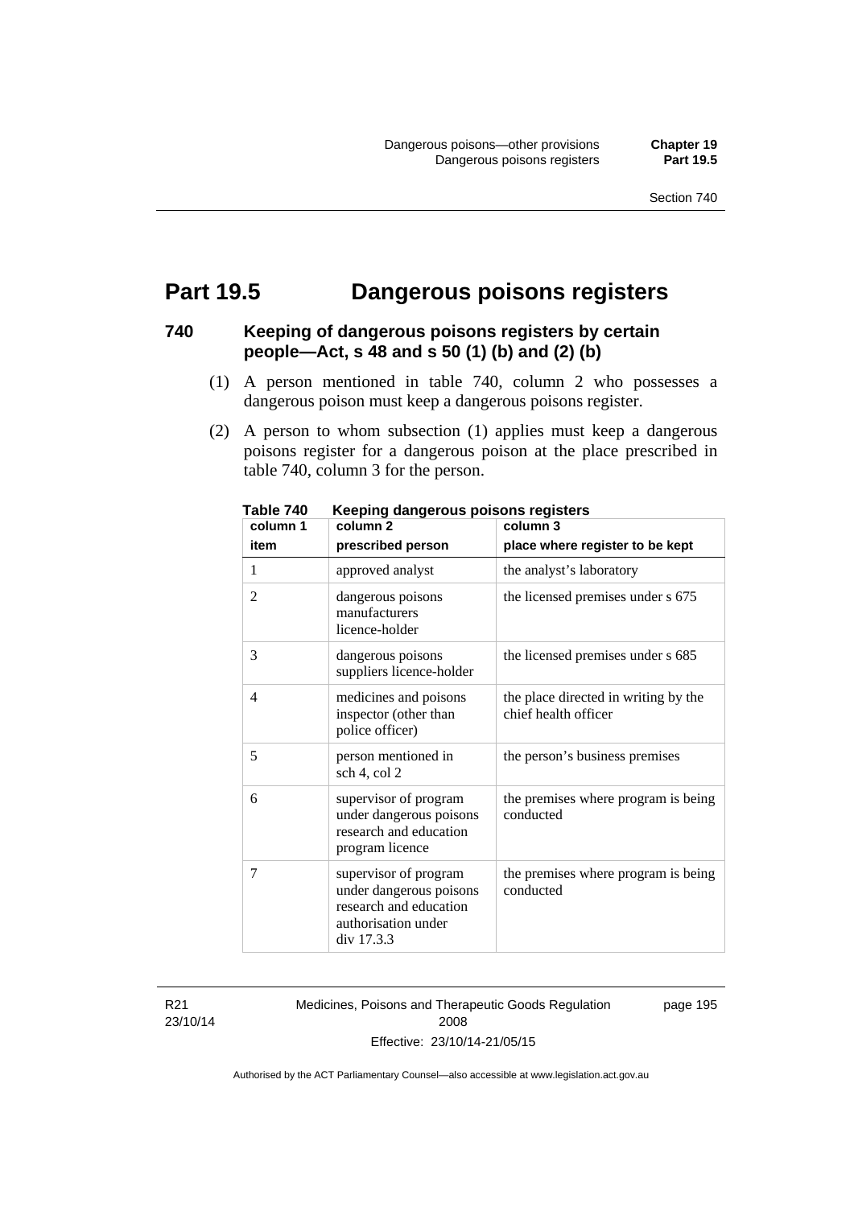# Part 19.5 Dangerous poisons registers

## 740 Keeping of dangerous poisons registers by certain people—Act, s 48 and s 50 (1) (b) and (2) (b)

(1) A person mentioned in table 740, column 2 who possesses a dangerous poison must keep a dangerous poisons register.

(2) A person to whom subsection (1) applies must keep a dangerous poisons register for a dangerous poison at the place prescribed in table 740, column 3 for the person.

**Table 740 Keeping dangerous poisons registers**

| column 1<br>item | column 2<br>prescribed person | column 3<br>place where register to be kept |
|---|---|---|
| 1 | approved analyst | the analyst's laboratory |
| 2 | dangerous poisons manufacturers licence-holder | the licensed premises under s 675 |
| 3 | dangerous poisons suppliers licence-holder | the licensed premises under s 685 |
| 4 | medicines and poisons inspector (other than police officer) | the place directed in writing by the chief health officer |
| 5 | person mentioned in sch 4, col 2 | the person's business premises |
| 6 | supervisor of program under dangerous poisons research and education program licence | the premises where program is being conducted |
| 7 | supervisor of program under dangerous poisons research and education authorisation under div 17.3.3 | the premises where program is being conducted |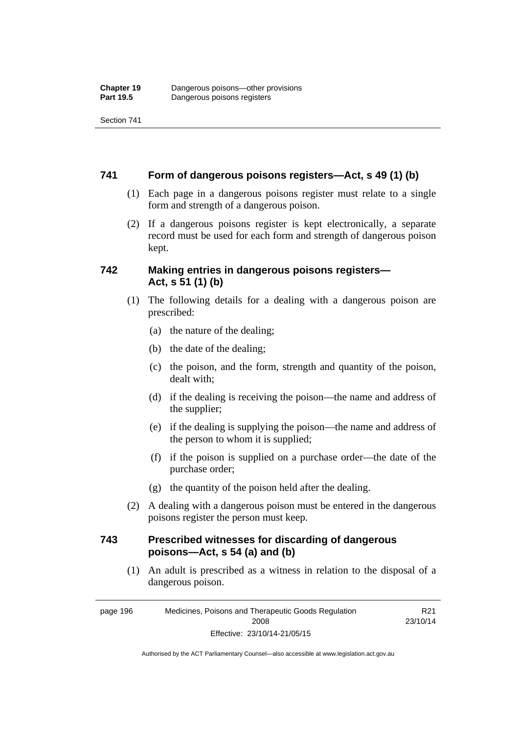## 741 Form of dangerous poisons registers—Act, s 49 (1) (b)

(1) Each page in a dangerous poisons register must relate to a single form and strength of a dangerous poison.

(2) If a dangerous poisons register is kept electronically, a separate record must be used for each form and strength of dangerous poison kept.

## 742 Making entries in dangerous poisons registers—Act, s 51 (1) (b)

(1) The following details for a dealing with a dangerous poison are prescribed:

(a) the nature of the dealing;

(b) the date of the dealing;

(c) the poison, and the form, strength and quantity of the poison, dealt with;

(d) if the dealing is receiving the poison—the name and address of the supplier;

(e) if the dealing is supplying the poison—the name and address of the person to whom it is supplied;

(f) if the poison is supplied on a purchase order—the date of the purchase order;

(g) the quantity of the poison held after the dealing.

(2) A dealing with a dangerous poison must be entered in the dangerous poisons register the person must keep.

## 743 Prescribed witnesses for discarding of dangerous poisons—Act, s 54 (a) and (b)

(1) An adult is prescribed as a witness in relation to the disposal of a dangerous poison.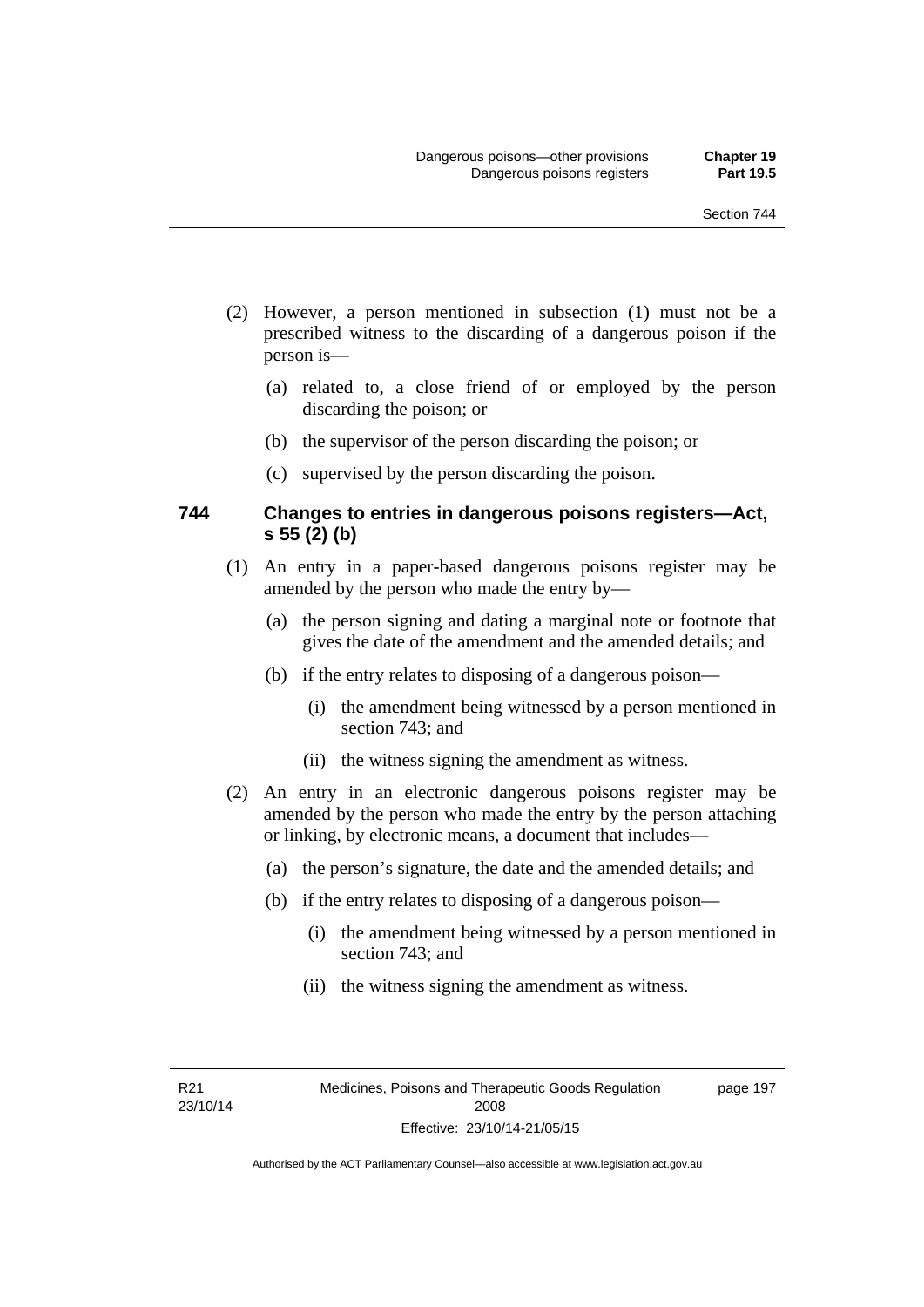(2) However, a person mentioned in subsection (1) must not be a prescribed witness to the discarding of a dangerous poison if the person is—

(a) related to, a close friend of or employed by the person discarding the poison; or

(b) the supervisor of the person discarding the poison; or

(c) supervised by the person discarding the poison.

### 744 Changes to entries in dangerous poisons registers—Act, s 55 (2) (b)

(1) An entry in a paper-based dangerous poisons register may be amended by the person who made the entry by—

(a) the person signing and dating a marginal note or footnote that gives the date of the amendment and the amended details; and

(b) if the entry relates to disposing of a dangerous poison—

(i) the amendment being witnessed by a person mentioned in section 743; and

(ii) the witness signing the amendment as witness.

(2) An entry in an electronic dangerous poisons register may be amended by the person who made the entry by the person attaching or linking, by electronic means, a document that includes—

(a) the person's signature, the date and the amended details; and

(b) if the entry relates to disposing of a dangerous poison—

(i) the amendment being witnessed by a person mentioned in section 743; and

(ii) the witness signing the amendment as witness.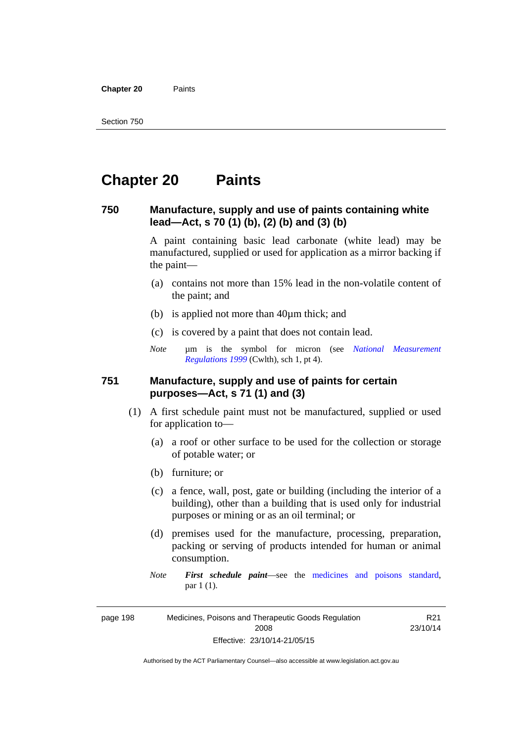# Chapter 20 Paints

## 750 Manufacture, supply and use of paints containing white lead—Act, s 70 (1) (b), (2) (b) and (3) (b)

A paint containing basic lead carbonate (white lead) may be manufactured, supplied or used for application as a mirror backing if the paint—

(a) contains not more than 15% lead in the non-volatile content of the paint; and

(b) is applied not more than 40µm thick; and

(c) is covered by a paint that does not contain lead.

*Note* µm is the symbol for micron (see *National Measurement Regulations 1999* (Cwlth), sch 1, pt 4).

## 751 Manufacture, supply and use of paints for certain purposes—Act, s 71 (1) and (3)

(1) A first schedule paint must not be manufactured, supplied or used for application to—

(a) a roof or other surface to be used for the collection or storage of potable water; or

(b) furniture; or

(c) a fence, wall, post, gate or building (including the interior of a building), other than a building that is used only for industrial purposes or mining or as an oil terminal; or

(d) premises used for the manufacture, processing, preparation, packing or serving of products intended for human or animal consumption.

*Note* ***First schedule paint***—see the medicines and poisons standard, par 1 (1).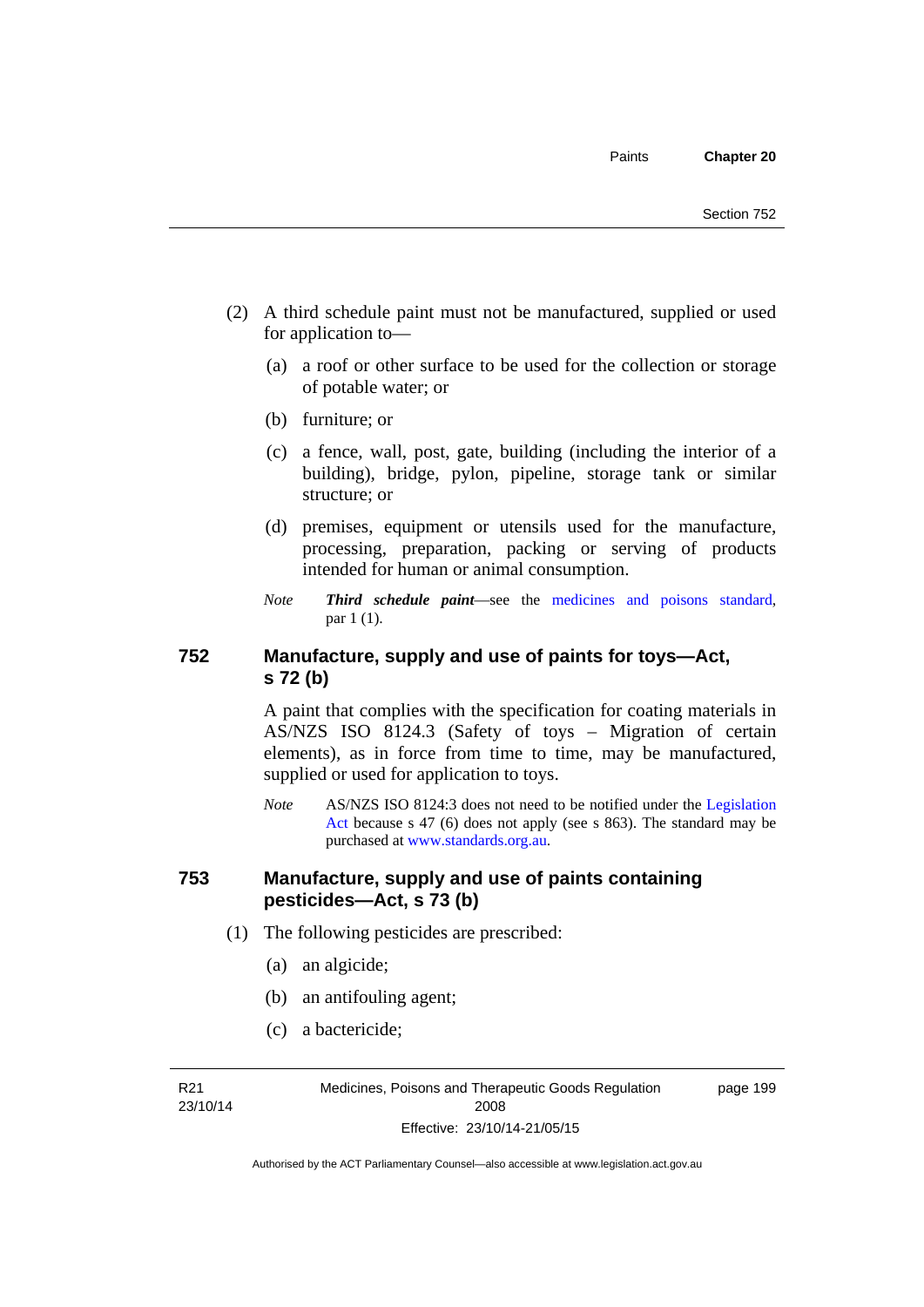(2) A third schedule paint must not be manufactured, supplied or used for application to—

(a) a roof or other surface to be used for the collection or storage of potable water; or

(b) furniture; or

(c) a fence, wall, post, gate, building (including the interior of a building), bridge, pylon, pipeline, storage tank or similar structure; or

(d) premises, equipment or utensils used for the manufacture, processing, preparation, packing or serving of products intended for human or animal consumption.

*Note* ***Third schedule paint***—see the medicines and poisons standard, par 1 (1).

## 752 Manufacture, supply and use of paints for toys—Act, s 72 (b)

A paint that complies with the specification for coating materials in AS/NZS ISO 8124.3 (Safety of toys – Migration of certain elements), as in force from time to time, may be manufactured, supplied or used for application to toys.

*Note* AS/NZS ISO 8124:3 does not need to be notified under the Legislation Act because s 47 (6) does not apply (see s 863). The standard may be purchased at www.standards.org.au.

## 753 Manufacture, supply and use of paints containing pesticides—Act, s 73 (b)

(1) The following pesticides are prescribed:

(a) an algicide;

(b) an antifouling agent;

(c) a bactericide;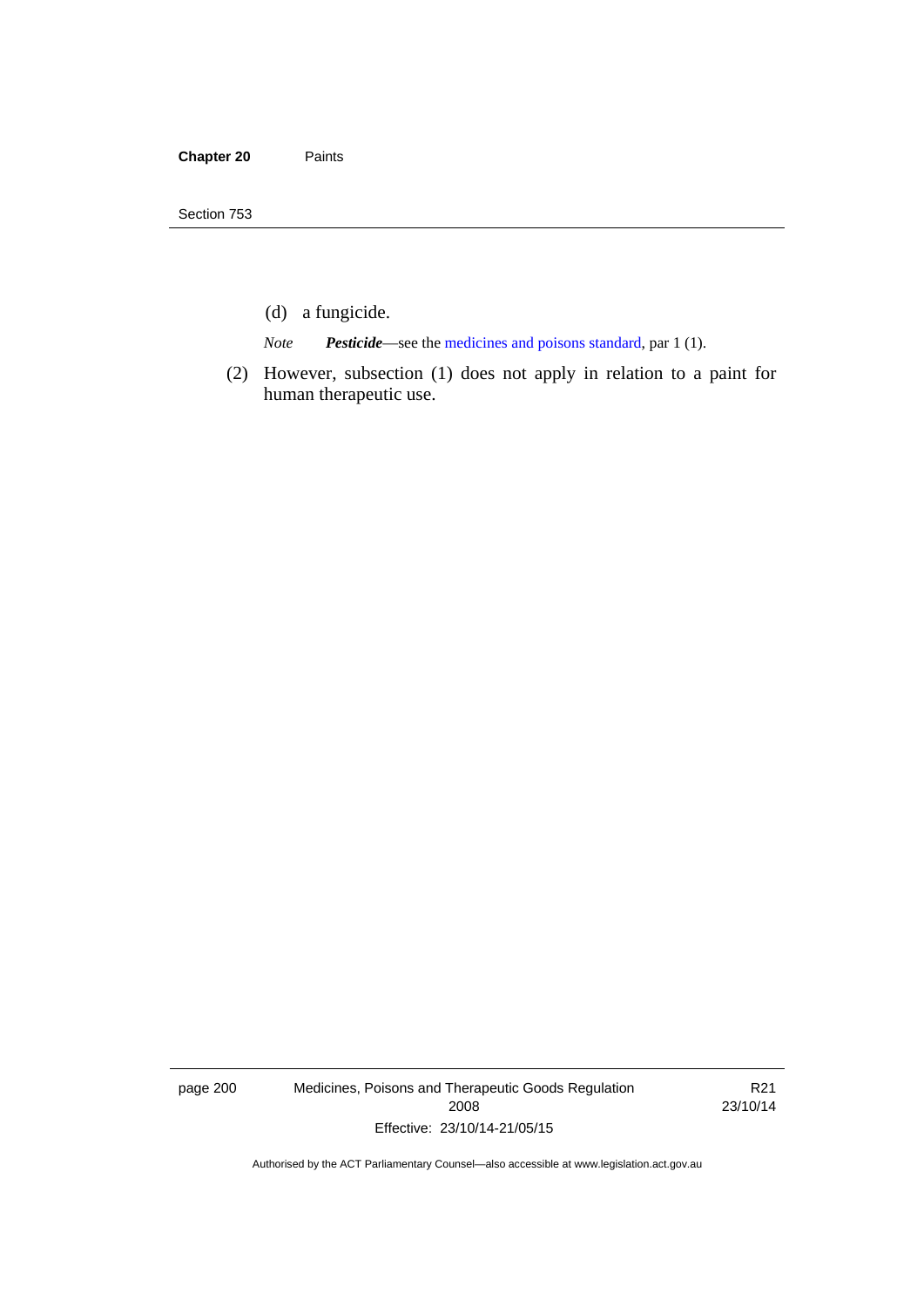(d) a fungicide.

*Note* ***Pesticide***—see the medicines and poisons standard, par 1 (1).

(2) However, subsection (1) does not apply in relation to a paint for human therapeutic use.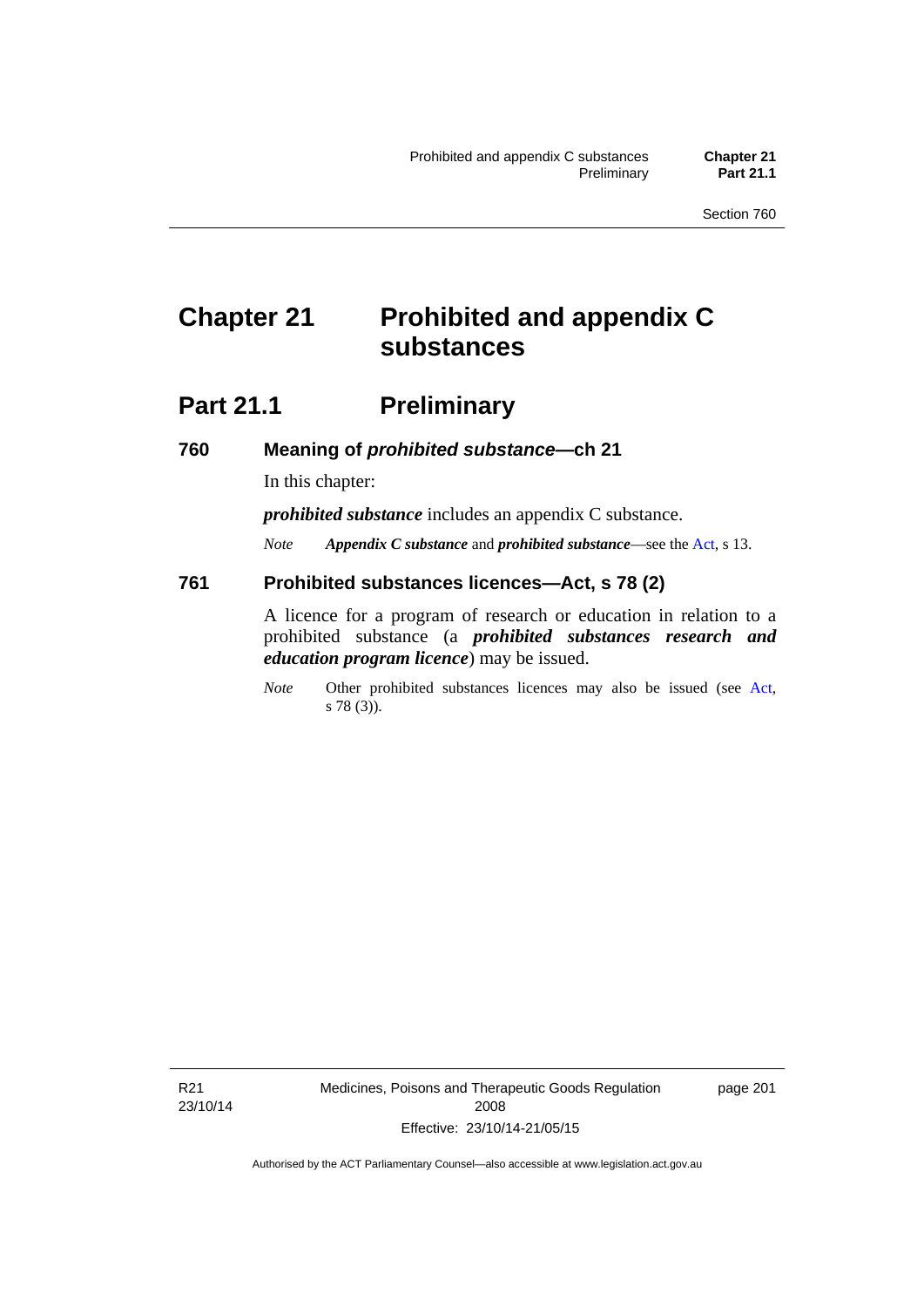# Chapter 21 Prohibited and appendix C substances

## Part 21.1 Preliminary

### 760 Meaning of *prohibited substance*—ch 21

In this chapter:

***prohibited substance*** includes an appendix C substance.

*Note* ***Appendix C substance*** and ***prohibited substance***—see the Act, s 13.

### 761 Prohibited substances licences—Act, s 78 (2)

A licence for a program of research or education in relation to a prohibited substance (a ***prohibited substances research and education program licence***) may be issued.

*Note* Other prohibited substances licences may also be issued (see Act, s 78 (3)).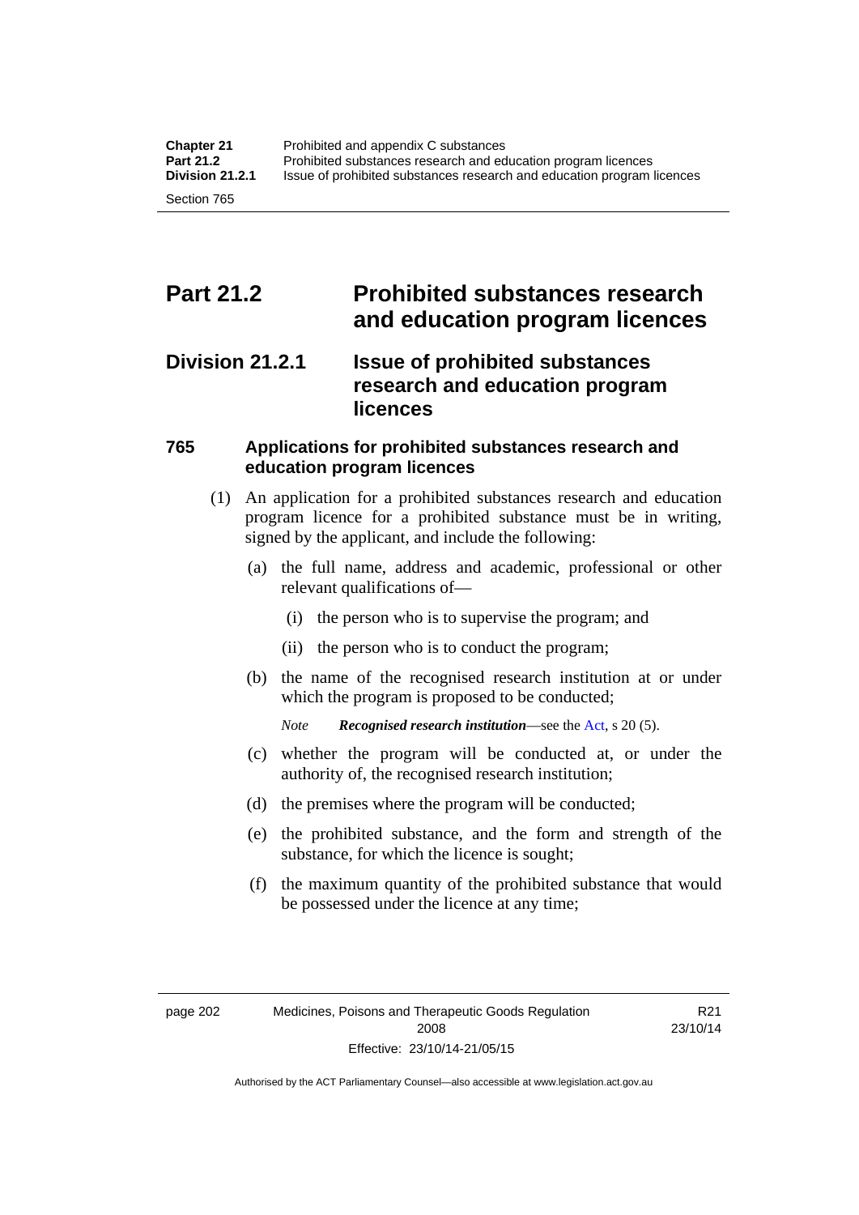# Part 21.2 Prohibited substances research and education program licences

## Division 21.2.1 Issue of prohibited substances research and education program licences

### 765 Applications for prohibited substances research and education program licences

(1) An application for a prohibited substances research and education program licence for a prohibited substance must be in writing, signed by the applicant, and include the following:

(a) the full name, address and academic, professional or other relevant qualifications of—

(i) the person who is to supervise the program; and

(ii) the person who is to conduct the program;

(b) the name of the recognised research institution at or under which the program is proposed to be conducted;

*Note* ***Recognised research institution***—see the Act, s 20 (5).

(c) whether the program will be conducted at, or under the authority of, the recognised research institution;

(d) the premises where the program will be conducted;

(e) the prohibited substance, and the form and strength of the substance, for which the licence is sought;

(f) the maximum quantity of the prohibited substance that would be possessed under the licence at any time;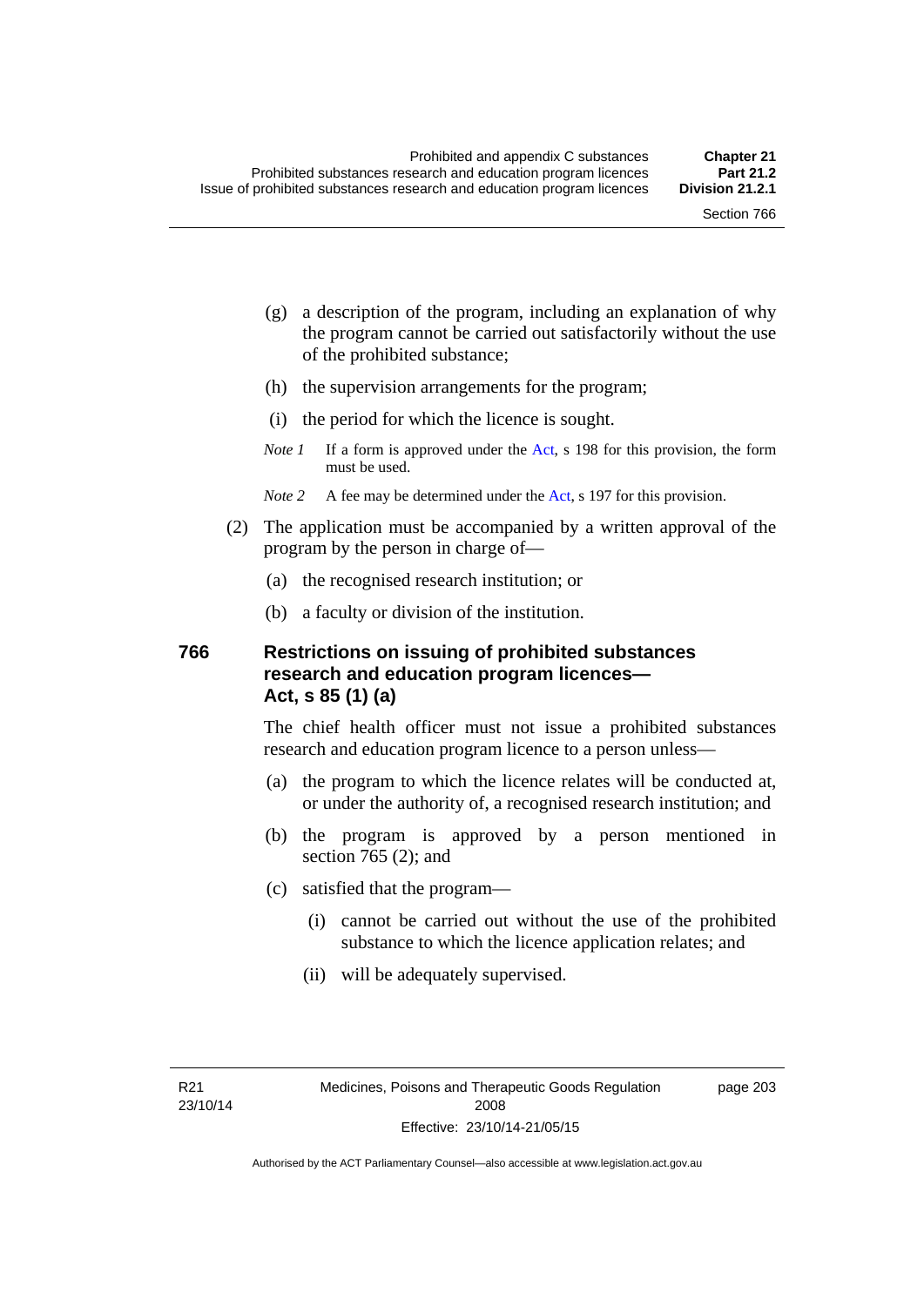(g) a description of the program, including an explanation of why the program cannot be carried out satisfactorily without the use of the prohibited substance;

(h) the supervision arrangements for the program;

(i) the period for which the licence is sought.

*Note 1* If a form is approved under the Act, s 198 for this provision, the form must be used.

*Note 2* A fee may be determined under the Act, s 197 for this provision.

(2) The application must be accompanied by a written approval of the program by the person in charge of—

(a) the recognised research institution; or

(b) a faculty or division of the institution.

### 766 Restrictions on issuing of prohibited substances research and education program licences—Act, s 85 (1) (a)

The chief health officer must not issue a prohibited substances research and education program licence to a person unless—

(a) the program to which the licence relates will be conducted at, or under the authority of, a recognised research institution; and

(b) the program is approved by a person mentioned in section 765 (2); and

(c) satisfied that the program—

(i) cannot be carried out without the use of the prohibited substance to which the licence application relates; and

(ii) will be adequately supervised.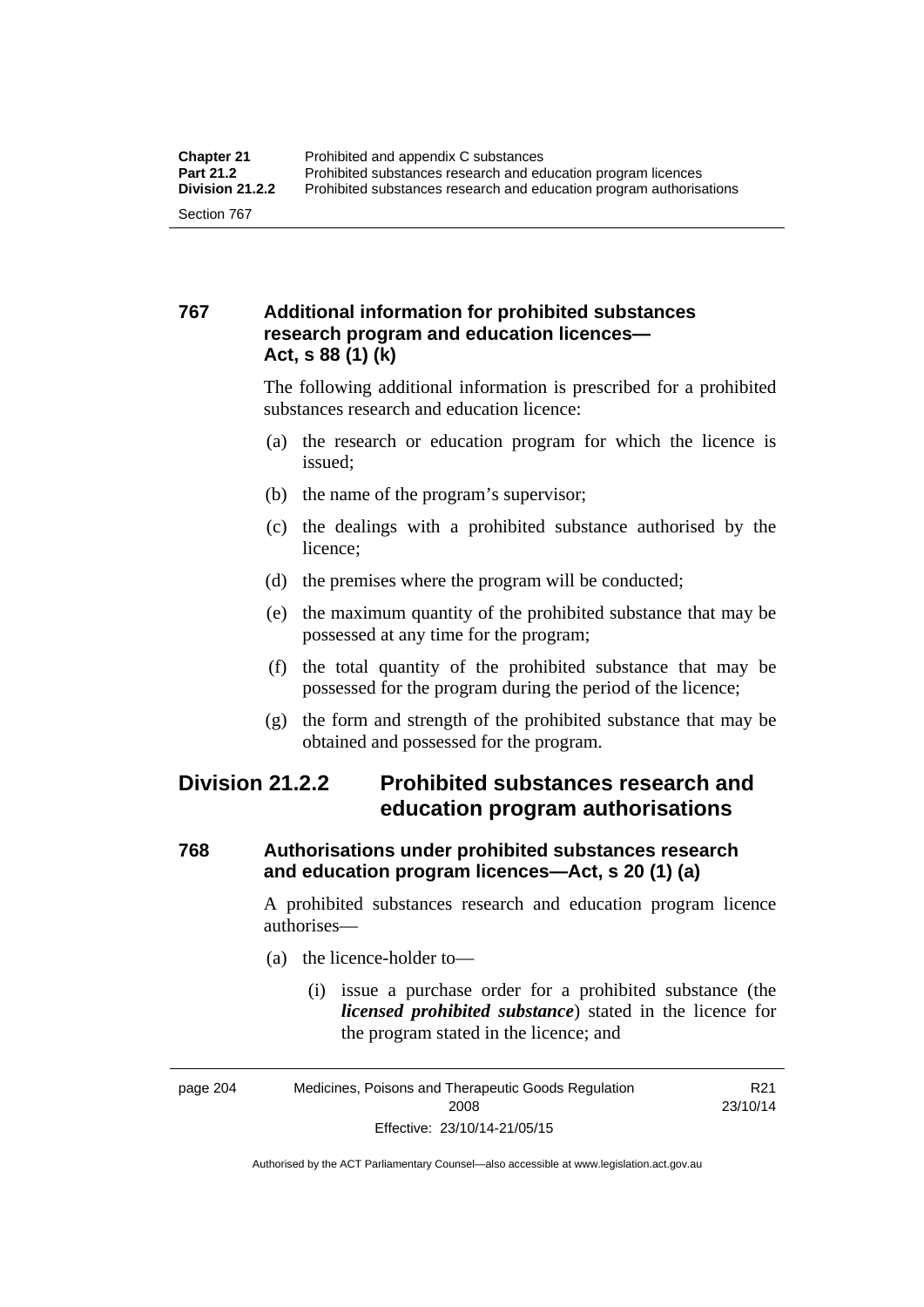### 767 Additional information for prohibited substances research program and education licences—Act, s 88 (1) (k)

The following additional information is prescribed for a prohibited substances research and education licence:

(a) the research or education program for which the licence is issued;

(b) the name of the program's supervisor;

(c) the dealings with a prohibited substance authorised by the licence;

(d) the premises where the program will be conducted;

(e) the maximum quantity of the prohibited substance that may be possessed at any time for the program;

(f) the total quantity of the prohibited substance that may be possessed for the program during the period of the licence;

(g) the form and strength of the prohibited substance that may be obtained and possessed for the program.

## Division 21.2.2 Prohibited substances research and education program authorisations

### 768 Authorisations under prohibited substances research and education program licences—Act, s 20 (1) (a)

A prohibited substances research and education program licence authorises—

(a) the licence-holder to—

(i) issue a purchase order for a prohibited substance (the ***licensed prohibited substance***) stated in the licence for the program stated in the licence; and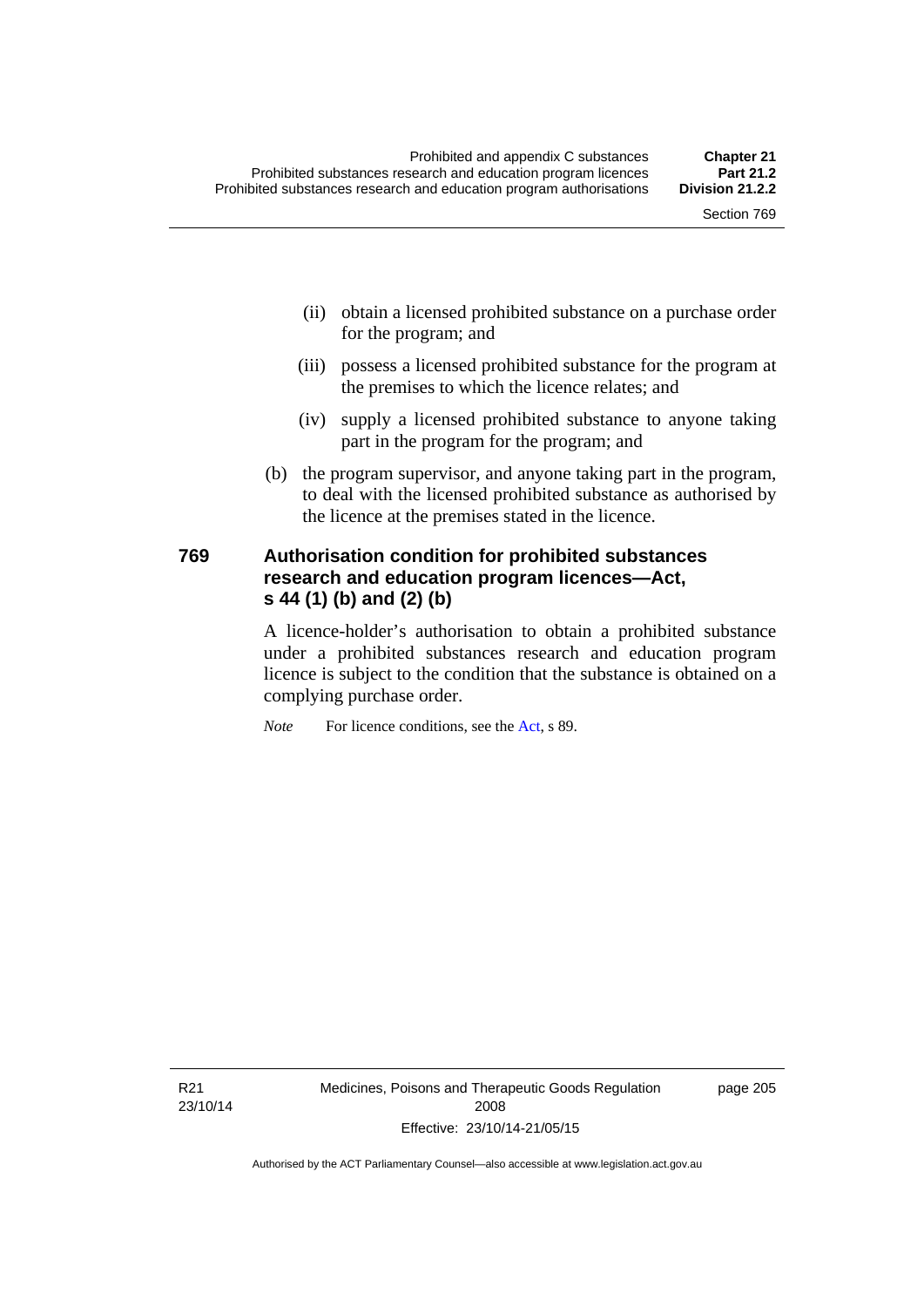(ii) obtain a licensed prohibited substance on a purchase order for the program; and

(iii) possess a licensed prohibited substance for the program at the premises to which the licence relates; and

(iv) supply a licensed prohibited substance to anyone taking part in the program for the program; and

(b) the program supervisor, and anyone taking part in the program, to deal with the licensed prohibited substance as authorised by the licence at the premises stated in the licence.

### 769 Authorisation condition for prohibited substances research and education program licences—Act, s 44 (1) (b) and (2) (b)

A licence-holder's authorisation to obtain a prohibited substance under a prohibited substances research and education program licence is subject to the condition that the substance is obtained on a complying purchase order.

*Note* For licence conditions, see the Act, s 89.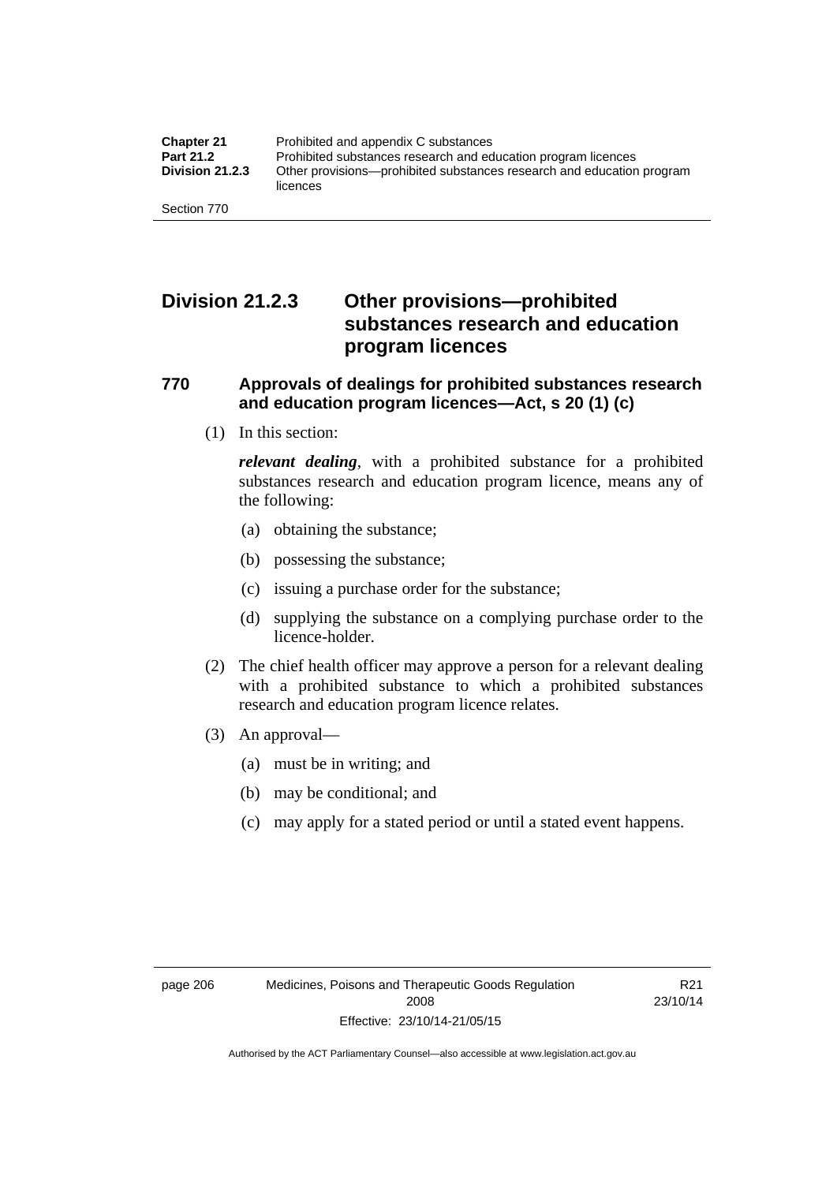## Division 21.2.3 Other provisions—prohibited substances research and education program licences

### 770 Approvals of dealings for prohibited substances research and education program licences—Act, s 20 (1) (c)

(1) In this section:

***relevant dealing***, with a prohibited substance for a prohibited substances research and education program licence, means any of the following:

- (a) obtaining the substance;
- (b) possessing the substance;
- (c) issuing a purchase order for the substance;
- (d) supplying the substance on a complying purchase order to the licence-holder.

(2) The chief health officer may approve a person for a relevant dealing with a prohibited substance to which a prohibited substances research and education program licence relates.

(3) An approval—

- (a) must be in writing; and
- (b) may be conditional; and
- (c) may apply for a stated period or until a stated event happens.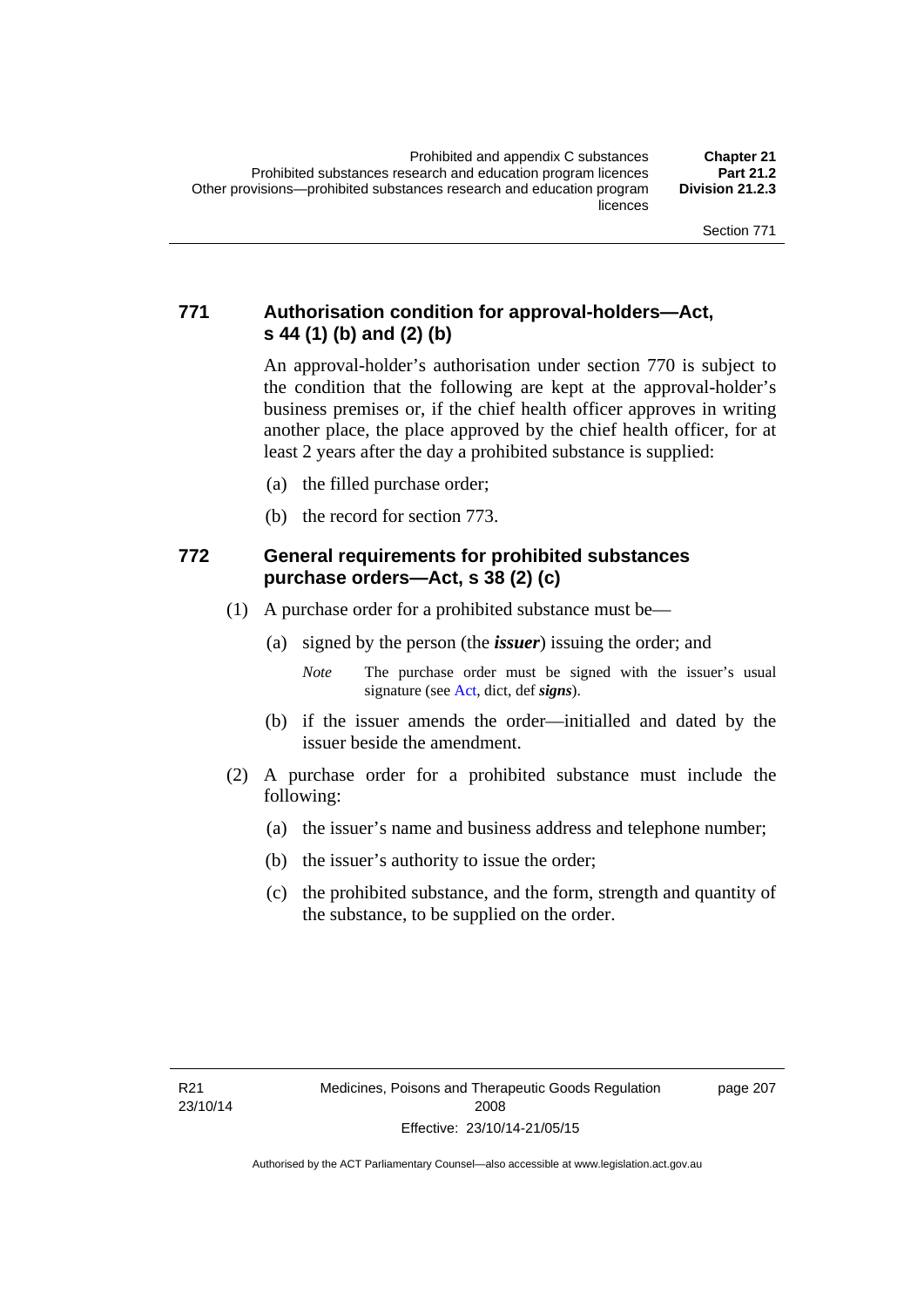### 771 Authorisation condition for approval-holders—Act, s 44 (1) (b) and (2) (b)

An approval-holder's authorisation under section 770 is subject to the condition that the following are kept at the approval-holder's business premises or, if the chief health officer approves in writing another place, the place approved by the chief health officer, for at least 2 years after the day a prohibited substance is supplied:

(a) the filled purchase order;

(b) the record for section 773.

### 772 General requirements for prohibited substances purchase orders—Act, s 38 (2) (c)

(1) A purchase order for a prohibited substance must be—

(a) signed by the person (the ***issuer***) issuing the order; and

*Note* The purchase order must be signed with the issuer's usual signature (see Act, dict, def ***signs***).

(b) if the issuer amends the order—initialled and dated by the issuer beside the amendment.

(2) A purchase order for a prohibited substance must include the following:

(a) the issuer's name and business address and telephone number;

(b) the issuer's authority to issue the order;

(c) the prohibited substance, and the form, strength and quantity of the substance, to be supplied on the order.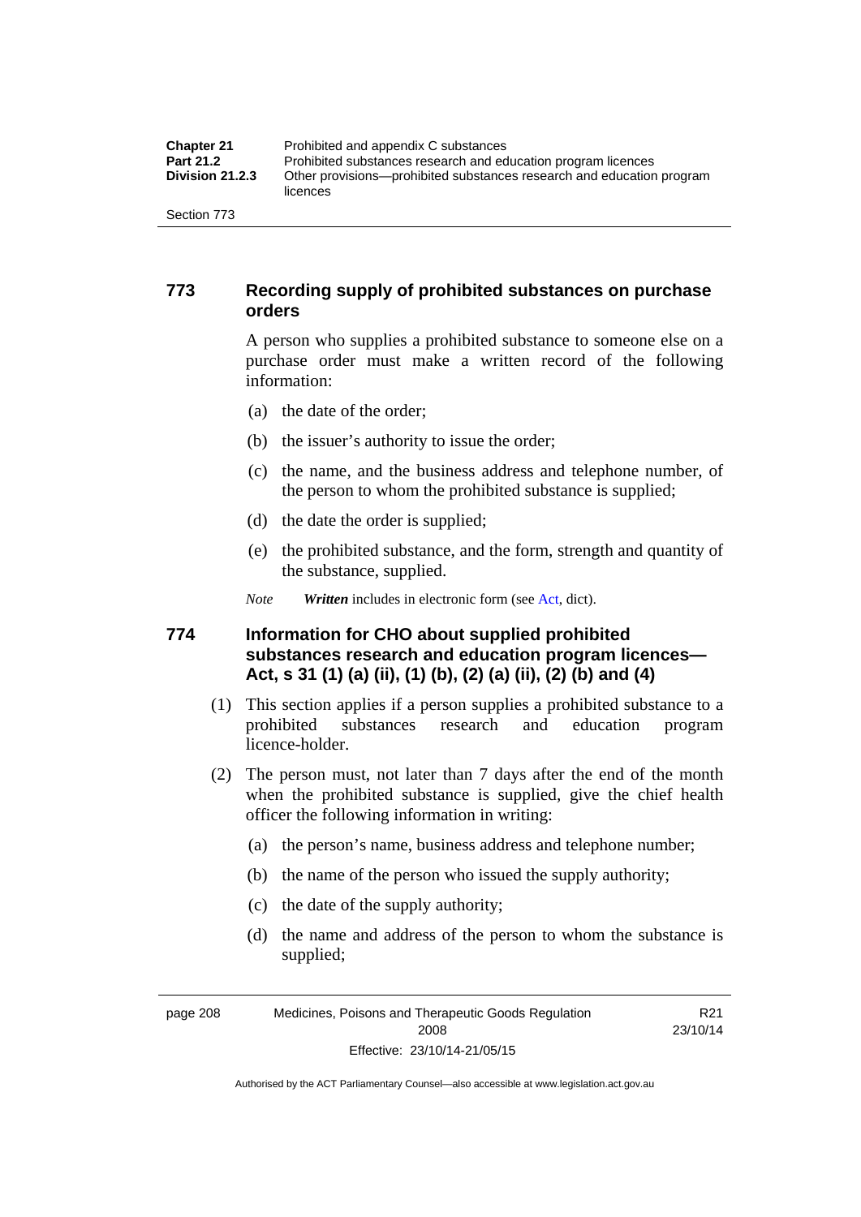## 773 Recording supply of prohibited substances on purchase orders

A person who supplies a prohibited substance to someone else on a purchase order must make a written record of the following information:

(a) the date of the order;

(b) the issuer's authority to issue the order;

(c) the name, and the business address and telephone number, of the person to whom the prohibited substance is supplied;

(d) the date the order is supplied;

(e) the prohibited substance, and the form, strength and quantity of the substance, supplied.

*Note* ***Written*** includes in electronic form (see Act, dict).

## 774 Information for CHO about supplied prohibited substances research and education program licences—Act, s 31 (1) (a) (ii), (1) (b), (2) (a) (ii), (2) (b) and (4)

(1) This section applies if a person supplies a prohibited substance to a prohibited substances research and education program licence-holder.

(2) The person must, not later than 7 days after the end of the month when the prohibited substance is supplied, give the chief health officer the following information in writing:

(a) the person's name, business address and telephone number;

(b) the name of the person who issued the supply authority;

(c) the date of the supply authority;

(d) the name and address of the person to whom the substance is supplied;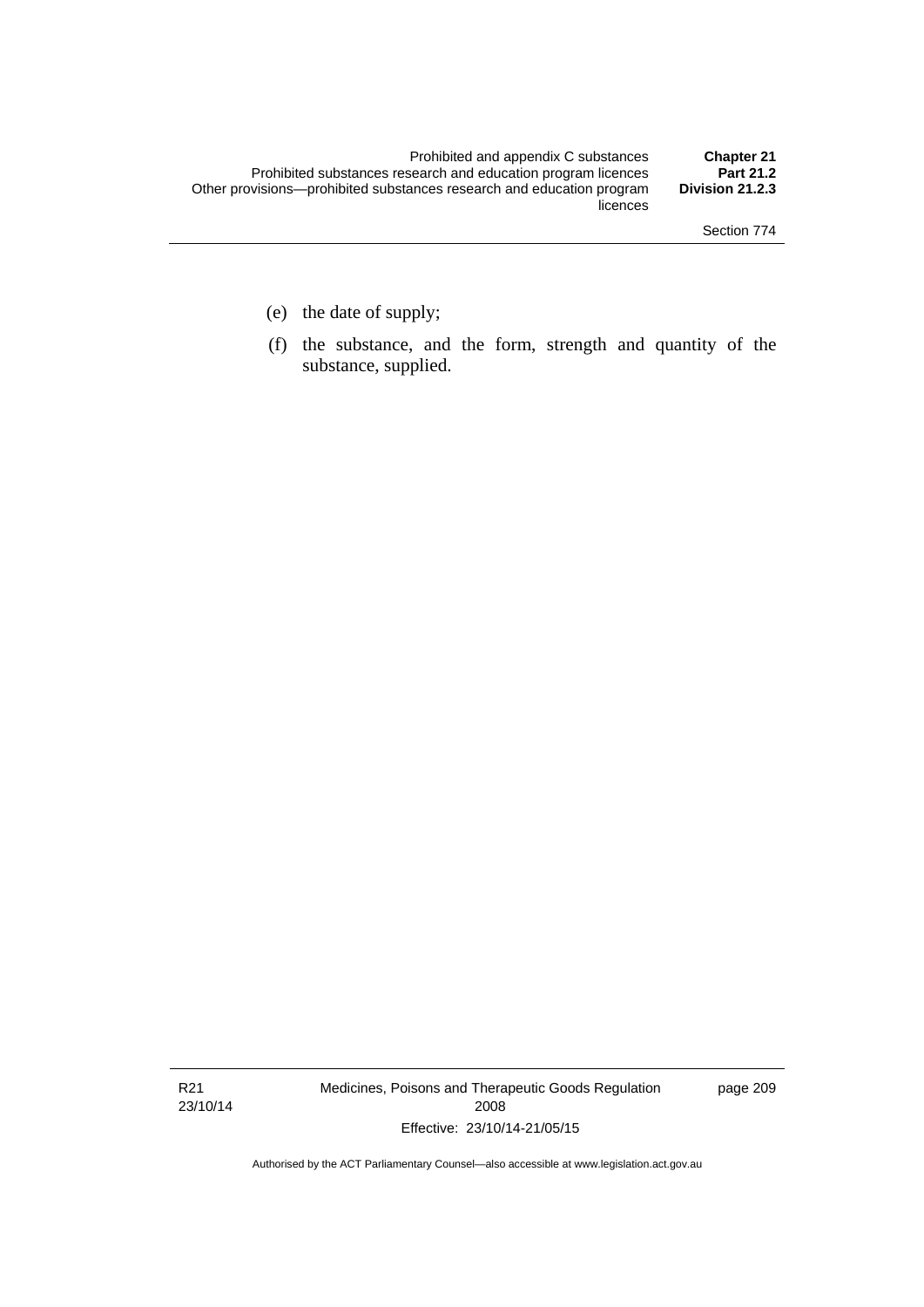(e) the date of supply;

(f) the substance, and the form, strength and quantity of the substance, supplied.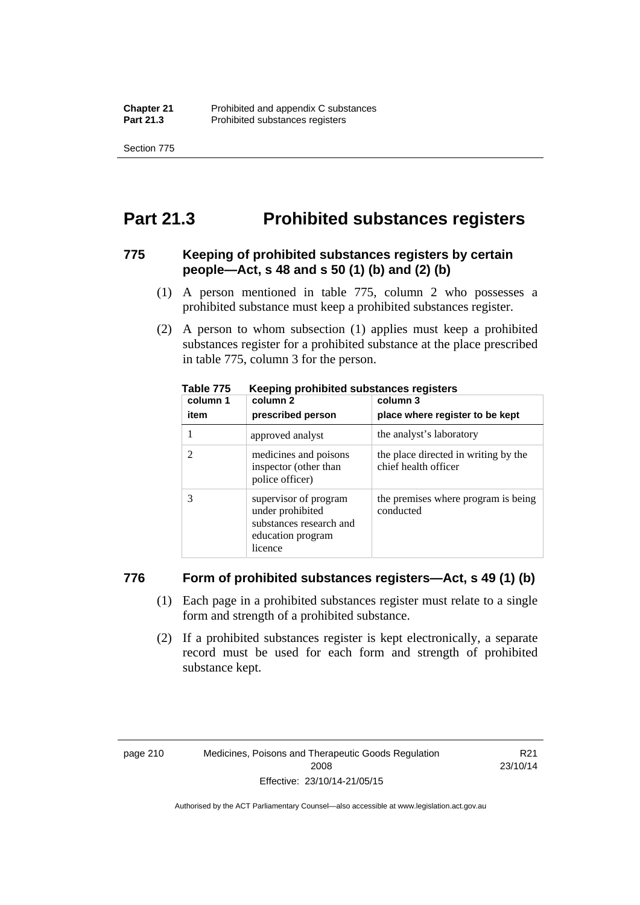# Part 21.3 Prohibited substances registers

### 775 Keeping of prohibited substances registers by certain people—Act, s 48 and s 50 (1) (b) and (2) (b)

(1) A person mentioned in table 775, column 2 who possesses a prohibited substance must keep a prohibited substances register.

(2) A person to whom subsection (1) applies must keep a prohibited substances register for a prohibited substance at the place prescribed in table 775, column 3 for the person.

**Table 775 Keeping prohibited substances registers**

| column 1<br>item | column 2<br>prescribed person | column 3<br>place where register to be kept |
|---|---|---|
| 1 | approved analyst | the analyst's laboratory |
| 2 | medicines and poisons inspector (other than police officer) | the place directed in writing by the chief health officer |
| 3 | supervisor of program under prohibited substances research and education program licence | the premises where program is being conducted |

### 776 Form of prohibited substances registers—Act, s 49 (1) (b)

(1) Each page in a prohibited substances register must relate to a single form and strength of a prohibited substance.

(2) If a prohibited substances register is kept electronically, a separate record must be used for each form and strength of prohibited substance kept.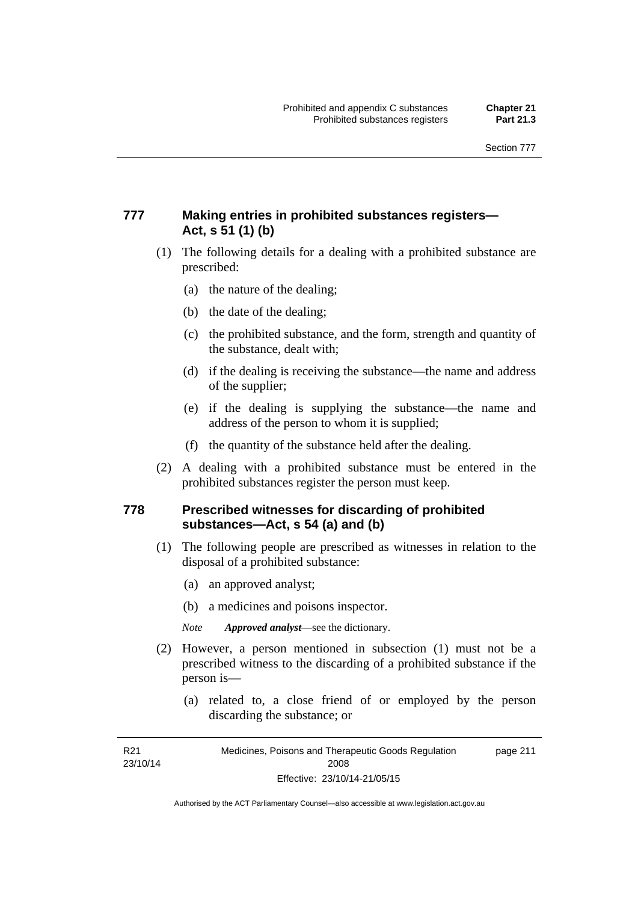## 777 Making entries in prohibited substances registers—Act, s 51 (1) (b)

(1) The following details for a dealing with a prohibited substance are prescribed:

(a) the nature of the dealing;

(b) the date of the dealing;

(c) the prohibited substance, and the form, strength and quantity of the substance, dealt with;

(d) if the dealing is receiving the substance—the name and address of the supplier;

(e) if the dealing is supplying the substance—the name and address of the person to whom it is supplied;

(f) the quantity of the substance held after the dealing.

(2) A dealing with a prohibited substance must be entered in the prohibited substances register the person must keep.

## 778 Prescribed witnesses for discarding of prohibited substances—Act, s 54 (a) and (b)

(1) The following people are prescribed as witnesses in relation to the disposal of a prohibited substance:

(a) an approved analyst;

(b) a medicines and poisons inspector.

*Note* ***Approved analyst***—see the dictionary.

(2) However, a person mentioned in subsection (1) must not be a prescribed witness to the discarding of a prohibited substance if the person is—

(a) related to, a close friend of or employed by the person discarding the substance; or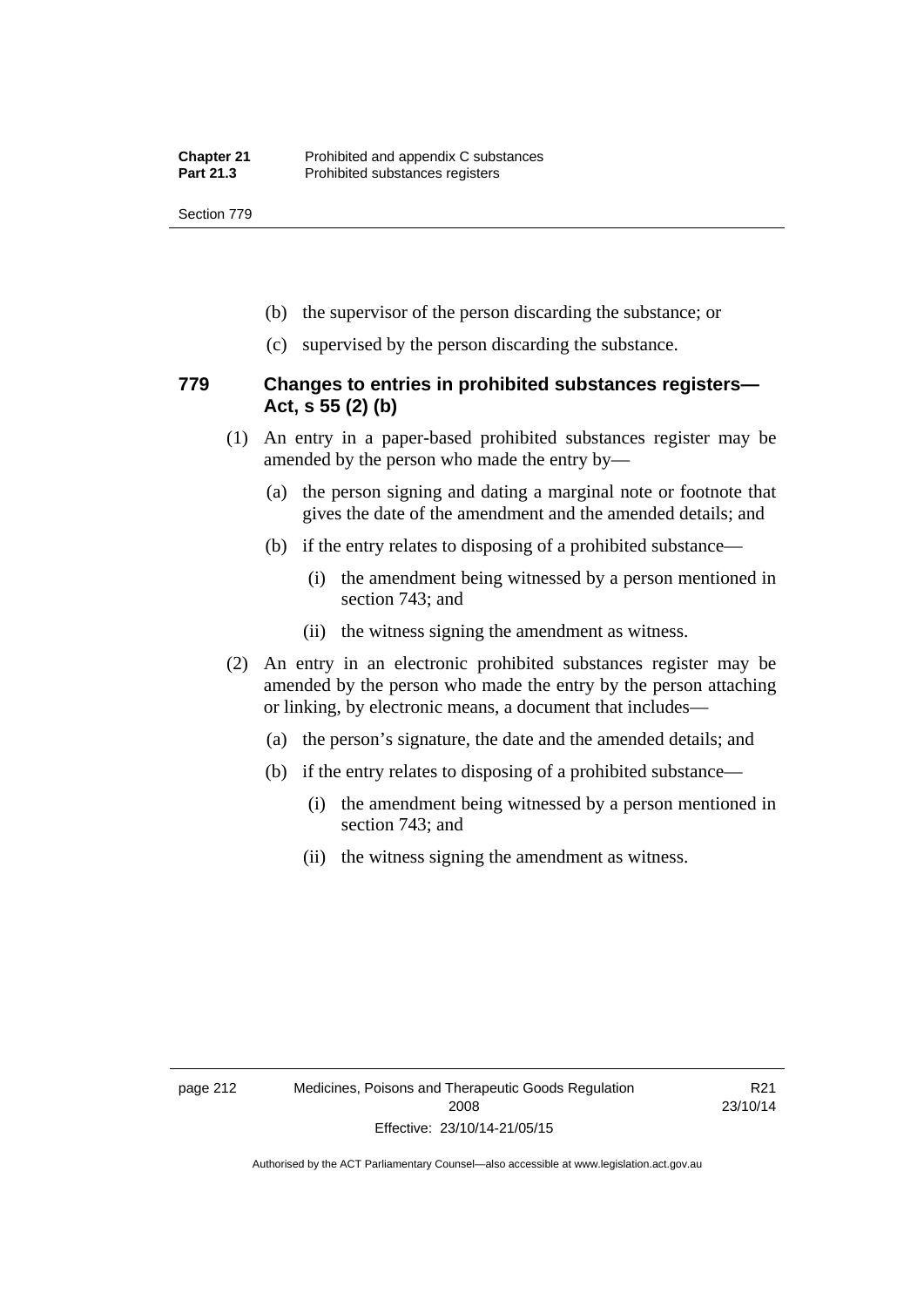(b) the supervisor of the person discarding the substance; or

(c) supervised by the person discarding the substance.

### 779 Changes to entries in prohibited substances registers—Act, s 55 (2) (b)

(1) An entry in a paper-based prohibited substances register may be amended by the person who made the entry by—

(a) the person signing and dating a marginal note or footnote that gives the date of the amendment and the amended details; and

(b) if the entry relates to disposing of a prohibited substance—

(i) the amendment being witnessed by a person mentioned in section 743; and

(ii) the witness signing the amendment as witness.

(2) An entry in an electronic prohibited substances register may be amended by the person who made the entry by the person attaching or linking, by electronic means, a document that includes—

(a) the person's signature, the date and the amended details; and

(b) if the entry relates to disposing of a prohibited substance—

(i) the amendment being witnessed by a person mentioned in section 743; and

(ii) the witness signing the amendment as witness.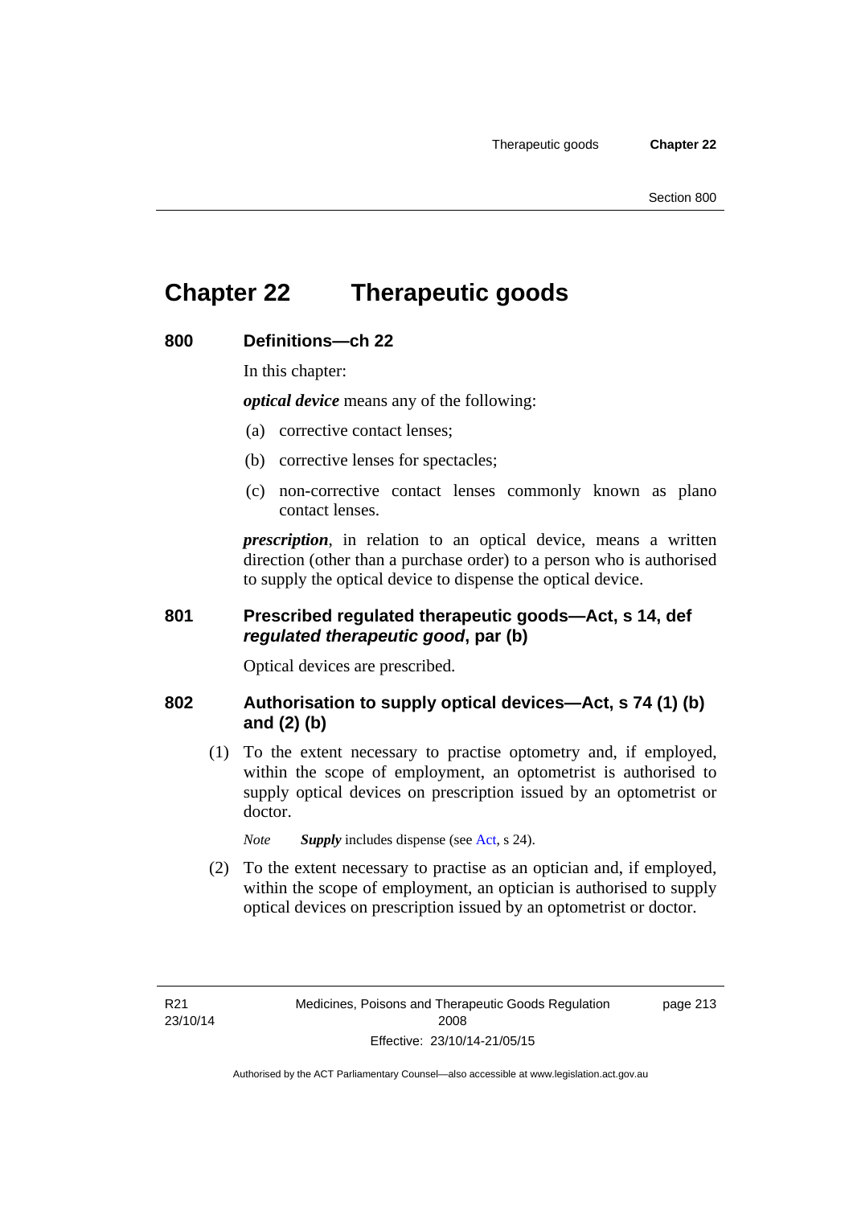# Chapter 22 Therapeutic goods

## 800 Definitions—ch 22

In this chapter:

***optical device*** means any of the following:

(a) corrective contact lenses;

(b) corrective lenses for spectacles;

(c) non-corrective contact lenses commonly known as plano contact lenses.

***prescription***, in relation to an optical device, means a written direction (other than a purchase order) to a person who is authorised to supply the optical device to dispense the optical device.

## 801 Prescribed regulated therapeutic goods—Act, s 14, def *regulated therapeutic good*, par (b)

Optical devices are prescribed.

## 802 Authorisation to supply optical devices—Act, s 74 (1) (b) and (2) (b)

(1) To the extent necessary to practise optometry and, if employed, within the scope of employment, an optometrist is authorised to supply optical devices on prescription issued by an optometrist or doctor.

*Note* ***Supply*** includes dispense (see Act, s 24).

(2) To the extent necessary to practise as an optician and, if employed, within the scope of employment, an optician is authorised to supply optical devices on prescription issued by an optometrist or doctor.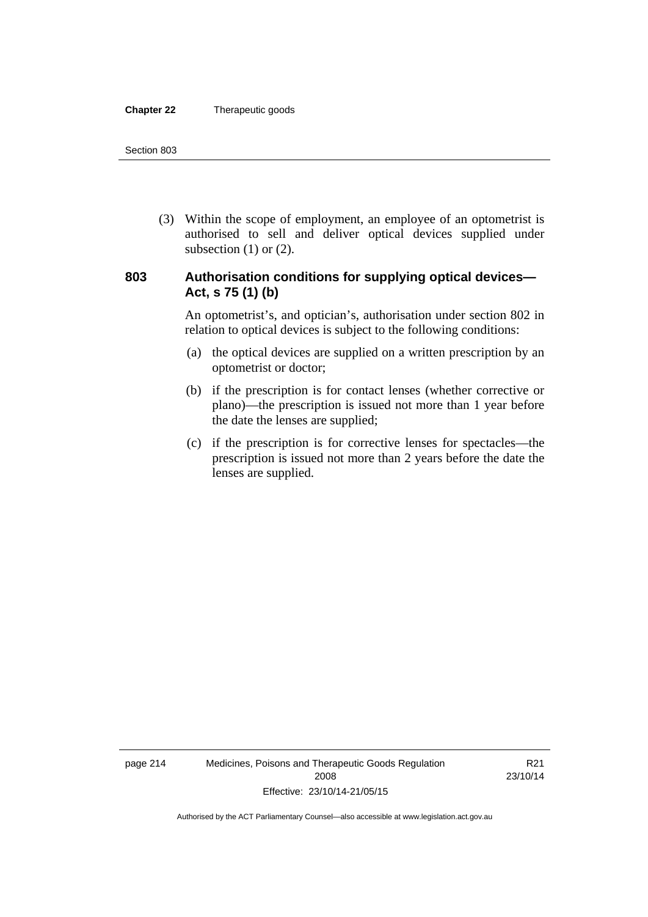(3) Within the scope of employment, an employee of an optometrist is authorised to sell and deliver optical devices supplied under subsection (1) or (2).

## 803 Authorisation conditions for supplying optical devices—Act, s 75 (1) (b)

An optometrist's, and optician's, authorisation under section 802 in relation to optical devices is subject to the following conditions:

(a) the optical devices are supplied on a written prescription by an optometrist or doctor;

(b) if the prescription is for contact lenses (whether corrective or plano)—the prescription is issued not more than 1 year before the date the lenses are supplied;

(c) if the prescription is for corrective lenses for spectacles—the prescription is issued not more than 2 years before the date the lenses are supplied.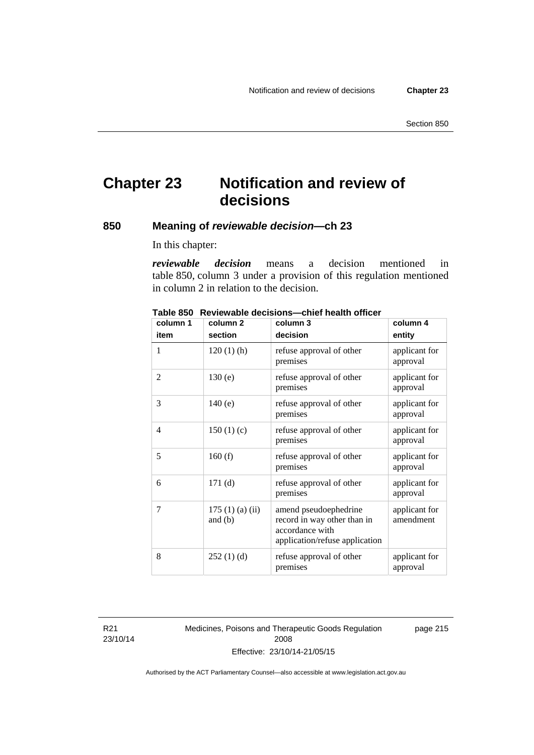# Chapter 23 Notification and review of decisions

## 850 Meaning of *reviewable decision*—ch 23

In this chapter:

***reviewable decision*** means a decision mentioned in table 850, column 3 under a provision of this regulation mentioned in column 2 in relation to the decision.

**Table 850 Reviewable decisions—chief health officer**

| column 1<br>item | column 2<br>section | column 3<br>decision | column 4<br>entity |
|---|---|---|---|
| 1 | 120 (1) (h) | refuse approval of other premises | applicant for approval |
| 2 | 130 (e) | refuse approval of other premises | applicant for approval |
| 3 | 140 (e) | refuse approval of other premises | applicant for approval |
| 4 | 150 (1) (c) | refuse approval of other premises | applicant for approval |
| 5 | 160 (f) | refuse approval of other premises | applicant for approval |
| 6 | 171 (d) | refuse approval of other premises | applicant for approval |
| 7 | 175 (1) (a) (ii) and (b) | amend pseudoephedrine record in way other than in accordance with application/refuse application | applicant for amendment |
| 8 | 252 (1) (d) | refuse approval of other premises | applicant for approval |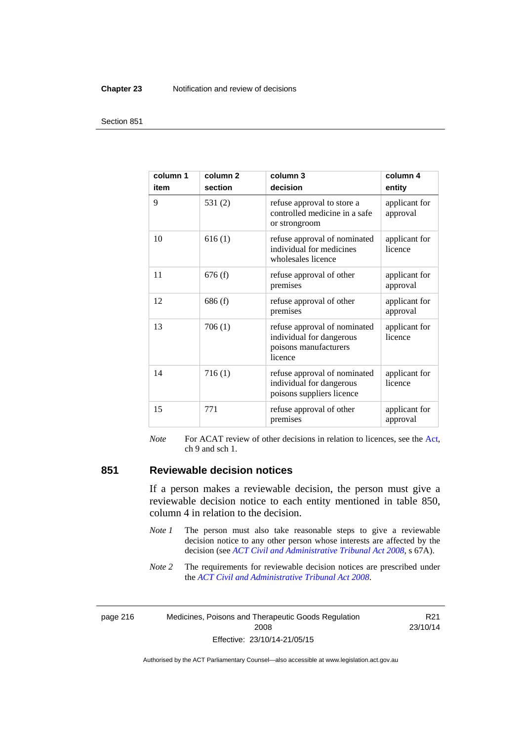| column 1<br>item | column 2<br>section | column 3<br>decision | column 4<br>entity |
|---|---|---|---|
| 9 | 531 (2) | refuse approval to store a controlled medicine in a safe or strongroom | applicant for approval |
| 10 | 616 (1) | refuse approval of nominated individual for medicines wholesales licence | applicant for licence |
| 11 | 676 (f) | refuse approval of other premises | applicant for approval |
| 12 | 686 (f) | refuse approval of other premises | applicant for approval |
| 13 | 706 (1) | refuse approval of nominated individual for dangerous poisons manufacturers licence | applicant for licence |
| 14 | 716 (1) | refuse approval of nominated individual for dangerous poisons suppliers licence | applicant for licence |
| 15 | 771 | refuse approval of other premises | applicant for approval |

*Note* For ACAT review of other decisions in relation to licences, see the Act, ch 9 and sch 1.

## 851 Reviewable decision notices

If a person makes a reviewable decision, the person must give a reviewable decision notice to each entity mentioned in table 850, column 4 in relation to the decision.

*Note 1* The person must also take reasonable steps to give a reviewable decision notice to any other person whose interests are affected by the decision (see *ACT Civil and Administrative Tribunal Act 2008*, s 67A).

*Note 2* The requirements for reviewable decision notices are prescribed under the *ACT Civil and Administrative Tribunal Act 2008*.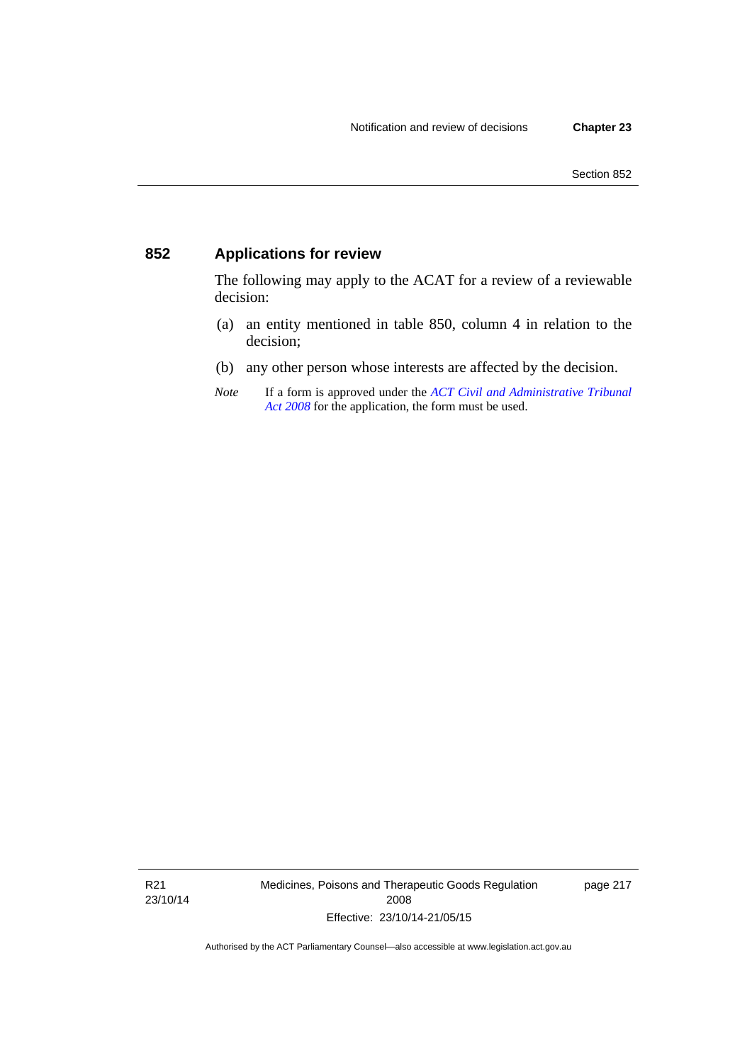## 852 Applications for review

The following may apply to the ACAT for a review of a reviewable decision:

(a) an entity mentioned in table 850, column 4 in relation to the decision;

(b) any other person whose interests are affected by the decision.

*Note* If a form is approved under the *ACT Civil and Administrative Tribunal Act 2008* for the application, the form must be used.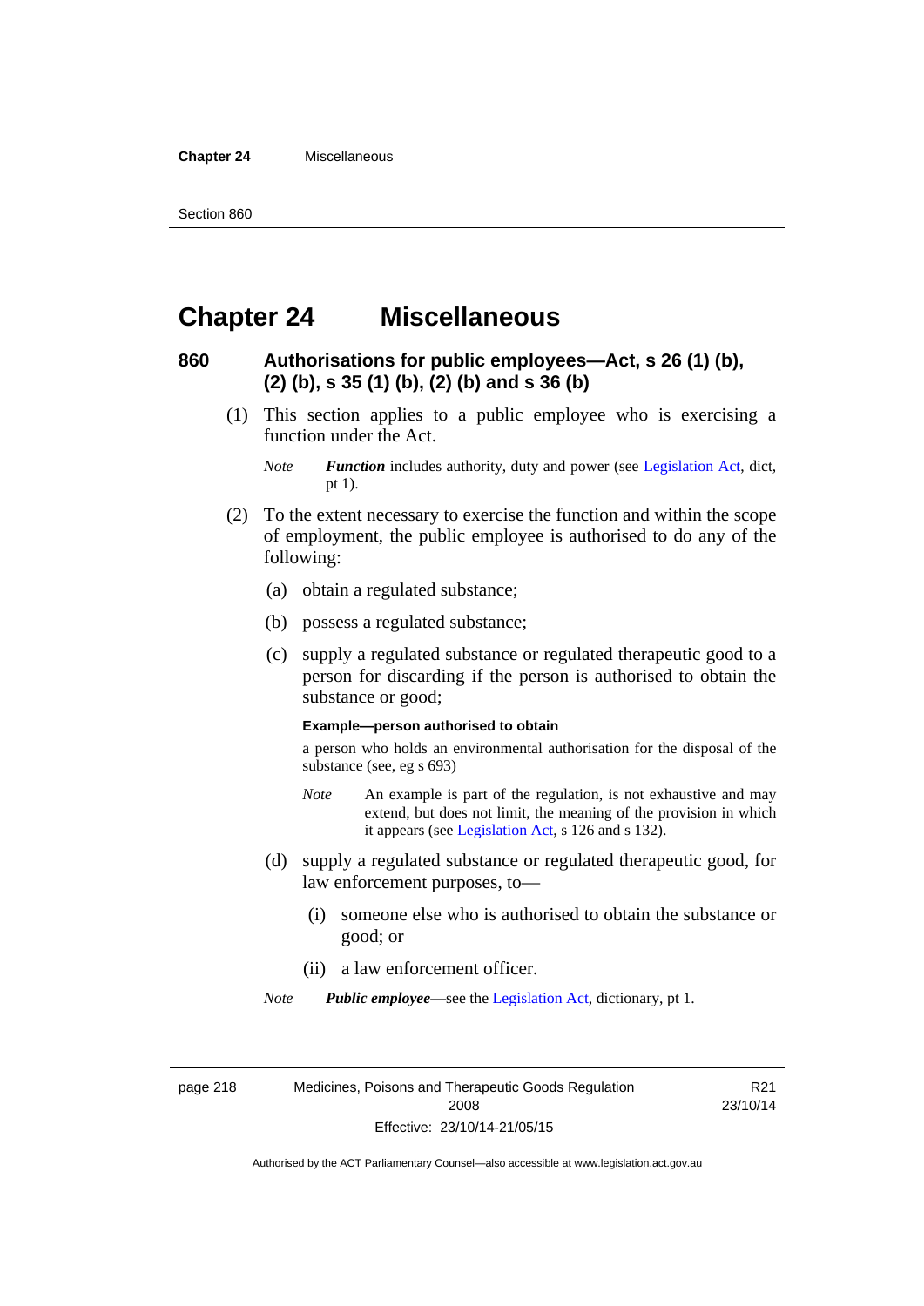# Chapter 24 Miscellaneous

## 860 Authorisations for public employees—Act, s 26 (1) (b), (2) (b), s 35 (1) (b), (2) (b) and s 36 (b)

(1) This section applies to a public employee who is exercising a function under the Act.

*Note* ***Function*** includes authority, duty and power (see Legislation Act, dict, pt 1).

(2) To the extent necessary to exercise the function and within the scope of employment, the public employee is authorised to do any of the following:

(a) obtain a regulated substance;

(b) possess a regulated substance;

(c) supply a regulated substance or regulated therapeutic good to a person for discarding if the person is authorised to obtain the substance or good;

**Example—person authorised to obtain**

a person who holds an environmental authorisation for the disposal of the substance (see, eg s 693)

*Note* An example is part of the regulation, is not exhaustive and may extend, but does not limit, the meaning of the provision in which it appears (see Legislation Act, s 126 and s 132).

(d) supply a regulated substance or regulated therapeutic good, for law enforcement purposes, to—

(i) someone else who is authorised to obtain the substance or good; or

(ii) a law enforcement officer.

*Note* ***Public employee***—see the Legislation Act, dictionary, pt 1.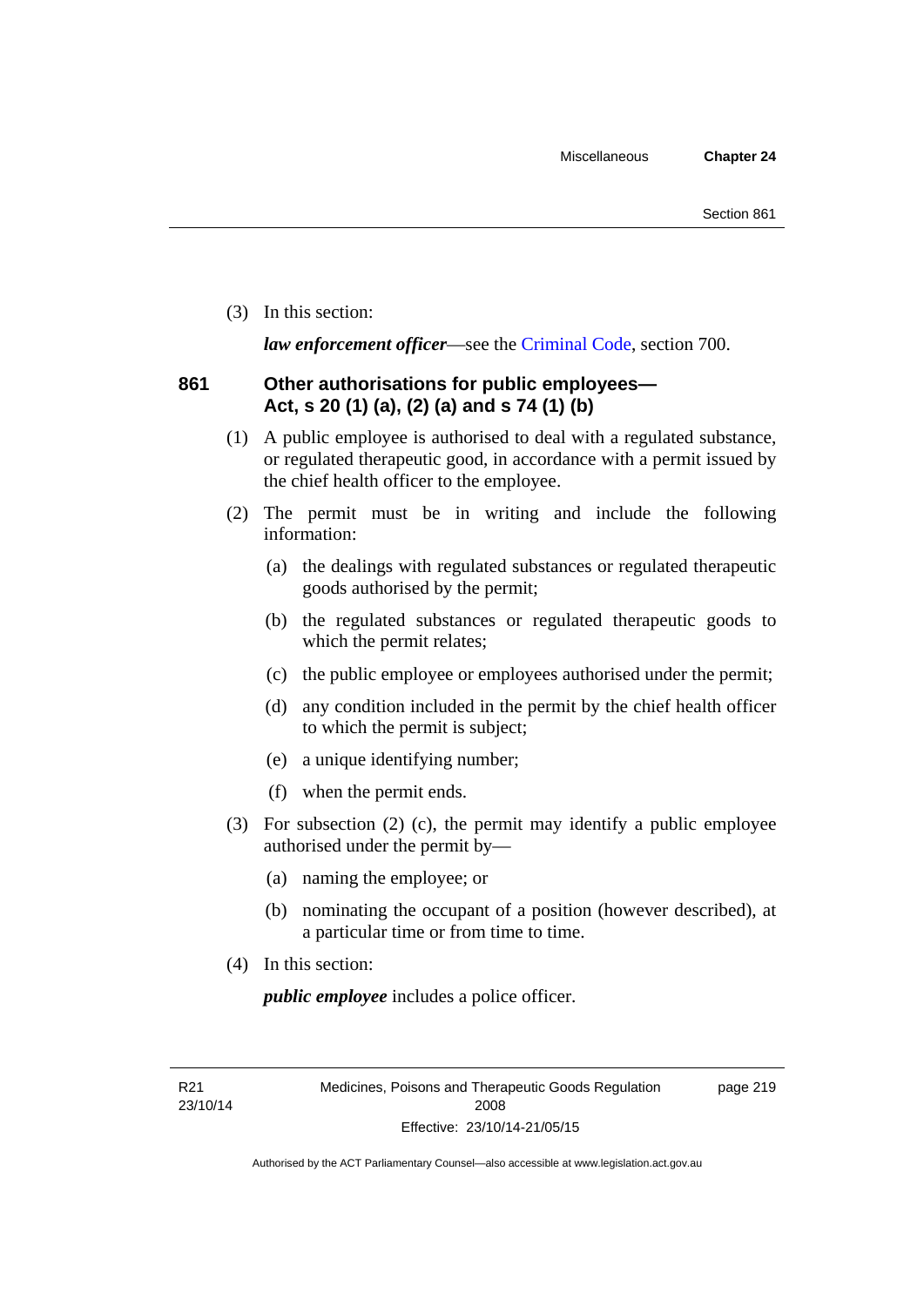(3) In this section:

***law enforcement officer***—see the Criminal Code, section 700.

### 861 Other authorisations for public employees—Act, s 20 (1) (a), (2) (a) and s 74 (1) (b)

(1) A public employee is authorised to deal with a regulated substance, or regulated therapeutic good, in accordance with a permit issued by the chief health officer to the employee.

(2) The permit must be in writing and include the following information:

(a) the dealings with regulated substances or regulated therapeutic goods authorised by the permit;

(b) the regulated substances or regulated therapeutic goods to which the permit relates;

(c) the public employee or employees authorised under the permit;

(d) any condition included in the permit by the chief health officer to which the permit is subject;

(e) a unique identifying number;

(f) when the permit ends.

(3) For subsection (2) (c), the permit may identify a public employee authorised under the permit by—

(a) naming the employee; or

(b) nominating the occupant of a position (however described), at a particular time or from time to time.

(4) In this section:

***public employee*** includes a police officer.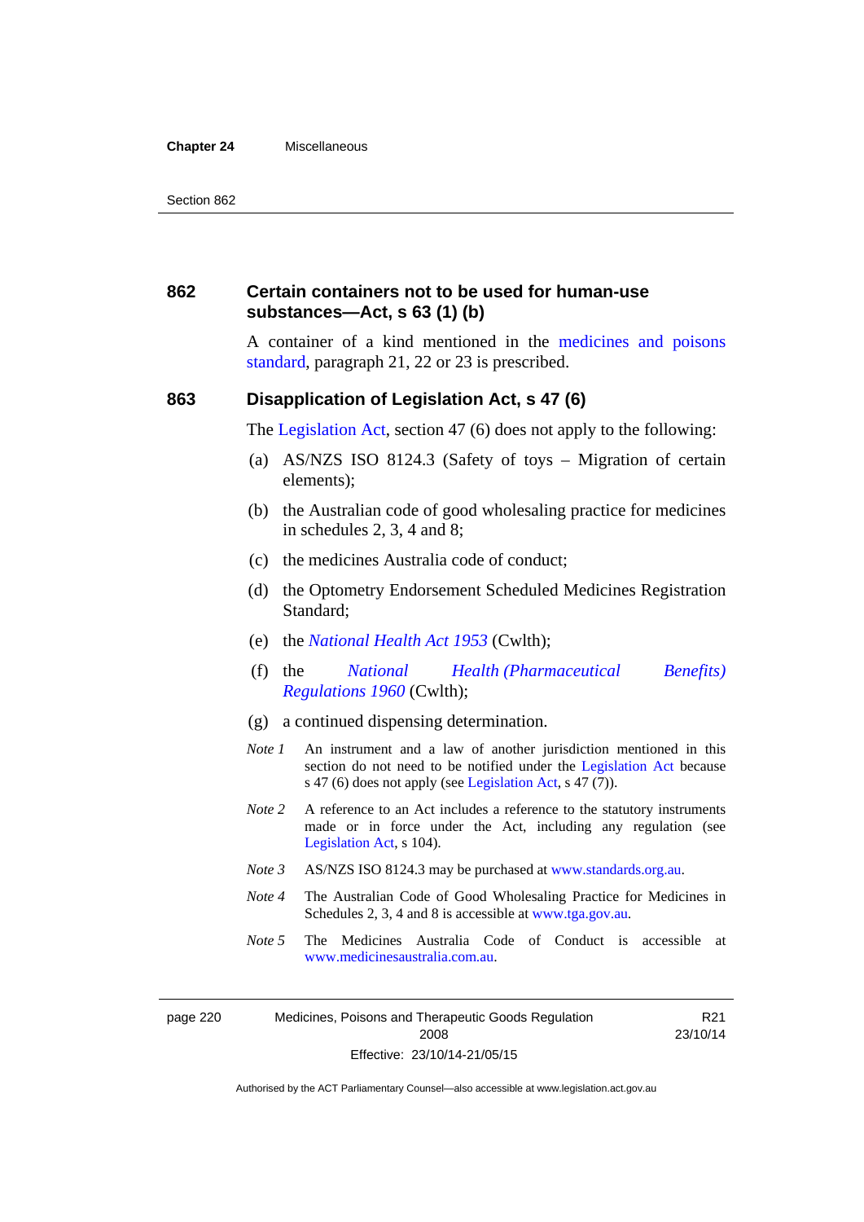## 862 Certain containers not to be used for human-use substances—Act, s 63 (1) (b)

A container of a kind mentioned in the medicines and poisons standard, paragraph 21, 22 or 23 is prescribed.

## 863 Disapplication of Legislation Act, s 47 (6)

The Legislation Act, section 47 (6) does not apply to the following:

(a) AS/NZS ISO 8124.3 (Safety of toys – Migration of certain elements);

(b) the Australian code of good wholesaling practice for medicines in schedules 2, 3, 4 and 8;

(c) the medicines Australia code of conduct;

(d) the Optometry Endorsement Scheduled Medicines Registration Standard;

(e) the *National Health Act 1953* (Cwlth);

(f) the *National Health (Pharmaceutical Benefits) Regulations 1960* (Cwlth);

(g) a continued dispensing determination.

*Note 1* An instrument and a law of another jurisdiction mentioned in this section do not need to be notified under the Legislation Act because s 47 (6) does not apply (see Legislation Act, s 47 (7)).

*Note 2* A reference to an Act includes a reference to the statutory instruments made or in force under the Act, including any regulation (see Legislation Act, s 104).

*Note 3* AS/NZS ISO 8124.3 may be purchased at www.standards.org.au.

*Note 4* The Australian Code of Good Wholesaling Practice for Medicines in Schedules 2, 3, 4 and 8 is accessible at www.tga.gov.au.

*Note 5* The Medicines Australia Code of Conduct is accessible at www.medicinesaustralia.com.au.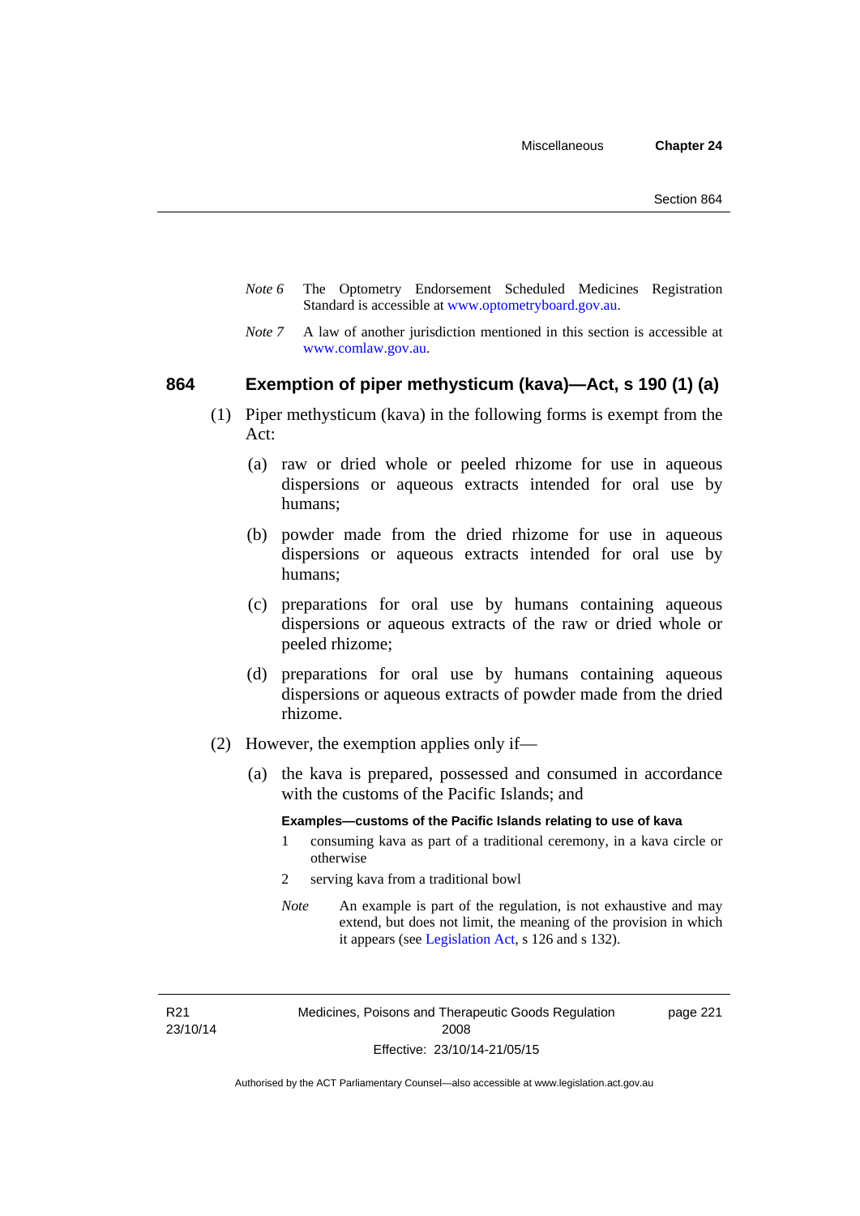*Note 6* The Optometry Endorsement Scheduled Medicines Registration Standard is accessible at www.optometryboard.gov.au.

*Note 7* A law of another jurisdiction mentioned in this section is accessible at www.comlaw.gov.au.

## 864 Exemption of piper methysticum (kava)—Act, s 190 (1) (a)

(1) Piper methysticum (kava) in the following forms is exempt from the Act:

(a) raw or dried whole or peeled rhizome for use in aqueous dispersions or aqueous extracts intended for oral use by humans;

(b) powder made from the dried rhizome for use in aqueous dispersions or aqueous extracts intended for oral use by humans;

(c) preparations for oral use by humans containing aqueous dispersions or aqueous extracts of the raw or dried whole or peeled rhizome;

(d) preparations for oral use by humans containing aqueous dispersions or aqueous extracts of powder made from the dried rhizome.

(2) However, the exemption applies only if—

(a) the kava is prepared, possessed and consumed in accordance with the customs of the Pacific Islands; and

**Examples—customs of the Pacific Islands relating to use of kava**

1 consuming kava as part of a traditional ceremony, in a kava circle or otherwise

2 serving kava from a traditional bowl

*Note* An example is part of the regulation, is not exhaustive and may extend, but does not limit, the meaning of the provision in which it appears (see Legislation Act, s 126 and s 132).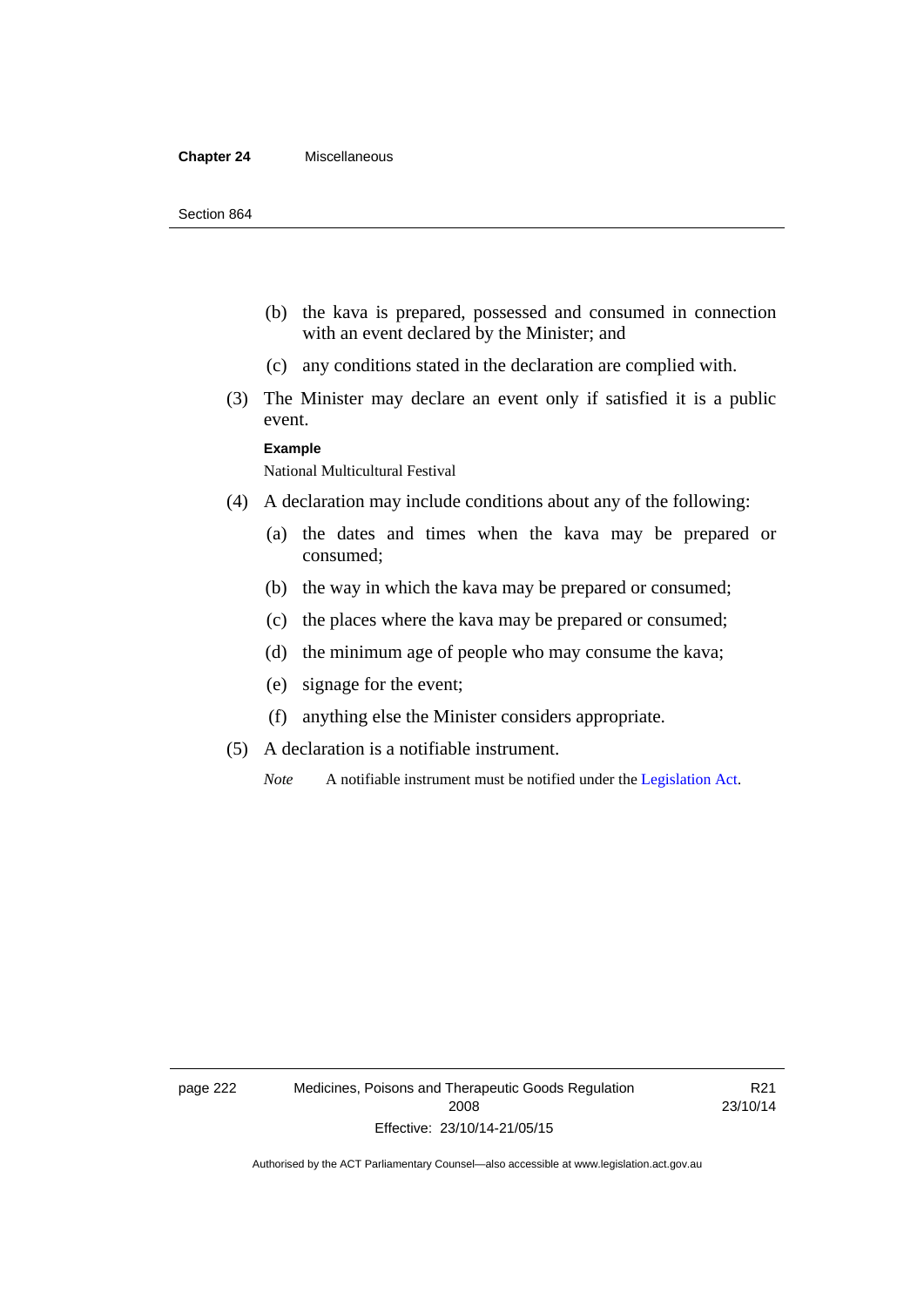(b) the kava is prepared, possessed and consumed in connection with an event declared by the Minister; and

(c) any conditions stated in the declaration are complied with.

(3) The Minister may declare an event only if satisfied it is a public event.

**Example**

National Multicultural Festival

(4) A declaration may include conditions about any of the following:

(a) the dates and times when the kava may be prepared or consumed;

(b) the way in which the kava may be prepared or consumed;

(c) the places where the kava may be prepared or consumed;

(d) the minimum age of people who may consume the kava;

(e) signage for the event;

(f) anything else the Minister considers appropriate.

(5) A declaration is a notifiable instrument.

*Note* A notifiable instrument must be notified under the Legislation Act.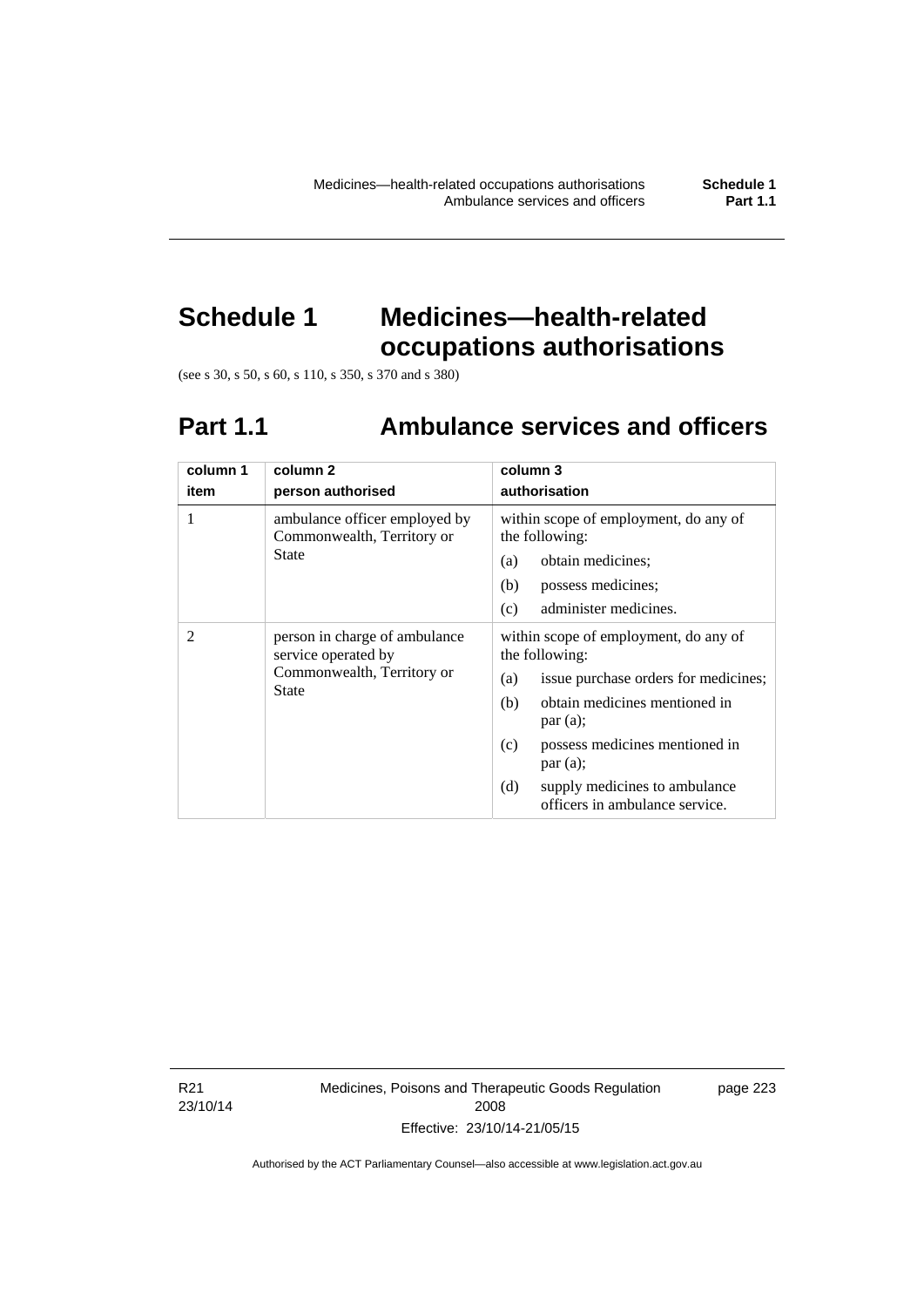# Schedule 1 Medicines—health-related occupations authorisations

(see s 30, s 50, s 60, s 110, s 350, s 370 and s 380)

## Part 1.1 Ambulance services and officers

| column 1<br>item | column 2<br>person authorised | column 3<br>authorisation |
|---|---|---|
| 1 | ambulance officer employed by Commonwealth, Territory or State | within scope of employment, do any of the following:<br>(a) obtain medicines;<br>(b) possess medicines;<br>(c) administer medicines. |
| 2 | person in charge of ambulance service operated by Commonwealth, Territory or State | within scope of employment, do any of the following:<br>(a) issue purchase orders for medicines;<br>(b) obtain medicines mentioned in par (a);<br>(c) possess medicines mentioned in par (a);<br>(d) supply medicines to ambulance officers in ambulance service. |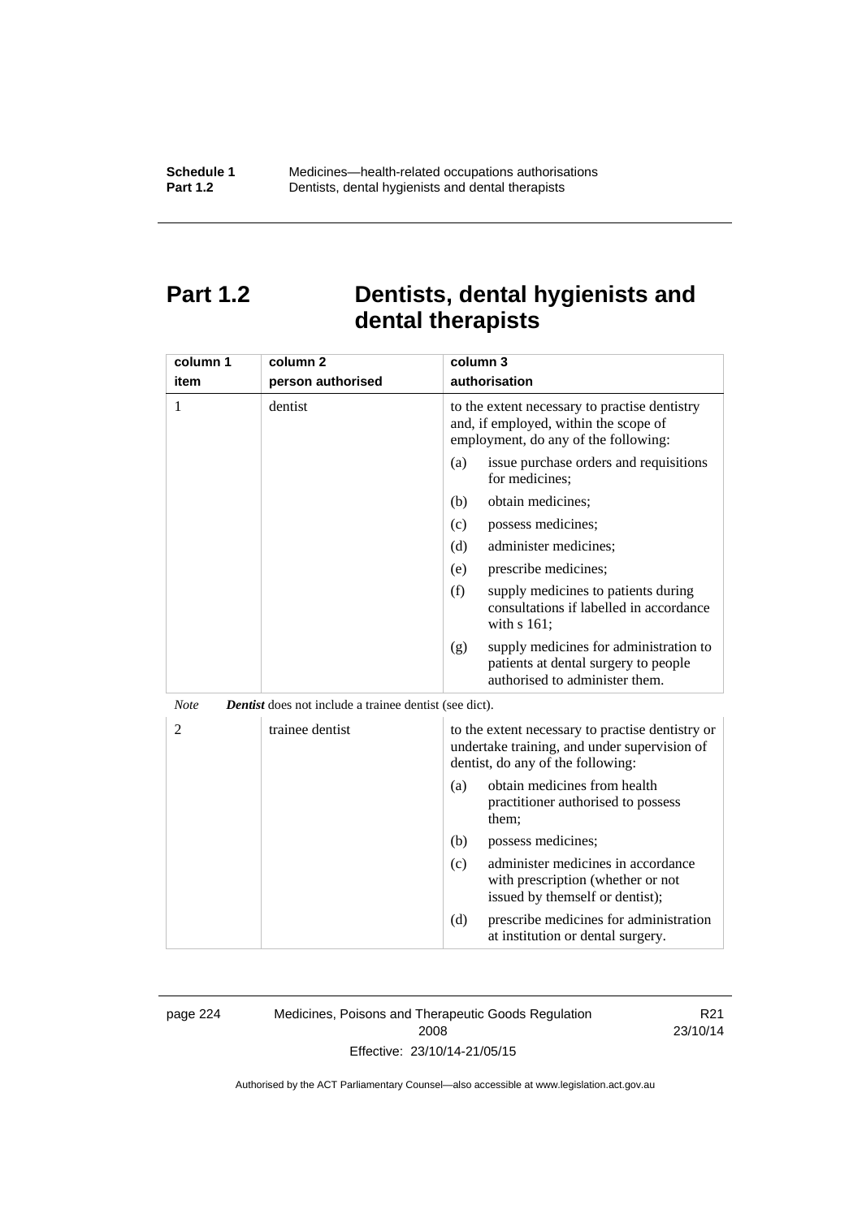# Part 1.2 Dentists, dental hygienists and dental therapists

| column 1<br>item | column 2<br>person authorised | column 3<br>authorisation |
|---|---|---|
| 1 | dentist | to the extent necessary to practise dentistry and, if employed, within the scope of employment, do any of the following:<br>(a) issue purchase orders and requisitions for medicines;<br>(b) obtain medicines;<br>(c) possess medicines;<br>(d) administer medicines;<br>(e) prescribe medicines;<br>(f) supply medicines to patients during consultations if labelled in accordance with s 161;<br>(g) supply medicines for administration to patients at dental surgery to people authorised to administer them. |

*Note* ***Dentist*** does not include a trainee dentist (see dict).

| column 1<br>item | column 2<br>person authorised | column 3<br>authorisation |
|---|---|---|
| 2 | trainee dentist | to the extent necessary to practise dentistry or undertake training, and under supervision of dentist, do any of the following:<br>(a) obtain medicines from health practitioner authorised to possess them;<br>(b) possess medicines;<br>(c) administer medicines in accordance with prescription (whether or not issued by themself or dentist);<br>(d) prescribe medicines for administration at institution or dental surgery. |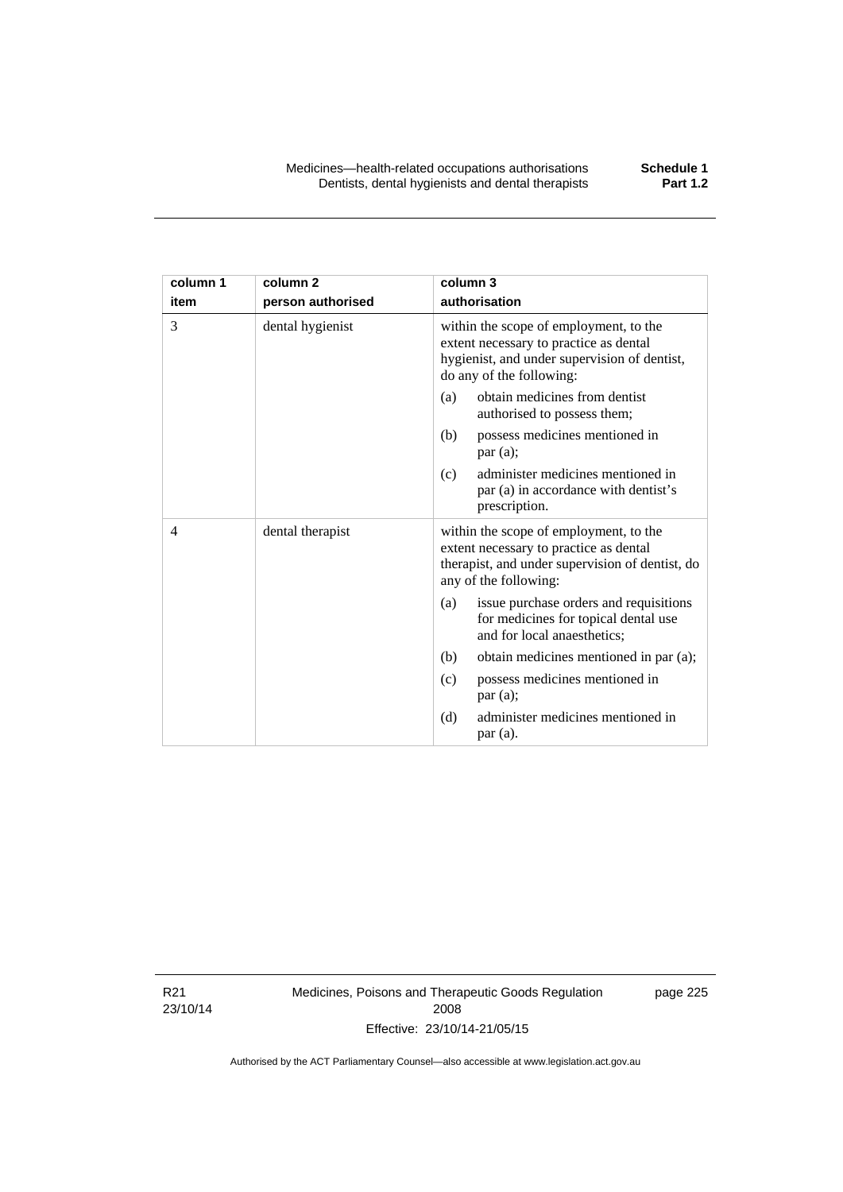| column 1 item | column 2 person authorised | column 3 authorisation |
|---|---|---|
| 3 | dental hygienist | within the scope of employment, to the extent necessary to practice as dental hygienist, and under supervision of dentist, do any of the following:<br>(a) obtain medicines from dentist authorised to possess them;<br>(b) possess medicines mentioned in par (a);<br>(c) administer medicines mentioned in par (a) in accordance with dentist's prescription. |
| 4 | dental therapist | within the scope of employment, to the extent necessary to practice as dental therapist, and under supervision of dentist, do any of the following:<br>(a) issue purchase orders and requisitions for medicines for topical dental use and for local anaesthetics;<br>(b) obtain medicines mentioned in par (a);<br>(c) possess medicines mentioned in par (a);<br>(d) administer medicines mentioned in par (a). |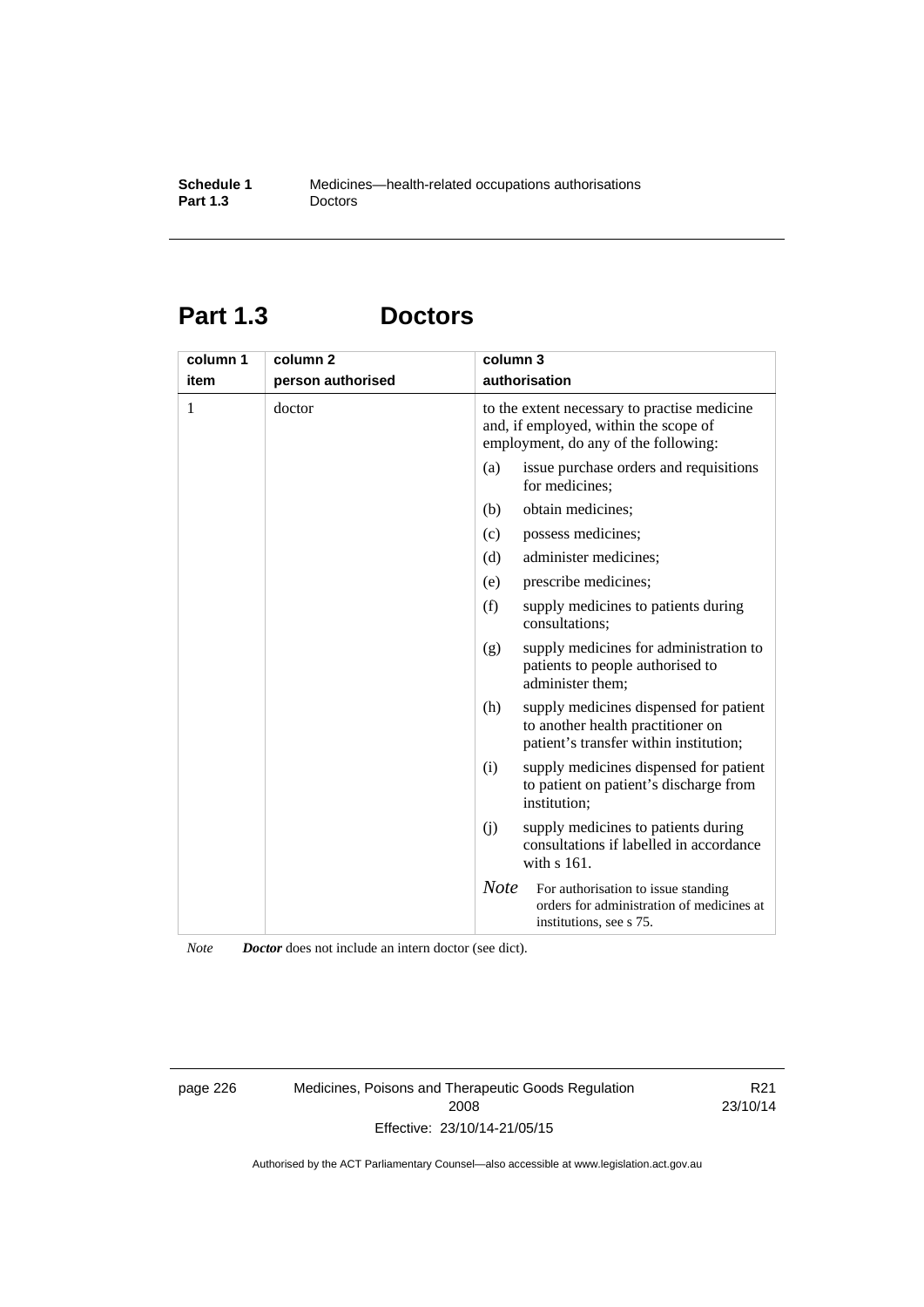## Part 1.3 Doctors

| column 1<br>item | column 2<br>person authorised | column 3<br>authorisation |
|---|---|---|
| 1 | doctor | to the extent necessary to practise medicine and, if employed, within the scope of employment, do any of the following:<br>(a) issue purchase orders and requisitions for medicines;<br>(b) obtain medicines;<br>(c) possess medicines;<br>(d) administer medicines;<br>(e) prescribe medicines;<br>(f) supply medicines to patients during consultations;<br>(g) supply medicines for administration to patients to people authorised to administer them;<br>(h) supply medicines dispensed for patient to another health practitioner on patient's transfer within institution;<br>(i) supply medicines dispensed for patient to patient on patient's discharge from institution;<br>(j) supply medicines to patients during consultations if labelled in accordance with s 161.<br>*Note* For authorisation to issue standing orders for administration of medicines at institutions, see s 75. |

*Note* ***Doctor*** does not include an intern doctor (see dict).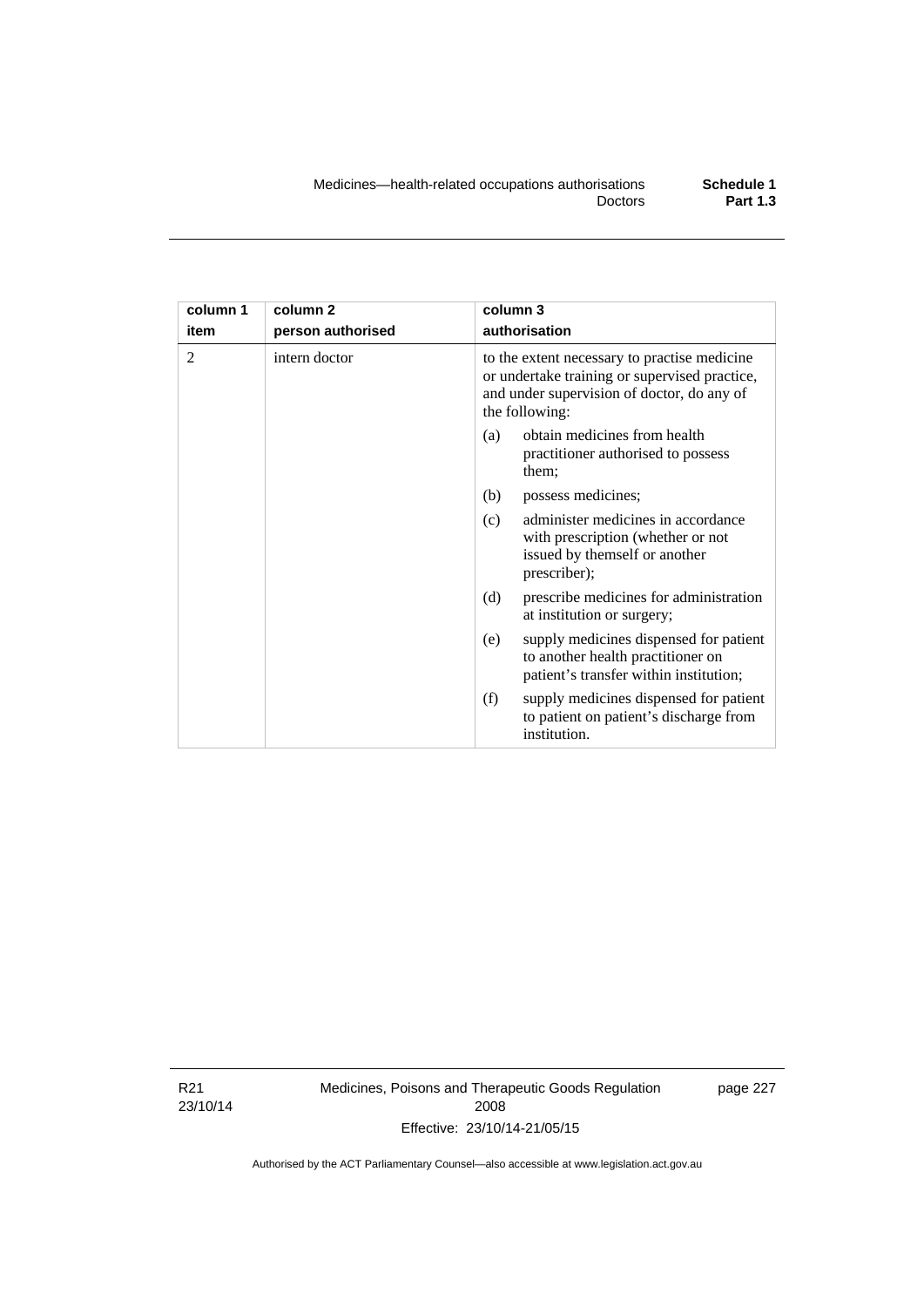| column 1 item | column 2 person authorised | column 3 authorisation |
|---|---|---|
| 2 | intern doctor | to the extent necessary to practise medicine or undertake training or supervised practice, and under supervision of doctor, do any of the following: |
| | | (a) obtain medicines from health practitioner authorised to possess them; |
| | | (b) possess medicines; |
| | | (c) administer medicines in accordance with prescription (whether or not issued by themself or another prescriber); |
| | | (d) prescribe medicines for administration at institution or surgery; |
| | | (e) supply medicines dispensed for patient to another health practitioner on patient's transfer within institution; |
| | | (f) supply medicines dispensed for patient to patient on patient's discharge from institution. |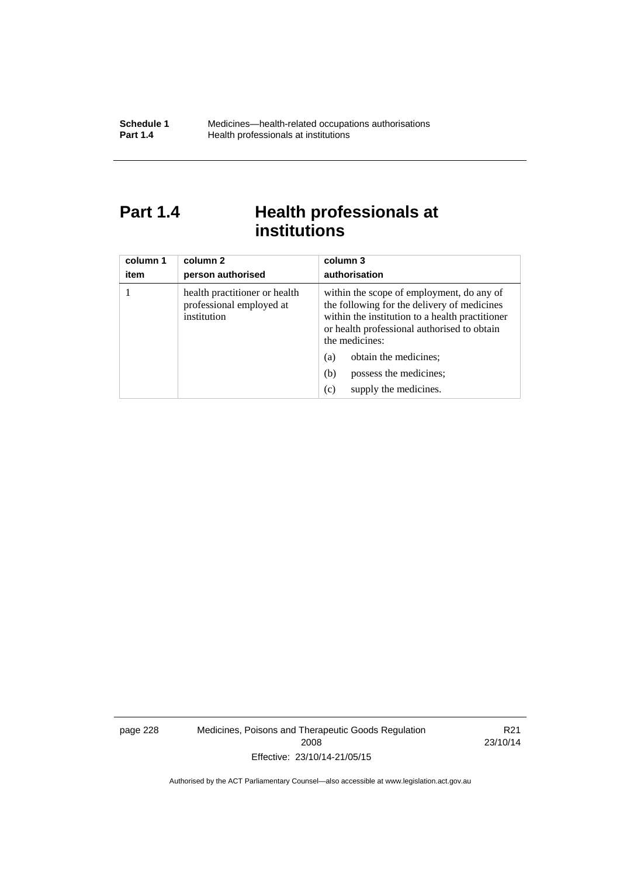# Part 1.4 Health professionals at institutions

| column 1<br>item | column 2<br>person authorised | column 3<br>authorisation |
|---|---|---|
| 1 | health practitioner or health professional employed at institution | within the scope of employment, do any of the following for the delivery of medicines within the institution to a health practitioner or health professional authorised to obtain the medicines:<br>(a) obtain the medicines;<br>(b) possess the medicines;<br>(c) supply the medicines. |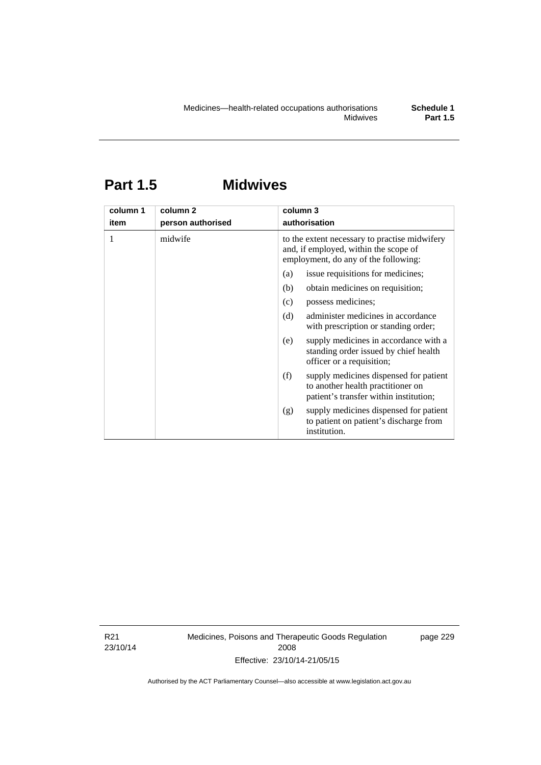## Part 1.5 Midwives

| column 1 item | column 2 person authorised | column 3 authorisation |
|---|---|---|
| 1 | midwife | to the extent necessary to practise midwifery and, if employed, within the scope of employment, do any of the following: |
| | | (a) issue requisitions for medicines; |
| | | (b) obtain medicines on requisition; |
| | | (c) possess medicines; |
| | | (d) administer medicines in accordance with prescription or standing order; |
| | | (e) supply medicines in accordance with a standing order issued by chief health officer or a requisition; |
| | | (f) supply medicines dispensed for patient to another health practitioner on patient's transfer within institution; |
| | | (g) supply medicines dispensed for patient to patient on patient's discharge from institution. |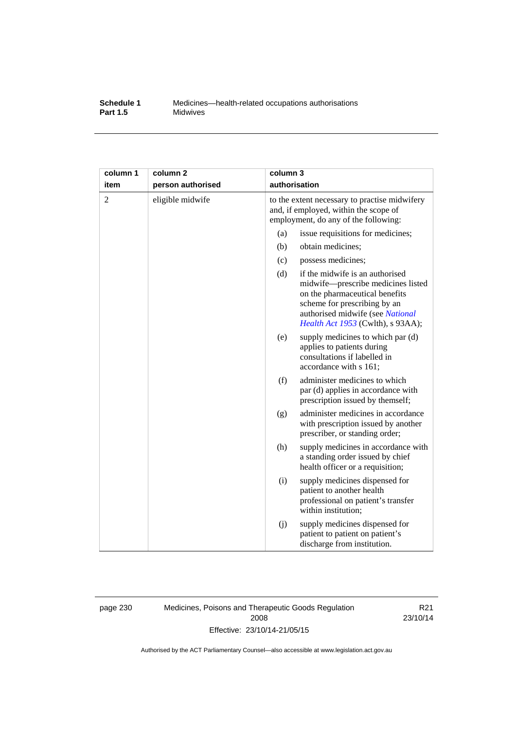| column 1 item | column 2 person authorised | column 3 authorisation |
|---|---|---|
| 2 | eligible midwife | to the extent necessary to practise midwifery and, if employed, within the scope of employment, do any of the following: |
| | | (a) issue requisitions for medicines; |
| | | (b) obtain medicines; |
| | | (c) possess medicines; |
| | | (d) if the midwife is an authorised midwife—prescribe medicines listed on the pharmaceutical benefits scheme for prescribing by an authorised midwife (see *National Health Act 1953* (Cwlth), s 93AA); |
| | | (e) supply medicines to which par (d) applies to patients during consultations if labelled in accordance with s 161; |
| | | (f) administer medicines to which par (d) applies in accordance with prescription issued by themself; |
| | | (g) administer medicines in accordance with prescription issued by another prescriber, or standing order; |
| | | (h) supply medicines in accordance with a standing order issued by chief health officer or a requisition; |
| | | (i) supply medicines dispensed for patient to another health professional on patient's transfer within institution; |
| | | (j) supply medicines dispensed for patient to patient on patient's discharge from institution. |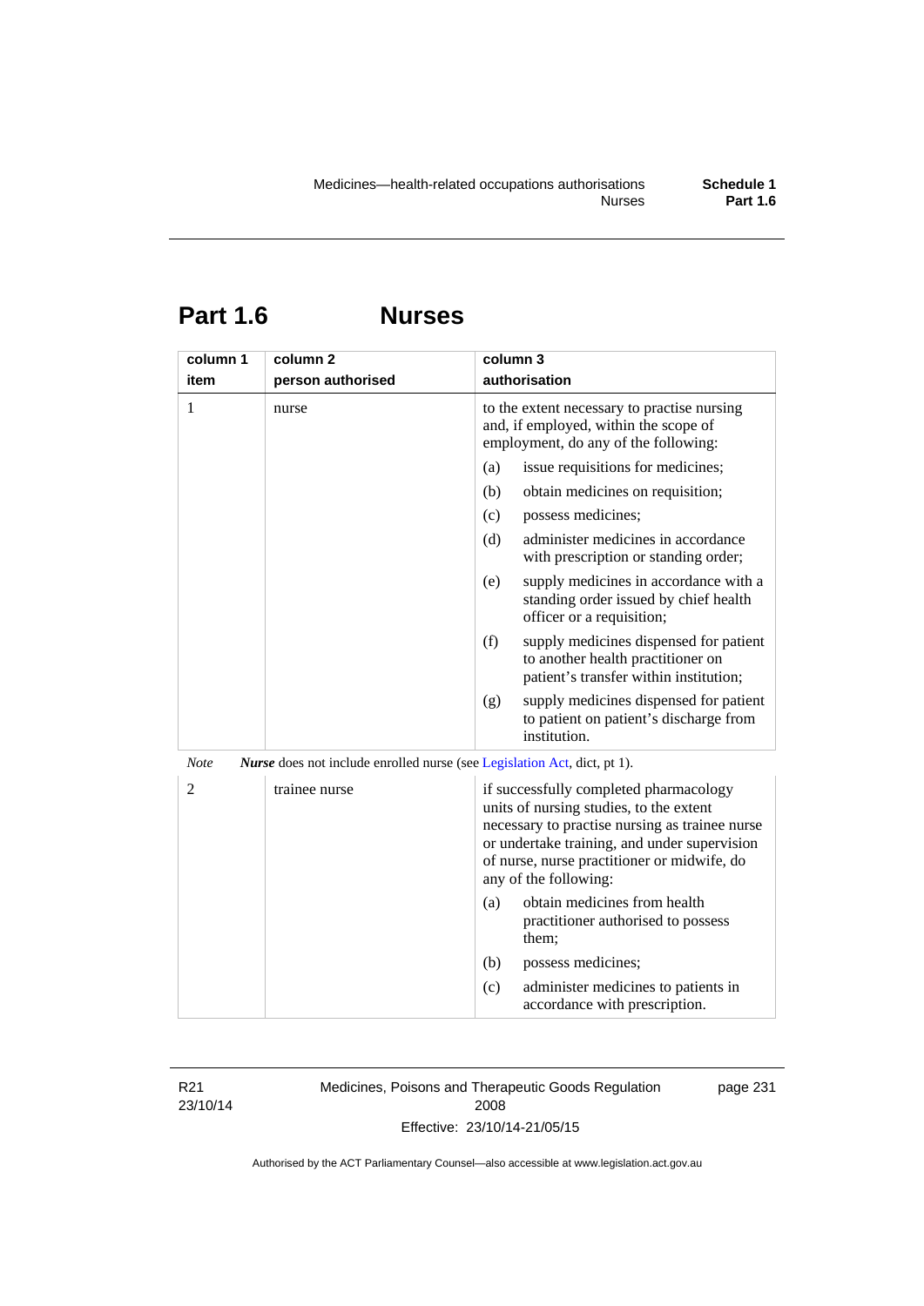# Part 1.6 Nurses

| column 1 item | column 2 person authorised | column 3 authorisation |
|---|---|---|
| 1 | nurse | to the extent necessary to practise nursing and, if employed, within the scope of employment, do any of the following: (a) issue requisitions for medicines; (b) obtain medicines on requisition; (c) possess medicines; (d) administer medicines in accordance with prescription or standing order; (e) supply medicines in accordance with a standing order issued by chief health officer or a requisition; (f) supply medicines dispensed for patient to another health practitioner on patient's transfer within institution; (g) supply medicines dispensed for patient to patient on patient's discharge from institution. |

*Note* ***Nurse*** does not include enrolled nurse (see Legislation Act, dict, pt 1).

| column 1 item | column 2 person authorised | column 3 authorisation |
|---|---|---|
| 2 | trainee nurse | if successfully completed pharmacology units of nursing studies, to the extent necessary to practise nursing as trainee nurse or undertake training, and under supervision of nurse, nurse practitioner or midwife, do any of the following: (a) obtain medicines from health practitioner authorised to possess them; (b) possess medicines; (c) administer medicines to patients in accordance with prescription. |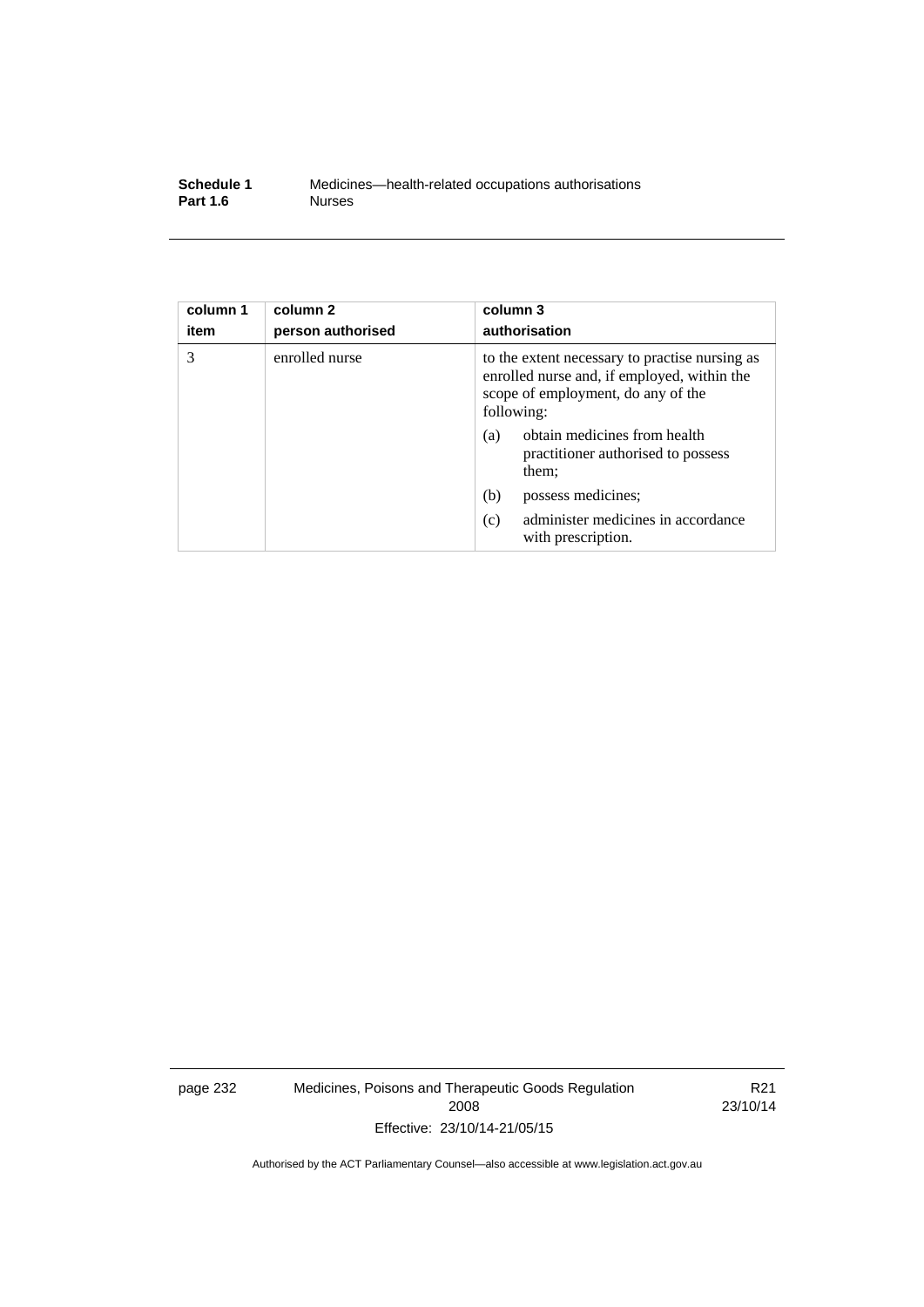| column 1 item | column 2 person authorised | column 3 authorisation |
|---|---|---|
| 3 | enrolled nurse | to the extent necessary to practise nursing as enrolled nurse and, if employed, within the scope of employment, do any of the following:<br>(a) obtain medicines from health practitioner authorised to possess them;<br>(b) possess medicines;<br>(c) administer medicines in accordance with prescription. |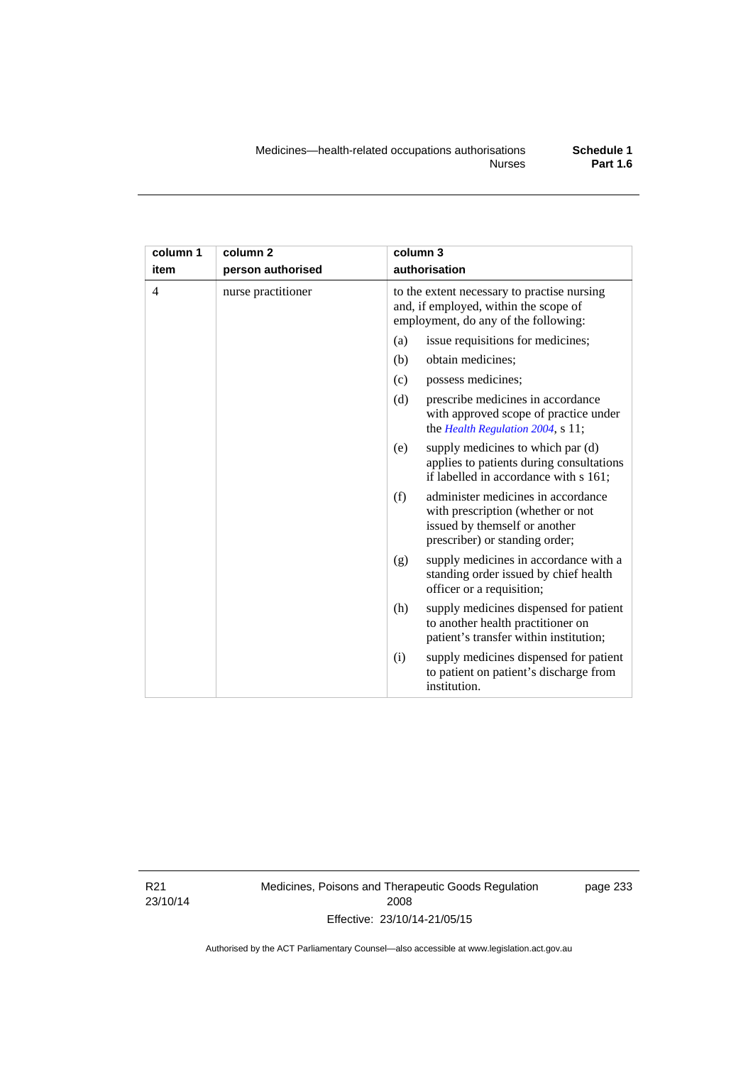| column 1 item | column 2 person authorised | column 3 authorisation |
|---|---|---|
| 4 | nurse practitioner | to the extent necessary to practise nursing and, if employed, within the scope of employment, do any of the following:<br>(a) issue requisitions for medicines;<br>(b) obtain medicines;<br>(c) possess medicines;<br>(d) prescribe medicines in accordance with approved scope of practice under the *Health Regulation 2004*, s 11;<br>(e) supply medicines to which par (d) applies to patients during consultations if labelled in accordance with s 161;<br>(f) administer medicines in accordance with prescription (whether or not issued by themself or another prescriber) or standing order;<br>(g) supply medicines in accordance with a standing order issued by chief health officer or a requisition;<br>(h) supply medicines dispensed for patient to another health practitioner on patient's transfer within institution;<br>(i) supply medicines dispensed for patient to patient on patient's discharge from institution. |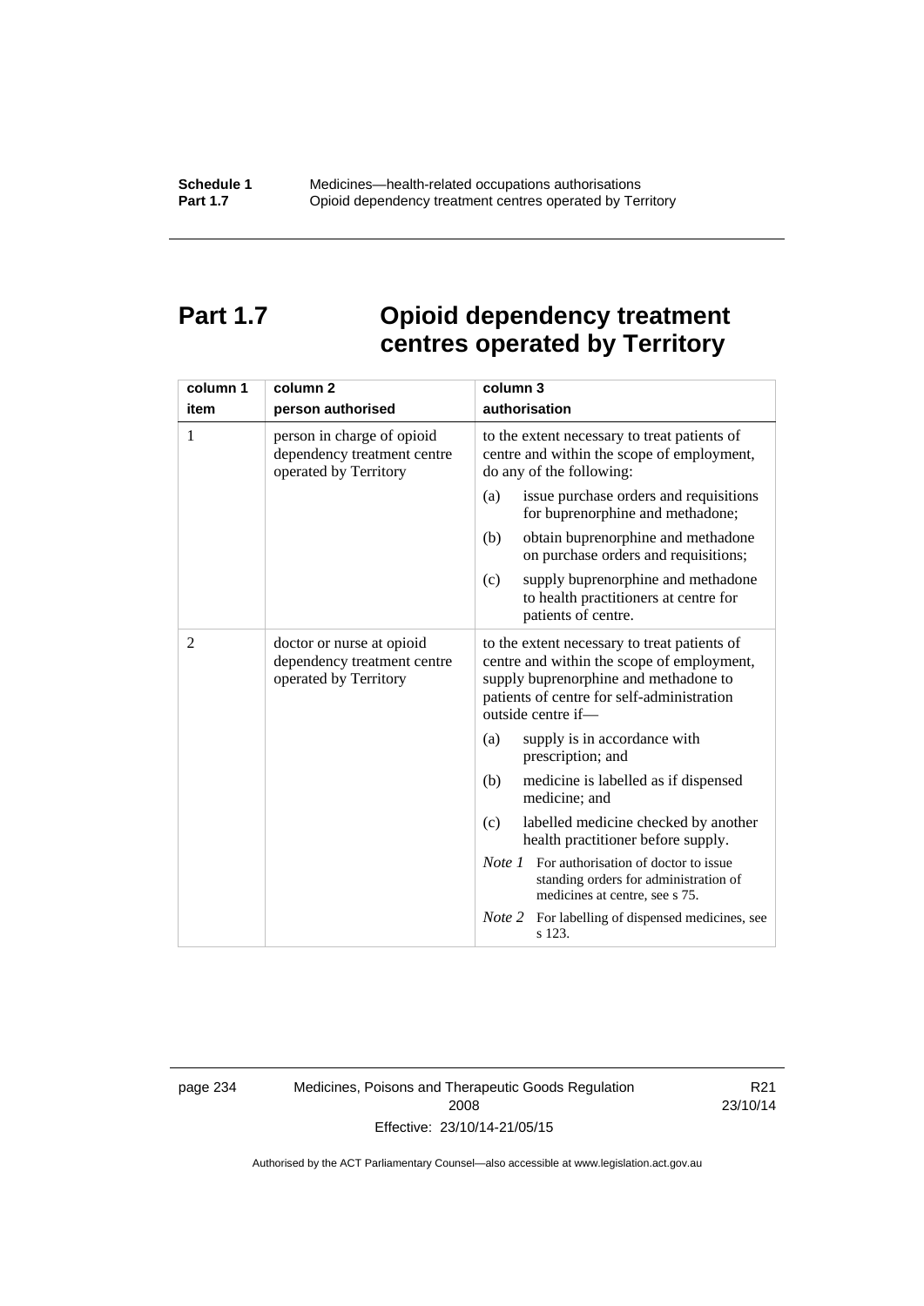# Part 1.7 Opioid dependency treatment centres operated by Territory

| column 1<br>item | column 2<br>person authorised | column 3<br>authorisation |
|---|---|---|
| 1 | person in charge of opioid dependency treatment centre operated by Territory | to the extent necessary to treat patients of centre and within the scope of employment, do any of the following:<br>(a) issue purchase orders and requisitions for buprenorphine and methadone;<br>(b) obtain buprenorphine and methadone on purchase orders and requisitions;<br>(c) supply buprenorphine and methadone to health practitioners at centre for patients of centre. |
| 2 | doctor or nurse at opioid dependency treatment centre operated by Territory | to the extent necessary to treat patients of centre and within the scope of employment, supply buprenorphine and methadone to patients of centre for self-administration outside centre if—<br>(a) supply is in accordance with prescription; and<br>(b) medicine is labelled as if dispensed medicine; and<br>(c) labelled medicine checked by another health practitioner before supply.<br>*Note 1* For authorisation of doctor to issue standing orders for administration of medicines at centre, see s 75.<br>*Note 2* For labelling of dispensed medicines, see s 123. |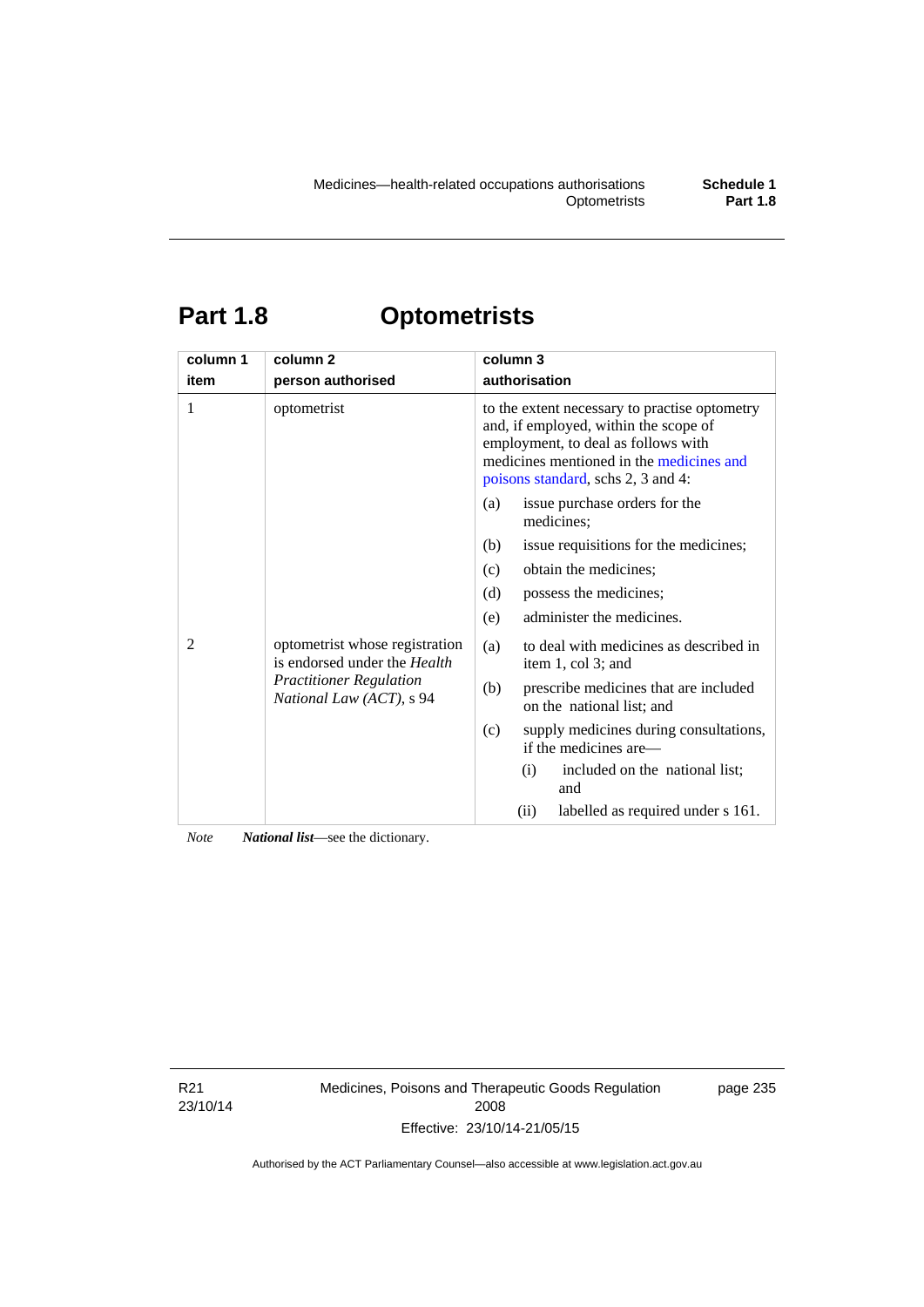# Part 1.8 Optometrists

| column 1 item | column 2 person authorised | column 3 authorisation |
|---|---|---|
| 1 | optometrist | to the extent necessary to practise optometry and, if employed, within the scope of employment, to deal as follows with medicines mentioned in the medicines and poisons standard, schs 2, 3 and 4:<br>(a) issue purchase orders for the medicines;<br>(b) issue requisitions for the medicines;<br>(c) obtain the medicines;<br>(d) possess the medicines;<br>(e) administer the medicines. |
| 2 | optometrist whose registration is endorsed under the *Health Practitioner Regulation National Law (ACT)*, s 94 | (a) to deal with medicines as described in item 1, col 3; and<br>(b) prescribe medicines that are included on the national list; and<br>(c) supply medicines during consultations, if the medicines are—<br>(i) included on the national list; and<br>(ii) labelled as required under s 161. |

*Note* ***National list***—see the dictionary.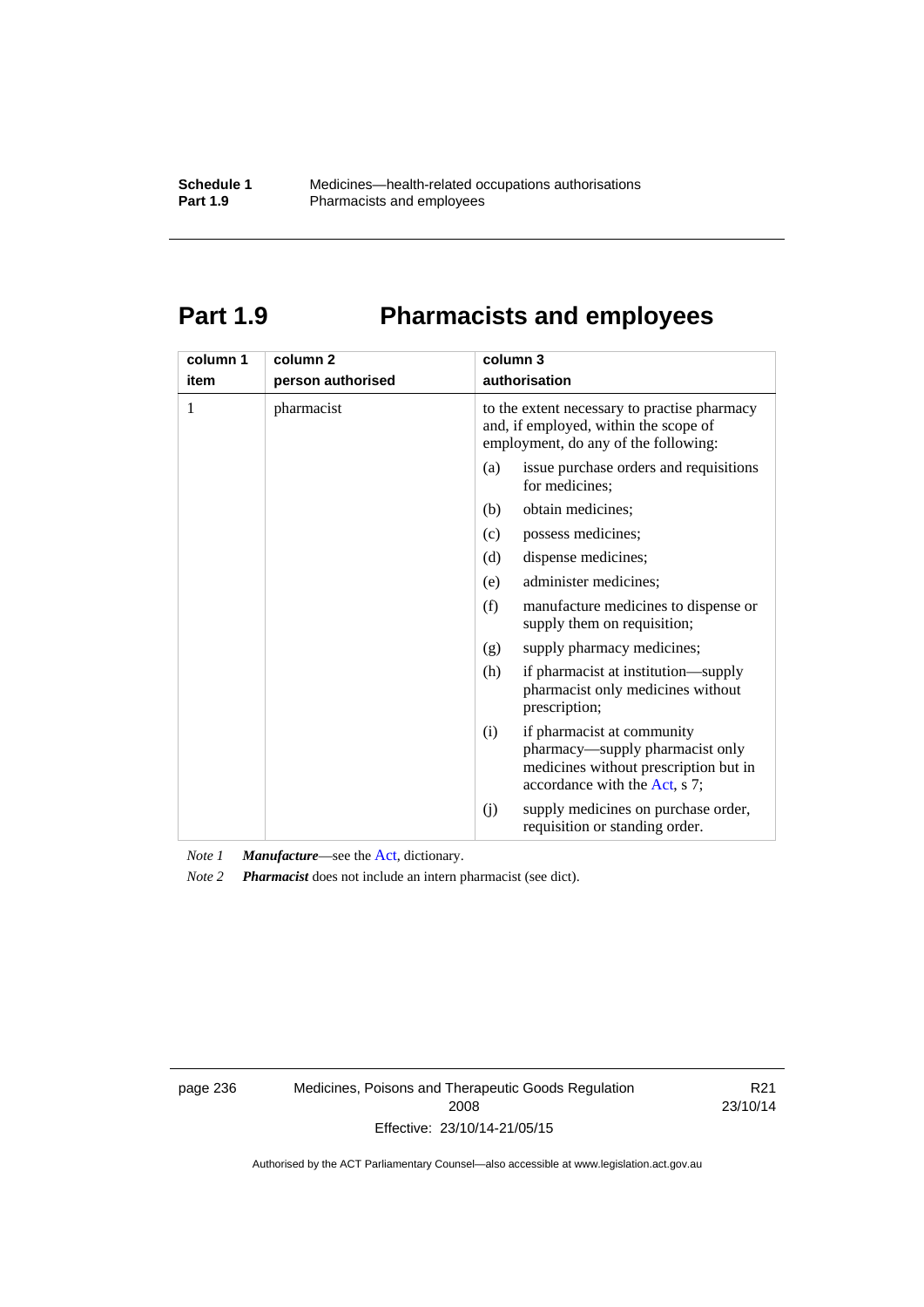# Part 1.9 Pharmacists and employees

| column 1<br>item | column 2<br>person authorised | column 3<br>authorisation |
|---|---|---|
| 1 | pharmacist | to the extent necessary to practise pharmacy and, if employed, within the scope of employment, do any of the following:<br>(a) issue purchase orders and requisitions for medicines;<br>(b) obtain medicines;<br>(c) possess medicines;<br>(d) dispense medicines;<br>(e) administer medicines;<br>(f) manufacture medicines to dispense or supply them on requisition;<br>(g) supply pharmacy medicines;<br>(h) if pharmacist at institution—supply pharmacist only medicines without prescription;<br>(i) if pharmacist at community pharmacy—supply pharmacist only medicines without prescription but in accordance with the Act, s 7;<br>(j) supply medicines on purchase order, requisition or standing order. |

*Note 1* ***Manufacture***—see the Act, dictionary.

*Note 2* ***Pharmacist*** does not include an intern pharmacist (see dict).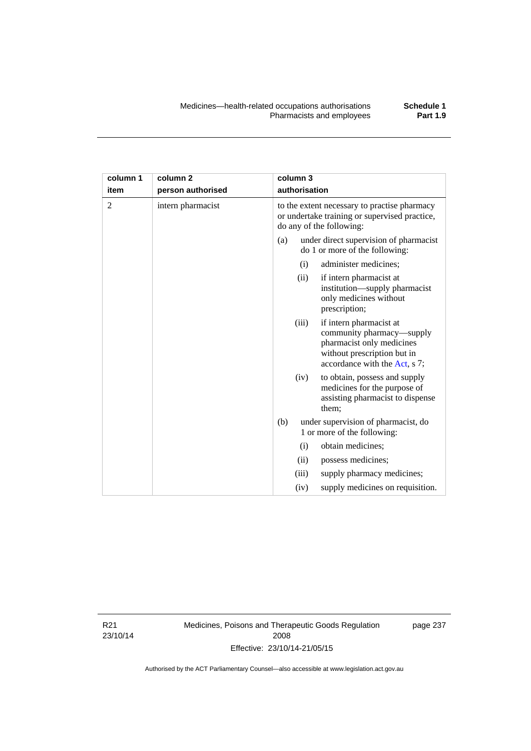| column 1<br>item | column 2<br>person authorised | column 3<br>authorisation |
|---|---|---|
| 2 | intern pharmacist | to the extent necessary to practise pharmacy or undertake training or supervised practice, do any of the following:<br>(a) under direct supervision of pharmacist do 1 or more of the following:<br>(i) administer medicines;<br>(ii) if intern pharmacist at institution—supply pharmacist only medicines without prescription;<br>(iii) if intern pharmacist at community pharmacy—supply pharmacist only medicines without prescription but in accordance with the Act, s 7;<br>(iv) to obtain, possess and supply medicines for the purpose of assisting pharmacist to dispense them;<br>(b) under supervision of pharmacist, do 1 or more of the following:<br>(i) obtain medicines;<br>(ii) possess medicines;<br>(iii) supply pharmacy medicines;<br>(iv) supply medicines on requisition. |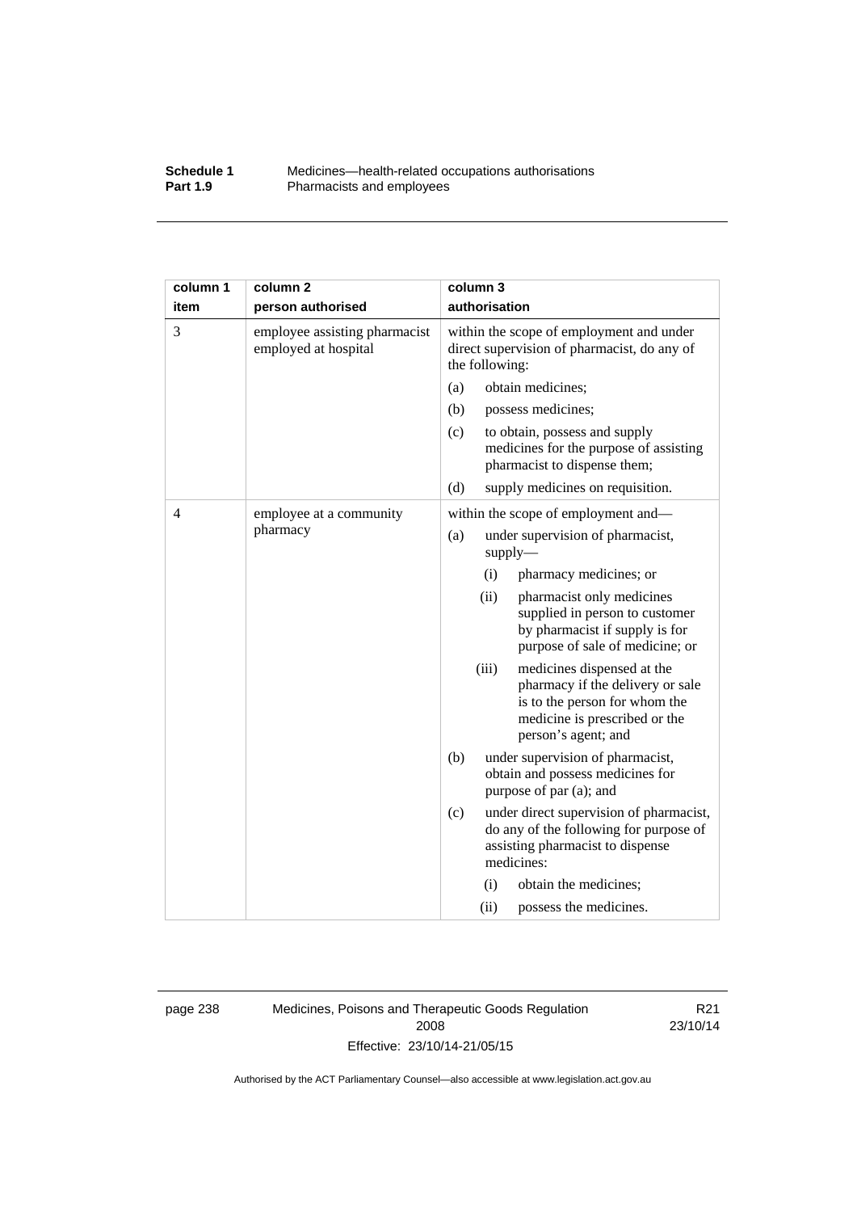| column 1 item | column 2 person authorised | column 3 authorisation |
|---|---|---|
| 3 | employee assisting pharmacist employed at hospital | within the scope of employment and under direct supervision of pharmacist, do any of the following:<br>(a) obtain medicines;<br>(b) possess medicines;<br>(c) to obtain, possess and supply medicines for the purpose of assisting pharmacist to dispense them;<br>(d) supply medicines on requisition. |
| 4 | employee at a community pharmacy | within the scope of employment and—<br>(a) under supervision of pharmacist, supply—<br>(i) pharmacy medicines; or<br>(ii) pharmacist only medicines supplied in person to customer by pharmacist if supply is for purpose of sale of medicine; or<br>(iii) medicines dispensed at the pharmacy if the delivery or sale is to the person for whom the medicine is prescribed or the person's agent; and<br>(b) under supervision of pharmacist, obtain and possess medicines for purpose of par (a); and<br>(c) under direct supervision of pharmacist, do any of the following for purpose of assisting pharmacist to dispense medicines:<br>(i) obtain the medicines;<br>(ii) possess the medicines. |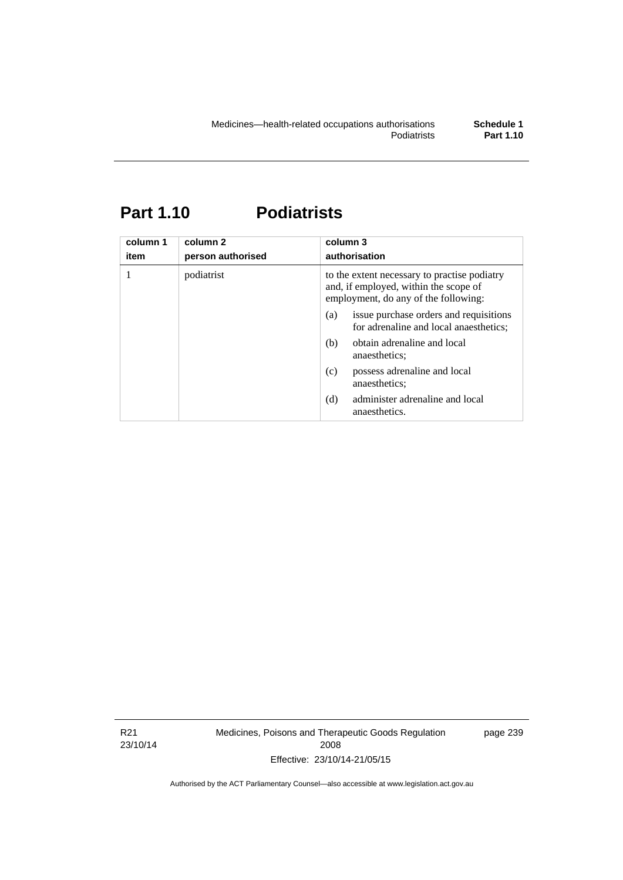# Part 1.10 Podiatrists

| column 1<br>item | column 2<br>person authorised | column 3<br>authorisation |
|---|---|---|
| 1 | podiatrist | to the extent necessary to practise podiatry and, if employed, within the scope of employment, do any of the following:<br>(a) issue purchase orders and requisitions for adrenaline and local anaesthetics;<br>(b) obtain adrenaline and local anaesthetics;<br>(c) possess adrenaline and local anaesthetics;<br>(d) administer adrenaline and local anaesthetics. |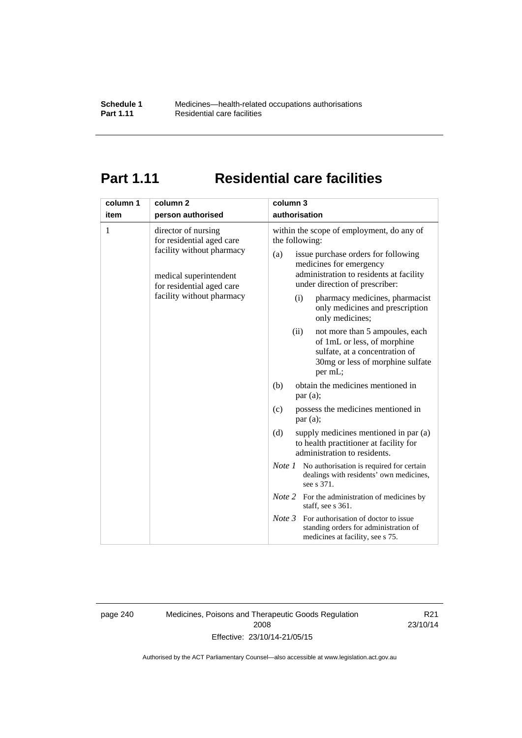# Part 1.11 Residential care facilities

| column 1 item | column 2 person authorised | column 3 authorisation |
|---|---|---|
| 1 | director of nursing for residential aged care facility without pharmacy<br><br>medical superintendent for residential aged care facility without pharmacy | within the scope of employment, do any of the following:<br>(a) issue purchase orders for following medicines for emergency administration to residents at facility under direction of prescriber:<br>(i) pharmacy medicines, pharmacist only medicines and prescription only medicines;<br>(ii) not more than 5 ampoules, each of 1mL or less, of morphine sulfate, at a concentration of 30mg or less of morphine sulfate per mL;<br>(b) obtain the medicines mentioned in par (a);<br>(c) possess the medicines mentioned in par (a);<br>(d) supply medicines mentioned in par (a) to health practitioner at facility for administration to residents.<br>*Note 1* No authorisation is required for certain dealings with residents' own medicines, see s 371.<br>*Note 2* For the administration of medicines by staff, see s 361.<br>*Note 3* For authorisation of doctor to issue standing orders for administration of medicines at facility, see s 75. |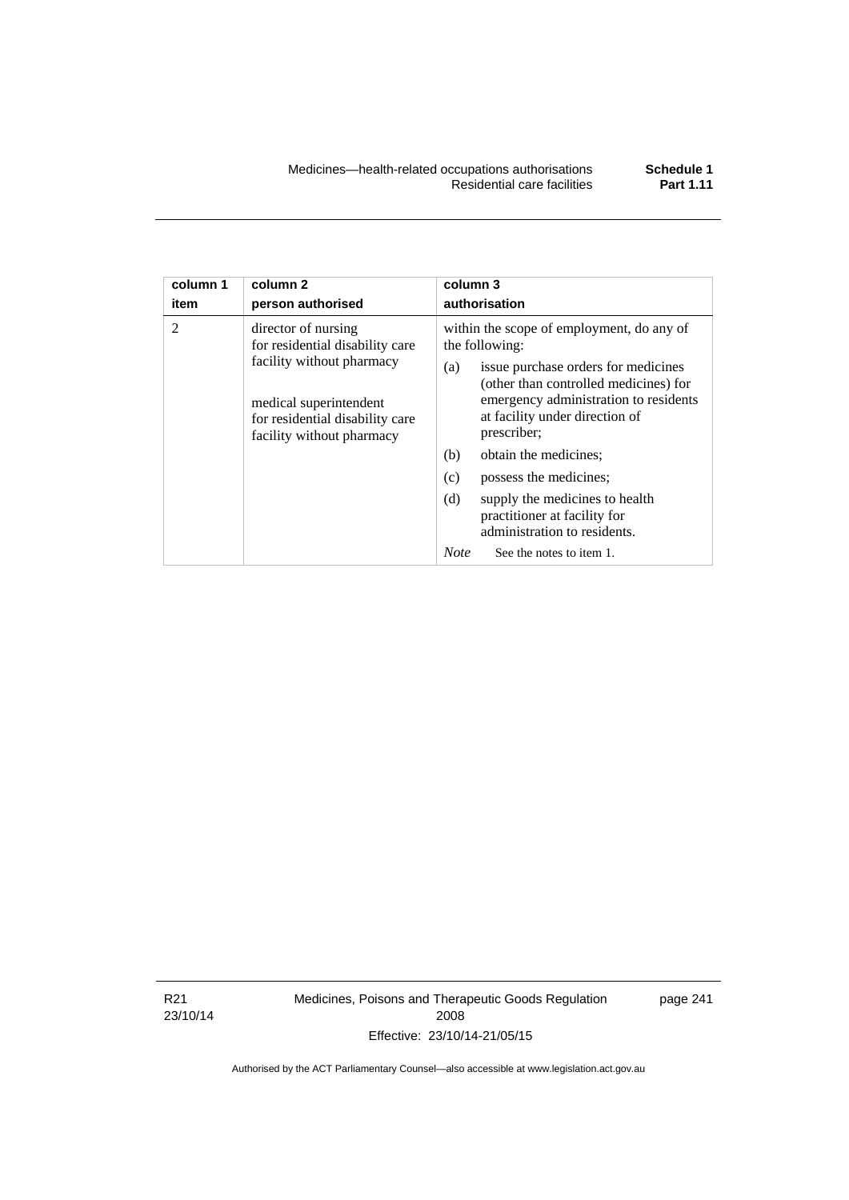| column 1 item | column 2 person authorised | column 3 authorisation |
|---|---|---|
| 2 | director of nursing for residential disability care facility without pharmacy<br><br>medical superintendent for residential disability care facility without pharmacy | within the scope of employment, do any of the following:<br>(a) issue purchase orders for medicines (other than controlled medicines) for emergency administration to residents at facility under direction of prescriber;<br>(b) obtain the medicines;<br>(c) possess the medicines;<br>(d) supply the medicines to health practitioner at facility for administration to residents.<br>*Note* See the notes to item 1. |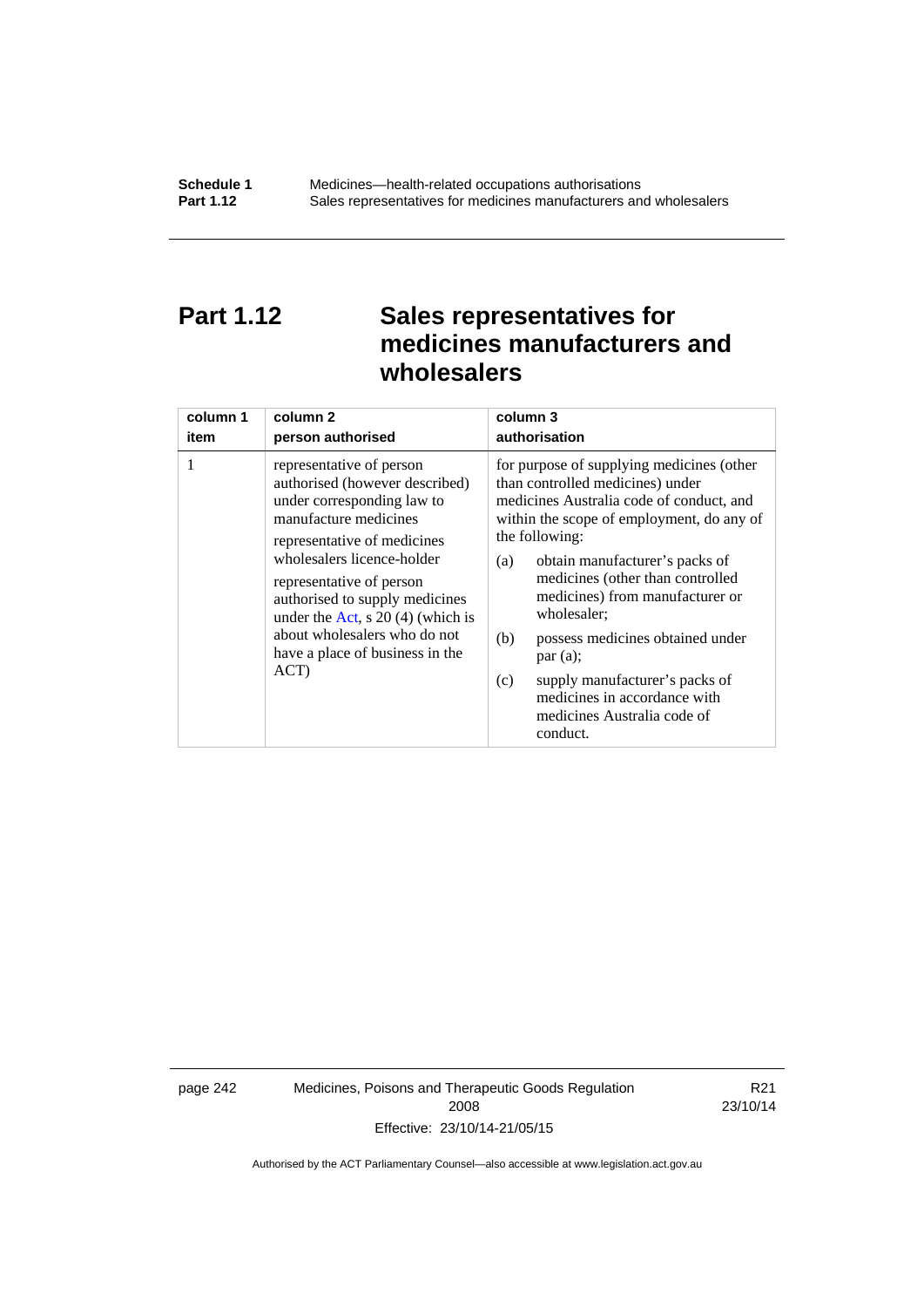# Part 1.12 Sales representatives for medicines manufacturers and wholesalers

| column 1<br>item | column 2<br>person authorised | column 3<br>authorisation |
|---|---|---|
| 1 | representative of person authorised (however described) under corresponding law to manufacture medicines<br><br>representative of medicines wholesalers licence-holder<br><br>representative of person authorised to supply medicines under the Act, s 20 (4) (which is about wholesalers who do not have a place of business in the ACT) | for purpose of supplying medicines (other than controlled medicines) under medicines Australia code of conduct, and within the scope of employment, do any of the following:<br><br>(a) obtain manufacturer's packs of medicines (other than controlled medicines) from manufacturer or wholesaler;<br><br>(b) possess medicines obtained under par (a);<br><br>(c) supply manufacturer's packs of medicines in accordance with medicines Australia code of conduct. |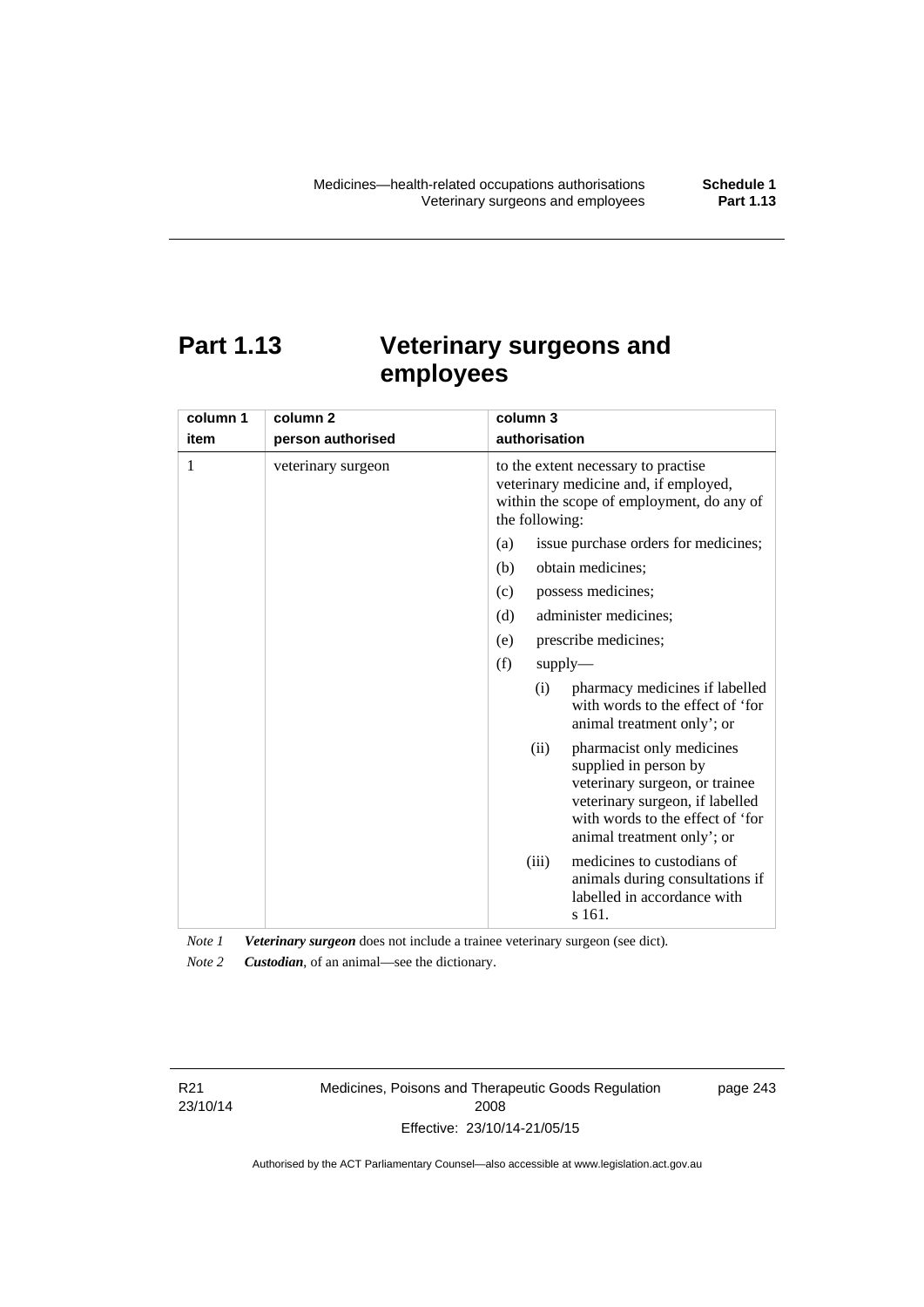# Part 1.13 Veterinary surgeons and employees

| column 1<br>item | column 2<br>person authorised | column 3<br>authorisation |
|---|---|---|
| 1 | veterinary surgeon | to the extent necessary to practise veterinary medicine and, if employed, within the scope of employment, do any of the following:<br>(a) issue purchase orders for medicines;<br>(b) obtain medicines;<br>(c) possess medicines;<br>(d) administer medicines;<br>(e) prescribe medicines;<br>(f) supply—<br>(i) pharmacy medicines if labelled with words to the effect of 'for animal treatment only'; or<br>(ii) pharmacist only medicines supplied in person by veterinary surgeon, or trainee veterinary surgeon, if labelled with words to the effect of 'for animal treatment only'; or<br>(iii) medicines to custodians of animals during consultations if labelled in accordance with s 161. |

*Note 1* ***Veterinary surgeon*** does not include a trainee veterinary surgeon (see dict).

*Note 2* ***Custodian***, of an animal—see the dictionary.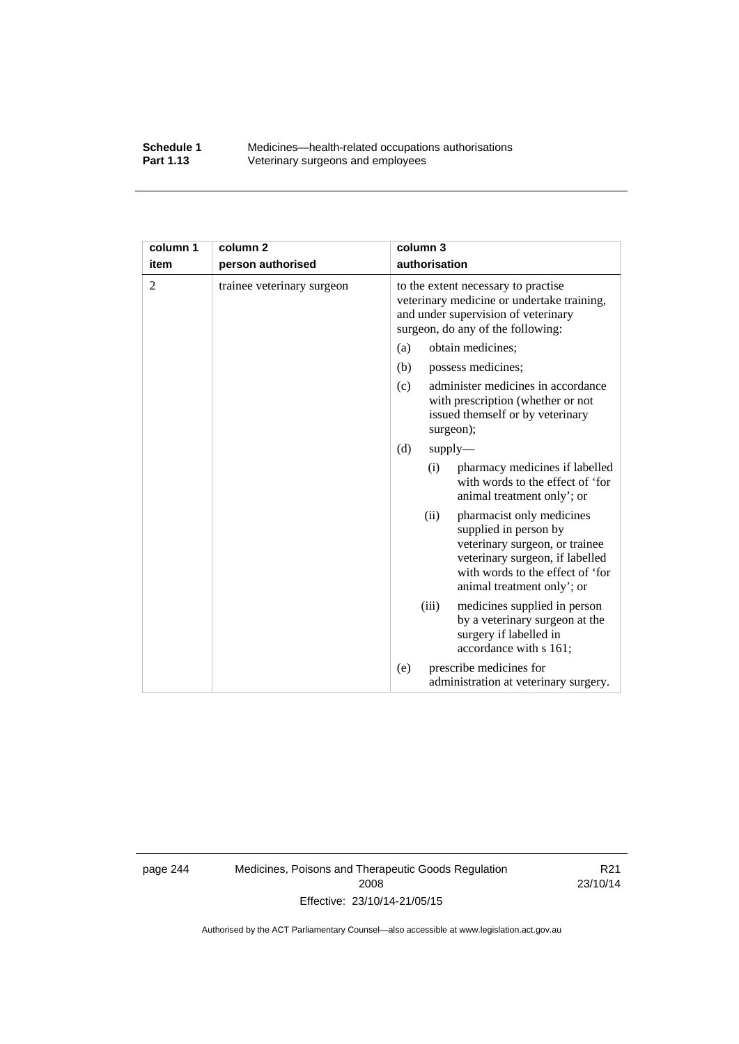| column 1<br>item | column 2<br>person authorised | column 3<br>authorisation |
|---|---|---|
| 2 | trainee veterinary surgeon | to the extent necessary to practise veterinary medicine or undertake training, and under supervision of veterinary surgeon, do any of the following:<br>(a) obtain medicines;<br>(b) possess medicines;<br>(c) administer medicines in accordance with prescription (whether or not issued themself or by veterinary surgeon);<br>(d) supply—<br>(i) pharmacy medicines if labelled with words to the effect of 'for animal treatment only'; or<br>(ii) pharmacist only medicines supplied in person by veterinary surgeon, or trainee veterinary surgeon, if labelled with words to the effect of 'for animal treatment only'; or<br>(iii) medicines supplied in person by a veterinary surgeon at the surgery if labelled in accordance with s 161;<br>(e) prescribe medicines for administration at veterinary surgery. |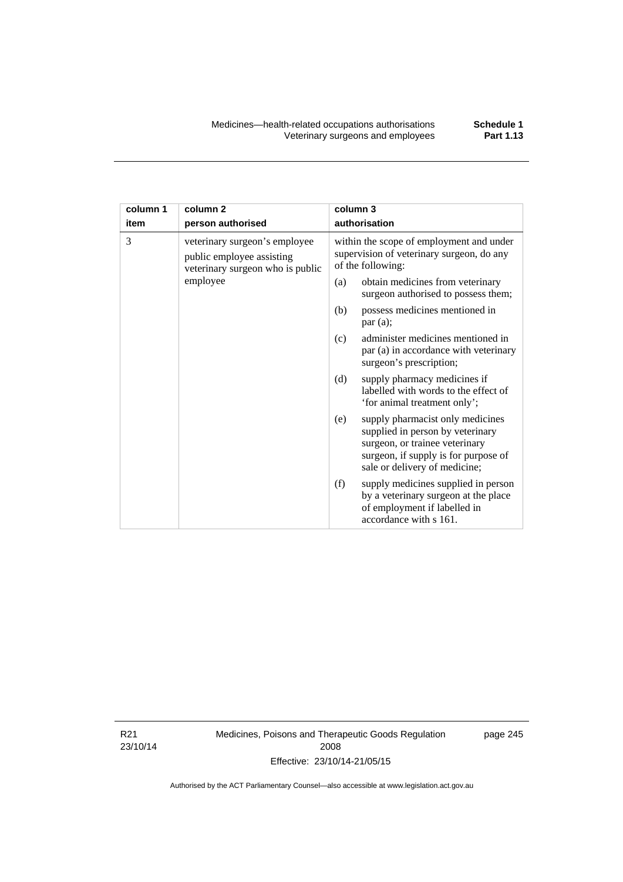| column 1 item | column 2 person authorised | column 3 authorisation |
|---|---|---|
| 3 | veterinary surgeon's employee public employee assisting veterinary surgeon who is public employee | within the scope of employment and under supervision of veterinary surgeon, do any of the following:<br>(a) obtain medicines from veterinary surgeon authorised to possess them;<br>(b) possess medicines mentioned in par (a);<br>(c) administer medicines mentioned in par (a) in accordance with veterinary surgeon's prescription;<br>(d) supply pharmacy medicines if labelled with words to the effect of 'for animal treatment only';<br>(e) supply pharmacist only medicines supplied in person by veterinary surgeon, or trainee veterinary surgeon, if supply is for purpose of sale or delivery of medicine;<br>(f) supply medicines supplied in person by a veterinary surgeon at the place of employment if labelled in accordance with s 161. |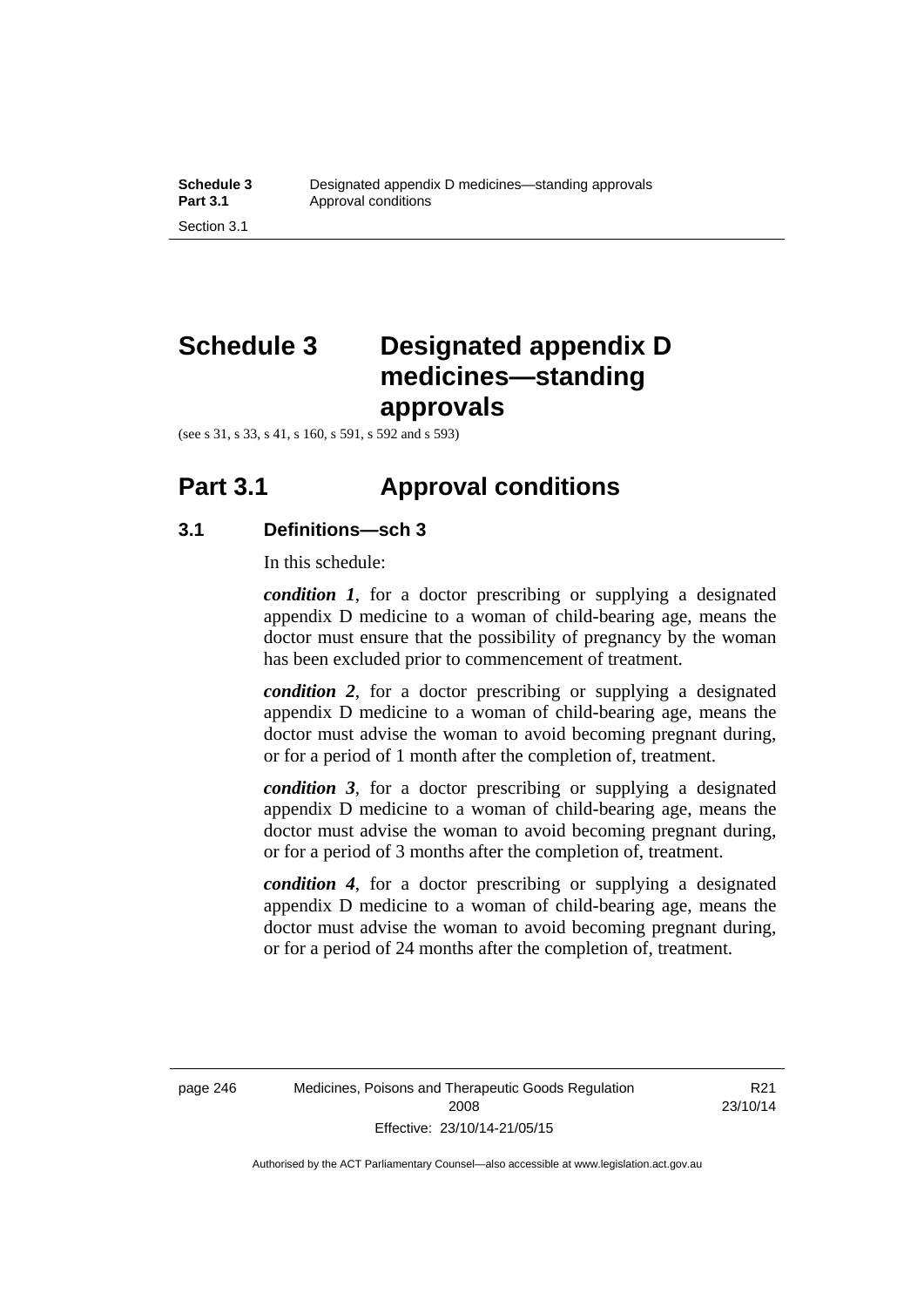# Schedule 3 Designated appendix D medicines—standing approvals

(see s 31, s 33, s 41, s 160, s 591, s 592 and s 593)

## Part 3.1 Approval conditions

### 3.1 Definitions—sch 3

In this schedule:

***condition 1***, for a doctor prescribing or supplying a designated appendix D medicine to a woman of child-bearing age, means the doctor must ensure that the possibility of pregnancy by the woman has been excluded prior to commencement of treatment.

***condition 2***, for a doctor prescribing or supplying a designated appendix D medicine to a woman of child-bearing age, means the doctor must advise the woman to avoid becoming pregnant during, or for a period of 1 month after the completion of, treatment.

***condition 3***, for a doctor prescribing or supplying a designated appendix D medicine to a woman of child-bearing age, means the doctor must advise the woman to avoid becoming pregnant during, or for a period of 3 months after the completion of, treatment.

***condition 4***, for a doctor prescribing or supplying a designated appendix D medicine to a woman of child-bearing age, means the doctor must advise the woman to avoid becoming pregnant during, or for a period of 24 months after the completion of, treatment.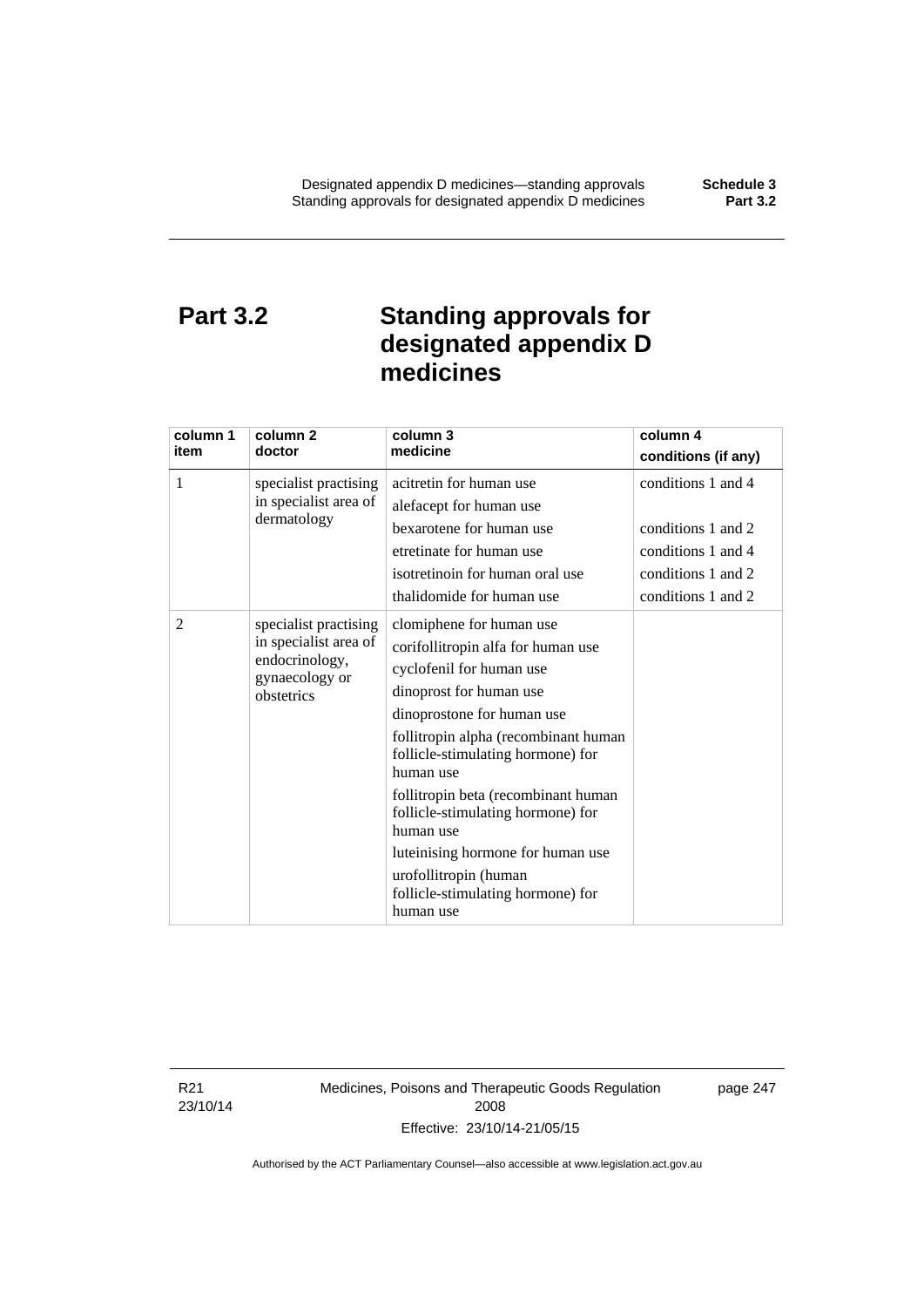# Part 3.2 Standing approvals for designated appendix D medicines

| column 1 item | column 2 doctor | column 3 medicine | column 4 conditions (if any) |
|---|---|---|---|
| 1 | specialist practising in specialist area of dermatology | acitretin for human use | conditions 1 and 4 |
| | | alefacept for human use | |
| | | bexarotene for human use | conditions 1 and 2 |
| | | etretinate for human use | conditions 1 and 4 |
| | | isotretinoin for human oral use | conditions 1 and 2 |
| | | thalidomide for human use | conditions 1 and 2 |
| 2 | specialist practising in specialist area of endocrinology, gynaecology or obstetrics | clomiphene for human use | |
| | | corifollitropin alfa for human use | |
| | | cyclofenil for human use | |
| | | dinoprost for human use | |
| | | dinoprostone for human use | |
| | | follitropin alpha (recombinant human follicle-stimulating hormone) for human use | |
| | | follitropin beta (recombinant human follicle-stimulating hormone) for human use | |
| | | luteinising hormone for human use | |
| | | urofollitropin (human follicle-stimulating hormone) for human use | |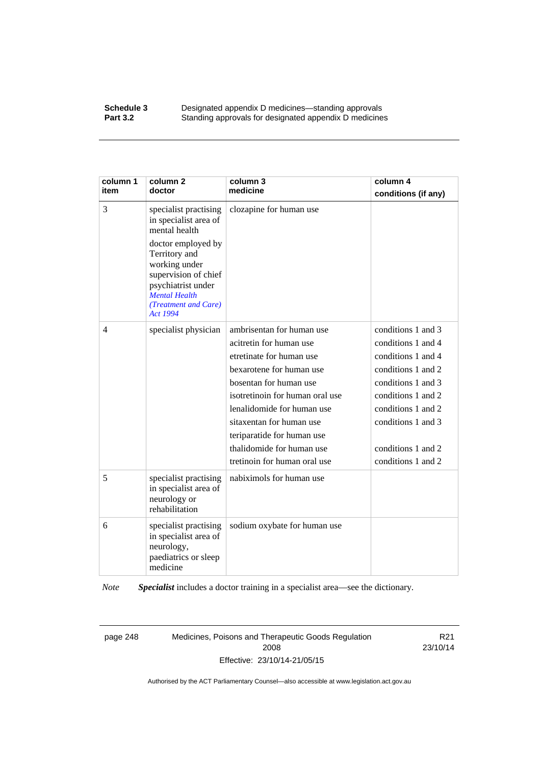| column 1 item | column 2 doctor | column 3 medicine | column 4 conditions (if any) |
|---|---|---|---|
| 3 | specialist practising in specialist area of mental health<br><br>doctor employed by Territory and working under supervision of chief psychiatrist under *Mental Health (Treatment and Care) Act 1994* | clozapine for human use | |
| 4 | specialist physician | ambrisentan for human use<br>acitretin for human use<br>etretinate for human use<br>bexarotene for human use<br>bosentan for human use<br>isotretinoin for human oral use<br>lenalidomide for human use<br>sitaxentan for human use<br>teriparatide for human use<br>thalidomide for human use<br>tretinoin for human oral use | conditions 1 and 3<br>conditions 1 and 4<br>conditions 1 and 4<br>conditions 1 and 2<br>conditions 1 and 3<br>conditions 1 and 2<br>conditions 1 and 2<br>conditions 1 and 3<br><br>conditions 1 and 2<br>conditions 1 and 2 |
| 5 | specialist practising in specialist area of neurology or rehabilitation | nabiximols for human use | |
| 6 | specialist practising in specialist area of neurology, paediatrics or sleep medicine | sodium oxybate for human use | |

*Note* ***Specialist*** includes a doctor training in a specialist area—see the dictionary.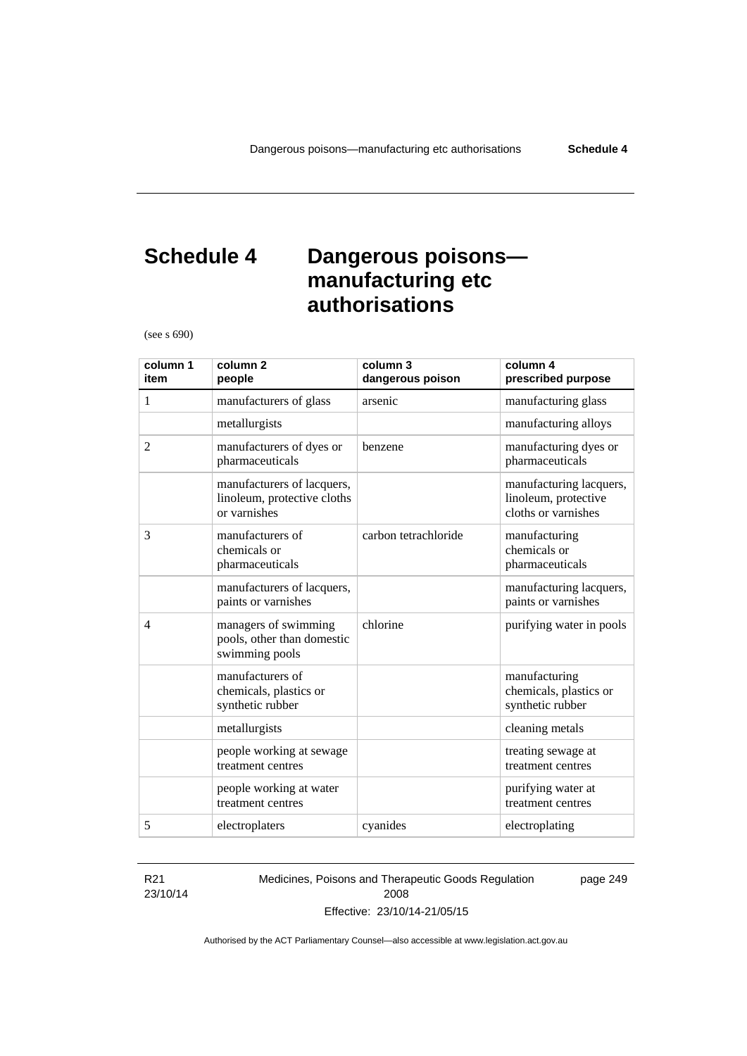# Schedule 4 Dangerous poisons—manufacturing etc authorisations

(see s 690)

| column 1 item | column 2 people | column 3 dangerous poison | column 4 prescribed purpose |
|---|---|---|---|
| 1 | manufacturers of glass | arsenic | manufacturing glass |
| | metallurgists | | manufacturing alloys |
| 2 | manufacturers of dyes or pharmaceuticals | benzene | manufacturing dyes or pharmaceuticals |
| | manufacturers of lacquers, linoleum, protective cloths or varnishes | | manufacturing lacquers, linoleum, protective cloths or varnishes |
| 3 | manufacturers of chemicals or pharmaceuticals | carbon tetrachloride | manufacturing chemicals or pharmaceuticals |
| | manufacturers of lacquers, paints or varnishes | | manufacturing lacquers, paints or varnishes |
| 4 | managers of swimming pools, other than domestic swimming pools | chlorine | purifying water in pools |
| | manufacturers of chemicals, plastics or synthetic rubber | | manufacturing chemicals, plastics or synthetic rubber |
| | metallurgists | | cleaning metals |
| | people working at sewage treatment centres | | treating sewage at treatment centres |
| | people working at water treatment centres | | purifying water at treatment centres |
| 5 | electroplaters | cyanides | electroplating |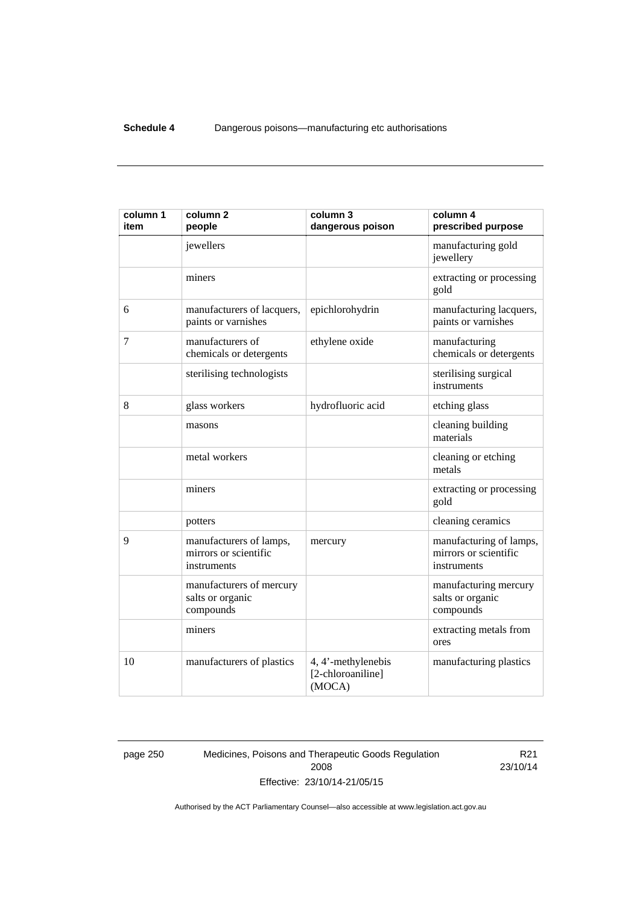| column 1 item | column 2 people | column 3 dangerous poison | column 4 prescribed purpose |
|---|---|---|---|
| | jewellers | | manufacturing gold jewellery |
| | miners | | extracting or processing gold |
| 6 | manufacturers of lacquers, paints or varnishes | epichlorohydrin | manufacturing lacquers, paints or varnishes |
| 7 | manufacturers of chemicals or detergents | ethylene oxide | manufacturing chemicals or detergents |
| | sterilising technologists | | sterilising surgical instruments |
| 8 | glass workers | hydrofluoric acid | etching glass |
| | masons | | cleaning building materials |
| | metal workers | | cleaning or etching metals |
| | miners | | extracting or processing gold |
| | potters | | cleaning ceramics |
| 9 | manufacturers of lamps, mirrors or scientific instruments | mercury | manufacturing of lamps, mirrors or scientific instruments |
| | manufacturers of mercury salts or organic compounds | | manufacturing mercury salts or organic compounds |
| | miners | | extracting metals from ores |
| 10 | manufacturers of plastics | 4, 4'-methylenebis [2-chloroaniline] (MOCA) | manufacturing plastics |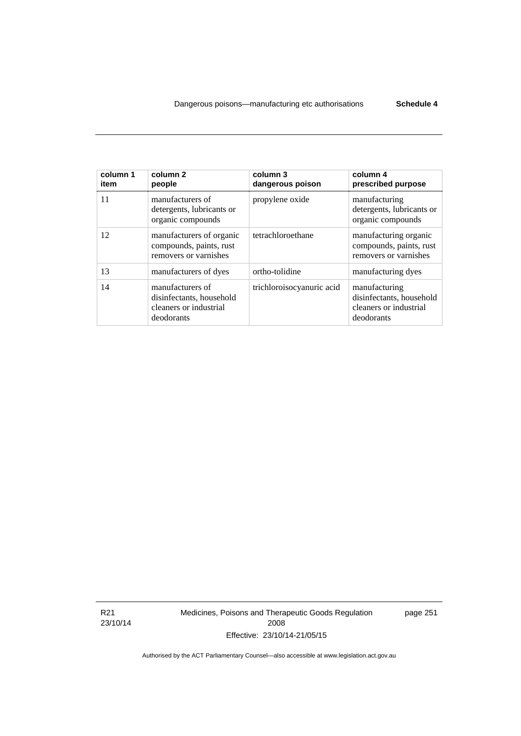| column 1 item | column 2 people | column 3 dangerous poison | column 4 prescribed purpose |
|---|---|---|---|
| 11 | manufacturers of detergents, lubricants or organic compounds | propylene oxide | manufacturing detergents, lubricants or organic compounds |
| 12 | manufacturers of organic compounds, paints, rust removers or varnishes | tetrachloroethane | manufacturing organic compounds, paints, rust removers or varnishes |
| 13 | manufacturers of dyes | ortho-tolidine | manufacturing dyes |
| 14 | manufacturers of disinfectants, household cleaners or industrial deodorants | trichloroisocyanuric acid | manufacturing disinfectants, household cleaners or industrial deodorants |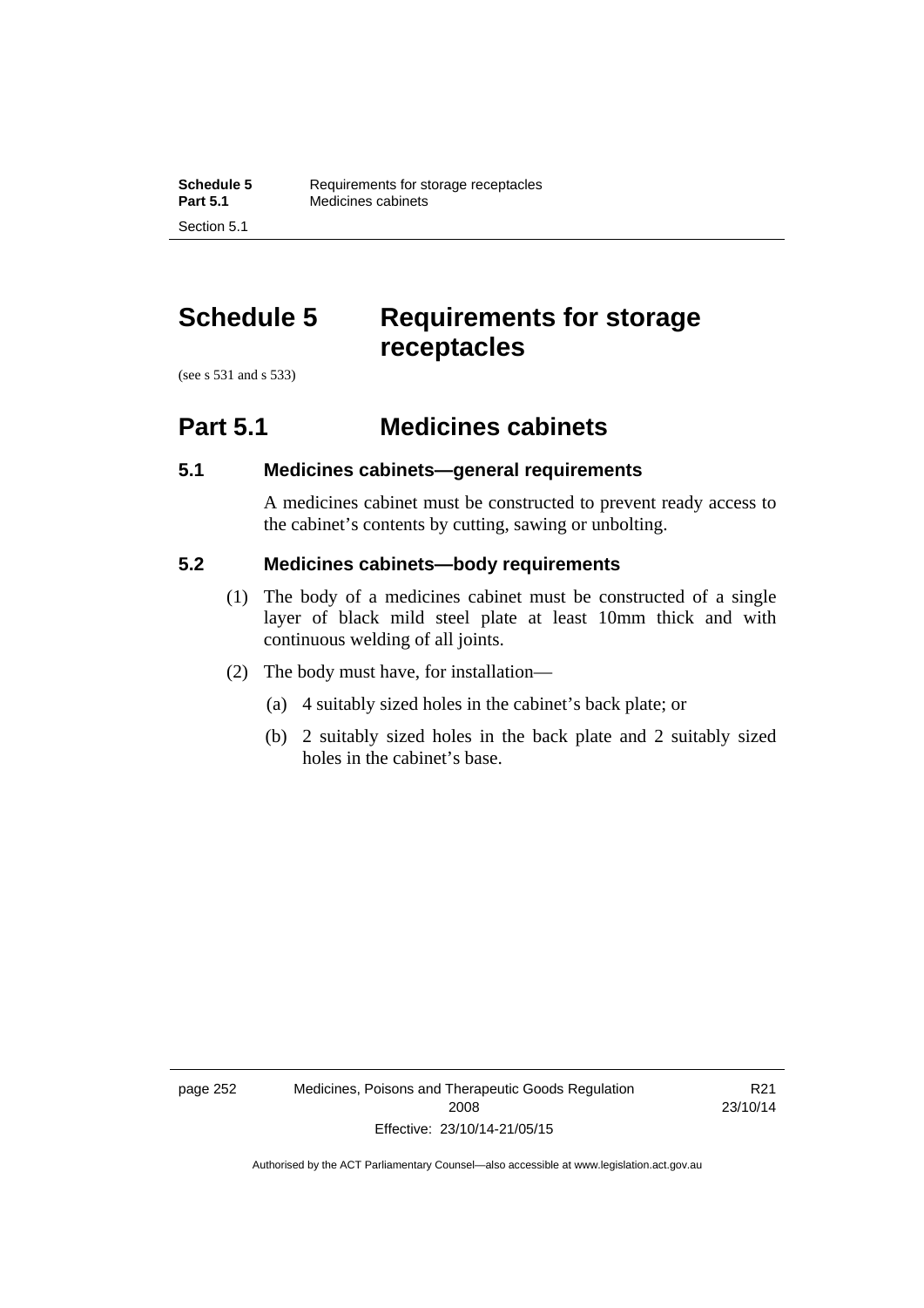# Schedule 5 Requirements for storage receptacles

(see s 531 and s 533)

## Part 5.1 Medicines cabinets

### 5.1 Medicines cabinets—general requirements

A medicines cabinet must be constructed to prevent ready access to the cabinet's contents by cutting, sawing or unbolting.

### 5.2 Medicines cabinets—body requirements

(1) The body of a medicines cabinet must be constructed of a single layer of black mild steel plate at least 10mm thick and with continuous welding of all joints.

(2) The body must have, for installation—

(a) 4 suitably sized holes in the cabinet's back plate; or

(b) 2 suitably sized holes in the back plate and 2 suitably sized holes in the cabinet's base.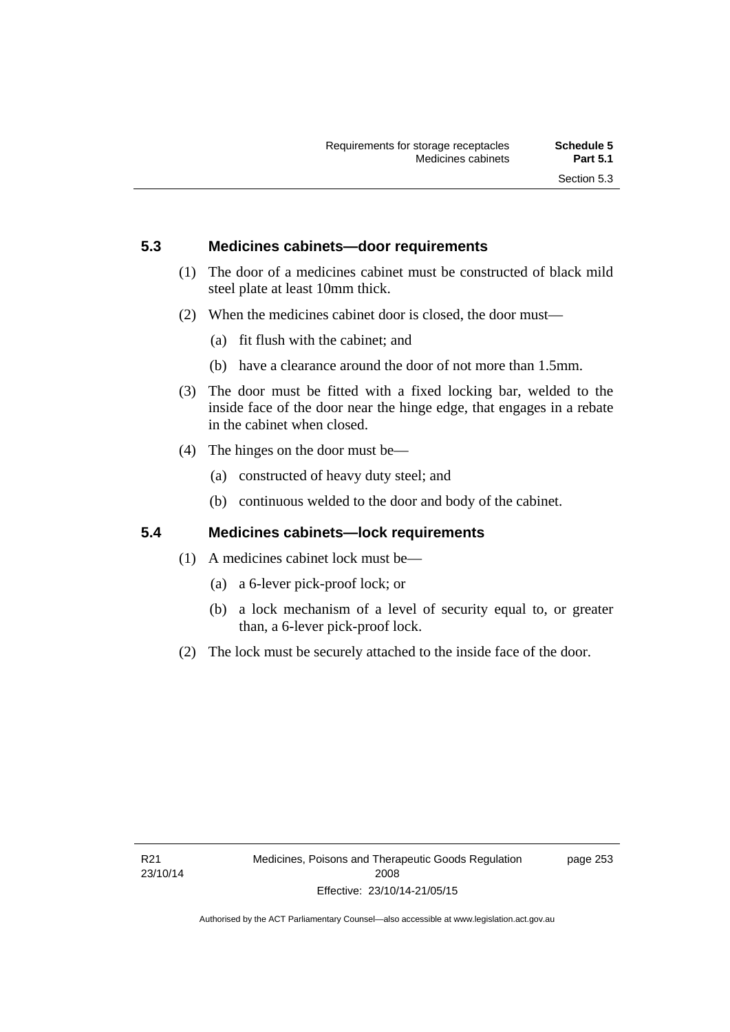## 5.3 Medicines cabinets—door requirements

(1) The door of a medicines cabinet must be constructed of black mild steel plate at least 10mm thick.

(2) When the medicines cabinet door is closed, the door must—

(a) fit flush with the cabinet; and

(b) have a clearance around the door of not more than 1.5mm.

(3) The door must be fitted with a fixed locking bar, welded to the inside face of the door near the hinge edge, that engages in a rebate in the cabinet when closed.

(4) The hinges on the door must be—

(a) constructed of heavy duty steel; and

(b) continuous welded to the door and body of the cabinet.

## 5.4 Medicines cabinets—lock requirements

(1) A medicines cabinet lock must be—

(a) a 6-lever pick-proof lock; or

(b) a lock mechanism of a level of security equal to, or greater than, a 6-lever pick-proof lock.

(2) The lock must be securely attached to the inside face of the door.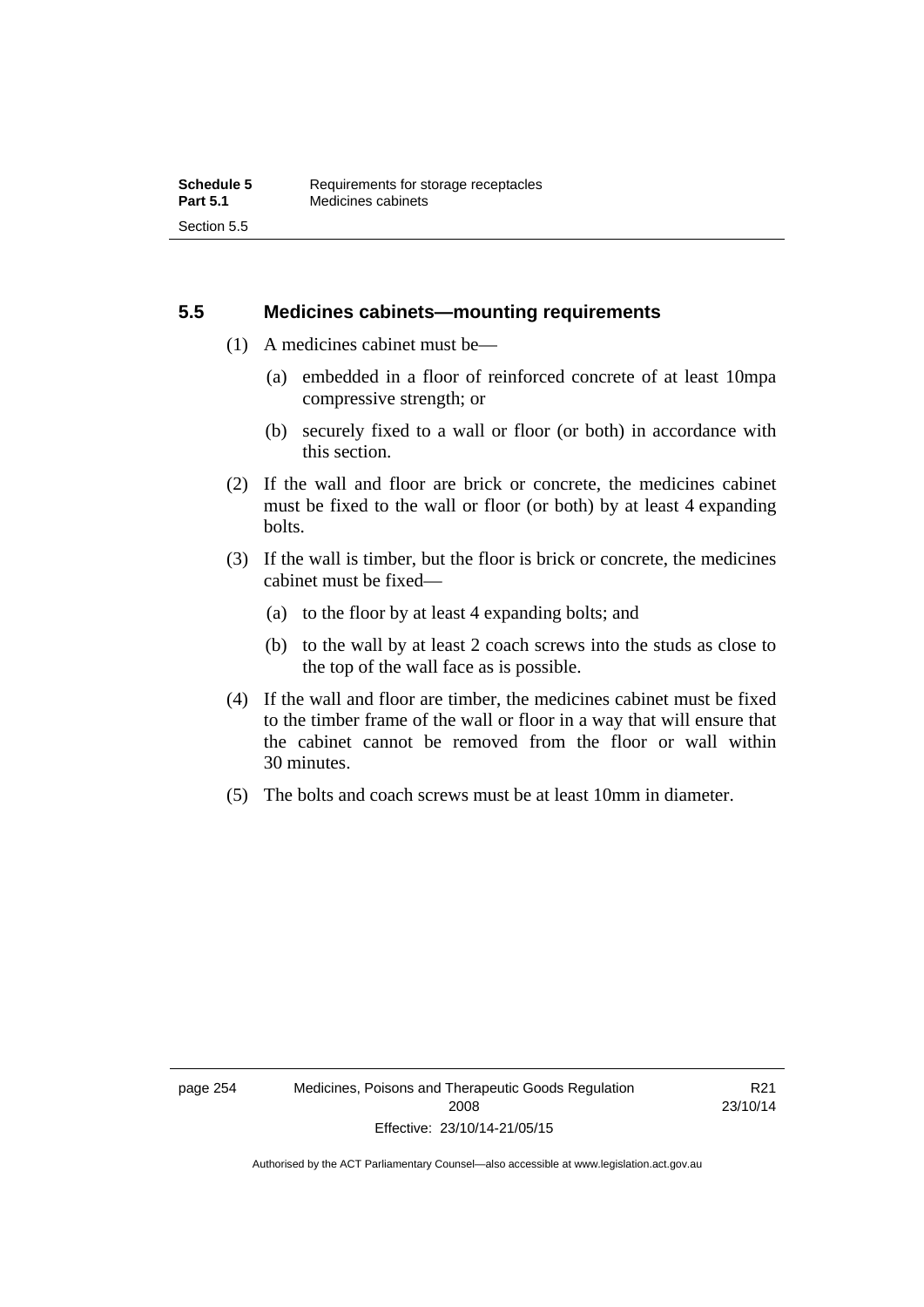## 5.5 Medicines cabinets—mounting requirements

(1) A medicines cabinet must be—

(a) embedded in a floor of reinforced concrete of at least 10mpa compressive strength; or

(b) securely fixed to a wall or floor (or both) in accordance with this section.

(2) If the wall and floor are brick or concrete, the medicines cabinet must be fixed to the wall or floor (or both) by at least 4 expanding bolts.

(3) If the wall is timber, but the floor is brick or concrete, the medicines cabinet must be fixed—

(a) to the floor by at least 4 expanding bolts; and

(b) to the wall by at least 2 coach screws into the studs as close to the top of the wall face as is possible.

(4) If the wall and floor are timber, the medicines cabinet must be fixed to the timber frame of the wall or floor in a way that will ensure that the cabinet cannot be removed from the floor or wall within 30 minutes.

(5) The bolts and coach screws must be at least 10mm in diameter.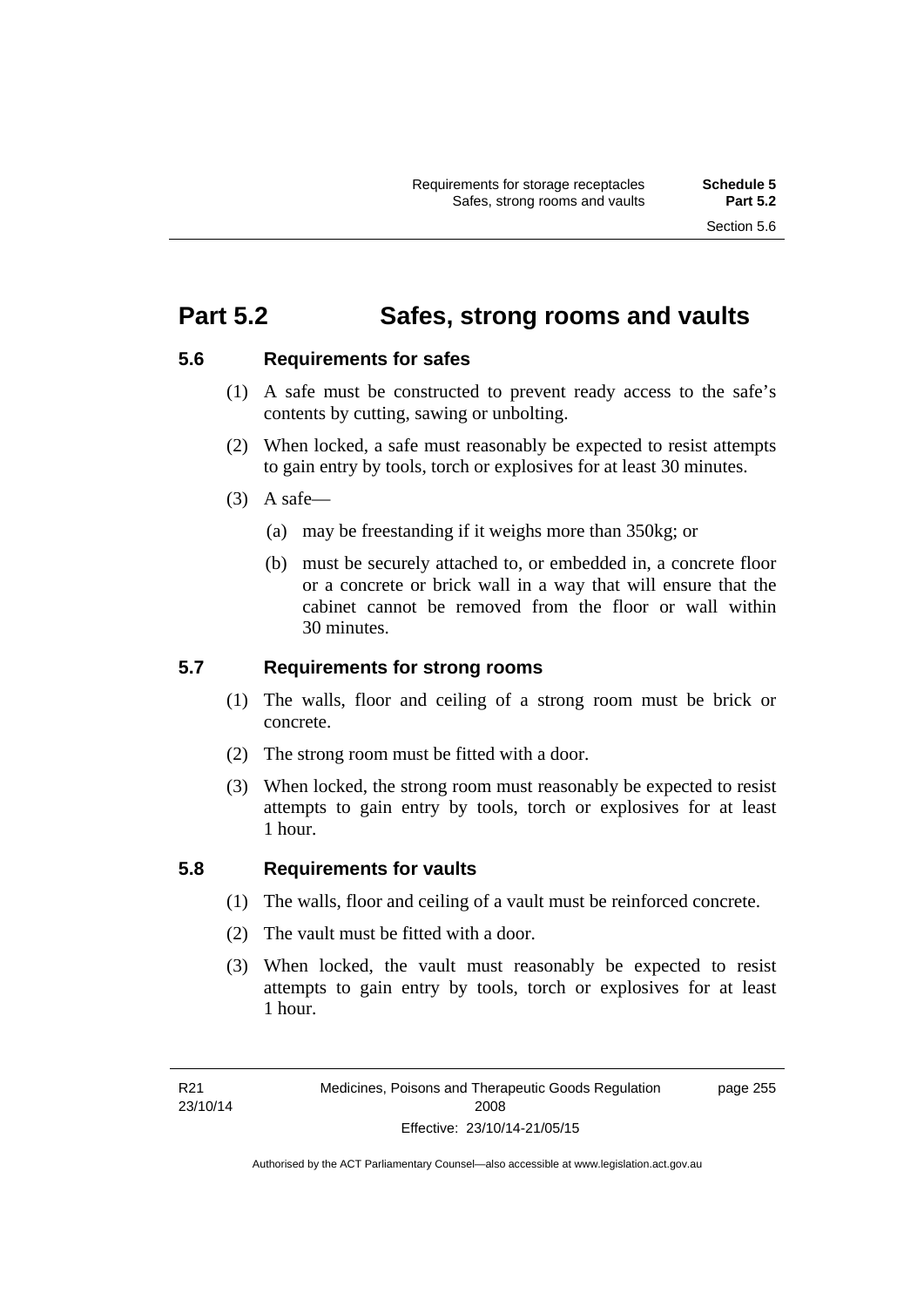## Part 5.2 Safes, strong rooms and vaults

### 5.6 Requirements for safes

(1) A safe must be constructed to prevent ready access to the safe's contents by cutting, sawing or unbolting.

(2) When locked, a safe must reasonably be expected to resist attempts to gain entry by tools, torch or explosives for at least 30 minutes.

(3) A safe—

(a) may be freestanding if it weighs more than 350kg; or

(b) must be securely attached to, or embedded in, a concrete floor or a concrete or brick wall in a way that will ensure that the cabinet cannot be removed from the floor or wall within 30 minutes.

### 5.7 Requirements for strong rooms

(1) The walls, floor and ceiling of a strong room must be brick or concrete.

(2) The strong room must be fitted with a door.

(3) When locked, the strong room must reasonably be expected to resist attempts to gain entry by tools, torch or explosives for at least 1 hour.

### 5.8 Requirements for vaults

(1) The walls, floor and ceiling of a vault must be reinforced concrete.

(2) The vault must be fitted with a door.

(3) When locked, the vault must reasonably be expected to resist attempts to gain entry by tools, torch or explosives for at least 1 hour.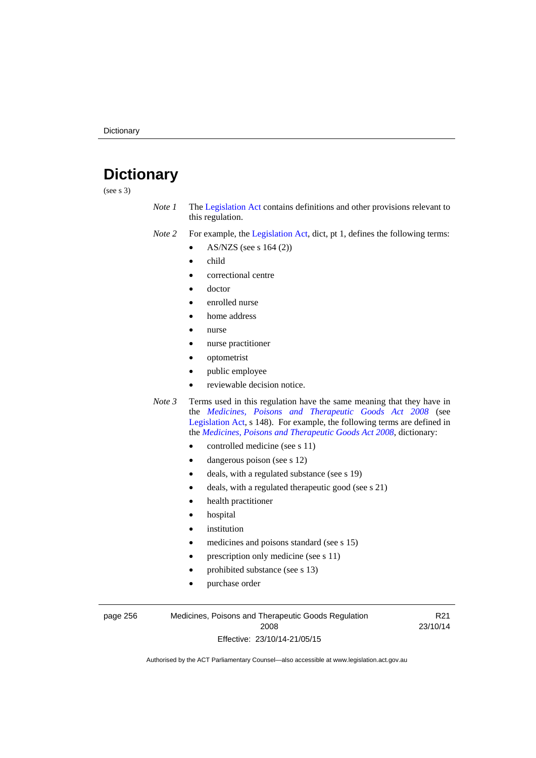# Dictionary

(see s 3)

*Note 1* The Legislation Act contains definitions and other provisions relevant to this regulation.

*Note 2* For example, the Legislation Act, dict, pt 1, defines the following terms:

- AS/NZS (see s 164 (2))
- child
- correctional centre
- doctor
- enrolled nurse
- home address
- nurse
- nurse practitioner
- optometrist
- public employee
- reviewable decision notice.

*Note 3* Terms used in this regulation have the same meaning that they have in the *Medicines, Poisons and Therapeutic Goods Act 2008* (see Legislation Act, s 148). For example, the following terms are defined in the *Medicines, Poisons and Therapeutic Goods Act 2008*, dictionary:

- controlled medicine (see s 11)
- dangerous poison (see s 12)
- deals, with a regulated substance (see s 19)
- deals, with a regulated therapeutic good (see s 21)
- health practitioner
- hospital
- institution
- medicines and poisons standard (see s 15)
- prescription only medicine (see s 11)
- prohibited substance (see s 13)
- purchase order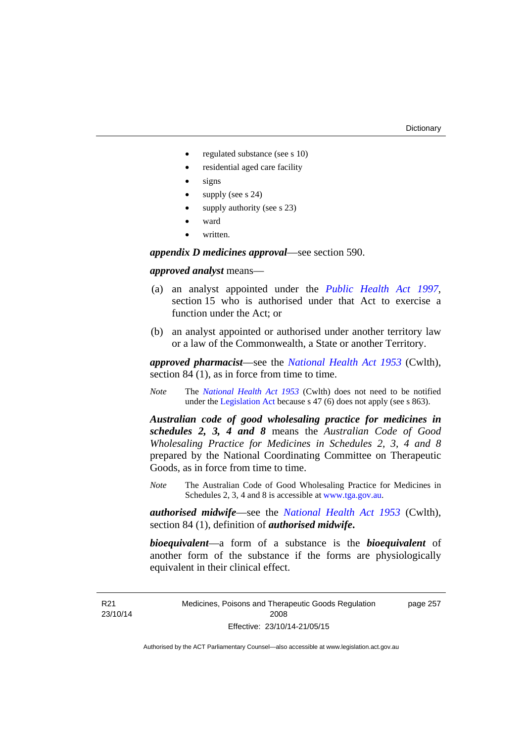- regulated substance (see s 10)
- residential aged care facility
- signs
- supply (see s 24)
- supply authority (see s 23)
- ward
- written.

***appendix D medicines approval***—see section 590.

***approved analyst*** means—

(a) an analyst appointed under the *Public Health Act 1997*, section 15 who is authorised under that Act to exercise a function under the Act; or

(b) an analyst appointed or authorised under another territory law or a law of the Commonwealth, a State or another Territory.

***approved pharmacist***—see the *National Health Act 1953* (Cwlth), section 84 (1), as in force from time to time.

*Note* The *National Health Act 1953* (Cwlth) does not need to be notified under the Legislation Act because s 47 (6) does not apply (see s 863).

***Australian code of good wholesaling practice for medicines in schedules 2, 3, 4 and 8*** means the *Australian Code of Good Wholesaling Practice for Medicines in Schedules 2, 3, 4 and 8* prepared by the National Coordinating Committee on Therapeutic Goods, as in force from time to time.

*Note* The Australian Code of Good Wholesaling Practice for Medicines in Schedules 2, 3, 4 and 8 is accessible at www.tga.gov.au.

***authorised midwife***—see the *National Health Act 1953* (Cwlth), section 84 (1), definition of ***authorised midwife*****.**

***bioequivalent***—a form of a substance is the ***bioequivalent*** of another form of the substance if the forms are physiologically equivalent in their clinical effect.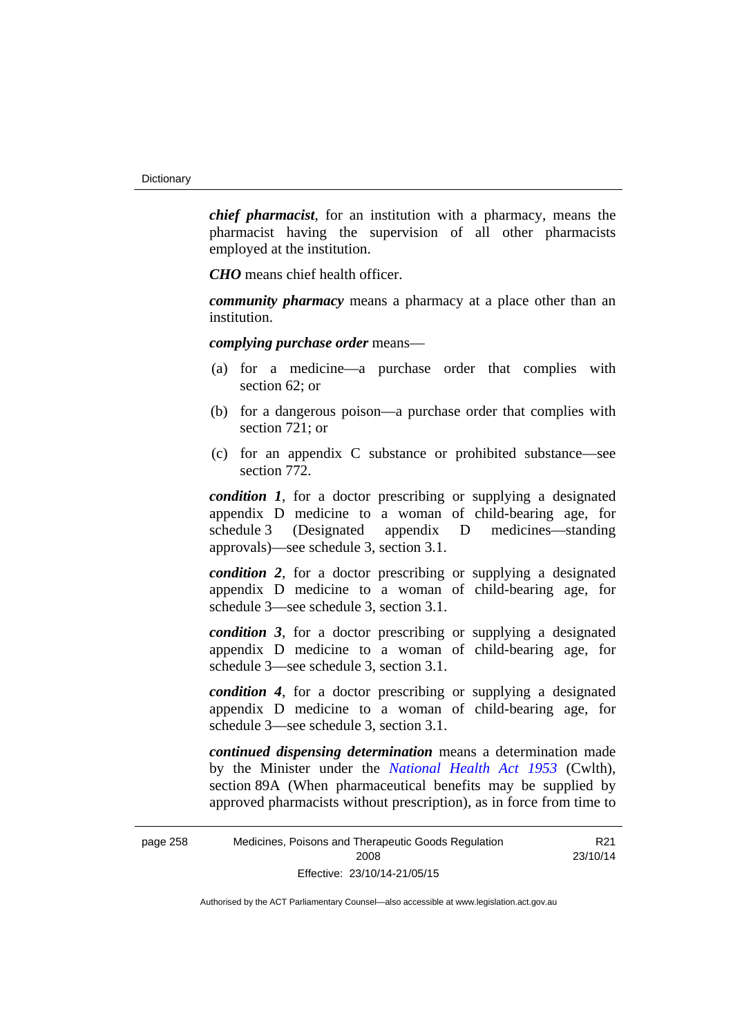***chief pharmacist***, for an institution with a pharmacy, means the pharmacist having the supervision of all other pharmacists employed at the institution.

***CHO*** means chief health officer.

***community pharmacy*** means a pharmacy at a place other than an institution.

***complying purchase order*** means—

(a) for a medicine—a purchase order that complies with section 62; or

(b) for a dangerous poison—a purchase order that complies with section 721; or

(c) for an appendix C substance or prohibited substance—see section 772.

***condition 1***, for a doctor prescribing or supplying a designated appendix D medicine to a woman of child-bearing age, for schedule 3 (Designated appendix D medicines—standing approvals)—see schedule 3, section 3.1.

***condition 2***, for a doctor prescribing or supplying a designated appendix D medicine to a woman of child-bearing age, for schedule 3—see schedule 3, section 3.1.

***condition 3***, for a doctor prescribing or supplying a designated appendix D medicine to a woman of child-bearing age, for schedule 3—see schedule 3, section 3.1.

***condition 4***, for a doctor prescribing or supplying a designated appendix D medicine to a woman of child-bearing age, for schedule 3—see schedule 3, section 3.1.

***continued dispensing determination*** means a determination made by the Minister under the *National Health Act 1953* (Cwlth), section 89A (When pharmaceutical benefits may be supplied by approved pharmacists without prescription), as in force from time to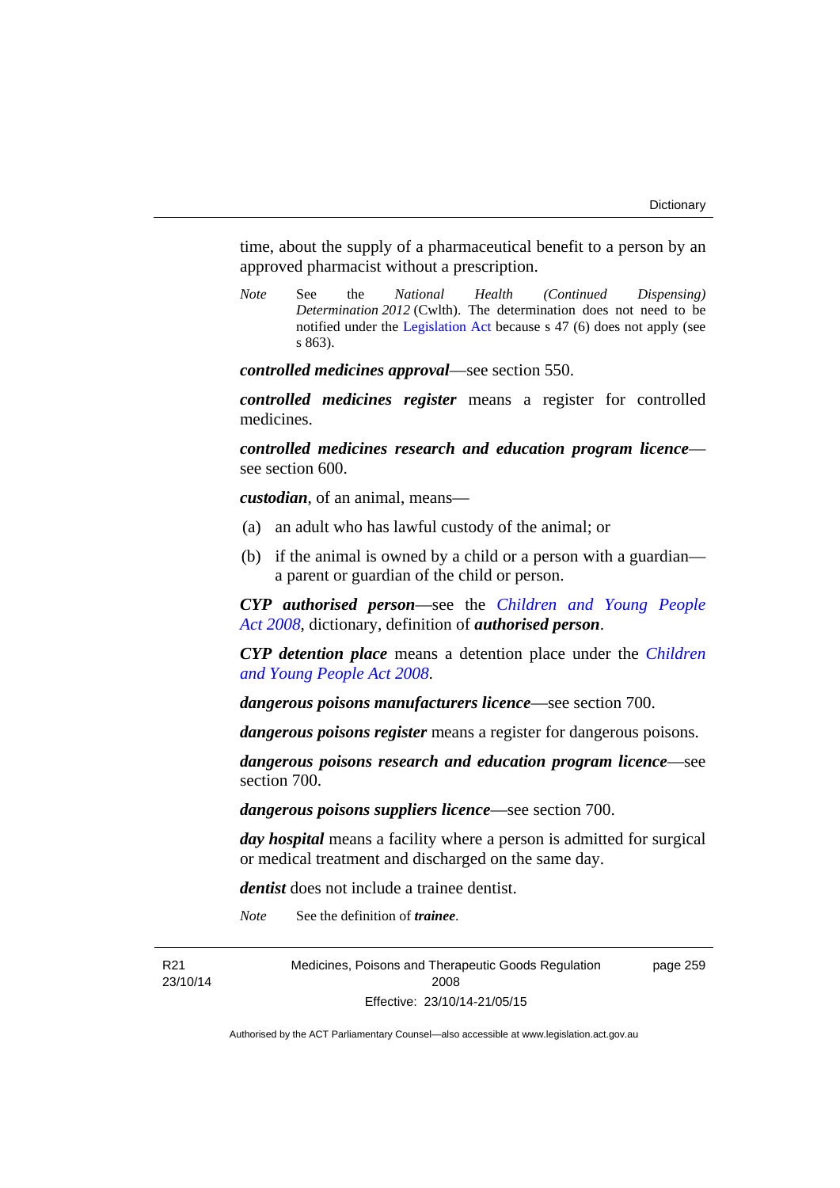time, about the supply of a pharmaceutical benefit to a person by an approved pharmacist without a prescription.

*Note* See the *National Health (Continued Dispensing) Determination 2012* (Cwlth). The determination does not need to be notified under the Legislation Act because s 47 (6) does not apply (see s 863).

***controlled medicines approval***—see section 550.

***controlled medicines register*** means a register for controlled medicines.

***controlled medicines research and education program licence***—see section 600.

***custodian***, of an animal, means—

(a) an adult who has lawful custody of the animal; or

(b) if the animal is owned by a child or a person with a guardian—a parent or guardian of the child or person.

***CYP authorised person***—see the *Children and Young People Act 2008*, dictionary, definition of ***authorised person***.

***CYP detention place*** means a detention place under the *Children and Young People Act 2008*.

***dangerous poisons manufacturers licence***—see section 700.

***dangerous poisons register*** means a register for dangerous poisons.

***dangerous poisons research and education program licence***—see section 700.

***dangerous poisons suppliers licence***—see section 700.

***day hospital*** means a facility where a person is admitted for surgical or medical treatment and discharged on the same day.

***dentist*** does not include a trainee dentist.

*Note* See the definition of ***trainee***.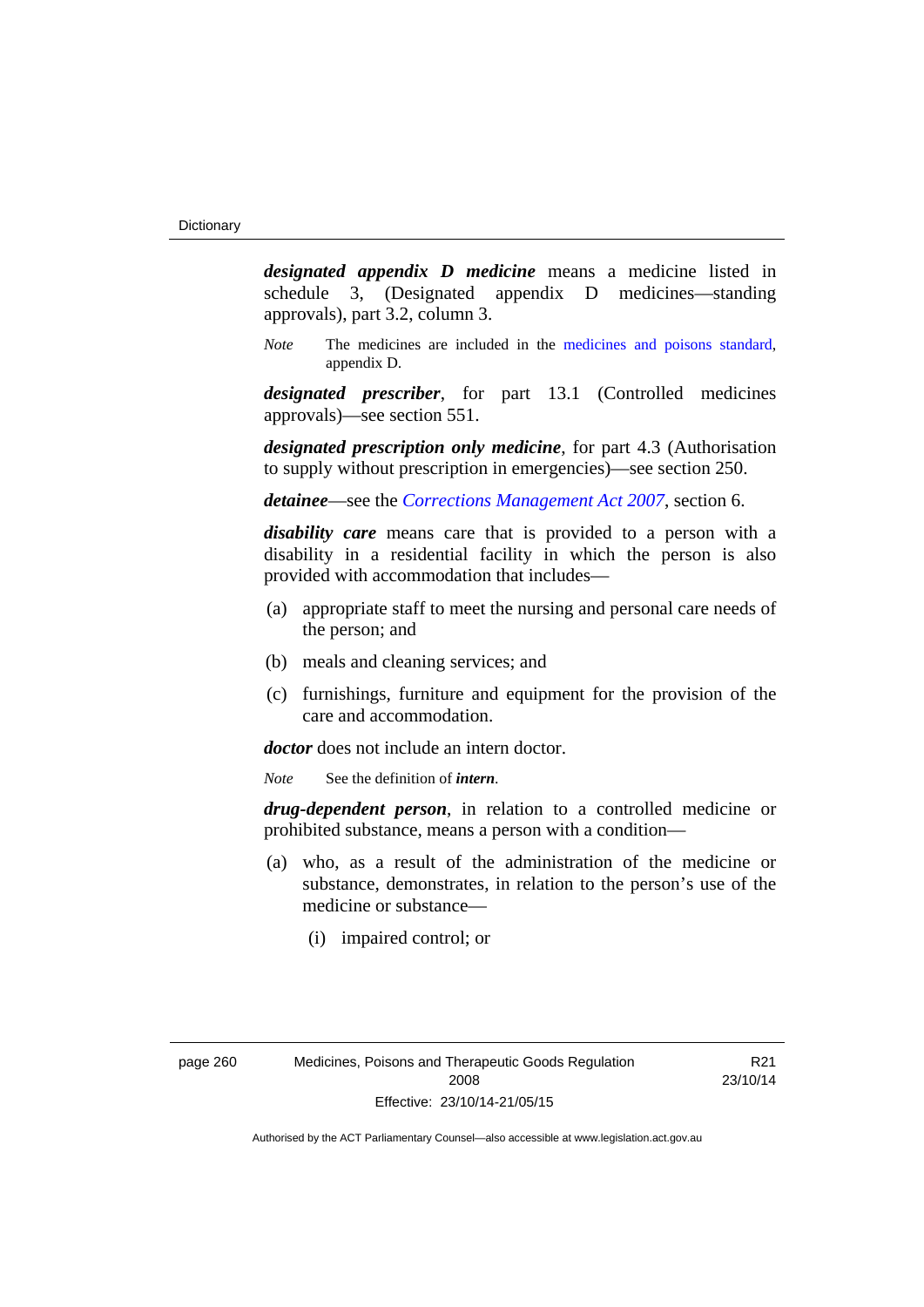***designated appendix D medicine*** means a medicine listed in schedule 3, (Designated appendix D medicines—standing approvals), part 3.2, column 3.

*Note* The medicines are included in the medicines and poisons standard, appendix D.

***designated prescriber***, for part 13.1 (Controlled medicines approvals)—see section 551.

***designated prescription only medicine***, for part 4.3 (Authorisation to supply without prescription in emergencies)—see section 250.

***detainee***—see the *Corrections Management Act 2007*, section 6.

***disability care*** means care that is provided to a person with a disability in a residential facility in which the person is also provided with accommodation that includes—

(a) appropriate staff to meet the nursing and personal care needs of the person; and

(b) meals and cleaning services; and

(c) furnishings, furniture and equipment for the provision of the care and accommodation.

***doctor*** does not include an intern doctor.

*Note* See the definition of ***intern***.

***drug-dependent person***, in relation to a controlled medicine or prohibited substance, means a person with a condition—

(a) who, as a result of the administration of the medicine or substance, demonstrates, in relation to the person's use of the medicine or substance—

(i) impaired control; or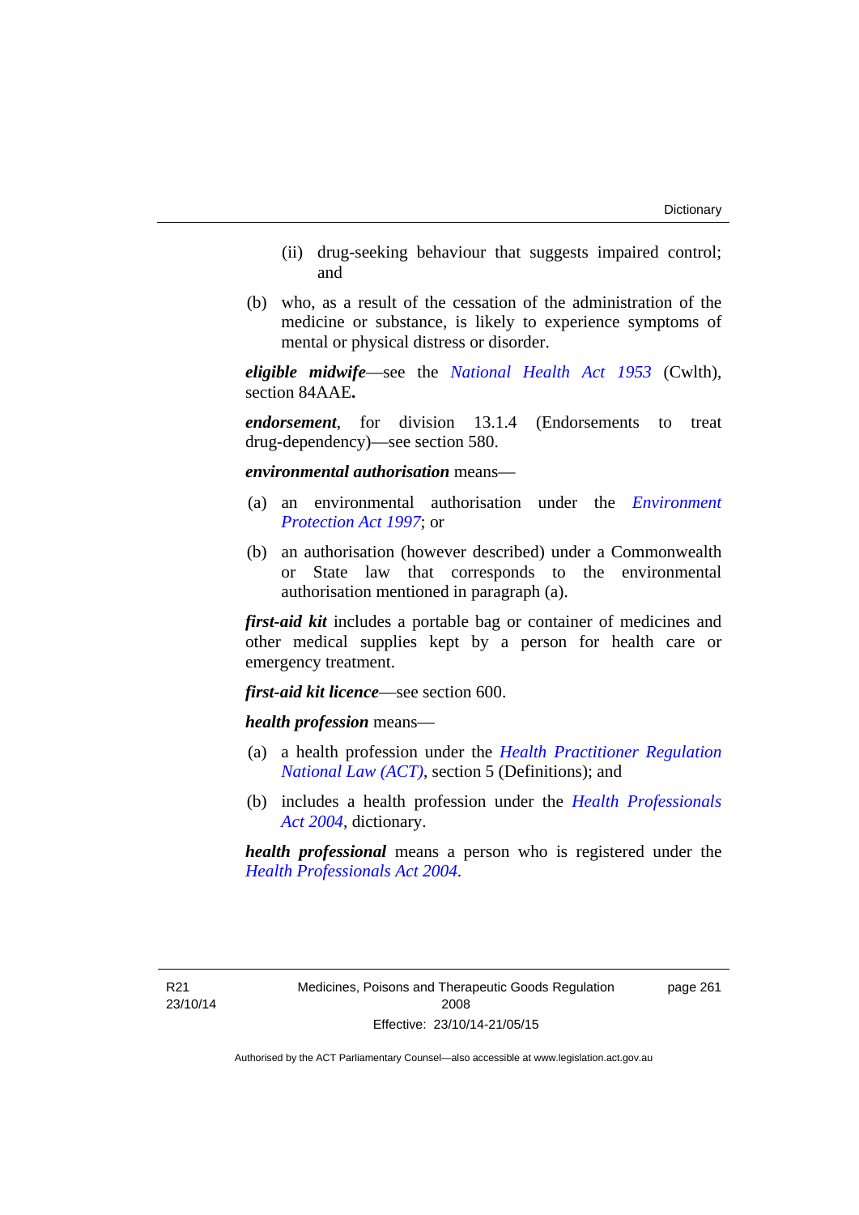(ii) drug-seeking behaviour that suggests impaired control; and

(b) who, as a result of the cessation of the administration of the medicine or substance, is likely to experience symptoms of mental or physical distress or disorder.

***eligible midwife***—see the *National Health Act 1953* (Cwlth), section 84AAE**.**

***endorsement***, for division 13.1.4 (Endorsements to treat drug-dependency)—see section 580.

***environmental authorisation*** means—

(a) an environmental authorisation under the *Environment Protection Act 1997*; or

(b) an authorisation (however described) under a Commonwealth or State law that corresponds to the environmental authorisation mentioned in paragraph (a).

***first-aid kit*** includes a portable bag or container of medicines and other medical supplies kept by a person for health care or emergency treatment.

***first-aid kit licence***—see section 600.

***health profession*** means—

(a) a health profession under the *Health Practitioner Regulation National Law (ACT)*, section 5 (Definitions); and

(b) includes a health profession under the *Health Professionals Act 2004*, dictionary.

***health professional*** means a person who is registered under the *Health Professionals Act 2004*.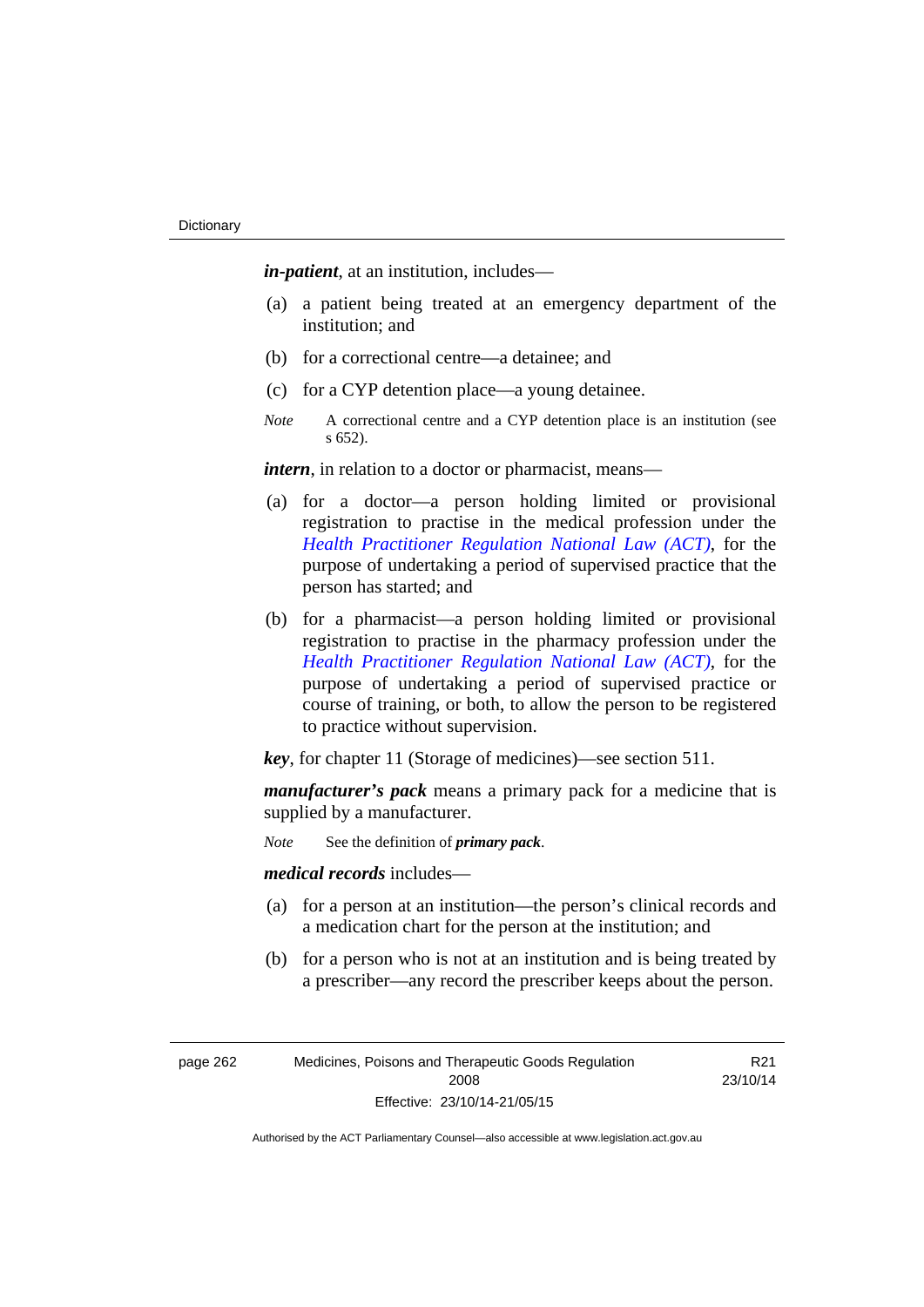***in-patient***, at an institution, includes—

(a) a patient being treated at an emergency department of the institution; and

(b) for a correctional centre—a detainee; and

(c) for a CYP detention place—a young detainee.

*Note* A correctional centre and a CYP detention place is an institution (see s 652).

***intern***, in relation to a doctor or pharmacist, means—

(a) for a doctor—a person holding limited or provisional registration to practise in the medical profession under the *Health Practitioner Regulation National Law (ACT)*, for the purpose of undertaking a period of supervised practice that the person has started; and

(b) for a pharmacist—a person holding limited or provisional registration to practise in the pharmacy profession under the *Health Practitioner Regulation National Law (ACT)*, for the purpose of undertaking a period of supervised practice or course of training, or both, to allow the person to be registered to practice without supervision.

***key***, for chapter 11 (Storage of medicines)—see section 511.

***manufacturer's pack*** means a primary pack for a medicine that is supplied by a manufacturer.

*Note* See the definition of ***primary pack***.

***medical records*** includes—

(a) for a person at an institution—the person's clinical records and a medication chart for the person at the institution; and

(b) for a person who is not at an institution and is being treated by a prescriber—any record the prescriber keeps about the person.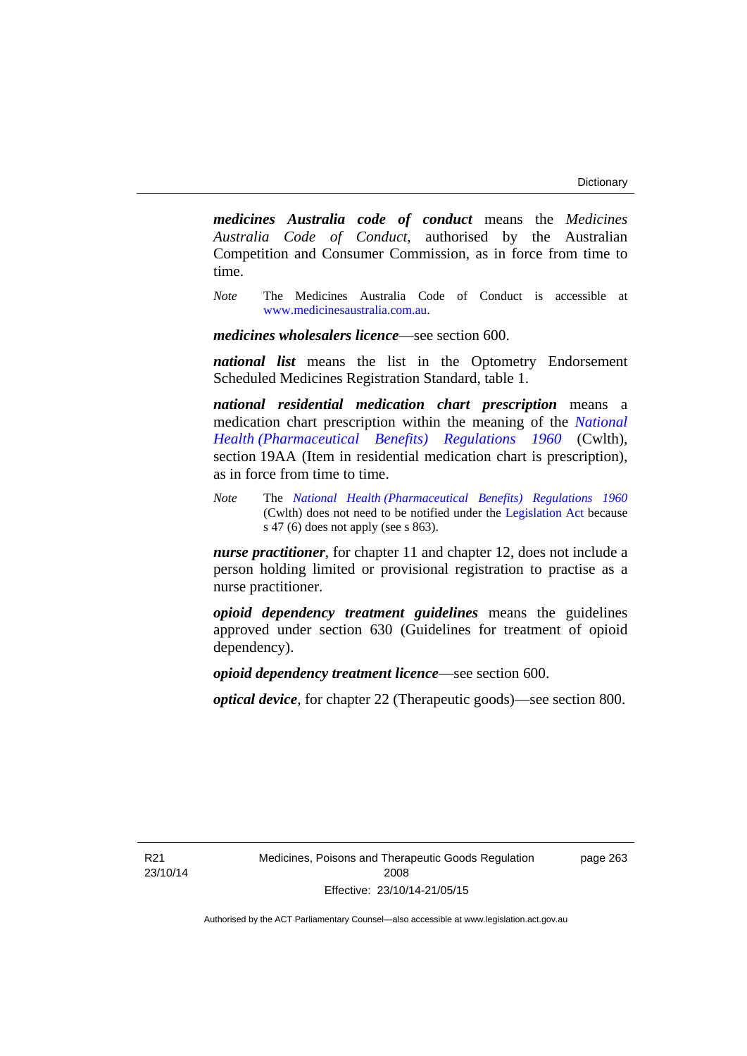***medicines Australia code of conduct*** means the *Medicines Australia Code of Conduct*, authorised by the Australian Competition and Consumer Commission, as in force from time to time.

*Note* The Medicines Australia Code of Conduct is accessible at www.medicinesaustralia.com.au.

***medicines wholesalers licence***—see section 600.

***national list*** means the list in the Optometry Endorsement Scheduled Medicines Registration Standard, table 1.

***national residential medication chart prescription*** means a medication chart prescription within the meaning of the *National Health (Pharmaceutical Benefits) Regulations 1960* (Cwlth), section 19AA (Item in residential medication chart is prescription), as in force from time to time.

*Note* The *National Health (Pharmaceutical Benefits) Regulations 1960* (Cwlth) does not need to be notified under the Legislation Act because s 47 (6) does not apply (see s 863).

***nurse practitioner***, for chapter 11 and chapter 12, does not include a person holding limited or provisional registration to practise as a nurse practitioner.

***opioid dependency treatment guidelines*** means the guidelines approved under section 630 (Guidelines for treatment of opioid dependency).

***opioid dependency treatment licence***—see section 600.

***optical device***, for chapter 22 (Therapeutic goods)—see section 800.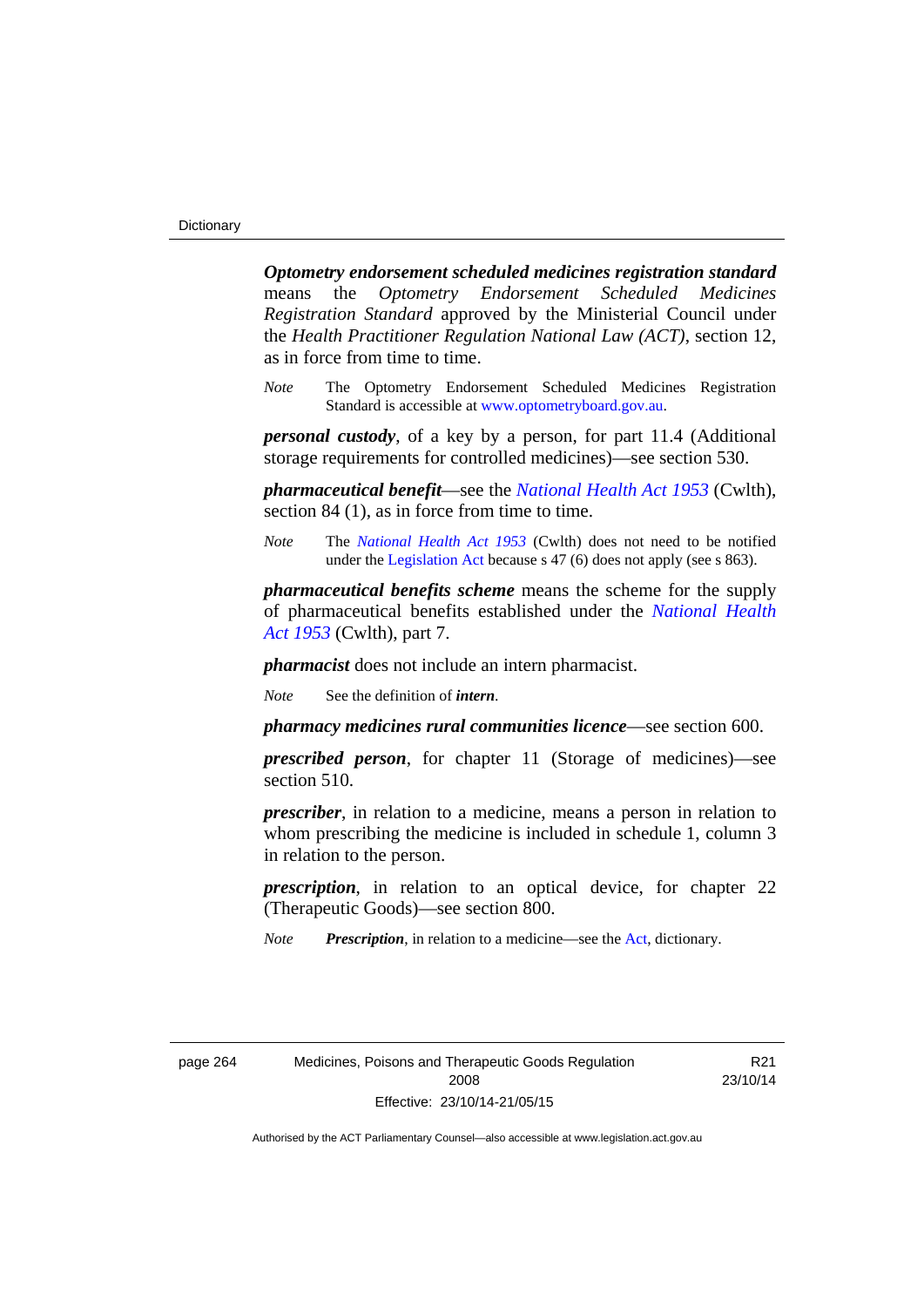***Optometry endorsement scheduled medicines registration standard*** means the *Optometry Endorsement Scheduled Medicines Registration Standard* approved by the Ministerial Council under the *Health Practitioner Regulation National Law (ACT)*, section 12, as in force from time to time.

*Note* The Optometry Endorsement Scheduled Medicines Registration Standard is accessible at www.optometryboard.gov.au.

***personal custody***, of a key by a person, for part 11.4 (Additional storage requirements for controlled medicines)—see section 530.

***pharmaceutical benefit***—see the *National Health Act 1953* (Cwlth), section 84 (1), as in force from time to time.

*Note* The *National Health Act 1953* (Cwlth) does not need to be notified under the Legislation Act because s 47 (6) does not apply (see s 863).

***pharmaceutical benefits scheme*** means the scheme for the supply of pharmaceutical benefits established under the *National Health Act 1953* (Cwlth), part 7.

***pharmacist*** does not include an intern pharmacist.

*Note* See the definition of ***intern***.

***pharmacy medicines rural communities licence***—see section 600.

***prescribed person***, for chapter 11 (Storage of medicines)—see section 510.

***prescriber***, in relation to a medicine, means a person in relation to whom prescribing the medicine is included in schedule 1, column 3 in relation to the person.

***prescription***, in relation to an optical device, for chapter 22 (Therapeutic Goods)—see section 800.

*Note* ***Prescription***, in relation to a medicine—see the Act, dictionary.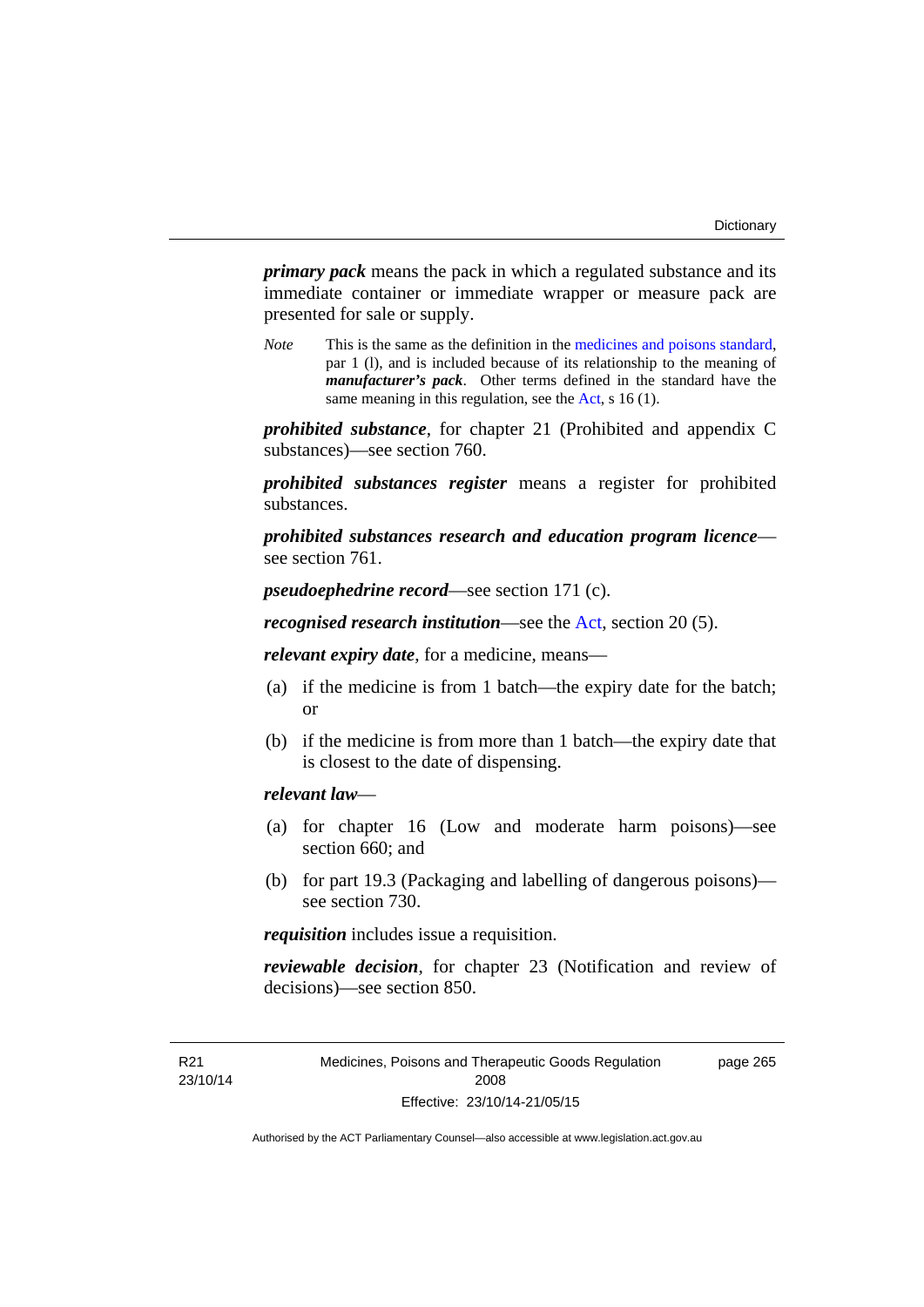***primary pack*** means the pack in which a regulated substance and its immediate container or immediate wrapper or measure pack are presented for sale or supply.

*Note* This is the same as the definition in the medicines and poisons standard, par 1 (l), and is included because of its relationship to the meaning of ***manufacturer's pack***. Other terms defined in the standard have the same meaning in this regulation, see the Act, s 16 (1).

***prohibited substance***, for chapter 21 (Prohibited and appendix C substances)—see section 760.

***prohibited substances register*** means a register for prohibited substances.

***prohibited substances research and education program licence***—see section 761.

***pseudoephedrine record***—see section 171 (c).

***recognised research institution***—see the Act, section 20 (5).

***relevant expiry date***, for a medicine, means—

(a) if the medicine is from 1 batch—the expiry date for the batch; or

(b) if the medicine is from more than 1 batch—the expiry date that is closest to the date of dispensing.

***relevant law***—

(a) for chapter 16 (Low and moderate harm poisons)—see section 660; and

(b) for part 19.3 (Packaging and labelling of dangerous poisons)—see section 730.

***requisition*** includes issue a requisition.

***reviewable decision***, for chapter 23 (Notification and review of decisions)—see section 850.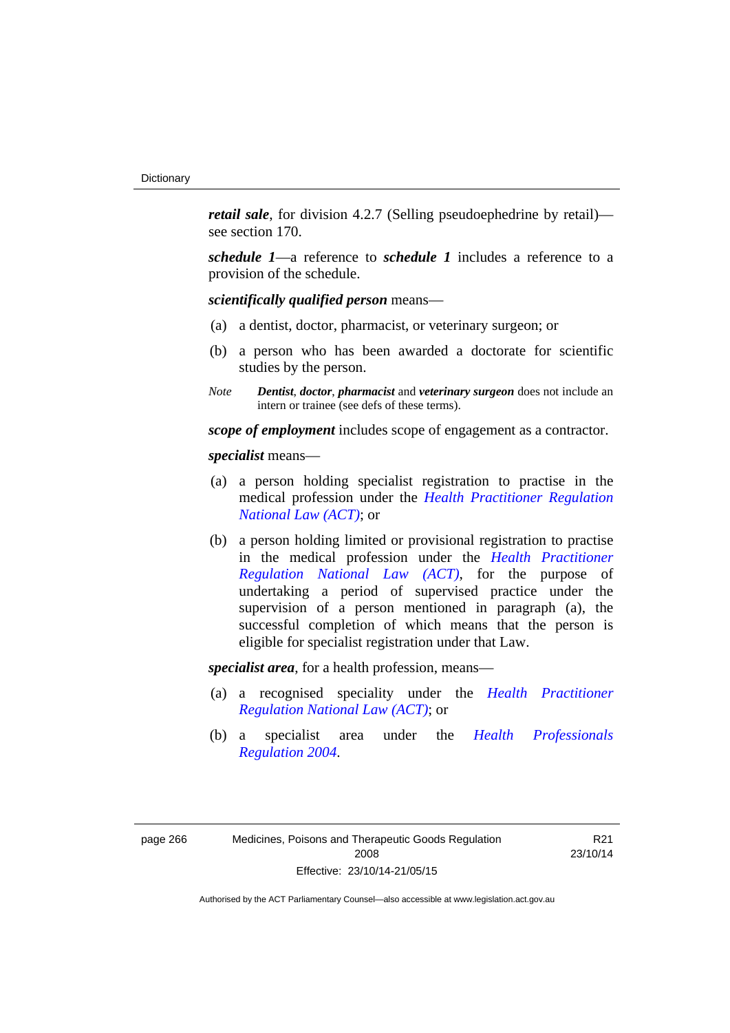***retail sale***, for division 4.2.7 (Selling pseudoephedrine by retail)—see section 170.

***schedule 1***—a reference to ***schedule 1*** includes a reference to a provision of the schedule.

***scientifically qualified person*** means—

(a) a dentist, doctor, pharmacist, or veterinary surgeon; or

(b) a person who has been awarded a doctorate for scientific studies by the person.

*Note* ***Dentist***, ***doctor***, ***pharmacist*** and ***veterinary surgeon*** does not include an intern or trainee (see defs of these terms).

***scope of employment*** includes scope of engagement as a contractor.

***specialist*** means—

(a) a person holding specialist registration to practise in the medical profession under the *Health Practitioner Regulation National Law (ACT)*; or

(b) a person holding limited or provisional registration to practise in the medical profession under the *Health Practitioner Regulation National Law (ACT)*, for the purpose of undertaking a period of supervised practice under the supervision of a person mentioned in paragraph (a), the successful completion of which means that the person is eligible for specialist registration under that Law.

***specialist area***, for a health profession, means—

(a) a recognised speciality under the *Health Practitioner Regulation National Law (ACT)*; or

(b) a specialist area under the *Health Professionals Regulation 2004*.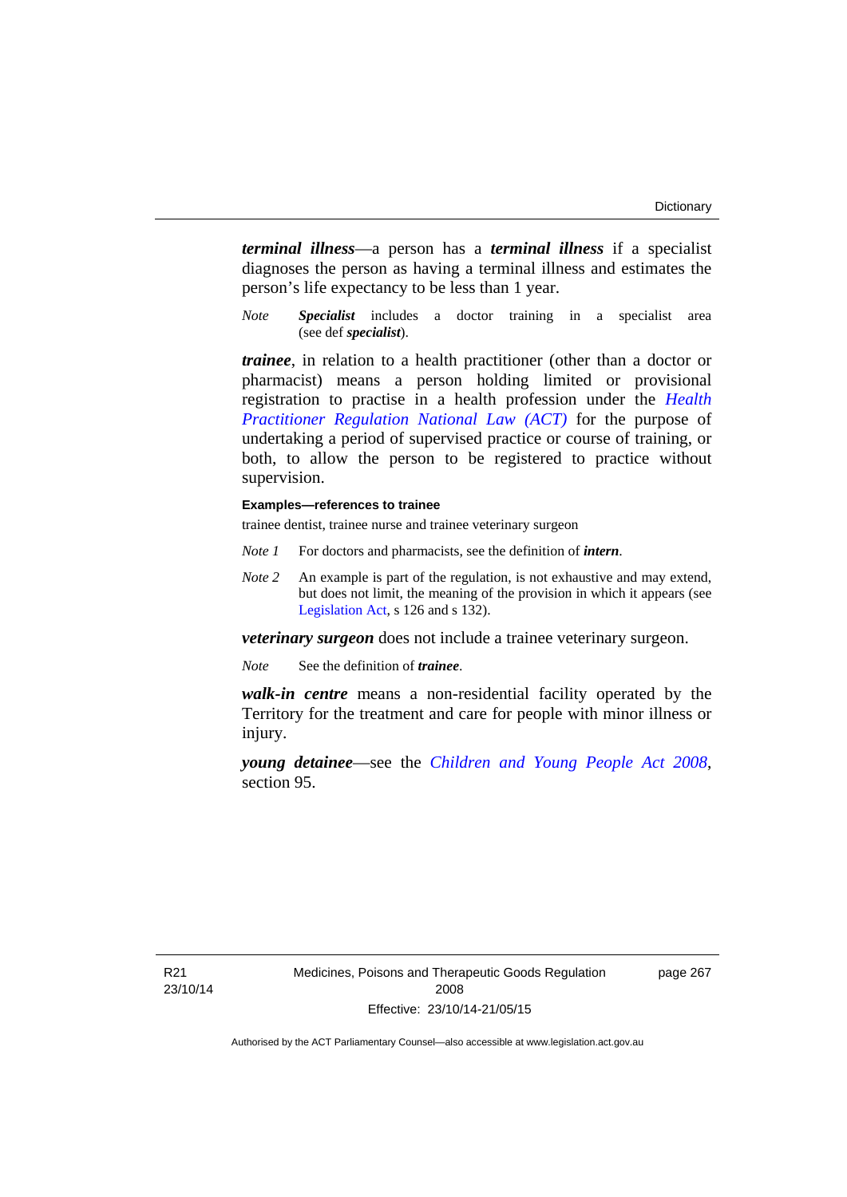***terminal illness***—a person has a ***terminal illness*** if a specialist diagnoses the person as having a terminal illness and estimates the person's life expectancy to be less than 1 year.

*Note* ***Specialist*** includes a doctor training in a specialist area (see def ***specialist***).

***trainee***, in relation to a health practitioner (other than a doctor or pharmacist) means a person holding limited or provisional registration to practise in a health profession under the *Health Practitioner Regulation National Law (ACT)* for the purpose of undertaking a period of supervised practice or course of training, or both, to allow the person to be registered to practice without supervision.

**Examples—references to trainee**

trainee dentist, trainee nurse and trainee veterinary surgeon

*Note 1* For doctors and pharmacists, see the definition of ***intern***.

*Note 2* An example is part of the regulation, is not exhaustive and may extend, but does not limit, the meaning of the provision in which it appears (see Legislation Act, s 126 and s 132).

***veterinary surgeon*** does not include a trainee veterinary surgeon.

*Note* See the definition of ***trainee***.

***walk-in centre*** means a non-residential facility operated by the Territory for the treatment and care for people with minor illness or injury.

***young detainee***—see the *Children and Young People Act 2008*, section 95.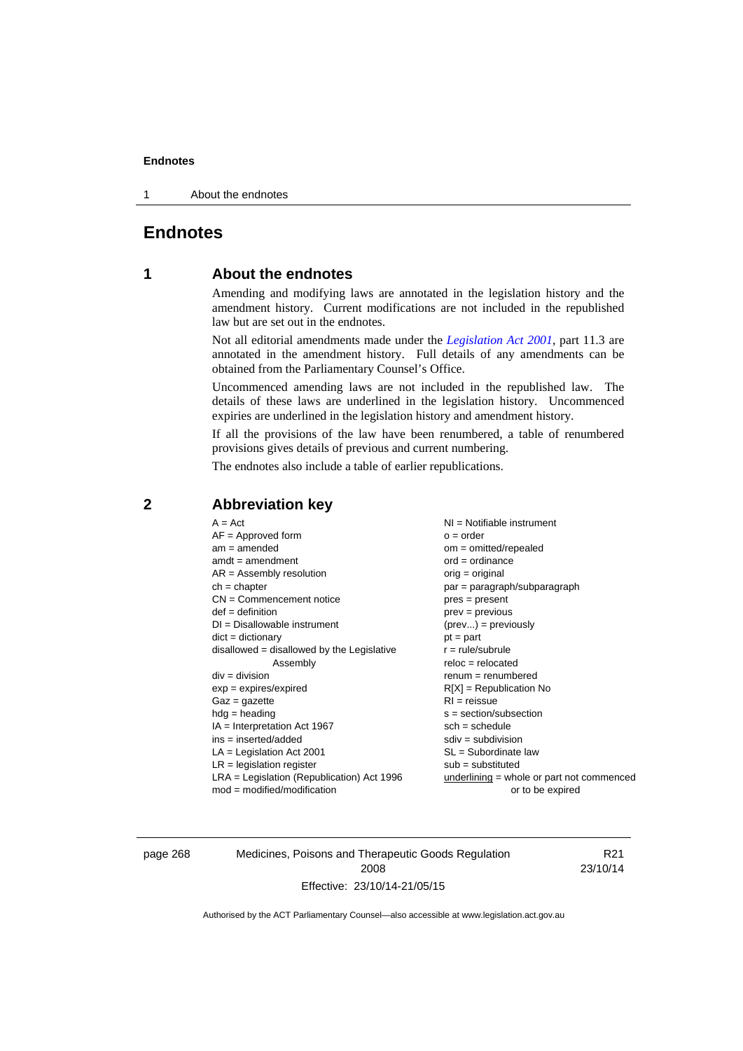# Endnotes

## 1 About the endnotes

Amending and modifying laws are annotated in the legislation history and the amendment history. Current modifications are not included in the republished law but are set out in the endnotes.

Not all editorial amendments made under the *Legislation Act 2001*, part 11.3 are annotated in the amendment history. Full details of any amendments can be obtained from the Parliamentary Counsel's Office.

Uncommenced amending laws are not included in the republished law. The details of these laws are underlined in the legislation history. Uncommenced expiries are underlined in the legislation history and amendment history.

If all the provisions of the law have been renumbered, a table of renumbered provisions gives details of previous and current numbering.

The endnotes also include a table of earlier republications.

## 2 Abbreviation key

A = Act
AF = Approved form
am = amended
amdt = amendment
AR = Assembly resolution
ch = chapter
CN = Commencement notice
def = definition
DI = Disallowable instrument
dict = dictionary
disallowed = disallowed by the Legislative Assembly
div = division
exp = expires/expired
Gaz = gazette
hdg = heading
IA = Interpretation Act 1967
ins = inserted/added
LA = Legislation Act 2001
LR = legislation register
LRA = Legislation (Republication) Act 1996
mod = modified/modification
NI = Notifiable instrument
o = order
om = omitted/repealed
ord = ordinance
orig = original
par = paragraph/subparagraph
pres = present
prev = previous
(prev...) = previously
pt = part
r = rule/subrule
reloc = relocated
renum = renumbered
R[X] = Republication No
RI = reissue
s = section/subsection
sch = schedule
sdiv = subdivision
SL = Subordinate law
sub = substituted
underlining = whole or part not commenced or to be expired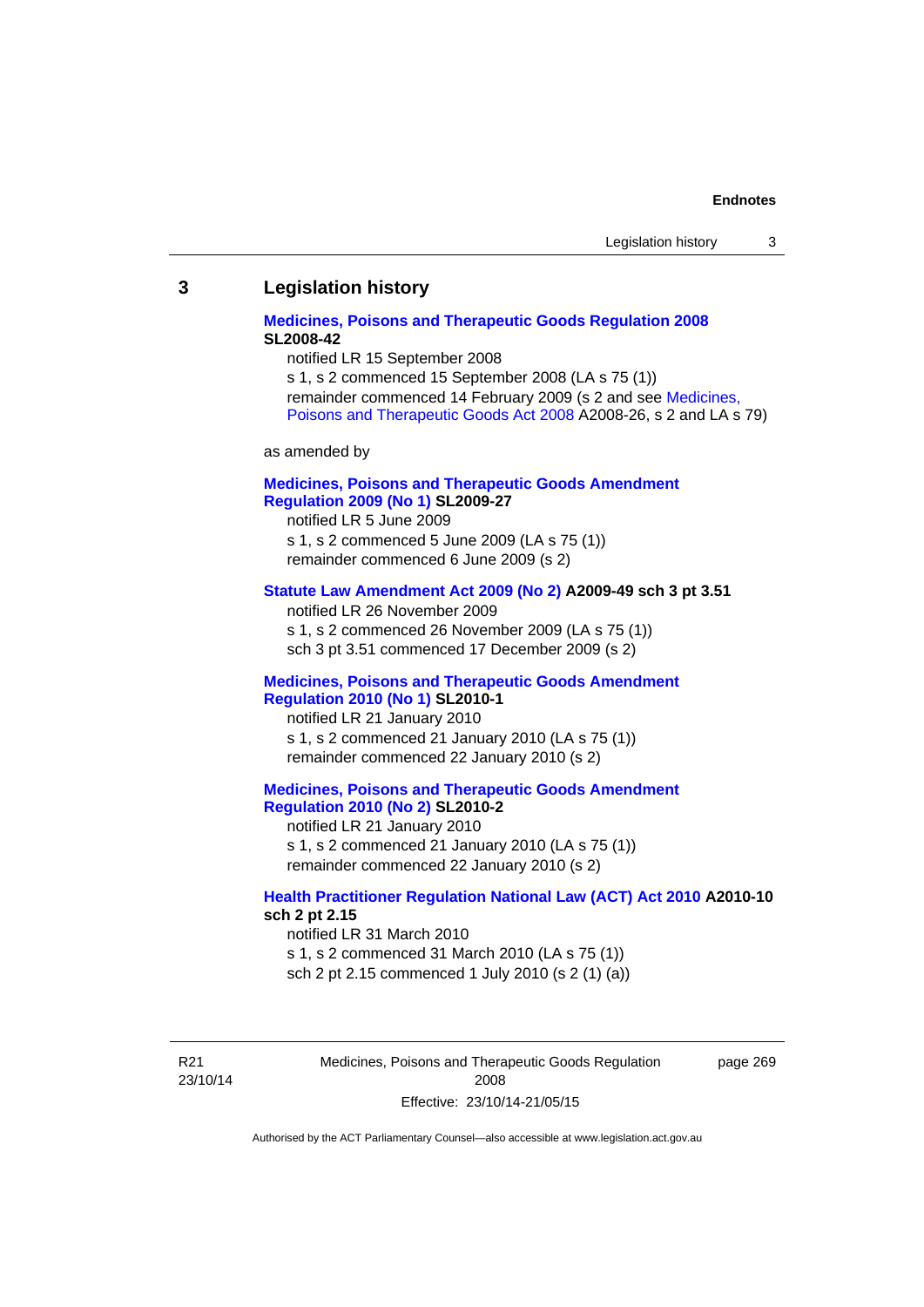## 3 Legislation history

**Medicines, Poisons and Therapeutic Goods Regulation 2008**
**SL2008-42**

notified LR 15 September 2008

s 1, s 2 commenced 15 September 2008 (LA s 75 (1))

remainder commenced 14 February 2009 (s 2 and see Medicines, Poisons and Therapeutic Goods Act 2008 A2008-26, s 2 and LA s 79)

as amended by

**Medicines, Poisons and Therapeutic Goods Amendment Regulation 2009 (No 1) SL2009-27**

notified LR 5 June 2009

s 1, s 2 commenced 5 June 2009 (LA s 75 (1))

remainder commenced 6 June 2009 (s 2)

**Statute Law Amendment Act 2009 (No 2) A2009-49 sch 3 pt 3.51**

notified LR 26 November 2009

s 1, s 2 commenced 26 November 2009 (LA s 75 (1))

sch 3 pt 3.51 commenced 17 December 2009 (s 2)

**Medicines, Poisons and Therapeutic Goods Amendment Regulation 2010 (No 1) SL2010-1**

notified LR 21 January 2010

s 1, s 2 commenced 21 January 2010 (LA s 75 (1))

remainder commenced 22 January 2010 (s 2)

**Medicines, Poisons and Therapeutic Goods Amendment Regulation 2010 (No 2) SL2010-2**

notified LR 21 January 2010

s 1, s 2 commenced 21 January 2010 (LA s 75 (1))

remainder commenced 22 January 2010 (s 2)

**Health Practitioner Regulation National Law (ACT) Act 2010 A2010-10 sch 2 pt 2.15**

notified LR 31 March 2010

s 1, s 2 commenced 31 March 2010 (LA s 75 (1))

sch 2 pt 2.15 commenced 1 July 2010 (s 2 (1) (a))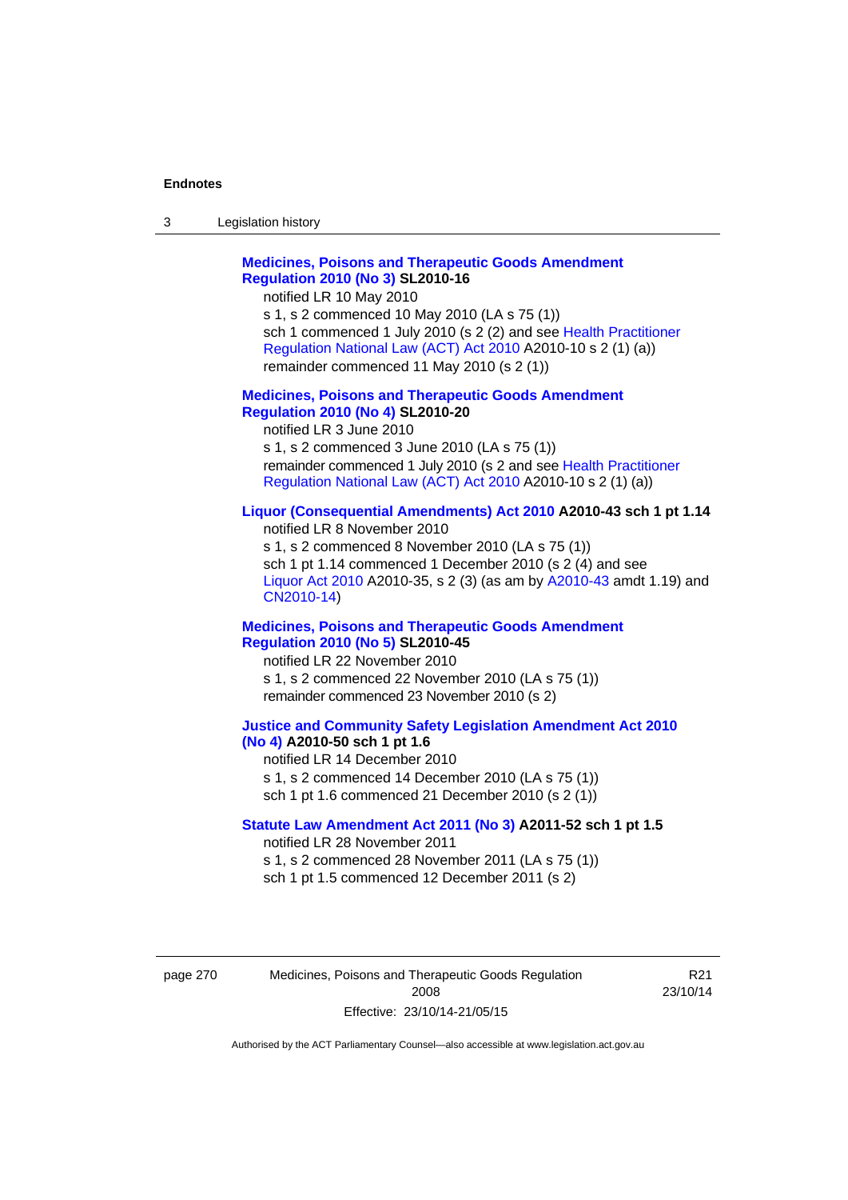**Medicines, Poisons and Therapeutic Goods Amendment Regulation 2010 (No 3) SL2010-16**

notified LR 10 May 2010

s 1, s 2 commenced 10 May 2010 (LA s 75 (1))

sch 1 commenced 1 July 2010 (s 2 (2) and see Health Practitioner Regulation National Law (ACT) Act 2010 A2010-10 s 2 (1) (a))

remainder commenced 11 May 2010 (s 2 (1))

**Medicines, Poisons and Therapeutic Goods Amendment Regulation 2010 (No 4) SL2010-20**

notified LR 3 June 2010

s 1, s 2 commenced 3 June 2010 (LA s 75 (1))

remainder commenced 1 July 2010 (s 2 and see Health Practitioner Regulation National Law (ACT) Act 2010 A2010-10 s 2 (1) (a))

**Liquor (Consequential Amendments) Act 2010 A2010-43 sch 1 pt 1.14**

notified LR 8 November 2010

s 1, s 2 commenced 8 November 2010 (LA s 75 (1))

sch 1 pt 1.14 commenced 1 December 2010 (s 2 (4) and see Liquor Act 2010 A2010-35, s 2 (3) (as am by A2010-43 amdt 1.19) and CN2010-14)

**Medicines, Poisons and Therapeutic Goods Amendment Regulation 2010 (No 5) SL2010-45**

notified LR 22 November 2010

s 1, s 2 commenced 22 November 2010 (LA s 75 (1))

remainder commenced 23 November 2010 (s 2)

**Justice and Community Safety Legislation Amendment Act 2010 (No 4) A2010-50 sch 1 pt 1.6**

notified LR 14 December 2010

s 1, s 2 commenced 14 December 2010 (LA s 75 (1))

sch 1 pt 1.6 commenced 21 December 2010 (s 2 (1))

**Statute Law Amendment Act 2011 (No 3) A2011-52 sch 1 pt 1.5**

notified LR 28 November 2011

s 1, s 2 commenced 28 November 2011 (LA s 75 (1))

sch 1 pt 1.5 commenced 12 December 2011 (s 2)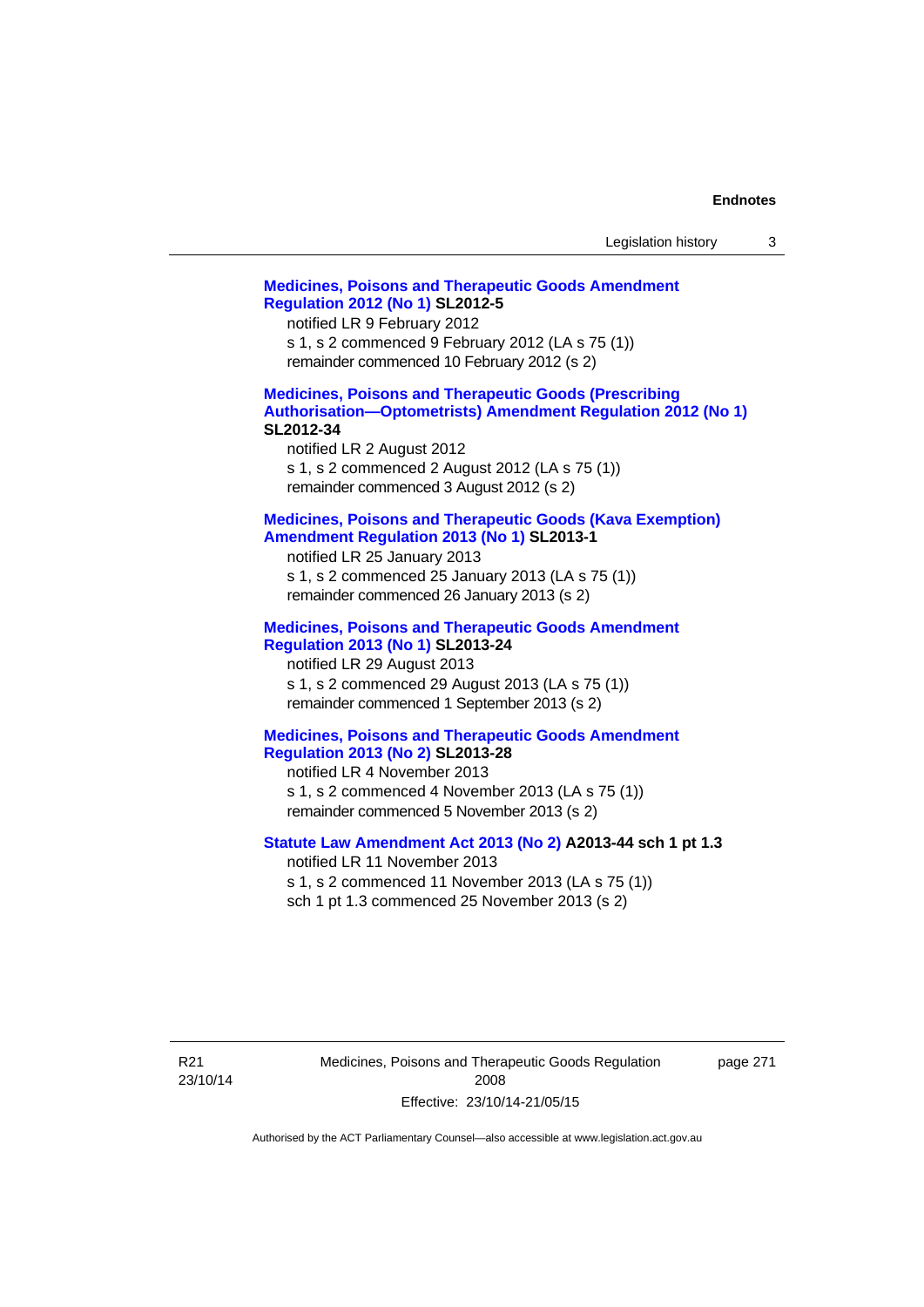**Medicines, Poisons and Therapeutic Goods Amendment Regulation 2012 (No 1) SL2012-5**

notified LR 9 February 2012

s 1, s 2 commenced 9 February 2012 (LA s 75 (1))

remainder commenced 10 February 2012 (s 2)

**Medicines, Poisons and Therapeutic Goods (Prescribing Authorisation—Optometrists) Amendment Regulation 2012 (No 1) SL2012-34**

notified LR 2 August 2012

s 1, s 2 commenced 2 August 2012 (LA s 75 (1))

remainder commenced 3 August 2012 (s 2)

**Medicines, Poisons and Therapeutic Goods (Kava Exemption) Amendment Regulation 2013 (No 1) SL2013-1**

notified LR 25 January 2013

s 1, s 2 commenced 25 January 2013 (LA s 75 (1))

remainder commenced 26 January 2013 (s 2)

**Medicines, Poisons and Therapeutic Goods Amendment Regulation 2013 (No 1) SL2013-24**

notified LR 29 August 2013

s 1, s 2 commenced 29 August 2013 (LA s 75 (1))

remainder commenced 1 September 2013 (s 2)

**Medicines, Poisons and Therapeutic Goods Amendment Regulation 2013 (No 2) SL2013-28**

notified LR 4 November 2013

s 1, s 2 commenced 4 November 2013 (LA s 75 (1))

remainder commenced 5 November 2013 (s 2)

**Statute Law Amendment Act 2013 (No 2) A2013-44 sch 1 pt 1.3**

notified LR 11 November 2013

s 1, s 2 commenced 11 November 2013 (LA s 75 (1))

sch 1 pt 1.3 commenced 25 November 2013 (s 2)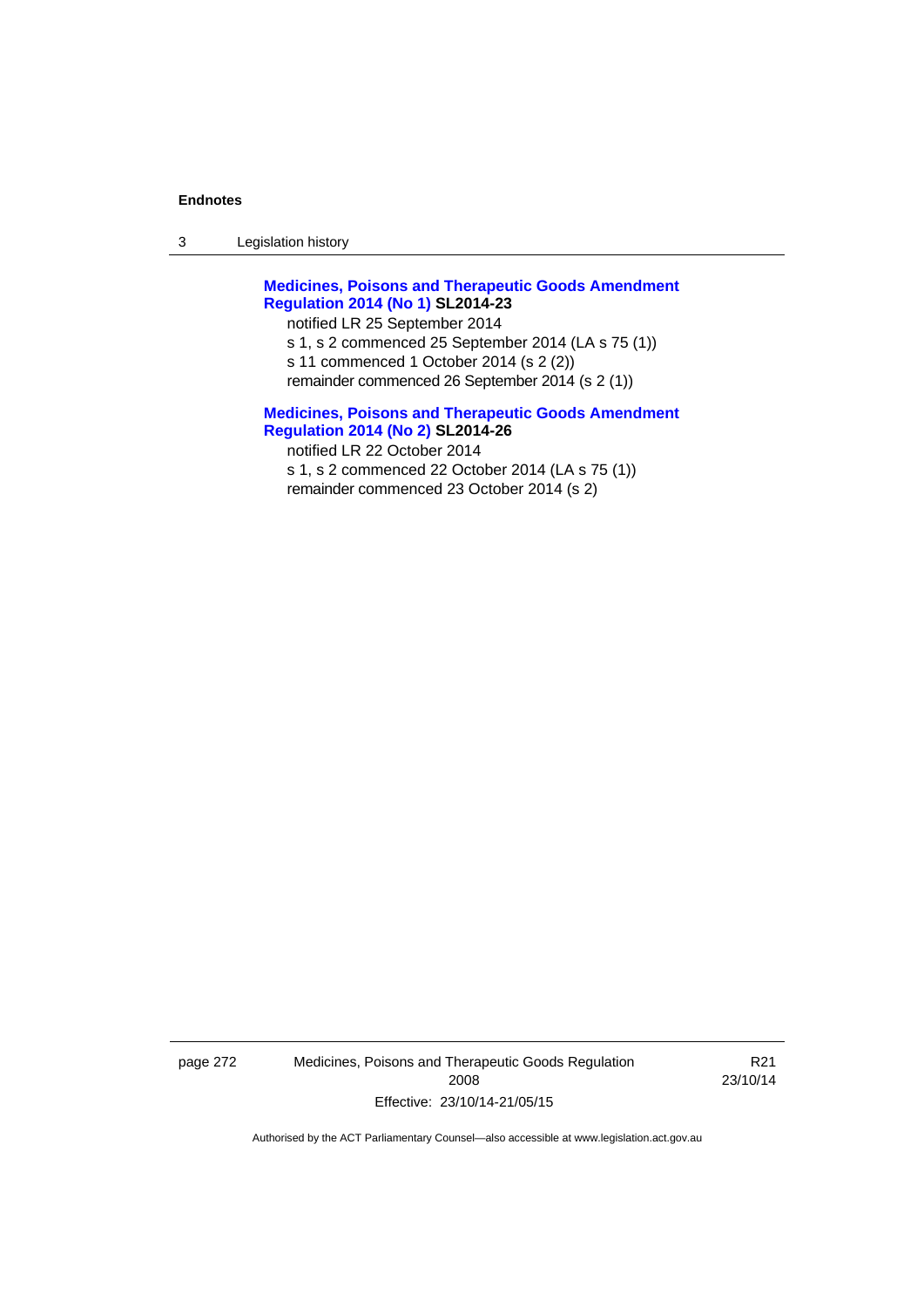**Medicines, Poisons and Therapeutic Goods Amendment Regulation 2014 (No 1) SL2014-23**

notified LR 25 September 2014

s 1, s 2 commenced 25 September 2014 (LA s 75 (1))

s 11 commenced 1 October 2014 (s 2 (2))

remainder commenced 26 September 2014 (s 2 (1))

**Medicines, Poisons and Therapeutic Goods Amendment Regulation 2014 (No 2) SL2014-26**

notified LR 22 October 2014

s 1, s 2 commenced 22 October 2014 (LA s 75 (1))

remainder commenced 23 October 2014 (s 2)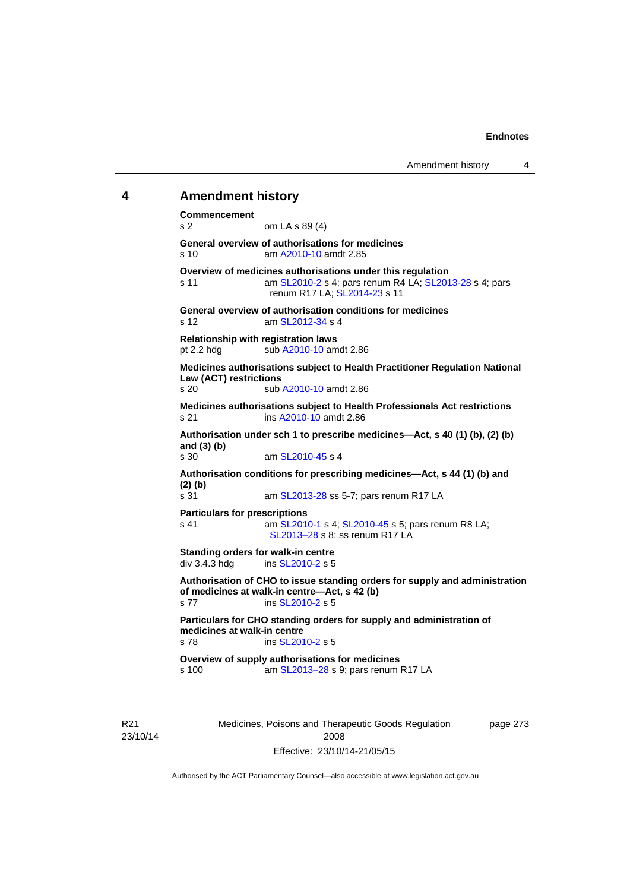## 4 Amendment history

**Commencement**
s 2 om LA s 89 (4)

**General overview of authorisations for medicines**
s 10 am A2010-10 amdt 2.85

**Overview of medicines authorisations under this regulation**
s 11 am SL2010-2 s 4; pars renum R4 LA; SL2013-28 s 4; pars renum R17 LA; SL2014-23 s 11

**General overview of authorisation conditions for medicines**
s 12 am SL2012-34 s 4

**Relationship with registration laws**
pt 2.2 hdg sub A2010-10 amdt 2.86

**Medicines authorisations subject to Health Practitioner Regulation National Law (ACT) restrictions**
s 20 sub A2010-10 amdt 2.86

**Medicines authorisations subject to Health Professionals Act restrictions**
s 21 ins A2010-10 amdt 2.86

**Authorisation under sch 1 to prescribe medicines—Act, s 40 (1) (b), (2) (b) and (3) (b)**
s 30 am SL2010-45 s 4

**Authorisation conditions for prescribing medicines—Act, s 44 (1) (b) and (2) (b)**
s 31 am SL2013-28 ss 5-7; pars renum R17 LA

**Particulars for prescriptions**
s 41 am SL2010-1 s 4; SL2010-45 s 5; pars renum R8 LA; SL2013–28 s 8; ss renum R17 LA

**Standing orders for walk-in centre**
div 3.4.3 hdg ins SL2010-2 s 5

**Authorisation of CHO to issue standing orders for supply and administration of medicines at walk-in centre—Act, s 42 (b)**
s 77 ins SL2010-2 s 5

**Particulars for CHO standing orders for supply and administration of medicines at walk-in centre**
s 78 ins SL2010-2 s 5

**Overview of supply authorisations for medicines**
s 100 am SL2013–28 s 9; pars renum R17 LA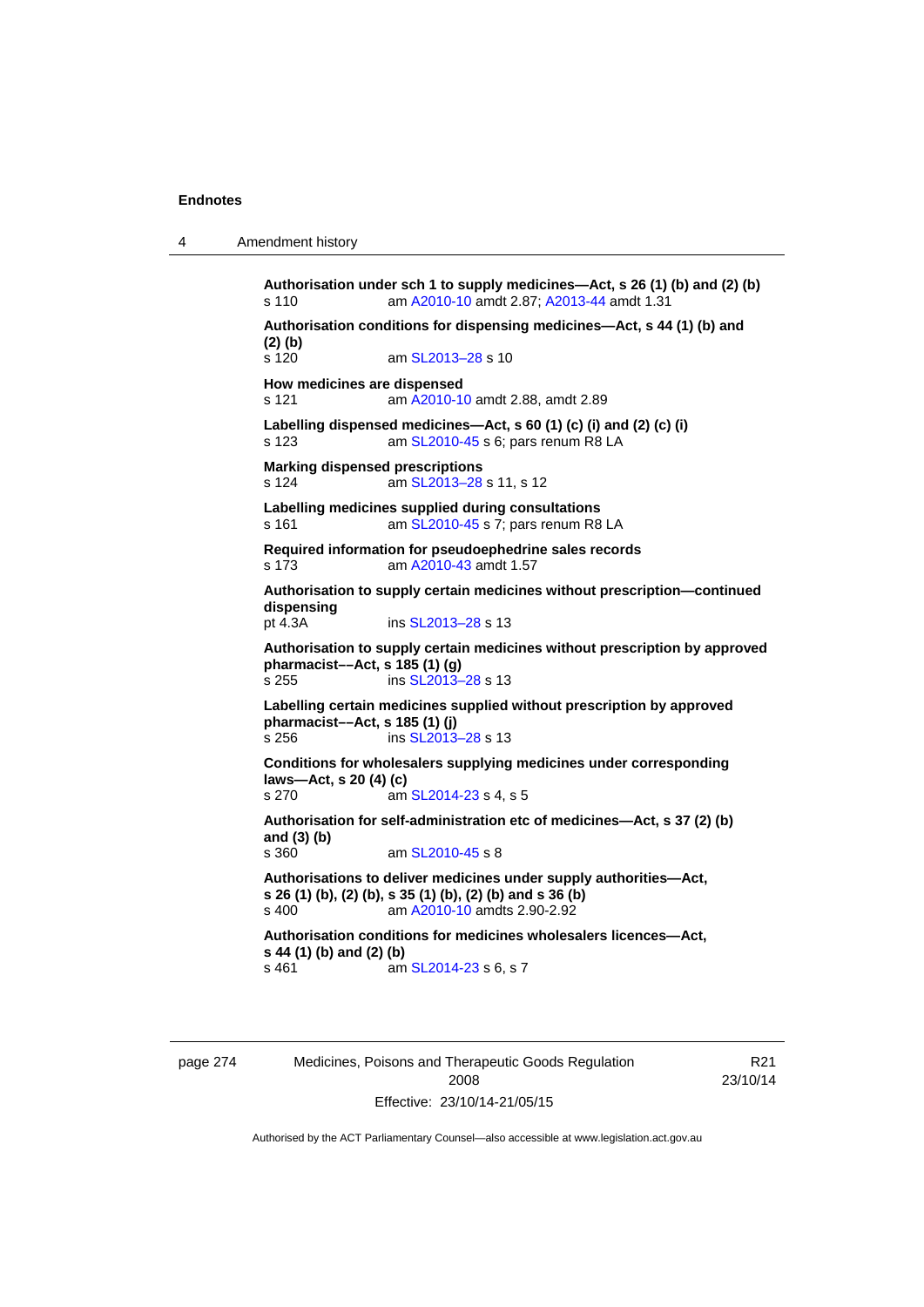**Authorisation under sch 1 to supply medicines—Act, s 26 (1) (b) and (2) (b)**
s 110 am A2010-10 amdt 2.87; A2013-44 amdt 1.31

**Authorisation conditions for dispensing medicines—Act, s 44 (1) (b) and (2) (b)**
s 120 am SL2013–28 s 10

**How medicines are dispensed**
s 121 am A2010-10 amdt 2.88, amdt 2.89

**Labelling dispensed medicines—Act, s 60 (1) (c) (i) and (2) (c) (i)**
s 123 am SL2010-45 s 6; pars renum R8 LA

**Marking dispensed prescriptions**
s 124 am SL2013–28 s 11, s 12

**Labelling medicines supplied during consultations**
s 161 am SL2010-45 s 7; pars renum R8 LA

**Required information for pseudoephedrine sales records**
s 173 am A2010-43 amdt 1.57

**Authorisation to supply certain medicines without prescription—continued dispensing**
pt 4.3A ins SL2013–28 s 13

**Authorisation to supply certain medicines without prescription by approved pharmacist––Act, s 185 (1) (g)**
s 255 ins SL2013–28 s 13

**Labelling certain medicines supplied without prescription by approved pharmacist––Act, s 185 (1) (j)**
s 256 ins SL2013–28 s 13

**Conditions for wholesalers supplying medicines under corresponding laws—Act, s 20 (4) (c)**
s 270 am SL2014-23 s 4, s 5

**Authorisation for self-administration etc of medicines—Act, s 37 (2) (b) and (3) (b)**
s 360 am SL2010-45 s 8

**Authorisations to deliver medicines under supply authorities—Act, s 26 (1) (b), (2) (b), s 35 (1) (b), (2) (b) and s 36 (b)**
s 400 am A2010-10 amdts 2.90-2.92

**Authorisation conditions for medicines wholesalers licences—Act, s 44 (1) (b) and (2) (b)**
s 461 am SL2014-23 s 6, s 7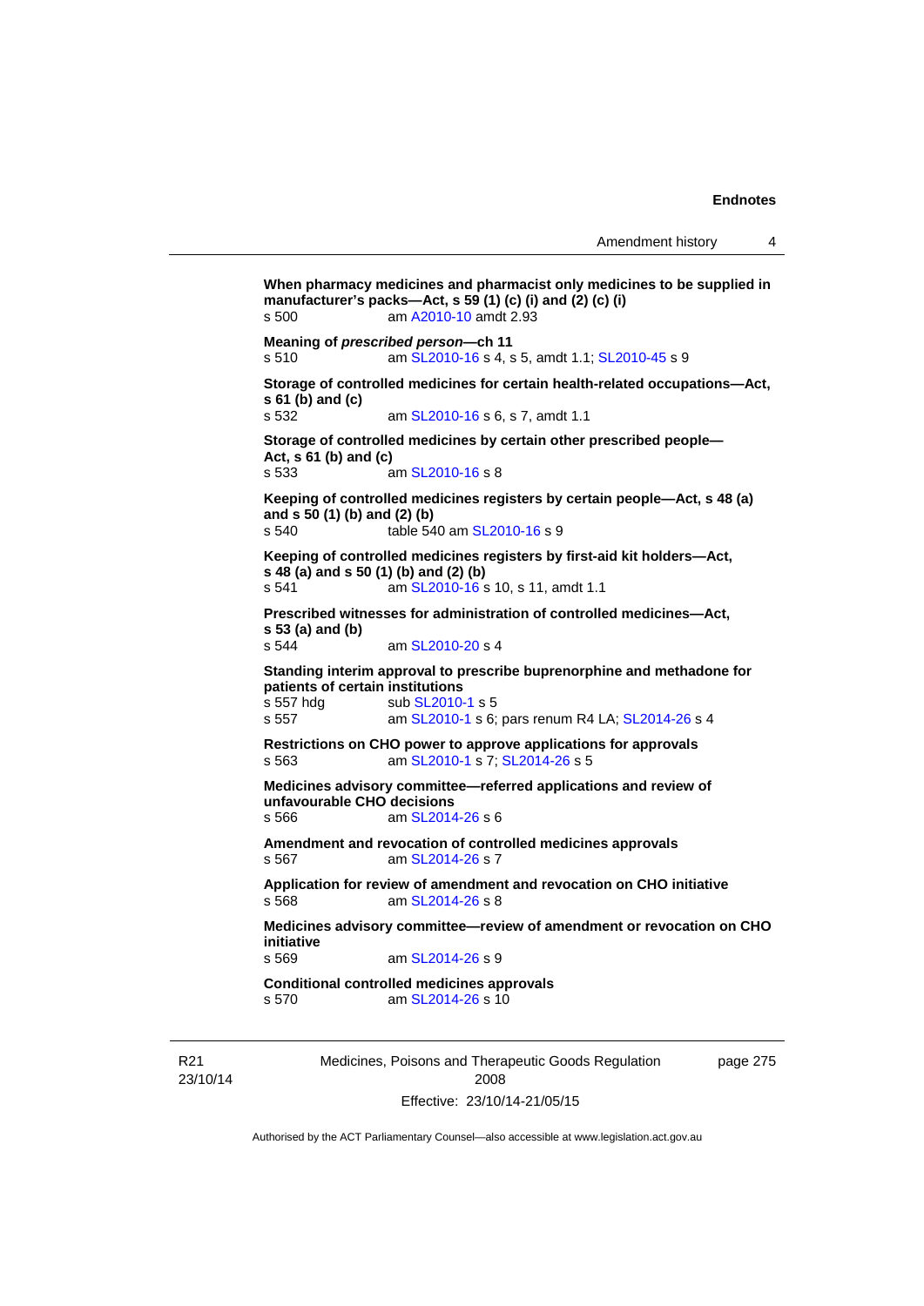**When pharmacy medicines and pharmacist only medicines to be supplied in manufacturer's packs—Act, s 59 (1) (c) (i) and (2) (c) (i)**
s 500 am A2010-10 amdt 2.93

**Meaning of *prescribed person*—ch 11**
s 510 am SL2010-16 s 4, s 5, amdt 1.1; SL2010-45 s 9

**Storage of controlled medicines for certain health-related occupations—Act, s 61 (b) and (c)**
s 532 am SL2010-16 s 6, s 7, amdt 1.1

**Storage of controlled medicines by certain other prescribed people—Act, s 61 (b) and (c)**
s 533 am SL2010-16 s 8

**Keeping of controlled medicines registers by certain people—Act, s 48 (a) and s 50 (1) (b) and (2) (b)**
s 540 table 540 am SL2010-16 s 9

**Keeping of controlled medicines registers by first-aid kit holders—Act, s 48 (a) and s 50 (1) (b) and (2) (b)**
s 541 am SL2010-16 s 10, s 11, amdt 1.1

**Prescribed witnesses for administration of controlled medicines—Act, s 53 (a) and (b)**
s 544 am SL2010-20 s 4

**Standing interim approval to prescribe buprenorphine and methadone for patients of certain institutions**
s 557 hdg sub SL2010-1 s 5
s 557 am SL2010-1 s 6; pars renum R4 LA; SL2014-26 s 4

**Restrictions on CHO power to approve applications for approvals**
s 563 am SL2010-1 s 7; SL2014-26 s 5

**Medicines advisory committee—referred applications and review of unfavourable CHO decisions**
s 566 am SL2014-26 s 6

**Amendment and revocation of controlled medicines approvals**
s 567 am SL2014-26 s 7

**Application for review of amendment and revocation on CHO initiative**
s 568 am SL2014-26 s 8

**Medicines advisory committee—review of amendment or revocation on CHO initiative**
s 569 am SL2014-26 s 9

**Conditional controlled medicines approvals**
s 570 am SL2014-26 s 10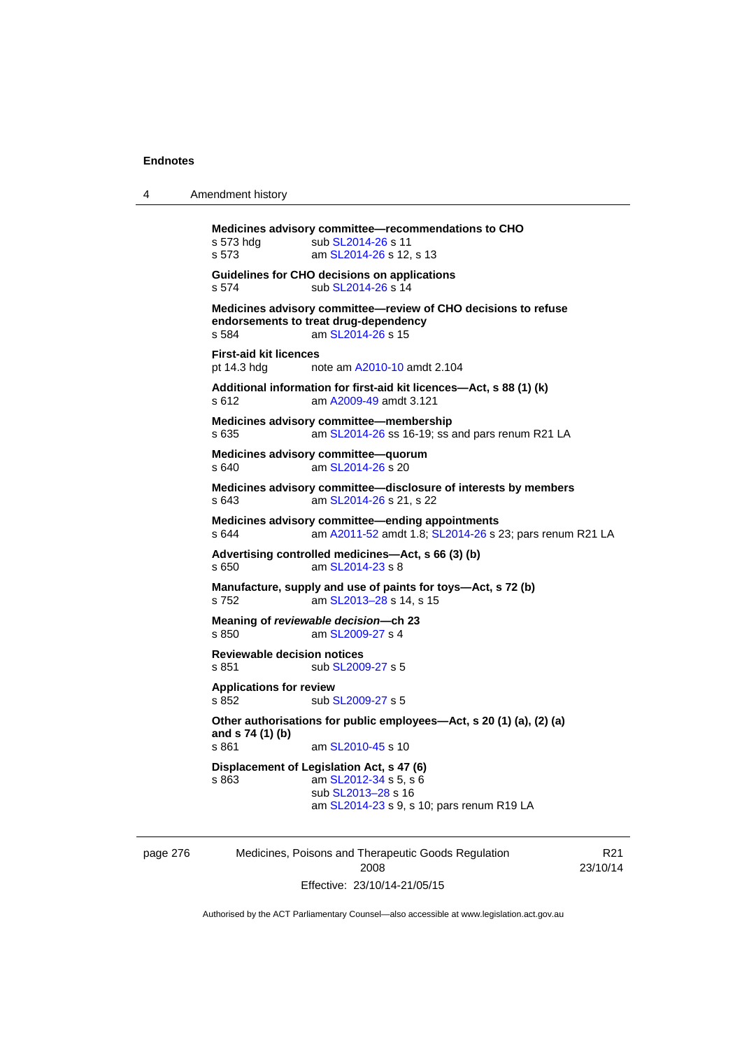**Medicines advisory committee—recommendations to CHO**
s 573 hdg sub SL2014-26 s 11
s 573 am SL2014-26 s 12, s 13

**Guidelines for CHO decisions on applications**
s 574 sub SL2014-26 s 14

**Medicines advisory committee—review of CHO decisions to refuse endorsements to treat drug-dependency**
s 584 am SL2014-26 s 15

**First-aid kit licences**
pt 14.3 hdg note am A2010-10 amdt 2.104

**Additional information for first-aid kit licences—Act, s 88 (1) (k)**
s 612 am A2009-49 amdt 3.121

**Medicines advisory committee—membership**
s 635 am SL2014-26 ss 16-19; ss and pars renum R21 LA

**Medicines advisory committee—quorum**
s 640 am SL2014-26 s 20

**Medicines advisory committee—disclosure of interests by members**
s 643 am SL2014-26 s 21, s 22

**Medicines advisory committee—ending appointments**
s 644 am A2011-52 amdt 1.8; SL2014-26 s 23; pars renum R21 LA

**Advertising controlled medicines—Act, s 66 (3) (b)**
s 650 am SL2014-23 s 8

**Manufacture, supply and use of paints for toys—Act, s 72 (b)**
s 752 am SL2013–28 s 14, s 15

**Meaning of *reviewable decision*—ch 23**
s 850 am SL2009-27 s 4

**Reviewable decision notices**
s 851 sub SL2009-27 s 5

**Applications for review**
s 852 sub SL2009-27 s 5

**Other authorisations for public employees—Act, s 20 (1) (a), (2) (a) and s 74 (1) (b)**
s 861 am SL2010-45 s 10

**Displacement of Legislation Act, s 47 (6)**
s 863 am SL2012-34 s 5, s 6
sub SL2013–28 s 16
am SL2014-23 s 9, s 10; pars renum R19 LA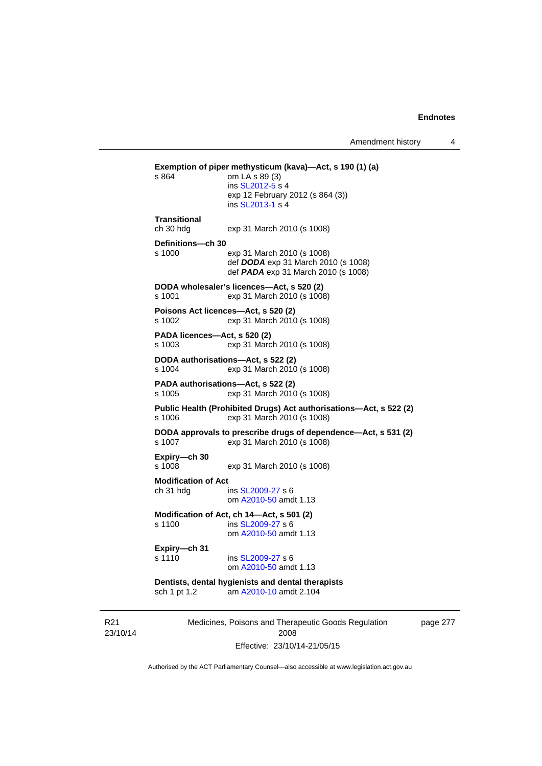**Exemption of piper methysticum (kava)—Act, s 190 (1) (a)**
s 864 — om LA s 89 (3)
ins SL2012-5 s 4
exp 12 February 2012 (s 864 (3))
ins SL2013-1 s 4

**Transitional**
ch 30 hdg — exp 31 March 2010 (s 1008)

**Definitions—ch 30**
s 1000 — exp 31 March 2010 (s 1008)
def ***DODA*** exp 31 March 2010 (s 1008)
def ***PADA*** exp 31 March 2010 (s 1008)

**DODA wholesaler's licences—Act, s 520 (2)**
s 1001 — exp 31 March 2010 (s 1008)

**Poisons Act licences—Act, s 520 (2)**
s 1002 — exp 31 March 2010 (s 1008)

**PADA licences—Act, s 520 (2)**
s 1003 — exp 31 March 2010 (s 1008)

**DODA authorisations—Act, s 522 (2)**
s 1004 — exp 31 March 2010 (s 1008)

**PADA authorisations—Act, s 522 (2)**
s 1005 — exp 31 March 2010 (s 1008)

**Public Health (Prohibited Drugs) Act authorisations—Act, s 522 (2)**
s 1006 — exp 31 March 2010 (s 1008)

**DODA approvals to prescribe drugs of dependence—Act, s 531 (2)**
s 1007 — exp 31 March 2010 (s 1008)

**Expiry—ch 30**
s 1008 — exp 31 March 2010 (s 1008)

**Modification of Act**
ch 31 hdg — ins SL2009-27 s 6
om A2010-50 amdt 1.13

**Modification of Act, ch 14—Act, s 501 (2)**
s 1100 — ins SL2009-27 s 6
om A2010-50 amdt 1.13

**Expiry—ch 31**
s 1110 — ins SL2009-27 s 6
om A2010-50 amdt 1.13

**Dentists, dental hygienists and dental therapists**
sch 1 pt 1.2 — am A2010-10 amdt 2.104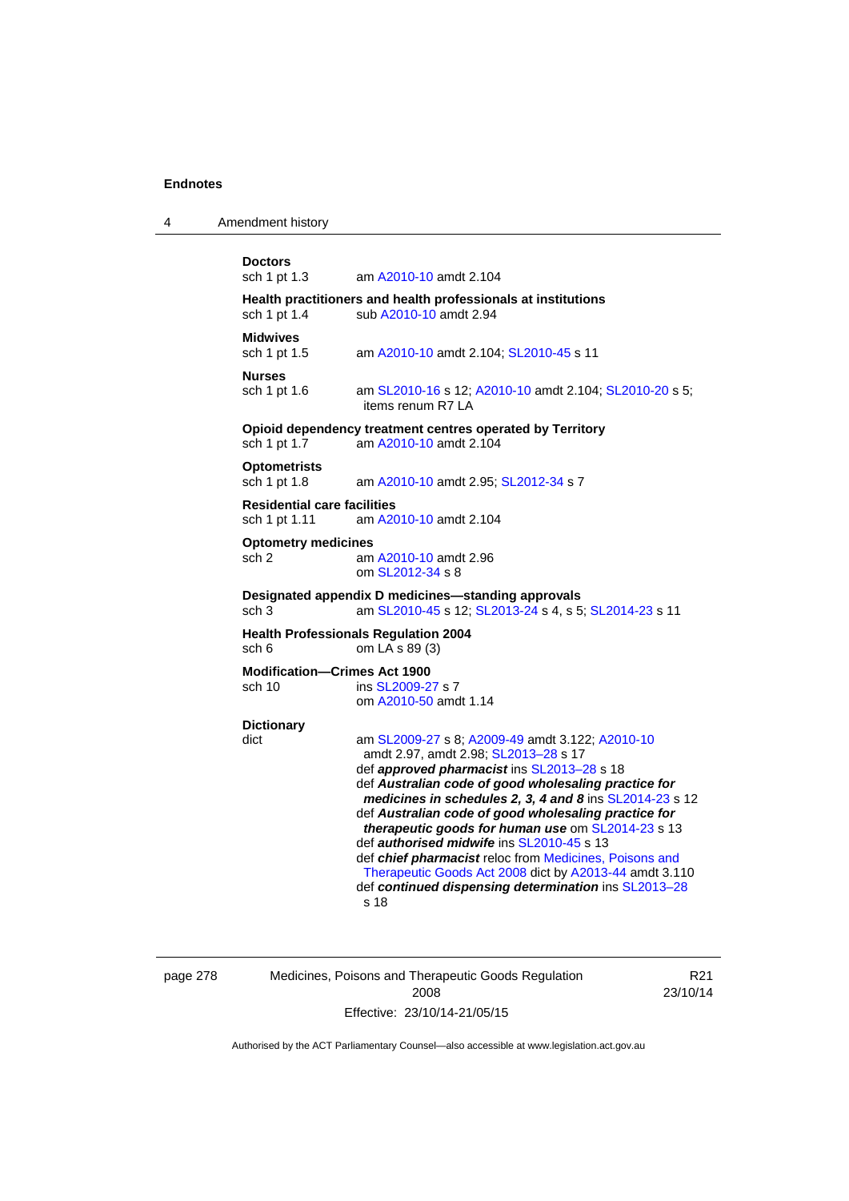**Doctors**

sch 1 pt 1.3 am A2010-10 amdt 2.104

**Health practitioners and health professionals at institutions**

sch 1 pt 1.4 sub A2010-10 amdt 2.94

**Midwives**

sch 1 pt 1.5 am A2010-10 amdt 2.104; SL2010-45 s 11

**Nurses**

sch 1 pt 1.6 am SL2010-16 s 12; A2010-10 amdt 2.104; SL2010-20 s 5; items renum R7 LA

**Opioid dependency treatment centres operated by Territory**

sch 1 pt 1.7 am A2010-10 amdt 2.104

**Optometrists**

sch 1 pt 1.8 am A2010-10 amdt 2.95; SL2012-34 s 7

**Residential care facilities**

sch 1 pt 1.11 am A2010-10 amdt 2.104

**Optometry medicines**

sch 2 am A2010-10 amdt 2.96
om SL2012-34 s 8

**Designated appendix D medicines—standing approvals**

sch 3 am SL2010-45 s 12; SL2013-24 s 4, s 5; SL2014-23 s 11

**Health Professionals Regulation 2004**

sch 6 om LA s 89 (3)

**Modification—Crimes Act 1900**

sch 10 ins SL2009-27 s 7
om A2010-50 amdt 1.14

**Dictionary**

dict am SL2009-27 s 8; A2009-49 amdt 3.122; A2010-10 amdt 2.97, amdt 2.98; SL2013–28 s 17
def ***approved pharmacist*** ins SL2013–28 s 18
def ***Australian code of good wholesaling practice for medicines in schedules 2, 3, 4 and 8*** ins SL2014-23 s 12
def ***Australian code of good wholesaling practice for therapeutic goods for human use*** om SL2014-23 s 13
def ***authorised midwife*** ins SL2010-45 s 13
def ***chief pharmacist*** reloc from Medicines, Poisons and Therapeutic Goods Act 2008 dict by A2013-44 amdt 3.110
def ***continued dispensing determination*** ins SL2013–28 s 18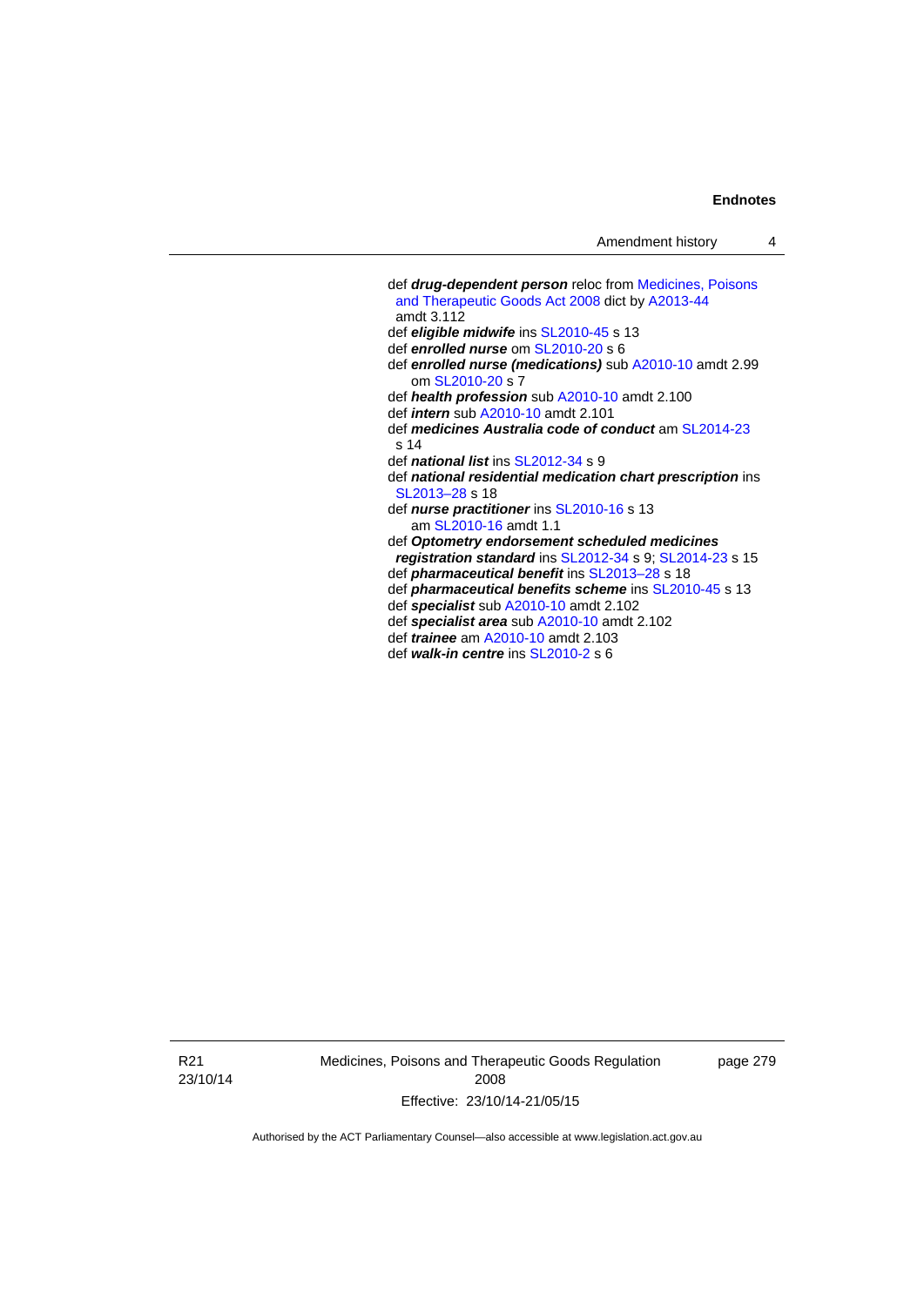def ***drug-dependent person*** reloc from Medicines, Poisons and Therapeutic Goods Act 2008 dict by A2013-44 amdt 3.112

def ***eligible midwife*** ins SL2010-45 s 13

def ***enrolled nurse*** om SL2010-20 s 6

def ***enrolled nurse (medications)*** sub A2010-10 amdt 2.99
om SL2010-20 s 7

def ***health profession*** sub A2010-10 amdt 2.100

def ***intern*** sub A2010-10 amdt 2.101

def ***medicines Australia code of conduct*** am SL2014-23 s 14

def ***national list*** ins SL2012-34 s 9

def ***national residential medication chart prescription*** ins SL2013–28 s 18

def ***nurse practitioner*** ins SL2010-16 s 13
am SL2010-16 amdt 1.1

def ***Optometry endorsement scheduled medicines registration standard*** ins SL2012-34 s 9; SL2014-23 s 15

def ***pharmaceutical benefit*** ins SL2013–28 s 18

def ***pharmaceutical benefits scheme*** ins SL2010-45 s 13

def ***specialist*** sub A2010-10 amdt 2.102

def ***specialist area*** sub A2010-10 amdt 2.102

def ***trainee*** am A2010-10 amdt 2.103

def ***walk-in centre*** ins SL2010-2 s 6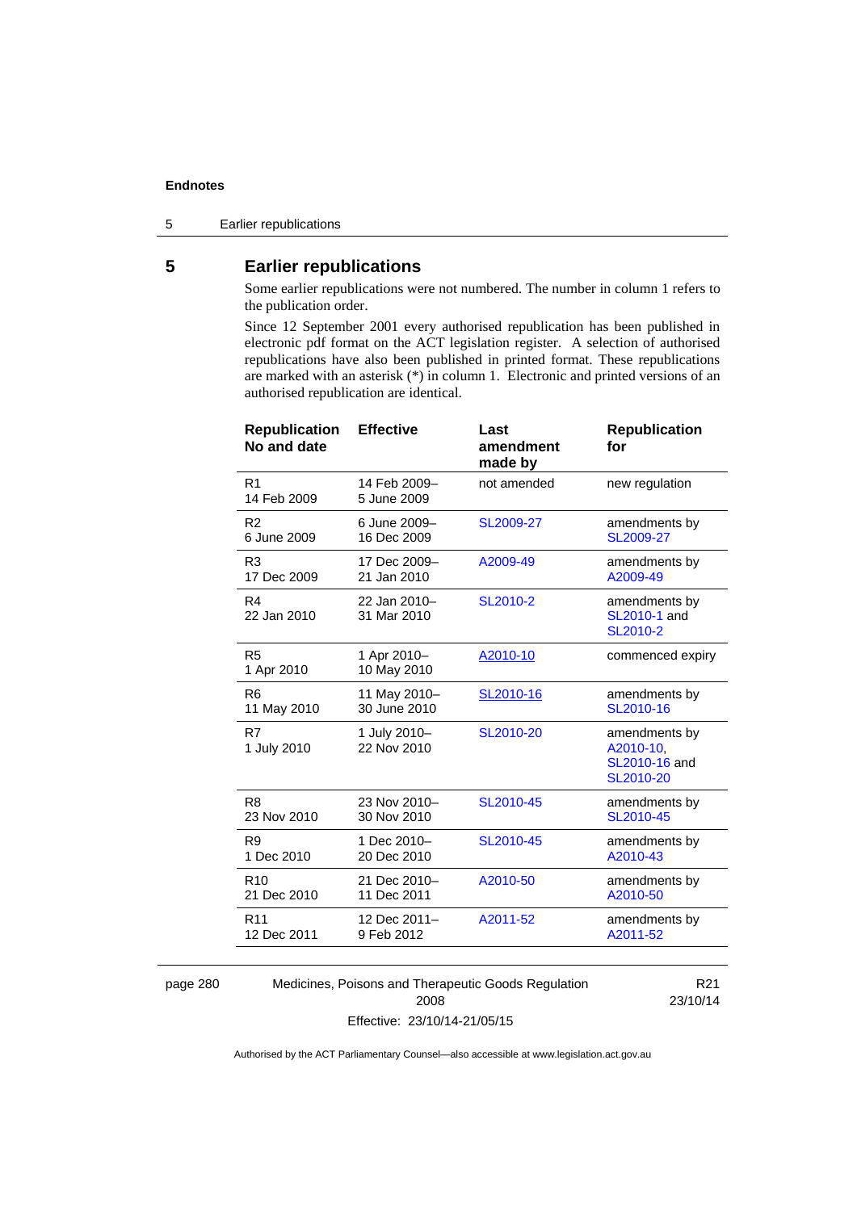## 5 Earlier republications

Some earlier republications were not numbered. The number in column 1 refers to the publication order.

Since 12 September 2001 every authorised republication has been published in electronic pdf format on the ACT legislation register. A selection of authorised republications have also been published in printed format. These republications are marked with an asterisk (*) in column 1. Electronic and printed versions of an authorised republication are identical.

| Republication No and date | Effective | Last amendment made by | Republication for |
|---|---|---|---|
| R1<br>14 Feb 2009 | 14 Feb 2009–<br>5 June 2009 | not amended | new regulation |
| R2<br>6 June 2009 | 6 June 2009–<br>16 Dec 2009 | SL2009-27 | amendments by SL2009-27 |
| R3<br>17 Dec 2009 | 17 Dec 2009–<br>21 Jan 2010 | A2009-49 | amendments by A2009-49 |
| R4<br>22 Jan 2010 | 22 Jan 2010–<br>31 Mar 2010 | SL2010-2 | amendments by SL2010-1 and SL2010-2 |
| R5<br>1 Apr 2010 | 1 Apr 2010–<br>10 May 2010 | A2010-10 | commenced expiry |
| R6<br>11 May 2010 | 11 May 2010–<br>30 June 2010 | SL2010-16 | amendments by SL2010-16 |
| R7<br>1 July 2010 | 1 July 2010–<br>22 Nov 2010 | SL2010-20 | amendments by A2010-10, SL2010-16 and SL2010-20 |
| R8<br>23 Nov 2010 | 23 Nov 2010–<br>30 Nov 2010 | SL2010-45 | amendments by SL2010-45 |
| R9<br>1 Dec 2010 | 1 Dec 2010–<br>20 Dec 2010 | SL2010-45 | amendments by A2010-43 |
| R10<br>21 Dec 2010 | 21 Dec 2010–<br>11 Dec 2011 | A2010-50 | amendments by A2010-50 |
| R11<br>12 Dec 2011 | 12 Dec 2011–<br>9 Feb 2012 | A2011-52 | amendments by A2011-52 |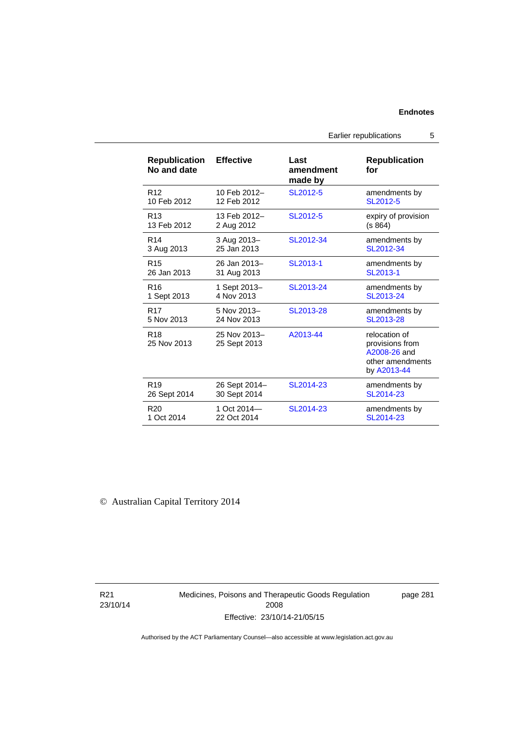| Republication No and date | Effective | Last amendment made by | Republication for |
|---|---|---|---|
| R12 10 Feb 2012 | 10 Feb 2012– 12 Feb 2012 | SL2012-5 | amendments by SL2012-5 |
| R13 13 Feb 2012 | 13 Feb 2012– 2 Aug 2012 | SL2012-5 | expiry of provision (s 864) |
| R14 3 Aug 2013 | 3 Aug 2013– 25 Jan 2013 | SL2012-34 | amendments by SL2012-34 |
| R15 26 Jan 2013 | 26 Jan 2013– 31 Aug 2013 | SL2013-1 | amendments by SL2013-1 |
| R16 1 Sept 2013 | 1 Sept 2013– 4 Nov 2013 | SL2013-24 | amendments by SL2013-24 |
| R17 5 Nov 2013 | 5 Nov 2013– 24 Nov 2013 | SL2013-28 | amendments by SL2013-28 |
| R18 25 Nov 2013 | 25 Nov 2013– 25 Sept 2013 | A2013-44 | relocation of provisions from A2008-26 and other amendments by A2013-44 |
| R19 26 Sept 2014 | 26 Sept 2014– 30 Sept 2014 | SL2014-23 | amendments by SL2014-23 |
| R20 1 Oct 2014 | 1 Oct 2014— 22 Oct 2014 | SL2014-23 | amendments by SL2014-23 |

© Australian Capital Territory 2014